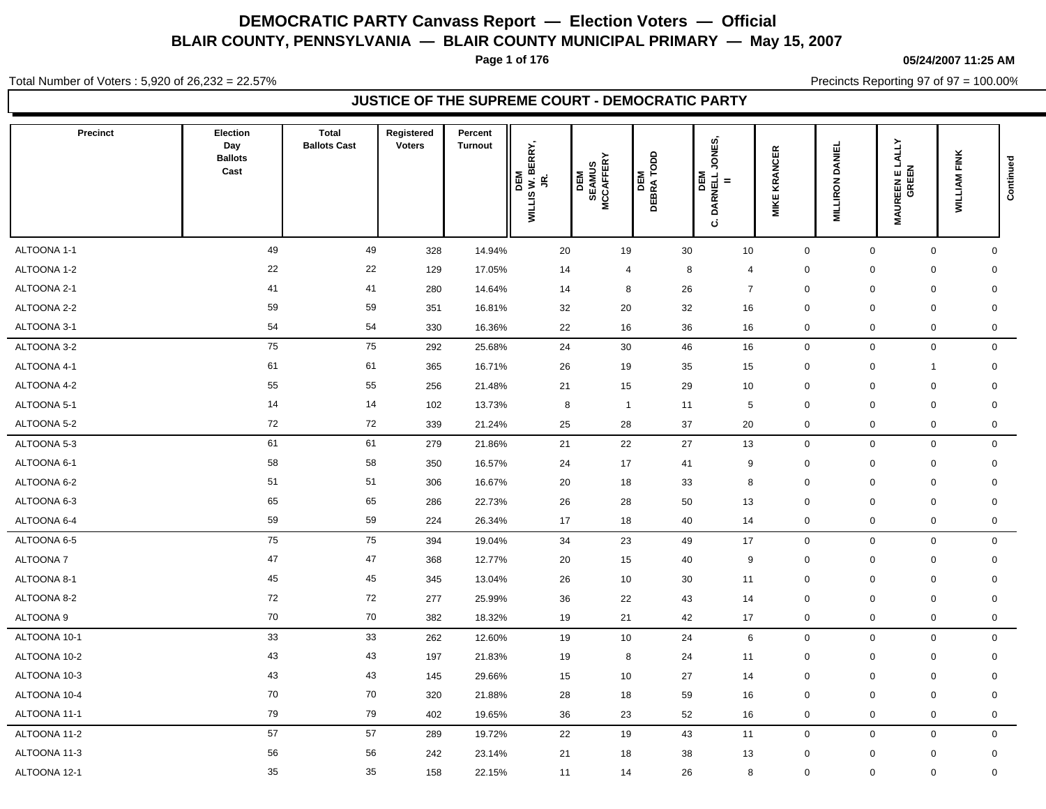# DEMOCRATIC PARTY Canvass Report — Election Voters — Official

## BLAIR COUNTY, PENNSYLVANIA — BLAIR COUNTY MUNICIPAL PRIMARY — May 15, 2007

05/24/2007 11:25 AM

Total Number of Voters : 5,920 of 26,232 = 22.57%

Precincts Reporting 97 of 97 = 100.00%

### JUSTICE OF THE SUPREME COURT - DEMOCRATIC PARTY

| Precinct | Election Day Ballots Cast | Total Ballots Cast | Registered Voters | Percent Turnout | DEM WILLIS W. BERRY, JR. | DEM SEAMUS MCCAFFERY | DEM DEBRA TODD | DEM C. DARNELL JONES, II | MIKE KRANCER | MILLIRON DANIEL | MAUREEN E LALLY GREEN | WILLIAM FINK | Continued |
|---|---|---|---|---|---|---|---|---|---|---|---|---|---|
| ALTOONA 1-1 | 49 | 49 | 328 | 14.94% | 20 | 19 | 30 | 10 | 0 | 0 | 0 | 0 | |
| ALTOONA 1-2 | 22 | 22 | 129 | 17.05% | 14 | 4 | 8 | 4 | 0 | 0 | 0 | 0 | |
| ALTOONA 2-1 | 41 | 41 | 280 | 14.64% | 14 | 8 | 26 | 7 | 0 | 0 | 0 | 0 | |
| ALTOONA 2-2 | 59 | 59 | 351 | 16.81% | 32 | 20 | 32 | 16 | 0 | 0 | 0 | 0 | |
| ALTOONA 3-1 | 54 | 54 | 330 | 16.36% | 22 | 16 | 36 | 16 | 0 | 0 | 0 | 0 | |
| ALTOONA 3-2 | 75 | 75 | 292 | 25.68% | 24 | 30 | 46 | 16 | 0 | 0 | 0 | 0 | |
| ALTOONA 4-1 | 61 | 61 | 365 | 16.71% | 26 | 19 | 35 | 15 | 0 | 0 | 1 | 0 | |
| ALTOONA 4-2 | 55 | 55 | 256 | 21.48% | 21 | 15 | 29 | 10 | 0 | 0 | 0 | 0 | |
| ALTOONA 5-1 | 14 | 14 | 102 | 13.73% | 8 | 1 | 11 | 5 | 0 | 0 | 0 | 0 | |
| ALTOONA 5-2 | 72 | 72 | 339 | 21.24% | 25 | 28 | 37 | 20 | 0 | 0 | 0 | 0 | |
| ALTOONA 5-3 | 61 | 61 | 279 | 21.86% | 21 | 22 | 27 | 13 | 0 | 0 | 0 | 0 | |
| ALTOONA 6-1 | 58 | 58 | 350 | 16.57% | 24 | 17 | 41 | 9 | 0 | 0 | 0 | 0 | |
| ALTOONA 6-2 | 51 | 51 | 306 | 16.67% | 20 | 18 | 33 | 8 | 0 | 0 | 0 | 0 | |
| ALTOONA 6-3 | 65 | 65 | 286 | 22.73% | 26 | 28 | 50 | 13 | 0 | 0 | 0 | 0 | |
| ALTOONA 6-4 | 59 | 59 | 224 | 26.34% | 17 | 18 | 40 | 14 | 0 | 0 | 0 | 0 | |
| ALTOONA 6-5 | 75 | 75 | 394 | 19.04% | 34 | 23 | 49 | 17 | 0 | 0 | 0 | 0 | |
| ALTOONA 7 | 47 | 47 | 368 | 12.77% | 20 | 15 | 40 | 9 | 0 | 0 | 0 | 0 | |
| ALTOONA 8-1 | 45 | 45 | 345 | 13.04% | 26 | 10 | 30 | 11 | 0 | 0 | 0 | 0 | |
| ALTOONA 8-2 | 72 | 72 | 277 | 25.99% | 36 | 22 | 43 | 14 | 0 | 0 | 0 | 0 | |
| ALTOONA 9 | 70 | 70 | 382 | 18.32% | 19 | 21 | 42 | 17 | 0 | 0 | 0 | 0 | |
| ALTOONA 10-1 | 33 | 33 | 262 | 12.60% | 19 | 10 | 24 | 6 | 0 | 0 | 0 | 0 | |
| ALTOONA 10-2 | 43 | 43 | 197 | 21.83% | 19 | 8 | 24 | 11 | 0 | 0 | 0 | 0 | |
| ALTOONA 10-3 | 43 | 43 | 145 | 29.66% | 15 | 10 | 27 | 14 | 0 | 0 | 0 | 0 | |
| ALTOONA 10-4 | 70 | 70 | 320 | 21.88% | 28 | 18 | 59 | 16 | 0 | 0 | 0 | 0 | |
| ALTOONA 11-1 | 79 | 79 | 402 | 19.65% | 36 | 23 | 52 | 16 | 0 | 0 | 0 | 0 | |
| ALTOONA 11-2 | 57 | 57 | 289 | 19.72% | 22 | 19 | 43 | 11 | 0 | 0 | 0 | 0 | |
| ALTOONA 11-3 | 56 | 56 | 242 | 23.14% | 21 | 18 | 38 | 13 | 0 | 0 | 0 | 0 | |
| ALTOONA 12-1 | 35 | 35 | 158 | 22.15% | 11 | 14 | 26 | 8 | 0 | 0 | 0 | 0 | |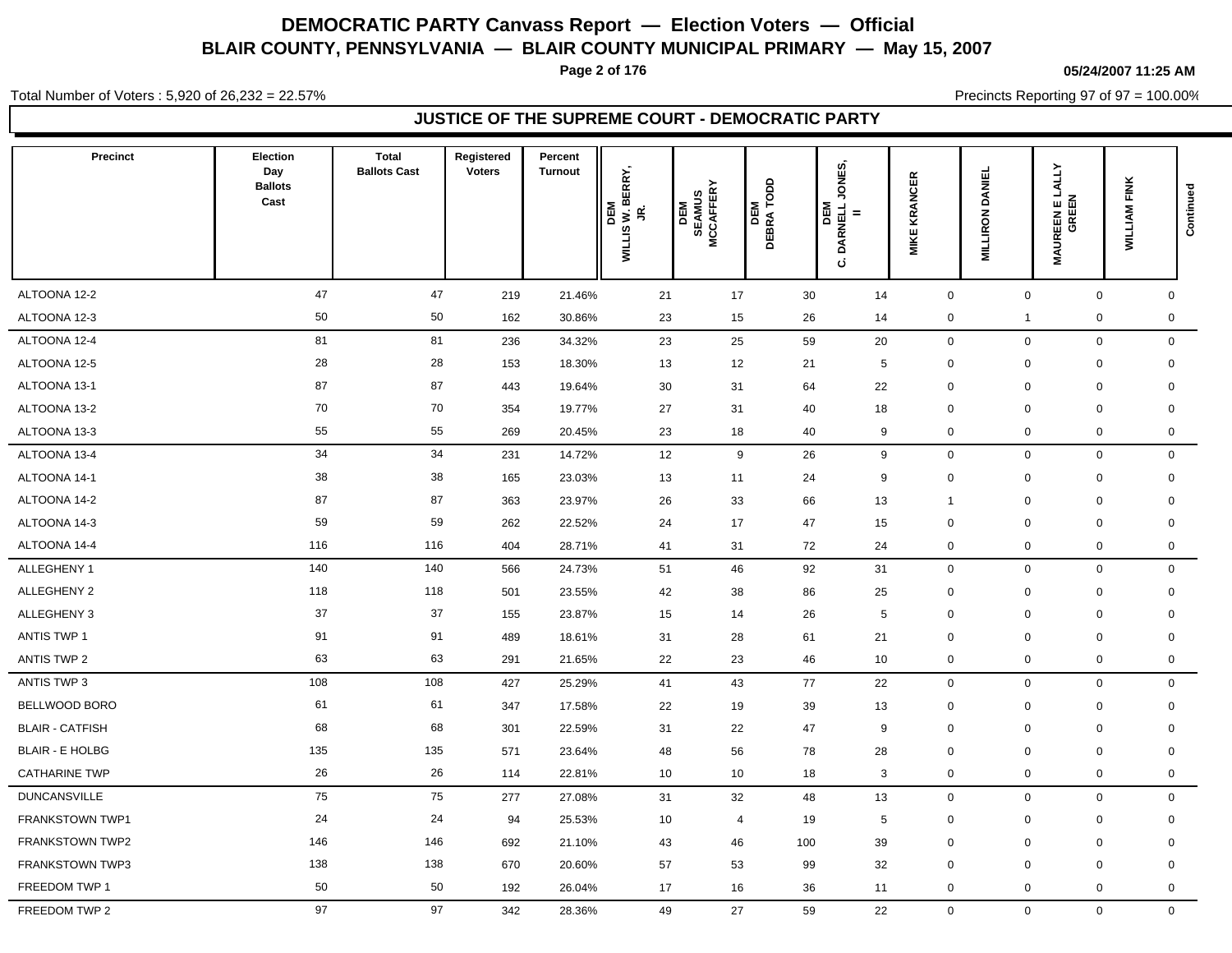# DEMOCRATIC PARTY Canvass Report — Election Voters — Official

## BLAIR COUNTY, PENNSYLVANIA — BLAIR COUNTY MUNICIPAL PRIMARY — May 15, 2007

05/24/2007 11:25 AM

Total Number of Voters : 5,920 of 26,232 = 22.57%

Precincts Reporting 97 of 97 = 100.00%

### JUSTICE OF THE SUPREME COURT - DEMOCRATIC PARTY

| Precinct | Election Day Ballots Cast | Total Ballots Cast | Registered Voters | Percent Turnout | DEM WILLIS W. BERRY, JR. | DEM SEAMUS MCCAFFERY | DEM DEBRA TODD | DEM C. DARNELL JONES, II | MIKE KRANCER | MILLIRON DANIEL | MAUREEN E LALLY GREEN | WILLIAM FINK | Continued |
|---|---|---|---|---|---|---|---|---|---|---|---|---|---|
| ALTOONA 12-2 | 47 | 47 | 219 | 21.46% | 21 | 17 | 30 | 14 | 0 | 0 | 0 | 0 | |
| ALTOONA 12-3 | 50 | 50 | 162 | 30.86% | 23 | 15 | 26 | 14 | 0 | 1 | 0 | 0 | |
| ALTOONA 12-4 | 81 | 81 | 236 | 34.32% | 23 | 25 | 59 | 20 | 0 | 0 | 0 | 0 | |
| ALTOONA 12-5 | 28 | 28 | 153 | 18.30% | 13 | 12 | 21 | 5 | 0 | 0 | 0 | 0 | |
| ALTOONA 13-1 | 87 | 87 | 443 | 19.64% | 30 | 31 | 64 | 22 | 0 | 0 | 0 | 0 | |
| ALTOONA 13-2 | 70 | 70 | 354 | 19.77% | 27 | 31 | 40 | 18 | 0 | 0 | 0 | 0 | |
| ALTOONA 13-3 | 55 | 55 | 269 | 20.45% | 23 | 18 | 40 | 9 | 0 | 0 | 0 | 0 | |
| ALTOONA 13-4 | 34 | 34 | 231 | 14.72% | 12 | 9 | 26 | 9 | 0 | 0 | 0 | 0 | |
| ALTOONA 14-1 | 38 | 38 | 165 | 23.03% | 13 | 11 | 24 | 9 | 0 | 0 | 0 | 0 | |
| ALTOONA 14-2 | 87 | 87 | 363 | 23.97% | 26 | 33 | 66 | 13 | 1 | 0 | 0 | 0 | |
| ALTOONA 14-3 | 59 | 59 | 262 | 22.52% | 24 | 17 | 47 | 15 | 0 | 0 | 0 | 0 | |
| ALTOONA 14-4 | 116 | 116 | 404 | 28.71% | 41 | 31 | 72 | 24 | 0 | 0 | 0 | 0 | |
| ALLEGHENY 1 | 140 | 140 | 566 | 24.73% | 51 | 46 | 92 | 31 | 0 | 0 | 0 | 0 | |
| ALLEGHENY 2 | 118 | 118 | 501 | 23.55% | 42 | 38 | 86 | 25 | 0 | 0 | 0 | 0 | |
| ALLEGHENY 3 | 37 | 37 | 155 | 23.87% | 15 | 14 | 26 | 5 | 0 | 0 | 0 | 0 | |
| ANTIS TWP 1 | 91 | 91 | 489 | 18.61% | 31 | 28 | 61 | 21 | 0 | 0 | 0 | 0 | |
| ANTIS TWP 2 | 63 | 63 | 291 | 21.65% | 22 | 23 | 46 | 10 | 0 | 0 | 0 | 0 | |
| ANTIS TWP 3 | 108 | 108 | 427 | 25.29% | 41 | 43 | 77 | 22 | 0 | 0 | 0 | 0 | |
| BELLWOOD BORO | 61 | 61 | 347 | 17.58% | 22 | 19 | 39 | 13 | 0 | 0 | 0 | 0 | |
| BLAIR - CATFISH | 68 | 68 | 301 | 22.59% | 31 | 22 | 47 | 9 | 0 | 0 | 0 | 0 | |
| BLAIR - E HOLBG | 135 | 135 | 571 | 23.64% | 48 | 56 | 78 | 28 | 0 | 0 | 0 | 0 | |
| CATHARINE TWP | 26 | 26 | 114 | 22.81% | 10 | 10 | 18 | 3 | 0 | 0 | 0 | 0 | |
| DUNCANSVILLE | 75 | 75 | 277 | 27.08% | 31 | 32 | 48 | 13 | 0 | 0 | 0 | 0 | |
| FRANKSTOWN TWP1 | 24 | 24 | 94 | 25.53% | 10 | 4 | 19 | 5 | 0 | 0 | 0 | 0 | |
| FRANKSTOWN TWP2 | 146 | 146 | 692 | 21.10% | 43 | 46 | 100 | 39 | 0 | 0 | 0 | 0 | |
| FRANKSTOWN TWP3 | 138 | 138 | 670 | 20.60% | 57 | 53 | 99 | 32 | 0 | 0 | 0 | 0 | |
| FREEDOM TWP 1 | 50 | 50 | 192 | 26.04% | 17 | 16 | 36 | 11 | 0 | 0 | 0 | 0 | |
| FREEDOM TWP 2 | 97 | 97 | 342 | 28.36% | 49 | 27 | 59 | 22 | 0 | 0 | 0 | 0 | |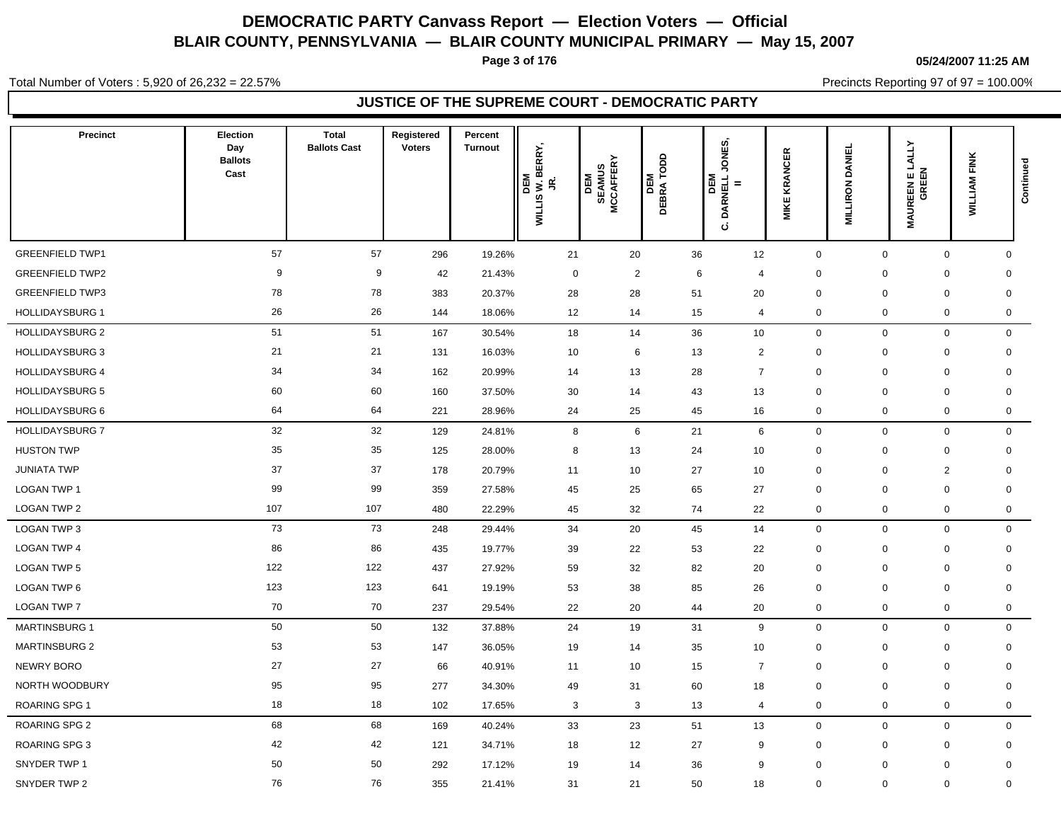# DEMOCRATIC PARTY Canvass Report — Election Voters — Official

## BLAIR COUNTY, PENNSYLVANIA — BLAIR COUNTY MUNICIPAL PRIMARY — May 15, 2007

05/24/2007 11:25 AM

Total Number of Voters : 5,920 of 26,232 = 22.57%

Precincts Reporting 97 of 97 = 100.00%

### JUSTICE OF THE SUPREME COURT - DEMOCRATIC PARTY

| Precinct | Election Day Ballots Cast | Total Ballots Cast | Registered Voters | Percent Turnout | DEM WILLIS W. BERRY, JR. | DEM SEAMUS MCCAFFERY | DEM DEBRA TODD | DEM C. DARNELL JONES, II | MIKE KRANCER | MILLIRON DANIEL | MAUREEN E LALLY GREEN | WILLIAM FINK | Continued |
|---|---|---|---|---|---|---|---|---|---|---|---|---|---|
| GREENFIELD TWP1 | 57 | 57 | 296 | 19.26% | 21 | 20 | 36 | 12 | 0 | 0 | 0 | 0 | |
| GREENFIELD TWP2 | 9 | 9 | 42 | 21.43% | 0 | 2 | 6 | 4 | 0 | 0 | 0 | 0 | |
| GREENFIELD TWP3 | 78 | 78 | 383 | 20.37% | 28 | 28 | 51 | 20 | 0 | 0 | 0 | 0 | |
| HOLLIDAYSBURG 1 | 26 | 26 | 144 | 18.06% | 12 | 14 | 15 | 4 | 0 | 0 | 0 | 0 | |
| HOLLIDAYSBURG 2 | 51 | 51 | 167 | 30.54% | 18 | 14 | 36 | 10 | 0 | 0 | 0 | 0 | |
| HOLLIDAYSBURG 3 | 21 | 21 | 131 | 16.03% | 10 | 6 | 13 | 2 | 0 | 0 | 0 | 0 | |
| HOLLIDAYSBURG 4 | 34 | 34 | 162 | 20.99% | 14 | 13 | 28 | 7 | 0 | 0 | 0 | 0 | |
| HOLLIDAYSBURG 5 | 60 | 60 | 160 | 37.50% | 30 | 14 | 43 | 13 | 0 | 0 | 0 | 0 | |
| HOLLIDAYSBURG 6 | 64 | 64 | 221 | 28.96% | 24 | 25 | 45 | 16 | 0 | 0 | 0 | 0 | |
| HOLLIDAYSBURG 7 | 32 | 32 | 129 | 24.81% | 8 | 6 | 21 | 6 | 0 | 0 | 0 | 0 | |
| HUSTON TWP | 35 | 35 | 125 | 28.00% | 8 | 13 | 24 | 10 | 0 | 0 | 0 | 0 | |
| JUNIATA TWP | 37 | 37 | 178 | 20.79% | 11 | 10 | 27 | 10 | 0 | 0 | 2 | 0 | |
| LOGAN TWP 1 | 99 | 99 | 359 | 27.58% | 45 | 25 | 65 | 27 | 0 | 0 | 0 | 0 | |
| LOGAN TWP 2 | 107 | 107 | 480 | 22.29% | 45 | 32 | 74 | 22 | 0 | 0 | 0 | 0 | |
| LOGAN TWP 3 | 73 | 73 | 248 | 29.44% | 34 | 20 | 45 | 14 | 0 | 0 | 0 | 0 | |
| LOGAN TWP 4 | 86 | 86 | 435 | 19.77% | 39 | 22 | 53 | 22 | 0 | 0 | 0 | 0 | |
| LOGAN TWP 5 | 122 | 122 | 437 | 27.92% | 59 | 32 | 82 | 20 | 0 | 0 | 0 | 0 | |
| LOGAN TWP 6 | 123 | 123 | 641 | 19.19% | 53 | 38 | 85 | 26 | 0 | 0 | 0 | 0 | |
| LOGAN TWP 7 | 70 | 70 | 237 | 29.54% | 22 | 20 | 44 | 20 | 0 | 0 | 0 | 0 | |
| MARTINSBURG 1 | 50 | 50 | 132 | 37.88% | 24 | 19 | 31 | 9 | 0 | 0 | 0 | 0 | |
| MARTINSBURG 2 | 53 | 53 | 147 | 36.05% | 19 | 14 | 35 | 10 | 0 | 0 | 0 | 0 | |
| NEWRY BORO | 27 | 27 | 66 | 40.91% | 11 | 10 | 15 | 7 | 0 | 0 | 0 | 0 | |
| NORTH WOODBURY | 95 | 95 | 277 | 34.30% | 49 | 31 | 60 | 18 | 0 | 0 | 0 | 0 | |
| ROARING SPG 1 | 18 | 18 | 102 | 17.65% | 3 | 3 | 13 | 4 | 0 | 0 | 0 | 0 | |
| ROARING SPG 2 | 68 | 68 | 169 | 40.24% | 33 | 23 | 51 | 13 | 0 | 0 | 0 | 0 | |
| ROARING SPG 3 | 42 | 42 | 121 | 34.71% | 18 | 12 | 27 | 9 | 0 | 0 | 0 | 0 | |
| SNYDER TWP 1 | 50 | 50 | 292 | 17.12% | 19 | 14 | 36 | 9 | 0 | 0 | 0 | 0 | |
| SNYDER TWP 2 | 76 | 76 | 355 | 21.41% | 31 | 21 | 50 | 18 | 0 | 0 | 0 | 0 | |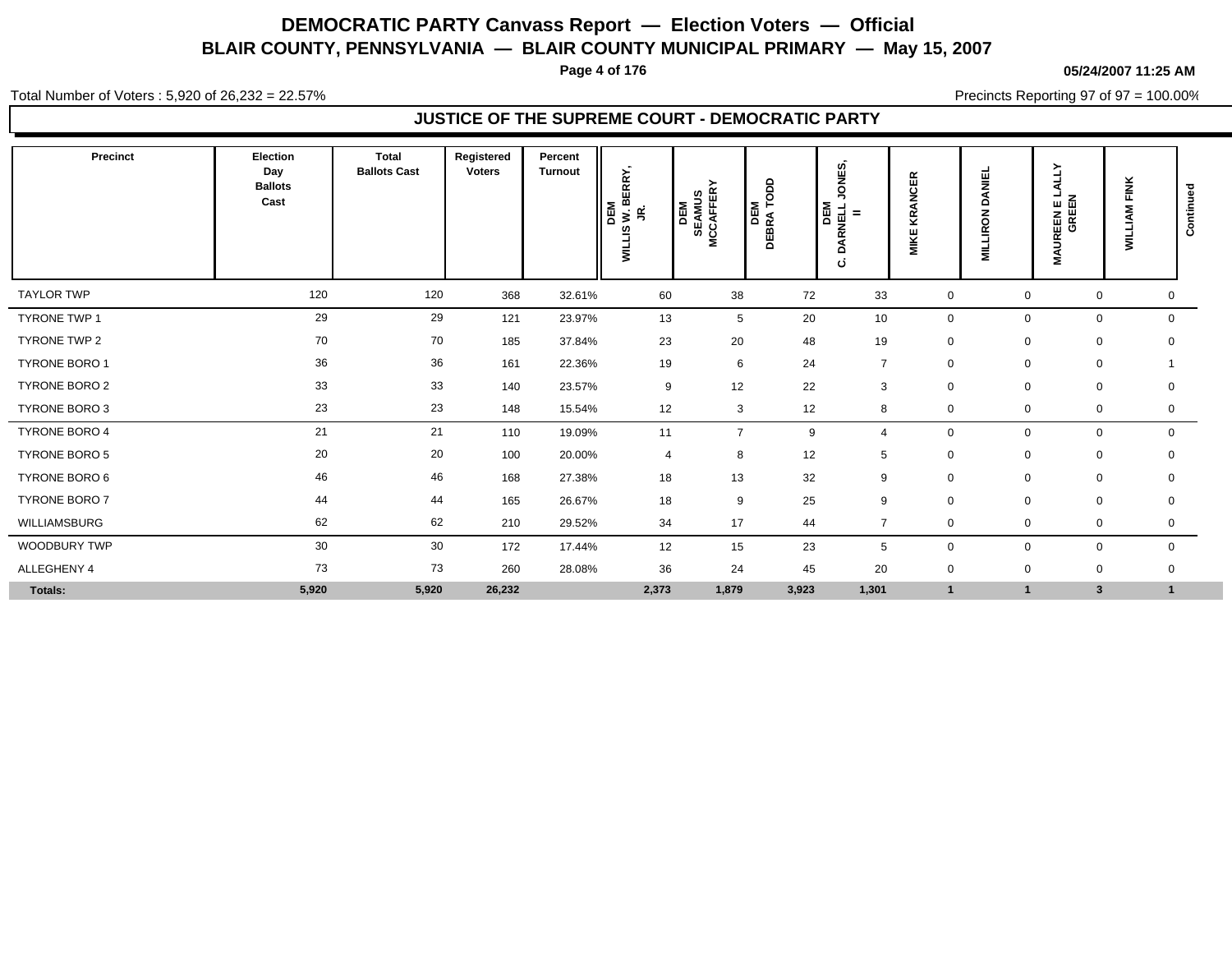# DEMOCRATIC PARTY Canvass Report — Election Voters — Official

## BLAIR COUNTY, PENNSYLVANIA — BLAIR COUNTY MUNICIPAL PRIMARY — May 15, 2007

**05/24/2007 11:25 AM**

Total Number of Voters : 5,920 of 26,232 = 22.57%

Precincts Reporting 97 of 97 = 100.00%

### JUSTICE OF THE SUPREME COURT - DEMOCRATIC PARTY

| Precinct | Election Day Ballots Cast | Total Ballots Cast | Registered Voters | Percent Turnout | DEM WILLIS W. BERRY, JR. | DEM SEAMUS MCCAFFERY | DEM DEBRA TODD | DEM C. DARNELL JONES, II | MIKE KRANCER | MILLIRON DANIEL | MAUREEN E LALLY GREEN | WILLIAM FINK | Continued |
|---|---|---|---|---|---|---|---|---|---|---|---|---|---|
| TAYLOR TWP | 120 | 120 | 368 | 32.61% | 60 | 38 | 72 | 33 | 0 | 0 | 0 | 0 | |
| TYRONE TWP 1 | 29 | 29 | 121 | 23.97% | 13 | 5 | 20 | 10 | 0 | 0 | 0 | 0 | |
| TYRONE TWP 2 | 70 | 70 | 185 | 37.84% | 23 | 20 | 48 | 19 | 0 | 0 | 0 | 0 | |
| TYRONE BORO 1 | 36 | 36 | 161 | 22.36% | 19 | 6 | 24 | 7 | 0 | 0 | 0 | 1 | |
| TYRONE BORO 2 | 33 | 33 | 140 | 23.57% | 9 | 12 | 22 | 3 | 0 | 0 | 0 | 0 | |
| TYRONE BORO 3 | 23 | 23 | 148 | 15.54% | 12 | 3 | 12 | 8 | 0 | 0 | 0 | 0 | |
| TYRONE BORO 4 | 21 | 21 | 110 | 19.09% | 11 | 7 | 9 | 4 | 0 | 0 | 0 | 0 | |
| TYRONE BORO 5 | 20 | 20 | 100 | 20.00% | 4 | 8 | 12 | 5 | 0 | 0 | 0 | 0 | |
| TYRONE BORO 6 | 46 | 46 | 168 | 27.38% | 18 | 13 | 32 | 9 | 0 | 0 | 0 | 0 | |
| TYRONE BORO 7 | 44 | 44 | 165 | 26.67% | 18 | 9 | 25 | 9 | 0 | 0 | 0 | 0 | |
| WILLIAMSBURG | 62 | 62 | 210 | 29.52% | 34 | 17 | 44 | 7 | 0 | 0 | 0 | 0 | |
| WOODBURY TWP | 30 | 30 | 172 | 17.44% | 12 | 15 | 23 | 5 | 0 | 0 | 0 | 0 | |
| ALLEGHENY 4 | 73 | 73 | 260 | 28.08% | 36 | 24 | 45 | 20 | 0 | 0 | 0 | 0 | |
| **Totals:** | **5,920** | **5,920** | **26,232** | | **2,373** | **1,879** | **3,923** | **1,301** | **1** | **1** | **3** | **1** | |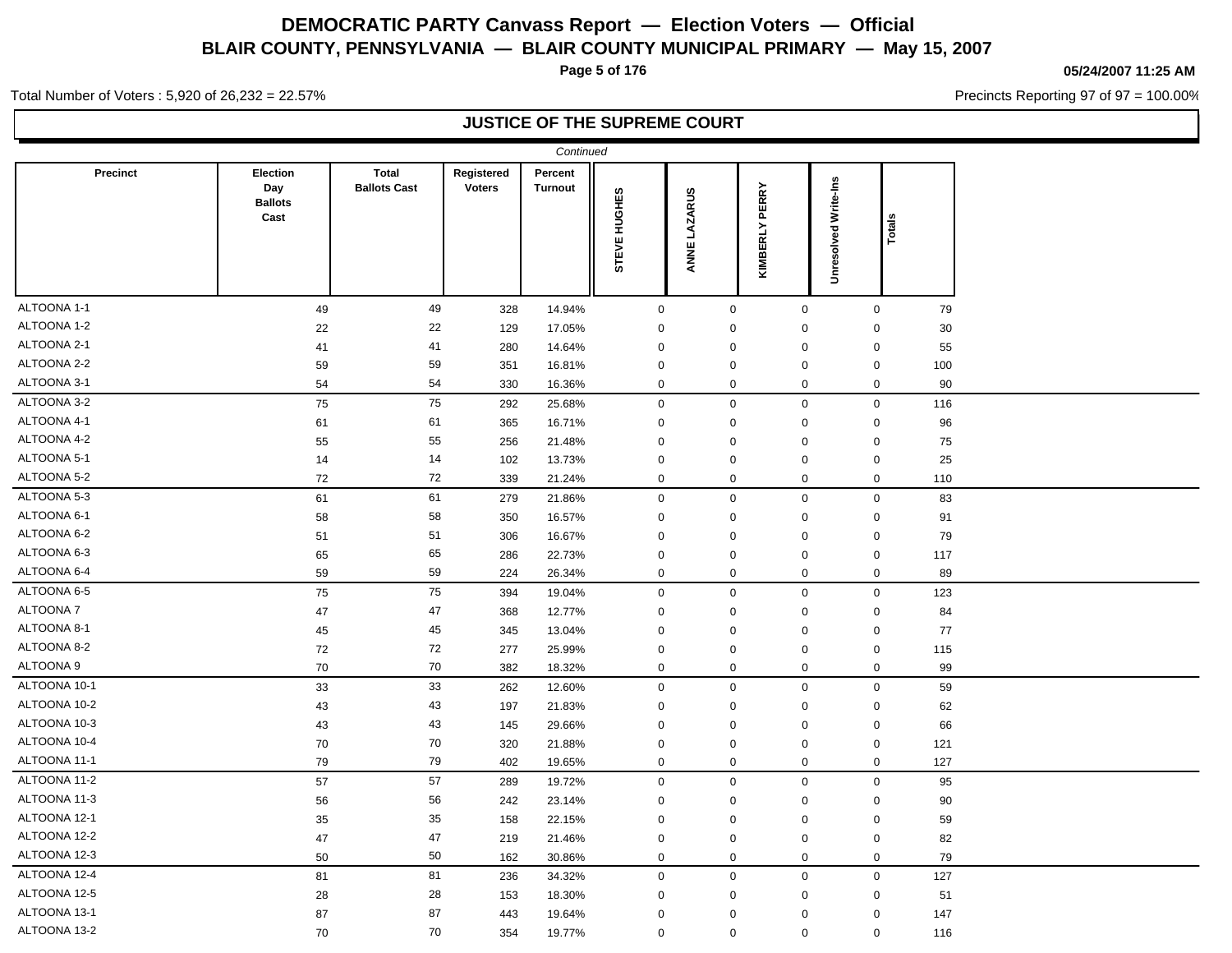# DEMOCRATIC PARTY Canvass Report — Election Voters — Official

## BLAIR COUNTY, PENNSYLVANIA — BLAIR COUNTY MUNICIPAL PRIMARY — May 15, 2007

**05/24/2007 11:25 AM**

Total Number of Voters : 5,920 of 26,232 = 22.57%

Precincts Reporting 97 of 97 = 100.00%

### JUSTICE OF THE SUPREME COURT

*Continued*

| Precinct | Election Day Ballots Cast | Total Ballots Cast | Registered Voters | Percent Turnout | STEVE HUGHES | ANNE LAZARUS | KIMBERLY PERRY | Unresolved Write-Ins | Totals |
|---|---|---|---|---|---|---|---|---|---|
| ALTOONA 1-1 | 49 | 49 | 328 | 14.94% | 0 | 0 | 0 | 0 | 79 |
| ALTOONA 1-2 | 22 | 22 | 129 | 17.05% | 0 | 0 | 0 | 0 | 30 |
| ALTOONA 2-1 | 41 | 41 | 280 | 14.64% | 0 | 0 | 0 | 0 | 55 |
| ALTOONA 2-2 | 59 | 59 | 351 | 16.81% | 0 | 0 | 0 | 0 | 100 |
| ALTOONA 3-1 | 54 | 54 | 330 | 16.36% | 0 | 0 | 0 | 0 | 90 |
| ALTOONA 3-2 | 75 | 75 | 292 | 25.68% | 0 | 0 | 0 | 0 | 116 |
| ALTOONA 4-1 | 61 | 61 | 365 | 16.71% | 0 | 0 | 0 | 0 | 96 |
| ALTOONA 4-2 | 55 | 55 | 256 | 21.48% | 0 | 0 | 0 | 0 | 75 |
| ALTOONA 5-1 | 14 | 14 | 102 | 13.73% | 0 | 0 | 0 | 0 | 25 |
| ALTOONA 5-2 | 72 | 72 | 339 | 21.24% | 0 | 0 | 0 | 0 | 110 |
| ALTOONA 5-3 | 61 | 61 | 279 | 21.86% | 0 | 0 | 0 | 0 | 83 |
| ALTOONA 6-1 | 58 | 58 | 350 | 16.57% | 0 | 0 | 0 | 0 | 91 |
| ALTOONA 6-2 | 51 | 51 | 306 | 16.67% | 0 | 0 | 0 | 0 | 79 |
| ALTOONA 6-3 | 65 | 65 | 286 | 22.73% | 0 | 0 | 0 | 0 | 117 |
| ALTOONA 6-4 | 59 | 59 | 224 | 26.34% | 0 | 0 | 0 | 0 | 89 |
| ALTOONA 6-5 | 75 | 75 | 394 | 19.04% | 0 | 0 | 0 | 0 | 123 |
| ALTOONA 7 | 47 | 47 | 368 | 12.77% | 0 | 0 | 0 | 0 | 84 |
| ALTOONA 8-1 | 45 | 45 | 345 | 13.04% | 0 | 0 | 0 | 0 | 77 |
| ALTOONA 8-2 | 72 | 72 | 277 | 25.99% | 0 | 0 | 0 | 0 | 115 |
| ALTOONA 9 | 70 | 70 | 382 | 18.32% | 0 | 0 | 0 | 0 | 99 |
| ALTOONA 10-1 | 33 | 33 | 262 | 12.60% | 0 | 0 | 0 | 0 | 59 |
| ALTOONA 10-2 | 43 | 43 | 197 | 21.83% | 0 | 0 | 0 | 0 | 62 |
| ALTOONA 10-3 | 43 | 43 | 145 | 29.66% | 0 | 0 | 0 | 0 | 66 |
| ALTOONA 10-4 | 70 | 70 | 320 | 21.88% | 0 | 0 | 0 | 0 | 121 |
| ALTOONA 11-1 | 79 | 79 | 402 | 19.65% | 0 | 0 | 0 | 0 | 127 |
| ALTOONA 11-2 | 57 | 57 | 289 | 19.72% | 0 | 0 | 0 | 0 | 95 |
| ALTOONA 11-3 | 56 | 56 | 242 | 23.14% | 0 | 0 | 0 | 0 | 90 |
| ALTOONA 12-1 | 35 | 35 | 158 | 22.15% | 0 | 0 | 0 | 0 | 59 |
| ALTOONA 12-2 | 47 | 47 | 219 | 21.46% | 0 | 0 | 0 | 0 | 82 |
| ALTOONA 12-3 | 50 | 50 | 162 | 30.86% | 0 | 0 | 0 | 0 | 79 |
| ALTOONA 12-4 | 81 | 81 | 236 | 34.32% | 0 | 0 | 0 | 0 | 127 |
| ALTOONA 12-5 | 28 | 28 | 153 | 18.30% | 0 | 0 | 0 | 0 | 51 |
| ALTOONA 13-1 | 87 | 87 | 443 | 19.64% | 0 | 0 | 0 | 0 | 147 |
| ALTOONA 13-2 | 70 | 70 | 354 | 19.77% | 0 | 0 | 0 | 0 | 116 |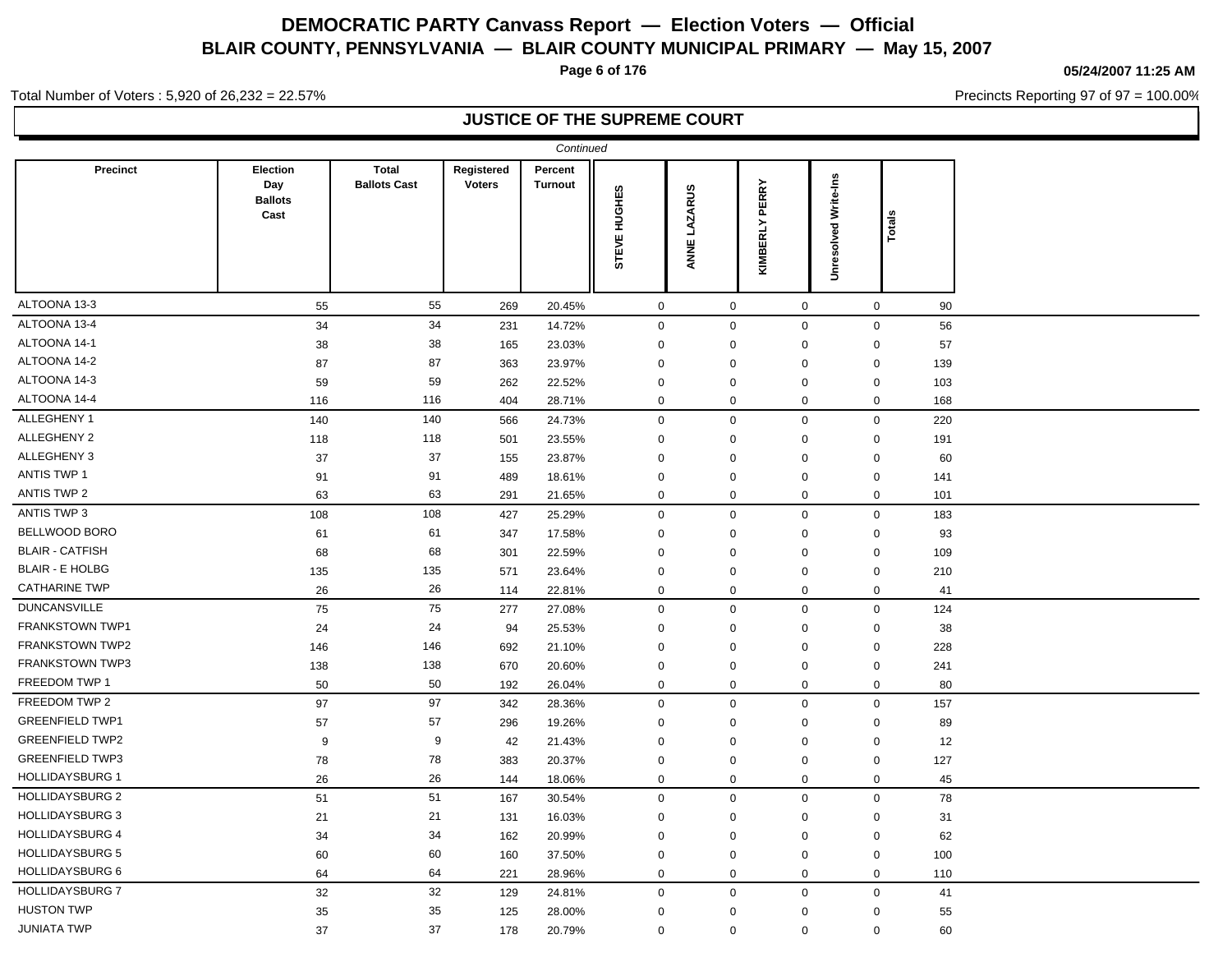# DEMOCRATIC PARTY Canvass Report — Election Voters — Official

## BLAIR COUNTY, PENNSYLVANIA — BLAIR COUNTY MUNICIPAL PRIMARY — May 15, 2007

05/24/2007 11:25 AM

Total Number of Voters : 5,920 of 26,232 = 22.57%

Precincts Reporting 97 of 97 = 100.00%

### JUSTICE OF THE SUPREME COURT

*Continued*

| Precinct | Election Day Ballots Cast | Total Ballots Cast | Registered Voters | Percent Turnout | STEVE HUGHES | ANNE LAZARUS | KIMBERLY PERRY | Unresolved Write-Ins | Totals |
|---|---|---|---|---|---|---|---|---|---|
| ALTOONA 13-3 | 55 | 55 | 269 | 20.45% | 0 | 0 | 0 | 0 | 90 |
| ALTOONA 13-4 | 34 | 34 | 231 | 14.72% | 0 | 0 | 0 | 0 | 56 |
| ALTOONA 14-1 | 38 | 38 | 165 | 23.03% | 0 | 0 | 0 | 0 | 57 |
| ALTOONA 14-2 | 87 | 87 | 363 | 23.97% | 0 | 0 | 0 | 0 | 139 |
| ALTOONA 14-3 | 59 | 59 | 262 | 22.52% | 0 | 0 | 0 | 0 | 103 |
| ALTOONA 14-4 | 116 | 116 | 404 | 28.71% | 0 | 0 | 0 | 0 | 168 |
| ALLEGHENY 1 | 140 | 140 | 566 | 24.73% | 0 | 0 | 0 | 0 | 220 |
| ALLEGHENY 2 | 118 | 118 | 501 | 23.55% | 0 | 0 | 0 | 0 | 191 |
| ALLEGHENY 3 | 37 | 37 | 155 | 23.87% | 0 | 0 | 0 | 0 | 60 |
| ANTIS TWP 1 | 91 | 91 | 489 | 18.61% | 0 | 0 | 0 | 0 | 141 |
| ANTIS TWP 2 | 63 | 63 | 291 | 21.65% | 0 | 0 | 0 | 0 | 101 |
| ANTIS TWP 3 | 108 | 108 | 427 | 25.29% | 0 | 0 | 0 | 0 | 183 |
| BELLWOOD BORO | 61 | 61 | 347 | 17.58% | 0 | 0 | 0 | 0 | 93 |
| BLAIR - CATFISH | 68 | 68 | 301 | 22.59% | 0 | 0 | 0 | 0 | 109 |
| BLAIR - E HOLBG | 135 | 135 | 571 | 23.64% | 0 | 0 | 0 | 0 | 210 |
| CATHARINE TWP | 26 | 26 | 114 | 22.81% | 0 | 0 | 0 | 0 | 41 |
| DUNCANSVILLE | 75 | 75 | 277 | 27.08% | 0 | 0 | 0 | 0 | 124 |
| FRANKSTOWN TWP1 | 24 | 24 | 94 | 25.53% | 0 | 0 | 0 | 0 | 38 |
| FRANKSTOWN TWP2 | 146 | 146 | 692 | 21.10% | 0 | 0 | 0 | 0 | 228 |
| FRANKSTOWN TWP3 | 138 | 138 | 670 | 20.60% | 0 | 0 | 0 | 0 | 241 |
| FREEDOM TWP 1 | 50 | 50 | 192 | 26.04% | 0 | 0 | 0 | 0 | 80 |
| FREEDOM TWP 2 | 97 | 97 | 342 | 28.36% | 0 | 0 | 0 | 0 | 157 |
| GREENFIELD TWP1 | 57 | 57 | 296 | 19.26% | 0 | 0 | 0 | 0 | 89 |
| GREENFIELD TWP2 | 9 | 9 | 42 | 21.43% | 0 | 0 | 0 | 0 | 12 |
| GREENFIELD TWP3 | 78 | 78 | 383 | 20.37% | 0 | 0 | 0 | 0 | 127 |
| HOLLIDAYSBURG 1 | 26 | 26 | 144 | 18.06% | 0 | 0 | 0 | 0 | 45 |
| HOLLIDAYSBURG 2 | 51 | 51 | 167 | 30.54% | 0 | 0 | 0 | 0 | 78 |
| HOLLIDAYSBURG 3 | 21 | 21 | 131 | 16.03% | 0 | 0 | 0 | 0 | 31 |
| HOLLIDAYSBURG 4 | 34 | 34 | 162 | 20.99% | 0 | 0 | 0 | 0 | 62 |
| HOLLIDAYSBURG 5 | 60 | 60 | 160 | 37.50% | 0 | 0 | 0 | 0 | 100 |
| HOLLIDAYSBURG 6 | 64 | 64 | 221 | 28.96% | 0 | 0 | 0 | 0 | 110 |
| HOLLIDAYSBURG 7 | 32 | 32 | 129 | 24.81% | 0 | 0 | 0 | 0 | 41 |
| HUSTON TWP | 35 | 35 | 125 | 28.00% | 0 | 0 | 0 | 0 | 55 |
| JUNIATA TWP | 37 | 37 | 178 | 20.79% | 0 | 0 | 0 | 0 | 60 |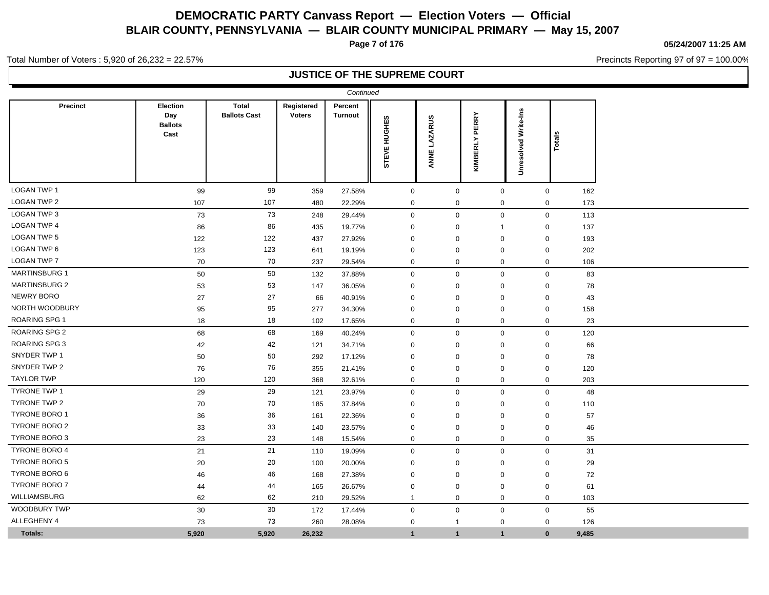# DEMOCRATIC PARTY Canvass Report — Election Voters — Official
## BLAIR COUNTY, PENNSYLVANIA — BLAIR COUNTY MUNICIPAL PRIMARY — May 15, 2007

05/24/2007 11:25 AM

Total Number of Voters : 5,920 of 26,232 = 22.57%

Precincts Reporting 97 of 97 = 100.00%

### JUSTICE OF THE SUPREME COURT

*Continued*

| Precinct | Election Day Ballots Cast | Total Ballots Cast | Registered Voters | Percent Turnout | STEVE HUGHES | ANNE LAZARUS | KIMBERLY PERRY | Unresolved Write-Ins | Totals |
|---|---|---|---|---|---|---|---|---|---|
| LOGAN TWP 1 | 99 | 99 | 359 | 27.58% | 0 | 0 | 0 | 0 | 162 |
| LOGAN TWP 2 | 107 | 107 | 480 | 22.29% | 0 | 0 | 0 | 0 | 173 |
| LOGAN TWP 3 | 73 | 73 | 248 | 29.44% | 0 | 0 | 0 | 0 | 113 |
| LOGAN TWP 4 | 86 | 86 | 435 | 19.77% | 0 | 0 | 1 | 0 | 137 |
| LOGAN TWP 5 | 122 | 122 | 437 | 27.92% | 0 | 0 | 0 | 0 | 193 |
| LOGAN TWP 6 | 123 | 123 | 641 | 19.19% | 0 | 0 | 0 | 0 | 202 |
| LOGAN TWP 7 | 70 | 70 | 237 | 29.54% | 0 | 0 | 0 | 0 | 106 |
| MARTINSBURG 1 | 50 | 50 | 132 | 37.88% | 0 | 0 | 0 | 0 | 83 |
| MARTINSBURG 2 | 53 | 53 | 147 | 36.05% | 0 | 0 | 0 | 0 | 78 |
| NEWRY BORO | 27 | 27 | 66 | 40.91% | 0 | 0 | 0 | 0 | 43 |
| NORTH WOODBURY | 95 | 95 | 277 | 34.30% | 0 | 0 | 0 | 0 | 158 |
| ROARING SPG 1 | 18 | 18 | 102 | 17.65% | 0 | 0 | 0 | 0 | 23 |
| ROARING SPG 2 | 68 | 68 | 169 | 40.24% | 0 | 0 | 0 | 0 | 120 |
| ROARING SPG 3 | 42 | 42 | 121 | 34.71% | 0 | 0 | 0 | 0 | 66 |
| SNYDER TWP 1 | 50 | 50 | 292 | 17.12% | 0 | 0 | 0 | 0 | 78 |
| SNYDER TWP 2 | 76 | 76 | 355 | 21.41% | 0 | 0 | 0 | 0 | 120 |
| TAYLOR TWP | 120 | 120 | 368 | 32.61% | 0 | 0 | 0 | 0 | 203 |
| TYRONE TWP 1 | 29 | 29 | 121 | 23.97% | 0 | 0 | 0 | 0 | 48 |
| TYRONE TWP 2 | 70 | 70 | 185 | 37.84% | 0 | 0 | 0 | 0 | 110 |
| TYRONE BORO 1 | 36 | 36 | 161 | 22.36% | 0 | 0 | 0 | 0 | 57 |
| TYRONE BORO 2 | 33 | 33 | 140 | 23.57% | 0 | 0 | 0 | 0 | 46 |
| TYRONE BORO 3 | 23 | 23 | 148 | 15.54% | 0 | 0 | 0 | 0 | 35 |
| TYRONE BORO 4 | 21 | 21 | 110 | 19.09% | 0 | 0 | 0 | 0 | 31 |
| TYRONE BORO 5 | 20 | 20 | 100 | 20.00% | 0 | 0 | 0 | 0 | 29 |
| TYRONE BORO 6 | 46 | 46 | 168 | 27.38% | 0 | 0 | 0 | 0 | 72 |
| TYRONE BORO 7 | 44 | 44 | 165 | 26.67% | 0 | 0 | 0 | 0 | 61 |
| WILLIAMSBURG | 62 | 62 | 210 | 29.52% | 1 | 0 | 0 | 0 | 103 |
| WOODBURY TWP | 30 | 30 | 172 | 17.44% | 0 | 0 | 0 | 0 | 55 |
| ALLEGHENY 4 | 73 | 73 | 260 | 28.08% | 0 | 1 | 0 | 0 | 126 |
| **Totals:** | **5,920** | **5,920** | **26,232** | | **1** | **1** | **1** | **0** | **9,485** |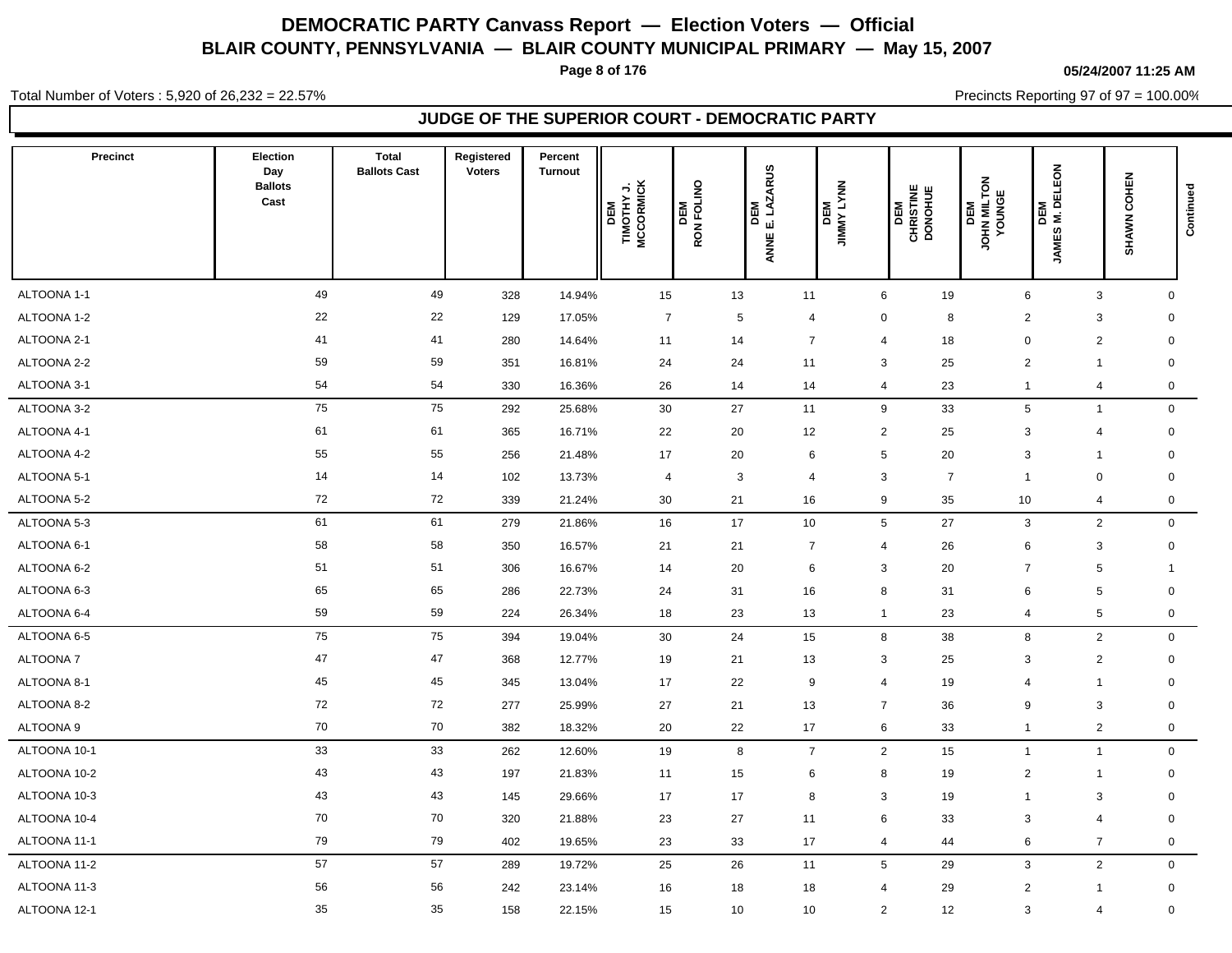# DEMOCRATIC PARTY Canvass Report — Election Voters — Official

## BLAIR COUNTY, PENNSYLVANIA — BLAIR COUNTY MUNICIPAL PRIMARY — May 15, 2007

05/24/2007 11:25 AM

Total Number of Voters : 5,920 of 26,232 = 22.57%

Precincts Reporting 97 of 97 = 100.00%

### JUDGE OF THE SUPERIOR COURT - DEMOCRATIC PARTY

| Precinct | Election Day Ballots Cast | Total Ballots Cast | Registered Voters | Percent Turnout | DEM TIMOTHY J. MCCORMICK | DEM RON FOLINO | DEM ANNE E. LAZARUS | DEM JIMMY LYNN | DEM CHRISTINE DONOHUE | DEM JOHN MILTON YOUNGE | DEM JAMES M. DELEON | SHAWN COHEN | Continued |
|---|---|---|---|---|---|---|---|---|---|---|---|---|---|
| ALTOONA 1-1 | 49 | 49 | 328 | 14.94% | 15 | 13 | 11 | 6 | 19 | 6 | 3 | 0 | |
| ALTOONA 1-2 | 22 | 22 | 129 | 17.05% | 7 | 5 | 4 | 0 | 8 | 2 | 3 | 0 | |
| ALTOONA 2-1 | 41 | 41 | 280 | 14.64% | 11 | 14 | 7 | 4 | 18 | 0 | 2 | 0 | |
| ALTOONA 2-2 | 59 | 59 | 351 | 16.81% | 24 | 24 | 11 | 3 | 25 | 2 | 1 | 0 | |
| ALTOONA 3-1 | 54 | 54 | 330 | 16.36% | 26 | 14 | 14 | 4 | 23 | 1 | 4 | 0 | |
| ALTOONA 3-2 | 75 | 75 | 292 | 25.68% | 30 | 27 | 11 | 9 | 33 | 5 | 1 | 0 | |
| ALTOONA 4-1 | 61 | 61 | 365 | 16.71% | 22 | 20 | 12 | 2 | 25 | 3 | 4 | 0 | |
| ALTOONA 4-2 | 55 | 55 | 256 | 21.48% | 17 | 20 | 6 | 5 | 20 | 3 | 1 | 0 | |
| ALTOONA 5-1 | 14 | 14 | 102 | 13.73% | 4 | 3 | 4 | 3 | 7 | 1 | 0 | 0 | |
| ALTOONA 5-2 | 72 | 72 | 339 | 21.24% | 30 | 21 | 16 | 9 | 35 | 10 | 4 | 0 | |
| ALTOONA 5-3 | 61 | 61 | 279 | 21.86% | 16 | 17 | 10 | 5 | 27 | 3 | 2 | 0 | |
| ALTOONA 6-1 | 58 | 58 | 350 | 16.57% | 21 | 21 | 7 | 4 | 26 | 6 | 3 | 0 | |
| ALTOONA 6-2 | 51 | 51 | 306 | 16.67% | 14 | 20 | 6 | 3 | 20 | 7 | 5 | 1 | |
| ALTOONA 6-3 | 65 | 65 | 286 | 22.73% | 24 | 31 | 16 | 8 | 31 | 6 | 5 | 0 | |
| ALTOONA 6-4 | 59 | 59 | 224 | 26.34% | 18 | 23 | 13 | 1 | 23 | 4 | 5 | 0 | |
| ALTOONA 6-5 | 75 | 75 | 394 | 19.04% | 30 | 24 | 15 | 8 | 38 | 8 | 2 | 0 | |
| ALTOONA 7 | 47 | 47 | 368 | 12.77% | 19 | 21 | 13 | 3 | 25 | 3 | 2 | 0 | |
| ALTOONA 8-1 | 45 | 45 | 345 | 13.04% | 17 | 22 | 9 | 4 | 19 | 4 | 1 | 0 | |
| ALTOONA 8-2 | 72 | 72 | 277 | 25.99% | 27 | 21 | 13 | 7 | 36 | 9 | 3 | 0 | |
| ALTOONA 9 | 70 | 70 | 382 | 18.32% | 20 | 22 | 17 | 6 | 33 | 1 | 2 | 0 | |
| ALTOONA 10-1 | 33 | 33 | 262 | 12.60% | 19 | 8 | 7 | 2 | 15 | 1 | 1 | 0 | |
| ALTOONA 10-2 | 43 | 43 | 197 | 21.83% | 11 | 15 | 6 | 8 | 19 | 2 | 1 | 0 | |
| ALTOONA 10-3 | 43 | 43 | 145 | 29.66% | 17 | 17 | 8 | 3 | 19 | 1 | 3 | 0 | |
| ALTOONA 10-4 | 70 | 70 | 320 | 21.88% | 23 | 27 | 11 | 6 | 33 | 3 | 4 | 0 | |
| ALTOONA 11-1 | 79 | 79 | 402 | 19.65% | 23 | 33 | 17 | 4 | 44 | 6 | 7 | 0 | |
| ALTOONA 11-2 | 57 | 57 | 289 | 19.72% | 25 | 26 | 11 | 5 | 29 | 3 | 2 | 0 | |
| ALTOONA 11-3 | 56 | 56 | 242 | 23.14% | 16 | 18 | 18 | 4 | 29 | 2 | 1 | 0 | |
| ALTOONA 12-1 | 35 | 35 | 158 | 22.15% | 15 | 10 | 10 | 2 | 12 | 3 | 4 | 0 | |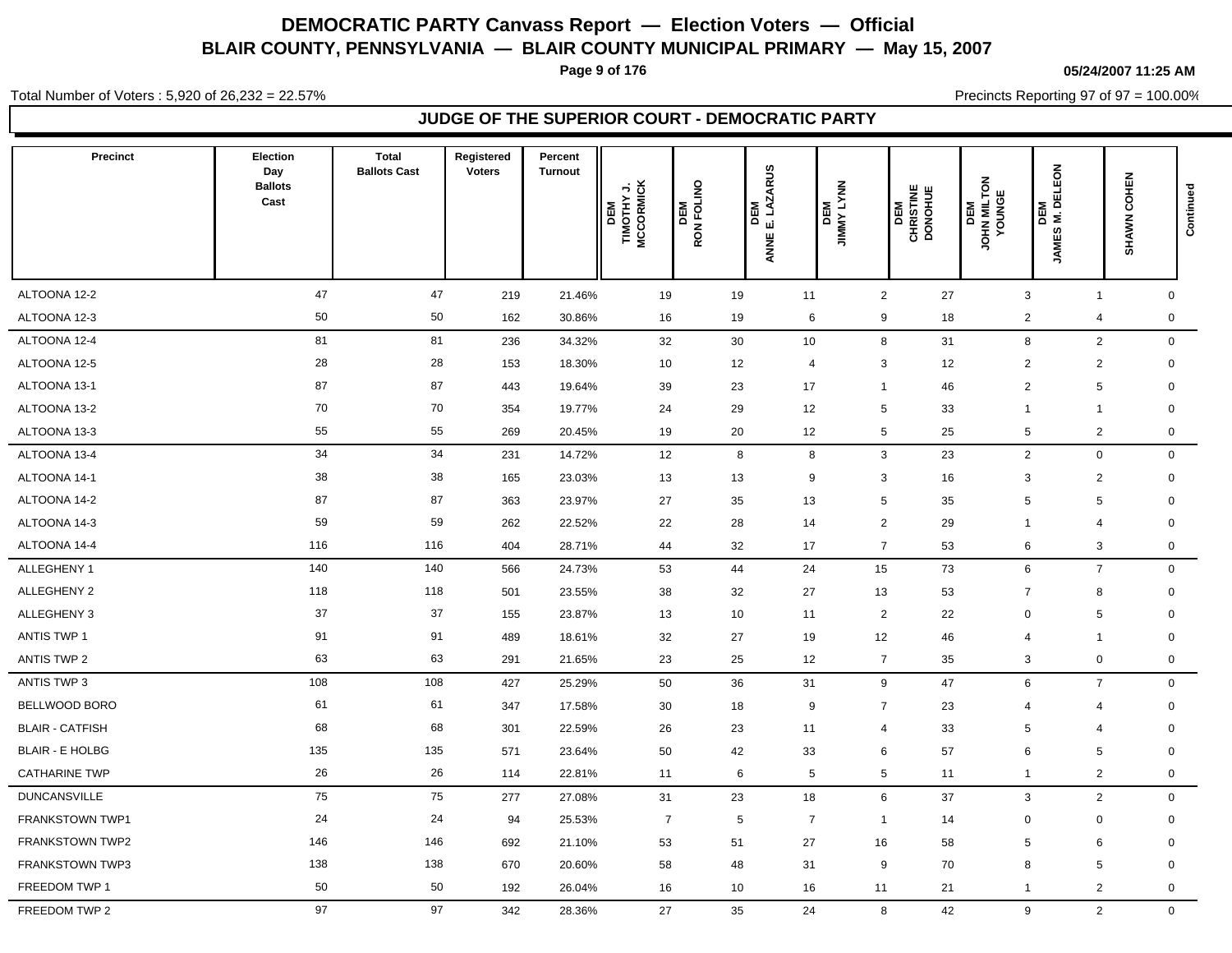# DEMOCRATIC PARTY Canvass Report — Election Voters — Official

## BLAIR COUNTY, PENNSYLVANIA — BLAIR COUNTY MUNICIPAL PRIMARY — May 15, 2007

05/24/2007 11:25 AM

Total Number of Voters : 5,920 of 26,232 = 22.57%

Precincts Reporting 97 of 97 = 100.00%

### JUDGE OF THE SUPERIOR COURT - DEMOCRATIC PARTY

| Precinct | Election Day Ballots Cast | Total Ballots Cast | Registered Voters | Percent Turnout | DEM TIMOTHY J. MCCORMICK | DEM RON FOLINO | DEM ANNE E. LAZARUS | DEM JIMMY LYNN | DEM CHRISTINE DONOHUE | DEM JOHN MILTON YOUNGE | DEM JAMES M. DELEON | SHAWN COHEN | Continued |
|---|---|---|---|---|---|---|---|---|---|---|---|---|---|
| ALTOONA 12-2 | 47 | 47 | 219 | 21.46% | 19 | 19 | 11 | 2 | 27 | 3 | 1 | 0 | |
| ALTOONA 12-3 | 50 | 50 | 162 | 30.86% | 16 | 19 | 6 | 9 | 18 | 2 | 4 | 0 | |
| ALTOONA 12-4 | 81 | 81 | 236 | 34.32% | 32 | 30 | 10 | 8 | 31 | 8 | 2 | 0 | |
| ALTOONA 12-5 | 28 | 28 | 153 | 18.30% | 10 | 12 | 4 | 3 | 12 | 2 | 2 | 0 | |
| ALTOONA 13-1 | 87 | 87 | 443 | 19.64% | 39 | 23 | 17 | 1 | 46 | 2 | 5 | 0 | |
| ALTOONA 13-2 | 70 | 70 | 354 | 19.77% | 24 | 29 | 12 | 5 | 33 | 1 | 1 | 0 | |
| ALTOONA 13-3 | 55 | 55 | 269 | 20.45% | 19 | 20 | 12 | 5 | 25 | 5 | 2 | 0 | |
| ALTOONA 13-4 | 34 | 34 | 231 | 14.72% | 12 | 8 | 8 | 3 | 23 | 2 | 0 | 0 | |
| ALTOONA 14-1 | 38 | 38 | 165 | 23.03% | 13 | 13 | 9 | 3 | 16 | 3 | 2 | 0 | |
| ALTOONA 14-2 | 87 | 87 | 363 | 23.97% | 27 | 35 | 13 | 5 | 35 | 5 | 5 | 0 | |
| ALTOONA 14-3 | 59 | 59 | 262 | 22.52% | 22 | 28 | 14 | 2 | 29 | 1 | 4 | 0 | |
| ALTOONA 14-4 | 116 | 116 | 404 | 28.71% | 44 | 32 | 17 | 7 | 53 | 6 | 3 | 0 | |
| ALLEGHENY 1 | 140 | 140 | 566 | 24.73% | 53 | 44 | 24 | 15 | 73 | 6 | 7 | 0 | |
| ALLEGHENY 2 | 118 | 118 | 501 | 23.55% | 38 | 32 | 27 | 13 | 53 | 7 | 8 | 0 | |
| ALLEGHENY 3 | 37 | 37 | 155 | 23.87% | 13 | 10 | 11 | 2 | 22 | 0 | 5 | 0 | |
| ANTIS TWP 1 | 91 | 91 | 489 | 18.61% | 32 | 27 | 19 | 12 | 46 | 4 | 1 | 0 | |
| ANTIS TWP 2 | 63 | 63 | 291 | 21.65% | 23 | 25 | 12 | 7 | 35 | 3 | 0 | 0 | |
| ANTIS TWP 3 | 108 | 108 | 427 | 25.29% | 50 | 36 | 31 | 9 | 47 | 6 | 7 | 0 | |
| BELLWOOD BORO | 61 | 61 | 347 | 17.58% | 30 | 18 | 9 | 7 | 23 | 4 | 4 | 0 | |
| BLAIR - CATFISH | 68 | 68 | 301 | 22.59% | 26 | 23 | 11 | 4 | 33 | 5 | 4 | 0 | |
| BLAIR - E HOLBG | 135 | 135 | 571 | 23.64% | 50 | 42 | 33 | 6 | 57 | 6 | 5 | 0 | |
| CATHARINE TWP | 26 | 26 | 114 | 22.81% | 11 | 6 | 5 | 5 | 11 | 1 | 2 | 0 | |
| DUNCANSVILLE | 75 | 75 | 277 | 27.08% | 31 | 23 | 18 | 6 | 37 | 3 | 2 | 0 | |
| FRANKSTOWN TWP1 | 24 | 24 | 94 | 25.53% | 7 | 5 | 7 | 1 | 14 | 0 | 0 | 0 | |
| FRANKSTOWN TWP2 | 146 | 146 | 692 | 21.10% | 53 | 51 | 27 | 16 | 58 | 5 | 6 | 0 | |
| FRANKSTOWN TWP3 | 138 | 138 | 670 | 20.60% | 58 | 48 | 31 | 9 | 70 | 8 | 5 | 0 | |
| FREEDOM TWP 1 | 50 | 50 | 192 | 26.04% | 16 | 10 | 16 | 11 | 21 | 1 | 2 | 0 | |
| FREEDOM TWP 2 | 97 | 97 | 342 | 28.36% | 27 | 35 | 24 | 8 | 42 | 9 | 2 | 0 | |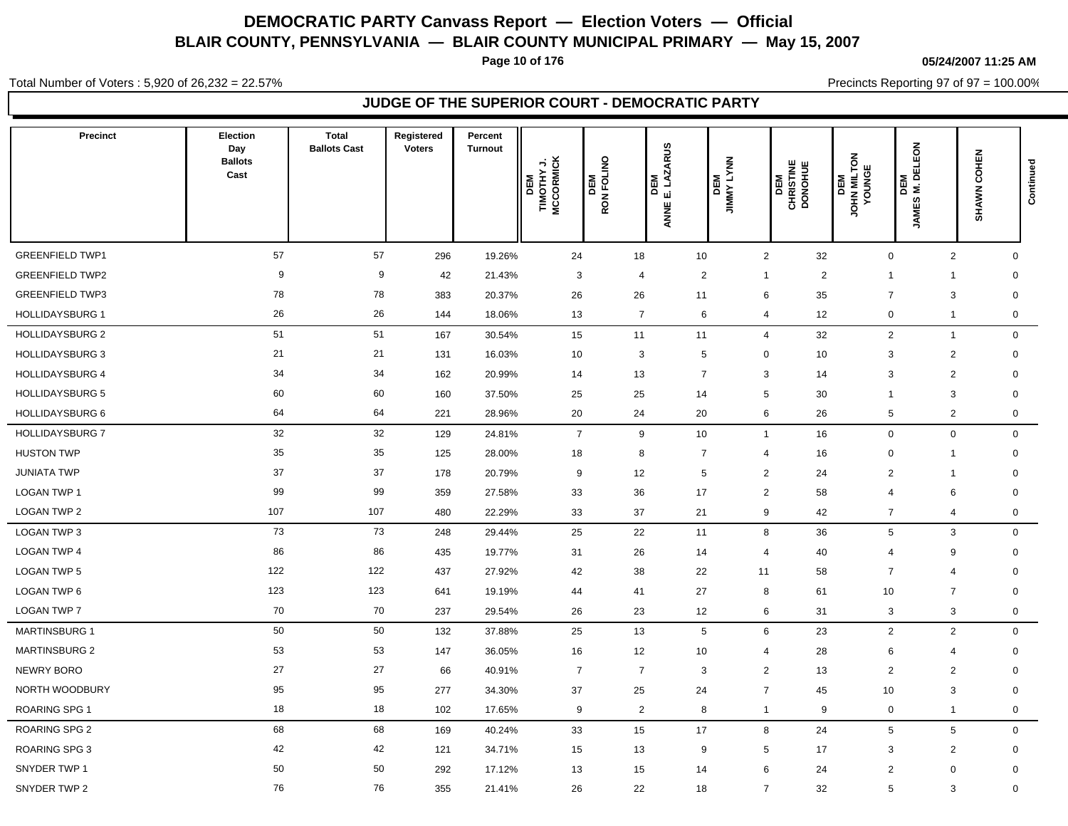# DEMOCRATIC PARTY Canvass Report — Election Voters — Official

## BLAIR COUNTY, PENNSYLVANIA — BLAIR COUNTY MUNICIPAL PRIMARY — May 15, 2007

05/24/2007 11:25 AM

Total Number of Voters : 5,920 of 26,232 = 22.57%

Precincts Reporting 97 of 97 = 100.00%

### JUDGE OF THE SUPERIOR COURT - DEMOCRATIC PARTY

| Precinct | Election Day Ballots Cast | Total Ballots Cast | Registered Voters | Percent Turnout | DEM TIMOTHY J. MCCORMICK | DEM RON FOLINO | DEM ANNE E. LAZARUS | DEM JIMMY LYNN | DEM CHRISTINE DONOHUE | DEM JOHN MILTON YOUNGE | DEM JAMES M. DELEON | SHAWN COHEN | Continued |
|---|---|---|---|---|---|---|---|---|---|---|---|---|---|
| GREENFIELD TWP1 | 57 | 57 | 296 | 19.26% | 24 | 18 | 10 | 2 | 32 | 0 | 2 | 0 | |
| GREENFIELD TWP2 | 9 | 9 | 42 | 21.43% | 3 | 4 | 2 | 1 | 2 | 1 | 1 | 0 | |
| GREENFIELD TWP3 | 78 | 78 | 383 | 20.37% | 26 | 26 | 11 | 6 | 35 | 7 | 3 | 0 | |
| HOLLIDAYSBURG 1 | 26 | 26 | 144 | 18.06% | 13 | 7 | 6 | 4 | 12 | 0 | 1 | 0 | |
| HOLLIDAYSBURG 2 | 51 | 51 | 167 | 30.54% | 15 | 11 | 11 | 4 | 32 | 2 | 1 | 0 | |
| HOLLIDAYSBURG 3 | 21 | 21 | 131 | 16.03% | 10 | 3 | 5 | 0 | 10 | 3 | 2 | 0 | |
| HOLLIDAYSBURG 4 | 34 | 34 | 162 | 20.99% | 14 | 13 | 7 | 3 | 14 | 3 | 2 | 0 | |
| HOLLIDAYSBURG 5 | 60 | 60 | 160 | 37.50% | 25 | 25 | 14 | 5 | 30 | 1 | 3 | 0 | |
| HOLLIDAYSBURG 6 | 64 | 64 | 221 | 28.96% | 20 | 24 | 20 | 6 | 26 | 5 | 2 | 0 | |
| HOLLIDAYSBURG 7 | 32 | 32 | 129 | 24.81% | 7 | 9 | 10 | 1 | 16 | 0 | 0 | 0 | |
| HUSTON TWP | 35 | 35 | 125 | 28.00% | 18 | 8 | 7 | 4 | 16 | 0 | 1 | 0 | |
| JUNIATA TWP | 37 | 37 | 178 | 20.79% | 9 | 12 | 5 | 2 | 24 | 2 | 1 | 0 | |
| LOGAN TWP 1 | 99 | 99 | 359 | 27.58% | 33 | 36 | 17 | 2 | 58 | 4 | 6 | 0 | |
| LOGAN TWP 2 | 107 | 107 | 480 | 22.29% | 33 | 37 | 21 | 9 | 42 | 7 | 4 | 0 | |
| LOGAN TWP 3 | 73 | 73 | 248 | 29.44% | 25 | 22 | 11 | 8 | 36 | 5 | 3 | 0 | |
| LOGAN TWP 4 | 86 | 86 | 435 | 19.77% | 31 | 26 | 14 | 4 | 40 | 4 | 9 | 0 | |
| LOGAN TWP 5 | 122 | 122 | 437 | 27.92% | 42 | 38 | 22 | 11 | 58 | 7 | 4 | 0 | |
| LOGAN TWP 6 | 123 | 123 | 641 | 19.19% | 44 | 41 | 27 | 8 | 61 | 10 | 7 | 0 | |
| LOGAN TWP 7 | 70 | 70 | 237 | 29.54% | 26 | 23 | 12 | 6 | 31 | 3 | 3 | 0 | |
| MARTINSBURG 1 | 50 | 50 | 132 | 37.88% | 25 | 13 | 5 | 6 | 23 | 2 | 2 | 0 | |
| MARTINSBURG 2 | 53 | 53 | 147 | 36.05% | 16 | 12 | 10 | 4 | 28 | 6 | 4 | 0 | |
| NEWRY BORO | 27 | 27 | 66 | 40.91% | 7 | 7 | 3 | 2 | 13 | 2 | 2 | 0 | |
| NORTH WOODBURY | 95 | 95 | 277 | 34.30% | 37 | 25 | 24 | 7 | 45 | 10 | 3 | 0 | |
| ROARING SPG 1 | 18 | 18 | 102 | 17.65% | 9 | 2 | 8 | 1 | 9 | 0 | 1 | 0 | |
| ROARING SPG 2 | 68 | 68 | 169 | 40.24% | 33 | 15 | 17 | 8 | 24 | 5 | 5 | 0 | |
| ROARING SPG 3 | 42 | 42 | 121 | 34.71% | 15 | 13 | 9 | 5 | 17 | 3 | 2 | 0 | |
| SNYDER TWP 1 | 50 | 50 | 292 | 17.12% | 13 | 15 | 14 | 6 | 24 | 2 | 0 | 0 | |
| SNYDER TWP 2 | 76 | 76 | 355 | 21.41% | 26 | 22 | 18 | 7 | 32 | 5 | 3 | 0 | |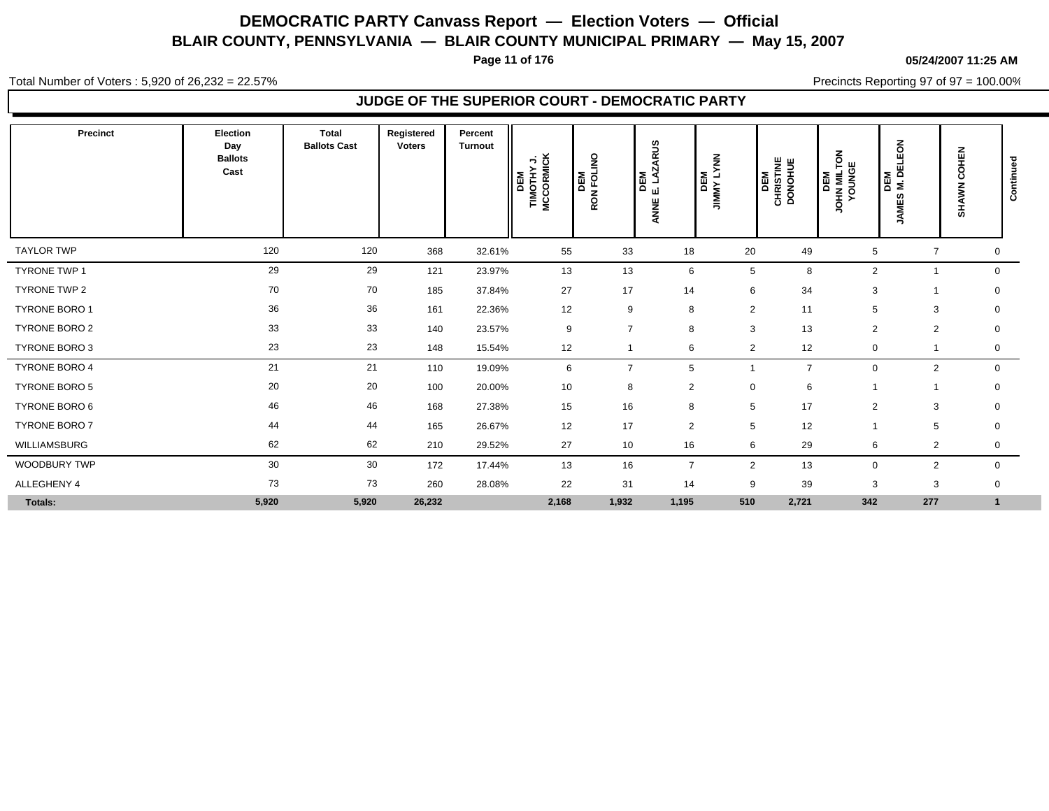# DEMOCRATIC PARTY Canvass Report — Election Voters — Official

## BLAIR COUNTY, PENNSYLVANIA — BLAIR COUNTY MUNICIPAL PRIMARY — May 15, 2007

05/24/2007 11:25 AM

Total Number of Voters : 5,920 of 26,232 = 22.57%

Precincts Reporting 97 of 97 = 100.00%

### JUDGE OF THE SUPERIOR COURT - DEMOCRATIC PARTY

| Precinct | Election Day Ballots Cast | Total Ballots Cast | Registered Voters | Percent Turnout | DEM TIMOTHY J. MCCORMICK | DEM RON FOLINO | DEM ANNE E. LAZARUS | DEM JIMMY LYNN | DEM CHRISTINE DONOHUE | DEM JOHN MILTON YOUNGE | DEM JAMES M. DELEON | SHAWN COHEN | Continued |
|---|---|---|---|---|---|---|---|---|---|---|---|---|---|
| TAYLOR TWP | 120 | 120 | 368 | 32.61% | 55 | 33 | 18 | 20 | 49 | 5 | 7 | 0 | |
| TYRONE TWP 1 | 29 | 29 | 121 | 23.97% | 13 | 13 | 6 | 5 | 8 | 2 | 1 | 0 | |
| TYRONE TWP 2 | 70 | 70 | 185 | 37.84% | 27 | 17 | 14 | 6 | 34 | 3 | 1 | 0 | |
| TYRONE BORO 1 | 36 | 36 | 161 | 22.36% | 12 | 9 | 8 | 2 | 11 | 5 | 3 | 0 | |
| TYRONE BORO 2 | 33 | 33 | 140 | 23.57% | 9 | 7 | 8 | 3 | 13 | 2 | 2 | 0 | |
| TYRONE BORO 3 | 23 | 23 | 148 | 15.54% | 12 | 1 | 6 | 2 | 12 | 0 | 1 | 0 | |
| TYRONE BORO 4 | 21 | 21 | 110 | 19.09% | 6 | 7 | 5 | 1 | 7 | 0 | 2 | 0 | |
| TYRONE BORO 5 | 20 | 20 | 100 | 20.00% | 10 | 8 | 2 | 0 | 6 | 1 | 1 | 0 | |
| TYRONE BORO 6 | 46 | 46 | 168 | 27.38% | 15 | 16 | 8 | 5 | 17 | 2 | 3 | 0 | |
| TYRONE BORO 7 | 44 | 44 | 165 | 26.67% | 12 | 17 | 2 | 5 | 12 | 1 | 5 | 0 | |
| WILLIAMSBURG | 62 | 62 | 210 | 29.52% | 27 | 10 | 16 | 6 | 29 | 6 | 2 | 0 | |
| WOODBURY TWP | 30 | 30 | 172 | 17.44% | 13 | 16 | 7 | 2 | 13 | 0 | 2 | 0 | |
| ALLEGHENY 4 | 73 | 73 | 260 | 28.08% | 22 | 31 | 14 | 9 | 39 | 3 | 3 | 0 | |
| **Totals:** | **5,920** | **5,920** | **26,232** | | **2,168** | **1,932** | **1,195** | **510** | **2,721** | **342** | **277** | **1** | |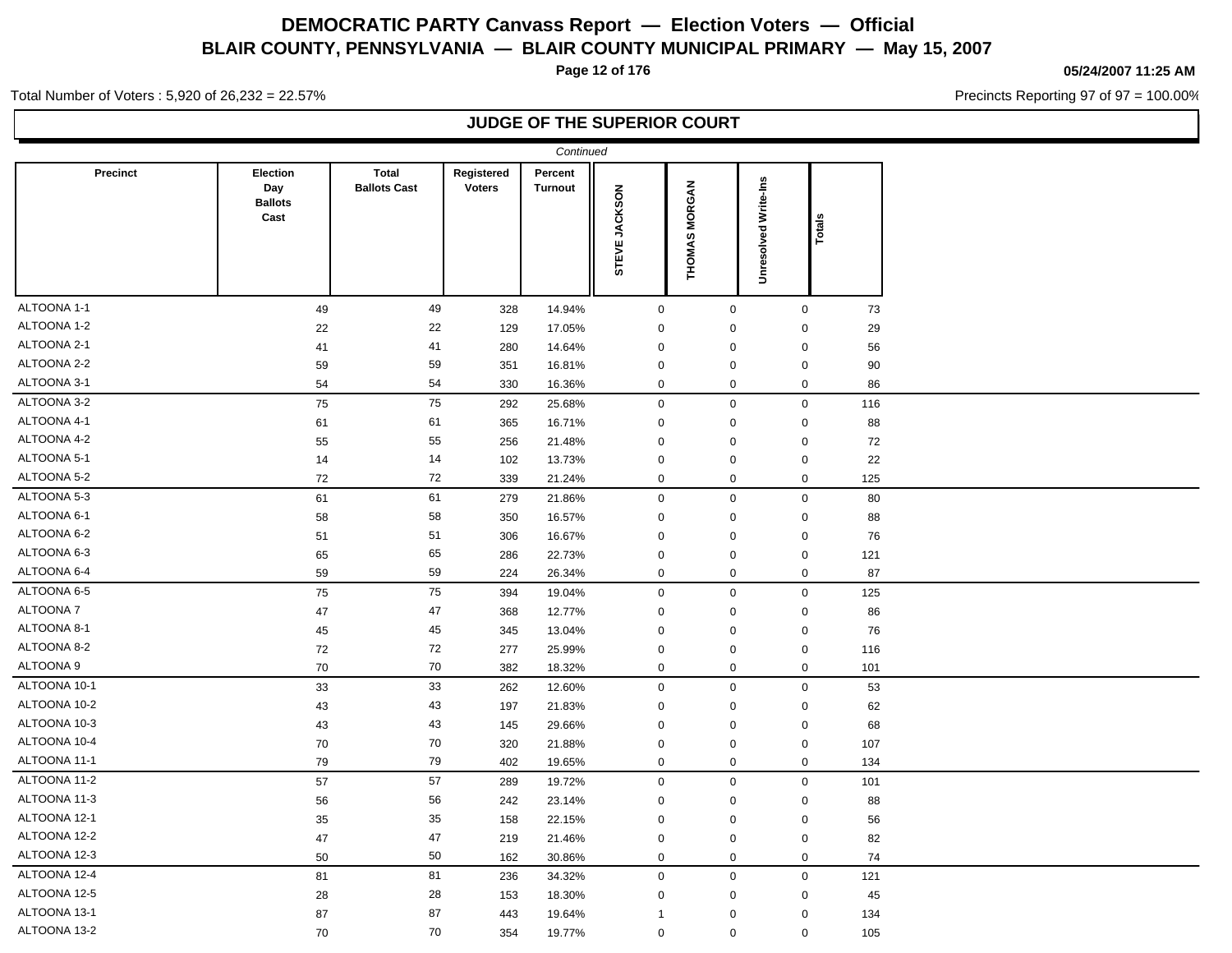# DEMOCRATIC PARTY Canvass Report — Election Voters — Official

## BLAIR COUNTY, PENNSYLVANIA — BLAIR COUNTY MUNICIPAL PRIMARY — May 15, 2007

05/24/2007 11:25 AM

Total Number of Voters : 5,920 of 26,232 = 22.57%

Precincts Reporting 97 of 97 = 100.00%

### JUDGE OF THE SUPERIOR COURT

*Continued*

| Precinct | Election Day Ballots Cast | Total Ballots Cast | Registered Voters | Percent Turnout | STEVE JACKSON | THOMAS MORGAN | Unresolved Write-Ins | Totals |
|---|---|---|---|---|---|---|---|---|
| ALTOONA 1-1 | 49 | 49 | 328 | 14.94% | 0 | 0 | 0 | 73 |
| ALTOONA 1-2 | 22 | 22 | 129 | 17.05% | 0 | 0 | 0 | 29 |
| ALTOONA 2-1 | 41 | 41 | 280 | 14.64% | 0 | 0 | 0 | 56 |
| ALTOONA 2-2 | 59 | 59 | 351 | 16.81% | 0 | 0 | 0 | 90 |
| ALTOONA 3-1 | 54 | 54 | 330 | 16.36% | 0 | 0 | 0 | 86 |
| ALTOONA 3-2 | 75 | 75 | 292 | 25.68% | 0 | 0 | 0 | 116 |
| ALTOONA 4-1 | 61 | 61 | 365 | 16.71% | 0 | 0 | 0 | 88 |
| ALTOONA 4-2 | 55 | 55 | 256 | 21.48% | 0 | 0 | 0 | 72 |
| ALTOONA 5-1 | 14 | 14 | 102 | 13.73% | 0 | 0 | 0 | 22 |
| ALTOONA 5-2 | 72 | 72 | 339 | 21.24% | 0 | 0 | 0 | 125 |
| ALTOONA 5-3 | 61 | 61 | 279 | 21.86% | 0 | 0 | 0 | 80 |
| ALTOONA 6-1 | 58 | 58 | 350 | 16.57% | 0 | 0 | 0 | 88 |
| ALTOONA 6-2 | 51 | 51 | 306 | 16.67% | 0 | 0 | 0 | 76 |
| ALTOONA 6-3 | 65 | 65 | 286 | 22.73% | 0 | 0 | 0 | 121 |
| ALTOONA 6-4 | 59 | 59 | 224 | 26.34% | 0 | 0 | 0 | 87 |
| ALTOONA 6-5 | 75 | 75 | 394 | 19.04% | 0 | 0 | 0 | 125 |
| ALTOONA 7 | 47 | 47 | 368 | 12.77% | 0 | 0 | 0 | 86 |
| ALTOONA 8-1 | 45 | 45 | 345 | 13.04% | 0 | 0 | 0 | 76 |
| ALTOONA 8-2 | 72 | 72 | 277 | 25.99% | 0 | 0 | 0 | 116 |
| ALTOONA 9 | 70 | 70 | 382 | 18.32% | 0 | 0 | 0 | 101 |
| ALTOONA 10-1 | 33 | 33 | 262 | 12.60% | 0 | 0 | 0 | 53 |
| ALTOONA 10-2 | 43 | 43 | 197 | 21.83% | 0 | 0 | 0 | 62 |
| ALTOONA 10-3 | 43 | 43 | 145 | 29.66% | 0 | 0 | 0 | 68 |
| ALTOONA 10-4 | 70 | 70 | 320 | 21.88% | 0 | 0 | 0 | 107 |
| ALTOONA 11-1 | 79 | 79 | 402 | 19.65% | 0 | 0 | 0 | 134 |
| ALTOONA 11-2 | 57 | 57 | 289 | 19.72% | 0 | 0 | 0 | 101 |
| ALTOONA 11-3 | 56 | 56 | 242 | 23.14% | 0 | 0 | 0 | 88 |
| ALTOONA 12-1 | 35 | 35 | 158 | 22.15% | 0 | 0 | 0 | 56 |
| ALTOONA 12-2 | 47 | 47 | 219 | 21.46% | 0 | 0 | 0 | 82 |
| ALTOONA 12-3 | 50 | 50 | 162 | 30.86% | 0 | 0 | 0 | 74 |
| ALTOONA 12-4 | 81 | 81 | 236 | 34.32% | 0 | 0 | 0 | 121 |
| ALTOONA 12-5 | 28 | 28 | 153 | 18.30% | 0 | 0 | 0 | 45 |
| ALTOONA 13-1 | 87 | 87 | 443 | 19.64% | 1 | 0 | 0 | 134 |
| ALTOONA 13-2 | 70 | 70 | 354 | 19.77% | 0 | 0 | 0 | 105 |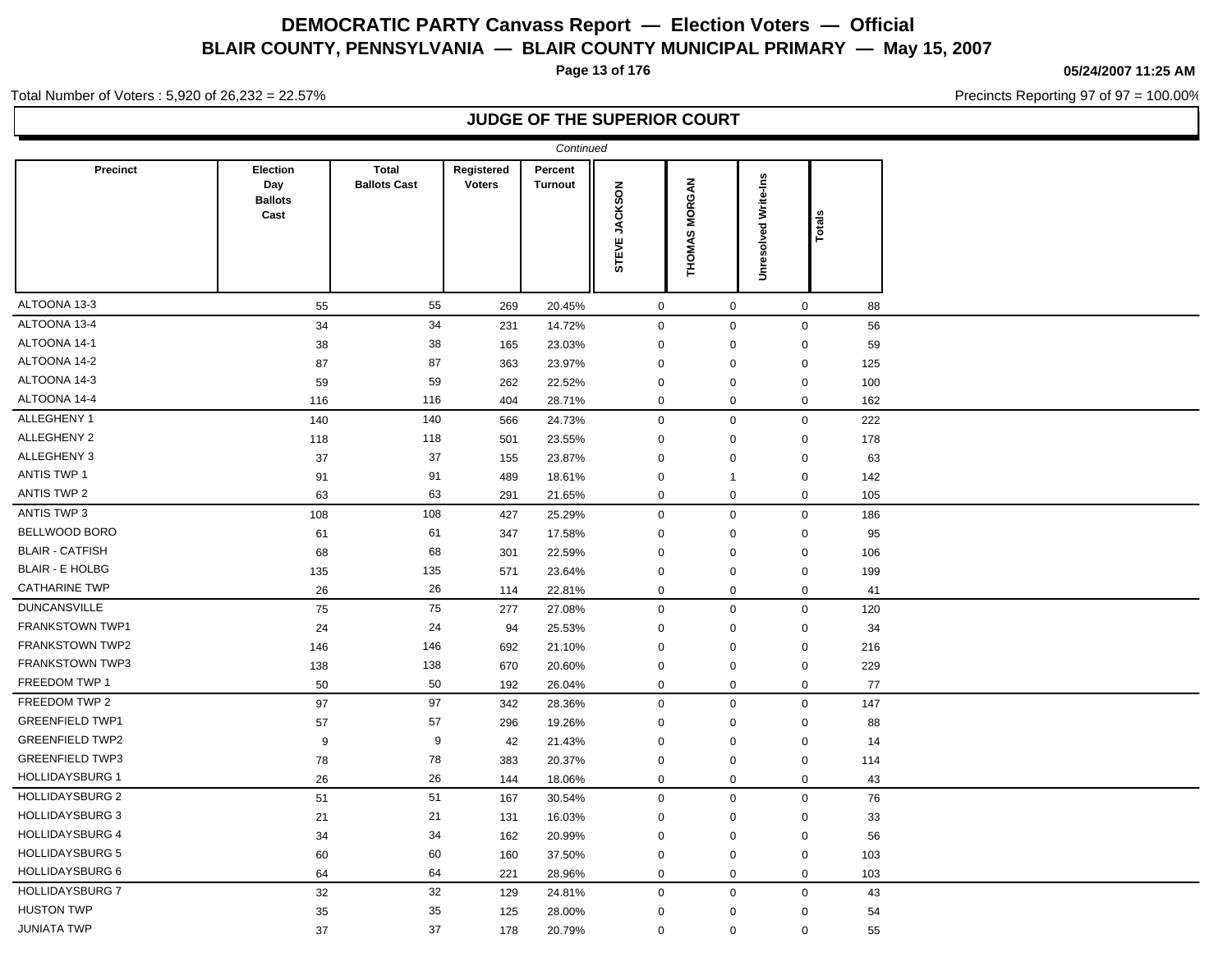# DEMOCRATIC PARTY Canvass Report — Election Voters — Official

## BLAIR COUNTY, PENNSYLVANIA — BLAIR COUNTY MUNICIPAL PRIMARY — May 15, 2007

05/24/2007 11:25 AM

Total Number of Voters : 5,920 of 26,232 = 22.57%

Precincts Reporting 97 of 97 = 100.00%

### JUDGE OF THE SUPERIOR COURT

*Continued*

| Precinct | Election Day Ballots Cast | Total Ballots Cast | Registered Voters | Percent Turnout | STEVE JACKSON | THOMAS MORGAN | Unresolved Write-Ins | Totals |
|---|---|---|---|---|---|---|---|---|
| ALTOONA 13-3 | 55 | 55 | 269 | 20.45% | 0 | 0 | 0 | 88 |
| ALTOONA 13-4 | 34 | 34 | 231 | 14.72% | 0 | 0 | 0 | 56 |
| ALTOONA 14-1 | 38 | 38 | 165 | 23.03% | 0 | 0 | 0 | 59 |
| ALTOONA 14-2 | 87 | 87 | 363 | 23.97% | 0 | 0 | 0 | 125 |
| ALTOONA 14-3 | 59 | 59 | 262 | 22.52% | 0 | 0 | 0 | 100 |
| ALTOONA 14-4 | 116 | 116 | 404 | 28.71% | 0 | 0 | 0 | 162 |
| ALLEGHENY 1 | 140 | 140 | 566 | 24.73% | 0 | 0 | 0 | 222 |
| ALLEGHENY 2 | 118 | 118 | 501 | 23.55% | 0 | 0 | 0 | 178 |
| ALLEGHENY 3 | 37 | 37 | 155 | 23.87% | 0 | 0 | 0 | 63 |
| ANTIS TWP 1 | 91 | 91 | 489 | 18.61% | 0 | 1 | 0 | 142 |
| ANTIS TWP 2 | 63 | 63 | 291 | 21.65% | 0 | 0 | 0 | 105 |
| ANTIS TWP 3 | 108 | 108 | 427 | 25.29% | 0 | 0 | 0 | 186 |
| BELLWOOD BORO | 61 | 61 | 347 | 17.58% | 0 | 0 | 0 | 95 |
| BLAIR - CATFISH | 68 | 68 | 301 | 22.59% | 0 | 0 | 0 | 106 |
| BLAIR - E HOLBG | 135 | 135 | 571 | 23.64% | 0 | 0 | 0 | 199 |
| CATHARINE TWP | 26 | 26 | 114 | 22.81% | 0 | 0 | 0 | 41 |
| DUNCANSVILLE | 75 | 75 | 277 | 27.08% | 0 | 0 | 0 | 120 |
| FRANKSTOWN TWP1 | 24 | 24 | 94 | 25.53% | 0 | 0 | 0 | 34 |
| FRANKSTOWN TWP2 | 146 | 146 | 692 | 21.10% | 0 | 0 | 0 | 216 |
| FRANKSTOWN TWP3 | 138 | 138 | 670 | 20.60% | 0 | 0 | 0 | 229 |
| FREEDOM TWP 1 | 50 | 50 | 192 | 26.04% | 0 | 0 | 0 | 77 |
| FREEDOM TWP 2 | 97 | 97 | 342 | 28.36% | 0 | 0 | 0 | 147 |
| GREENFIELD TWP1 | 57 | 57 | 296 | 19.26% | 0 | 0 | 0 | 88 |
| GREENFIELD TWP2 | 9 | 9 | 42 | 21.43% | 0 | 0 | 0 | 14 |
| GREENFIELD TWP3 | 78 | 78 | 383 | 20.37% | 0 | 0 | 0 | 114 |
| HOLLIDAYSBURG 1 | 26 | 26 | 144 | 18.06% | 0 | 0 | 0 | 43 |
| HOLLIDAYSBURG 2 | 51 | 51 | 167 | 30.54% | 0 | 0 | 0 | 76 |
| HOLLIDAYSBURG 3 | 21 | 21 | 131 | 16.03% | 0 | 0 | 0 | 33 |
| HOLLIDAYSBURG 4 | 34 | 34 | 162 | 20.99% | 0 | 0 | 0 | 56 |
| HOLLIDAYSBURG 5 | 60 | 60 | 160 | 37.50% | 0 | 0 | 0 | 103 |
| HOLLIDAYSBURG 6 | 64 | 64 | 221 | 28.96% | 0 | 0 | 0 | 103 |
| HOLLIDAYSBURG 7 | 32 | 32 | 129 | 24.81% | 0 | 0 | 0 | 43 |
| HUSTON TWP | 35 | 35 | 125 | 28.00% | 0 | 0 | 0 | 54 |
| JUNIATA TWP | 37 | 37 | 178 | 20.79% | 0 | 0 | 0 | 55 |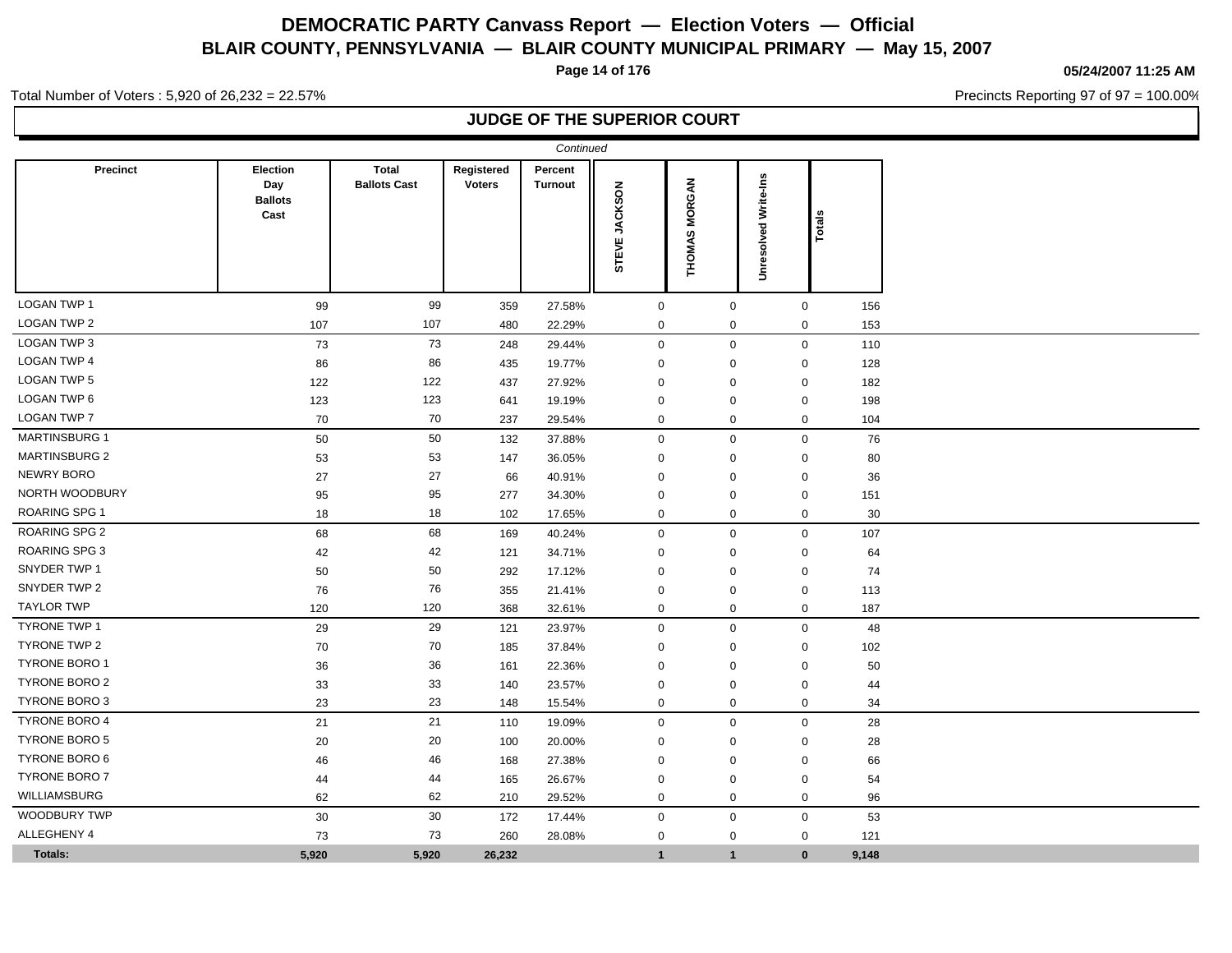# DEMOCRATIC PARTY Canvass Report — Election Voters — Official
## BLAIR COUNTY, PENNSYLVANIA — BLAIR COUNTY MUNICIPAL PRIMARY — May 15, 2007

05/24/2007 11:25 AM

Total Number of Voters : 5,920 of 26,232 = 22.57%

Precincts Reporting 97 of 97 = 100.00%

### JUDGE OF THE SUPERIOR COURT

*Continued*

| Precinct | Election Day Ballots Cast | Total Ballots Cast | Registered Voters | Percent Turnout | STEVE JACKSON | THOMAS MORGAN | Unresolved Write-Ins | Totals |
|---|---|---|---|---|---|---|---|---|
| LOGAN TWP 1 | 99 | 99 | 359 | 27.58% | 0 | 0 | 0 | 156 |
| LOGAN TWP 2 | 107 | 107 | 480 | 22.29% | 0 | 0 | 0 | 153 |
| LOGAN TWP 3 | 73 | 73 | 248 | 29.44% | 0 | 0 | 0 | 110 |
| LOGAN TWP 4 | 86 | 86 | 435 | 19.77% | 0 | 0 | 0 | 128 |
| LOGAN TWP 5 | 122 | 122 | 437 | 27.92% | 0 | 0 | 0 | 182 |
| LOGAN TWP 6 | 123 | 123 | 641 | 19.19% | 0 | 0 | 0 | 198 |
| LOGAN TWP 7 | 70 | 70 | 237 | 29.54% | 0 | 0 | 0 | 104 |
| MARTINSBURG 1 | 50 | 50 | 132 | 37.88% | 0 | 0 | 0 | 76 |
| MARTINSBURG 2 | 53 | 53 | 147 | 36.05% | 0 | 0 | 0 | 80 |
| NEWRY BORO | 27 | 27 | 66 | 40.91% | 0 | 0 | 0 | 36 |
| NORTH WOODBURY | 95 | 95 | 277 | 34.30% | 0 | 0 | 0 | 151 |
| ROARING SPG 1 | 18 | 18 | 102 | 17.65% | 0 | 0 | 0 | 30 |
| ROARING SPG 2 | 68 | 68 | 169 | 40.24% | 0 | 0 | 0 | 107 |
| ROARING SPG 3 | 42 | 42 | 121 | 34.71% | 0 | 0 | 0 | 64 |
| SNYDER TWP 1 | 50 | 50 | 292 | 17.12% | 0 | 0 | 0 | 74 |
| SNYDER TWP 2 | 76 | 76 | 355 | 21.41% | 0 | 0 | 0 | 113 |
| TAYLOR TWP | 120 | 120 | 368 | 32.61% | 0 | 0 | 0 | 187 |
| TYRONE TWP 1 | 29 | 29 | 121 | 23.97% | 0 | 0 | 0 | 48 |
| TYRONE TWP 2 | 70 | 70 | 185 | 37.84% | 0 | 0 | 0 | 102 |
| TYRONE BORO 1 | 36 | 36 | 161 | 22.36% | 0 | 0 | 0 | 50 |
| TYRONE BORO 2 | 33 | 33 | 140 | 23.57% | 0 | 0 | 0 | 44 |
| TYRONE BORO 3 | 23 | 23 | 148 | 15.54% | 0 | 0 | 0 | 34 |
| TYRONE BORO 4 | 21 | 21 | 110 | 19.09% | 0 | 0 | 0 | 28 |
| TYRONE BORO 5 | 20 | 20 | 100 | 20.00% | 0 | 0 | 0 | 28 |
| TYRONE BORO 6 | 46 | 46 | 168 | 27.38% | 0 | 0 | 0 | 66 |
| TYRONE BORO 7 | 44 | 44 | 165 | 26.67% | 0 | 0 | 0 | 54 |
| WILLIAMSBURG | 62 | 62 | 210 | 29.52% | 0 | 0 | 0 | 96 |
| WOODBURY TWP | 30 | 30 | 172 | 17.44% | 0 | 0 | 0 | 53 |
| ALLEGHENY 4 | 73 | 73 | 260 | 28.08% | 0 | 0 | 0 | 121 |
| **Totals:** | **5,920** | **5,920** | **26,232** | | **1** | **1** | **0** | **9,148** |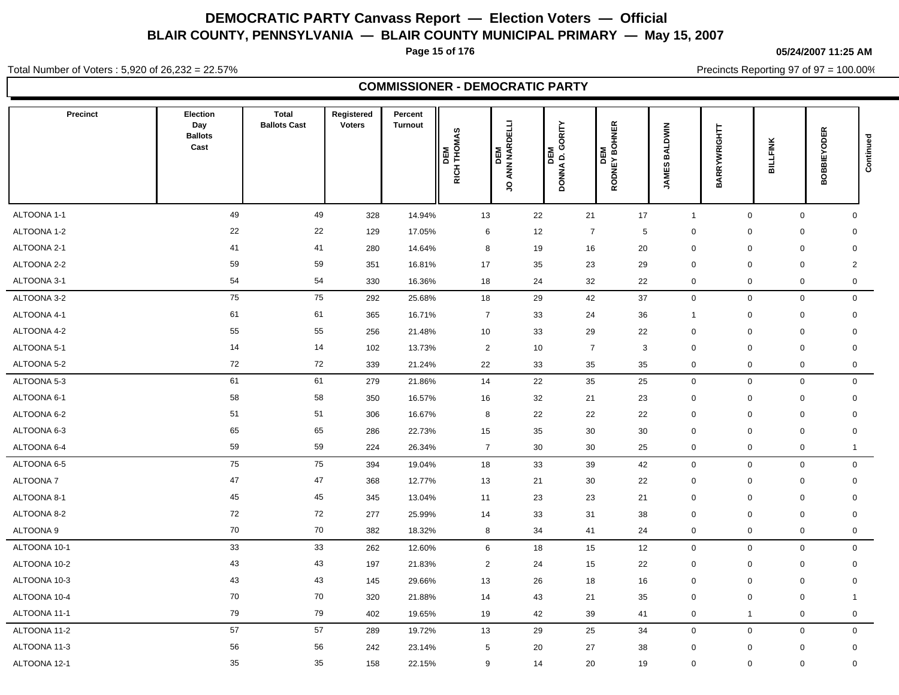# DEMOCRATIC PARTY Canvass Report — Election Voters — Official

## BLAIR COUNTY, PENNSYLVANIA — BLAIR COUNTY MUNICIPAL PRIMARY — May 15, 2007

05/24/2007 11:25 AM

Total Number of Voters : 5,920 of 26,232 = 22.57%

Precincts Reporting 97 of 97 = 100.00%

### COMMISSIONER - DEMOCRATIC PARTY

| Precinct | Election Day Ballots Cast | Total Ballots Cast | Registered Voters | Percent Turnout | DEM RICH THOMAS | DEM JO ANN NARDELLI | DEM DONNA D. GORITY | DEM RODNEY BOHNER | JAMES BALDWIN | BARRYWRIGHTT | BILLFINK | BOBBIEYODER | Continued |
|---|---|---|---|---|---|---|---|---|---|---|---|---|---|
| ALTOONA 1-1 | 49 | 49 | 328 | 14.94% | 13 | 22 | 21 | 17 | 1 | 0 | 0 | 0 | |
| ALTOONA 1-2 | 22 | 22 | 129 | 17.05% | 6 | 12 | 7 | 5 | 0 | 0 | 0 | 0 | |
| ALTOONA 2-1 | 41 | 41 | 280 | 14.64% | 8 | 19 | 16 | 20 | 0 | 0 | 0 | 0 | |
| ALTOONA 2-2 | 59 | 59 | 351 | 16.81% | 17 | 35 | 23 | 29 | 0 | 0 | 0 | 2 | |
| ALTOONA 3-1 | 54 | 54 | 330 | 16.36% | 18 | 24 | 32 | 22 | 0 | 0 | 0 | 0 | |
| ALTOONA 3-2 | 75 | 75 | 292 | 25.68% | 18 | 29 | 42 | 37 | 0 | 0 | 0 | 0 | |
| ALTOONA 4-1 | 61 | 61 | 365 | 16.71% | 7 | 33 | 24 | 36 | 1 | 0 | 0 | 0 | |
| ALTOONA 4-2 | 55 | 55 | 256 | 21.48% | 10 | 33 | 29 | 22 | 0 | 0 | 0 | 0 | |
| ALTOONA 5-1 | 14 | 14 | 102 | 13.73% | 2 | 10 | 7 | 3 | 0 | 0 | 0 | 0 | |
| ALTOONA 5-2 | 72 | 72 | 339 | 21.24% | 22 | 33 | 35 | 35 | 0 | 0 | 0 | 0 | |
| ALTOONA 5-3 | 61 | 61 | 279 | 21.86% | 14 | 22 | 35 | 25 | 0 | 0 | 0 | 0 | |
| ALTOONA 6-1 | 58 | 58 | 350 | 16.57% | 16 | 32 | 21 | 23 | 0 | 0 | 0 | 0 | |
| ALTOONA 6-2 | 51 | 51 | 306 | 16.67% | 8 | 22 | 22 | 22 | 0 | 0 | 0 | 0 | |
| ALTOONA 6-3 | 65 | 65 | 286 | 22.73% | 15 | 35 | 30 | 30 | 0 | 0 | 0 | 0 | |
| ALTOONA 6-4 | 59 | 59 | 224 | 26.34% | 7 | 30 | 30 | 25 | 0 | 0 | 0 | 1 | |
| ALTOONA 6-5 | 75 | 75 | 394 | 19.04% | 18 | 33 | 39 | 42 | 0 | 0 | 0 | 0 | |
| ALTOONA 7 | 47 | 47 | 368 | 12.77% | 13 | 21 | 30 | 22 | 0 | 0 | 0 | 0 | |
| ALTOONA 8-1 | 45 | 45 | 345 | 13.04% | 11 | 23 | 23 | 21 | 0 | 0 | 0 | 0 | |
| ALTOONA 8-2 | 72 | 72 | 277 | 25.99% | 14 | 33 | 31 | 38 | 0 | 0 | 0 | 0 | |
| ALTOONA 9 | 70 | 70 | 382 | 18.32% | 8 | 34 | 41 | 24 | 0 | 0 | 0 | 0 | |
| ALTOONA 10-1 | 33 | 33 | 262 | 12.60% | 6 | 18 | 15 | 12 | 0 | 0 | 0 | 0 | |
| ALTOONA 10-2 | 43 | 43 | 197 | 21.83% | 2 | 24 | 15 | 22 | 0 | 0 | 0 | 0 | |
| ALTOONA 10-3 | 43 | 43 | 145 | 29.66% | 13 | 26 | 18 | 16 | 0 | 0 | 0 | 0 | |
| ALTOONA 10-4 | 70 | 70 | 320 | 21.88% | 14 | 43 | 21 | 35 | 0 | 0 | 0 | 1 | |
| ALTOONA 11-1 | 79 | 79 | 402 | 19.65% | 19 | 42 | 39 | 41 | 0 | 1 | 0 | 0 | |
| ALTOONA 11-2 | 57 | 57 | 289 | 19.72% | 13 | 29 | 25 | 34 | 0 | 0 | 0 | 0 | |
| ALTOONA 11-3 | 56 | 56 | 242 | 23.14% | 5 | 20 | 27 | 38 | 0 | 0 | 0 | 0 | |
| ALTOONA 12-1 | 35 | 35 | 158 | 22.15% | 9 | 14 | 20 | 19 | 0 | 0 | 0 | 0 | |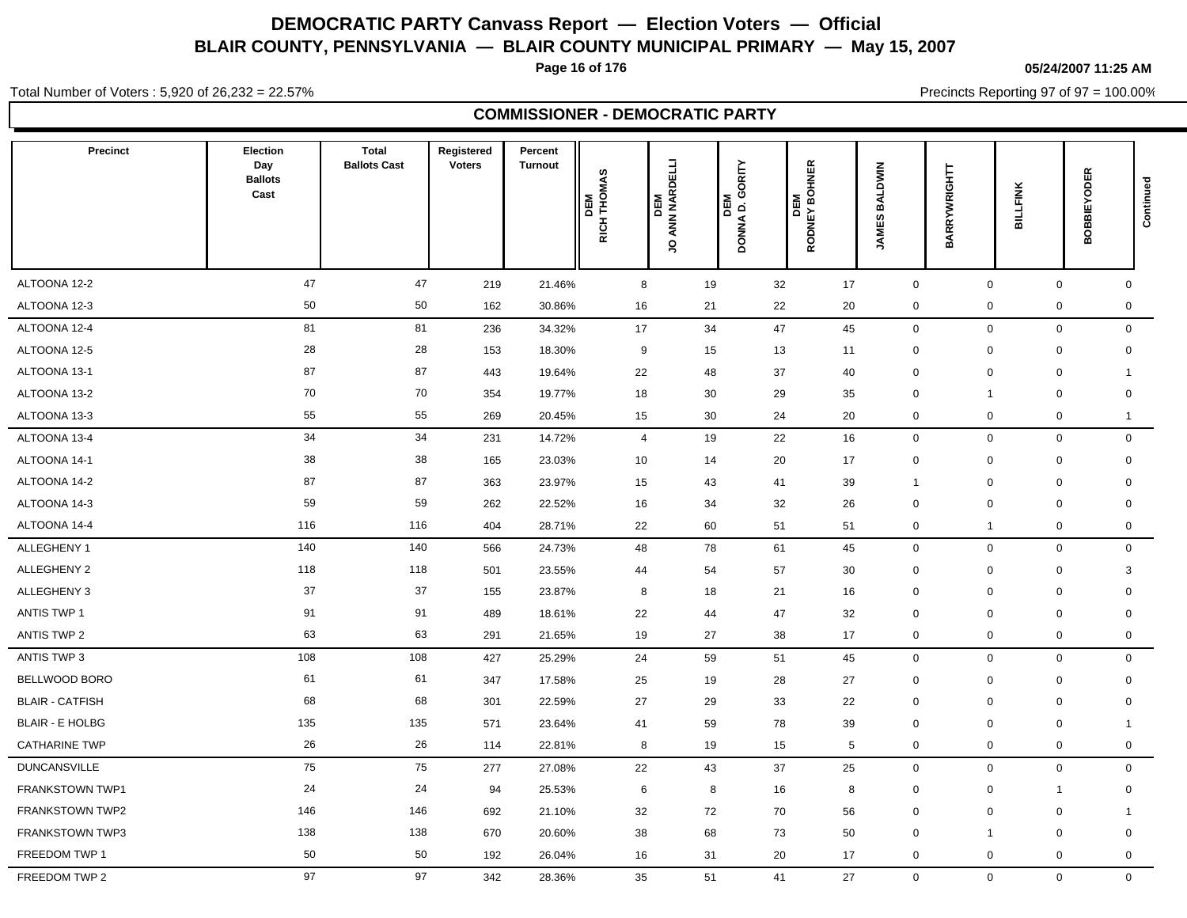# DEMOCRATIC PARTY Canvass Report — Election Voters — Official

## BLAIR COUNTY, PENNSYLVANIA — BLAIR COUNTY MUNICIPAL PRIMARY — May 15, 2007

05/24/2007 11:25 AM

Total Number of Voters : 5,920 of 26,232 = 22.57%

Precincts Reporting 97 of 97 = 100.00%

### COMMISSIONER - DEMOCRATIC PARTY

| Precinct | Election Day Ballots Cast | Total Ballots Cast | Registered Voters | Percent Turnout | DEM RICH THOMAS | DEM JO ANN NARDELLI | DEM DONNA D. GORITY | DEM RODNEY BOHNER | JAMES BALDWIN | BARRYWRIGHTT | BILLFINK | BOBBIEYODER | Continued |
|---|---|---|---|---|---|---|---|---|---|---|---|---|---|
| ALTOONA 12-2 | 47 | 47 | 219 | 21.46% | 8 | 19 | 32 | 17 | 0 | 0 | 0 | 0 | |
| ALTOONA 12-3 | 50 | 50 | 162 | 30.86% | 16 | 21 | 22 | 20 | 0 | 0 | 0 | 0 | |
| ALTOONA 12-4 | 81 | 81 | 236 | 34.32% | 17 | 34 | 47 | 45 | 0 | 0 | 0 | 0 | |
| ALTOONA 12-5 | 28 | 28 | 153 | 18.30% | 9 | 15 | 13 | 11 | 0 | 0 | 0 | 0 | |
| ALTOONA 13-1 | 87 | 87 | 443 | 19.64% | 22 | 48 | 37 | 40 | 0 | 0 | 0 | 1 | |
| ALTOONA 13-2 | 70 | 70 | 354 | 19.77% | 18 | 30 | 29 | 35 | 0 | 1 | 0 | 0 | |
| ALTOONA 13-3 | 55 | 55 | 269 | 20.45% | 15 | 30 | 24 | 20 | 0 | 0 | 0 | 1 | |
| ALTOONA 13-4 | 34 | 34 | 231 | 14.72% | 4 | 19 | 22 | 16 | 0 | 0 | 0 | 0 | |
| ALTOONA 14-1 | 38 | 38 | 165 | 23.03% | 10 | 14 | 20 | 17 | 0 | 0 | 0 | 0 | |
| ALTOONA 14-2 | 87 | 87 | 363 | 23.97% | 15 | 43 | 41 | 39 | 1 | 0 | 0 | 0 | |
| ALTOONA 14-3 | 59 | 59 | 262 | 22.52% | 16 | 34 | 32 | 26 | 0 | 0 | 0 | 0 | |
| ALTOONA 14-4 | 116 | 116 | 404 | 28.71% | 22 | 60 | 51 | 51 | 0 | 1 | 0 | 0 | |
| ALLEGHENY 1 | 140 | 140 | 566 | 24.73% | 48 | 78 | 61 | 45 | 0 | 0 | 0 | 0 | |
| ALLEGHENY 2 | 118 | 118 | 501 | 23.55% | 44 | 54 | 57 | 30 | 0 | 0 | 0 | 3 | |
| ALLEGHENY 3 | 37 | 37 | 155 | 23.87% | 8 | 18 | 21 | 16 | 0 | 0 | 0 | 0 | |
| ANTIS TWP 1 | 91 | 91 | 489 | 18.61% | 22 | 44 | 47 | 32 | 0 | 0 | 0 | 0 | |
| ANTIS TWP 2 | 63 | 63 | 291 | 21.65% | 19 | 27 | 38 | 17 | 0 | 0 | 0 | 0 | |
| ANTIS TWP 3 | 108 | 108 | 427 | 25.29% | 24 | 59 | 51 | 45 | 0 | 0 | 0 | 0 | |
| BELLWOOD BORO | 61 | 61 | 347 | 17.58% | 25 | 19 | 28 | 27 | 0 | 0 | 0 | 0 | |
| BLAIR - CATFISH | 68 | 68 | 301 | 22.59% | 27 | 29 | 33 | 22 | 0 | 0 | 0 | 0 | |
| BLAIR - E HOLBG | 135 | 135 | 571 | 23.64% | 41 | 59 | 78 | 39 | 0 | 0 | 0 | 1 | |
| CATHARINE TWP | 26 | 26 | 114 | 22.81% | 8 | 19 | 15 | 5 | 0 | 0 | 0 | 0 | |
| DUNCANSVILLE | 75 | 75 | 277 | 27.08% | 22 | 43 | 37 | 25 | 0 | 0 | 0 | 0 | |
| FRANKSTOWN TWP1 | 24 | 24 | 94 | 25.53% | 6 | 8 | 16 | 8 | 0 | 0 | 1 | 0 | |
| FRANKSTOWN TWP2 | 146 | 146 | 692 | 21.10% | 32 | 72 | 70 | 56 | 0 | 0 | 0 | 1 | |
| FRANKSTOWN TWP3 | 138 | 138 | 670 | 20.60% | 38 | 68 | 73 | 50 | 0 | 1 | 0 | 0 | |
| FREEDOM TWP 1 | 50 | 50 | 192 | 26.04% | 16 | 31 | 20 | 17 | 0 | 0 | 0 | 0 | |
| FREEDOM TWP 2 | 97 | 97 | 342 | 28.36% | 35 | 51 | 41 | 27 | 0 | 0 | 0 | 0 | |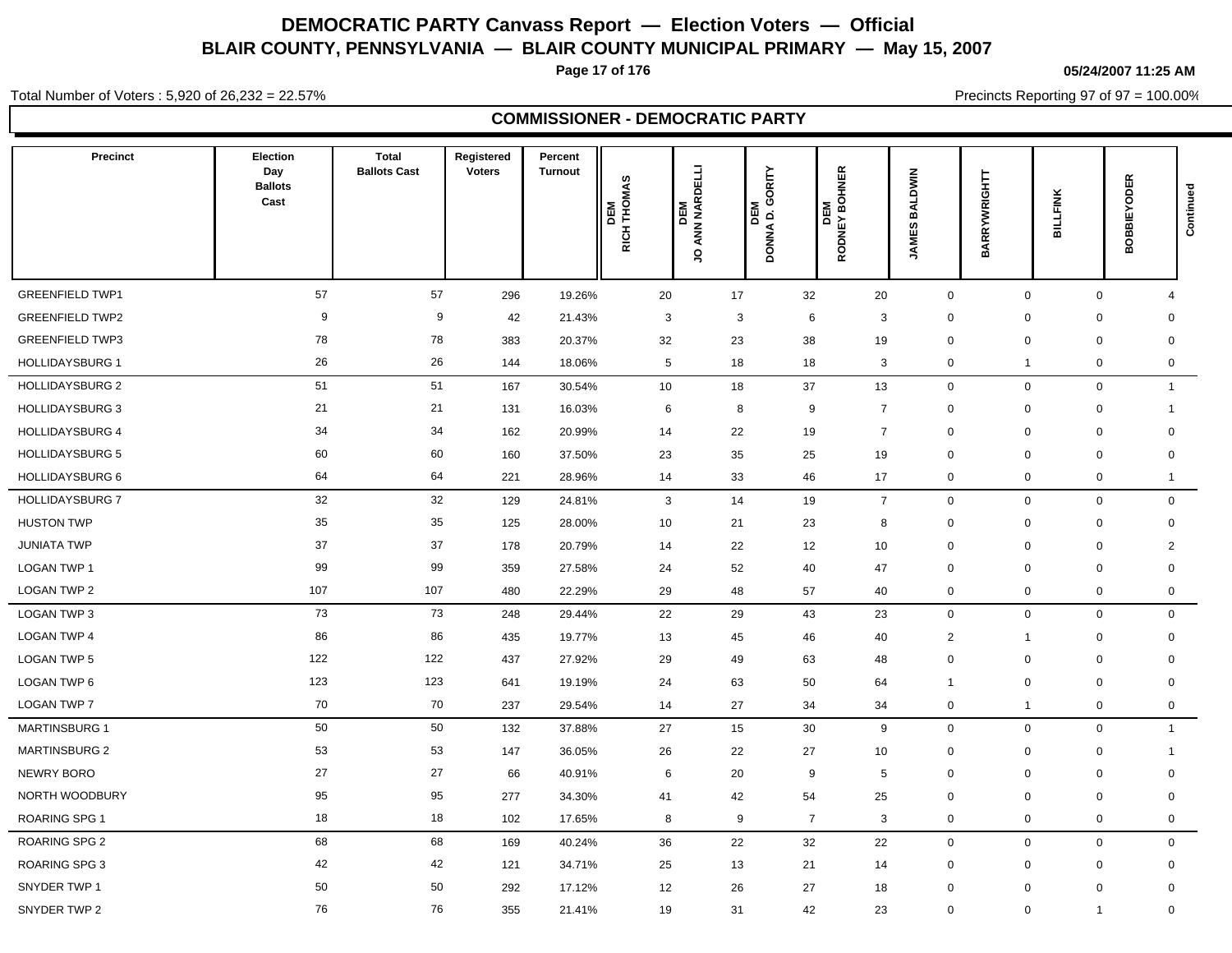# DEMOCRATIC PARTY Canvass Report — Election Voters — Official

## BLAIR COUNTY, PENNSYLVANIA — BLAIR COUNTY MUNICIPAL PRIMARY — May 15, 2007

05/24/2007 11:25 AM

Total Number of Voters : 5,920 of 26,232 = 22.57%

Precincts Reporting 97 of 97 = 100.00%

### COMMISSIONER - DEMOCRATIC PARTY

| Precinct | Election Day Ballots Cast | Total Ballots Cast | Registered Voters | Percent Turnout | DEM RICH THOMAS | DEM JO ANN NARDELLI | DEM DONNA D. GORITY | DEM RODNEY BOHNER | JAMES BALDWIN | BARRYWRIGHTT | BILLFINK | BOBBIEYODER | Continued |
|---|---|---|---|---|---|---|---|---|---|---|---|---|---|
| GREENFIELD TWP1 | 57 | 57 | 296 | 19.26% | 20 | 17 | 32 | 20 | 0 | 0 | 0 | 4 | |
| GREENFIELD TWP2 | 9 | 9 | 42 | 21.43% | 3 | 3 | 6 | 3 | 0 | 0 | 0 | 0 | |
| GREENFIELD TWP3 | 78 | 78 | 383 | 20.37% | 32 | 23 | 38 | 19 | 0 | 0 | 0 | 0 | |
| HOLLIDAYSBURG 1 | 26 | 26 | 144 | 18.06% | 5 | 18 | 18 | 3 | 0 | 1 | 0 | 0 | |
| HOLLIDAYSBURG 2 | 51 | 51 | 167 | 30.54% | 10 | 18 | 37 | 13 | 0 | 0 | 0 | 1 | |
| HOLLIDAYSBURG 3 | 21 | 21 | 131 | 16.03% | 6 | 8 | 9 | 7 | 0 | 0 | 0 | 1 | |
| HOLLIDAYSBURG 4 | 34 | 34 | 162 | 20.99% | 14 | 22 | 19 | 7 | 0 | 0 | 0 | 0 | |
| HOLLIDAYSBURG 5 | 60 | 60 | 160 | 37.50% | 23 | 35 | 25 | 19 | 0 | 0 | 0 | 0 | |
| HOLLIDAYSBURG 6 | 64 | 64 | 221 | 28.96% | 14 | 33 | 46 | 17 | 0 | 0 | 0 | 1 | |
| HOLLIDAYSBURG 7 | 32 | 32 | 129 | 24.81% | 3 | 14 | 19 | 7 | 0 | 0 | 0 | 0 | |
| HUSTON TWP | 35 | 35 | 125 | 28.00% | 10 | 21 | 23 | 8 | 0 | 0 | 0 | 0 | |
| JUNIATA TWP | 37 | 37 | 178 | 20.79% | 14 | 22 | 12 | 10 | 0 | 0 | 0 | 2 | |
| LOGAN TWP 1 | 99 | 99 | 359 | 27.58% | 24 | 52 | 40 | 47 | 0 | 0 | 0 | 0 | |
| LOGAN TWP 2 | 107 | 107 | 480 | 22.29% | 29 | 48 | 57 | 40 | 0 | 0 | 0 | 0 | |
| LOGAN TWP 3 | 73 | 73 | 248 | 29.44% | 22 | 29 | 43 | 23 | 0 | 0 | 0 | 0 | |
| LOGAN TWP 4 | 86 | 86 | 435 | 19.77% | 13 | 45 | 46 | 40 | 2 | 1 | 0 | 0 | |
| LOGAN TWP 5 | 122 | 122 | 437 | 27.92% | 29 | 49 | 63 | 48 | 0 | 0 | 0 | 0 | |
| LOGAN TWP 6 | 123 | 123 | 641 | 19.19% | 24 | 63 | 50 | 64 | 1 | 0 | 0 | 0 | |
| LOGAN TWP 7 | 70 | 70 | 237 | 29.54% | 14 | 27 | 34 | 34 | 0 | 1 | 0 | 0 | |
| MARTINSBURG 1 | 50 | 50 | 132 | 37.88% | 27 | 15 | 30 | 9 | 0 | 0 | 0 | 1 | |
| MARTINSBURG 2 | 53 | 53 | 147 | 36.05% | 26 | 22 | 27 | 10 | 0 | 0 | 0 | 1 | |
| NEWRY BORO | 27 | 27 | 66 | 40.91% | 6 | 20 | 9 | 5 | 0 | 0 | 0 | 0 | |
| NORTH WOODBURY | 95 | 95 | 277 | 34.30% | 41 | 42 | 54 | 25 | 0 | 0 | 0 | 0 | |
| ROARING SPG 1 | 18 | 18 | 102 | 17.65% | 8 | 9 | 7 | 3 | 0 | 0 | 0 | 0 | |
| ROARING SPG 2 | 68 | 68 | 169 | 40.24% | 36 | 22 | 32 | 22 | 0 | 0 | 0 | 0 | |
| ROARING SPG 3 | 42 | 42 | 121 | 34.71% | 25 | 13 | 21 | 14 | 0 | 0 | 0 | 0 | |
| SNYDER TWP 1 | 50 | 50 | 292 | 17.12% | 12 | 26 | 27 | 18 | 0 | 0 | 0 | 0 | |
| SNYDER TWP 2 | 76 | 76 | 355 | 21.41% | 19 | 31 | 42 | 23 | 0 | 0 | 1 | 0 | |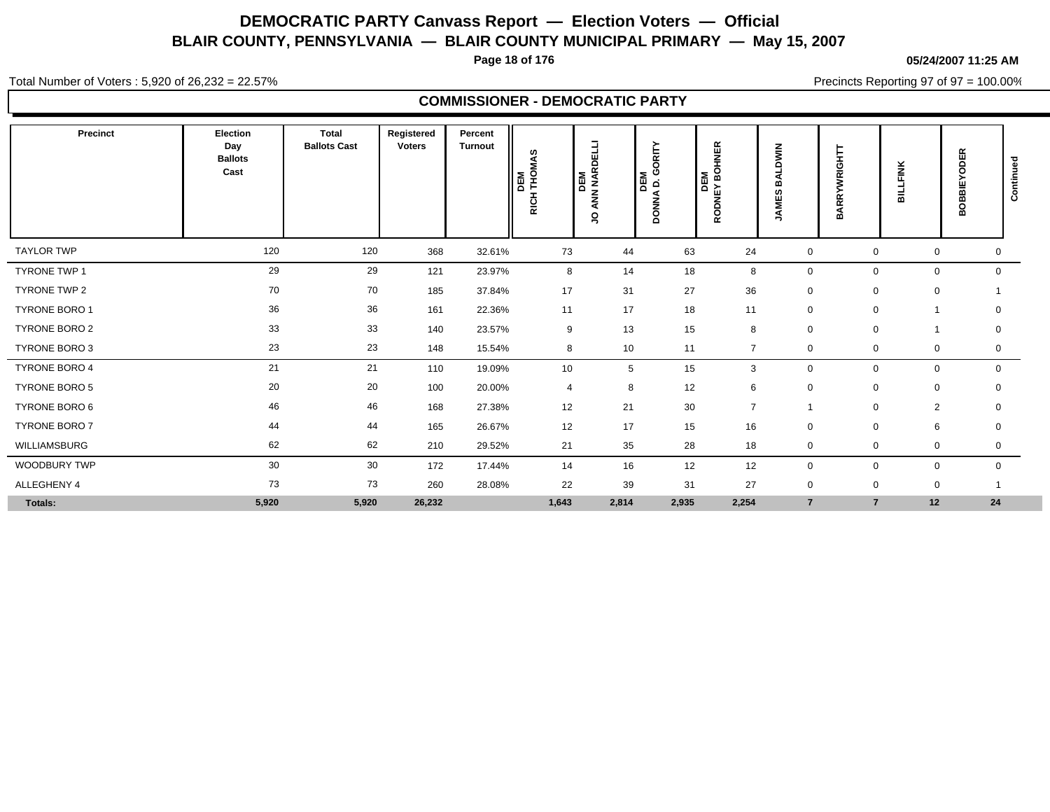# DEMOCRATIC PARTY Canvass Report — Election Voters — Official

## BLAIR COUNTY, PENNSYLVANIA — BLAIR COUNTY MUNICIPAL PRIMARY — May 15, 2007

05/24/2007 11:25 AM

Total Number of Voters : 5,920 of 26,232 = 22.57%

Precincts Reporting 97 of 97 = 100.00%

### COMMISSIONER - DEMOCRATIC PARTY

| Precinct | Election Day Ballots Cast | Total Ballots Cast | Registered Voters | Percent Turnout | DEM RICH THOMAS | DEM JO ANN NARDELLI | DEM DONNA D. GORITY | DEM RODNEY BOHNER | JAMES BALDWIN | BARRYWRIGHTT | BILLFINK | BOBBIEYODER | Continued |
|---|---|---|---|---|---|---|---|---|---|---|---|---|---|
| TAYLOR TWP | 120 | 120 | 368 | 32.61% | 73 | 44 | 63 | 24 | 0 | 0 | 0 | 0 | |
| TYRONE TWP 1 | 29 | 29 | 121 | 23.97% | 8 | 14 | 18 | 8 | 0 | 0 | 0 | 0 | |
| TYRONE TWP 2 | 70 | 70 | 185 | 37.84% | 17 | 31 | 27 | 36 | 0 | 0 | 0 | 1 | |
| TYRONE BORO 1 | 36 | 36 | 161 | 22.36% | 11 | 17 | 18 | 11 | 0 | 0 | 1 | 0 | |
| TYRONE BORO 2 | 33 | 33 | 140 | 23.57% | 9 | 13 | 15 | 8 | 0 | 0 | 1 | 0 | |
| TYRONE BORO 3 | 23 | 23 | 148 | 15.54% | 8 | 10 | 11 | 7 | 0 | 0 | 0 | 0 | |
| TYRONE BORO 4 | 21 | 21 | 110 | 19.09% | 10 | 5 | 15 | 3 | 0 | 0 | 0 | 0 | |
| TYRONE BORO 5 | 20 | 20 | 100 | 20.00% | 4 | 8 | 12 | 6 | 0 | 0 | 0 | 0 | |
| TYRONE BORO 6 | 46 | 46 | 168 | 27.38% | 12 | 21 | 30 | 7 | 1 | 0 | 2 | 0 | |
| TYRONE BORO 7 | 44 | 44 | 165 | 26.67% | 12 | 17 | 15 | 16 | 0 | 0 | 6 | 0 | |
| WILLIAMSBURG | 62 | 62 | 210 | 29.52% | 21 | 35 | 28 | 18 | 0 | 0 | 0 | 0 | |
| WOODBURY TWP | 30 | 30 | 172 | 17.44% | 14 | 16 | 12 | 12 | 0 | 0 | 0 | 0 | |
| ALLEGHENY 4 | 73 | 73 | 260 | 28.08% | 22 | 39 | 31 | 27 | 0 | 0 | 0 | 1 | |
| **Totals:** | **5,920** | **5,920** | **26,232** | | **1,643** | **2,814** | **2,935** | **2,254** | **7** | **7** | **12** | **24** | |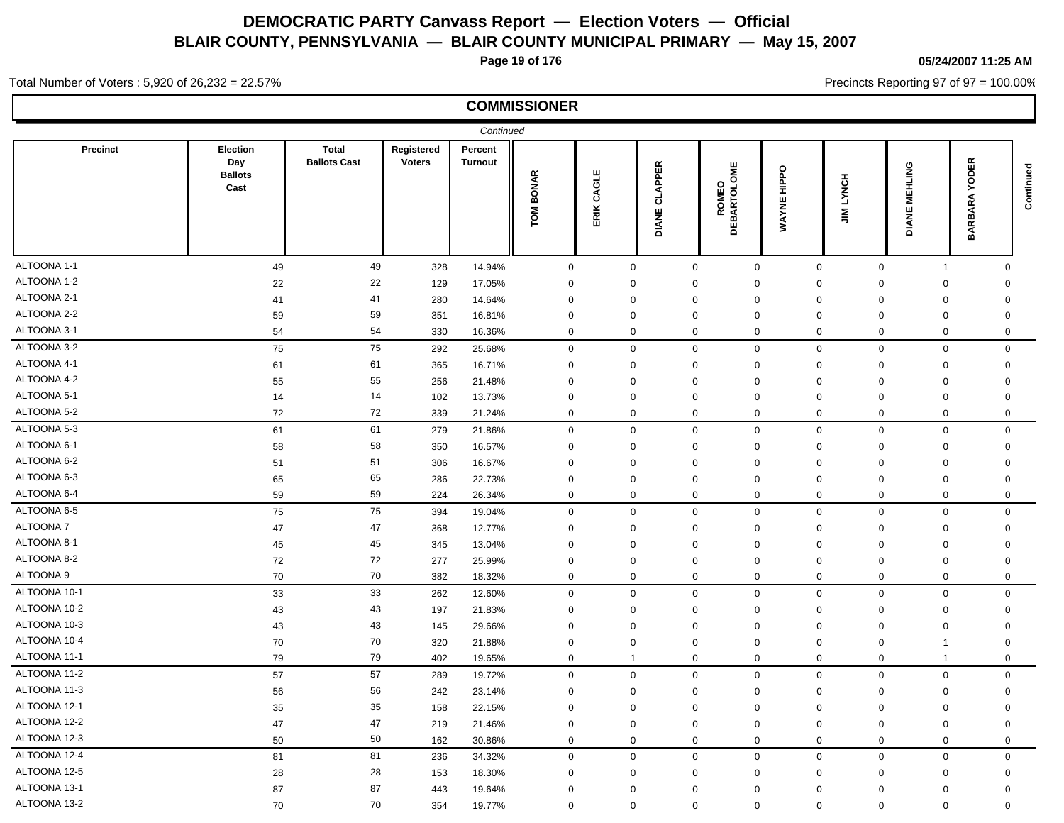# DEMOCRATIC PARTY Canvass Report — Election Voters — Official

## BLAIR COUNTY, PENNSYLVANIA — BLAIR COUNTY MUNICIPAL PRIMARY — May 15, 2007

05/24/2007 11:25 AM

Total Number of Voters : 5,920 of 26,232 = 22.57%

Precincts Reporting 97 of 97 = 100.00%

### COMMISSIONER

*Continued*

| Precinct | Election Day Ballots Cast | Total Ballots Cast | Registered Voters | Percent Turnout | TOM BONAR | ERIK CAGLE | DIANE CLAPPER | ROMEO DEBARTOLOME | WAYNE HIPPO | JIM LYNCH | DIANE MEHLING | BARBARA YODER | Continued |
|---|---|---|---|---|---|---|---|---|---|---|---|---|---|
| ALTOONA 1-1 | 49 | 49 | 328 | 14.94% | 0 | 0 | 0 | 0 | 0 | 0 | 1 | 0 | |
| ALTOONA 1-2 | 22 | 22 | 129 | 17.05% | 0 | 0 | 0 | 0 | 0 | 0 | 0 | 0 | |
| ALTOONA 2-1 | 41 | 41 | 280 | 14.64% | 0 | 0 | 0 | 0 | 0 | 0 | 0 | 0 | |
| ALTOONA 2-2 | 59 | 59 | 351 | 16.81% | 0 | 0 | 0 | 0 | 0 | 0 | 0 | 0 | |
| ALTOONA 3-1 | 54 | 54 | 330 | 16.36% | 0 | 0 | 0 | 0 | 0 | 0 | 0 | 0 | |
| ALTOONA 3-2 | 75 | 75 | 292 | 25.68% | 0 | 0 | 0 | 0 | 0 | 0 | 0 | 0 | |
| ALTOONA 4-1 | 61 | 61 | 365 | 16.71% | 0 | 0 | 0 | 0 | 0 | 0 | 0 | 0 | |
| ALTOONA 4-2 | 55 | 55 | 256 | 21.48% | 0 | 0 | 0 | 0 | 0 | 0 | 0 | 0 | |
| ALTOONA 5-1 | 14 | 14 | 102 | 13.73% | 0 | 0 | 0 | 0 | 0 | 0 | 0 | 0 | |
| ALTOONA 5-2 | 72 | 72 | 339 | 21.24% | 0 | 0 | 0 | 0 | 0 | 0 | 0 | 0 | |
| ALTOONA 5-3 | 61 | 61 | 279 | 21.86% | 0 | 0 | 0 | 0 | 0 | 0 | 0 | 0 | |
| ALTOONA 6-1 | 58 | 58 | 350 | 16.57% | 0 | 0 | 0 | 0 | 0 | 0 | 0 | 0 | |
| ALTOONA 6-2 | 51 | 51 | 306 | 16.67% | 0 | 0 | 0 | 0 | 0 | 0 | 0 | 0 | |
| ALTOONA 6-3 | 65 | 65 | 286 | 22.73% | 0 | 0 | 0 | 0 | 0 | 0 | 0 | 0 | |
| ALTOONA 6-4 | 59 | 59 | 224 | 26.34% | 0 | 0 | 0 | 0 | 0 | 0 | 0 | 0 | |
| ALTOONA 6-5 | 75 | 75 | 394 | 19.04% | 0 | 0 | 0 | 0 | 0 | 0 | 0 | 0 | |
| ALTOONA 7 | 47 | 47 | 368 | 12.77% | 0 | 0 | 0 | 0 | 0 | 0 | 0 | 0 | |
| ALTOONA 8-1 | 45 | 45 | 345 | 13.04% | 0 | 0 | 0 | 0 | 0 | 0 | 0 | 0 | |
| ALTOONA 8-2 | 72 | 72 | 277 | 25.99% | 0 | 0 | 0 | 0 | 0 | 0 | 0 | 0 | |
| ALTOONA 9 | 70 | 70 | 382 | 18.32% | 0 | 0 | 0 | 0 | 0 | 0 | 0 | 0 | |
| ALTOONA 10-1 | 33 | 33 | 262 | 12.60% | 0 | 0 | 0 | 0 | 0 | 0 | 0 | 0 | |
| ALTOONA 10-2 | 43 | 43 | 197 | 21.83% | 0 | 0 | 0 | 0 | 0 | 0 | 0 | 0 | |
| ALTOONA 10-3 | 43 | 43 | 145 | 29.66% | 0 | 0 | 0 | 0 | 0 | 0 | 0 | 0 | |
| ALTOONA 10-4 | 70 | 70 | 320 | 21.88% | 0 | 0 | 0 | 0 | 0 | 0 | 1 | 0 | |
| ALTOONA 11-1 | 79 | 79 | 402 | 19.65% | 0 | 1 | 0 | 0 | 0 | 0 | 1 | 0 | |
| ALTOONA 11-2 | 57 | 57 | 289 | 19.72% | 0 | 0 | 0 | 0 | 0 | 0 | 0 | 0 | |
| ALTOONA 11-3 | 56 | 56 | 242 | 23.14% | 0 | 0 | 0 | 0 | 0 | 0 | 0 | 0 | |
| ALTOONA 12-1 | 35 | 35 | 158 | 22.15% | 0 | 0 | 0 | 0 | 0 | 0 | 0 | 0 | |
| ALTOONA 12-2 | 47 | 47 | 219 | 21.46% | 0 | 0 | 0 | 0 | 0 | 0 | 0 | 0 | |
| ALTOONA 12-3 | 50 | 50 | 162 | 30.86% | 0 | 0 | 0 | 0 | 0 | 0 | 0 | 0 | |
| ALTOONA 12-4 | 81 | 81 | 236 | 34.32% | 0 | 0 | 0 | 0 | 0 | 0 | 0 | 0 | |
| ALTOONA 12-5 | 28 | 28 | 153 | 18.30% | 0 | 0 | 0 | 0 | 0 | 0 | 0 | 0 | |
| ALTOONA 13-1 | 87 | 87 | 443 | 19.64% | 0 | 0 | 0 | 0 | 0 | 0 | 0 | 0 | |
| ALTOONA 13-2 | 70 | 70 | 354 | 19.77% | 0 | 0 | 0 | 0 | 0 | 0 | 0 | 0 | |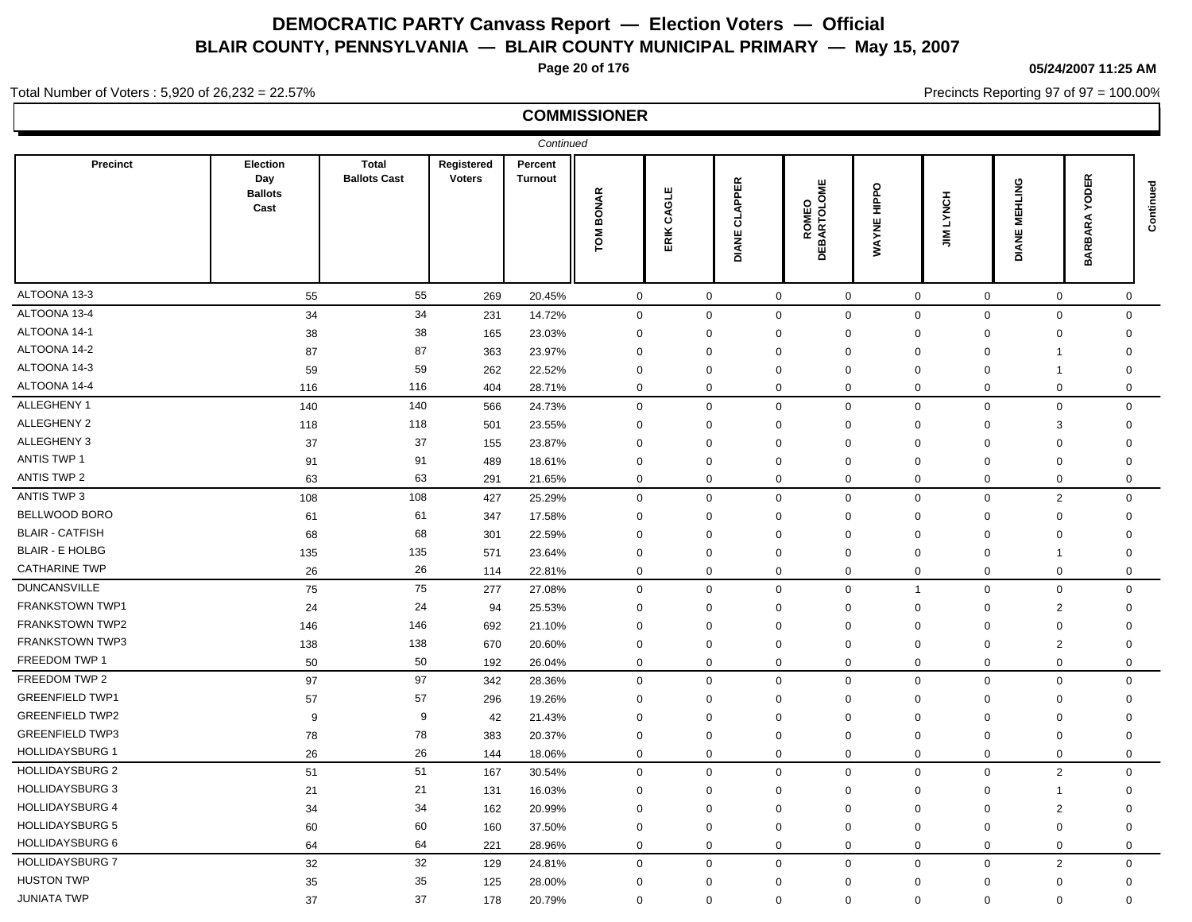# DEMOCRATIC PARTY Canvass Report — Election Voters — Official

## BLAIR COUNTY, PENNSYLVANIA — BLAIR COUNTY MUNICIPAL PRIMARY — May 15, 2007

05/24/2007 11:25 AM

Total Number of Voters : 5,920 of 26,232 = 22.57%

Precincts Reporting 97 of 97 = 100.00%

### COMMISSIONER

*Continued*

| Precinct | Election Day Ballots Cast | Total Ballots Cast | Registered Voters | Percent Turnout | TOM BONAR | ERIK CAGLE | DIANE CLAPPER | ROMEO DEBARTOLOME | WAYNE HIPPO | JIM LYNCH | DIANE MEHLING | BARBARA YODER | Continued |
|---|---|---|---|---|---|---|---|---|---|---|---|---|---|
| ALTOONA 13-3 | 55 | 55 | 269 | 20.45% | 0 | 0 | 0 | 0 | 0 | 0 | 0 | 0 | |
| ALTOONA 13-4 | 34 | 34 | 231 | 14.72% | 0 | 0 | 0 | 0 | 0 | 0 | 0 | 0 | |
| ALTOONA 14-1 | 38 | 38 | 165 | 23.03% | 0 | 0 | 0 | 0 | 0 | 0 | 0 | 0 | |
| ALTOONA 14-2 | 87 | 87 | 363 | 23.97% | 0 | 0 | 0 | 0 | 0 | 0 | 1 | 0 | |
| ALTOONA 14-3 | 59 | 59 | 262 | 22.52% | 0 | 0 | 0 | 0 | 0 | 0 | 1 | 0 | |
| ALTOONA 14-4 | 116 | 116 | 404 | 28.71% | 0 | 0 | 0 | 0 | 0 | 0 | 0 | 0 | |
| ALLEGHENY 1 | 140 | 140 | 566 | 24.73% | 0 | 0 | 0 | 0 | 0 | 0 | 0 | 0 | |
| ALLEGHENY 2 | 118 | 118 | 501 | 23.55% | 0 | 0 | 0 | 0 | 0 | 0 | 3 | 0 | |
| ALLEGHENY 3 | 37 | 37 | 155 | 23.87% | 0 | 0 | 0 | 0 | 0 | 0 | 0 | 0 | |
| ANTIS TWP 1 | 91 | 91 | 489 | 18.61% | 0 | 0 | 0 | 0 | 0 | 0 | 0 | 0 | |
| ANTIS TWP 2 | 63 | 63 | 291 | 21.65% | 0 | 0 | 0 | 0 | 0 | 0 | 0 | 0 | |
| ANTIS TWP 3 | 108 | 108 | 427 | 25.29% | 0 | 0 | 0 | 0 | 0 | 0 | 2 | 0 | |
| BELLWOOD BORO | 61 | 61 | 347 | 17.58% | 0 | 0 | 0 | 0 | 0 | 0 | 0 | 0 | |
| BLAIR - CATFISH | 68 | 68 | 301 | 22.59% | 0 | 0 | 0 | 0 | 0 | 0 | 0 | 0 | |
| BLAIR - E HOLBG | 135 | 135 | 571 | 23.64% | 0 | 0 | 0 | 0 | 0 | 0 | 1 | 0 | |
| CATHARINE TWP | 26 | 26 | 114 | 22.81% | 0 | 0 | 0 | 0 | 0 | 0 | 0 | 0 | |
| DUNCANSVILLE | 75 | 75 | 277 | 27.08% | 0 | 0 | 0 | 0 | 1 | 0 | 0 | 0 | |
| FRANKSTOWN TWP1 | 24 | 24 | 94 | 25.53% | 0 | 0 | 0 | 0 | 0 | 0 | 2 | 0 | |
| FRANKSTOWN TWP2 | 146 | 146 | 692 | 21.10% | 0 | 0 | 0 | 0 | 0 | 0 | 0 | 0 | |
| FRANKSTOWN TWP3 | 138 | 138 | 670 | 20.60% | 0 | 0 | 0 | 0 | 0 | 0 | 2 | 0 | |
| FREEDOM TWP 1 | 50 | 50 | 192 | 26.04% | 0 | 0 | 0 | 0 | 0 | 0 | 0 | 0 | |
| FREEDOM TWP 2 | 97 | 97 | 342 | 28.36% | 0 | 0 | 0 | 0 | 0 | 0 | 0 | 0 | |
| GREENFIELD TWP1 | 57 | 57 | 296 | 19.26% | 0 | 0 | 0 | 0 | 0 | 0 | 0 | 0 | |
| GREENFIELD TWP2 | 9 | 9 | 42 | 21.43% | 0 | 0 | 0 | 0 | 0 | 0 | 0 | 0 | |
| GREENFIELD TWP3 | 78 | 78 | 383 | 20.37% | 0 | 0 | 0 | 0 | 0 | 0 | 0 | 0 | |
| HOLLIDAYSBURG 1 | 26 | 26 | 144 | 18.06% | 0 | 0 | 0 | 0 | 0 | 0 | 0 | 0 | |
| HOLLIDAYSBURG 2 | 51 | 51 | 167 | 30.54% | 0 | 0 | 0 | 0 | 0 | 0 | 2 | 0 | |
| HOLLIDAYSBURG 3 | 21 | 21 | 131 | 16.03% | 0 | 0 | 0 | 0 | 0 | 0 | 1 | 0 | |
| HOLLIDAYSBURG 4 | 34 | 34 | 162 | 20.99% | 0 | 0 | 0 | 0 | 0 | 0 | 2 | 0 | |
| HOLLIDAYSBURG 5 | 60 | 60 | 160 | 37.50% | 0 | 0 | 0 | 0 | 0 | 0 | 0 | 0 | |
| HOLLIDAYSBURG 6 | 64 | 64 | 221 | 28.96% | 0 | 0 | 0 | 0 | 0 | 0 | 0 | 0 | |
| HOLLIDAYSBURG 7 | 32 | 32 | 129 | 24.81% | 0 | 0 | 0 | 0 | 0 | 0 | 2 | 0 | |
| HUSTON TWP | 35 | 35 | 125 | 28.00% | 0 | 0 | 0 | 0 | 0 | 0 | 0 | 0 | |
| JUNIATA TWP | 37 | 37 | 178 | 20.79% | 0 | 0 | 0 | 0 | 0 | 0 | 0 | 0 | |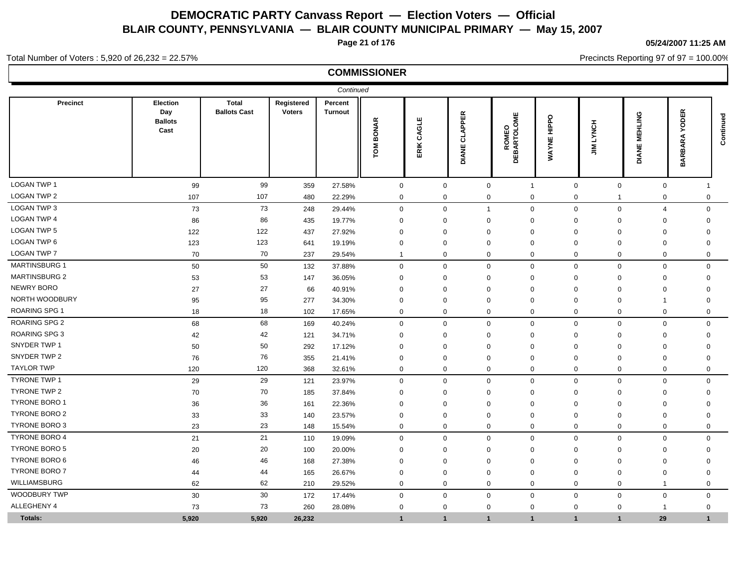# DEMOCRATIC PARTY Canvass Report — Election Voters — Official

## BLAIR COUNTY, PENNSYLVANIA — BLAIR COUNTY MUNICIPAL PRIMARY — May 15, 2007

05/24/2007 11:25 AM

Total Number of Voters : 5,920 of 26,232 = 22.57%

Precincts Reporting 97 of 97 = 100.00%

### COMMISSIONER

*Continued*

| Precinct | Election Day Ballots Cast | Total Ballots Cast | Registered Voters | Percent Turnout | TOM BONAR | ERIK CAGLE | DIANE CLAPPER | ROMEO DEBARTOLOME | WAYNE HIPPO | JIM LYNCH | DIANE MEHLING | BARBARA YODER | Continued |
|---|---|---|---|---|---|---|---|---|---|---|---|---|---|
| LOGAN TWP 1 | 99 | 99 | 359 | 27.58% | 0 | 0 | 0 | 1 | 0 | 0 | 0 | 1 | |
| LOGAN TWP 2 | 107 | 107 | 480 | 22.29% | 0 | 0 | 0 | 0 | 0 | 1 | 0 | 0 | |
| LOGAN TWP 3 | 73 | 73 | 248 | 29.44% | 0 | 0 | 1 | 0 | 0 | 0 | 4 | 0 | |
| LOGAN TWP 4 | 86 | 86 | 435 | 19.77% | 0 | 0 | 0 | 0 | 0 | 0 | 0 | 0 | |
| LOGAN TWP 5 | 122 | 122 | 437 | 27.92% | 0 | 0 | 0 | 0 | 0 | 0 | 0 | 0 | |
| LOGAN TWP 6 | 123 | 123 | 641 | 19.19% | 0 | 0 | 0 | 0 | 0 | 0 | 0 | 0 | |
| LOGAN TWP 7 | 70 | 70 | 237 | 29.54% | 1 | 0 | 0 | 0 | 0 | 0 | 0 | 0 | |
| MARTINSBURG 1 | 50 | 50 | 132 | 37.88% | 0 | 0 | 0 | 0 | 0 | 0 | 0 | 0 | |
| MARTINSBURG 2 | 53 | 53 | 147 | 36.05% | 0 | 0 | 0 | 0 | 0 | 0 | 0 | 0 | |
| NEWRY BORO | 27 | 27 | 66 | 40.91% | 0 | 0 | 0 | 0 | 0 | 0 | 0 | 0 | |
| NORTH WOODBURY | 95 | 95 | 277 | 34.30% | 0 | 0 | 0 | 0 | 0 | 0 | 1 | 0 | |
| ROARING SPG 1 | 18 | 18 | 102 | 17.65% | 0 | 0 | 0 | 0 | 0 | 0 | 0 | 0 | |
| ROARING SPG 2 | 68 | 68 | 169 | 40.24% | 0 | 0 | 0 | 0 | 0 | 0 | 0 | 0 | |
| ROARING SPG 3 | 42 | 42 | 121 | 34.71% | 0 | 0 | 0 | 0 | 0 | 0 | 0 | 0 | |
| SNYDER TWP 1 | 50 | 50 | 292 | 17.12% | 0 | 0 | 0 | 0 | 0 | 0 | 0 | 0 | |
| SNYDER TWP 2 | 76 | 76 | 355 | 21.41% | 0 | 0 | 0 | 0 | 0 | 0 | 0 | 0 | |
| TAYLOR TWP | 120 | 120 | 368 | 32.61% | 0 | 0 | 0 | 0 | 0 | 0 | 0 | 0 | |
| TYRONE TWP 1 | 29 | 29 | 121 | 23.97% | 0 | 0 | 0 | 0 | 0 | 0 | 0 | 0 | |
| TYRONE TWP 2 | 70 | 70 | 185 | 37.84% | 0 | 0 | 0 | 0 | 0 | 0 | 0 | 0 | |
| TYRONE BORO 1 | 36 | 36 | 161 | 22.36% | 0 | 0 | 0 | 0 | 0 | 0 | 0 | 0 | |
| TYRONE BORO 2 | 33 | 33 | 140 | 23.57% | 0 | 0 | 0 | 0 | 0 | 0 | 0 | 0 | |
| TYRONE BORO 3 | 23 | 23 | 148 | 15.54% | 0 | 0 | 0 | 0 | 0 | 0 | 0 | 0 | |
| TYRONE BORO 4 | 21 | 21 | 110 | 19.09% | 0 | 0 | 0 | 0 | 0 | 0 | 0 | 0 | |
| TYRONE BORO 5 | 20 | 20 | 100 | 20.00% | 0 | 0 | 0 | 0 | 0 | 0 | 0 | 0 | |
| TYRONE BORO 6 | 46 | 46 | 168 | 27.38% | 0 | 0 | 0 | 0 | 0 | 0 | 0 | 0 | |
| TYRONE BORO 7 | 44 | 44 | 165 | 26.67% | 0 | 0 | 0 | 0 | 0 | 0 | 0 | 0 | |
| WILLIAMSBURG | 62 | 62 | 210 | 29.52% | 0 | 0 | 0 | 0 | 0 | 0 | 1 | 0 | |
| WOODBURY TWP | 30 | 30 | 172 | 17.44% | 0 | 0 | 0 | 0 | 0 | 0 | 0 | 0 | |
| ALLEGHENY 4 | 73 | 73 | 260 | 28.08% | 0 | 0 | 0 | 0 | 0 | 0 | 1 | 0 | |
| **Totals:** | **5,920** | **5,920** | **26,232** | | **1** | **1** | **1** | **1** | **1** | **1** | **29** | **1** | |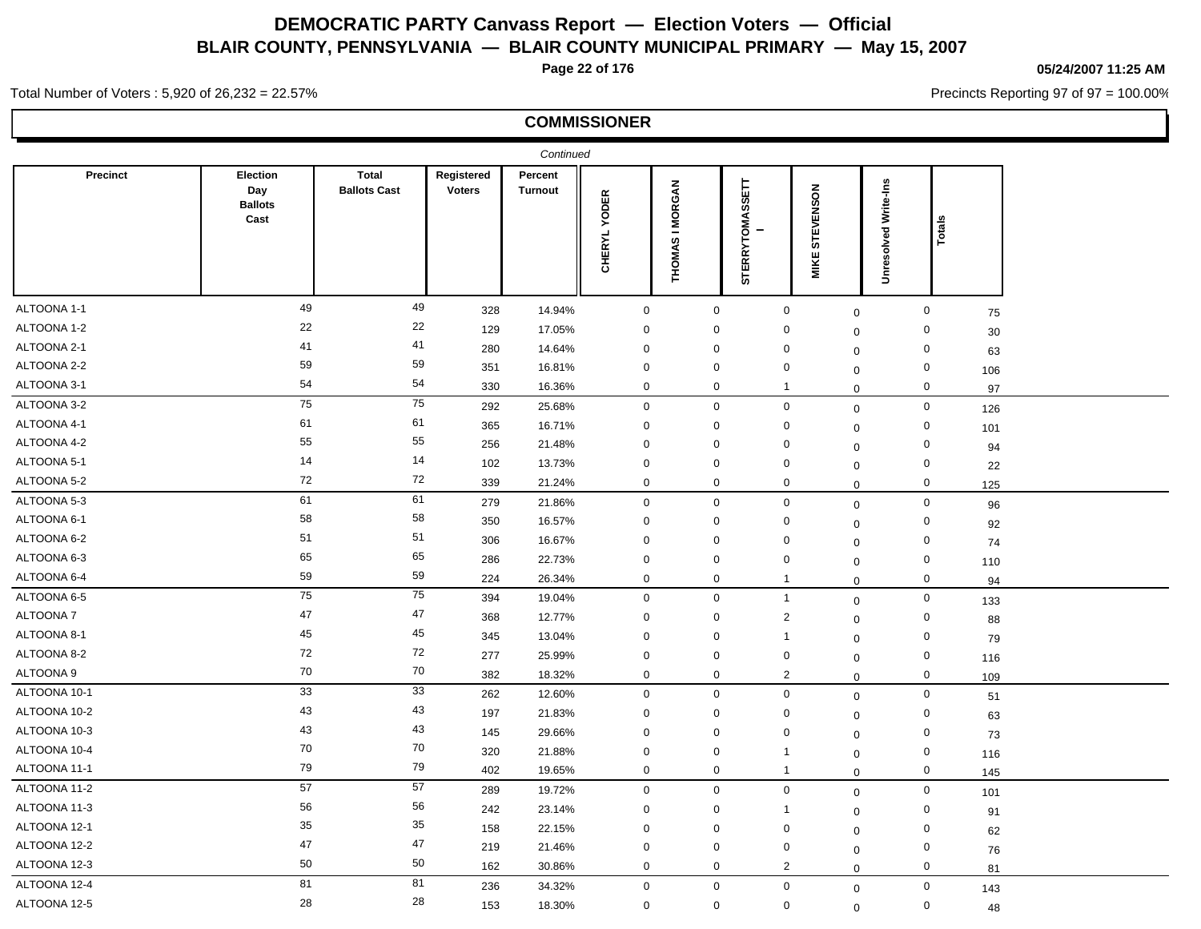# DEMOCRATIC PARTY Canvass Report — Election Voters — Official

## BLAIR COUNTY, PENNSYLVANIA — BLAIR COUNTY MUNICIPAL PRIMARY — May 15, 2007

05/24/2007 11:25 AM

Total Number of Voters : 5,920 of 26,232 = 22.57%

Precincts Reporting 97 of 97 = 100.00%

### COMMISSIONER

*Continued*

| Precinct | Election Day Ballots Cast | Total Ballots Cast | Registered Voters | Percent Turnout | CHERYL YODER | THOMAS I MORGAN | STERRYTOMASSETT I | MIKE STEVENSON | Unresolved Write-Ins | Totals |
|---|---|---|---|---|---|---|---|---|---|---|
| ALTOONA 1-1 | 49 | 49 | 328 | 14.94% | 0 | 0 | 0 | 0 | 0 | 75 |
| ALTOONA 1-2 | 22 | 22 | 129 | 17.05% | 0 | 0 | 0 | 0 | 0 | 30 |
| ALTOONA 2-1 | 41 | 41 | 280 | 14.64% | 0 | 0 | 0 | 0 | 0 | 63 |
| ALTOONA 2-2 | 59 | 59 | 351 | 16.81% | 0 | 0 | 0 | 0 | 0 | 106 |
| ALTOONA 3-1 | 54 | 54 | 330 | 16.36% | 0 | 0 | 1 | 0 | 0 | 97 |
| ALTOONA 3-2 | 75 | 75 | 292 | 25.68% | 0 | 0 | 0 | 0 | 0 | 126 |
| ALTOONA 4-1 | 61 | 61 | 365 | 16.71% | 0 | 0 | 0 | 0 | 0 | 101 |
| ALTOONA 4-2 | 55 | 55 | 256 | 21.48% | 0 | 0 | 0 | 0 | 0 | 94 |
| ALTOONA 5-1 | 14 | 14 | 102 | 13.73% | 0 | 0 | 0 | 0 | 0 | 22 |
| ALTOONA 5-2 | 72 | 72 | 339 | 21.24% | 0 | 0 | 0 | 0 | 0 | 125 |
| ALTOONA 5-3 | 61 | 61 | 279 | 21.86% | 0 | 0 | 0 | 0 | 0 | 96 |
| ALTOONA 6-1 | 58 | 58 | 350 | 16.57% | 0 | 0 | 0 | 0 | 0 | 92 |
| ALTOONA 6-2 | 51 | 51 | 306 | 16.67% | 0 | 0 | 0 | 0 | 0 | 74 |
| ALTOONA 6-3 | 65 | 65 | 286 | 22.73% | 0 | 0 | 0 | 0 | 0 | 110 |
| ALTOONA 6-4 | 59 | 59 | 224 | 26.34% | 0 | 0 | 1 | 0 | 0 | 94 |
| ALTOONA 6-5 | 75 | 75 | 394 | 19.04% | 0 | 0 | 1 | 0 | 0 | 133 |
| ALTOONA 7 | 47 | 47 | 368 | 12.77% | 0 | 0 | 2 | 0 | 0 | 88 |
| ALTOONA 8-1 | 45 | 45 | 345 | 13.04% | 0 | 0 | 1 | 0 | 0 | 79 |
| ALTOONA 8-2 | 72 | 72 | 277 | 25.99% | 0 | 0 | 0 | 0 | 0 | 116 |
| ALTOONA 9 | 70 | 70 | 382 | 18.32% | 0 | 0 | 2 | 0 | 0 | 109 |
| ALTOONA 10-1 | 33 | 33 | 262 | 12.60% | 0 | 0 | 0 | 0 | 0 | 51 |
| ALTOONA 10-2 | 43 | 43 | 197 | 21.83% | 0 | 0 | 0 | 0 | 0 | 63 |
| ALTOONA 10-3 | 43 | 43 | 145 | 29.66% | 0 | 0 | 0 | 0 | 0 | 73 |
| ALTOONA 10-4 | 70 | 70 | 320 | 21.88% | 0 | 0 | 1 | 0 | 0 | 116 |
| ALTOONA 11-1 | 79 | 79 | 402 | 19.65% | 0 | 0 | 1 | 0 | 0 | 145 |
| ALTOONA 11-2 | 57 | 57 | 289 | 19.72% | 0 | 0 | 0 | 0 | 0 | 101 |
| ALTOONA 11-3 | 56 | 56 | 242 | 23.14% | 0 | 0 | 1 | 0 | 0 | 91 |
| ALTOONA 12-1 | 35 | 35 | 158 | 22.15% | 0 | 0 | 0 | 0 | 0 | 62 |
| ALTOONA 12-2 | 47 | 47 | 219 | 21.46% | 0 | 0 | 0 | 0 | 0 | 76 |
| ALTOONA 12-3 | 50 | 50 | 162 | 30.86% | 0 | 0 | 2 | 0 | 0 | 81 |
| ALTOONA 12-4 | 81 | 81 | 236 | 34.32% | 0 | 0 | 0 | 0 | 0 | 143 |
| ALTOONA 12-5 | 28 | 28 | 153 | 18.30% | 0 | 0 | 0 | 0 | 0 | 48 |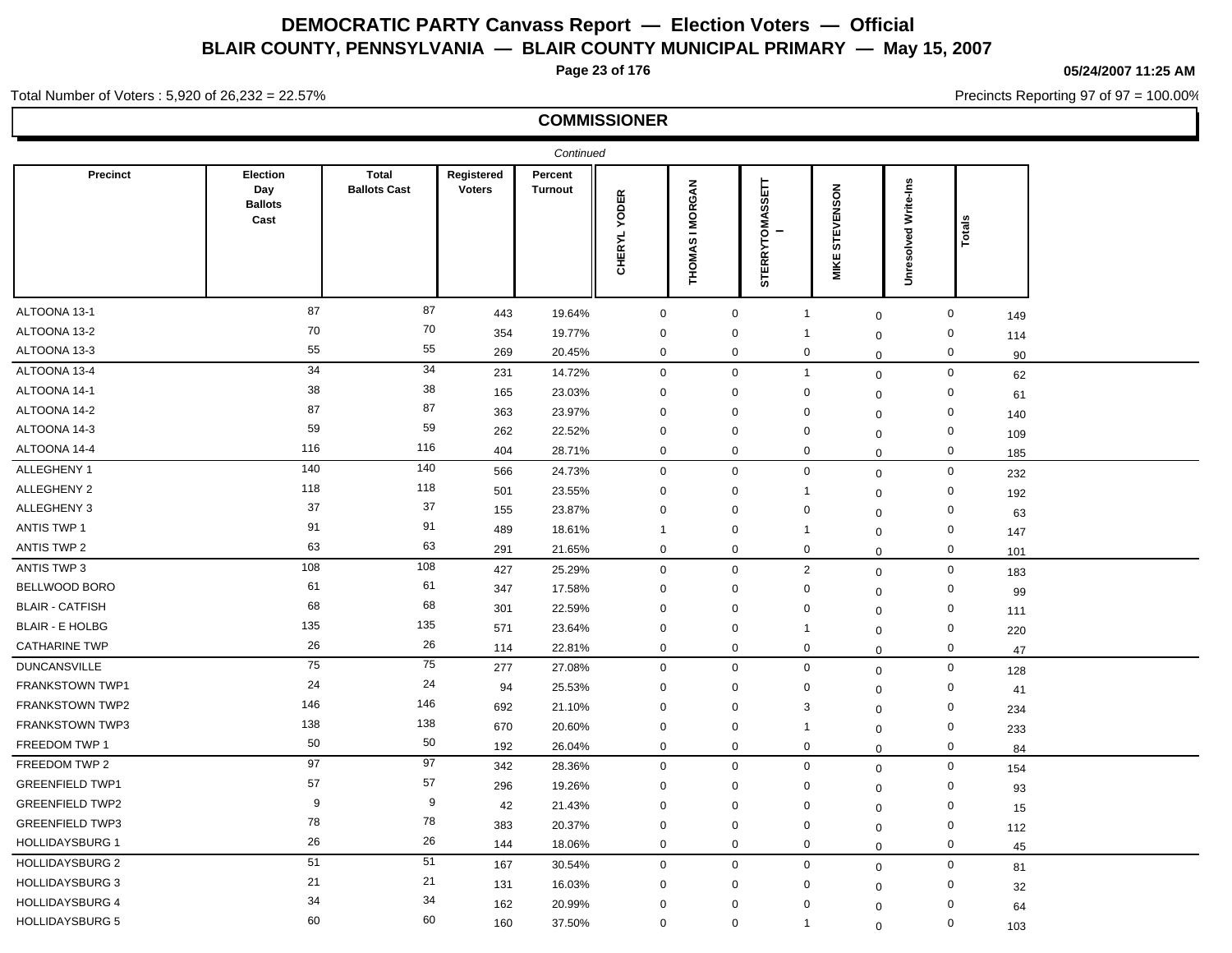# DEMOCRATIC PARTY Canvass Report — Election Voters — Official

## BLAIR COUNTY, PENNSYLVANIA — BLAIR COUNTY MUNICIPAL PRIMARY — May 15, 2007

05/24/2007 11:25 AM

Total Number of Voters : 5,920 of 26,232 = 22.57%

Precincts Reporting 97 of 97 = 100.00%

### COMMISSIONER

*Continued*

| Precinct | Election Day Ballots Cast | Total Ballots Cast | Registered Voters | Percent Turnout | CHERYL YODER | THOMAS I MORGAN | STERRYTOMASSETT I | MIKE STEVENSON | Unresolved Write-Ins | Totals |
|---|---|---|---|---|---|---|---|---|---|---|
| ALTOONA 13-1 | 87 | 87 | 443 | 19.64% | 0 | 0 | 1 | 0 | 0 | 149 |
| ALTOONA 13-2 | 70 | 70 | 354 | 19.77% | 0 | 0 | 1 | 0 | 0 | 114 |
| ALTOONA 13-3 | 55 | 55 | 269 | 20.45% | 0 | 0 | 0 | 0 | 0 | 90 |
| ALTOONA 13-4 | 34 | 34 | 231 | 14.72% | 0 | 0 | 1 | 0 | 0 | 62 |
| ALTOONA 14-1 | 38 | 38 | 165 | 23.03% | 0 | 0 | 0 | 0 | 0 | 61 |
| ALTOONA 14-2 | 87 | 87 | 363 | 23.97% | 0 | 0 | 0 | 0 | 0 | 140 |
| ALTOONA 14-3 | 59 | 59 | 262 | 22.52% | 0 | 0 | 0 | 0 | 0 | 109 |
| ALTOONA 14-4 | 116 | 116 | 404 | 28.71% | 0 | 0 | 0 | 0 | 0 | 185 |
| ALLEGHENY 1 | 140 | 140 | 566 | 24.73% | 0 | 0 | 0 | 0 | 0 | 232 |
| ALLEGHENY 2 | 118 | 118 | 501 | 23.55% | 0 | 0 | 1 | 0 | 0 | 192 |
| ALLEGHENY 3 | 37 | 37 | 155 | 23.87% | 0 | 0 | 0 | 0 | 0 | 63 |
| ANTIS TWP 1 | 91 | 91 | 489 | 18.61% | 1 | 0 | 1 | 0 | 0 | 147 |
| ANTIS TWP 2 | 63 | 63 | 291 | 21.65% | 0 | 0 | 0 | 0 | 0 | 101 |
| ANTIS TWP 3 | 108 | 108 | 427 | 25.29% | 0 | 0 | 2 | 0 | 0 | 183 |
| BELLWOOD BORO | 61 | 61 | 347 | 17.58% | 0 | 0 | 0 | 0 | 0 | 99 |
| BLAIR - CATFISH | 68 | 68 | 301 | 22.59% | 0 | 0 | 0 | 0 | 0 | 111 |
| BLAIR - E HOLBG | 135 | 135 | 571 | 23.64% | 0 | 0 | 1 | 0 | 0 | 220 |
| CATHARINE TWP | 26 | 26 | 114 | 22.81% | 0 | 0 | 0 | 0 | 0 | 47 |
| DUNCANSVILLE | 75 | 75 | 277 | 27.08% | 0 | 0 | 0 | 0 | 0 | 128 |
| FRANKSTOWN TWP1 | 24 | 24 | 94 | 25.53% | 0 | 0 | 0 | 0 | 0 | 41 |
| FRANKSTOWN TWP2 | 146 | 146 | 692 | 21.10% | 0 | 0 | 3 | 0 | 0 | 234 |
| FRANKSTOWN TWP3 | 138 | 138 | 670 | 20.60% | 0 | 0 | 1 | 0 | 0 | 233 |
| FREEDOM TWP 1 | 50 | 50 | 192 | 26.04% | 0 | 0 | 0 | 0 | 0 | 84 |
| FREEDOM TWP 2 | 97 | 97 | 342 | 28.36% | 0 | 0 | 0 | 0 | 0 | 154 |
| GREENFIELD TWP1 | 57 | 57 | 296 | 19.26% | 0 | 0 | 0 | 0 | 0 | 93 |
| GREENFIELD TWP2 | 9 | 9 | 42 | 21.43% | 0 | 0 | 0 | 0 | 0 | 15 |
| GREENFIELD TWP3 | 78 | 78 | 383 | 20.37% | 0 | 0 | 0 | 0 | 0 | 112 |
| HOLLIDAYSBURG 1 | 26 | 26 | 144 | 18.06% | 0 | 0 | 0 | 0 | 0 | 45 |
| HOLLIDAYSBURG 2 | 51 | 51 | 167 | 30.54% | 0 | 0 | 0 | 0 | 0 | 81 |
| HOLLIDAYSBURG 3 | 21 | 21 | 131 | 16.03% | 0 | 0 | 0 | 0 | 0 | 32 |
| HOLLIDAYSBURG 4 | 34 | 34 | 162 | 20.99% | 0 | 0 | 0 | 0 | 0 | 64 |
| HOLLIDAYSBURG 5 | 60 | 60 | 160 | 37.50% | 0 | 0 | 1 | 0 | 0 | 103 |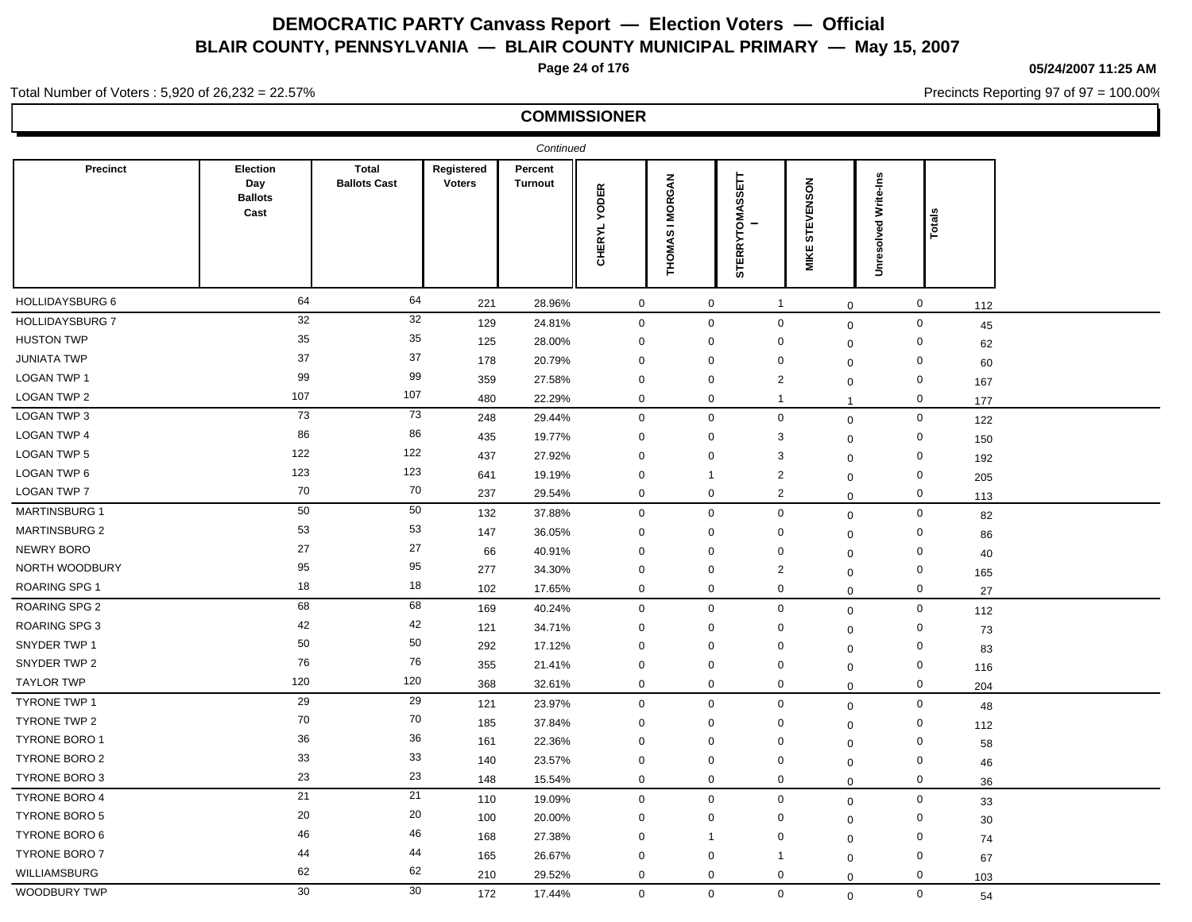# DEMOCRATIC PARTY Canvass Report — Election Voters — Official

## BLAIR COUNTY, PENNSYLVANIA — BLAIR COUNTY MUNICIPAL PRIMARY — May 15, 2007

05/24/2007 11:25 AM

Total Number of Voters : 5,920 of 26,232 = 22.57%

Precincts Reporting 97 of 97 = 100.00%

### COMMISSIONER

*Continued*

| Precinct | Election Day Ballots Cast | Total Ballots Cast | Registered Voters | Percent Turnout | CHERYL YODER | THOMAS I MORGAN | STERRYTOMASSETT I | MIKE STEVENSON | Unresolved Write-Ins | Totals |
|---|---|---|---|---|---|---|---|---|---|---|
| HOLLIDAYSBURG 6 | 64 | 64 | 221 | 28.96% | 0 | 0 | 1 | 0 | 0 | 112 |
| HOLLIDAYSBURG 7 | 32 | 32 | 129 | 24.81% | 0 | 0 | 0 | 0 | 0 | 45 |
| HUSTON TWP | 35 | 35 | 125 | 28.00% | 0 | 0 | 0 | 0 | 0 | 62 |
| JUNIATA TWP | 37 | 37 | 178 | 20.79% | 0 | 0 | 0 | 0 | 0 | 60 |
| LOGAN TWP 1 | 99 | 99 | 359 | 27.58% | 0 | 0 | 2 | 0 | 0 | 167 |
| LOGAN TWP 2 | 107 | 107 | 480 | 22.29% | 0 | 0 | 1 | 1 | 0 | 177 |
| LOGAN TWP 3 | 73 | 73 | 248 | 29.44% | 0 | 0 | 0 | 0 | 0 | 122 |
| LOGAN TWP 4 | 86 | 86 | 435 | 19.77% | 0 | 0 | 3 | 0 | 0 | 150 |
| LOGAN TWP 5 | 122 | 122 | 437 | 27.92% | 0 | 0 | 3 | 0 | 0 | 192 |
| LOGAN TWP 6 | 123 | 123 | 641 | 19.19% | 0 | 1 | 2 | 0 | 0 | 205 |
| LOGAN TWP 7 | 70 | 70 | 237 | 29.54% | 0 | 0 | 2 | 0 | 0 | 113 |
| MARTINSBURG 1 | 50 | 50 | 132 | 37.88% | 0 | 0 | 0 | 0 | 0 | 82 |
| MARTINSBURG 2 | 53 | 53 | 147 | 36.05% | 0 | 0 | 0 | 0 | 0 | 86 |
| NEWRY BORO | 27 | 27 | 66 | 40.91% | 0 | 0 | 0 | 0 | 0 | 40 |
| NORTH WOODBURY | 95 | 95 | 277 | 34.30% | 0 | 0 | 2 | 0 | 0 | 165 |
| ROARING SPG 1 | 18 | 18 | 102 | 17.65% | 0 | 0 | 0 | 0 | 0 | 27 |
| ROARING SPG 2 | 68 | 68 | 169 | 40.24% | 0 | 0 | 0 | 0 | 0 | 112 |
| ROARING SPG 3 | 42 | 42 | 121 | 34.71% | 0 | 0 | 0 | 0 | 0 | 73 |
| SNYDER TWP 1 | 50 | 50 | 292 | 17.12% | 0 | 0 | 0 | 0 | 0 | 83 |
| SNYDER TWP 2 | 76 | 76 | 355 | 21.41% | 0 | 0 | 0 | 0 | 0 | 116 |
| TAYLOR TWP | 120 | 120 | 368 | 32.61% | 0 | 0 | 0 | 0 | 0 | 204 |
| TYRONE TWP 1 | 29 | 29 | 121 | 23.97% | 0 | 0 | 0 | 0 | 0 | 48 |
| TYRONE TWP 2 | 70 | 70 | 185 | 37.84% | 0 | 0 | 0 | 0 | 0 | 112 |
| TYRONE BORO 1 | 36 | 36 | 161 | 22.36% | 0 | 0 | 0 | 0 | 0 | 58 |
| TYRONE BORO 2 | 33 | 33 | 140 | 23.57% | 0 | 0 | 0 | 0 | 0 | 46 |
| TYRONE BORO 3 | 23 | 23 | 148 | 15.54% | 0 | 0 | 0 | 0 | 0 | 36 |
| TYRONE BORO 4 | 21 | 21 | 110 | 19.09% | 0 | 0 | 0 | 0 | 0 | 33 |
| TYRONE BORO 5 | 20 | 20 | 100 | 20.00% | 0 | 0 | 0 | 0 | 0 | 30 |
| TYRONE BORO 6 | 46 | 46 | 168 | 27.38% | 0 | 1 | 0 | 0 | 0 | 74 |
| TYRONE BORO 7 | 44 | 44 | 165 | 26.67% | 0 | 0 | 1 | 0 | 0 | 67 |
| WILLIAMSBURG | 62 | 62 | 210 | 29.52% | 0 | 0 | 0 | 0 | 0 | 103 |
| WOODBURY TWP | 30 | 30 | 172 | 17.44% | 0 | 0 | 0 | 0 | 0 | 54 |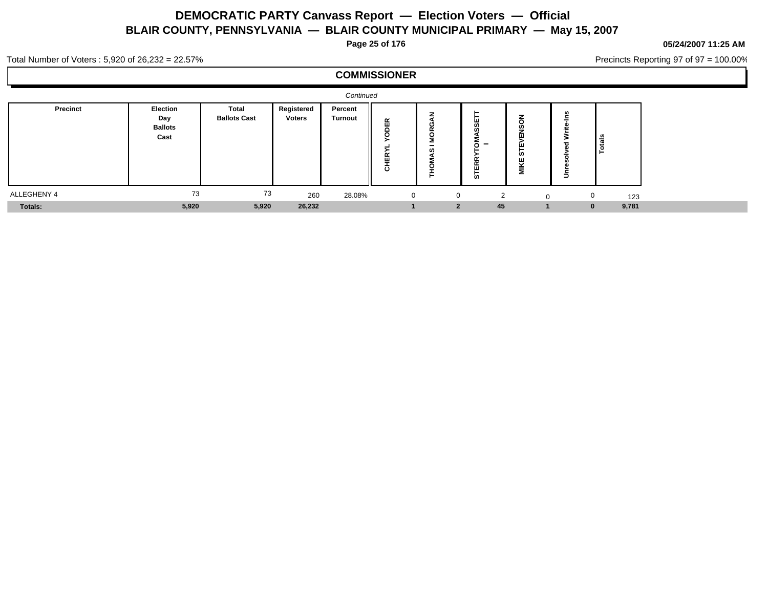# DEMOCRATIC PARTY Canvass Report — Election Voters — Official

## BLAIR COUNTY, PENNSYLVANIA — BLAIR COUNTY MUNICIPAL PRIMARY — May 15, 2007

05/24/2007 11:25 AM

Total Number of Voters : 5,920 of 26,232 = 22.57%

Precincts Reporting 97 of 97 = 100.00%

### COMMISSIONER

*Continued*

| Precinct | Election Day Ballots Cast | Total Ballots Cast | Registered Voters | Percent Turnout | CHERYL YODER | THOMAS I MORGAN | STERRYTOMASSETT I | MIKE STEVENSON | Unresolved Write-Ins | Totals |
|---|---|---|---|---|---|---|---|---|---|---|
| ALLEGHENY 4 | 73 | 73 | 260 | 28.08% | 0 | 0 | 2 | 0 | 0 | 123 |
| **Totals:** | **5,920** | **5,920** | **26,232** | | **1** | **2** | **45** | **1** | **0** | **9,781** |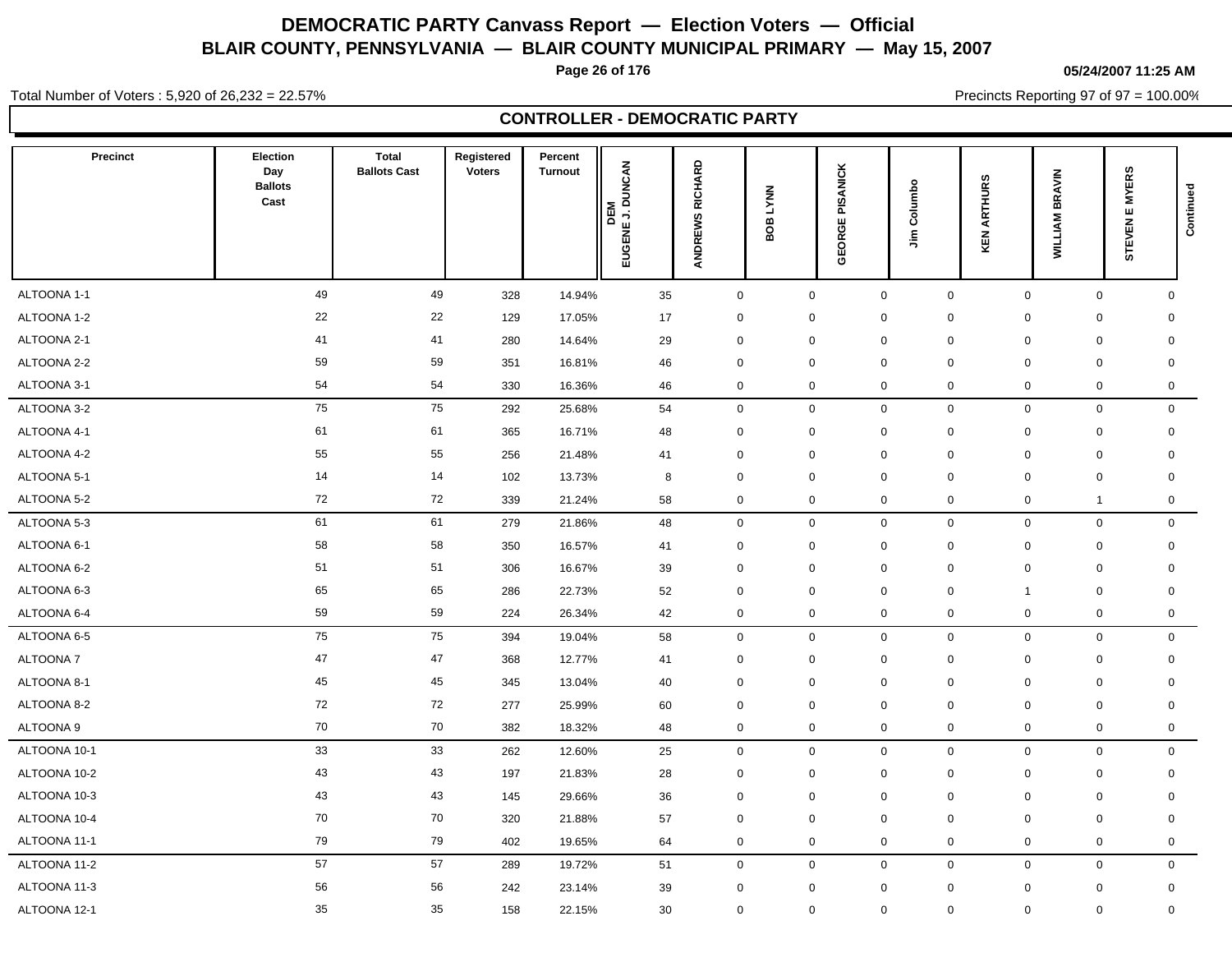# DEMOCRATIC PARTY Canvass Report — Election Voters — Official
## BLAIR COUNTY, PENNSYLVANIA — BLAIR COUNTY MUNICIPAL PRIMARY — May 15, 2007

05/24/2007 11:25 AM

Total Number of Voters : 5,920 of 26,232 = 22.57%

Precincts Reporting 97 of 97 = 100.00%

### CONTROLLER - DEMOCRATIC PARTY

| Precinct | Election Day Ballots Cast | Total Ballots Cast | Registered Voters | Percent Turnout | DEM EUGENE J. DUNCAN | ANDREWS RICHARD | BOB LYNN | GEORGE PISANICK | Jim Columbo | KEN ARTHURS | WILLIAM BRAVIN | STEVEN E MYERS | Continued |
|---|---|---|---|---|---|---|---|---|---|---|---|---|---|
| ALTOONA 1-1 | 49 | 49 | 328 | 14.94% | 35 | 0 | 0 | 0 | 0 | 0 | 0 | 0 | |
| ALTOONA 1-2 | 22 | 22 | 129 | 17.05% | 17 | 0 | 0 | 0 | 0 | 0 | 0 | 0 | |
| ALTOONA 2-1 | 41 | 41 | 280 | 14.64% | 29 | 0 | 0 | 0 | 0 | 0 | 0 | 0 | |
| ALTOONA 2-2 | 59 | 59 | 351 | 16.81% | 46 | 0 | 0 | 0 | 0 | 0 | 0 | 0 | |
| ALTOONA 3-1 | 54 | 54 | 330 | 16.36% | 46 | 0 | 0 | 0 | 0 | 0 | 0 | 0 | |
| ALTOONA 3-2 | 75 | 75 | 292 | 25.68% | 54 | 0 | 0 | 0 | 0 | 0 | 0 | 0 | |
| ALTOONA 4-1 | 61 | 61 | 365 | 16.71% | 48 | 0 | 0 | 0 | 0 | 0 | 0 | 0 | |
| ALTOONA 4-2 | 55 | 55 | 256 | 21.48% | 41 | 0 | 0 | 0 | 0 | 0 | 0 | 0 | |
| ALTOONA 5-1 | 14 | 14 | 102 | 13.73% | 8 | 0 | 0 | 0 | 0 | 0 | 0 | 0 | |
| ALTOONA 5-2 | 72 | 72 | 339 | 21.24% | 58 | 0 | 0 | 0 | 0 | 0 | 1 | 0 | |
| ALTOONA 5-3 | 61 | 61 | 279 | 21.86% | 48 | 0 | 0 | 0 | 0 | 0 | 0 | 0 | |
| ALTOONA 6-1 | 58 | 58 | 350 | 16.57% | 41 | 0 | 0 | 0 | 0 | 0 | 0 | 0 | |
| ALTOONA 6-2 | 51 | 51 | 306 | 16.67% | 39 | 0 | 0 | 0 | 0 | 0 | 0 | 0 | |
| ALTOONA 6-3 | 65 | 65 | 286 | 22.73% | 52 | 0 | 0 | 0 | 0 | 1 | 0 | 0 | |
| ALTOONA 6-4 | 59 | 59 | 224 | 26.34% | 42 | 0 | 0 | 0 | 0 | 0 | 0 | 0 | |
| ALTOONA 6-5 | 75 | 75 | 394 | 19.04% | 58 | 0 | 0 | 0 | 0 | 0 | 0 | 0 | |
| ALTOONA 7 | 47 | 47 | 368 | 12.77% | 41 | 0 | 0 | 0 | 0 | 0 | 0 | 0 | |
| ALTOONA 8-1 | 45 | 45 | 345 | 13.04% | 40 | 0 | 0 | 0 | 0 | 0 | 0 | 0 | |
| ALTOONA 8-2 | 72 | 72 | 277 | 25.99% | 60 | 0 | 0 | 0 | 0 | 0 | 0 | 0 | |
| ALTOONA 9 | 70 | 70 | 382 | 18.32% | 48 | 0 | 0 | 0 | 0 | 0 | 0 | 0 | |
| ALTOONA 10-1 | 33 | 33 | 262 | 12.60% | 25 | 0 | 0 | 0 | 0 | 0 | 0 | 0 | |
| ALTOONA 10-2 | 43 | 43 | 197 | 21.83% | 28 | 0 | 0 | 0 | 0 | 0 | 0 | 0 | |
| ALTOONA 10-3 | 43 | 43 | 145 | 29.66% | 36 | 0 | 0 | 0 | 0 | 0 | 0 | 0 | |
| ALTOONA 10-4 | 70 | 70 | 320 | 21.88% | 57 | 0 | 0 | 0 | 0 | 0 | 0 | 0 | |
| ALTOONA 11-1 | 79 | 79 | 402 | 19.65% | 64 | 0 | 0 | 0 | 0 | 0 | 0 | 0 | |
| ALTOONA 11-2 | 57 | 57 | 289 | 19.72% | 51 | 0 | 0 | 0 | 0 | 0 | 0 | 0 | |
| ALTOONA 11-3 | 56 | 56 | 242 | 23.14% | 39 | 0 | 0 | 0 | 0 | 0 | 0 | 0 | |
| ALTOONA 12-1 | 35 | 35 | 158 | 22.15% | 30 | 0 | 0 | 0 | 0 | 0 | 0 | 0 | |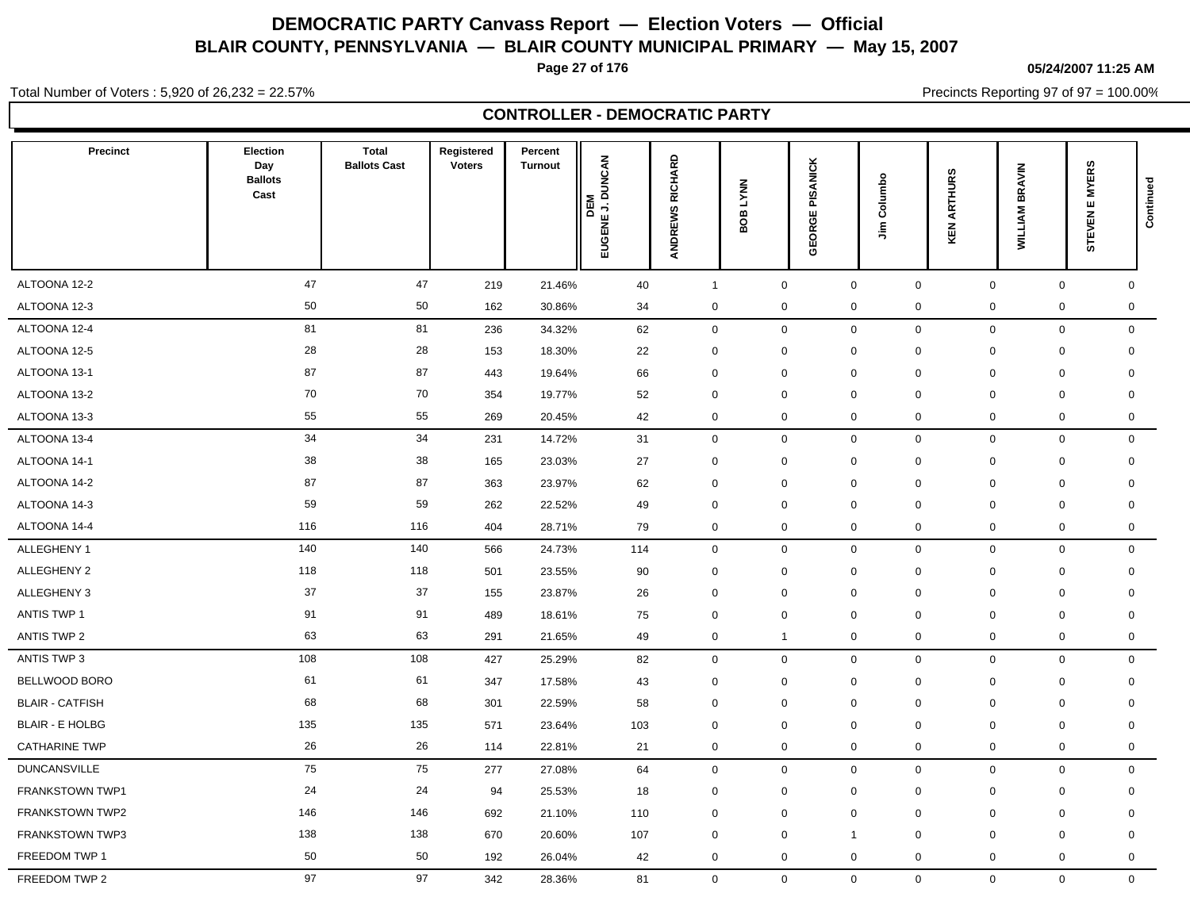# DEMOCRATIC PARTY Canvass Report — Election Voters — Official

## BLAIR COUNTY, PENNSYLVANIA — BLAIR COUNTY MUNICIPAL PRIMARY — May 15, 2007

05/24/2007 11:25 AM

Total Number of Voters : 5,920 of 26,232 = 22.57%

Precincts Reporting 97 of 97 = 100.00%

### CONTROLLER - DEMOCRATIC PARTY

| Precinct | Election Day Ballots Cast | Total Ballots Cast | Registered Voters | Percent Turnout | DEM EUGENE J. DUNCAN | ANDREWS RICHARD | BOB LYNN | GEORGE PISANICK | Jim Columbo | KEN ARTHURS | WILLIAM BRAVIN | STEVEN E MYERS | Continued |
|---|---|---|---|---|---|---|---|---|---|---|---|---|---|
| ALTOONA 12-2 | 47 | 47 | 219 | 21.46% | 40 | 1 | 0 | 0 | 0 | 0 | 0 | 0 | |
| ALTOONA 12-3 | 50 | 50 | 162 | 30.86% | 34 | 0 | 0 | 0 | 0 | 0 | 0 | 0 | |
| ALTOONA 12-4 | 81 | 81 | 236 | 34.32% | 62 | 0 | 0 | 0 | 0 | 0 | 0 | 0 | |
| ALTOONA 12-5 | 28 | 28 | 153 | 18.30% | 22 | 0 | 0 | 0 | 0 | 0 | 0 | 0 | |
| ALTOONA 13-1 | 87 | 87 | 443 | 19.64% | 66 | 0 | 0 | 0 | 0 | 0 | 0 | 0 | |
| ALTOONA 13-2 | 70 | 70 | 354 | 19.77% | 52 | 0 | 0 | 0 | 0 | 0 | 0 | 0 | |
| ALTOONA 13-3 | 55 | 55 | 269 | 20.45% | 42 | 0 | 0 | 0 | 0 | 0 | 0 | 0 | |
| ALTOONA 13-4 | 34 | 34 | 231 | 14.72% | 31 | 0 | 0 | 0 | 0 | 0 | 0 | 0 | |
| ALTOONA 14-1 | 38 | 38 | 165 | 23.03% | 27 | 0 | 0 | 0 | 0 | 0 | 0 | 0 | |
| ALTOONA 14-2 | 87 | 87 | 363 | 23.97% | 62 | 0 | 0 | 0 | 0 | 0 | 0 | 0 | |
| ALTOONA 14-3 | 59 | 59 | 262 | 22.52% | 49 | 0 | 0 | 0 | 0 | 0 | 0 | 0 | |
| ALTOONA 14-4 | 116 | 116 | 404 | 28.71% | 79 | 0 | 0 | 0 | 0 | 0 | 0 | 0 | |
| ALLEGHENY 1 | 140 | 140 | 566 | 24.73% | 114 | 0 | 0 | 0 | 0 | 0 | 0 | 0 | |
| ALLEGHENY 2 | 118 | 118 | 501 | 23.55% | 90 | 0 | 0 | 0 | 0 | 0 | 0 | 0 | |
| ALLEGHENY 3 | 37 | 37 | 155 | 23.87% | 26 | 0 | 0 | 0 | 0 | 0 | 0 | 0 | |
| ANTIS TWP 1 | 91 | 91 | 489 | 18.61% | 75 | 0 | 0 | 0 | 0 | 0 | 0 | 0 | |
| ANTIS TWP 2 | 63 | 63 | 291 | 21.65% | 49 | 0 | 1 | 0 | 0 | 0 | 0 | 0 | |
| ANTIS TWP 3 | 108 | 108 | 427 | 25.29% | 82 | 0 | 0 | 0 | 0 | 0 | 0 | 0 | |
| BELLWOOD BORO | 61 | 61 | 347 | 17.58% | 43 | 0 | 0 | 0 | 0 | 0 | 0 | 0 | |
| BLAIR - CATFISH | 68 | 68 | 301 | 22.59% | 58 | 0 | 0 | 0 | 0 | 0 | 0 | 0 | |
| BLAIR - E HOLBG | 135 | 135 | 571 | 23.64% | 103 | 0 | 0 | 0 | 0 | 0 | 0 | 0 | |
| CATHARINE TWP | 26 | 26 | 114 | 22.81% | 21 | 0 | 0 | 0 | 0 | 0 | 0 | 0 | |
| DUNCANSVILLE | 75 | 75 | 277 | 27.08% | 64 | 0 | 0 | 0 | 0 | 0 | 0 | 0 | |
| FRANKSTOWN TWP1 | 24 | 24 | 94 | 25.53% | 18 | 0 | 0 | 0 | 0 | 0 | 0 | 0 | |
| FRANKSTOWN TWP2 | 146 | 146 | 692 | 21.10% | 110 | 0 | 0 | 0 | 0 | 0 | 0 | 0 | |
| FRANKSTOWN TWP3 | 138 | 138 | 670 | 20.60% | 107 | 0 | 0 | 1 | 0 | 0 | 0 | 0 | |
| FREEDOM TWP 1 | 50 | 50 | 192 | 26.04% | 42 | 0 | 0 | 0 | 0 | 0 | 0 | 0 | |
| FREEDOM TWP 2 | 97 | 97 | 342 | 28.36% | 81 | 0 | 0 | 0 | 0 | 0 | 0 | 0 | |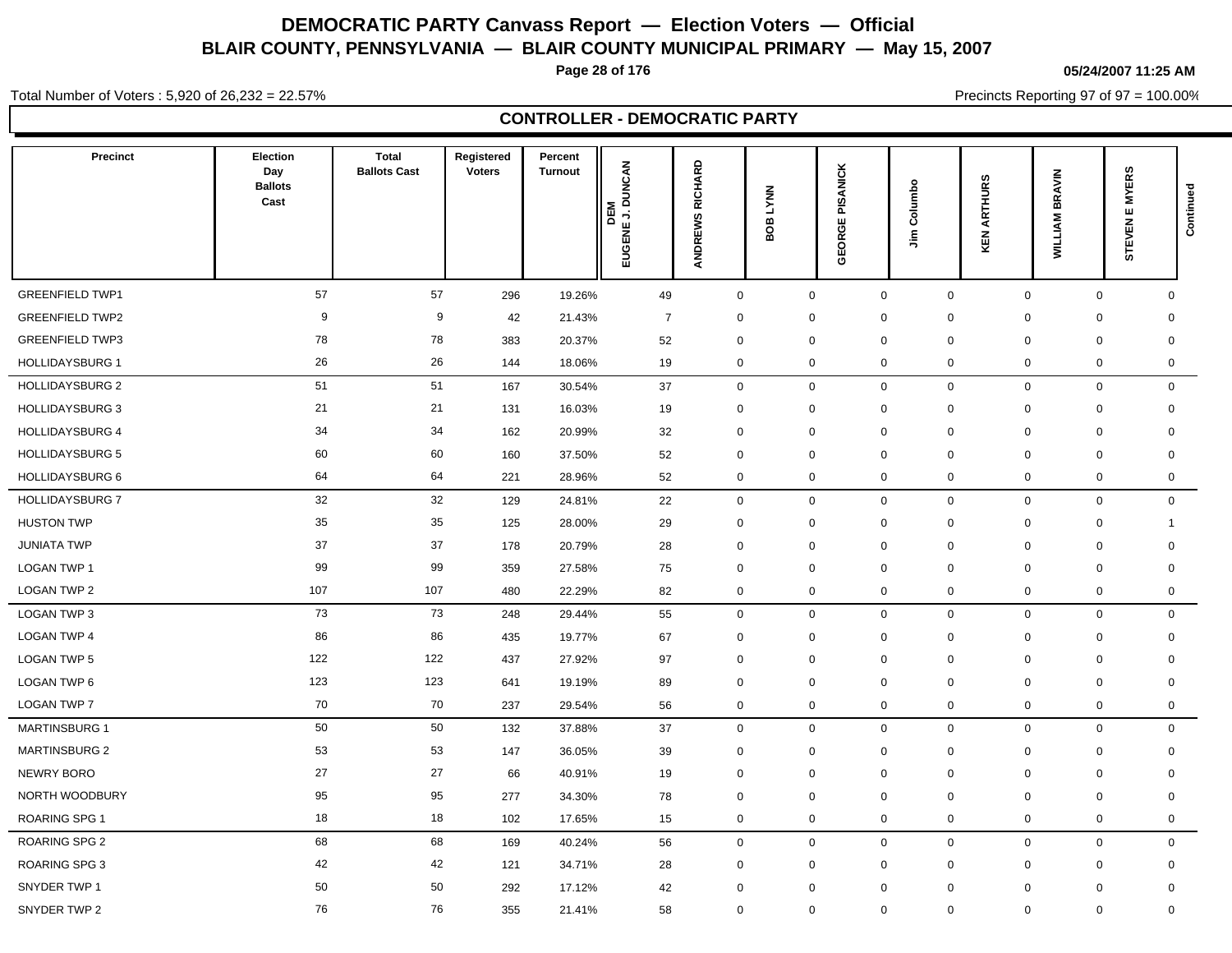# DEMOCRATIC PARTY Canvass Report — Election Voters — Official

## BLAIR COUNTY, PENNSYLVANIA — BLAIR COUNTY MUNICIPAL PRIMARY — May 15, 2007

05/24/2007 11:25 AM

Total Number of Voters : 5,920 of 26,232 = 22.57%

Precincts Reporting 97 of 97 = 100.00%

## CONTROLLER - DEMOCRATIC PARTY

| Precinct | Election Day Ballots Cast | Total Ballots Cast | Registered Voters | Percent Turnout | DEM EUGENE J. DUNCAN | ANDREWS RICHARD | BOB LYNN | GEORGE PISANICK | Jim Columbo | KEN ARTHURS | WILLIAM BRAVIN | STEVEN E MYERS | Continued |
|---|---|---|---|---|---|---|---|---|---|---|---|---|---|
| GREENFIELD TWP1 | 57 | 57 | 296 | 19.26% | 49 | 0 | 0 | 0 | 0 | 0 | 0 | 0 | |
| GREENFIELD TWP2 | 9 | 9 | 42 | 21.43% | 7 | 0 | 0 | 0 | 0 | 0 | 0 | 0 | |
| GREENFIELD TWP3 | 78 | 78 | 383 | 20.37% | 52 | 0 | 0 | 0 | 0 | 0 | 0 | 0 | |
| HOLLIDAYSBURG 1 | 26 | 26 | 144 | 18.06% | 19 | 0 | 0 | 0 | 0 | 0 | 0 | 0 | |
| HOLLIDAYSBURG 2 | 51 | 51 | 167 | 30.54% | 37 | 0 | 0 | 0 | 0 | 0 | 0 | 0 | |
| HOLLIDAYSBURG 3 | 21 | 21 | 131 | 16.03% | 19 | 0 | 0 | 0 | 0 | 0 | 0 | 0 | |
| HOLLIDAYSBURG 4 | 34 | 34 | 162 | 20.99% | 32 | 0 | 0 | 0 | 0 | 0 | 0 | 0 | |
| HOLLIDAYSBURG 5 | 60 | 60 | 160 | 37.50% | 52 | 0 | 0 | 0 | 0 | 0 | 0 | 0 | |
| HOLLIDAYSBURG 6 | 64 | 64 | 221 | 28.96% | 52 | 0 | 0 | 0 | 0 | 0 | 0 | 0 | |
| HOLLIDAYSBURG 7 | 32 | 32 | 129 | 24.81% | 22 | 0 | 0 | 0 | 0 | 0 | 0 | 0 | |
| HUSTON TWP | 35 | 35 | 125 | 28.00% | 29 | 0 | 0 | 0 | 0 | 0 | 0 | 1 | |
| JUNIATA TWP | 37 | 37 | 178 | 20.79% | 28 | 0 | 0 | 0 | 0 | 0 | 0 | 0 | |
| LOGAN TWP 1 | 99 | 99 | 359 | 27.58% | 75 | 0 | 0 | 0 | 0 | 0 | 0 | 0 | |
| LOGAN TWP 2 | 107 | 107 | 480 | 22.29% | 82 | 0 | 0 | 0 | 0 | 0 | 0 | 0 | |
| LOGAN TWP 3 | 73 | 73 | 248 | 29.44% | 55 | 0 | 0 | 0 | 0 | 0 | 0 | 0 | |
| LOGAN TWP 4 | 86 | 86 | 435 | 19.77% | 67 | 0 | 0 | 0 | 0 | 0 | 0 | 0 | |
| LOGAN TWP 5 | 122 | 122 | 437 | 27.92% | 97 | 0 | 0 | 0 | 0 | 0 | 0 | 0 | |
| LOGAN TWP 6 | 123 | 123 | 641 | 19.19% | 89 | 0 | 0 | 0 | 0 | 0 | 0 | 0 | |
| LOGAN TWP 7 | 70 | 70 | 237 | 29.54% | 56 | 0 | 0 | 0 | 0 | 0 | 0 | 0 | |
| MARTINSBURG 1 | 50 | 50 | 132 | 37.88% | 37 | 0 | 0 | 0 | 0 | 0 | 0 | 0 | |
| MARTINSBURG 2 | 53 | 53 | 147 | 36.05% | 39 | 0 | 0 | 0 | 0 | 0 | 0 | 0 | |
| NEWRY BORO | 27 | 27 | 66 | 40.91% | 19 | 0 | 0 | 0 | 0 | 0 | 0 | 0 | |
| NORTH WOODBURY | 95 | 95 | 277 | 34.30% | 78 | 0 | 0 | 0 | 0 | 0 | 0 | 0 | |
| ROARING SPG 1 | 18 | 18 | 102 | 17.65% | 15 | 0 | 0 | 0 | 0 | 0 | 0 | 0 | |
| ROARING SPG 2 | 68 | 68 | 169 | 40.24% | 56 | 0 | 0 | 0 | 0 | 0 | 0 | 0 | |
| ROARING SPG 3 | 42 | 42 | 121 | 34.71% | 28 | 0 | 0 | 0 | 0 | 0 | 0 | 0 | |
| SNYDER TWP 1 | 50 | 50 | 292 | 17.12% | 42 | 0 | 0 | 0 | 0 | 0 | 0 | 0 | |
| SNYDER TWP 2 | 76 | 76 | 355 | 21.41% | 58 | 0 | 0 | 0 | 0 | 0 | 0 | 0 | |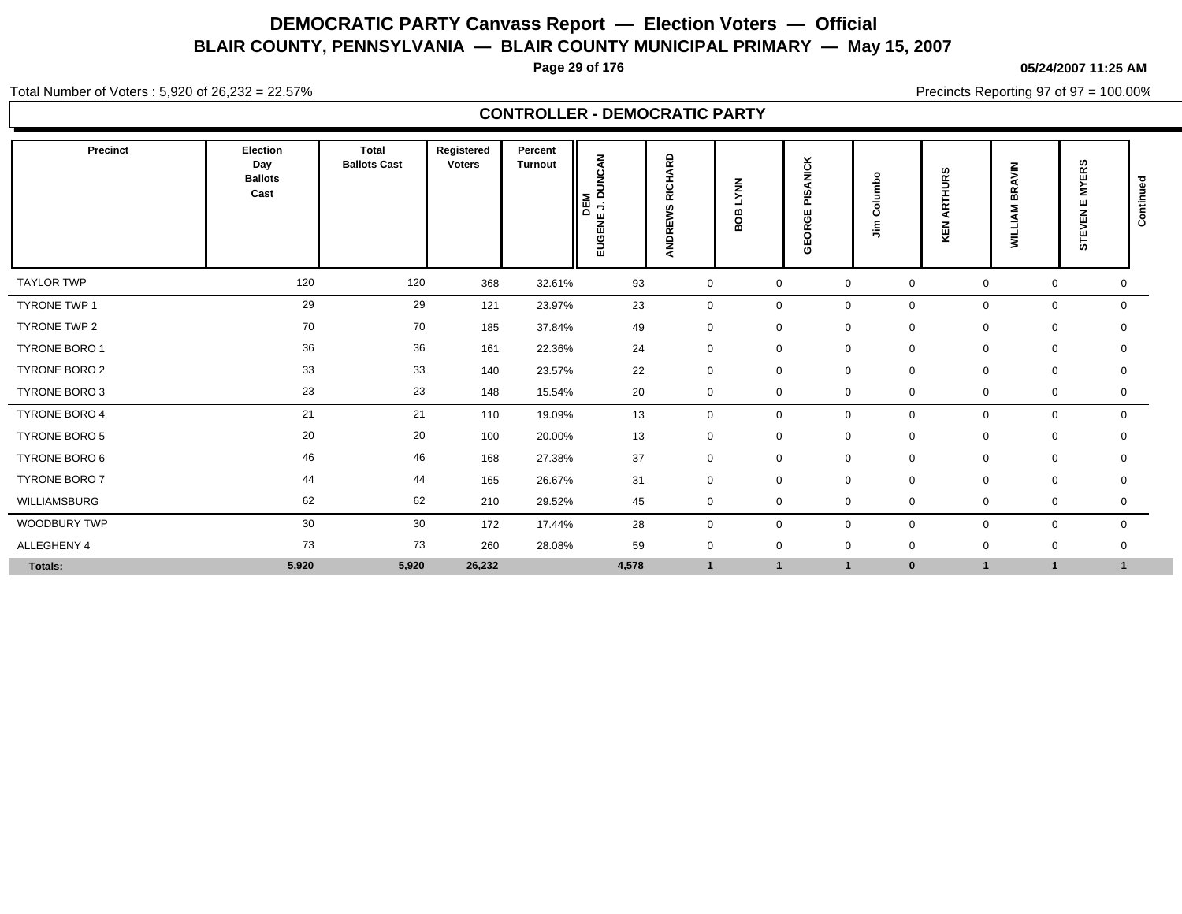# DEMOCRATIC PARTY Canvass Report — Election Voters — Official

## BLAIR COUNTY, PENNSYLVANIA — BLAIR COUNTY MUNICIPAL PRIMARY — May 15, 2007

05/24/2007 11:25 AM

Total Number of Voters : 5,920 of 26,232 = 22.57%

Precincts Reporting 97 of 97 = 100.00%

### CONTROLLER - DEMOCRATIC PARTY

| Precinct | Election Day Ballots Cast | Total Ballots Cast | Registered Voters | Percent Turnout | DEM EUGENE J. DUNCAN | ANDREWS RICHARD | BOB LYNN | GEORGE PISANICK | Jim Columbo | KEN ARTHURS | WILLIAM BRAVIN | STEVEN E MYERS | Continued |
|---|---|---|---|---|---|---|---|---|---|---|---|---|---|
| TAYLOR TWP | 120 | 120 | 368 | 32.61% | 93 | 0 | 0 | 0 | 0 | 0 | 0 | 0 | |
| TYRONE TWP 1 | 29 | 29 | 121 | 23.97% | 23 | 0 | 0 | 0 | 0 | 0 | 0 | 0 | |
| TYRONE TWP 2 | 70 | 70 | 185 | 37.84% | 49 | 0 | 0 | 0 | 0 | 0 | 0 | 0 | |
| TYRONE BORO 1 | 36 | 36 | 161 | 22.36% | 24 | 0 | 0 | 0 | 0 | 0 | 0 | 0 | |
| TYRONE BORO 2 | 33 | 33 | 140 | 23.57% | 22 | 0 | 0 | 0 | 0 | 0 | 0 | 0 | |
| TYRONE BORO 3 | 23 | 23 | 148 | 15.54% | 20 | 0 | 0 | 0 | 0 | 0 | 0 | 0 | |
| TYRONE BORO 4 | 21 | 21 | 110 | 19.09% | 13 | 0 | 0 | 0 | 0 | 0 | 0 | 0 | |
| TYRONE BORO 5 | 20 | 20 | 100 | 20.00% | 13 | 0 | 0 | 0 | 0 | 0 | 0 | 0 | |
| TYRONE BORO 6 | 46 | 46 | 168 | 27.38% | 37 | 0 | 0 | 0 | 0 | 0 | 0 | 0 | |
| TYRONE BORO 7 | 44 | 44 | 165 | 26.67% | 31 | 0 | 0 | 0 | 0 | 0 | 0 | 0 | |
| WILLIAMSBURG | 62 | 62 | 210 | 29.52% | 45 | 0 | 0 | 0 | 0 | 0 | 0 | 0 | |
| WOODBURY TWP | 30 | 30 | 172 | 17.44% | 28 | 0 | 0 | 0 | 0 | 0 | 0 | 0 | |
| ALLEGHENY 4 | 73 | 73 | 260 | 28.08% | 59 | 0 | 0 | 0 | 0 | 0 | 0 | 0 | |
| **Totals:** | **5,920** | **5,920** | **26,232** | | **4,578** | **1** | **1** | **1** | **0** | **1** | **1** | **1** | |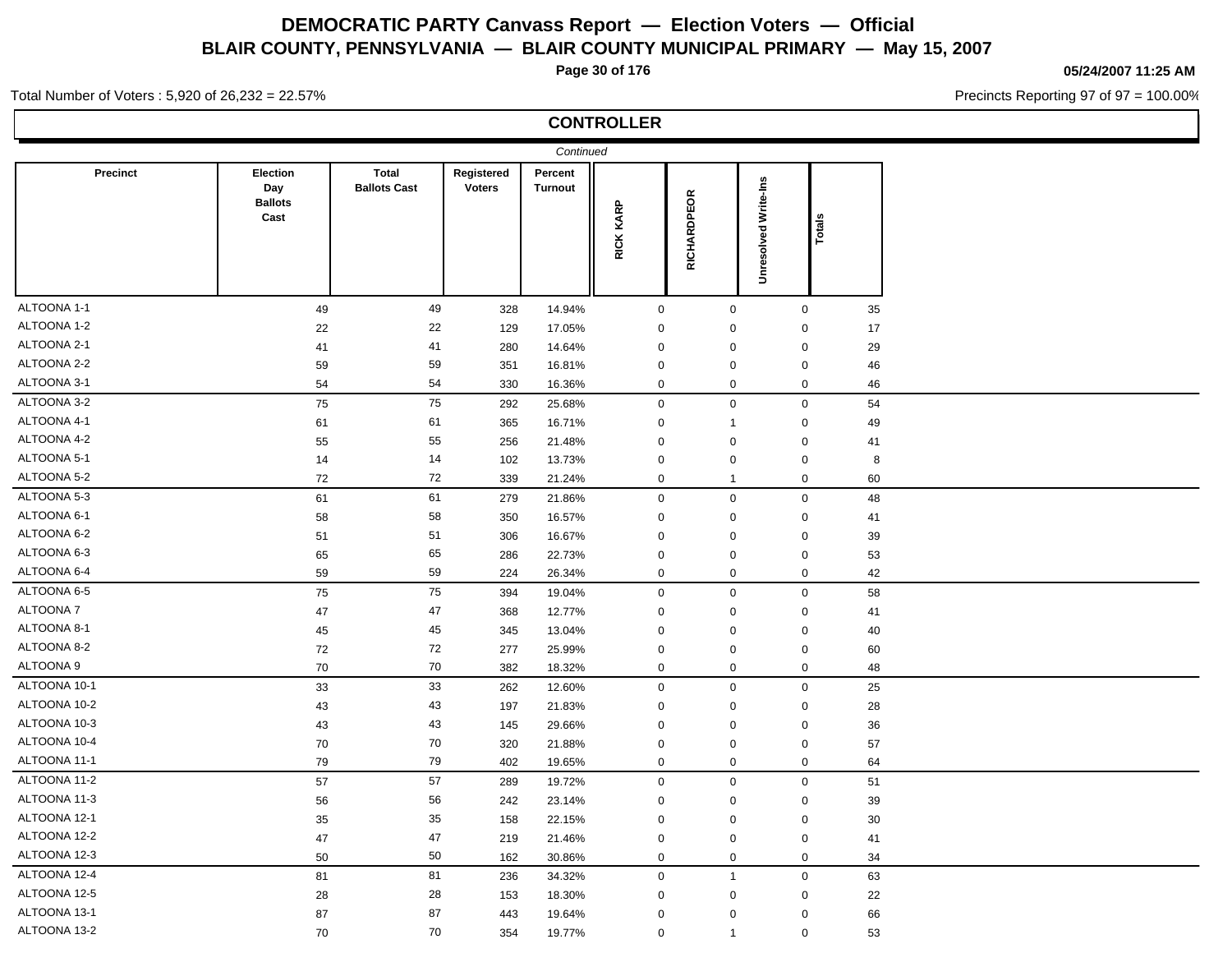# DEMOCRATIC PARTY Canvass Report — Election Voters — Official

## BLAIR COUNTY, PENNSYLVANIA — BLAIR COUNTY MUNICIPAL PRIMARY — May 15, 2007

05/24/2007 11:25 AM

Total Number of Voters : 5,920 of 26,232 = 22.57%

Precincts Reporting 97 of 97 = 100.00%

### CONTROLLER

*Continued*

| Precinct | Election Day Ballots Cast | Total Ballots Cast | Registered Voters | Percent Turnout | RICK KARP | RICHARDPEOR | Unresolved Write-Ins | Totals |
|---|---|---|---|---|---|---|---|---|
| ALTOONA 1-1 | 49 | 49 | 328 | 14.94% | 0 | 0 | 0 | 35 |
| ALTOONA 1-2 | 22 | 22 | 129 | 17.05% | 0 | 0 | 0 | 17 |
| ALTOONA 2-1 | 41 | 41 | 280 | 14.64% | 0 | 0 | 0 | 29 |
| ALTOONA 2-2 | 59 | 59 | 351 | 16.81% | 0 | 0 | 0 | 46 |
| ALTOONA 3-1 | 54 | 54 | 330 | 16.36% | 0 | 0 | 0 | 46 |
| ALTOONA 3-2 | 75 | 75 | 292 | 25.68% | 0 | 0 | 0 | 54 |
| ALTOONA 4-1 | 61 | 61 | 365 | 16.71% | 0 | 1 | 0 | 49 |
| ALTOONA 4-2 | 55 | 55 | 256 | 21.48% | 0 | 0 | 0 | 41 |
| ALTOONA 5-1 | 14 | 14 | 102 | 13.73% | 0 | 0 | 0 | 8 |
| ALTOONA 5-2 | 72 | 72 | 339 | 21.24% | 0 | 1 | 0 | 60 |
| ALTOONA 5-3 | 61 | 61 | 279 | 21.86% | 0 | 0 | 0 | 48 |
| ALTOONA 6-1 | 58 | 58 | 350 | 16.57% | 0 | 0 | 0 | 41 |
| ALTOONA 6-2 | 51 | 51 | 306 | 16.67% | 0 | 0 | 0 | 39 |
| ALTOONA 6-3 | 65 | 65 | 286 | 22.73% | 0 | 0 | 0 | 53 |
| ALTOONA 6-4 | 59 | 59 | 224 | 26.34% | 0 | 0 | 0 | 42 |
| ALTOONA 6-5 | 75 | 75 | 394 | 19.04% | 0 | 0 | 0 | 58 |
| ALTOONA 7 | 47 | 47 | 368 | 12.77% | 0 | 0 | 0 | 41 |
| ALTOONA 8-1 | 45 | 45 | 345 | 13.04% | 0 | 0 | 0 | 40 |
| ALTOONA 8-2 | 72 | 72 | 277 | 25.99% | 0 | 0 | 0 | 60 |
| ALTOONA 9 | 70 | 70 | 382 | 18.32% | 0 | 0 | 0 | 48 |
| ALTOONA 10-1 | 33 | 33 | 262 | 12.60% | 0 | 0 | 0 | 25 |
| ALTOONA 10-2 | 43 | 43 | 197 | 21.83% | 0 | 0 | 0 | 28 |
| ALTOONA 10-3 | 43 | 43 | 145 | 29.66% | 0 | 0 | 0 | 36 |
| ALTOONA 10-4 | 70 | 70 | 320 | 21.88% | 0 | 0 | 0 | 57 |
| ALTOONA 11-1 | 79 | 79 | 402 | 19.65% | 0 | 0 | 0 | 64 |
| ALTOONA 11-2 | 57 | 57 | 289 | 19.72% | 0 | 0 | 0 | 51 |
| ALTOONA 11-3 | 56 | 56 | 242 | 23.14% | 0 | 0 | 0 | 39 |
| ALTOONA 12-1 | 35 | 35 | 158 | 22.15% | 0 | 0 | 0 | 30 |
| ALTOONA 12-2 | 47 | 47 | 219 | 21.46% | 0 | 0 | 0 | 41 |
| ALTOONA 12-3 | 50 | 50 | 162 | 30.86% | 0 | 0 | 0 | 34 |
| ALTOONA 12-4 | 81 | 81 | 236 | 34.32% | 0 | 1 | 0 | 63 |
| ALTOONA 12-5 | 28 | 28 | 153 | 18.30% | 0 | 0 | 0 | 22 |
| ALTOONA 13-1 | 87 | 87 | 443 | 19.64% | 0 | 0 | 0 | 66 |
| ALTOONA 13-2 | 70 | 70 | 354 | 19.77% | 0 | 1 | 0 | 53 |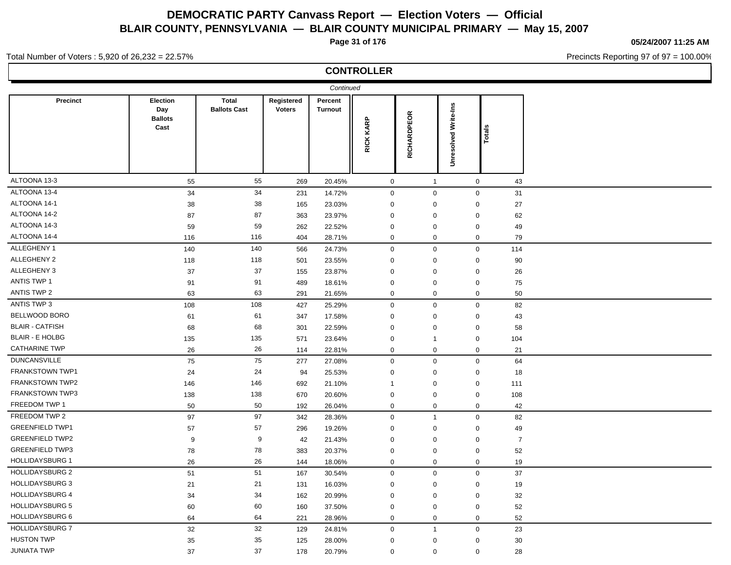# DEMOCRATIC PARTY Canvass Report — Election Voters — Official

## BLAIR COUNTY, PENNSYLVANIA — BLAIR COUNTY MUNICIPAL PRIMARY — May 15, 2007

05/24/2007 11:25 AM

Total Number of Voters : 5,920 of 26,232 = 22.57%

Precincts Reporting 97 of 97 = 100.00%

### CONTROLLER

*Continued*

| Precinct | Election Day Ballots Cast | Total Ballots Cast | Registered Voters | Percent Turnout | RICK KARP | RICHARDPEOR | Unresolved Write-Ins | Totals |
|---|---|---|---|---|---|---|---|---|
| ALTOONA 13-3 | 55 | 55 | 269 | 20.45% | 0 | 1 | 0 | 43 |
| ALTOONA 13-4 | 34 | 34 | 231 | 14.72% | 0 | 0 | 0 | 31 |
| ALTOONA 14-1 | 38 | 38 | 165 | 23.03% | 0 | 0 | 0 | 27 |
| ALTOONA 14-2 | 87 | 87 | 363 | 23.97% | 0 | 0 | 0 | 62 |
| ALTOONA 14-3 | 59 | 59 | 262 | 22.52% | 0 | 0 | 0 | 49 |
| ALTOONA 14-4 | 116 | 116 | 404 | 28.71% | 0 | 0 | 0 | 79 |
| ALLEGHENY 1 | 140 | 140 | 566 | 24.73% | 0 | 0 | 0 | 114 |
| ALLEGHENY 2 | 118 | 118 | 501 | 23.55% | 0 | 0 | 0 | 90 |
| ALLEGHENY 3 | 37 | 37 | 155 | 23.87% | 0 | 0 | 0 | 26 |
| ANTIS TWP 1 | 91 | 91 | 489 | 18.61% | 0 | 0 | 0 | 75 |
| ANTIS TWP 2 | 63 | 63 | 291 | 21.65% | 0 | 0 | 0 | 50 |
| ANTIS TWP 3 | 108 | 108 | 427 | 25.29% | 0 | 0 | 0 | 82 |
| BELLWOOD BORO | 61 | 61 | 347 | 17.58% | 0 | 0 | 0 | 43 |
| BLAIR - CATFISH | 68 | 68 | 301 | 22.59% | 0 | 0 | 0 | 58 |
| BLAIR - E HOLBG | 135 | 135 | 571 | 23.64% | 0 | 1 | 0 | 104 |
| CATHARINE TWP | 26 | 26 | 114 | 22.81% | 0 | 0 | 0 | 21 |
| DUNCANSVILLE | 75 | 75 | 277 | 27.08% | 0 | 0 | 0 | 64 |
| FRANKSTOWN TWP1 | 24 | 24 | 94 | 25.53% | 0 | 0 | 0 | 18 |
| FRANKSTOWN TWP2 | 146 | 146 | 692 | 21.10% | 1 | 0 | 0 | 111 |
| FRANKSTOWN TWP3 | 138 | 138 | 670 | 20.60% | 0 | 0 | 0 | 108 |
| FREEDOM TWP 1 | 50 | 50 | 192 | 26.04% | 0 | 0 | 0 | 42 |
| FREEDOM TWP 2 | 97 | 97 | 342 | 28.36% | 0 | 1 | 0 | 82 |
| GREENFIELD TWP1 | 57 | 57 | 296 | 19.26% | 0 | 0 | 0 | 49 |
| GREENFIELD TWP2 | 9 | 9 | 42 | 21.43% | 0 | 0 | 0 | 7 |
| GREENFIELD TWP3 | 78 | 78 | 383 | 20.37% | 0 | 0 | 0 | 52 |
| HOLLIDAYSBURG 1 | 26 | 26 | 144 | 18.06% | 0 | 0 | 0 | 19 |
| HOLLIDAYSBURG 2 | 51 | 51 | 167 | 30.54% | 0 | 0 | 0 | 37 |
| HOLLIDAYSBURG 3 | 21 | 21 | 131 | 16.03% | 0 | 0 | 0 | 19 |
| HOLLIDAYSBURG 4 | 34 | 34 | 162 | 20.99% | 0 | 0 | 0 | 32 |
| HOLLIDAYSBURG 5 | 60 | 60 | 160 | 37.50% | 0 | 0 | 0 | 52 |
| HOLLIDAYSBURG 6 | 64 | 64 | 221 | 28.96% | 0 | 0 | 0 | 52 |
| HOLLIDAYSBURG 7 | 32 | 32 | 129 | 24.81% | 0 | 1 | 0 | 23 |
| HUSTON TWP | 35 | 35 | 125 | 28.00% | 0 | 0 | 0 | 30 |
| JUNIATA TWP | 37 | 37 | 178 | 20.79% | 0 | 0 | 0 | 28 |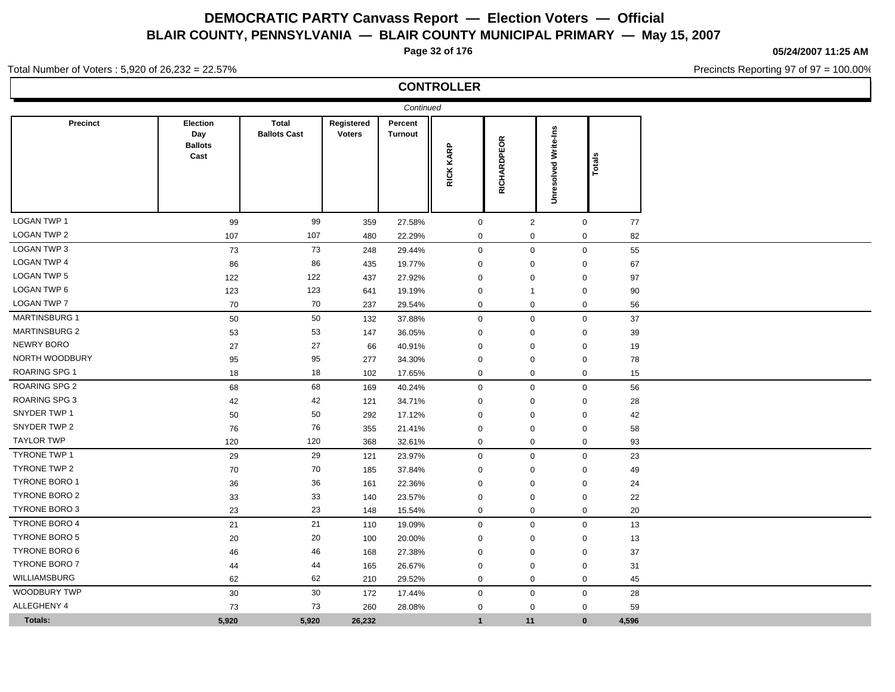# DEMOCRATIC PARTY Canvass Report — Election Voters — Official

## BLAIR COUNTY, PENNSYLVANIA — BLAIR COUNTY MUNICIPAL PRIMARY — May 15, 2007

**05/24/2007 11:25 AM**

Total Number of Voters : 5,920 of 26,232 = 22.57%

Precincts Reporting 97 of 97 = 100.00%

## CONTROLLER

*Continued*

| Precinct | Election Day Ballots Cast | Total Ballots Cast | Registered Voters | Percent Turnout | RICK KARP | RICHARDPEOR | Unresolved Write-Ins | Totals |
|---|---|---|---|---|---|---|---|---|
| LOGAN TWP 1 | 99 | 99 | 359 | 27.58% | 0 | 2 | 0 | 77 |
| LOGAN TWP 2 | 107 | 107 | 480 | 22.29% | 0 | 0 | 0 | 82 |
| LOGAN TWP 3 | 73 | 73 | 248 | 29.44% | 0 | 0 | 0 | 55 |
| LOGAN TWP 4 | 86 | 86 | 435 | 19.77% | 0 | 0 | 0 | 67 |
| LOGAN TWP 5 | 122 | 122 | 437 | 27.92% | 0 | 0 | 0 | 97 |
| LOGAN TWP 6 | 123 | 123 | 641 | 19.19% | 0 | 1 | 0 | 90 |
| LOGAN TWP 7 | 70 | 70 | 237 | 29.54% | 0 | 0 | 0 | 56 |
| MARTINSBURG 1 | 50 | 50 | 132 | 37.88% | 0 | 0 | 0 | 37 |
| MARTINSBURG 2 | 53 | 53 | 147 | 36.05% | 0 | 0 | 0 | 39 |
| NEWRY BORO | 27 | 27 | 66 | 40.91% | 0 | 0 | 0 | 19 |
| NORTH WOODBURY | 95 | 95 | 277 | 34.30% | 0 | 0 | 0 | 78 |
| ROARING SPG 1 | 18 | 18 | 102 | 17.65% | 0 | 0 | 0 | 15 |
| ROARING SPG 2 | 68 | 68 | 169 | 40.24% | 0 | 0 | 0 | 56 |
| ROARING SPG 3 | 42 | 42 | 121 | 34.71% | 0 | 0 | 0 | 28 |
| SNYDER TWP 1 | 50 | 50 | 292 | 17.12% | 0 | 0 | 0 | 42 |
| SNYDER TWP 2 | 76 | 76 | 355 | 21.41% | 0 | 0 | 0 | 58 |
| TAYLOR TWP | 120 | 120 | 368 | 32.61% | 0 | 0 | 0 | 93 |
| TYRONE TWP 1 | 29 | 29 | 121 | 23.97% | 0 | 0 | 0 | 23 |
| TYRONE TWP 2 | 70 | 70 | 185 | 37.84% | 0 | 0 | 0 | 49 |
| TYRONE BORO 1 | 36 | 36 | 161 | 22.36% | 0 | 0 | 0 | 24 |
| TYRONE BORO 2 | 33 | 33 | 140 | 23.57% | 0 | 0 | 0 | 22 |
| TYRONE BORO 3 | 23 | 23 | 148 | 15.54% | 0 | 0 | 0 | 20 |
| TYRONE BORO 4 | 21 | 21 | 110 | 19.09% | 0 | 0 | 0 | 13 |
| TYRONE BORO 5 | 20 | 20 | 100 | 20.00% | 0 | 0 | 0 | 13 |
| TYRONE BORO 6 | 46 | 46 | 168 | 27.38% | 0 | 0 | 0 | 37 |
| TYRONE BORO 7 | 44 | 44 | 165 | 26.67% | 0 | 0 | 0 | 31 |
| WILLIAMSBURG | 62 | 62 | 210 | 29.52% | 0 | 0 | 0 | 45 |
| WOODBURY TWP | 30 | 30 | 172 | 17.44% | 0 | 0 | 0 | 28 |
| ALLEGHENY 4 | 73 | 73 | 260 | 28.08% | 0 | 0 | 0 | 59 |
| **Totals:** | **5,920** | **5,920** | **26,232** | | **1** | **11** | **0** | **4,596** |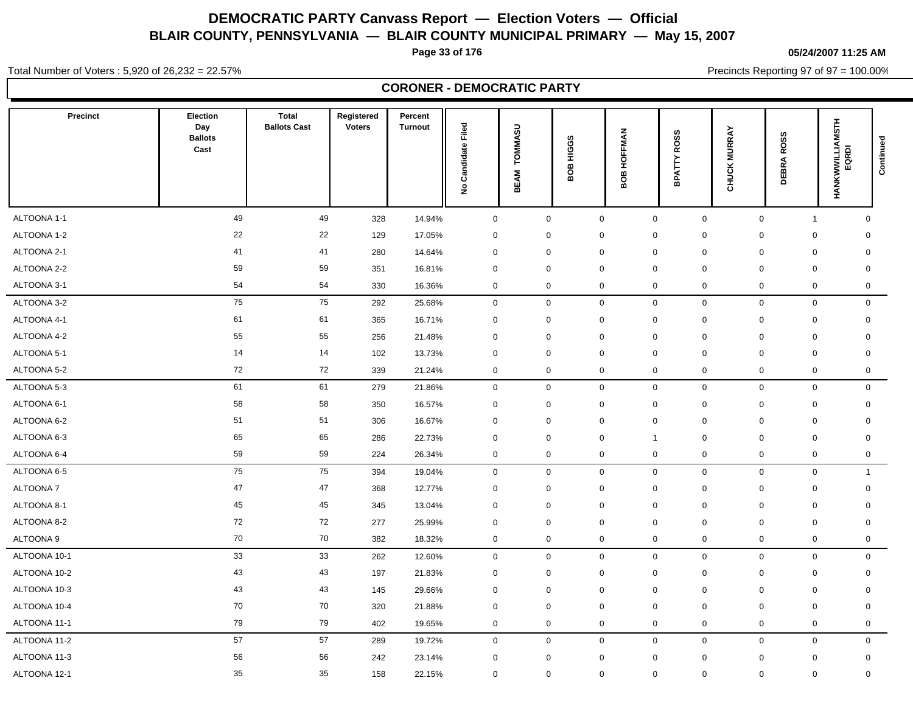# DEMOCRATIC PARTY Canvass Report — Election Voters — Official

## BLAIR COUNTY, PENNSYLVANIA — BLAIR COUNTY MUNICIPAL PRIMARY — May 15, 2007

05/24/2007 11:25 AM

Total Number of Voters : 5,920 of 26,232 = 22.57%

Precincts Reporting 97 of 97 = 100.00%

### CORONER - DEMOCRATIC PARTY

| Precinct | Election Day Ballots Cast | Total Ballots Cast | Registered Voters | Percent Turnout | No Candidate Filed | BEAM TOMMASU | BOB HIGGS | BOB HOFFMAN | BPATTY ROSS | CHUCK MURRAY | DEBRA ROSS | HANKWWILLIAMSTH EQRDI | Continued |
|---|---|---|---|---|---|---|---|---|---|---|---|---|---|
| ALTOONA 1-1 | 49 | 49 | 328 | 14.94% | 0 | 0 | 0 | 0 | 0 | 0 | 1 | 0 | |
| ALTOONA 1-2 | 22 | 22 | 129 | 17.05% | 0 | 0 | 0 | 0 | 0 | 0 | 0 | 0 | |
| ALTOONA 2-1 | 41 | 41 | 280 | 14.64% | 0 | 0 | 0 | 0 | 0 | 0 | 0 | 0 | |
| ALTOONA 2-2 | 59 | 59 | 351 | 16.81% | 0 | 0 | 0 | 0 | 0 | 0 | 0 | 0 | |
| ALTOONA 3-1 | 54 | 54 | 330 | 16.36% | 0 | 0 | 0 | 0 | 0 | 0 | 0 | 0 | |
| ALTOONA 3-2 | 75 | 75 | 292 | 25.68% | 0 | 0 | 0 | 0 | 0 | 0 | 0 | 0 | |
| ALTOONA 4-1 | 61 | 61 | 365 | 16.71% | 0 | 0 | 0 | 0 | 0 | 0 | 0 | 0 | |
| ALTOONA 4-2 | 55 | 55 | 256 | 21.48% | 0 | 0 | 0 | 0 | 0 | 0 | 0 | 0 | |
| ALTOONA 5-1 | 14 | 14 | 102 | 13.73% | 0 | 0 | 0 | 0 | 0 | 0 | 0 | 0 | |
| ALTOONA 5-2 | 72 | 72 | 339 | 21.24% | 0 | 0 | 0 | 0 | 0 | 0 | 0 | 0 | |
| ALTOONA 5-3 | 61 | 61 | 279 | 21.86% | 0 | 0 | 0 | 0 | 0 | 0 | 0 | 0 | |
| ALTOONA 6-1 | 58 | 58 | 350 | 16.57% | 0 | 0 | 0 | 0 | 0 | 0 | 0 | 0 | |
| ALTOONA 6-2 | 51 | 51 | 306 | 16.67% | 0 | 0 | 0 | 0 | 0 | 0 | 0 | 0 | |
| ALTOONA 6-3 | 65 | 65 | 286 | 22.73% | 0 | 0 | 0 | 1 | 0 | 0 | 0 | 0 | |
| ALTOONA 6-4 | 59 | 59 | 224 | 26.34% | 0 | 0 | 0 | 0 | 0 | 0 | 0 | 0 | |
| ALTOONA 6-5 | 75 | 75 | 394 | 19.04% | 0 | 0 | 0 | 0 | 0 | 0 | 0 | 1 | |
| ALTOONA 7 | 47 | 47 | 368 | 12.77% | 0 | 0 | 0 | 0 | 0 | 0 | 0 | 0 | |
| ALTOONA 8-1 | 45 | 45 | 345 | 13.04% | 0 | 0 | 0 | 0 | 0 | 0 | 0 | 0 | |
| ALTOONA 8-2 | 72 | 72 | 277 | 25.99% | 0 | 0 | 0 | 0 | 0 | 0 | 0 | 0 | |
| ALTOONA 9 | 70 | 70 | 382 | 18.32% | 0 | 0 | 0 | 0 | 0 | 0 | 0 | 0 | |
| ALTOONA 10-1 | 33 | 33 | 262 | 12.60% | 0 | 0 | 0 | 0 | 0 | 0 | 0 | 0 | |
| ALTOONA 10-2 | 43 | 43 | 197 | 21.83% | 0 | 0 | 0 | 0 | 0 | 0 | 0 | 0 | |
| ALTOONA 10-3 | 43 | 43 | 145 | 29.66% | 0 | 0 | 0 | 0 | 0 | 0 | 0 | 0 | |
| ALTOONA 10-4 | 70 | 70 | 320 | 21.88% | 0 | 0 | 0 | 0 | 0 | 0 | 0 | 0 | |
| ALTOONA 11-1 | 79 | 79 | 402 | 19.65% | 0 | 0 | 0 | 0 | 0 | 0 | 0 | 0 | |
| ALTOONA 11-2 | 57 | 57 | 289 | 19.72% | 0 | 0 | 0 | 0 | 0 | 0 | 0 | 0 | |
| ALTOONA 11-3 | 56 | 56 | 242 | 23.14% | 0 | 0 | 0 | 0 | 0 | 0 | 0 | 0 | |
| ALTOONA 12-1 | 35 | 35 | 158 | 22.15% | 0 | 0 | 0 | 0 | 0 | 0 | 0 | 0 | |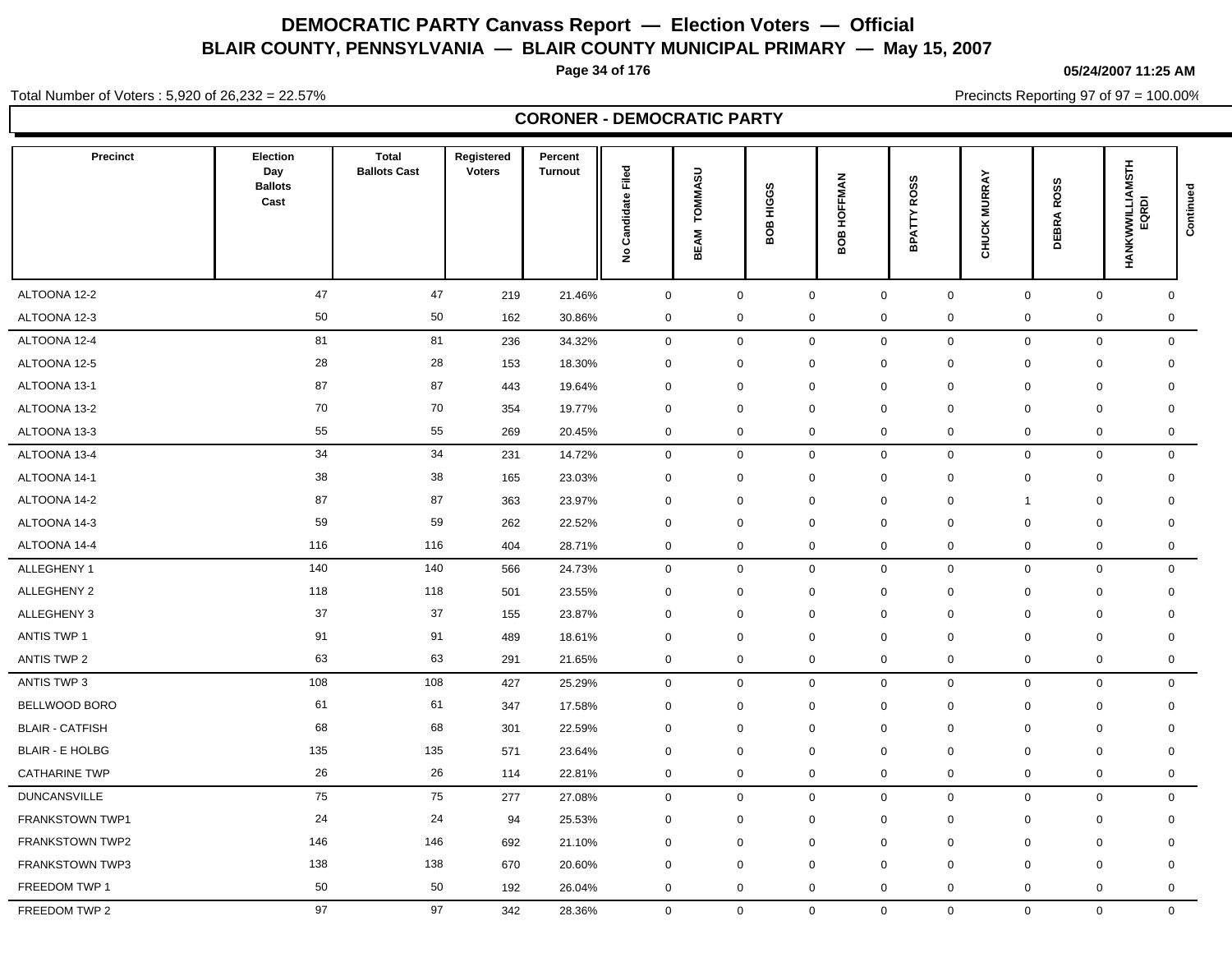# DEMOCRATIC PARTY Canvass Report — Election Voters — Official

## BLAIR COUNTY, PENNSYLVANIA — BLAIR COUNTY MUNICIPAL PRIMARY — May 15, 2007

05/24/2007 11:25 AM

Total Number of Voters : 5,920 of 26,232 = 22.57%

Precincts Reporting 97 of 97 = 100.00%

### CORONER - DEMOCRATIC PARTY

| Precinct | Election Day Ballots Cast | Total Ballots Cast | Registered Voters | Percent Turnout | No Candidate Filed | BEAM TOMMASU | BOB HIGGS | BOB HOFFMAN | BPATTY ROSS | CHUCK MURRAY | DEBRA ROSS | HANKWWILLIAMSTH EQRDI | Continued |
|---|---|---|---|---|---|---|---|---|---|---|---|---|---|
| ALTOONA 12-2 | 47 | 47 | 219 | 21.46% | 0 | 0 | 0 | 0 | 0 | 0 | 0 | 0 | |
| ALTOONA 12-3 | 50 | 50 | 162 | 30.86% | 0 | 0 | 0 | 0 | 0 | 0 | 0 | 0 | |
| ALTOONA 12-4 | 81 | 81 | 236 | 34.32% | 0 | 0 | 0 | 0 | 0 | 0 | 0 | 0 | |
| ALTOONA 12-5 | 28 | 28 | 153 | 18.30% | 0 | 0 | 0 | 0 | 0 | 0 | 0 | 0 | |
| ALTOONA 13-1 | 87 | 87 | 443 | 19.64% | 0 | 0 | 0 | 0 | 0 | 0 | 0 | 0 | |
| ALTOONA 13-2 | 70 | 70 | 354 | 19.77% | 0 | 0 | 0 | 0 | 0 | 0 | 0 | 0 | |
| ALTOONA 13-3 | 55 | 55 | 269 | 20.45% | 0 | 0 | 0 | 0 | 0 | 0 | 0 | 0 | |
| ALTOONA 13-4 | 34 | 34 | 231 | 14.72% | 0 | 0 | 0 | 0 | 0 | 0 | 0 | 0 | |
| ALTOONA 14-1 | 38 | 38 | 165 | 23.03% | 0 | 0 | 0 | 0 | 0 | 0 | 0 | 0 | |
| ALTOONA 14-2 | 87 | 87 | 363 | 23.97% | 0 | 0 | 0 | 0 | 0 | 1 | 0 | 0 | |
| ALTOONA 14-3 | 59 | 59 | 262 | 22.52% | 0 | 0 | 0 | 0 | 0 | 0 | 0 | 0 | |
| ALTOONA 14-4 | 116 | 116 | 404 | 28.71% | 0 | 0 | 0 | 0 | 0 | 0 | 0 | 0 | |
| ALLEGHENY 1 | 140 | 140 | 566 | 24.73% | 0 | 0 | 0 | 0 | 0 | 0 | 0 | 0 | |
| ALLEGHENY 2 | 118 | 118 | 501 | 23.55% | 0 | 0 | 0 | 0 | 0 | 0 | 0 | 0 | |
| ALLEGHENY 3 | 37 | 37 | 155 | 23.87% | 0 | 0 | 0 | 0 | 0 | 0 | 0 | 0 | |
| ANTIS TWP 1 | 91 | 91 | 489 | 18.61% | 0 | 0 | 0 | 0 | 0 | 0 | 0 | 0 | |
| ANTIS TWP 2 | 63 | 63 | 291 | 21.65% | 0 | 0 | 0 | 0 | 0 | 0 | 0 | 0 | |
| ANTIS TWP 3 | 108 | 108 | 427 | 25.29% | 0 | 0 | 0 | 0 | 0 | 0 | 0 | 0 | |
| BELLWOOD BORO | 61 | 61 | 347 | 17.58% | 0 | 0 | 0 | 0 | 0 | 0 | 0 | 0 | |
| BLAIR - CATFISH | 68 | 68 | 301 | 22.59% | 0 | 0 | 0 | 0 | 0 | 0 | 0 | 0 | |
| BLAIR - E HOLBG | 135 | 135 | 571 | 23.64% | 0 | 0 | 0 | 0 | 0 | 0 | 0 | 0 | |
| CATHARINE TWP | 26 | 26 | 114 | 22.81% | 0 | 0 | 0 | 0 | 0 | 0 | 0 | 0 | |
| DUNCANSVILLE | 75 | 75 | 277 | 27.08% | 0 | 0 | 0 | 0 | 0 | 0 | 0 | 0 | |
| FRANKSTOWN TWP1 | 24 | 24 | 94 | 25.53% | 0 | 0 | 0 | 0 | 0 | 0 | 0 | 0 | |
| FRANKSTOWN TWP2 | 146 | 146 | 692 | 21.10% | 0 | 0 | 0 | 0 | 0 | 0 | 0 | 0 | |
| FRANKSTOWN TWP3 | 138 | 138 | 670 | 20.60% | 0 | 0 | 0 | 0 | 0 | 0 | 0 | 0 | |
| FREEDOM TWP 1 | 50 | 50 | 192 | 26.04% | 0 | 0 | 0 | 0 | 0 | 0 | 0 | 0 | |
| FREEDOM TWP 2 | 97 | 97 | 342 | 28.36% | 0 | 0 | 0 | 0 | 0 | 0 | 0 | 0 | |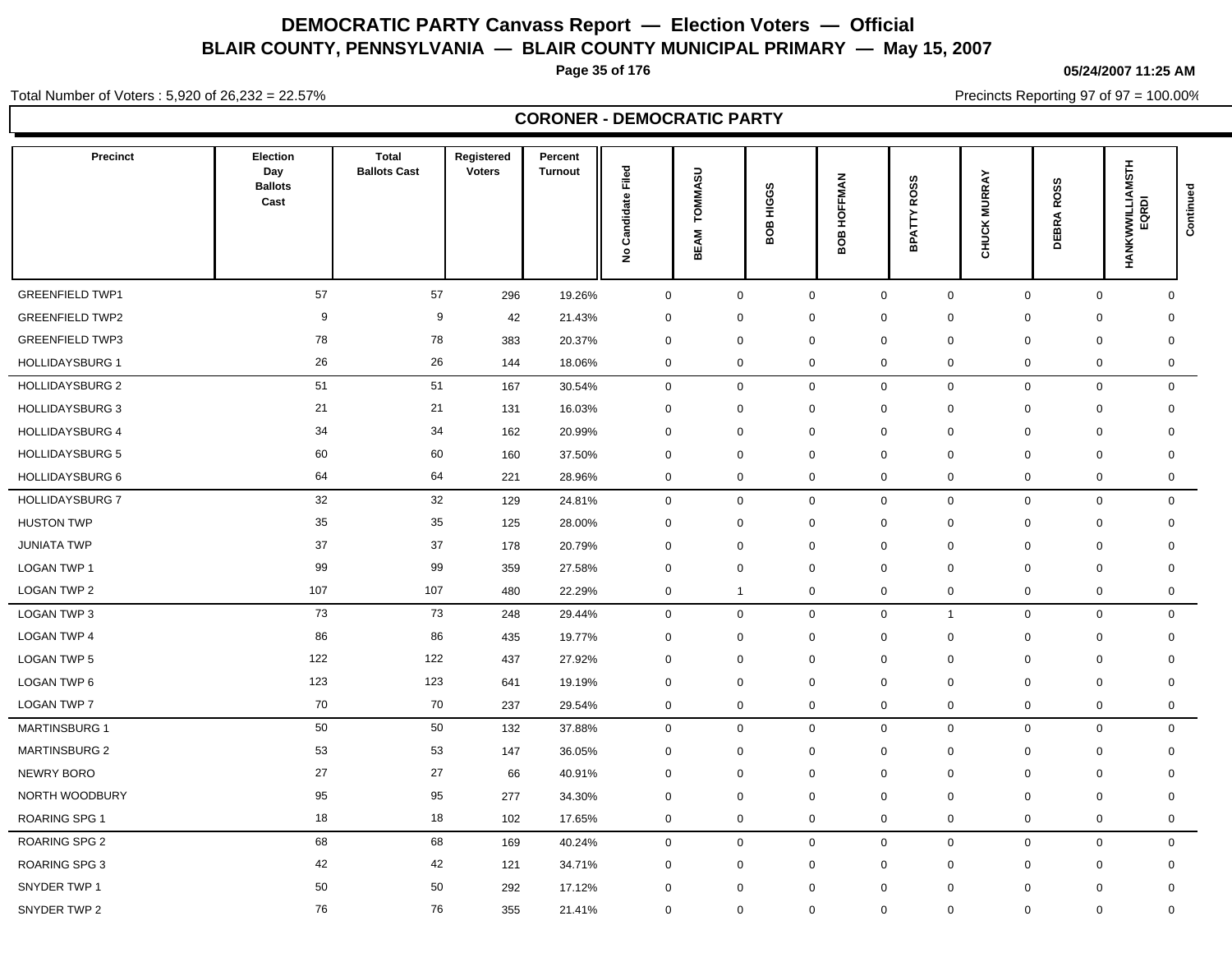# DEMOCRATIC PARTY Canvass Report — Election Voters — Official

## BLAIR COUNTY, PENNSYLVANIA — BLAIR COUNTY MUNICIPAL PRIMARY — May 15, 2007

**05/24/2007 11:25 AM**

Total Number of Voters : 5,920 of 26,232 = 22.57%

Precincts Reporting 97 of 97 = 100.00%

### CORONER - DEMOCRATIC PARTY

| Precinct | Election Day Ballots Cast | Total Ballots Cast | Registered Voters | Percent Turnout | No Candidate Filed | BEAM TOMMASU | BOB HIGGS | BOB HOFFMAN | BPATTY ROSS | CHUCK MURRAY | DEBRA ROSS | HANKWWILLIAMSTH EQRDI | Continued |
|---|---|---|---|---|---|---|---|---|---|---|---|---|---|
| GREENFIELD TWP1 | 57 | 57 | 296 | 19.26% | 0 | 0 | 0 | 0 | 0 | 0 | 0 | 0 | |
| GREENFIELD TWP2 | 9 | 9 | 42 | 21.43% | 0 | 0 | 0 | 0 | 0 | 0 | 0 | 0 | |
| GREENFIELD TWP3 | 78 | 78 | 383 | 20.37% | 0 | 0 | 0 | 0 | 0 | 0 | 0 | 0 | |
| HOLLIDAYSBURG 1 | 26 | 26 | 144 | 18.06% | 0 | 0 | 0 | 0 | 0 | 0 | 0 | 0 | |
| HOLLIDAYSBURG 2 | 51 | 51 | 167 | 30.54% | 0 | 0 | 0 | 0 | 0 | 0 | 0 | 0 | |
| HOLLIDAYSBURG 3 | 21 | 21 | 131 | 16.03% | 0 | 0 | 0 | 0 | 0 | 0 | 0 | 0 | |
| HOLLIDAYSBURG 4 | 34 | 34 | 162 | 20.99% | 0 | 0 | 0 | 0 | 0 | 0 | 0 | 0 | |
| HOLLIDAYSBURG 5 | 60 | 60 | 160 | 37.50% | 0 | 0 | 0 | 0 | 0 | 0 | 0 | 0 | |
| HOLLIDAYSBURG 6 | 64 | 64 | 221 | 28.96% | 0 | 0 | 0 | 0 | 0 | 0 | 0 | 0 | |
| HOLLIDAYSBURG 7 | 32 | 32 | 129 | 24.81% | 0 | 0 | 0 | 0 | 0 | 0 | 0 | 0 | |
| HUSTON TWP | 35 | 35 | 125 | 28.00% | 0 | 0 | 0 | 0 | 0 | 0 | 0 | 0 | |
| JUNIATA TWP | 37 | 37 | 178 | 20.79% | 0 | 0 | 0 | 0 | 0 | 0 | 0 | 0 | |
| LOGAN TWP 1 | 99 | 99 | 359 | 27.58% | 0 | 0 | 0 | 0 | 0 | 0 | 0 | 0 | |
| LOGAN TWP 2 | 107 | 107 | 480 | 22.29% | 0 | 1 | 0 | 0 | 0 | 0 | 0 | 0 | |
| LOGAN TWP 3 | 73 | 73 | 248 | 29.44% | 0 | 0 | 0 | 0 | 1 | 0 | 0 | 0 | |
| LOGAN TWP 4 | 86 | 86 | 435 | 19.77% | 0 | 0 | 0 | 0 | 0 | 0 | 0 | 0 | |
| LOGAN TWP 5 | 122 | 122 | 437 | 27.92% | 0 | 0 | 0 | 0 | 0 | 0 | 0 | 0 | |
| LOGAN TWP 6 | 123 | 123 | 641 | 19.19% | 0 | 0 | 0 | 0 | 0 | 0 | 0 | 0 | |
| LOGAN TWP 7 | 70 | 70 | 237 | 29.54% | 0 | 0 | 0 | 0 | 0 | 0 | 0 | 0 | |
| MARTINSBURG 1 | 50 | 50 | 132 | 37.88% | 0 | 0 | 0 | 0 | 0 | 0 | 0 | 0 | |
| MARTINSBURG 2 | 53 | 53 | 147 | 36.05% | 0 | 0 | 0 | 0 | 0 | 0 | 0 | 0 | |
| NEWRY BORO | 27 | 27 | 66 | 40.91% | 0 | 0 | 0 | 0 | 0 | 0 | 0 | 0 | |
| NORTH WOODBURY | 95 | 95 | 277 | 34.30% | 0 | 0 | 0 | 0 | 0 | 0 | 0 | 0 | |
| ROARING SPG 1 | 18 | 18 | 102 | 17.65% | 0 | 0 | 0 | 0 | 0 | 0 | 0 | 0 | |
| ROARING SPG 2 | 68 | 68 | 169 | 40.24% | 0 | 0 | 0 | 0 | 0 | 0 | 0 | 0 | |
| ROARING SPG 3 | 42 | 42 | 121 | 34.71% | 0 | 0 | 0 | 0 | 0 | 0 | 0 | 0 | |
| SNYDER TWP 1 | 50 | 50 | 292 | 17.12% | 0 | 0 | 0 | 0 | 0 | 0 | 0 | 0 | |
| SNYDER TWP 2 | 76 | 76 | 355 | 21.41% | 0 | 0 | 0 | 0 | 0 | 0 | 0 | 0 | |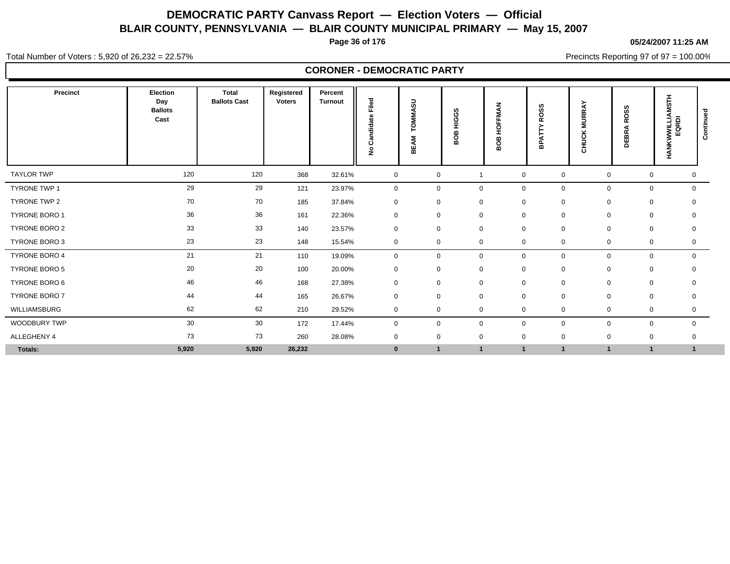# DEMOCRATIC PARTY Canvass Report — Election Voters — Official

## BLAIR COUNTY, PENNSYLVANIA — BLAIR COUNTY MUNICIPAL PRIMARY — May 15, 2007

05/24/2007 11:25 AM

Total Number of Voters : 5,920 of 26,232 = 22.57%

Precincts Reporting 97 of 97 = 100.00%

### CORONER - DEMOCRATIC PARTY

| Precinct | Election Day Ballots Cast | Total Ballots Cast | Registered Voters | Percent Turnout | No Candidate Filed | BEAM TOMMASU | BOB HIGGS | BOB HOFFMAN | BPATTY ROSS | CHUCK MURRAY | DEBRA ROSS | HANKWWILLIAMSTH EQRDI | Continued |
|---|---|---|---|---|---|---|---|---|---|---|---|---|---|
| TAYLOR TWP | 120 | 120 | 368 | 32.61% | 0 | 0 | 1 | 0 | 0 | 0 | 0 | 0 | |
| TYRONE TWP 1 | 29 | 29 | 121 | 23.97% | 0 | 0 | 0 | 0 | 0 | 0 | 0 | 0 | |
| TYRONE TWP 2 | 70 | 70 | 185 | 37.84% | 0 | 0 | 0 | 0 | 0 | 0 | 0 | 0 | |
| TYRONE BORO 1 | 36 | 36 | 161 | 22.36% | 0 | 0 | 0 | 0 | 0 | 0 | 0 | 0 | |
| TYRONE BORO 2 | 33 | 33 | 140 | 23.57% | 0 | 0 | 0 | 0 | 0 | 0 | 0 | 0 | |
| TYRONE BORO 3 | 23 | 23 | 148 | 15.54% | 0 | 0 | 0 | 0 | 0 | 0 | 0 | 0 | |
| TYRONE BORO 4 | 21 | 21 | 110 | 19.09% | 0 | 0 | 0 | 0 | 0 | 0 | 0 | 0 | |
| TYRONE BORO 5 | 20 | 20 | 100 | 20.00% | 0 | 0 | 0 | 0 | 0 | 0 | 0 | 0 | |
| TYRONE BORO 6 | 46 | 46 | 168 | 27.38% | 0 | 0 | 0 | 0 | 0 | 0 | 0 | 0 | |
| TYRONE BORO 7 | 44 | 44 | 165 | 26.67% | 0 | 0 | 0 | 0 | 0 | 0 | 0 | 0 | |
| WILLIAMSBURG | 62 | 62 | 210 | 29.52% | 0 | 0 | 0 | 0 | 0 | 0 | 0 | 0 | |
| WOODBURY TWP | 30 | 30 | 172 | 17.44% | 0 | 0 | 0 | 0 | 0 | 0 | 0 | 0 | |
| ALLEGHENY 4 | 73 | 73 | 260 | 28.08% | 0 | 0 | 0 | 0 | 0 | 0 | 0 | 0 | |
| **Totals:** | **5,920** | **5,920** | **26,232** | | **0** | **1** | **1** | **1** | **1** | **1** | **1** | **1** | |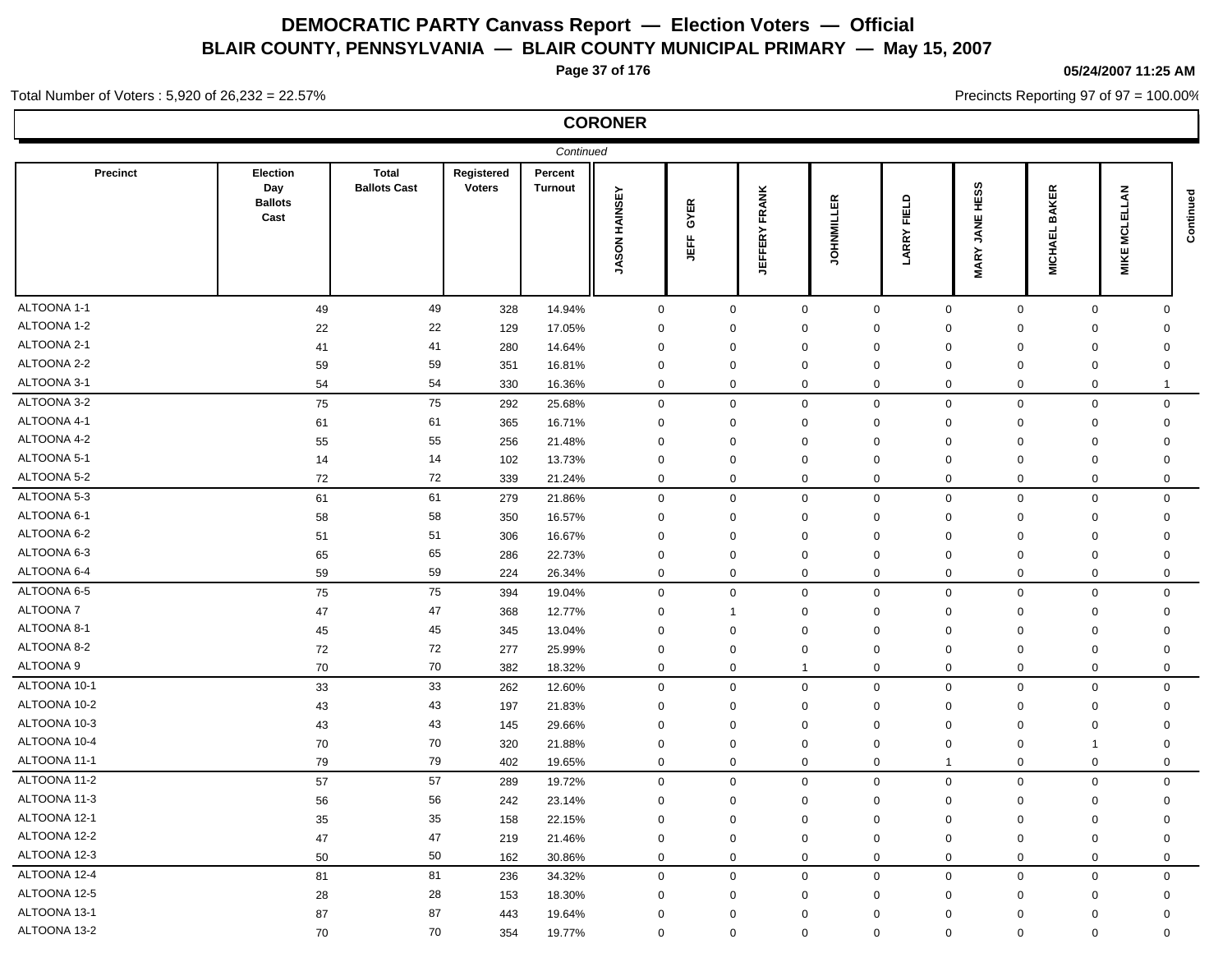# DEMOCRATIC PARTY Canvass Report — Election Voters — Official

## BLAIR COUNTY, PENNSYLVANIA — BLAIR COUNTY MUNICIPAL PRIMARY — May 15, 2007

05/24/2007 11:25 AM

Total Number of Voters : 5,920 of 26,232 = 22.57%

Precincts Reporting 97 of 97 = 100.00%

### CORONER

*Continued*

| Precinct | Election Day Ballots Cast | Total Ballots Cast | Registered Voters | Percent Turnout | JASON HAINSEY | JEFF GYER | JEFFERY FRANK | JOHNMILLER | LARRY FIELD | MARY JANE HESS | MICHAEL BAKER | MIKE MCLELLAN | Continued |
|---|---|---|---|---|---|---|---|---|---|---|---|---|---|
| ALTOONA 1-1 | 49 | 49 | 328 | 14.94% | 0 | 0 | 0 | 0 | 0 | 0 | 0 | 0 | |
| ALTOONA 1-2 | 22 | 22 | 129 | 17.05% | 0 | 0 | 0 | 0 | 0 | 0 | 0 | 0 | |
| ALTOONA 2-1 | 41 | 41 | 280 | 14.64% | 0 | 0 | 0 | 0 | 0 | 0 | 0 | 0 | |
| ALTOONA 2-2 | 59 | 59 | 351 | 16.81% | 0 | 0 | 0 | 0 | 0 | 0 | 0 | 0 | |
| ALTOONA 3-1 | 54 | 54 | 330 | 16.36% | 0 | 0 | 0 | 0 | 0 | 0 | 0 | 1 | |
| ALTOONA 3-2 | 75 | 75 | 292 | 25.68% | 0 | 0 | 0 | 0 | 0 | 0 | 0 | 0 | |
| ALTOONA 4-1 | 61 | 61 | 365 | 16.71% | 0 | 0 | 0 | 0 | 0 | 0 | 0 | 0 | |
| ALTOONA 4-2 | 55 | 55 | 256 | 21.48% | 0 | 0 | 0 | 0 | 0 | 0 | 0 | 0 | |
| ALTOONA 5-1 | 14 | 14 | 102 | 13.73% | 0 | 0 | 0 | 0 | 0 | 0 | 0 | 0 | |
| ALTOONA 5-2 | 72 | 72 | 339 | 21.24% | 0 | 0 | 0 | 0 | 0 | 0 | 0 | 0 | |
| ALTOONA 5-3 | 61 | 61 | 279 | 21.86% | 0 | 0 | 0 | 0 | 0 | 0 | 0 | 0 | |
| ALTOONA 6-1 | 58 | 58 | 350 | 16.57% | 0 | 0 | 0 | 0 | 0 | 0 | 0 | 0 | |
| ALTOONA 6-2 | 51 | 51 | 306 | 16.67% | 0 | 0 | 0 | 0 | 0 | 0 | 0 | 0 | |
| ALTOONA 6-3 | 65 | 65 | 286 | 22.73% | 0 | 0 | 0 | 0 | 0 | 0 | 0 | 0 | |
| ALTOONA 6-4 | 59 | 59 | 224 | 26.34% | 0 | 0 | 0 | 0 | 0 | 0 | 0 | 0 | |
| ALTOONA 6-5 | 75 | 75 | 394 | 19.04% | 0 | 0 | 0 | 0 | 0 | 0 | 0 | 0 | |
| ALTOONA 7 | 47 | 47 | 368 | 12.77% | 0 | 1 | 0 | 0 | 0 | 0 | 0 | 0 | |
| ALTOONA 8-1 | 45 | 45 | 345 | 13.04% | 0 | 0 | 0 | 0 | 0 | 0 | 0 | 0 | |
| ALTOONA 8-2 | 72 | 72 | 277 | 25.99% | 0 | 0 | 0 | 0 | 0 | 0 | 0 | 0 | |
| ALTOONA 9 | 70 | 70 | 382 | 18.32% | 0 | 0 | 1 | 0 | 0 | 0 | 0 | 0 | |
| ALTOONA 10-1 | 33 | 33 | 262 | 12.60% | 0 | 0 | 0 | 0 | 0 | 0 | 0 | 0 | |
| ALTOONA 10-2 | 43 | 43 | 197 | 21.83% | 0 | 0 | 0 | 0 | 0 | 0 | 0 | 0 | |
| ALTOONA 10-3 | 43 | 43 | 145 | 29.66% | 0 | 0 | 0 | 0 | 0 | 0 | 0 | 0 | |
| ALTOONA 10-4 | 70 | 70 | 320 | 21.88% | 0 | 0 | 0 | 0 | 0 | 0 | 1 | 0 | |
| ALTOONA 11-1 | 79 | 79 | 402 | 19.65% | 0 | 0 | 0 | 0 | 1 | 0 | 0 | 0 | |
| ALTOONA 11-2 | 57 | 57 | 289 | 19.72% | 0 | 0 | 0 | 0 | 0 | 0 | 0 | 0 | |
| ALTOONA 11-3 | 56 | 56 | 242 | 23.14% | 0 | 0 | 0 | 0 | 0 | 0 | 0 | 0 | |
| ALTOONA 12-1 | 35 | 35 | 158 | 22.15% | 0 | 0 | 0 | 0 | 0 | 0 | 0 | 0 | |
| ALTOONA 12-2 | 47 | 47 | 219 | 21.46% | 0 | 0 | 0 | 0 | 0 | 0 | 0 | 0 | |
| ALTOONA 12-3 | 50 | 50 | 162 | 30.86% | 0 | 0 | 0 | 0 | 0 | 0 | 0 | 0 | |
| ALTOONA 12-4 | 81 | 81 | 236 | 34.32% | 0 | 0 | 0 | 0 | 0 | 0 | 0 | 0 | |
| ALTOONA 12-5 | 28 | 28 | 153 | 18.30% | 0 | 0 | 0 | 0 | 0 | 0 | 0 | 0 | |
| ALTOONA 13-1 | 87 | 87 | 443 | 19.64% | 0 | 0 | 0 | 0 | 0 | 0 | 0 | 0 | |
| ALTOONA 13-2 | 70 | 70 | 354 | 19.77% | 0 | 0 | 0 | 0 | 0 | 0 | 0 | 0 | |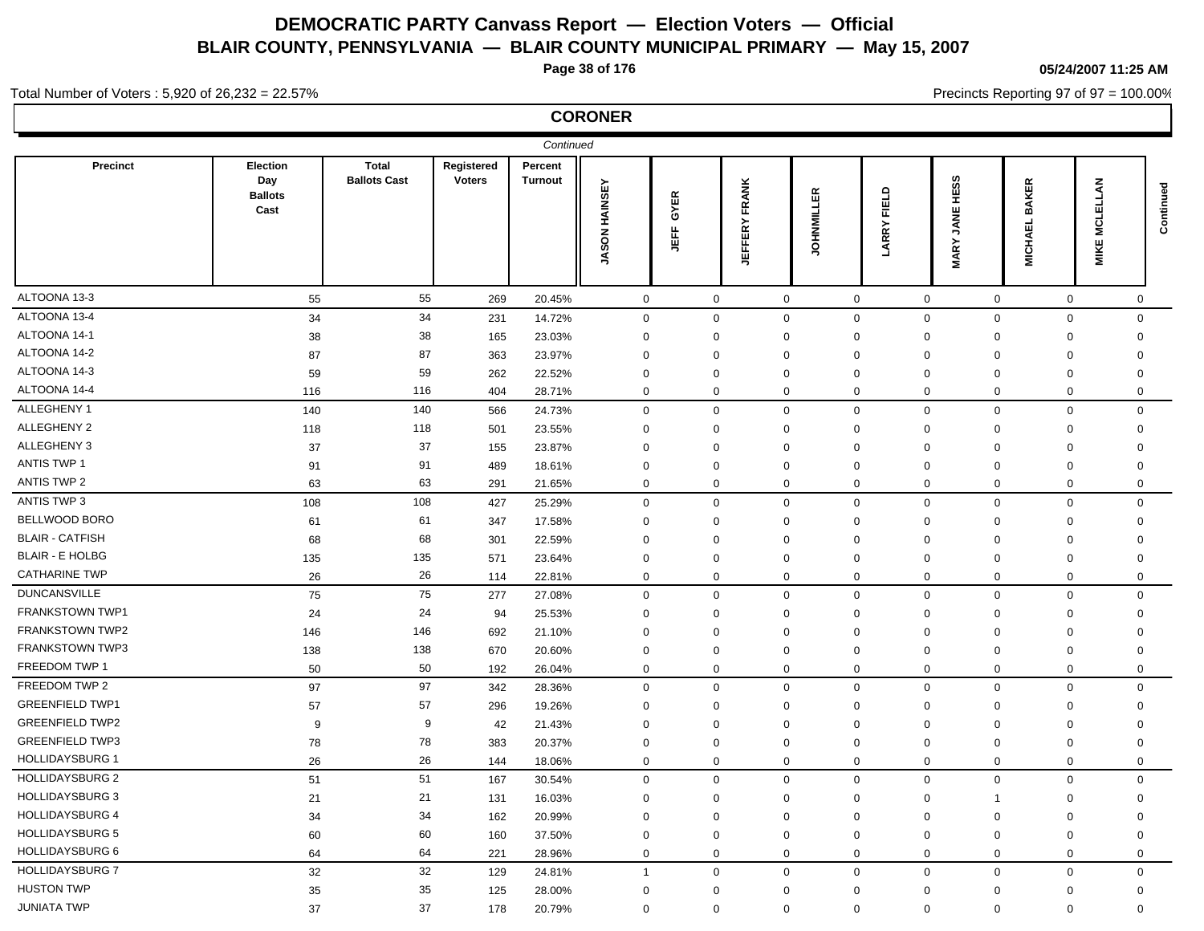# DEMOCRATIC PARTY Canvass Report — Election Voters — Official

## BLAIR COUNTY, PENNSYLVANIA — BLAIR COUNTY MUNICIPAL PRIMARY — May 15, 2007

05/24/2007 11:25 AM

Total Number of Voters : 5,920 of 26,232 = 22.57%

Precincts Reporting 97 of 97 = 100.00%

### CORONER

*Continued*

| Precinct | Election Day Ballots Cast | Total Ballots Cast | Registered Voters | Percent Turnout | JASON HAINSEY | JEFF GYER | JEFFERY FRANK | JOHNMILLER | LARRY FIELD | MARY JANE HESS | MICHAEL BAKER | MIKE MCLELLAN | Continued |
|---|---|---|---|---|---|---|---|---|---|---|---|---|---|
| ALTOONA 13-3 | 55 | 55 | 269 | 20.45% | 0 | 0 | 0 | 0 | 0 | 0 | 0 | 0 | |
| ALTOONA 13-4 | 34 | 34 | 231 | 14.72% | 0 | 0 | 0 | 0 | 0 | 0 | 0 | 0 | |
| ALTOONA 14-1 | 38 | 38 | 165 | 23.03% | 0 | 0 | 0 | 0 | 0 | 0 | 0 | 0 | |
| ALTOONA 14-2 | 87 | 87 | 363 | 23.97% | 0 | 0 | 0 | 0 | 0 | 0 | 0 | 0 | |
| ALTOONA 14-3 | 59 | 59 | 262 | 22.52% | 0 | 0 | 0 | 0 | 0 | 0 | 0 | 0 | |
| ALTOONA 14-4 | 116 | 116 | 404 | 28.71% | 0 | 0 | 0 | 0 | 0 | 0 | 0 | 0 | |
| ALLEGHENY 1 | 140 | 140 | 566 | 24.73% | 0 | 0 | 0 | 0 | 0 | 0 | 0 | 0 | |
| ALLEGHENY 2 | 118 | 118 | 501 | 23.55% | 0 | 0 | 0 | 0 | 0 | 0 | 0 | 0 | |
| ALLEGHENY 3 | 37 | 37 | 155 | 23.87% | 0 | 0 | 0 | 0 | 0 | 0 | 0 | 0 | |
| ANTIS TWP 1 | 91 | 91 | 489 | 18.61% | 0 | 0 | 0 | 0 | 0 | 0 | 0 | 0 | |
| ANTIS TWP 2 | 63 | 63 | 291 | 21.65% | 0 | 0 | 0 | 0 | 0 | 0 | 0 | 0 | |
| ANTIS TWP 3 | 108 | 108 | 427 | 25.29% | 0 | 0 | 0 | 0 | 0 | 0 | 0 | 0 | |
| BELLWOOD BORO | 61 | 61 | 347 | 17.58% | 0 | 0 | 0 | 0 | 0 | 0 | 0 | 0 | |
| BLAIR - CATFISH | 68 | 68 | 301 | 22.59% | 0 | 0 | 0 | 0 | 0 | 0 | 0 | 0 | |
| BLAIR - E HOLBG | 135 | 135 | 571 | 23.64% | 0 | 0 | 0 | 0 | 0 | 0 | 0 | 0 | |
| CATHARINE TWP | 26 | 26 | 114 | 22.81% | 0 | 0 | 0 | 0 | 0 | 0 | 0 | 0 | |
| DUNCANSVILLE | 75 | 75 | 277 | 27.08% | 0 | 0 | 0 | 0 | 0 | 0 | 0 | 0 | |
| FRANKSTOWN TWP1 | 24 | 24 | 94 | 25.53% | 0 | 0 | 0 | 0 | 0 | 0 | 0 | 0 | |
| FRANKSTOWN TWP2 | 146 | 146 | 692 | 21.10% | 0 | 0 | 0 | 0 | 0 | 0 | 0 | 0 | |
| FRANKSTOWN TWP3 | 138 | 138 | 670 | 20.60% | 0 | 0 | 0 | 0 | 0 | 0 | 0 | 0 | |
| FREEDOM TWP 1 | 50 | 50 | 192 | 26.04% | 0 | 0 | 0 | 0 | 0 | 0 | 0 | 0 | |
| FREEDOM TWP 2 | 97 | 97 | 342 | 28.36% | 0 | 0 | 0 | 0 | 0 | 0 | 0 | 0 | |
| GREENFIELD TWP1 | 57 | 57 | 296 | 19.26% | 0 | 0 | 0 | 0 | 0 | 0 | 0 | 0 | |
| GREENFIELD TWP2 | 9 | 9 | 42 | 21.43% | 0 | 0 | 0 | 0 | 0 | 0 | 0 | 0 | |
| GREENFIELD TWP3 | 78 | 78 | 383 | 20.37% | 0 | 0 | 0 | 0 | 0 | 0 | 0 | 0 | |
| HOLLIDAYSBURG 1 | 26 | 26 | 144 | 18.06% | 0 | 0 | 0 | 0 | 0 | 0 | 0 | 0 | |
| HOLLIDAYSBURG 2 | 51 | 51 | 167 | 30.54% | 0 | 0 | 0 | 0 | 0 | 0 | 0 | 0 | |
| HOLLIDAYSBURG 3 | 21 | 21 | 131 | 16.03% | 0 | 0 | 0 | 0 | 0 | 1 | 0 | 0 | |
| HOLLIDAYSBURG 4 | 34 | 34 | 162 | 20.99% | 0 | 0 | 0 | 0 | 0 | 0 | 0 | 0 | |
| HOLLIDAYSBURG 5 | 60 | 60 | 160 | 37.50% | 0 | 0 | 0 | 0 | 0 | 0 | 0 | 0 | |
| HOLLIDAYSBURG 6 | 64 | 64 | 221 | 28.96% | 0 | 0 | 0 | 0 | 0 | 0 | 0 | 0 | |
| HOLLIDAYSBURG 7 | 32 | 32 | 129 | 24.81% | 1 | 0 | 0 | 0 | 0 | 0 | 0 | 0 | |
| HUSTON TWP | 35 | 35 | 125 | 28.00% | 0 | 0 | 0 | 0 | 0 | 0 | 0 | 0 | |
| JUNIATA TWP | 37 | 37 | 178 | 20.79% | 0 | 0 | 0 | 0 | 0 | 0 | 0 | 0 | |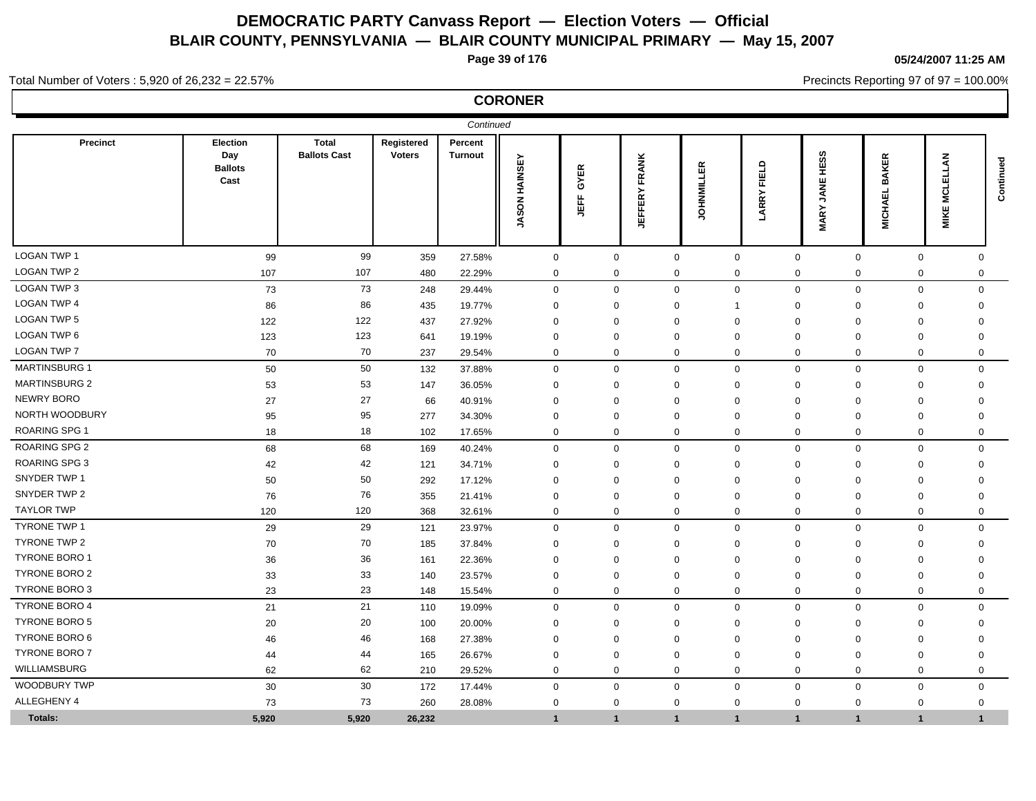# DEMOCRATIC PARTY Canvass Report — Election Voters — Official

## BLAIR COUNTY, PENNSYLVANIA — BLAIR COUNTY MUNICIPAL PRIMARY — May 15, 2007

05/24/2007 11:25 AM

Total Number of Voters : 5,920 of 26,232 = 22.57%

Precincts Reporting 97 of 97 = 100.00%

### CORONER

*Continued*

| Precinct | Election Day Ballots Cast | Total Ballots Cast | Registered Voters | Percent Turnout | JASON HAINSEY | JEFF GYER | JEFFERY FRANK | JOHNMILLER | LARRY FIELD | MARY JANE HESS | MICHAEL BAKER | MIKE MCLELLAN | Continued |
|---|---|---|---|---|---|---|---|---|---|---|---|---|---|
| LOGAN TWP 1 | 99 | 99 | 359 | 27.58% | 0 | 0 | 0 | 0 | 0 | 0 | 0 | 0 | |
| LOGAN TWP 2 | 107 | 107 | 480 | 22.29% | 0 | 0 | 0 | 0 | 0 | 0 | 0 | 0 | |
| LOGAN TWP 3 | 73 | 73 | 248 | 29.44% | 0 | 0 | 0 | 0 | 0 | 0 | 0 | 0 | |
| LOGAN TWP 4 | 86 | 86 | 435 | 19.77% | 0 | 0 | 0 | 1 | 0 | 0 | 0 | 0 | |
| LOGAN TWP 5 | 122 | 122 | 437 | 27.92% | 0 | 0 | 0 | 0 | 0 | 0 | 0 | 0 | |
| LOGAN TWP 6 | 123 | 123 | 641 | 19.19% | 0 | 0 | 0 | 0 | 0 | 0 | 0 | 0 | |
| LOGAN TWP 7 | 70 | 70 | 237 | 29.54% | 0 | 0 | 0 | 0 | 0 | 0 | 0 | 0 | |
| MARTINSBURG 1 | 50 | 50 | 132 | 37.88% | 0 | 0 | 0 | 0 | 0 | 0 | 0 | 0 | |
| MARTINSBURG 2 | 53 | 53 | 147 | 36.05% | 0 | 0 | 0 | 0 | 0 | 0 | 0 | 0 | |
| NEWRY BORO | 27 | 27 | 66 | 40.91% | 0 | 0 | 0 | 0 | 0 | 0 | 0 | 0 | |
| NORTH WOODBURY | 95 | 95 | 277 | 34.30% | 0 | 0 | 0 | 0 | 0 | 0 | 0 | 0 | |
| ROARING SPG 1 | 18 | 18 | 102 | 17.65% | 0 | 0 | 0 | 0 | 0 | 0 | 0 | 0 | |
| ROARING SPG 2 | 68 | 68 | 169 | 40.24% | 0 | 0 | 0 | 0 | 0 | 0 | 0 | 0 | |
| ROARING SPG 3 | 42 | 42 | 121 | 34.71% | 0 | 0 | 0 | 0 | 0 | 0 | 0 | 0 | |
| SNYDER TWP 1 | 50 | 50 | 292 | 17.12% | 0 | 0 | 0 | 0 | 0 | 0 | 0 | 0 | |
| SNYDER TWP 2 | 76 | 76 | 355 | 21.41% | 0 | 0 | 0 | 0 | 0 | 0 | 0 | 0 | |
| TAYLOR TWP | 120 | 120 | 368 | 32.61% | 0 | 0 | 0 | 0 | 0 | 0 | 0 | 0 | |
| TYRONE TWP 1 | 29 | 29 | 121 | 23.97% | 0 | 0 | 0 | 0 | 0 | 0 | 0 | 0 | |
| TYRONE TWP 2 | 70 | 70 | 185 | 37.84% | 0 | 0 | 0 | 0 | 0 | 0 | 0 | 0 | |
| TYRONE BORO 1 | 36 | 36 | 161 | 22.36% | 0 | 0 | 0 | 0 | 0 | 0 | 0 | 0 | |
| TYRONE BORO 2 | 33 | 33 | 140 | 23.57% | 0 | 0 | 0 | 0 | 0 | 0 | 0 | 0 | |
| TYRONE BORO 3 | 23 | 23 | 148 | 15.54% | 0 | 0 | 0 | 0 | 0 | 0 | 0 | 0 | |
| TYRONE BORO 4 | 21 | 21 | 110 | 19.09% | 0 | 0 | 0 | 0 | 0 | 0 | 0 | 0 | |
| TYRONE BORO 5 | 20 | 20 | 100 | 20.00% | 0 | 0 | 0 | 0 | 0 | 0 | 0 | 0 | |
| TYRONE BORO 6 | 46 | 46 | 168 | 27.38% | 0 | 0 | 0 | 0 | 0 | 0 | 0 | 0 | |
| TYRONE BORO 7 | 44 | 44 | 165 | 26.67% | 0 | 0 | 0 | 0 | 0 | 0 | 0 | 0 | |
| WILLIAMSBURG | 62 | 62 | 210 | 29.52% | 0 | 0 | 0 | 0 | 0 | 0 | 0 | 0 | |
| WOODBURY TWP | 30 | 30 | 172 | 17.44% | 0 | 0 | 0 | 0 | 0 | 0 | 0 | 0 | |
| ALLEGHENY 4 | 73 | 73 | 260 | 28.08% | 0 | 0 | 0 | 0 | 0 | 0 | 0 | 0 | |
| **Totals:** | **5,920** | **5,920** | **26,232** | | **1** | **1** | **1** | **1** | **1** | **1** | **1** | **1** | |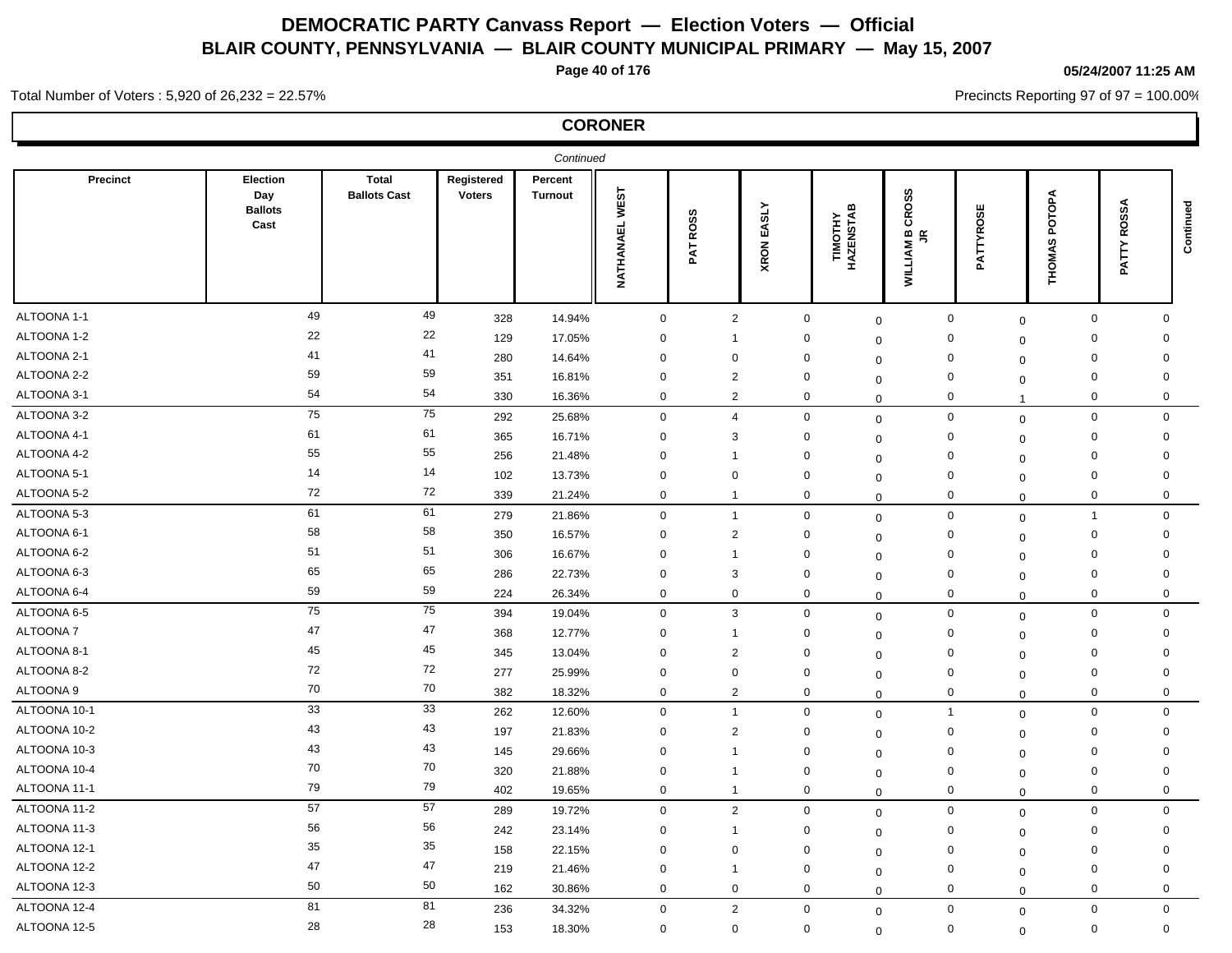# DEMOCRATIC PARTY Canvass Report — Election Voters — Official

## BLAIR COUNTY, PENNSYLVANIA — BLAIR COUNTY MUNICIPAL PRIMARY — May 15, 2007

05/24/2007 11:25 AM

Total Number of Voters : 5,920 of 26,232 = 22.57%

Precincts Reporting 97 of 97 = 100.00%

### CORONER

*Continued*

| Precinct | Election Day Ballots Cast | Total Ballots Cast | Registered Voters | Percent Turnout | NATHANAEL WEST | PAT ROSS | XRON EASLY | TIMOTHY HAZENSTAB | WILLIAM B CROSS JR | PATTYROSE | THOMAS POTOPA | PATTY ROSSA | Continued |
|---|---|---|---|---|---|---|---|---|---|---|---|---|---|
| ALTOONA 1-1 | 49 | 49 | 328 | 14.94% | 0 | 2 | 0 | 0 | 0 | 0 | 0 | 0 | |
| ALTOONA 1-2 | 22 | 22 | 129 | 17.05% | 0 | 1 | 0 | 0 | 0 | 0 | 0 | 0 | |
| ALTOONA 2-1 | 41 | 41 | 280 | 14.64% | 0 | 0 | 0 | 0 | 0 | 0 | 0 | 0 | |
| ALTOONA 2-2 | 59 | 59 | 351 | 16.81% | 0 | 2 | 0 | 0 | 0 | 0 | 0 | 0 | |
| ALTOONA 3-1 | 54 | 54 | 330 | 16.36% | 0 | 2 | 0 | 0 | 0 | 1 | 0 | 0 | |
| ALTOONA 3-2 | 75 | 75 | 292 | 25.68% | 0 | 4 | 0 | 0 | 0 | 0 | 0 | 0 | |
| ALTOONA 4-1 | 61 | 61 | 365 | 16.71% | 0 | 3 | 0 | 0 | 0 | 0 | 0 | 0 | |
| ALTOONA 4-2 | 55 | 55 | 256 | 21.48% | 0 | 1 | 0 | 0 | 0 | 0 | 0 | 0 | |
| ALTOONA 5-1 | 14 | 14 | 102 | 13.73% | 0 | 0 | 0 | 0 | 0 | 0 | 0 | 0 | |
| ALTOONA 5-2 | 72 | 72 | 339 | 21.24% | 0 | 1 | 0 | 0 | 0 | 0 | 0 | 0 | |
| ALTOONA 5-3 | 61 | 61 | 279 | 21.86% | 0 | 1 | 0 | 0 | 0 | 0 | 1 | 0 | |
| ALTOONA 6-1 | 58 | 58 | 350 | 16.57% | 0 | 2 | 0 | 0 | 0 | 0 | 0 | 0 | |
| ALTOONA 6-2 | 51 | 51 | 306 | 16.67% | 0 | 1 | 0 | 0 | 0 | 0 | 0 | 0 | |
| ALTOONA 6-3 | 65 | 65 | 286 | 22.73% | 0 | 3 | 0 | 0 | 0 | 0 | 0 | 0 | |
| ALTOONA 6-4 | 59 | 59 | 224 | 26.34% | 0 | 0 | 0 | 0 | 0 | 0 | 0 | 0 | |
| ALTOONA 6-5 | 75 | 75 | 394 | 19.04% | 0 | 3 | 0 | 0 | 0 | 0 | 0 | 0 | |
| ALTOONA 7 | 47 | 47 | 368 | 12.77% | 0 | 1 | 0 | 0 | 0 | 0 | 0 | 0 | |
| ALTOONA 8-1 | 45 | 45 | 345 | 13.04% | 0 | 2 | 0 | 0 | 0 | 0 | 0 | 0 | |
| ALTOONA 8-2 | 72 | 72 | 277 | 25.99% | 0 | 0 | 0 | 0 | 0 | 0 | 0 | 0 | |
| ALTOONA 9 | 70 | 70 | 382 | 18.32% | 0 | 2 | 0 | 0 | 0 | 0 | 0 | 0 | |
| ALTOONA 10-1 | 33 | 33 | 262 | 12.60% | 0 | 1 | 0 | 0 | 1 | 0 | 0 | 0 | |
| ALTOONA 10-2 | 43 | 43 | 197 | 21.83% | 0 | 2 | 0 | 0 | 0 | 0 | 0 | 0 | |
| ALTOONA 10-3 | 43 | 43 | 145 | 29.66% | 0 | 1 | 0 | 0 | 0 | 0 | 0 | 0 | |
| ALTOONA 10-4 | 70 | 70 | 320 | 21.88% | 0 | 1 | 0 | 0 | 0 | 0 | 0 | 0 | |
| ALTOONA 11-1 | 79 | 79 | 402 | 19.65% | 0 | 1 | 0 | 0 | 0 | 0 | 0 | 0 | |
| ALTOONA 11-2 | 57 | 57 | 289 | 19.72% | 0 | 2 | 0 | 0 | 0 | 0 | 0 | 0 | |
| ALTOONA 11-3 | 56 | 56 | 242 | 23.14% | 0 | 1 | 0 | 0 | 0 | 0 | 0 | 0 | |
| ALTOONA 12-1 | 35 | 35 | 158 | 22.15% | 0 | 0 | 0 | 0 | 0 | 0 | 0 | 0 | |
| ALTOONA 12-2 | 47 | 47 | 219 | 21.46% | 0 | 1 | 0 | 0 | 0 | 0 | 0 | 0 | |
| ALTOONA 12-3 | 50 | 50 | 162 | 30.86% | 0 | 0 | 0 | 0 | 0 | 0 | 0 | 0 | |
| ALTOONA 12-4 | 81 | 81 | 236 | 34.32% | 0 | 2 | 0 | 0 | 0 | 0 | 0 | 0 | |
| ALTOONA 12-5 | 28 | 28 | 153 | 18.30% | 0 | 0 | 0 | 0 | 0 | 0 | 0 | 0 | |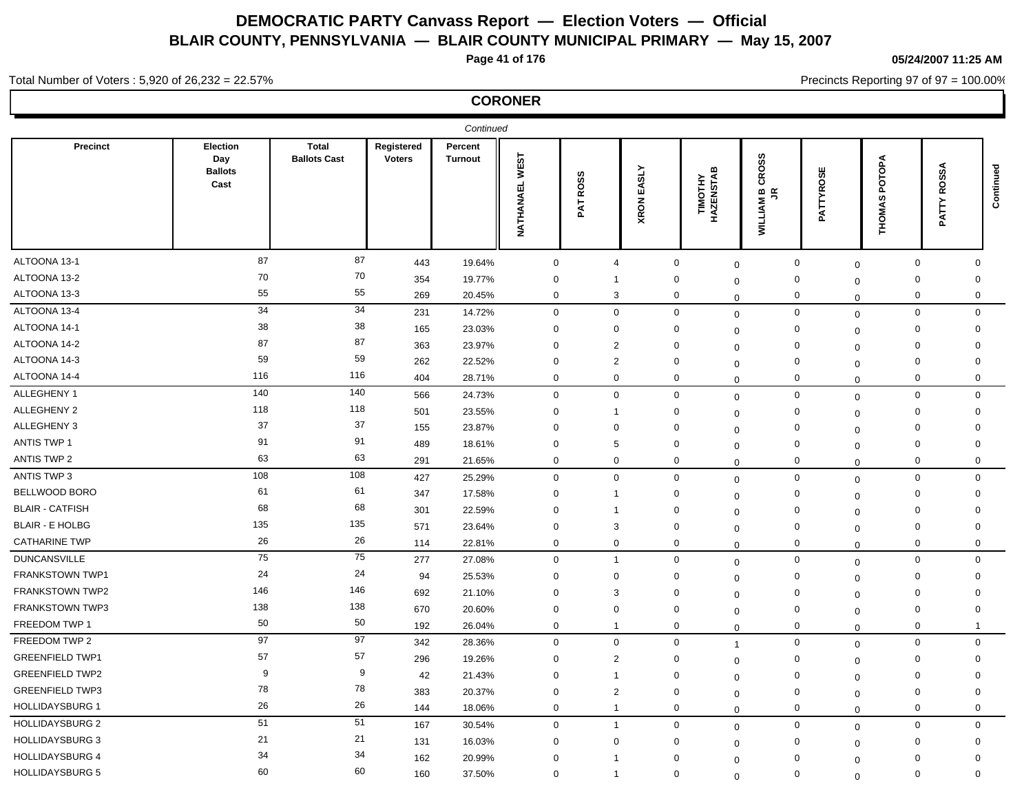# DEMOCRATIC PARTY Canvass Report — Election Voters — Official
## BLAIR COUNTY, PENNSYLVANIA — BLAIR COUNTY MUNICIPAL PRIMARY — May 15, 2007

05/24/2007 11:25 AM

Total Number of Voters : 5,920 of 26,232 = 22.57%

Precincts Reporting 97 of 97 = 100.00%

## CORONER

*Continued*

| Precinct | Election Day Ballots Cast | Total Ballots Cast | Registered Voters | Percent Turnout | NATHANAEL WEST | PAT ROSS | XRON EASLY | TIMOTHY HAZENSTAB | WILLIAM B CROSS JR | PATTYROSE | THOMAS POTOPA | PATTY ROSSA | Continued |
|---|---|---|---|---|---|---|---|---|---|---|---|---|---|
| ALTOONA 13-1 | 87 | 87 | 443 | 19.64% | 0 | 4 | 0 | 0 | 0 | 0 | 0 | 0 | |
| ALTOONA 13-2 | 70 | 70 | 354 | 19.77% | 0 | 1 | 0 | 0 | 0 | 0 | 0 | 0 | |
| ALTOONA 13-3 | 55 | 55 | 269 | 20.45% | 0 | 3 | 0 | 0 | 0 | 0 | 0 | 0 | |
| ALTOONA 13-4 | 34 | 34 | 231 | 14.72% | 0 | 0 | 0 | 0 | 0 | 0 | 0 | 0 | |
| ALTOONA 14-1 | 38 | 38 | 165 | 23.03% | 0 | 0 | 0 | 0 | 0 | 0 | 0 | 0 | |
| ALTOONA 14-2 | 87 | 87 | 363 | 23.97% | 0 | 2 | 0 | 0 | 0 | 0 | 0 | 0 | |
| ALTOONA 14-3 | 59 | 59 | 262 | 22.52% | 0 | 2 | 0 | 0 | 0 | 0 | 0 | 0 | |
| ALTOONA 14-4 | 116 | 116 | 404 | 28.71% | 0 | 0 | 0 | 0 | 0 | 0 | 0 | 0 | |
| ALLEGHENY 1 | 140 | 140 | 566 | 24.73% | 0 | 0 | 0 | 0 | 0 | 0 | 0 | 0 | |
| ALLEGHENY 2 | 118 | 118 | 501 | 23.55% | 0 | 1 | 0 | 0 | 0 | 0 | 0 | 0 | |
| ALLEGHENY 3 | 37 | 37 | 155 | 23.87% | 0 | 0 | 0 | 0 | 0 | 0 | 0 | 0 | |
| ANTIS TWP 1 | 91 | 91 | 489 | 18.61% | 0 | 5 | 0 | 0 | 0 | 0 | 0 | 0 | |
| ANTIS TWP 2 | 63 | 63 | 291 | 21.65% | 0 | 0 | 0 | 0 | 0 | 0 | 0 | 0 | |
| ANTIS TWP 3 | 108 | 108 | 427 | 25.29% | 0 | 0 | 0 | 0 | 0 | 0 | 0 | 0 | |
| BELLWOOD BORO | 61 | 61 | 347 | 17.58% | 0 | 1 | 0 | 0 | 0 | 0 | 0 | 0 | |
| BLAIR - CATFISH | 68 | 68 | 301 | 22.59% | 0 | 1 | 0 | 0 | 0 | 0 | 0 | 0 | |
| BLAIR - E HOLBG | 135 | 135 | 571 | 23.64% | 0 | 3 | 0 | 0 | 0 | 0 | 0 | 0 | |
| CATHARINE TWP | 26 | 26 | 114 | 22.81% | 0 | 0 | 0 | 0 | 0 | 0 | 0 | 0 | |
| DUNCANSVILLE | 75 | 75 | 277 | 27.08% | 0 | 1 | 0 | 0 | 0 | 0 | 0 | 0 | |
| FRANKSTOWN TWP1 | 24 | 24 | 94 | 25.53% | 0 | 0 | 0 | 0 | 0 | 0 | 0 | 0 | |
| FRANKSTOWN TWP2 | 146 | 146 | 692 | 21.10% | 0 | 3 | 0 | 0 | 0 | 0 | 0 | 0 | |
| FRANKSTOWN TWP3 | 138 | 138 | 670 | 20.60% | 0 | 0 | 0 | 0 | 0 | 0 | 0 | 0 | |
| FREEDOM TWP 1 | 50 | 50 | 192 | 26.04% | 0 | 1 | 0 | 0 | 0 | 0 | 0 | 1 | |
| FREEDOM TWP 2 | 97 | 97 | 342 | 28.36% | 0 | 0 | 0 | 1 | 0 | 0 | 0 | 0 | |
| GREENFIELD TWP1 | 57 | 57 | 296 | 19.26% | 0 | 2 | 0 | 0 | 0 | 0 | 0 | 0 | |
| GREENFIELD TWP2 | 9 | 9 | 42 | 21.43% | 0 | 1 | 0 | 0 | 0 | 0 | 0 | 0 | |
| GREENFIELD TWP3 | 78 | 78 | 383 | 20.37% | 0 | 2 | 0 | 0 | 0 | 0 | 0 | 0 | |
| HOLLIDAYSBURG 1 | 26 | 26 | 144 | 18.06% | 0 | 1 | 0 | 0 | 0 | 0 | 0 | 0 | |
| HOLLIDAYSBURG 2 | 51 | 51 | 167 | 30.54% | 0 | 1 | 0 | 0 | 0 | 0 | 0 | 0 | |
| HOLLIDAYSBURG 3 | 21 | 21 | 131 | 16.03% | 0 | 0 | 0 | 0 | 0 | 0 | 0 | 0 | |
| HOLLIDAYSBURG 4 | 34 | 34 | 162 | 20.99% | 0 | 1 | 0 | 0 | 0 | 0 | 0 | 0 | |
| HOLLIDAYSBURG 5 | 60 | 60 | 160 | 37.50% | 0 | 1 | 0 | 0 | 0 | 0 | 0 | 0 | |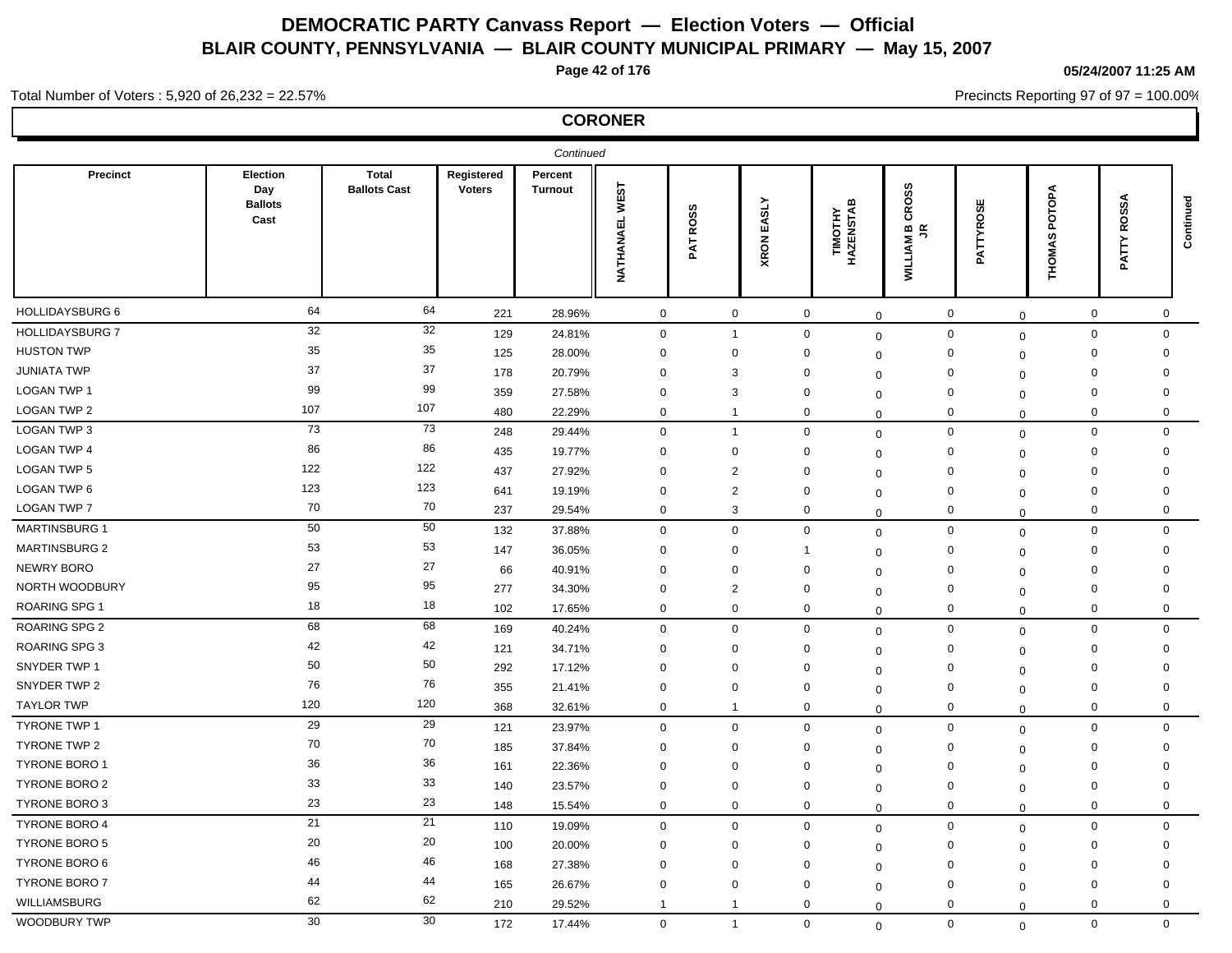# DEMOCRATIC PARTY Canvass Report — Election Voters — Official

## BLAIR COUNTY, PENNSYLVANIA — BLAIR COUNTY MUNICIPAL PRIMARY — May 15, 2007

05/24/2007 11:25 AM

Total Number of Voters : 5,920 of 26,232 = 22.57%

Precincts Reporting 97 of 97 = 100.00%

### CORONER

*Continued*

| Precinct | Election Day Ballots Cast | Total Ballots Cast | Registered Voters | Percent Turnout | NATHANAEL WEST | PAT ROSS | XRON EASLY | TIMOTHY HAZENSTAB | WILLIAM B CROSS JR | PATTYROSE | THOMAS POTOPA | PATTY ROSSA | Continued |
|---|---|---|---|---|---|---|---|---|---|---|---|---|---|
| HOLLIDAYSBURG 6 | 64 | 64 | 221 | 28.96% | 0 | 0 | 0 | 0 | 0 | 0 | 0 | 0 | |
| HOLLIDAYSBURG 7 | 32 | 32 | 129 | 24.81% | 0 | 1 | 0 | 0 | 0 | 0 | 0 | 0 | |
| HUSTON TWP | 35 | 35 | 125 | 28.00% | 0 | 0 | 0 | 0 | 0 | 0 | 0 | 0 | |
| JUNIATA TWP | 37 | 37 | 178 | 20.79% | 0 | 3 | 0 | 0 | 0 | 0 | 0 | 0 | |
| LOGAN TWP 1 | 99 | 99 | 359 | 27.58% | 0 | 3 | 0 | 0 | 0 | 0 | 0 | 0 | |
| LOGAN TWP 2 | 107 | 107 | 480 | 22.29% | 0 | 1 | 0 | 0 | 0 | 0 | 0 | 0 | |
| LOGAN TWP 3 | 73 | 73 | 248 | 29.44% | 0 | 1 | 0 | 0 | 0 | 0 | 0 | 0 | |
| LOGAN TWP 4 | 86 | 86 | 435 | 19.77% | 0 | 0 | 0 | 0 | 0 | 0 | 0 | 0 | |
| LOGAN TWP 5 | 122 | 122 | 437 | 27.92% | 0 | 2 | 0 | 0 | 0 | 0 | 0 | 0 | |
| LOGAN TWP 6 | 123 | 123 | 641 | 19.19% | 0 | 2 | 0 | 0 | 0 | 0 | 0 | 0 | |
| LOGAN TWP 7 | 70 | 70 | 237 | 29.54% | 0 | 3 | 0 | 0 | 0 | 0 | 0 | 0 | |
| MARTINSBURG 1 | 50 | 50 | 132 | 37.88% | 0 | 0 | 0 | 0 | 0 | 0 | 0 | 0 | |
| MARTINSBURG 2 | 53 | 53 | 147 | 36.05% | 0 | 0 | 1 | 0 | 0 | 0 | 0 | 0 | |
| NEWRY BORO | 27 | 27 | 66 | 40.91% | 0 | 0 | 0 | 0 | 0 | 0 | 0 | 0 | |
| NORTH WOODBURY | 95 | 95 | 277 | 34.30% | 0 | 2 | 0 | 0 | 0 | 0 | 0 | 0 | |
| ROARING SPG 1 | 18 | 18 | 102 | 17.65% | 0 | 0 | 0 | 0 | 0 | 0 | 0 | 0 | |
| ROARING SPG 2 | 68 | 68 | 169 | 40.24% | 0 | 0 | 0 | 0 | 0 | 0 | 0 | 0 | |
| ROARING SPG 3 | 42 | 42 | 121 | 34.71% | 0 | 0 | 0 | 0 | 0 | 0 | 0 | 0 | |
| SNYDER TWP 1 | 50 | 50 | 292 | 17.12% | 0 | 0 | 0 | 0 | 0 | 0 | 0 | 0 | |
| SNYDER TWP 2 | 76 | 76 | 355 | 21.41% | 0 | 0 | 0 | 0 | 0 | 0 | 0 | 0 | |
| TAYLOR TWP | 120 | 120 | 368 | 32.61% | 0 | 1 | 0 | 0 | 0 | 0 | 0 | 0 | |
| TYRONE TWP 1 | 29 | 29 | 121 | 23.97% | 0 | 0 | 0 | 0 | 0 | 0 | 0 | 0 | |
| TYRONE TWP 2 | 70 | 70 | 185 | 37.84% | 0 | 0 | 0 | 0 | 0 | 0 | 0 | 0 | |
| TYRONE BORO 1 | 36 | 36 | 161 | 22.36% | 0 | 0 | 0 | 0 | 0 | 0 | 0 | 0 | |
| TYRONE BORO 2 | 33 | 33 | 140 | 23.57% | 0 | 0 | 0 | 0 | 0 | 0 | 0 | 0 | |
| TYRONE BORO 3 | 23 | 23 | 148 | 15.54% | 0 | 0 | 0 | 0 | 0 | 0 | 0 | 0 | |
| TYRONE BORO 4 | 21 | 21 | 110 | 19.09% | 0 | 0 | 0 | 0 | 0 | 0 | 0 | 0 | |
| TYRONE BORO 5 | 20 | 20 | 100 | 20.00% | 0 | 0 | 0 | 0 | 0 | 0 | 0 | 0 | |
| TYRONE BORO 6 | 46 | 46 | 168 | 27.38% | 0 | 0 | 0 | 0 | 0 | 0 | 0 | 0 | |
| TYRONE BORO 7 | 44 | 44 | 165 | 26.67% | 0 | 0 | 0 | 0 | 0 | 0 | 0 | 0 | |
| WILLIAMSBURG | 62 | 62 | 210 | 29.52% | 1 | 1 | 0 | 0 | 0 | 0 | 0 | 0 | |
| WOODBURY TWP | 30 | 30 | 172 | 17.44% | 0 | 1 | 0 | 0 | 0 | 0 | 0 | 0 | |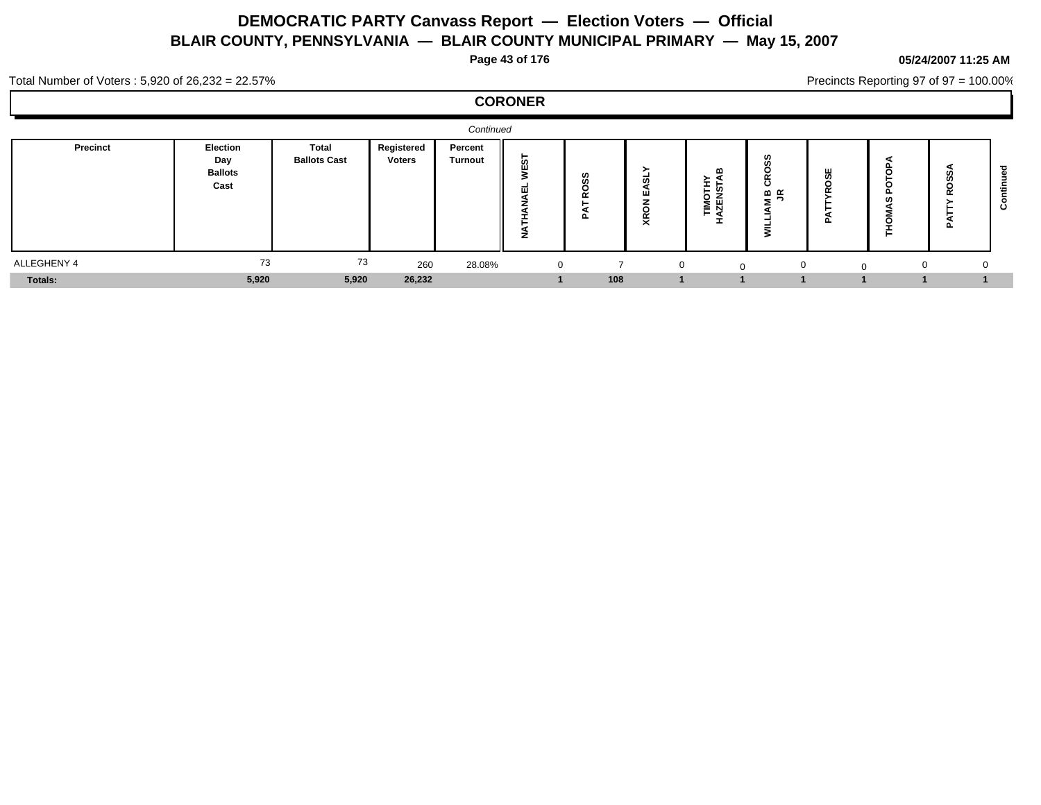# DEMOCRATIC PARTY Canvass Report — Election Voters — Official

## BLAIR COUNTY, PENNSYLVANIA — BLAIR COUNTY MUNICIPAL PRIMARY — May 15, 2007

**05/24/2007 11:25 AM**

Total Number of Voters : 5,920 of 26,232 = 22.57%

Precincts Reporting 97 of 97 = 100.00%

### CORONER

*Continued*

| Precinct | Election Day Ballots Cast | Total Ballots Cast | Registered Voters | Percent Turnout | NATHANAEL WEST | PAT ROSS | XRON EASLY | TIMOTHY HAZENSTAB | WILLIAM B CROSS JR | PATTYROSE | THOMAS POTOPA | PATTY ROSSA | Continued |
|---|---|---|---|---|---|---|---|---|---|---|---|---|---|
| ALLEGHENY 4 | 73 | 73 | 260 | 28.08% | 0 | 7 | 0 | 0 | 0 | 0 | 0 | 0 | |
| **Totals:** | **5,920** | **5,920** | **26,232** | | **1** | **108** | **1** | **1** | **1** | **1** | **1** | **1** | |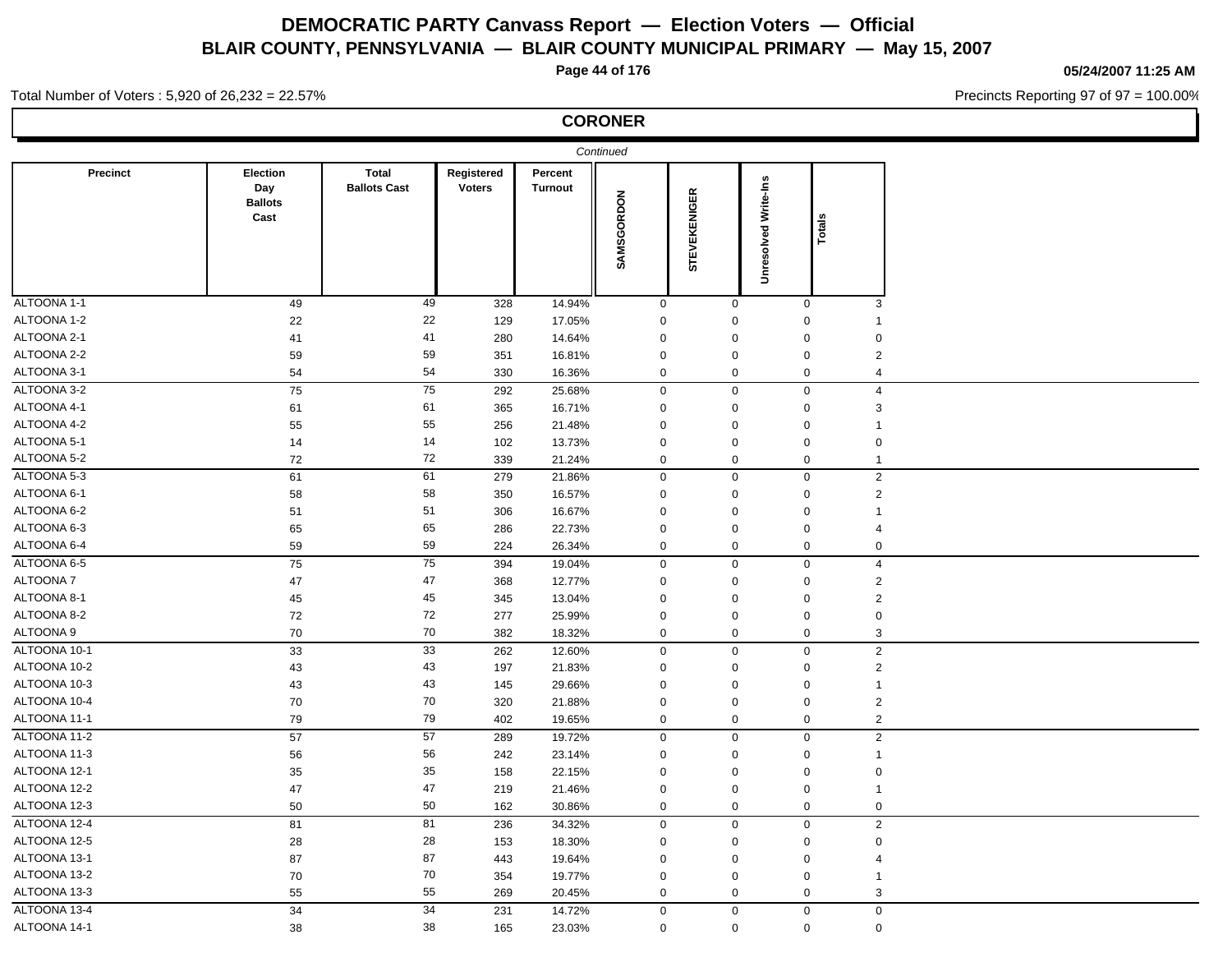# DEMOCRATIC PARTY Canvass Report — Election Voters — Official

## BLAIR COUNTY, PENNSYLVANIA — BLAIR COUNTY MUNICIPAL PRIMARY — May 15, 2007

**05/24/2007 11:25 AM**

Total Number of Voters : 5,920 of 26,232 = 22.57%

Precincts Reporting 97 of 97 = 100.00%

### CORONER

*Continued*

| Precinct | Election Day Ballots Cast | Total Ballots Cast | Registered Voters | Percent Turnout | SAMSGORDON | STEVEKENIGER | Unresolved Write-Ins | Totals |
|---|---|---|---|---|---|---|---|---|
| ALTOONA 1-1 | 49 | 49 | 328 | 14.94% | 0 | 0 | 0 | 3 |
| ALTOONA 1-2 | 22 | 22 | 129 | 17.05% | 0 | 0 | 0 | 1 |
| ALTOONA 2-1 | 41 | 41 | 280 | 14.64% | 0 | 0 | 0 | 0 |
| ALTOONA 2-2 | 59 | 59 | 351 | 16.81% | 0 | 0 | 0 | 2 |
| ALTOONA 3-1 | 54 | 54 | 330 | 16.36% | 0 | 0 | 0 | 4 |
| ALTOONA 3-2 | 75 | 75 | 292 | 25.68% | 0 | 0 | 0 | 4 |
| ALTOONA 4-1 | 61 | 61 | 365 | 16.71% | 0 | 0 | 0 | 3 |
| ALTOONA 4-2 | 55 | 55 | 256 | 21.48% | 0 | 0 | 0 | 1 |
| ALTOONA 5-1 | 14 | 14 | 102 | 13.73% | 0 | 0 | 0 | 0 |
| ALTOONA 5-2 | 72 | 72 | 339 | 21.24% | 0 | 0 | 0 | 1 |
| ALTOONA 5-3 | 61 | 61 | 279 | 21.86% | 0 | 0 | 0 | 2 |
| ALTOONA 6-1 | 58 | 58 | 350 | 16.57% | 0 | 0 | 0 | 2 |
| ALTOONA 6-2 | 51 | 51 | 306 | 16.67% | 0 | 0 | 0 | 1 |
| ALTOONA 6-3 | 65 | 65 | 286 | 22.73% | 0 | 0 | 0 | 4 |
| ALTOONA 6-4 | 59 | 59 | 224 | 26.34% | 0 | 0 | 0 | 0 |
| ALTOONA 6-5 | 75 | 75 | 394 | 19.04% | 0 | 0 | 0 | 4 |
| ALTOONA 7 | 47 | 47 | 368 | 12.77% | 0 | 0 | 0 | 2 |
| ALTOONA 8-1 | 45 | 45 | 345 | 13.04% | 0 | 0 | 0 | 2 |
| ALTOONA 8-2 | 72 | 72 | 277 | 25.99% | 0 | 0 | 0 | 0 |
| ALTOONA 9 | 70 | 70 | 382 | 18.32% | 0 | 0 | 0 | 3 |
| ALTOONA 10-1 | 33 | 33 | 262 | 12.60% | 0 | 0 | 0 | 2 |
| ALTOONA 10-2 | 43 | 43 | 197 | 21.83% | 0 | 0 | 0 | 2 |
| ALTOONA 10-3 | 43 | 43 | 145 | 29.66% | 0 | 0 | 0 | 1 |
| ALTOONA 10-4 | 70 | 70 | 320 | 21.88% | 0 | 0 | 0 | 2 |
| ALTOONA 11-1 | 79 | 79 | 402 | 19.65% | 0 | 0 | 0 | 2 |
| ALTOONA 11-2 | 57 | 57 | 289 | 19.72% | 0 | 0 | 0 | 2 |
| ALTOONA 11-3 | 56 | 56 | 242 | 23.14% | 0 | 0 | 0 | 1 |
| ALTOONA 12-1 | 35 | 35 | 158 | 22.15% | 0 | 0 | 0 | 0 |
| ALTOONA 12-2 | 47 | 47 | 219 | 21.46% | 0 | 0 | 0 | 1 |
| ALTOONA 12-3 | 50 | 50 | 162 | 30.86% | 0 | 0 | 0 | 0 |
| ALTOONA 12-4 | 81 | 81 | 236 | 34.32% | 0 | 0 | 0 | 2 |
| ALTOONA 12-5 | 28 | 28 | 153 | 18.30% | 0 | 0 | 0 | 0 |
| ALTOONA 13-1 | 87 | 87 | 443 | 19.64% | 0 | 0 | 0 | 4 |
| ALTOONA 13-2 | 70 | 70 | 354 | 19.77% | 0 | 0 | 0 | 1 |
| ALTOONA 13-3 | 55 | 55 | 269 | 20.45% | 0 | 0 | 0 | 3 |
| ALTOONA 13-4 | 34 | 34 | 231 | 14.72% | 0 | 0 | 0 | 0 |
| ALTOONA 14-1 | 38 | 38 | 165 | 23.03% | 0 | 0 | 0 | 0 |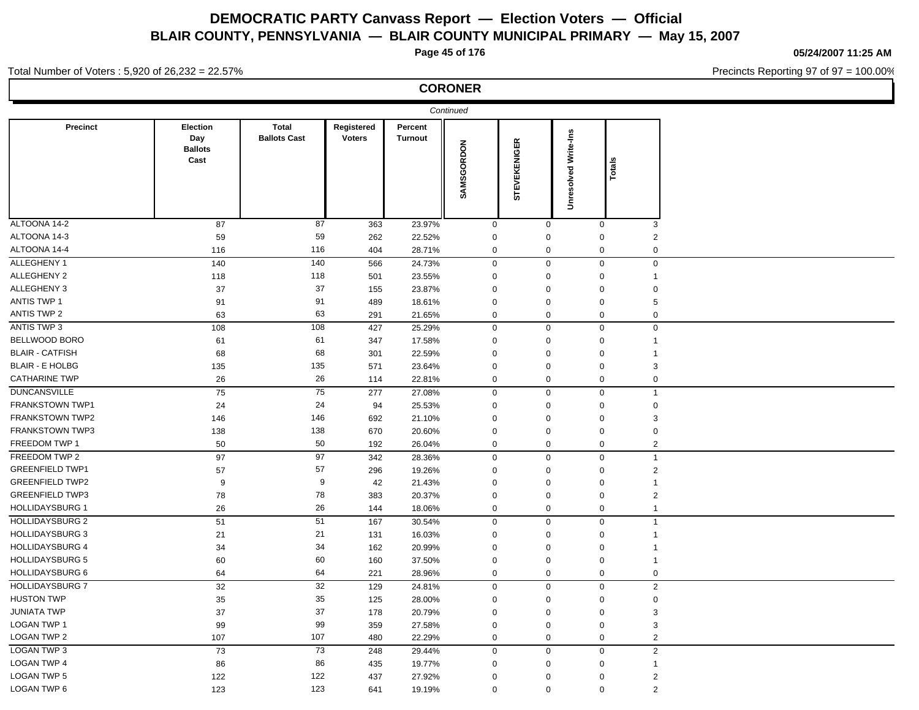# DEMOCRATIC PARTY Canvass Report — Election Voters — Official
## BLAIR COUNTY, PENNSYLVANIA — BLAIR COUNTY MUNICIPAL PRIMARY — May 15, 2007

05/24/2007 11:25 AM

Total Number of Voters : 5,920 of 26,232 = 22.57%

Precincts Reporting 97 of 97 = 100.00%

## CORONER

*Continued*

| Precinct | Election Day Ballots Cast | Total Ballots Cast | Registered Voters | Percent Turnout | SAMSGORDON | STEVEKENIGER | Unresolved Write-Ins | Totals |
|---|---|---|---|---|---|---|---|---|
| ALTOONA 14-2 | 87 | 87 | 363 | 23.97% | 0 | 0 | 0 | 3 |
| ALTOONA 14-3 | 59 | 59 | 262 | 22.52% | 0 | 0 | 0 | 2 |
| ALTOONA 14-4 | 116 | 116 | 404 | 28.71% | 0 | 0 | 0 | 0 |
| ALLEGHENY 1 | 140 | 140 | 566 | 24.73% | 0 | 0 | 0 | 0 |
| ALLEGHENY 2 | 118 | 118 | 501 | 23.55% | 0 | 0 | 0 | 1 |
| ALLEGHENY 3 | 37 | 37 | 155 | 23.87% | 0 | 0 | 0 | 0 |
| ANTIS TWP 1 | 91 | 91 | 489 | 18.61% | 0 | 0 | 0 | 5 |
| ANTIS TWP 2 | 63 | 63 | 291 | 21.65% | 0 | 0 | 0 | 0 |
| ANTIS TWP 3 | 108 | 108 | 427 | 25.29% | 0 | 0 | 0 | 0 |
| BELLWOOD BORO | 61 | 61 | 347 | 17.58% | 0 | 0 | 0 | 1 |
| BLAIR - CATFISH | 68 | 68 | 301 | 22.59% | 0 | 0 | 0 | 1 |
| BLAIR - E HOLBG | 135 | 135 | 571 | 23.64% | 0 | 0 | 0 | 3 |
| CATHARINE TWP | 26 | 26 | 114 | 22.81% | 0 | 0 | 0 | 0 |
| DUNCANSVILLE | 75 | 75 | 277 | 27.08% | 0 | 0 | 0 | 1 |
| FRANKSTOWN TWP1 | 24 | 24 | 94 | 25.53% | 0 | 0 | 0 | 0 |
| FRANKSTOWN TWP2 | 146 | 146 | 692 | 21.10% | 0 | 0 | 0 | 3 |
| FRANKSTOWN TWP3 | 138 | 138 | 670 | 20.60% | 0 | 0 | 0 | 0 |
| FREEDOM TWP 1 | 50 | 50 | 192 | 26.04% | 0 | 0 | 0 | 2 |
| FREEDOM TWP 2 | 97 | 97 | 342 | 28.36% | 0 | 0 | 0 | 1 |
| GREENFIELD TWP1 | 57 | 57 | 296 | 19.26% | 0 | 0 | 0 | 2 |
| GREENFIELD TWP2 | 9 | 9 | 42 | 21.43% | 0 | 0 | 0 | 1 |
| GREENFIELD TWP3 | 78 | 78 | 383 | 20.37% | 0 | 0 | 0 | 2 |
| HOLLIDAYSBURG 1 | 26 | 26 | 144 | 18.06% | 0 | 0 | 0 | 1 |
| HOLLIDAYSBURG 2 | 51 | 51 | 167 | 30.54% | 0 | 0 | 0 | 1 |
| HOLLIDAYSBURG 3 | 21 | 21 | 131 | 16.03% | 0 | 0 | 0 | 1 |
| HOLLIDAYSBURG 4 | 34 | 34 | 162 | 20.99% | 0 | 0 | 0 | 1 |
| HOLLIDAYSBURG 5 | 60 | 60 | 160 | 37.50% | 0 | 0 | 0 | 1 |
| HOLLIDAYSBURG 6 | 64 | 64 | 221 | 28.96% | 0 | 0 | 0 | 0 |
| HOLLIDAYSBURG 7 | 32 | 32 | 129 | 24.81% | 0 | 0 | 0 | 2 |
| HUSTON TWP | 35 | 35 | 125 | 28.00% | 0 | 0 | 0 | 0 |
| JUNIATA TWP | 37 | 37 | 178 | 20.79% | 0 | 0 | 0 | 3 |
| LOGAN TWP 1 | 99 | 99 | 359 | 27.58% | 0 | 0 | 0 | 3 |
| LOGAN TWP 2 | 107 | 107 | 480 | 22.29% | 0 | 0 | 0 | 2 |
| LOGAN TWP 3 | 73 | 73 | 248 | 29.44% | 0 | 0 | 0 | 2 |
| LOGAN TWP 4 | 86 | 86 | 435 | 19.77% | 0 | 0 | 0 | 1 |
| LOGAN TWP 5 | 122 | 122 | 437 | 27.92% | 0 | 0 | 0 | 2 |
| LOGAN TWP 6 | 123 | 123 | 641 | 19.19% | 0 | 0 | 0 | 2 |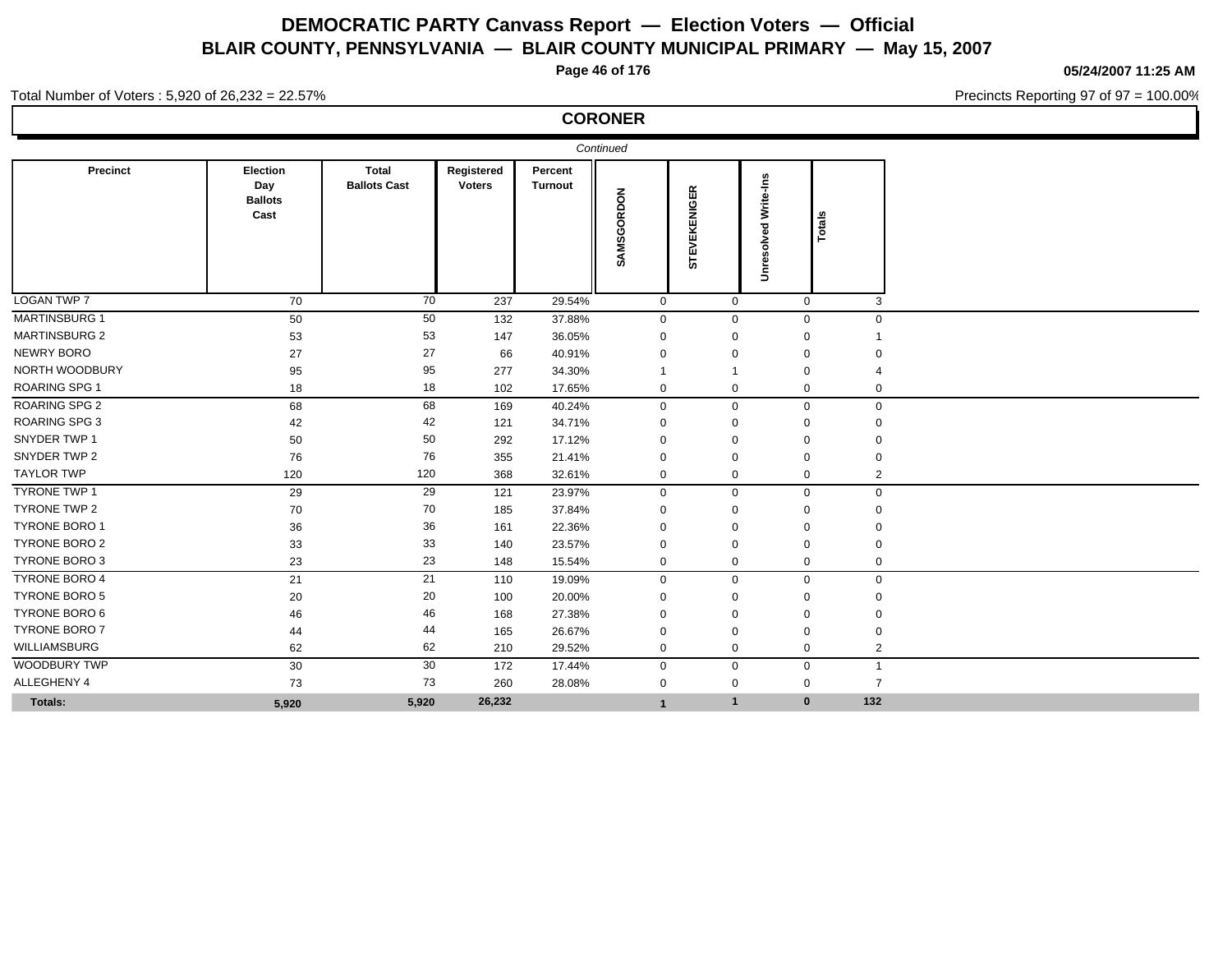# DEMOCRATIC PARTY Canvass Report — Election Voters — Official

## BLAIR COUNTY, PENNSYLVANIA — BLAIR COUNTY MUNICIPAL PRIMARY — May 15, 2007

**05/24/2007 11:25 AM**

Total Number of Voters : 5,920 of 26,232 = 22.57%

Precincts Reporting 97 of 97 = 100.00%

## CORONER

*Continued*

| Precinct | Election Day Ballots Cast | Total Ballots Cast | Registered Voters | Percent Turnout | SAMSGORDON | STEVEKENIGER | Unresolved Write-Ins | Totals |
|---|---|---|---|---|---|---|---|---|
| LOGAN TWP 7 | 70 | 70 | 237 | 29.54% | 0 | 0 | 0 | 3 |
| MARTINSBURG 1 | 50 | 50 | 132 | 37.88% | 0 | 0 | 0 | 0 |
| MARTINSBURG 2 | 53 | 53 | 147 | 36.05% | 0 | 0 | 0 | 1 |
| NEWRY BORO | 27 | 27 | 66 | 40.91% | 0 | 0 | 0 | 0 |
| NORTH WOODBURY | 95 | 95 | 277 | 34.30% | 1 | 1 | 0 | 4 |
| ROARING SPG 1 | 18 | 18 | 102 | 17.65% | 0 | 0 | 0 | 0 |
| ROARING SPG 2 | 68 | 68 | 169 | 40.24% | 0 | 0 | 0 | 0 |
| ROARING SPG 3 | 42 | 42 | 121 | 34.71% | 0 | 0 | 0 | 0 |
| SNYDER TWP 1 | 50 | 50 | 292 | 17.12% | 0 | 0 | 0 | 0 |
| SNYDER TWP 2 | 76 | 76 | 355 | 21.41% | 0 | 0 | 0 | 0 |
| TAYLOR TWP | 120 | 120 | 368 | 32.61% | 0 | 0 | 0 | 2 |
| TYRONE TWP 1 | 29 | 29 | 121 | 23.97% | 0 | 0 | 0 | 0 |
| TYRONE TWP 2 | 70 | 70 | 185 | 37.84% | 0 | 0 | 0 | 0 |
| TYRONE BORO 1 | 36 | 36 | 161 | 22.36% | 0 | 0 | 0 | 0 |
| TYRONE BORO 2 | 33 | 33 | 140 | 23.57% | 0 | 0 | 0 | 0 |
| TYRONE BORO 3 | 23 | 23 | 148 | 15.54% | 0 | 0 | 0 | 0 |
| TYRONE BORO 4 | 21 | 21 | 110 | 19.09% | 0 | 0 | 0 | 0 |
| TYRONE BORO 5 | 20 | 20 | 100 | 20.00% | 0 | 0 | 0 | 0 |
| TYRONE BORO 6 | 46 | 46 | 168 | 27.38% | 0 | 0 | 0 | 0 |
| TYRONE BORO 7 | 44 | 44 | 165 | 26.67% | 0 | 0 | 0 | 0 |
| WILLIAMSBURG | 62 | 62 | 210 | 29.52% | 0 | 0 | 0 | 2 |
| WOODBURY TWP | 30 | 30 | 172 | 17.44% | 0 | 0 | 0 | 1 |
| ALLEGHENY 4 | 73 | 73 | 260 | 28.08% | 0 | 0 | 0 | 7 |
| **Totals:** | **5,920** | **5,920** | **26,232** | | **1** | **1** | **0** | **132** |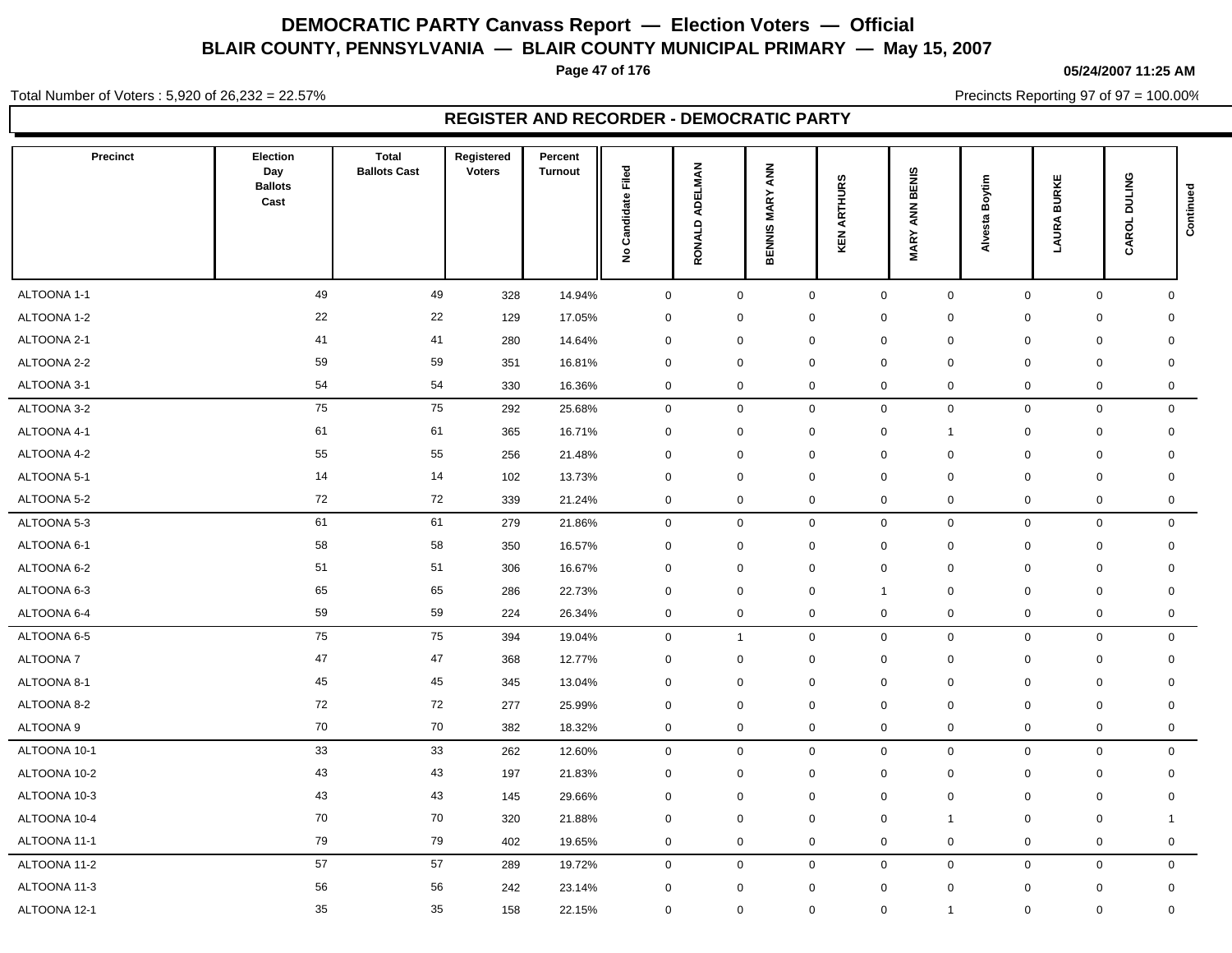# DEMOCRATIC PARTY Canvass Report — Election Voters — Official

## BLAIR COUNTY, PENNSYLVANIA — BLAIR COUNTY MUNICIPAL PRIMARY — May 15, 2007

05/24/2007 11:25 AM

Total Number of Voters : 5,920 of 26,232 = 22.57%

Precincts Reporting 97 of 97 = 100.00%

### REGISTER AND RECORDER - DEMOCRATIC PARTY

| Precinct | Election Day Ballots Cast | Total Ballots Cast | Registered Voters | Percent Turnout | No Candidate Filed | RONALD ADELMAN | BENNIS MARY ANN | KEN ARTHURS | MARY ANN BENIS | Alvesta Boytim | LAURA BURKE | CAROL DULING | Continued |
|---|---|---|---|---|---|---|---|---|---|---|---|---|---|
| ALTOONA 1-1 | 49 | 49 | 328 | 14.94% | 0 | 0 | 0 | 0 | 0 | 0 | 0 | 0 | |
| ALTOONA 1-2 | 22 | 22 | 129 | 17.05% | 0 | 0 | 0 | 0 | 0 | 0 | 0 | 0 | |
| ALTOONA 2-1 | 41 | 41 | 280 | 14.64% | 0 | 0 | 0 | 0 | 0 | 0 | 0 | 0 | |
| ALTOONA 2-2 | 59 | 59 | 351 | 16.81% | 0 | 0 | 0 | 0 | 0 | 0 | 0 | 0 | |
| ALTOONA 3-1 | 54 | 54 | 330 | 16.36% | 0 | 0 | 0 | 0 | 0 | 0 | 0 | 0 | |
| ALTOONA 3-2 | 75 | 75 | 292 | 25.68% | 0 | 0 | 0 | 0 | 0 | 0 | 0 | 0 | |
| ALTOONA 4-1 | 61 | 61 | 365 | 16.71% | 0 | 0 | 0 | 0 | 1 | 0 | 0 | 0 | |
| ALTOONA 4-2 | 55 | 55 | 256 | 21.48% | 0 | 0 | 0 | 0 | 0 | 0 | 0 | 0 | |
| ALTOONA 5-1 | 14 | 14 | 102 | 13.73% | 0 | 0 | 0 | 0 | 0 | 0 | 0 | 0 | |
| ALTOONA 5-2 | 72 | 72 | 339 | 21.24% | 0 | 0 | 0 | 0 | 0 | 0 | 0 | 0 | |
| ALTOONA 5-3 | 61 | 61 | 279 | 21.86% | 0 | 0 | 0 | 0 | 0 | 0 | 0 | 0 | |
| ALTOONA 6-1 | 58 | 58 | 350 | 16.57% | 0 | 0 | 0 | 0 | 0 | 0 | 0 | 0 | |
| ALTOONA 6-2 | 51 | 51 | 306 | 16.67% | 0 | 0 | 0 | 0 | 0 | 0 | 0 | 0 | |
| ALTOONA 6-3 | 65 | 65 | 286 | 22.73% | 0 | 0 | 0 | 1 | 0 | 0 | 0 | 0 | |
| ALTOONA 6-4 | 59 | 59 | 224 | 26.34% | 0 | 0 | 0 | 0 | 0 | 0 | 0 | 0 | |
| ALTOONA 6-5 | 75 | 75 | 394 | 19.04% | 0 | 1 | 0 | 0 | 0 | 0 | 0 | 0 | |
| ALTOONA 7 | 47 | 47 | 368 | 12.77% | 0 | 0 | 0 | 0 | 0 | 0 | 0 | 0 | |
| ALTOONA 8-1 | 45 | 45 | 345 | 13.04% | 0 | 0 | 0 | 0 | 0 | 0 | 0 | 0 | |
| ALTOONA 8-2 | 72 | 72 | 277 | 25.99% | 0 | 0 | 0 | 0 | 0 | 0 | 0 | 0 | |
| ALTOONA 9 | 70 | 70 | 382 | 18.32% | 0 | 0 | 0 | 0 | 0 | 0 | 0 | 0 | |
| ALTOONA 10-1 | 33 | 33 | 262 | 12.60% | 0 | 0 | 0 | 0 | 0 | 0 | 0 | 0 | |
| ALTOONA 10-2 | 43 | 43 | 197 | 21.83% | 0 | 0 | 0 | 0 | 0 | 0 | 0 | 0 | |
| ALTOONA 10-3 | 43 | 43 | 145 | 29.66% | 0 | 0 | 0 | 0 | 0 | 0 | 0 | 0 | |
| ALTOONA 10-4 | 70 | 70 | 320 | 21.88% | 0 | 0 | 0 | 0 | 1 | 0 | 0 | 1 | |
| ALTOONA 11-1 | 79 | 79 | 402 | 19.65% | 0 | 0 | 0 | 0 | 0 | 0 | 0 | 0 | |
| ALTOONA 11-2 | 57 | 57 | 289 | 19.72% | 0 | 0 | 0 | 0 | 0 | 0 | 0 | 0 | |
| ALTOONA 11-3 | 56 | 56 | 242 | 23.14% | 0 | 0 | 0 | 0 | 0 | 0 | 0 | 0 | |
| ALTOONA 12-1 | 35 | 35 | 158 | 22.15% | 0 | 0 | 0 | 0 | 1 | 0 | 0 | 0 | |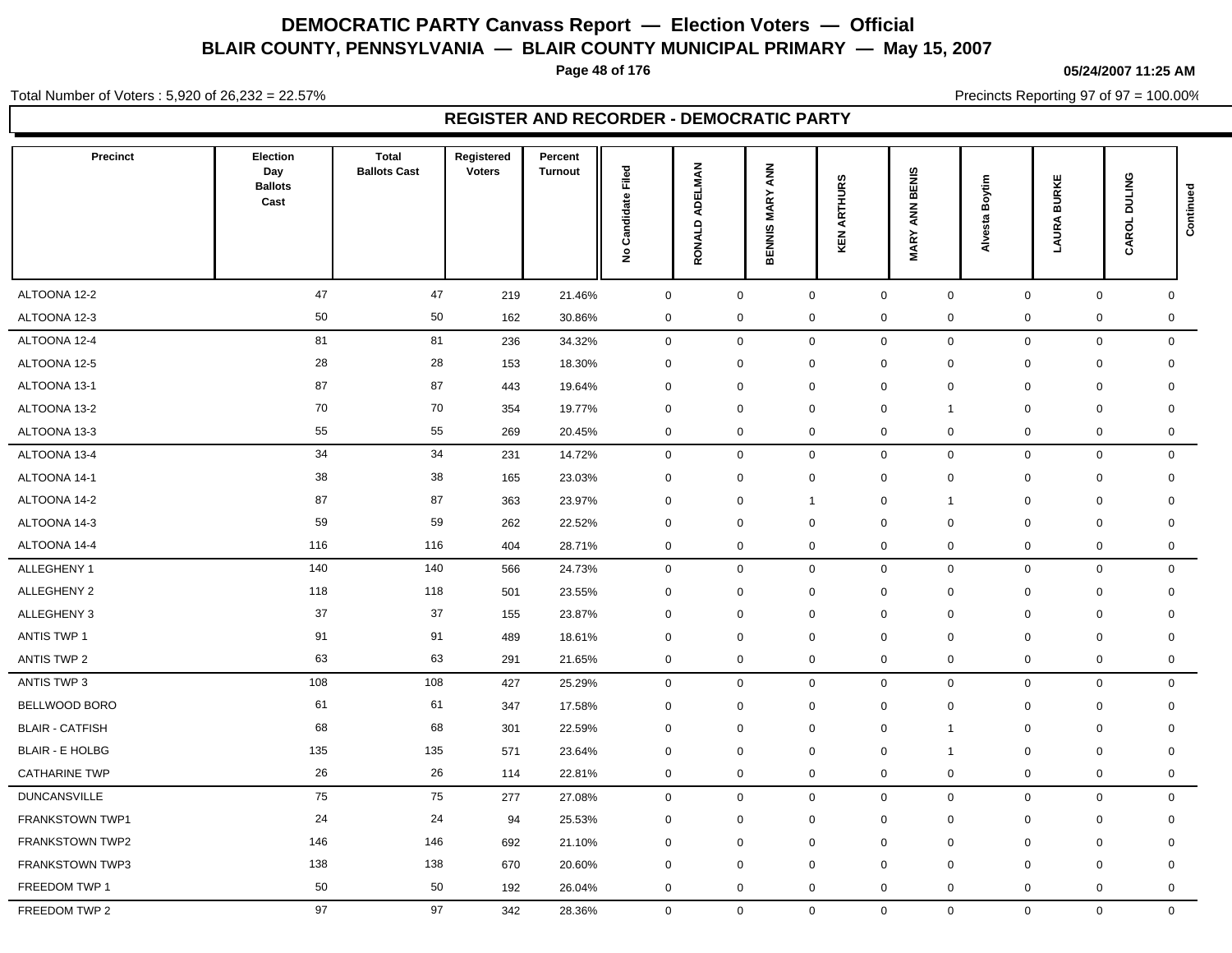# DEMOCRATIC PARTY Canvass Report — Election Voters — Official

## BLAIR COUNTY, PENNSYLVANIA — BLAIR COUNTY MUNICIPAL PRIMARY — May 15, 2007

05/24/2007 11:25 AM

Total Number of Voters : 5,920 of 26,232 = 22.57%

Precincts Reporting 97 of 97 = 100.00%

## REGISTER AND RECORDER - DEMOCRATIC PARTY

| Precinct | Election Day Ballots Cast | Total Ballots Cast | Registered Voters | Percent Turnout | No Candidate Filed | RONALD ADELMAN | BENNIS MARY ANN | KEN ARTHURS | MARY ANN BENIS | Alvesta Boytim | LAURA BURKE | CAROL DULING | Continued |
|---|---|---|---|---|---|---|---|---|---|---|---|---|---|
| ALTOONA 12-2 | 47 | 47 | 219 | 21.46% | 0 | 0 | 0 | 0 | 0 | 0 | 0 | 0 | |
| ALTOONA 12-3 | 50 | 50 | 162 | 30.86% | 0 | 0 | 0 | 0 | 0 | 0 | 0 | 0 | |
| ALTOONA 12-4 | 81 | 81 | 236 | 34.32% | 0 | 0 | 0 | 0 | 0 | 0 | 0 | 0 | |
| ALTOONA 12-5 | 28 | 28 | 153 | 18.30% | 0 | 0 | 0 | 0 | 0 | 0 | 0 | 0 | |
| ALTOONA 13-1 | 87 | 87 | 443 | 19.64% | 0 | 0 | 0 | 0 | 0 | 0 | 0 | 0 | |
| ALTOONA 13-2 | 70 | 70 | 354 | 19.77% | 0 | 0 | 0 | 0 | 1 | 0 | 0 | 0 | |
| ALTOONA 13-3 | 55 | 55 | 269 | 20.45% | 0 | 0 | 0 | 0 | 0 | 0 | 0 | 0 | |
| ALTOONA 13-4 | 34 | 34 | 231 | 14.72% | 0 | 0 | 0 | 0 | 0 | 0 | 0 | 0 | |
| ALTOONA 14-1 | 38 | 38 | 165 | 23.03% | 0 | 0 | 0 | 0 | 0 | 0 | 0 | 0 | |
| ALTOONA 14-2 | 87 | 87 | 363 | 23.97% | 0 | 0 | 1 | 0 | 1 | 0 | 0 | 0 | |
| ALTOONA 14-3 | 59 | 59 | 262 | 22.52% | 0 | 0 | 0 | 0 | 0 | 0 | 0 | 0 | |
| ALTOONA 14-4 | 116 | 116 | 404 | 28.71% | 0 | 0 | 0 | 0 | 0 | 0 | 0 | 0 | |
| ALLEGHENY 1 | 140 | 140 | 566 | 24.73% | 0 | 0 | 0 | 0 | 0 | 0 | 0 | 0 | |
| ALLEGHENY 2 | 118 | 118 | 501 | 23.55% | 0 | 0 | 0 | 0 | 0 | 0 | 0 | 0 | |
| ALLEGHENY 3 | 37 | 37 | 155 | 23.87% | 0 | 0 | 0 | 0 | 0 | 0 | 0 | 0 | |
| ANTIS TWP 1 | 91 | 91 | 489 | 18.61% | 0 | 0 | 0 | 0 | 0 | 0 | 0 | 0 | |
| ANTIS TWP 2 | 63 | 63 | 291 | 21.65% | 0 | 0 | 0 | 0 | 0 | 0 | 0 | 0 | |
| ANTIS TWP 3 | 108 | 108 | 427 | 25.29% | 0 | 0 | 0 | 0 | 0 | 0 | 0 | 0 | |
| BELLWOOD BORO | 61 | 61 | 347 | 17.58% | 0 | 0 | 0 | 0 | 0 | 0 | 0 | 0 | |
| BLAIR - CATFISH | 68 | 68 | 301 | 22.59% | 0 | 0 | 0 | 0 | 1 | 0 | 0 | 0 | |
| BLAIR - E HOLBG | 135 | 135 | 571 | 23.64% | 0 | 0 | 0 | 0 | 1 | 0 | 0 | 0 | |
| CATHARINE TWP | 26 | 26 | 114 | 22.81% | 0 | 0 | 0 | 0 | 0 | 0 | 0 | 0 | |
| DUNCANSVILLE | 75 | 75 | 277 | 27.08% | 0 | 0 | 0 | 0 | 0 | 0 | 0 | 0 | |
| FRANKSTOWN TWP1 | 24 | 24 | 94 | 25.53% | 0 | 0 | 0 | 0 | 0 | 0 | 0 | 0 | |
| FRANKSTOWN TWP2 | 146 | 146 | 692 | 21.10% | 0 | 0 | 0 | 0 | 0 | 0 | 0 | 0 | |
| FRANKSTOWN TWP3 | 138 | 138 | 670 | 20.60% | 0 | 0 | 0 | 0 | 0 | 0 | 0 | 0 | |
| FREEDOM TWP 1 | 50 | 50 | 192 | 26.04% | 0 | 0 | 0 | 0 | 0 | 0 | 0 | 0 | |
| FREEDOM TWP 2 | 97 | 97 | 342 | 28.36% | 0 | 0 | 0 | 0 | 0 | 0 | 0 | 0 | |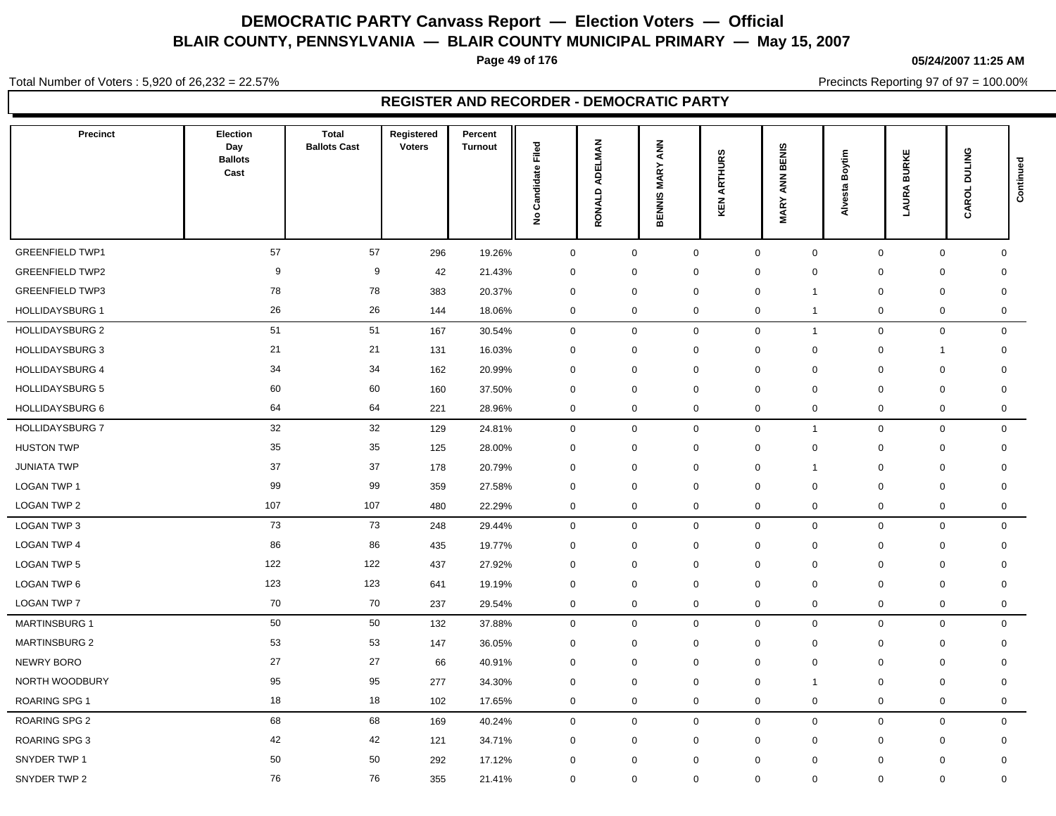# DEMOCRATIC PARTY Canvass Report — Election Voters — Official

## BLAIR COUNTY, PENNSYLVANIA — BLAIR COUNTY MUNICIPAL PRIMARY — May 15, 2007

05/24/2007 11:25 AM

Total Number of Voters : 5,920 of 26,232 = 22.57%

Precincts Reporting 97 of 97 = 100.00%

### REGISTER AND RECORDER - DEMOCRATIC PARTY

| Precinct | Election Day Ballots Cast | Total Ballots Cast | Registered Voters | Percent Turnout | No Candidate Filed | RONALD ADELMAN | BENNIS MARY ANN | KEN ARTHURS | MARY ANN BENIS | Alvesta Boytim | LAURA BURKE | CAROL DULING | Continued |
|---|---|---|---|---|---|---|---|---|---|---|---|---|---|
| GREENFIELD TWP1 | 57 | 57 | 296 | 19.26% | 0 | 0 | 0 | 0 | 0 | 0 | 0 | 0 | |
| GREENFIELD TWP2 | 9 | 9 | 42 | 21.43% | 0 | 0 | 0 | 0 | 0 | 0 | 0 | 0 | |
| GREENFIELD TWP3 | 78 | 78 | 383 | 20.37% | 0 | 0 | 0 | 0 | 1 | 0 | 0 | 0 | |
| HOLLIDAYSBURG 1 | 26 | 26 | 144 | 18.06% | 0 | 0 | 0 | 0 | 1 | 0 | 0 | 0 | |
| HOLLIDAYSBURG 2 | 51 | 51 | 167 | 30.54% | 0 | 0 | 0 | 0 | 1 | 0 | 0 | 0 | |
| HOLLIDAYSBURG 3 | 21 | 21 | 131 | 16.03% | 0 | 0 | 0 | 0 | 0 | 0 | 1 | 0 | |
| HOLLIDAYSBURG 4 | 34 | 34 | 162 | 20.99% | 0 | 0 | 0 | 0 | 0 | 0 | 0 | 0 | |
| HOLLIDAYSBURG 5 | 60 | 60 | 160 | 37.50% | 0 | 0 | 0 | 0 | 0 | 0 | 0 | 0 | |
| HOLLIDAYSBURG 6 | 64 | 64 | 221 | 28.96% | 0 | 0 | 0 | 0 | 0 | 0 | 0 | 0 | |
| HOLLIDAYSBURG 7 | 32 | 32 | 129 | 24.81% | 0 | 0 | 0 | 0 | 1 | 0 | 0 | 0 | |
| HUSTON TWP | 35 | 35 | 125 | 28.00% | 0 | 0 | 0 | 0 | 0 | 0 | 0 | 0 | |
| JUNIATA TWP | 37 | 37 | 178 | 20.79% | 0 | 0 | 0 | 0 | 1 | 0 | 0 | 0 | |
| LOGAN TWP 1 | 99 | 99 | 359 | 27.58% | 0 | 0 | 0 | 0 | 0 | 0 | 0 | 0 | |
| LOGAN TWP 2 | 107 | 107 | 480 | 22.29% | 0 | 0 | 0 | 0 | 0 | 0 | 0 | 0 | |
| LOGAN TWP 3 | 73 | 73 | 248 | 29.44% | 0 | 0 | 0 | 0 | 0 | 0 | 0 | 0 | |
| LOGAN TWP 4 | 86 | 86 | 435 | 19.77% | 0 | 0 | 0 | 0 | 0 | 0 | 0 | 0 | |
| LOGAN TWP 5 | 122 | 122 | 437 | 27.92% | 0 | 0 | 0 | 0 | 0 | 0 | 0 | 0 | |
| LOGAN TWP 6 | 123 | 123 | 641 | 19.19% | 0 | 0 | 0 | 0 | 0 | 0 | 0 | 0 | |
| LOGAN TWP 7 | 70 | 70 | 237 | 29.54% | 0 | 0 | 0 | 0 | 0 | 0 | 0 | 0 | |
| MARTINSBURG 1 | 50 | 50 | 132 | 37.88% | 0 | 0 | 0 | 0 | 0 | 0 | 0 | 0 | |
| MARTINSBURG 2 | 53 | 53 | 147 | 36.05% | 0 | 0 | 0 | 0 | 0 | 0 | 0 | 0 | |
| NEWRY BORO | 27 | 27 | 66 | 40.91% | 0 | 0 | 0 | 0 | 0 | 0 | 0 | 0 | |
| NORTH WOODBURY | 95 | 95 | 277 | 34.30% | 0 | 0 | 0 | 0 | 1 | 0 | 0 | 0 | |
| ROARING SPG 1 | 18 | 18 | 102 | 17.65% | 0 | 0 | 0 | 0 | 0 | 0 | 0 | 0 | |
| ROARING SPG 2 | 68 | 68 | 169 | 40.24% | 0 | 0 | 0 | 0 | 0 | 0 | 0 | 0 | |
| ROARING SPG 3 | 42 | 42 | 121 | 34.71% | 0 | 0 | 0 | 0 | 0 | 0 | 0 | 0 | |
| SNYDER TWP 1 | 50 | 50 | 292 | 17.12% | 0 | 0 | 0 | 0 | 0 | 0 | 0 | 0 | |
| SNYDER TWP 2 | 76 | 76 | 355 | 21.41% | 0 | 0 | 0 | 0 | 0 | 0 | 0 | 0 | |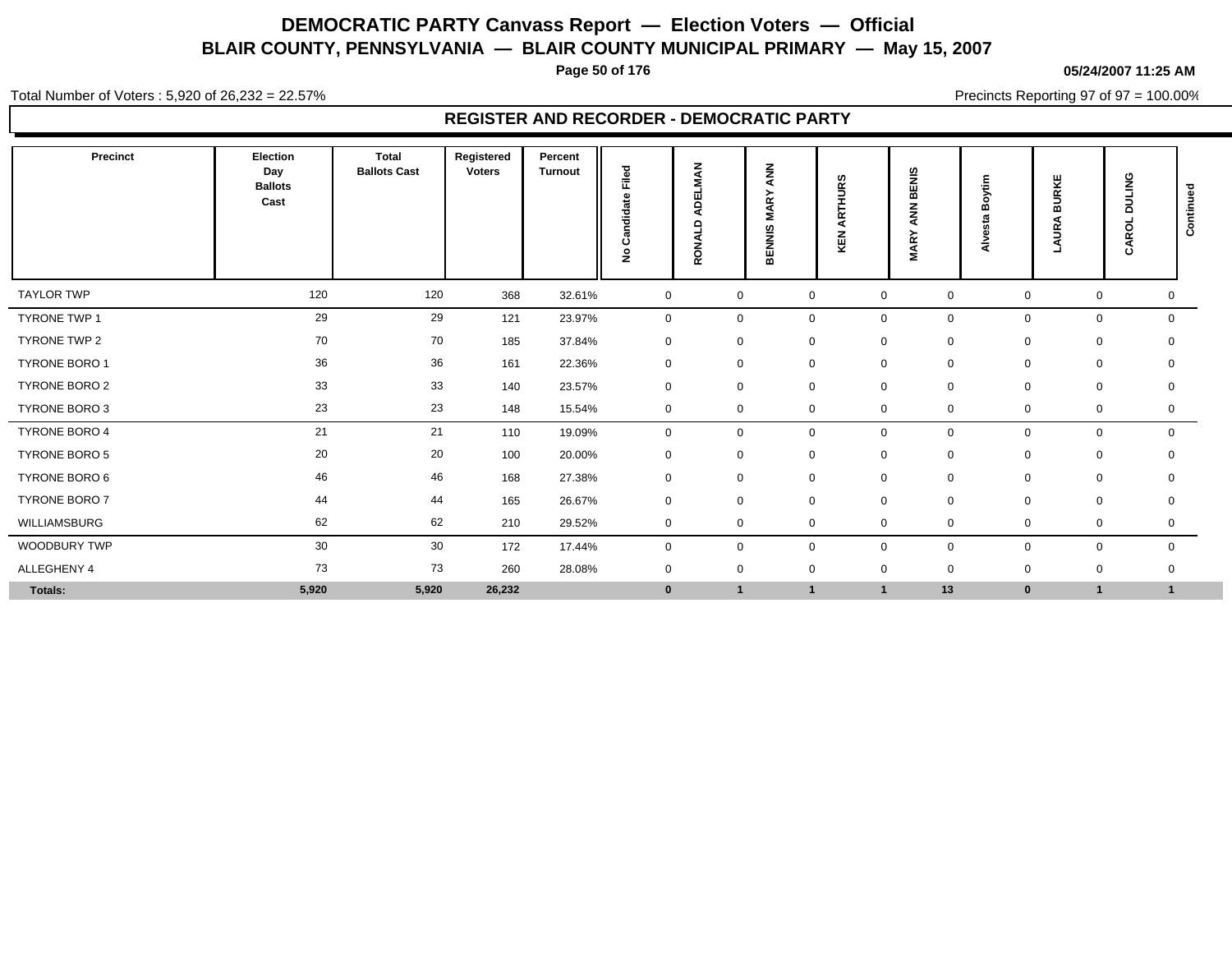# DEMOCRATIC PARTY Canvass Report — Election Voters — Official

## BLAIR COUNTY, PENNSYLVANIA — BLAIR COUNTY MUNICIPAL PRIMARY — May 15, 2007

05/24/2007 11:25 AM

Total Number of Voters : 5,920 of 26,232 = 22.57%

Precincts Reporting 97 of 97 = 100.00%

### REGISTER AND RECORDER - DEMOCRATIC PARTY

| Precinct | Election Day Ballots Cast | Total Ballots Cast | Registered Voters | Percent Turnout | No Candidate Filed | RONALD ADELMAN | BENNIS MARY ANN | KEN ARTHURS | MARY ANN BENIS | Alvesta Boytim | LAURA BURKE | CAROL DULING | Continued |
|---|---|---|---|---|---|---|---|---|---|---|---|---|---|
| TAYLOR TWP | 120 | 120 | 368 | 32.61% | 0 | 0 | 0 | 0 | 0 | 0 | 0 | 0 | |
| TYRONE TWP 1 | 29 | 29 | 121 | 23.97% | 0 | 0 | 0 | 0 | 0 | 0 | 0 | 0 | |
| TYRONE TWP 2 | 70 | 70 | 185 | 37.84% | 0 | 0 | 0 | 0 | 0 | 0 | 0 | 0 | |
| TYRONE BORO 1 | 36 | 36 | 161 | 22.36% | 0 | 0 | 0 | 0 | 0 | 0 | 0 | 0 | |
| TYRONE BORO 2 | 33 | 33 | 140 | 23.57% | 0 | 0 | 0 | 0 | 0 | 0 | 0 | 0 | |
| TYRONE BORO 3 | 23 | 23 | 148 | 15.54% | 0 | 0 | 0 | 0 | 0 | 0 | 0 | 0 | |
| TYRONE BORO 4 | 21 | 21 | 110 | 19.09% | 0 | 0 | 0 | 0 | 0 | 0 | 0 | 0 | |
| TYRONE BORO 5 | 20 | 20 | 100 | 20.00% | 0 | 0 | 0 | 0 | 0 | 0 | 0 | 0 | |
| TYRONE BORO 6 | 46 | 46 | 168 | 27.38% | 0 | 0 | 0 | 0 | 0 | 0 | 0 | 0 | |
| TYRONE BORO 7 | 44 | 44 | 165 | 26.67% | 0 | 0 | 0 | 0 | 0 | 0 | 0 | 0 | |
| WILLIAMSBURG | 62 | 62 | 210 | 29.52% | 0 | 0 | 0 | 0 | 0 | 0 | 0 | 0 | |
| WOODBURY TWP | 30 | 30 | 172 | 17.44% | 0 | 0 | 0 | 0 | 0 | 0 | 0 | 0 | |
| ALLEGHENY 4 | 73 | 73 | 260 | 28.08% | 0 | 0 | 0 | 0 | 0 | 0 | 0 | 0 | |
| **Totals:** | **5,920** | **5,920** | **26,232** | | **0** | **1** | **1** | **1** | **13** | **0** | **1** | **1** | |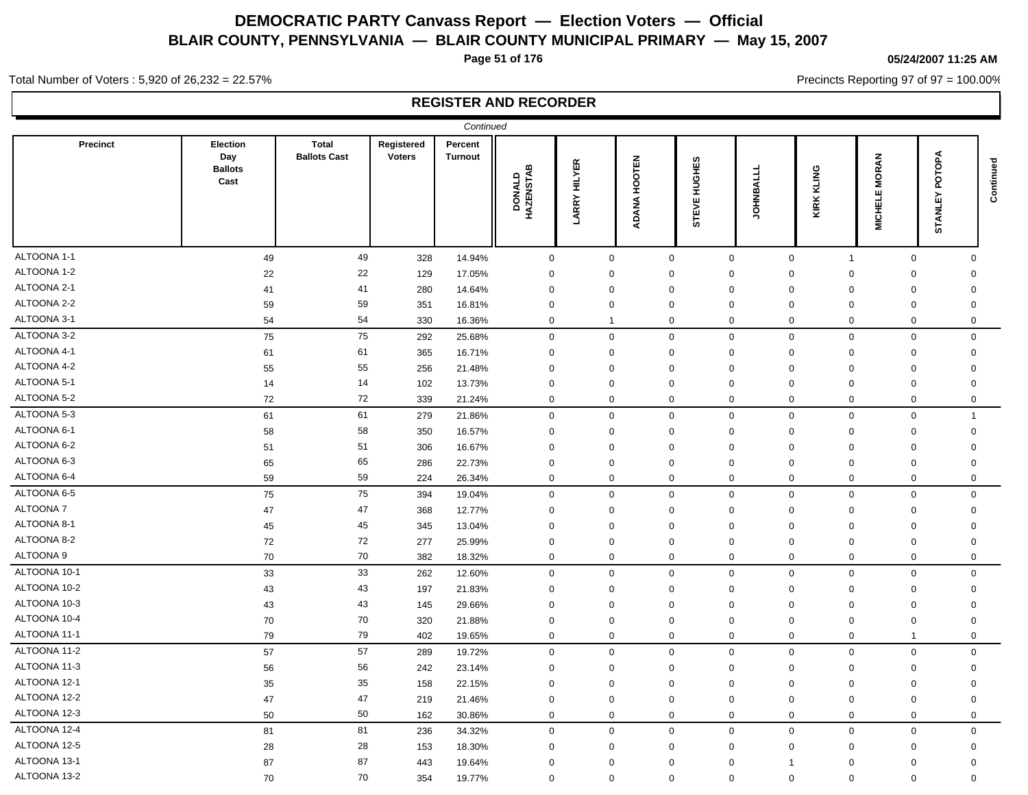# DEMOCRATIC PARTY Canvass Report — Election Voters — Official

## BLAIR COUNTY, PENNSYLVANIA — BLAIR COUNTY MUNICIPAL PRIMARY — May 15, 2007

05/24/2007 11:25 AM

Total Number of Voters : 5,920 of 26,232 = 22.57%

Precincts Reporting 97 of 97 = 100.00%

### REGISTER AND RECORDER

*Continued*

| Precinct | Election Day Ballots Cast | Total Ballots Cast | Registered Voters | Percent Turnout | DONALD HAZENSTAB | LARRY HILYER | ADANA HOOTEN | STEVE HUGHES | JOHNBALL | KIRK KLING | MICHELE MORAN | STANLEY POTOPA |
|---|---|---|---|---|---|---|---|---|---|---|---|---|
| ALTOONA 1-1 | 49 | 49 | 328 | 14.94% | 0 | 0 | 0 | 0 | 0 | 1 | 0 | 0 |
| ALTOONA 1-2 | 22 | 22 | 129 | 17.05% | 0 | 0 | 0 | 0 | 0 | 0 | 0 | 0 |
| ALTOONA 2-1 | 41 | 41 | 280 | 14.64% | 0 | 0 | 0 | 0 | 0 | 0 | 0 | 0 |
| ALTOONA 2-2 | 59 | 59 | 351 | 16.81% | 0 | 0 | 0 | 0 | 0 | 0 | 0 | 0 |
| ALTOONA 3-1 | 54 | 54 | 330 | 16.36% | 0 | 1 | 0 | 0 | 0 | 0 | 0 | 0 |
| ALTOONA 3-2 | 75 | 75 | 292 | 25.68% | 0 | 0 | 0 | 0 | 0 | 0 | 0 | 0 |
| ALTOONA 4-1 | 61 | 61 | 365 | 16.71% | 0 | 0 | 0 | 0 | 0 | 0 | 0 | 0 |
| ALTOONA 4-2 | 55 | 55 | 256 | 21.48% | 0 | 0 | 0 | 0 | 0 | 0 | 0 | 0 |
| ALTOONA 5-1 | 14 | 14 | 102 | 13.73% | 0 | 0 | 0 | 0 | 0 | 0 | 0 | 0 |
| ALTOONA 5-2 | 72 | 72 | 339 | 21.24% | 0 | 0 | 0 | 0 | 0 | 0 | 0 | 0 |
| ALTOONA 5-3 | 61 | 61 | 279 | 21.86% | 0 | 0 | 0 | 0 | 0 | 0 | 0 | 1 |
| ALTOONA 6-1 | 58 | 58 | 350 | 16.57% | 0 | 0 | 0 | 0 | 0 | 0 | 0 | 0 |
| ALTOONA 6-2 | 51 | 51 | 306 | 16.67% | 0 | 0 | 0 | 0 | 0 | 0 | 0 | 0 |
| ALTOONA 6-3 | 65 | 65 | 286 | 22.73% | 0 | 0 | 0 | 0 | 0 | 0 | 0 | 0 |
| ALTOONA 6-4 | 59 | 59 | 224 | 26.34% | 0 | 0 | 0 | 0 | 0 | 0 | 0 | 0 |
| ALTOONA 6-5 | 75 | 75 | 394 | 19.04% | 0 | 0 | 0 | 0 | 0 | 0 | 0 | 0 |
| ALTOONA 7 | 47 | 47 | 368 | 12.77% | 0 | 0 | 0 | 0 | 0 | 0 | 0 | 0 |
| ALTOONA 8-1 | 45 | 45 | 345 | 13.04% | 0 | 0 | 0 | 0 | 0 | 0 | 0 | 0 |
| ALTOONA 8-2 | 72 | 72 | 277 | 25.99% | 0 | 0 | 0 | 0 | 0 | 0 | 0 | 0 |
| ALTOONA 9 | 70 | 70 | 382 | 18.32% | 0 | 0 | 0 | 0 | 0 | 0 | 0 | 0 |
| ALTOONA 10-1 | 33 | 33 | 262 | 12.60% | 0 | 0 | 0 | 0 | 0 | 0 | 0 | 0 |
| ALTOONA 10-2 | 43 | 43 | 197 | 21.83% | 0 | 0 | 0 | 0 | 0 | 0 | 0 | 0 |
| ALTOONA 10-3 | 43 | 43 | 145 | 29.66% | 0 | 0 | 0 | 0 | 0 | 0 | 0 | 0 |
| ALTOONA 10-4 | 70 | 70 | 320 | 21.88% | 0 | 0 | 0 | 0 | 0 | 0 | 0 | 0 |
| ALTOONA 11-1 | 79 | 79 | 402 | 19.65% | 0 | 0 | 0 | 0 | 0 | 0 | 1 | 0 |
| ALTOONA 11-2 | 57 | 57 | 289 | 19.72% | 0 | 0 | 0 | 0 | 0 | 0 | 0 | 0 |
| ALTOONA 11-3 | 56 | 56 | 242 | 23.14% | 0 | 0 | 0 | 0 | 0 | 0 | 0 | 0 |
| ALTOONA 12-1 | 35 | 35 | 158 | 22.15% | 0 | 0 | 0 | 0 | 0 | 0 | 0 | 0 |
| ALTOONA 12-2 | 47 | 47 | 219 | 21.46% | 0 | 0 | 0 | 0 | 0 | 0 | 0 | 0 |
| ALTOONA 12-3 | 50 | 50 | 162 | 30.86% | 0 | 0 | 0 | 0 | 0 | 0 | 0 | 0 |
| ALTOONA 12-4 | 81 | 81 | 236 | 34.32% | 0 | 0 | 0 | 0 | 0 | 0 | 0 | 0 |
| ALTOONA 12-5 | 28 | 28 | 153 | 18.30% | 0 | 0 | 0 | 0 | 0 | 0 | 0 | 0 |
| ALTOONA 13-1 | 87 | 87 | 443 | 19.64% | 0 | 0 | 0 | 0 | 1 | 0 | 0 | 0 |
| ALTOONA 13-2 | 70 | 70 | 354 | 19.77% | 0 | 0 | 0 | 0 | 0 | 0 | 0 | 0 |

*Continued*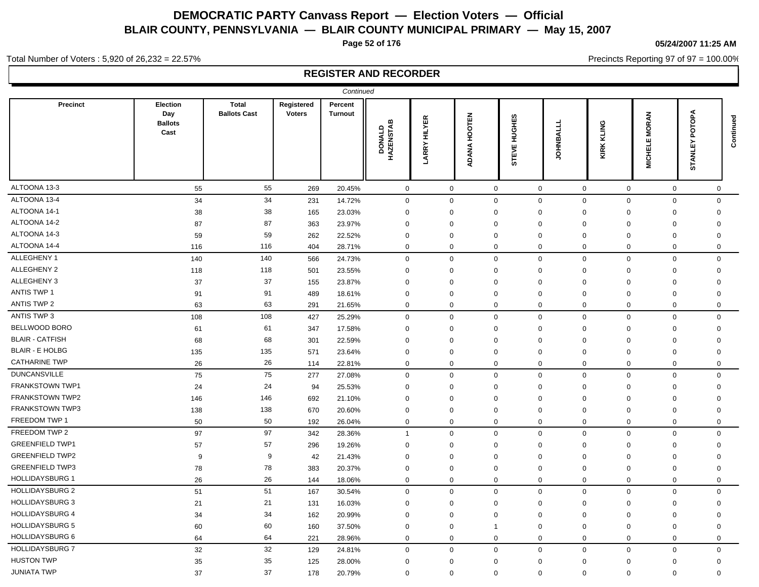# DEMOCRATIC PARTY Canvass Report — Election Voters — Official

## BLAIR COUNTY, PENNSYLVANIA — BLAIR COUNTY MUNICIPAL PRIMARY — May 15, 2007

05/24/2007 11:25 AM

Total Number of Voters : 5,920 of 26,232 = 22.57%

Precincts Reporting 97 of 97 = 100.00%

### REGISTER AND RECORDER

*Continued*

| Precinct | Election Day Ballots Cast | Total Ballots Cast | Registered Voters | Percent Turnout | DONALD HAZENSTAB | LARRY HILYER | ADANA HOOTEN | STEVE HUGHES | JOHNBALLL | KIRK KLING | MICHELE MORAN | STANLEY POTOPA | Continued |
|---|---|---|---|---|---|---|---|---|---|---|---|---|---|
| ALTOONA 13-3 | 55 | 55 | 269 | 20.45% | 0 | 0 | 0 | 0 | 0 | 0 | 0 | 0 | |
| ALTOONA 13-4 | 34 | 34 | 231 | 14.72% | 0 | 0 | 0 | 0 | 0 | 0 | 0 | 0 | |
| ALTOONA 14-1 | 38 | 38 | 165 | 23.03% | 0 | 0 | 0 | 0 | 0 | 0 | 0 | 0 | |
| ALTOONA 14-2 | 87 | 87 | 363 | 23.97% | 0 | 0 | 0 | 0 | 0 | 0 | 0 | 0 | |
| ALTOONA 14-3 | 59 | 59 | 262 | 22.52% | 0 | 0 | 0 | 0 | 0 | 0 | 0 | 0 | |
| ALTOONA 14-4 | 116 | 116 | 404 | 28.71% | 0 | 0 | 0 | 0 | 0 | 0 | 0 | 0 | |
| ALLEGHENY 1 | 140 | 140 | 566 | 24.73% | 0 | 0 | 0 | 0 | 0 | 0 | 0 | 0 | |
| ALLEGHENY 2 | 118 | 118 | 501 | 23.55% | 0 | 0 | 0 | 0 | 0 | 0 | 0 | 0 | |
| ALLEGHENY 3 | 37 | 37 | 155 | 23.87% | 0 | 0 | 0 | 0 | 0 | 0 | 0 | 0 | |
| ANTIS TWP 1 | 91 | 91 | 489 | 18.61% | 0 | 0 | 0 | 0 | 0 | 0 | 0 | 0 | |
| ANTIS TWP 2 | 63 | 63 | 291 | 21.65% | 0 | 0 | 0 | 0 | 0 | 0 | 0 | 0 | |
| ANTIS TWP 3 | 108 | 108 | 427 | 25.29% | 0 | 0 | 0 | 0 | 0 | 0 | 0 | 0 | |
| BELLWOOD BORO | 61 | 61 | 347 | 17.58% | 0 | 0 | 0 | 0 | 0 | 0 | 0 | 0 | |
| BLAIR - CATFISH | 68 | 68 | 301 | 22.59% | 0 | 0 | 0 | 0 | 0 | 0 | 0 | 0 | |
| BLAIR - E HOLBG | 135 | 135 | 571 | 23.64% | 0 | 0 | 0 | 0 | 0 | 0 | 0 | 0 | |
| CATHARINE TWP | 26 | 26 | 114 | 22.81% | 0 | 0 | 0 | 0 | 0 | 0 | 0 | 0 | |
| DUNCANSVILLE | 75 | 75 | 277 | 27.08% | 0 | 0 | 0 | 0 | 0 | 0 | 0 | 0 | |
| FRANKSTOWN TWP1 | 24 | 24 | 94 | 25.53% | 0 | 0 | 0 | 0 | 0 | 0 | 0 | 0 | |
| FRANKSTOWN TWP2 | 146 | 146 | 692 | 21.10% | 0 | 0 | 0 | 0 | 0 | 0 | 0 | 0 | |
| FRANKSTOWN TWP3 | 138 | 138 | 670 | 20.60% | 0 | 0 | 0 | 0 | 0 | 0 | 0 | 0 | |
| FREEDOM TWP 1 | 50 | 50 | 192 | 26.04% | 0 | 0 | 0 | 0 | 0 | 0 | 0 | 0 | |
| FREEDOM TWP 2 | 97 | 97 | 342 | 28.36% | 1 | 0 | 0 | 0 | 0 | 0 | 0 | 0 | |
| GREENFIELD TWP1 | 57 | 57 | 296 | 19.26% | 0 | 0 | 0 | 0 | 0 | 0 | 0 | 0 | |
| GREENFIELD TWP2 | 9 | 9 | 42 | 21.43% | 0 | 0 | 0 | 0 | 0 | 0 | 0 | 0 | |
| GREENFIELD TWP3 | 78 | 78 | 383 | 20.37% | 0 | 0 | 0 | 0 | 0 | 0 | 0 | 0 | |
| HOLLIDAYSBURG 1 | 26 | 26 | 144 | 18.06% | 0 | 0 | 0 | 0 | 0 | 0 | 0 | 0 | |
| HOLLIDAYSBURG 2 | 51 | 51 | 167 | 30.54% | 0 | 0 | 0 | 0 | 0 | 0 | 0 | 0 | |
| HOLLIDAYSBURG 3 | 21 | 21 | 131 | 16.03% | 0 | 0 | 0 | 0 | 0 | 0 | 0 | 0 | |
| HOLLIDAYSBURG 4 | 34 | 34 | 162 | 20.99% | 0 | 0 | 0 | 0 | 0 | 0 | 0 | 0 | |
| HOLLIDAYSBURG 5 | 60 | 60 | 160 | 37.50% | 0 | 0 | 1 | 0 | 0 | 0 | 0 | 0 | |
| HOLLIDAYSBURG 6 | 64 | 64 | 221 | 28.96% | 0 | 0 | 0 | 0 | 0 | 0 | 0 | 0 | |
| HOLLIDAYSBURG 7 | 32 | 32 | 129 | 24.81% | 0 | 0 | 0 | 0 | 0 | 0 | 0 | 0 | |
| HUSTON TWP | 35 | 35 | 125 | 28.00% | 0 | 0 | 0 | 0 | 0 | 0 | 0 | 0 | |
| JUNIATA TWP | 37 | 37 | 178 | 20.79% | 0 | 0 | 0 | 0 | 0 | 0 | 0 | 0 | |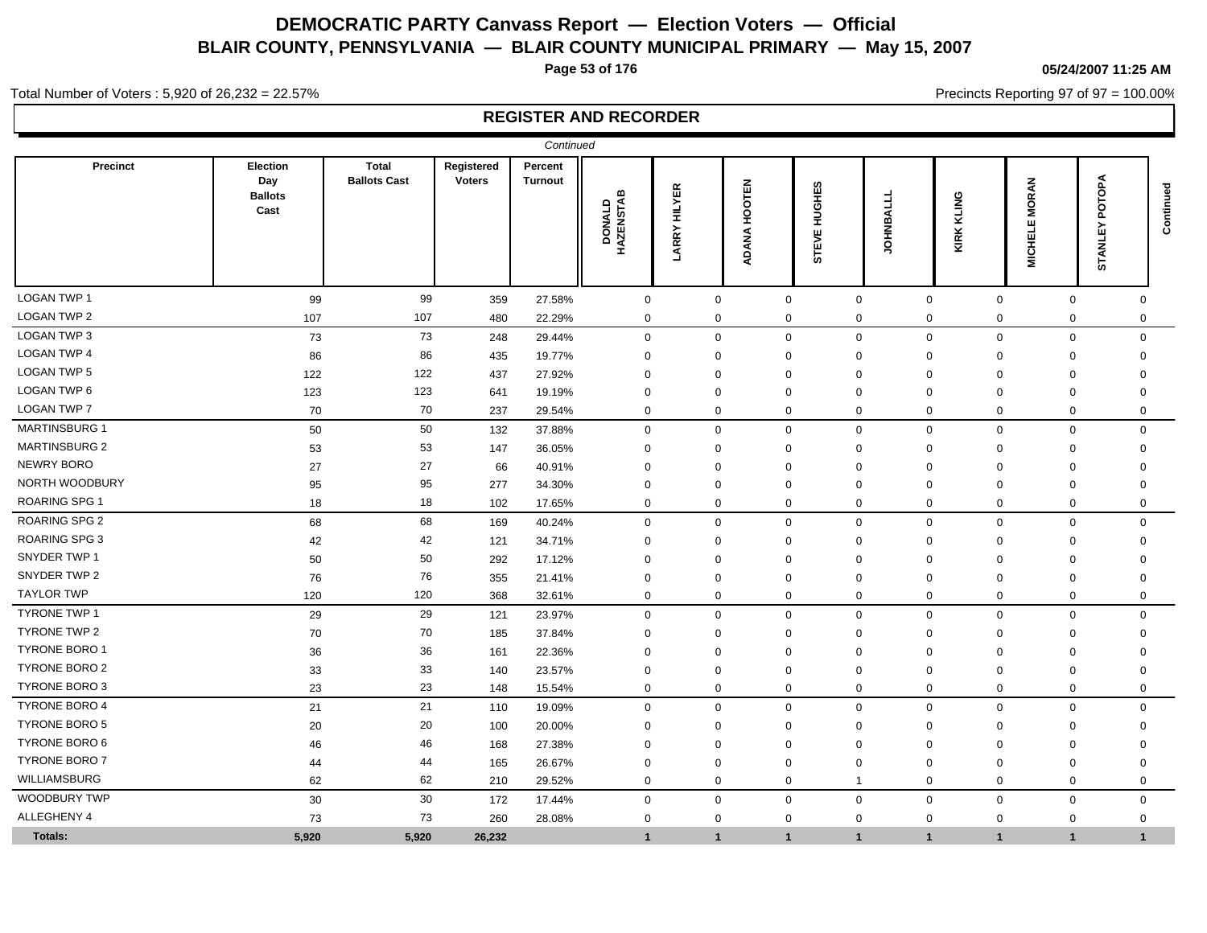# DEMOCRATIC PARTY Canvass Report — Election Voters — Official
## BLAIR COUNTY, PENNSYLVANIA — BLAIR COUNTY MUNICIPAL PRIMARY — May 15, 2007

05/24/2007 11:25 AM

Total Number of Voters : 5,920 of 26,232 = 22.57%

Precincts Reporting 97 of 97 = 100.00%

### REGISTER AND RECORDER

*Continued*

| Precinct | Election Day Ballots Cast | Total Ballots Cast | Registered Voters | Percent Turnout | DONALD HAZENSTAB | LARRY HILYER | ADANA HOOTEN | STEVE HUGHES | JOHNBALLL | KIRK KLING | MICHELE MORAN | STANLEY POTOPA | Continued |
|---|---|---|---|---|---|---|---|---|---|---|---|---|---|
| LOGAN TWP 1 | 99 | 99 | 359 | 27.58% | 0 | 0 | 0 | 0 | 0 | 0 | 0 | 0 | |
| LOGAN TWP 2 | 107 | 107 | 480 | 22.29% | 0 | 0 | 0 | 0 | 0 | 0 | 0 | 0 | |
| LOGAN TWP 3 | 73 | 73 | 248 | 29.44% | 0 | 0 | 0 | 0 | 0 | 0 | 0 | 0 | |
| LOGAN TWP 4 | 86 | 86 | 435 | 19.77% | 0 | 0 | 0 | 0 | 0 | 0 | 0 | 0 | |
| LOGAN TWP 5 | 122 | 122 | 437 | 27.92% | 0 | 0 | 0 | 0 | 0 | 0 | 0 | 0 | |
| LOGAN TWP 6 | 123 | 123 | 641 | 19.19% | 0 | 0 | 0 | 0 | 0 | 0 | 0 | 0 | |
| LOGAN TWP 7 | 70 | 70 | 237 | 29.54% | 0 | 0 | 0 | 0 | 0 | 0 | 0 | 0 | |
| MARTINSBURG 1 | 50 | 50 | 132 | 37.88% | 0 | 0 | 0 | 0 | 0 | 0 | 0 | 0 | |
| MARTINSBURG 2 | 53 | 53 | 147 | 36.05% | 0 | 0 | 0 | 0 | 0 | 0 | 0 | 0 | |
| NEWRY BORO | 27 | 27 | 66 | 40.91% | 0 | 0 | 0 | 0 | 0 | 0 | 0 | 0 | |
| NORTH WOODBURY | 95 | 95 | 277 | 34.30% | 0 | 0 | 0 | 0 | 0 | 0 | 0 | 0 | |
| ROARING SPG 1 | 18 | 18 | 102 | 17.65% | 0 | 0 | 0 | 0 | 0 | 0 | 0 | 0 | |
| ROARING SPG 2 | 68 | 68 | 169 | 40.24% | 0 | 0 | 0 | 0 | 0 | 0 | 0 | 0 | |
| ROARING SPG 3 | 42 | 42 | 121 | 34.71% | 0 | 0 | 0 | 0 | 0 | 0 | 0 | 0 | |
| SNYDER TWP 1 | 50 | 50 | 292 | 17.12% | 0 | 0 | 0 | 0 | 0 | 0 | 0 | 0 | |
| SNYDER TWP 2 | 76 | 76 | 355 | 21.41% | 0 | 0 | 0 | 0 | 0 | 0 | 0 | 0 | |
| TAYLOR TWP | 120 | 120 | 368 | 32.61% | 0 | 0 | 0 | 0 | 0 | 0 | 0 | 0 | |
| TYRONE TWP 1 | 29 | 29 | 121 | 23.97% | 0 | 0 | 0 | 0 | 0 | 0 | 0 | 0 | |
| TYRONE TWP 2 | 70 | 70 | 185 | 37.84% | 0 | 0 | 0 | 0 | 0 | 0 | 0 | 0 | |
| TYRONE BORO 1 | 36 | 36 | 161 | 22.36% | 0 | 0 | 0 | 0 | 0 | 0 | 0 | 0 | |
| TYRONE BORO 2 | 33 | 33 | 140 | 23.57% | 0 | 0 | 0 | 0 | 0 | 0 | 0 | 0 | |
| TYRONE BORO 3 | 23 | 23 | 148 | 15.54% | 0 | 0 | 0 | 0 | 0 | 0 | 0 | 0 | |
| TYRONE BORO 4 | 21 | 21 | 110 | 19.09% | 0 | 0 | 0 | 0 | 0 | 0 | 0 | 0 | |
| TYRONE BORO 5 | 20 | 20 | 100 | 20.00% | 0 | 0 | 0 | 0 | 0 | 0 | 0 | 0 | |
| TYRONE BORO 6 | 46 | 46 | 168 | 27.38% | 0 | 0 | 0 | 0 | 0 | 0 | 0 | 0 | |
| TYRONE BORO 7 | 44 | 44 | 165 | 26.67% | 0 | 0 | 0 | 0 | 0 | 0 | 0 | 0 | |
| WILLIAMSBURG | 62 | 62 | 210 | 29.52% | 0 | 0 | 0 | 1 | 0 | 0 | 0 | 0 | |
| WOODBURY TWP | 30 | 30 | 172 | 17.44% | 0 | 0 | 0 | 0 | 0 | 0 | 0 | 0 | |
| ALLEGHENY 4 | 73 | 73 | 260 | 28.08% | 0 | 0 | 0 | 0 | 0 | 0 | 0 | 0 | |
| **Totals:** | **5,920** | **5,920** | **26,232** | | **1** | **1** | **1** | **1** | **1** | **1** | **1** | **1** | |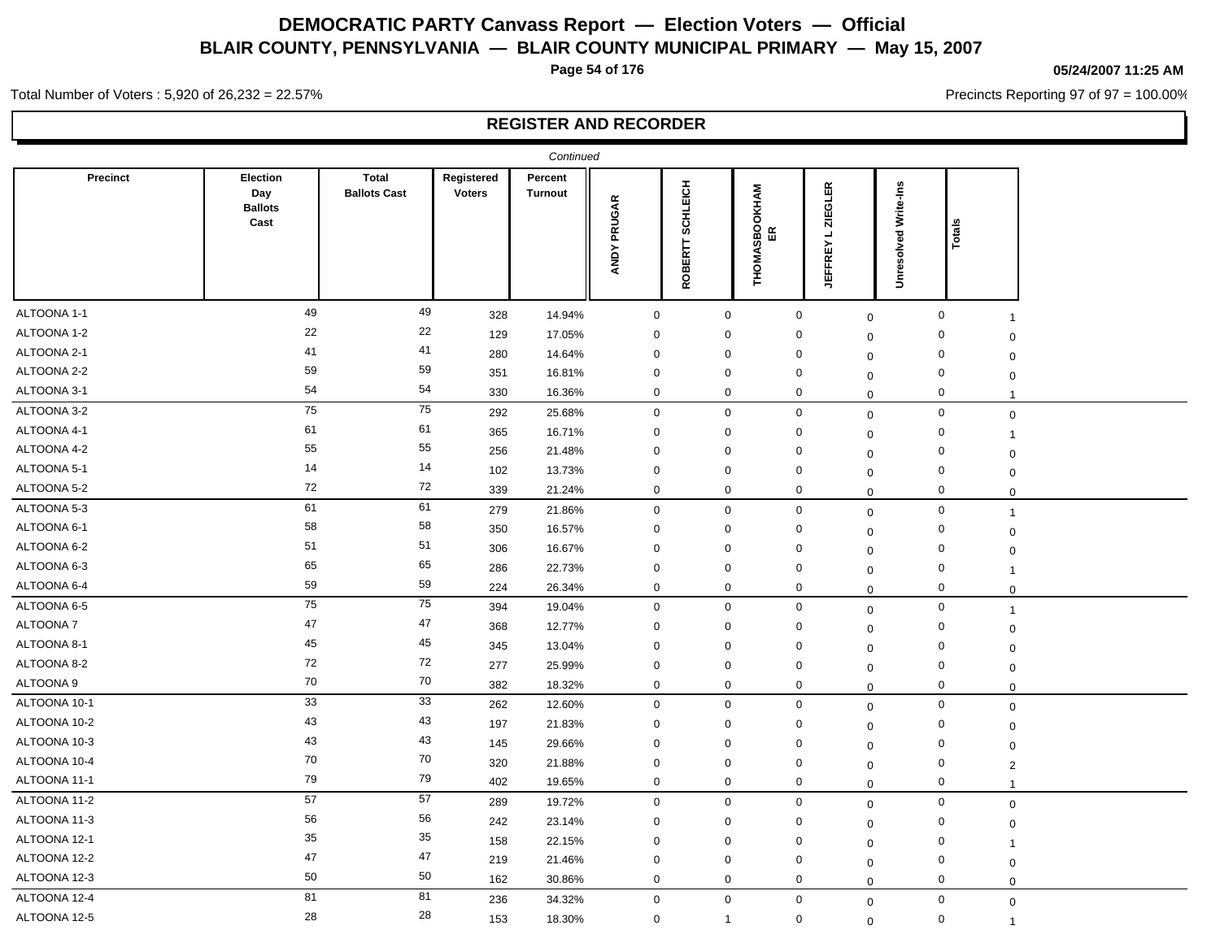# DEMOCRATIC PARTY Canvass Report — Election Voters — Official

## BLAIR COUNTY, PENNSYLVANIA — BLAIR COUNTY MUNICIPAL PRIMARY — May 15, 2007

05/24/2007 11:25 AM

Total Number of Voters : 5,920 of 26,232 = 22.57%

Precincts Reporting 97 of 97 = 100.00%

### REGISTER AND RECORDER

*Continued*

| Precinct | Election Day Ballots Cast | Total Ballots Cast | Registered Voters | Percent Turnout | ANDY PRUGAR | ROBERTT SCHLEICH | THOMASBOOKHAMER | JEFFREY L ZIEGLER | Unresolved Write-Ins | Totals |
|---|---|---|---|---|---|---|---|---|---|---|
| ALTOONA 1-1 | 49 | 49 | 328 | 14.94% | 0 | 0 | 0 | 0 | 0 | 1 |
| ALTOONA 1-2 | 22 | 22 | 129 | 17.05% | 0 | 0 | 0 | 0 | 0 | 0 |
| ALTOONA 2-1 | 41 | 41 | 280 | 14.64% | 0 | 0 | 0 | 0 | 0 | 0 |
| ALTOONA 2-2 | 59 | 59 | 351 | 16.81% | 0 | 0 | 0 | 0 | 0 | 0 |
| ALTOONA 3-1 | 54 | 54 | 330 | 16.36% | 0 | 0 | 0 | 0 | 0 | 1 |
| ALTOONA 3-2 | 75 | 75 | 292 | 25.68% | 0 | 0 | 0 | 0 | 0 | 0 |
| ALTOONA 4-1 | 61 | 61 | 365 | 16.71% | 0 | 0 | 0 | 0 | 0 | 1 |
| ALTOONA 4-2 | 55 | 55 | 256 | 21.48% | 0 | 0 | 0 | 0 | 0 | 0 |
| ALTOONA 5-1 | 14 | 14 | 102 | 13.73% | 0 | 0 | 0 | 0 | 0 | 0 |
| ALTOONA 5-2 | 72 | 72 | 339 | 21.24% | 0 | 0 | 0 | 0 | 0 | 0 |
| ALTOONA 5-3 | 61 | 61 | 279 | 21.86% | 0 | 0 | 0 | 0 | 0 | 1 |
| ALTOONA 6-1 | 58 | 58 | 350 | 16.57% | 0 | 0 | 0 | 0 | 0 | 0 |
| ALTOONA 6-2 | 51 | 51 | 306 | 16.67% | 0 | 0 | 0 | 0 | 0 | 0 |
| ALTOONA 6-3 | 65 | 65 | 286 | 22.73% | 0 | 0 | 0 | 0 | 0 | 1 |
| ALTOONA 6-4 | 59 | 59 | 224 | 26.34% | 0 | 0 | 0 | 0 | 0 | 0 |
| ALTOONA 6-5 | 75 | 75 | 394 | 19.04% | 0 | 0 | 0 | 0 | 0 | 1 |
| ALTOONA 7 | 47 | 47 | 368 | 12.77% | 0 | 0 | 0 | 0 | 0 | 0 |
| ALTOONA 8-1 | 45 | 45 | 345 | 13.04% | 0 | 0 | 0 | 0 | 0 | 0 |
| ALTOONA 8-2 | 72 | 72 | 277 | 25.99% | 0 | 0 | 0 | 0 | 0 | 0 |
| ALTOONA 9 | 70 | 70 | 382 | 18.32% | 0 | 0 | 0 | 0 | 0 | 0 |
| ALTOONA 10-1 | 33 | 33 | 262 | 12.60% | 0 | 0 | 0 | 0 | 0 | 0 |
| ALTOONA 10-2 | 43 | 43 | 197 | 21.83% | 0 | 0 | 0 | 0 | 0 | 0 |
| ALTOONA 10-3 | 43 | 43 | 145 | 29.66% | 0 | 0 | 0 | 0 | 0 | 0 |
| ALTOONA 10-4 | 70 | 70 | 320 | 21.88% | 0 | 0 | 0 | 0 | 0 | 2 |
| ALTOONA 11-1 | 79 | 79 | 402 | 19.65% | 0 | 0 | 0 | 0 | 0 | 1 |
| ALTOONA 11-2 | 57 | 57 | 289 | 19.72% | 0 | 0 | 0 | 0 | 0 | 0 |
| ALTOONA 11-3 | 56 | 56 | 242 | 23.14% | 0 | 0 | 0 | 0 | 0 | 0 |
| ALTOONA 12-1 | 35 | 35 | 158 | 22.15% | 0 | 0 | 0 | 0 | 0 | 1 |
| ALTOONA 12-2 | 47 | 47 | 219 | 21.46% | 0 | 0 | 0 | 0 | 0 | 0 |
| ALTOONA 12-3 | 50 | 50 | 162 | 30.86% | 0 | 0 | 0 | 0 | 0 | 0 |
| ALTOONA 12-4 | 81 | 81 | 236 | 34.32% | 0 | 0 | 0 | 0 | 0 | 0 |
| ALTOONA 12-5 | 28 | 28 | 153 | 18.30% | 0 | 1 | 0 | 0 | 0 | 1 |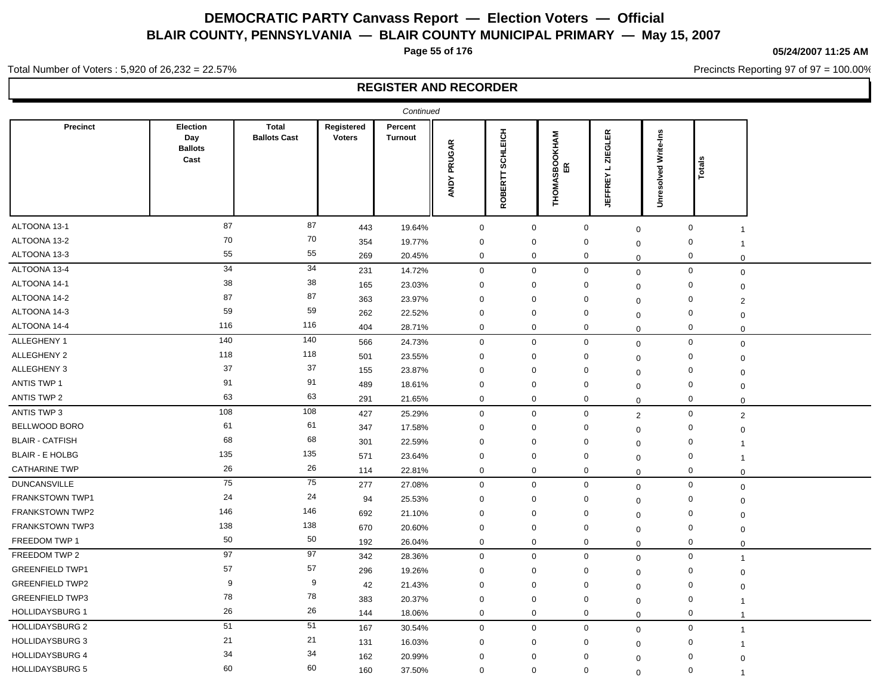# DEMOCRATIC PARTY Canvass Report — Election Voters — Official
## BLAIR COUNTY, PENNSYLVANIA — BLAIR COUNTY MUNICIPAL PRIMARY — May 15, 2007

05/24/2007 11:25 AM

Total Number of Voters : 5,920 of 26,232 = 22.57%

Precincts Reporting 97 of 97 = 100.00%

### REGISTER AND RECORDER

*Continued*

| Precinct | Election Day Ballots Cast | Total Ballots Cast | Registered Voters | Percent Turnout | ANDY PRUGAR | ROBERTT SCHLEICH | THOMASBOOKHAM ER | JEFFREY L ZIEGLER | Unresolved Write-Ins | Totals |
|---|---|---|---|---|---|---|---|---|---|---|
| ALTOONA 13-1 | 87 | 87 | 443 | 19.64% | 0 | 0 | 0 | 0 | 0 | 1 |
| ALTOONA 13-2 | 70 | 70 | 354 | 19.77% | 0 | 0 | 0 | 0 | 0 | 1 |
| ALTOONA 13-3 | 55 | 55 | 269 | 20.45% | 0 | 0 | 0 | 0 | 0 | 0 |
| ALTOONA 13-4 | 34 | 34 | 231 | 14.72% | 0 | 0 | 0 | 0 | 0 | 0 |
| ALTOONA 14-1 | 38 | 38 | 165 | 23.03% | 0 | 0 | 0 | 0 | 0 | 0 |
| ALTOONA 14-2 | 87 | 87 | 363 | 23.97% | 0 | 0 | 0 | 0 | 0 | 2 |
| ALTOONA 14-3 | 59 | 59 | 262 | 22.52% | 0 | 0 | 0 | 0 | 0 | 0 |
| ALTOONA 14-4 | 116 | 116 | 404 | 28.71% | 0 | 0 | 0 | 0 | 0 | 0 |
| ALLEGHENY 1 | 140 | 140 | 566 | 24.73% | 0 | 0 | 0 | 0 | 0 | 0 |
| ALLEGHENY 2 | 118 | 118 | 501 | 23.55% | 0 | 0 | 0 | 0 | 0 | 0 |
| ALLEGHENY 3 | 37 | 37 | 155 | 23.87% | 0 | 0 | 0 | 0 | 0 | 0 |
| ANTIS TWP 1 | 91 | 91 | 489 | 18.61% | 0 | 0 | 0 | 0 | 0 | 0 |
| ANTIS TWP 2 | 63 | 63 | 291 | 21.65% | 0 | 0 | 0 | 0 | 0 | 0 |
| ANTIS TWP 3 | 108 | 108 | 427 | 25.29% | 0 | 0 | 0 | 2 | 0 | 2 |
| BELLWOOD BORO | 61 | 61 | 347 | 17.58% | 0 | 0 | 0 | 0 | 0 | 0 |
| BLAIR - CATFISH | 68 | 68 | 301 | 22.59% | 0 | 0 | 0 | 0 | 0 | 1 |
| BLAIR - E HOLBG | 135 | 135 | 571 | 23.64% | 0 | 0 | 0 | 0 | 0 | 1 |
| CATHARINE TWP | 26 | 26 | 114 | 22.81% | 0 | 0 | 0 | 0 | 0 | 0 |
| DUNCANSVILLE | 75 | 75 | 277 | 27.08% | 0 | 0 | 0 | 0 | 0 | 0 |
| FRANKSTOWN TWP1 | 24 | 24 | 94 | 25.53% | 0 | 0 | 0 | 0 | 0 | 0 |
| FRANKSTOWN TWP2 | 146 | 146 | 692 | 21.10% | 0 | 0 | 0 | 0 | 0 | 0 |
| FRANKSTOWN TWP3 | 138 | 138 | 670 | 20.60% | 0 | 0 | 0 | 0 | 0 | 0 |
| FREEDOM TWP 1 | 50 | 50 | 192 | 26.04% | 0 | 0 | 0 | 0 | 0 | 0 |
| FREEDOM TWP 2 | 97 | 97 | 342 | 28.36% | 0 | 0 | 0 | 0 | 0 | 1 |
| GREENFIELD TWP1 | 57 | 57 | 296 | 19.26% | 0 | 0 | 0 | 0 | 0 | 0 |
| GREENFIELD TWP2 | 9 | 9 | 42 | 21.43% | 0 | 0 | 0 | 0 | 0 | 0 |
| GREENFIELD TWP3 | 78 | 78 | 383 | 20.37% | 0 | 0 | 0 | 0 | 0 | 1 |
| HOLLIDAYSBURG 1 | 26 | 26 | 144 | 18.06% | 0 | 0 | 0 | 0 | 0 | 1 |
| HOLLIDAYSBURG 2 | 51 | 51 | 167 | 30.54% | 0 | 0 | 0 | 0 | 0 | 1 |
| HOLLIDAYSBURG 3 | 21 | 21 | 131 | 16.03% | 0 | 0 | 0 | 0 | 0 | 1 |
| HOLLIDAYSBURG 4 | 34 | 34 | 162 | 20.99% | 0 | 0 | 0 | 0 | 0 | 0 |
| HOLLIDAYSBURG 5 | 60 | 60 | 160 | 37.50% | 0 | 0 | 0 | 0 | 0 | 1 |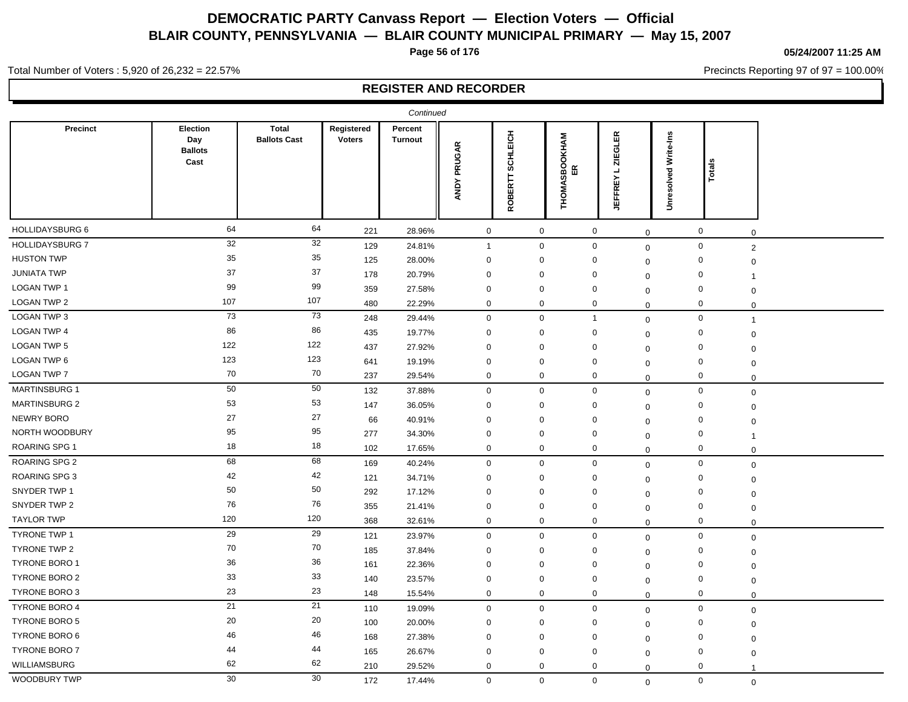# DEMOCRATIC PARTY Canvass Report — Election Voters — Official

## BLAIR COUNTY, PENNSYLVANIA — BLAIR COUNTY MUNICIPAL PRIMARY — May 15, 2007

05/24/2007 11:25 AM

Total Number of Voters : 5,920 of 26,232 = 22.57%

Precincts Reporting 97 of 97 = 100.00%

### REGISTER AND RECORDER

*Continued*

| Precinct | Election Day Ballots Cast | Total Ballots Cast | Registered Voters | Percent Turnout | ANDY PRUGAR | ROBERTT SCHLEICH | THOMASBOOKHAMER | JEFFREY L ZIEGLER | Unresolved Write-Ins | Totals |
|---|---|---|---|---|---|---|---|---|---|---|
| HOLLIDAYSBURG 6 | 64 | 64 | 221 | 28.96% | 0 | 0 | 0 | 0 | 0 | 0 |
| HOLLIDAYSBURG 7 | 32 | 32 | 129 | 24.81% | 1 | 0 | 0 | 0 | 0 | 2 |
| HUSTON TWP | 35 | 35 | 125 | 28.00% | 0 | 0 | 0 | 0 | 0 | 0 |
| JUNIATA TWP | 37 | 37 | 178 | 20.79% | 0 | 0 | 0 | 0 | 0 | 1 |
| LOGAN TWP 1 | 99 | 99 | 359 | 27.58% | 0 | 0 | 0 | 0 | 0 | 0 |
| LOGAN TWP 2 | 107 | 107 | 480 | 22.29% | 0 | 0 | 0 | 0 | 0 | 0 |
| LOGAN TWP 3 | 73 | 73 | 248 | 29.44% | 0 | 0 | 1 | 0 | 0 | 1 |
| LOGAN TWP 4 | 86 | 86 | 435 | 19.77% | 0 | 0 | 0 | 0 | 0 | 0 |
| LOGAN TWP 5 | 122 | 122 | 437 | 27.92% | 0 | 0 | 0 | 0 | 0 | 0 |
| LOGAN TWP 6 | 123 | 123 | 641 | 19.19% | 0 | 0 | 0 | 0 | 0 | 0 |
| LOGAN TWP 7 | 70 | 70 | 237 | 29.54% | 0 | 0 | 0 | 0 | 0 | 0 |
| MARTINSBURG 1 | 50 | 50 | 132 | 37.88% | 0 | 0 | 0 | 0 | 0 | 0 |
| MARTINSBURG 2 | 53 | 53 | 147 | 36.05% | 0 | 0 | 0 | 0 | 0 | 0 |
| NEWRY BORO | 27 | 27 | 66 | 40.91% | 0 | 0 | 0 | 0 | 0 | 0 |
| NORTH WOODBURY | 95 | 95 | 277 | 34.30% | 0 | 0 | 0 | 0 | 0 | 1 |
| ROARING SPG 1 | 18 | 18 | 102 | 17.65% | 0 | 0 | 0 | 0 | 0 | 0 |
| ROARING SPG 2 | 68 | 68 | 169 | 40.24% | 0 | 0 | 0 | 0 | 0 | 0 |
| ROARING SPG 3 | 42 | 42 | 121 | 34.71% | 0 | 0 | 0 | 0 | 0 | 0 |
| SNYDER TWP 1 | 50 | 50 | 292 | 17.12% | 0 | 0 | 0 | 0 | 0 | 0 |
| SNYDER TWP 2 | 76 | 76 | 355 | 21.41% | 0 | 0 | 0 | 0 | 0 | 0 |
| TAYLOR TWP | 120 | 120 | 368 | 32.61% | 0 | 0 | 0 | 0 | 0 | 0 |
| TYRONE TWP 1 | 29 | 29 | 121 | 23.97% | 0 | 0 | 0 | 0 | 0 | 0 |
| TYRONE TWP 2 | 70 | 70 | 185 | 37.84% | 0 | 0 | 0 | 0 | 0 | 0 |
| TYRONE BORO 1 | 36 | 36 | 161 | 22.36% | 0 | 0 | 0 | 0 | 0 | 0 |
| TYRONE BORO 2 | 33 | 33 | 140 | 23.57% | 0 | 0 | 0 | 0 | 0 | 0 |
| TYRONE BORO 3 | 23 | 23 | 148 | 15.54% | 0 | 0 | 0 | 0 | 0 | 0 |
| TYRONE BORO 4 | 21 | 21 | 110 | 19.09% | 0 | 0 | 0 | 0 | 0 | 0 |
| TYRONE BORO 5 | 20 | 20 | 100 | 20.00% | 0 | 0 | 0 | 0 | 0 | 0 |
| TYRONE BORO 6 | 46 | 46 | 168 | 27.38% | 0 | 0 | 0 | 0 | 0 | 0 |
| TYRONE BORO 7 | 44 | 44 | 165 | 26.67% | 0 | 0 | 0 | 0 | 0 | 0 |
| WILLIAMSBURG | 62 | 62 | 210 | 29.52% | 0 | 0 | 0 | 0 | 0 | 1 |
| WOODBURY TWP | 30 | 30 | 172 | 17.44% | 0 | 0 | 0 | 0 | 0 | 0 |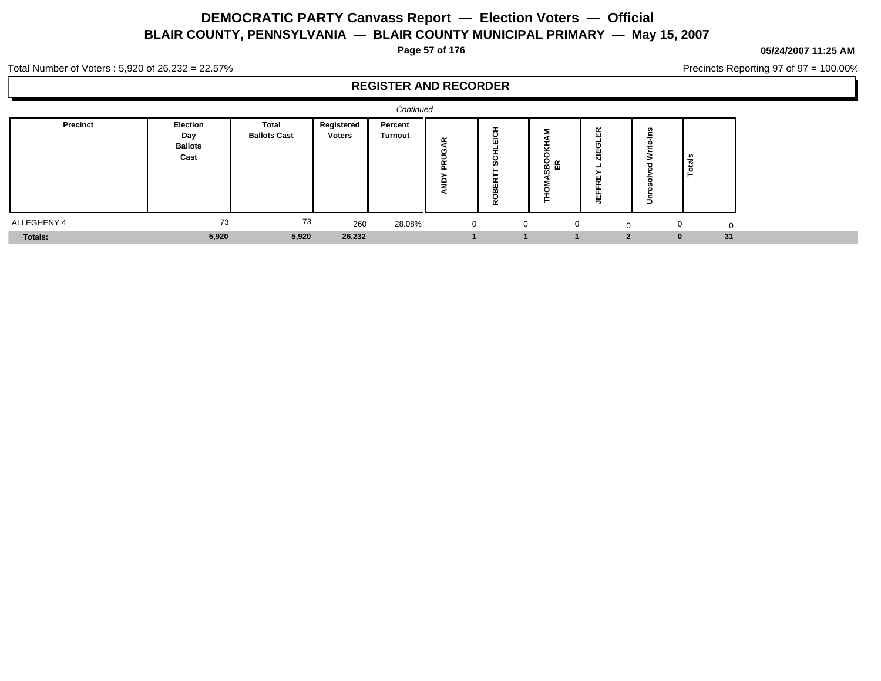# DEMOCRATIC PARTY Canvass Report — Election Voters — Official

## BLAIR COUNTY, PENNSYLVANIA — BLAIR COUNTY MUNICIPAL PRIMARY — May 15, 2007

05/24/2007 11:25 AM

Total Number of Voters : 5,920 of 26,232 = 22.57%

Precincts Reporting 97 of 97 = 100.00%

### REGISTER AND RECORDER

*Continued*

| Precinct | Election Day Ballots Cast | Total Ballots Cast | Registered Voters | Percent Turnout | ANDY PRUGAR | ROBERTT SCHLEICH | THOMASBOOKHAMER | JEFFREY L ZIEGLER | Unresolved Write-Ins | Totals |
|---|---|---|---|---|---|---|---|---|---|---|
| ALLEGHENY 4 | 73 | 73 | 260 | 28.08% | 0 | 0 | 0 | 0 | 0 | 0 |
| **Totals:** | **5,920** | **5,920** | **26,232** | | **1** | **1** | **1** | **2** | **0** | **31** |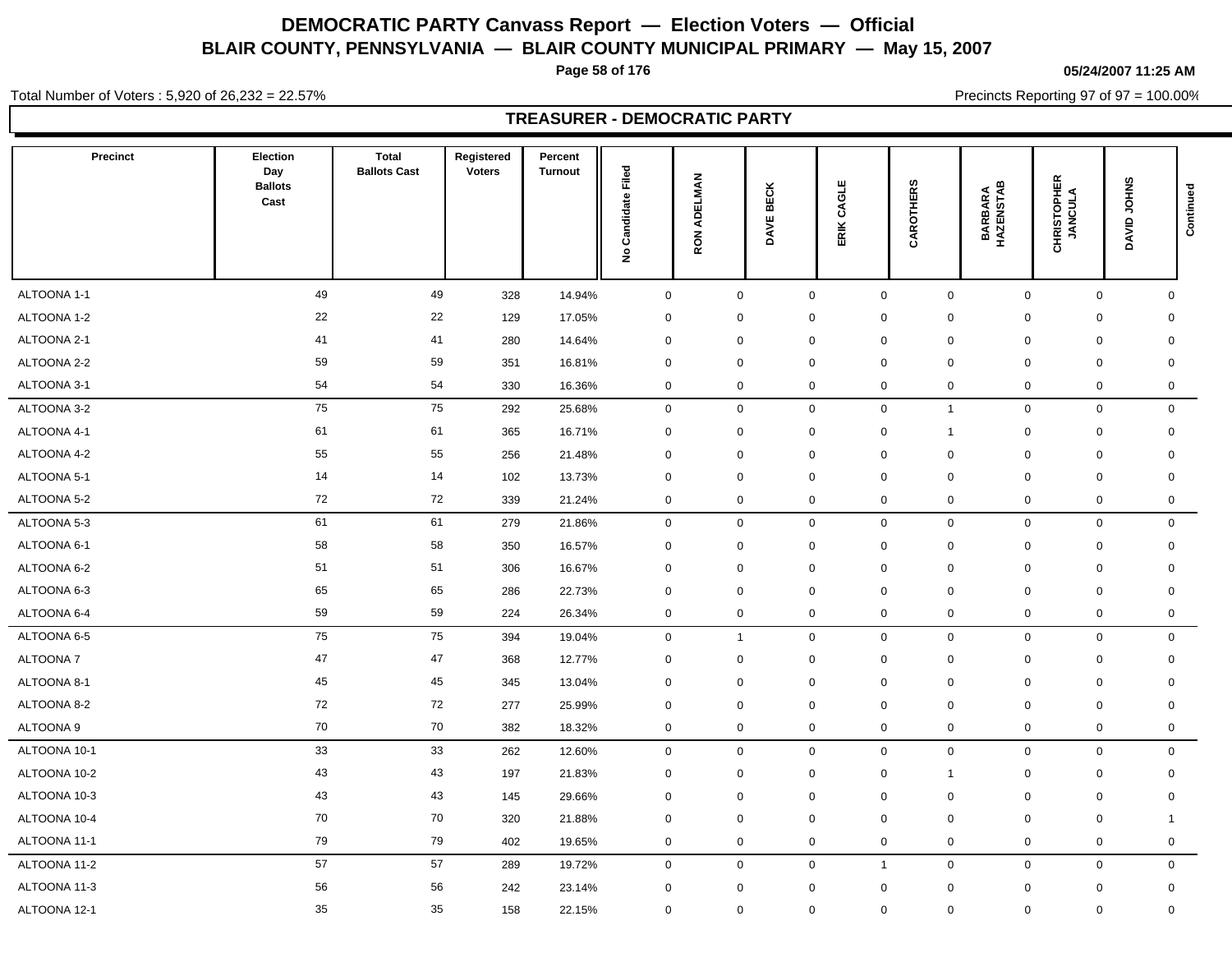# DEMOCRATIC PARTY Canvass Report — Election Voters — Official

## BLAIR COUNTY, PENNSYLVANIA — BLAIR COUNTY MUNICIPAL PRIMARY — May 15, 2007

05/24/2007 11:25 AM

Total Number of Voters : 5,920 of 26,232 = 22.57%

Precincts Reporting 97 of 97 = 100.00%

### TREASURER - DEMOCRATIC PARTY

| Precinct | Election Day Ballots Cast | Total Ballots Cast | Registered Voters | Percent Turnout | No Candidate Filed | RON ADELMAN | DAVE BECK | ERIK CAGLE | CAROTHERS | BARBARA HAZENSTAB | CHRISTOPHER JANCULA | DAVID JOHNS | Continued |
|---|---|---|---|---|---|---|---|---|---|---|---|---|---|
| ALTOONA 1-1 | 49 | 49 | 328 | 14.94% | 0 | 0 | 0 | 0 | 0 | 0 | 0 | 0 | |
| ALTOONA 1-2 | 22 | 22 | 129 | 17.05% | 0 | 0 | 0 | 0 | 0 | 0 | 0 | 0 | |
| ALTOONA 2-1 | 41 | 41 | 280 | 14.64% | 0 | 0 | 0 | 0 | 0 | 0 | 0 | 0 | |
| ALTOONA 2-2 | 59 | 59 | 351 | 16.81% | 0 | 0 | 0 | 0 | 0 | 0 | 0 | 0 | |
| ALTOONA 3-1 | 54 | 54 | 330 | 16.36% | 0 | 0 | 0 | 0 | 0 | 0 | 0 | 0 | |
| ALTOONA 3-2 | 75 | 75 | 292 | 25.68% | 0 | 0 | 0 | 0 | 1 | 0 | 0 | 0 | |
| ALTOONA 4-1 | 61 | 61 | 365 | 16.71% | 0 | 0 | 0 | 0 | 1 | 0 | 0 | 0 | |
| ALTOONA 4-2 | 55 | 55 | 256 | 21.48% | 0 | 0 | 0 | 0 | 0 | 0 | 0 | 0 | |
| ALTOONA 5-1 | 14 | 14 | 102 | 13.73% | 0 | 0 | 0 | 0 | 0 | 0 | 0 | 0 | |
| ALTOONA 5-2 | 72 | 72 | 339 | 21.24% | 0 | 0 | 0 | 0 | 0 | 0 | 0 | 0 | |
| ALTOONA 5-3 | 61 | 61 | 279 | 21.86% | 0 | 0 | 0 | 0 | 0 | 0 | 0 | 0 | |
| ALTOONA 6-1 | 58 | 58 | 350 | 16.57% | 0 | 0 | 0 | 0 | 0 | 0 | 0 | 0 | |
| ALTOONA 6-2 | 51 | 51 | 306 | 16.67% | 0 | 0 | 0 | 0 | 0 | 0 | 0 | 0 | |
| ALTOONA 6-3 | 65 | 65 | 286 | 22.73% | 0 | 0 | 0 | 0 | 0 | 0 | 0 | 0 | |
| ALTOONA 6-4 | 59 | 59 | 224 | 26.34% | 0 | 0 | 0 | 0 | 0 | 0 | 0 | 0 | |
| ALTOONA 6-5 | 75 | 75 | 394 | 19.04% | 0 | 1 | 0 | 0 | 0 | 0 | 0 | 0 | |
| ALTOONA 7 | 47 | 47 | 368 | 12.77% | 0 | 0 | 0 | 0 | 0 | 0 | 0 | 0 | |
| ALTOONA 8-1 | 45 | 45 | 345 | 13.04% | 0 | 0 | 0 | 0 | 0 | 0 | 0 | 0 | |
| ALTOONA 8-2 | 72 | 72 | 277 | 25.99% | 0 | 0 | 0 | 0 | 0 | 0 | 0 | 0 | |
| ALTOONA 9 | 70 | 70 | 382 | 18.32% | 0 | 0 | 0 | 0 | 0 | 0 | 0 | 0 | |
| ALTOONA 10-1 | 33 | 33 | 262 | 12.60% | 0 | 0 | 0 | 0 | 0 | 0 | 0 | 0 | |
| ALTOONA 10-2 | 43 | 43 | 197 | 21.83% | 0 | 0 | 0 | 0 | 1 | 0 | 0 | 0 | |
| ALTOONA 10-3 | 43 | 43 | 145 | 29.66% | 0 | 0 | 0 | 0 | 0 | 0 | 0 | 0 | |
| ALTOONA 10-4 | 70 | 70 | 320 | 21.88% | 0 | 0 | 0 | 0 | 0 | 0 | 0 | 1 | |
| ALTOONA 11-1 | 79 | 79 | 402 | 19.65% | 0 | 0 | 0 | 0 | 0 | 0 | 0 | 0 | |
| ALTOONA 11-2 | 57 | 57 | 289 | 19.72% | 0 | 0 | 0 | 1 | 0 | 0 | 0 | 0 | |
| ALTOONA 11-3 | 56 | 56 | 242 | 23.14% | 0 | 0 | 0 | 0 | 0 | 0 | 0 | 0 | |
| ALTOONA 12-1 | 35 | 35 | 158 | 22.15% | 0 | 0 | 0 | 0 | 0 | 0 | 0 | 0 | |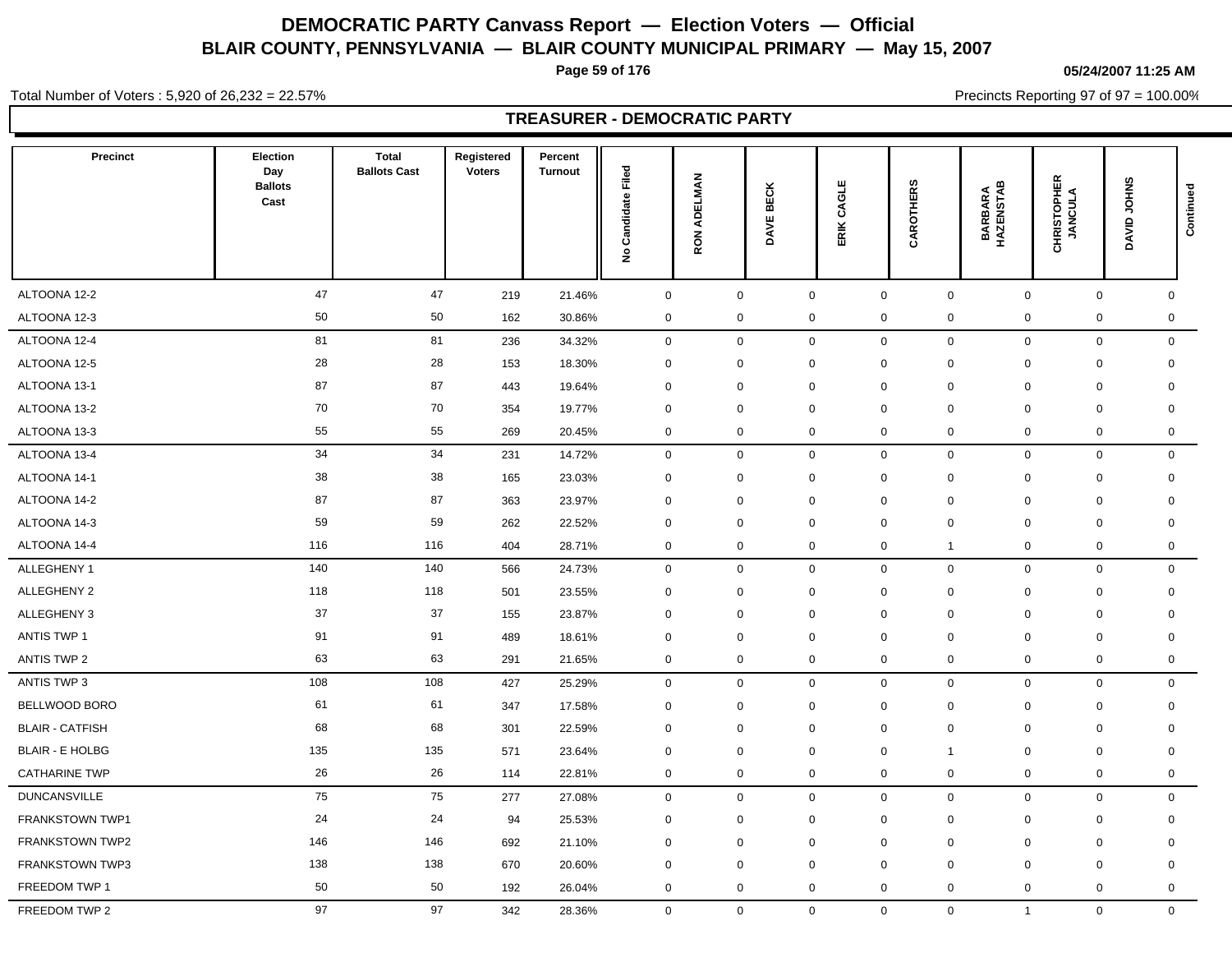# DEMOCRATIC PARTY Canvass Report — Election Voters — Official

## BLAIR COUNTY, PENNSYLVANIA — BLAIR COUNTY MUNICIPAL PRIMARY — May 15, 2007

05/24/2007 11:25 AM

Total Number of Voters : 5,920 of 26,232 = 22.57%

Precincts Reporting 97 of 97 = 100.00%

### TREASURER - DEMOCRATIC PARTY

| Precinct | Election Day Ballots Cast | Total Ballots Cast | Registered Voters | Percent Turnout | No Candidate Filed | RON ADELMAN | DAVE BECK | ERIK CAGLE | CAROTHERS | BARBARA HAZENSTAB | CHRISTOPHER JANCULA | DAVID JOHNS | Continued |
|---|---|---|---|---|---|---|---|---|---|---|---|---|---|
| ALTOONA 12-2 | 47 | 47 | 219 | 21.46% | 0 | 0 | 0 | 0 | 0 | 0 | 0 | 0 | |
| ALTOONA 12-3 | 50 | 50 | 162 | 30.86% | 0 | 0 | 0 | 0 | 0 | 0 | 0 | 0 | |
| ALTOONA 12-4 | 81 | 81 | 236 | 34.32% | 0 | 0 | 0 | 0 | 0 | 0 | 0 | 0 | |
| ALTOONA 12-5 | 28 | 28 | 153 | 18.30% | 0 | 0 | 0 | 0 | 0 | 0 | 0 | 0 | |
| ALTOONA 13-1 | 87 | 87 | 443 | 19.64% | 0 | 0 | 0 | 0 | 0 | 0 | 0 | 0 | |
| ALTOONA 13-2 | 70 | 70 | 354 | 19.77% | 0 | 0 | 0 | 0 | 0 | 0 | 0 | 0 | |
| ALTOONA 13-3 | 55 | 55 | 269 | 20.45% | 0 | 0 | 0 | 0 | 0 | 0 | 0 | 0 | |
| ALTOONA 13-4 | 34 | 34 | 231 | 14.72% | 0 | 0 | 0 | 0 | 0 | 0 | 0 | 0 | |
| ALTOONA 14-1 | 38 | 38 | 165 | 23.03% | 0 | 0 | 0 | 0 | 0 | 0 | 0 | 0 | |
| ALTOONA 14-2 | 87 | 87 | 363 | 23.97% | 0 | 0 | 0 | 0 | 0 | 0 | 0 | 0 | |
| ALTOONA 14-3 | 59 | 59 | 262 | 22.52% | 0 | 0 | 0 | 0 | 0 | 0 | 0 | 0 | |
| ALTOONA 14-4 | 116 | 116 | 404 | 28.71% | 0 | 0 | 0 | 0 | 1 | 0 | 0 | 0 | |
| ALLEGHENY 1 | 140 | 140 | 566 | 24.73% | 0 | 0 | 0 | 0 | 0 | 0 | 0 | 0 | |
| ALLEGHENY 2 | 118 | 118 | 501 | 23.55% | 0 | 0 | 0 | 0 | 0 | 0 | 0 | 0 | |
| ALLEGHENY 3 | 37 | 37 | 155 | 23.87% | 0 | 0 | 0 | 0 | 0 | 0 | 0 | 0 | |
| ANTIS TWP 1 | 91 | 91 | 489 | 18.61% | 0 | 0 | 0 | 0 | 0 | 0 | 0 | 0 | |
| ANTIS TWP 2 | 63 | 63 | 291 | 21.65% | 0 | 0 | 0 | 0 | 0 | 0 | 0 | 0 | |
| ANTIS TWP 3 | 108 | 108 | 427 | 25.29% | 0 | 0 | 0 | 0 | 0 | 0 | 0 | 0 | |
| BELLWOOD BORO | 61 | 61 | 347 | 17.58% | 0 | 0 | 0 | 0 | 0 | 0 | 0 | 0 | |
| BLAIR - CATFISH | 68 | 68 | 301 | 22.59% | 0 | 0 | 0 | 0 | 0 | 0 | 0 | 0 | |
| BLAIR - E HOLBG | 135 | 135 | 571 | 23.64% | 0 | 0 | 0 | 0 | 1 | 0 | 0 | 0 | |
| CATHARINE TWP | 26 | 26 | 114 | 22.81% | 0 | 0 | 0 | 0 | 0 | 0 | 0 | 0 | |
| DUNCANSVILLE | 75 | 75 | 277 | 27.08% | 0 | 0 | 0 | 0 | 0 | 0 | 0 | 0 | |
| FRANKSTOWN TWP1 | 24 | 24 | 94 | 25.53% | 0 | 0 | 0 | 0 | 0 | 0 | 0 | 0 | |
| FRANKSTOWN TWP2 | 146 | 146 | 692 | 21.10% | 0 | 0 | 0 | 0 | 0 | 0 | 0 | 0 | |
| FRANKSTOWN TWP3 | 138 | 138 | 670 | 20.60% | 0 | 0 | 0 | 0 | 0 | 0 | 0 | 0 | |
| FREEDOM TWP 1 | 50 | 50 | 192 | 26.04% | 0 | 0 | 0 | 0 | 0 | 0 | 0 | 0 | |
| FREEDOM TWP 2 | 97 | 97 | 342 | 28.36% | 0 | 0 | 0 | 0 | 0 | 1 | 0 | 0 | |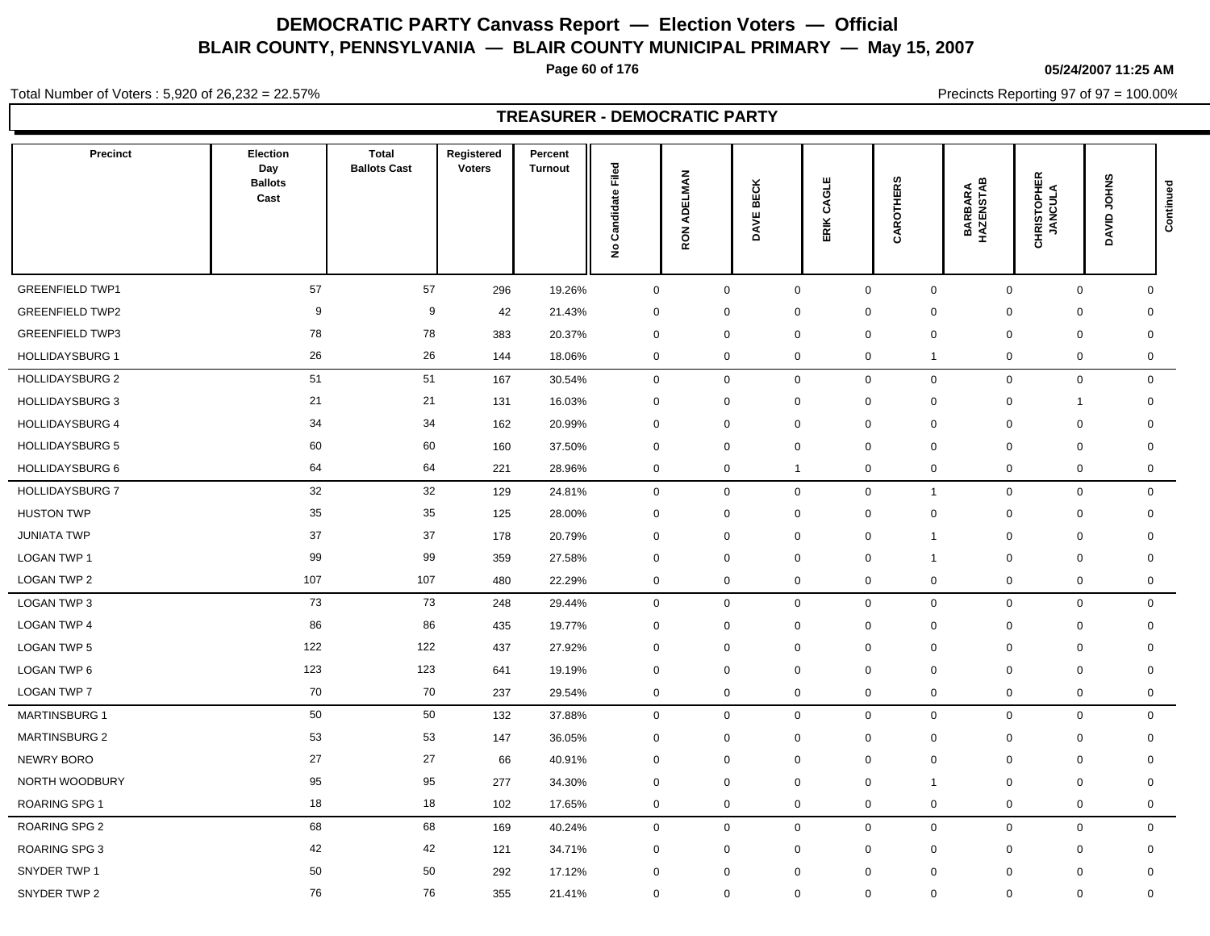# DEMOCRATIC PARTY Canvass Report — Election Voters — Official

## BLAIR COUNTY, PENNSYLVANIA — BLAIR COUNTY MUNICIPAL PRIMARY — May 15, 2007

05/24/2007 11:25 AM

Total Number of Voters : 5,920 of 26,232 = 22.57%

Precincts Reporting 97 of 97 = 100.00%

### TREASURER - DEMOCRATIC PARTY

| Precinct | Election Day Ballots Cast | Total Ballots Cast | Registered Voters | Percent Turnout | No Candidate Filed | RON ADELMAN | DAVE BECK | ERIK CAGLE | CAROTHERS | BARBARA HAZENSTAB | CHRISTOPHER JANCULA | DAVID JOHNS | Continued |
|---|---|---|---|---|---|---|---|---|---|---|---|---|---|
| GREENFIELD TWP1 | 57 | 57 | 296 | 19.26% | 0 | 0 | 0 | 0 | 0 | 0 | 0 | 0 | |
| GREENFIELD TWP2 | 9 | 9 | 42 | 21.43% | 0 | 0 | 0 | 0 | 0 | 0 | 0 | 0 | |
| GREENFIELD TWP3 | 78 | 78 | 383 | 20.37% | 0 | 0 | 0 | 0 | 0 | 0 | 0 | 0 | |
| HOLLIDAYSBURG 1 | 26 | 26 | 144 | 18.06% | 0 | 0 | 0 | 0 | 1 | 0 | 0 | 0 | |
| HOLLIDAYSBURG 2 | 51 | 51 | 167 | 30.54% | 0 | 0 | 0 | 0 | 0 | 0 | 0 | 0 | |
| HOLLIDAYSBURG 3 | 21 | 21 | 131 | 16.03% | 0 | 0 | 0 | 0 | 0 | 0 | 1 | 0 | |
| HOLLIDAYSBURG 4 | 34 | 34 | 162 | 20.99% | 0 | 0 | 0 | 0 | 0 | 0 | 0 | 0 | |
| HOLLIDAYSBURG 5 | 60 | 60 | 160 | 37.50% | 0 | 0 | 0 | 0 | 0 | 0 | 0 | 0 | |
| HOLLIDAYSBURG 6 | 64 | 64 | 221 | 28.96% | 0 | 0 | 1 | 0 | 0 | 0 | 0 | 0 | |
| HOLLIDAYSBURG 7 | 32 | 32 | 129 | 24.81% | 0 | 0 | 0 | 0 | 1 | 0 | 0 | 0 | |
| HUSTON TWP | 35 | 35 | 125 | 28.00% | 0 | 0 | 0 | 0 | 0 | 0 | 0 | 0 | |
| JUNIATA TWP | 37 | 37 | 178 | 20.79% | 0 | 0 | 0 | 0 | 1 | 0 | 0 | 0 | |
| LOGAN TWP 1 | 99 | 99 | 359 | 27.58% | 0 | 0 | 0 | 0 | 1 | 0 | 0 | 0 | |
| LOGAN TWP 2 | 107 | 107 | 480 | 22.29% | 0 | 0 | 0 | 0 | 0 | 0 | 0 | 0 | |
| LOGAN TWP 3 | 73 | 73 | 248 | 29.44% | 0 | 0 | 0 | 0 | 0 | 0 | 0 | 0 | |
| LOGAN TWP 4 | 86 | 86 | 435 | 19.77% | 0 | 0 | 0 | 0 | 0 | 0 | 0 | 0 | |
| LOGAN TWP 5 | 122 | 122 | 437 | 27.92% | 0 | 0 | 0 | 0 | 0 | 0 | 0 | 0 | |
| LOGAN TWP 6 | 123 | 123 | 641 | 19.19% | 0 | 0 | 0 | 0 | 0 | 0 | 0 | 0 | |
| LOGAN TWP 7 | 70 | 70 | 237 | 29.54% | 0 | 0 | 0 | 0 | 0 | 0 | 0 | 0 | |
| MARTINSBURG 1 | 50 | 50 | 132 | 37.88% | 0 | 0 | 0 | 0 | 0 | 0 | 0 | 0 | |
| MARTINSBURG 2 | 53 | 53 | 147 | 36.05% | 0 | 0 | 0 | 0 | 0 | 0 | 0 | 0 | |
| NEWRY BORO | 27 | 27 | 66 | 40.91% | 0 | 0 | 0 | 0 | 0 | 0 | 0 | 0 | |
| NORTH WOODBURY | 95 | 95 | 277 | 34.30% | 0 | 0 | 0 | 0 | 1 | 0 | 0 | 0 | |
| ROARING SPG 1 | 18 | 18 | 102 | 17.65% | 0 | 0 | 0 | 0 | 0 | 0 | 0 | 0 | |
| ROARING SPG 2 | 68 | 68 | 169 | 40.24% | 0 | 0 | 0 | 0 | 0 | 0 | 0 | 0 | |
| ROARING SPG 3 | 42 | 42 | 121 | 34.71% | 0 | 0 | 0 | 0 | 0 | 0 | 0 | 0 | |
| SNYDER TWP 1 | 50 | 50 | 292 | 17.12% | 0 | 0 | 0 | 0 | 0 | 0 | 0 | 0 | |
| SNYDER TWP 2 | 76 | 76 | 355 | 21.41% | 0 | 0 | 0 | 0 | 0 | 0 | 0 | 0 | |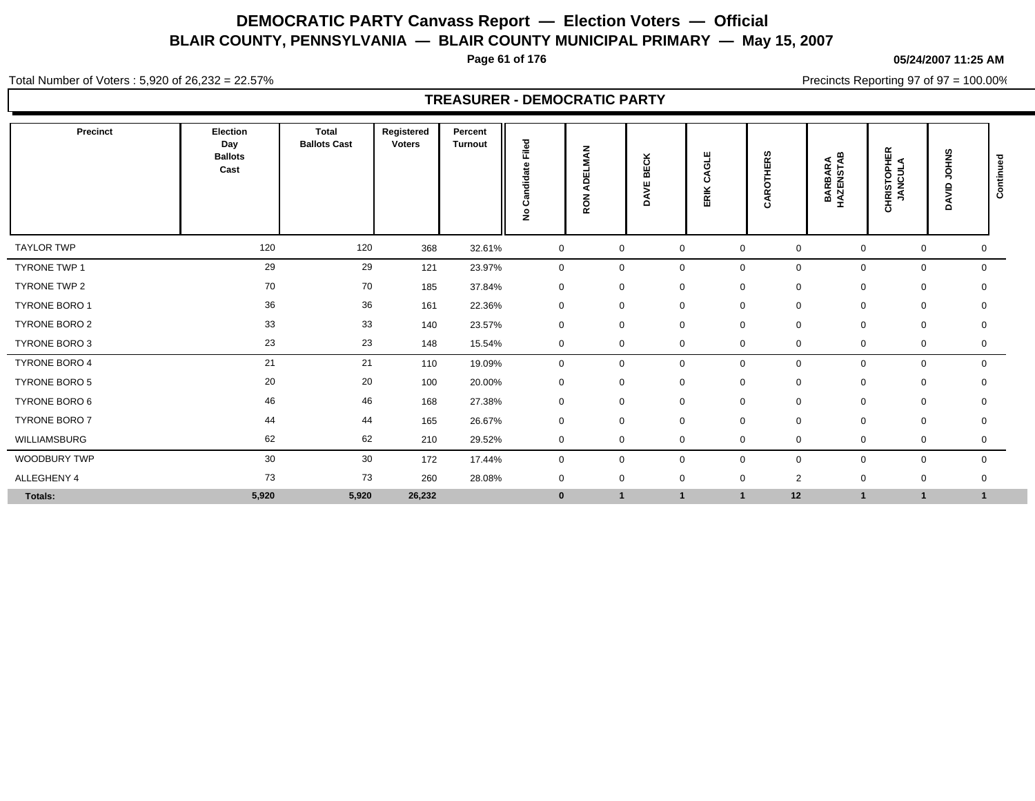# DEMOCRATIC PARTY Canvass Report — Election Voters — Official

## BLAIR COUNTY, PENNSYLVANIA — BLAIR COUNTY MUNICIPAL PRIMARY — May 15, 2007

05/24/2007 11:25 AM

Total Number of Voters : 5,920 of 26,232 = 22.57%

Precincts Reporting 97 of 97 = 100.00%

### TREASURER - DEMOCRATIC PARTY

| Precinct | Election Day Ballots Cast | Total Ballots Cast | Registered Voters | Percent Turnout | No Candidate Filed | RON ADELMAN | DAVE BECK | ERIK CAGLE | CAROTHERS | BARBARA HAZENSTAB | CHRISTOPHER JANCULA | DAVID JOHNS | Continued |
|---|---|---|---|---|---|---|---|---|---|---|---|---|---|
| TAYLOR TWP | 120 | 120 | 368 | 32.61% | 0 | 0 | 0 | 0 | 0 | 0 | 0 | 0 | |
| TYRONE TWP 1 | 29 | 29 | 121 | 23.97% | 0 | 0 | 0 | 0 | 0 | 0 | 0 | 0 | |
| TYRONE TWP 2 | 70 | 70 | 185 | 37.84% | 0 | 0 | 0 | 0 | 0 | 0 | 0 | 0 | |
| TYRONE BORO 1 | 36 | 36 | 161 | 22.36% | 0 | 0 | 0 | 0 | 0 | 0 | 0 | 0 | |
| TYRONE BORO 2 | 33 | 33 | 140 | 23.57% | 0 | 0 | 0 | 0 | 0 | 0 | 0 | 0 | |
| TYRONE BORO 3 | 23 | 23 | 148 | 15.54% | 0 | 0 | 0 | 0 | 0 | 0 | 0 | 0 | |
| TYRONE BORO 4 | 21 | 21 | 110 | 19.09% | 0 | 0 | 0 | 0 | 0 | 0 | 0 | 0 | |
| TYRONE BORO 5 | 20 | 20 | 100 | 20.00% | 0 | 0 | 0 | 0 | 0 | 0 | 0 | 0 | |
| TYRONE BORO 6 | 46 | 46 | 168 | 27.38% | 0 | 0 | 0 | 0 | 0 | 0 | 0 | 0 | |
| TYRONE BORO 7 | 44 | 44 | 165 | 26.67% | 0 | 0 | 0 | 0 | 0 | 0 | 0 | 0 | |
| WILLIAMSBURG | 62 | 62 | 210 | 29.52% | 0 | 0 | 0 | 0 | 0 | 0 | 0 | 0 | |
| WOODBURY TWP | 30 | 30 | 172 | 17.44% | 0 | 0 | 0 | 0 | 0 | 0 | 0 | 0 | |
| ALLEGHENY 4 | 73 | 73 | 260 | 28.08% | 0 | 0 | 0 | 0 | 2 | 0 | 0 | 0 | |
| **Totals:** | **5,920** | **5,920** | **26,232** | | **0** | **1** | **1** | **1** | **12** | **1** | **1** | **1** | |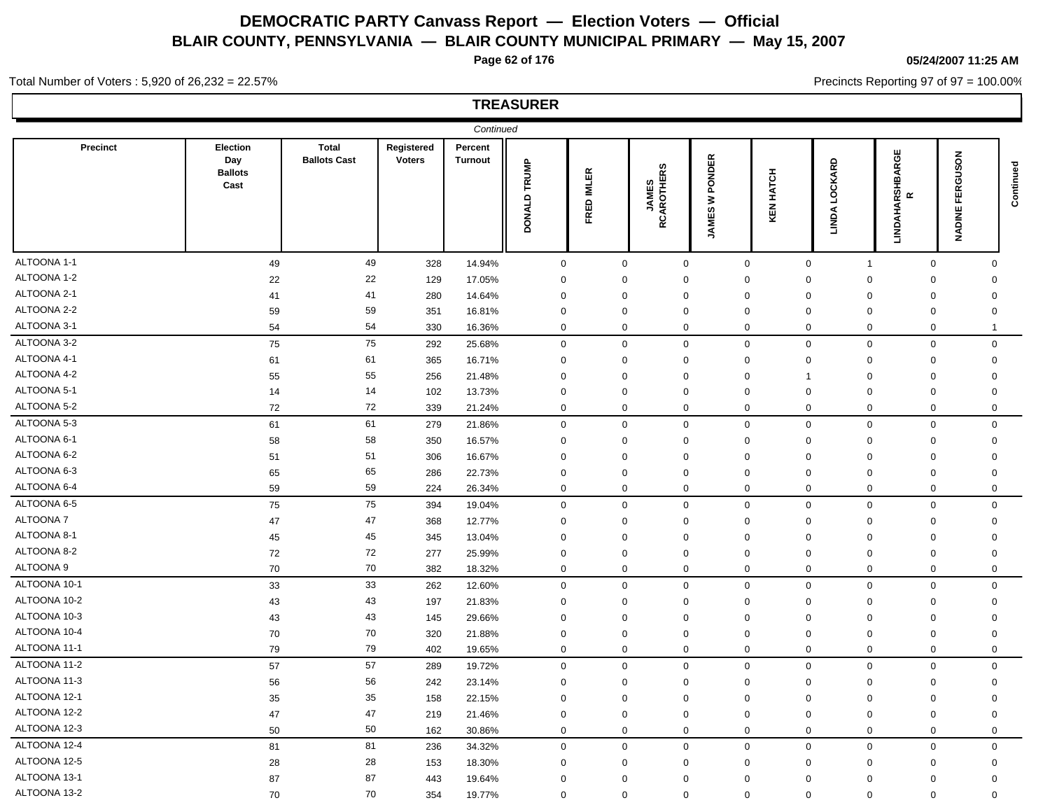# DEMOCRATIC PARTY Canvass Report — Election Voters — Official

## BLAIR COUNTY, PENNSYLVANIA — BLAIR COUNTY MUNICIPAL PRIMARY — May 15, 2007

05/24/2007 11:25 AM

Total Number of Voters : 5,920 of 26,232 = 22.57%

Precincts Reporting 97 of 97 = 100.00%

### TREASURER

*Continued*

| Precinct | Election Day Ballots Cast | Total Ballots Cast | Registered Voters | Percent Turnout | DONALD TRUMP | FRED IMLER | JAMES RCAROTHERS | JAMES W PONDER | KEN HATCH | LINDA LOCKARD | LINDAHARSHBARGE R | NADINE FERGUSON | Continued |
|---|---|---|---|---|---|---|---|---|---|---|---|---|---|
| ALTOONA 1-1 | 49 | 49 | 328 | 14.94% | 0 | 0 | 0 | 0 | 0 | 1 | 0 | 0 | |
| ALTOONA 1-2 | 22 | 22 | 129 | 17.05% | 0 | 0 | 0 | 0 | 0 | 0 | 0 | 0 | |
| ALTOONA 2-1 | 41 | 41 | 280 | 14.64% | 0 | 0 | 0 | 0 | 0 | 0 | 0 | 0 | |
| ALTOONA 2-2 | 59 | 59 | 351 | 16.81% | 0 | 0 | 0 | 0 | 0 | 0 | 0 | 0 | |
| ALTOONA 3-1 | 54 | 54 | 330 | 16.36% | 0 | 0 | 0 | 0 | 0 | 0 | 0 | 1 | |
| ALTOONA 3-2 | 75 | 75 | 292 | 25.68% | 0 | 0 | 0 | 0 | 0 | 0 | 0 | 0 | |
| ALTOONA 4-1 | 61 | 61 | 365 | 16.71% | 0 | 0 | 0 | 0 | 0 | 0 | 0 | 0 | |
| ALTOONA 4-2 | 55 | 55 | 256 | 21.48% | 0 | 0 | 0 | 0 | 1 | 0 | 0 | 0 | |
| ALTOONA 5-1 | 14 | 14 | 102 | 13.73% | 0 | 0 | 0 | 0 | 0 | 0 | 0 | 0 | |
| ALTOONA 5-2 | 72 | 72 | 339 | 21.24% | 0 | 0 | 0 | 0 | 0 | 0 | 0 | 0 | |
| ALTOONA 5-3 | 61 | 61 | 279 | 21.86% | 0 | 0 | 0 | 0 | 0 | 0 | 0 | 0 | |
| ALTOONA 6-1 | 58 | 58 | 350 | 16.57% | 0 | 0 | 0 | 0 | 0 | 0 | 0 | 0 | |
| ALTOONA 6-2 | 51 | 51 | 306 | 16.67% | 0 | 0 | 0 | 0 | 0 | 0 | 0 | 0 | |
| ALTOONA 6-3 | 65 | 65 | 286 | 22.73% | 0 | 0 | 0 | 0 | 0 | 0 | 0 | 0 | |
| ALTOONA 6-4 | 59 | 59 | 224 | 26.34% | 0 | 0 | 0 | 0 | 0 | 0 | 0 | 0 | |
| ALTOONA 6-5 | 75 | 75 | 394 | 19.04% | 0 | 0 | 0 | 0 | 0 | 0 | 0 | 0 | |
| ALTOONA 7 | 47 | 47 | 368 | 12.77% | 0 | 0 | 0 | 0 | 0 | 0 | 0 | 0 | |
| ALTOONA 8-1 | 45 | 45 | 345 | 13.04% | 0 | 0 | 0 | 0 | 0 | 0 | 0 | 0 | |
| ALTOONA 8-2 | 72 | 72 | 277 | 25.99% | 0 | 0 | 0 | 0 | 0 | 0 | 0 | 0 | |
| ALTOONA 9 | 70 | 70 | 382 | 18.32% | 0 | 0 | 0 | 0 | 0 | 0 | 0 | 0 | |
| ALTOONA 10-1 | 33 | 33 | 262 | 12.60% | 0 | 0 | 0 | 0 | 0 | 0 | 0 | 0 | |
| ALTOONA 10-2 | 43 | 43 | 197 | 21.83% | 0 | 0 | 0 | 0 | 0 | 0 | 0 | 0 | |
| ALTOONA 10-3 | 43 | 43 | 145 | 29.66% | 0 | 0 | 0 | 0 | 0 | 0 | 0 | 0 | |
| ALTOONA 10-4 | 70 | 70 | 320 | 21.88% | 0 | 0 | 0 | 0 | 0 | 0 | 0 | 0 | |
| ALTOONA 11-1 | 79 | 79 | 402 | 19.65% | 0 | 0 | 0 | 0 | 0 | 0 | 0 | 0 | |
| ALTOONA 11-2 | 57 | 57 | 289 | 19.72% | 0 | 0 | 0 | 0 | 0 | 0 | 0 | 0 | |
| ALTOONA 11-3 | 56 | 56 | 242 | 23.14% | 0 | 0 | 0 | 0 | 0 | 0 | 0 | 0 | |
| ALTOONA 12-1 | 35 | 35 | 158 | 22.15% | 0 | 0 | 0 | 0 | 0 | 0 | 0 | 0 | |
| ALTOONA 12-2 | 47 | 47 | 219 | 21.46% | 0 | 0 | 0 | 0 | 0 | 0 | 0 | 0 | |
| ALTOONA 12-3 | 50 | 50 | 162 | 30.86% | 0 | 0 | 0 | 0 | 0 | 0 | 0 | 0 | |
| ALTOONA 12-4 | 81 | 81 | 236 | 34.32% | 0 | 0 | 0 | 0 | 0 | 0 | 0 | 0 | |
| ALTOONA 12-5 | 28 | 28 | 153 | 18.30% | 0 | 0 | 0 | 0 | 0 | 0 | 0 | 0 | |
| ALTOONA 13-1 | 87 | 87 | 443 | 19.64% | 0 | 0 | 0 | 0 | 0 | 0 | 0 | 0 | |
| ALTOONA 13-2 | 70 | 70 | 354 | 19.77% | 0 | 0 | 0 | 0 | 0 | 0 | 0 | 0 | |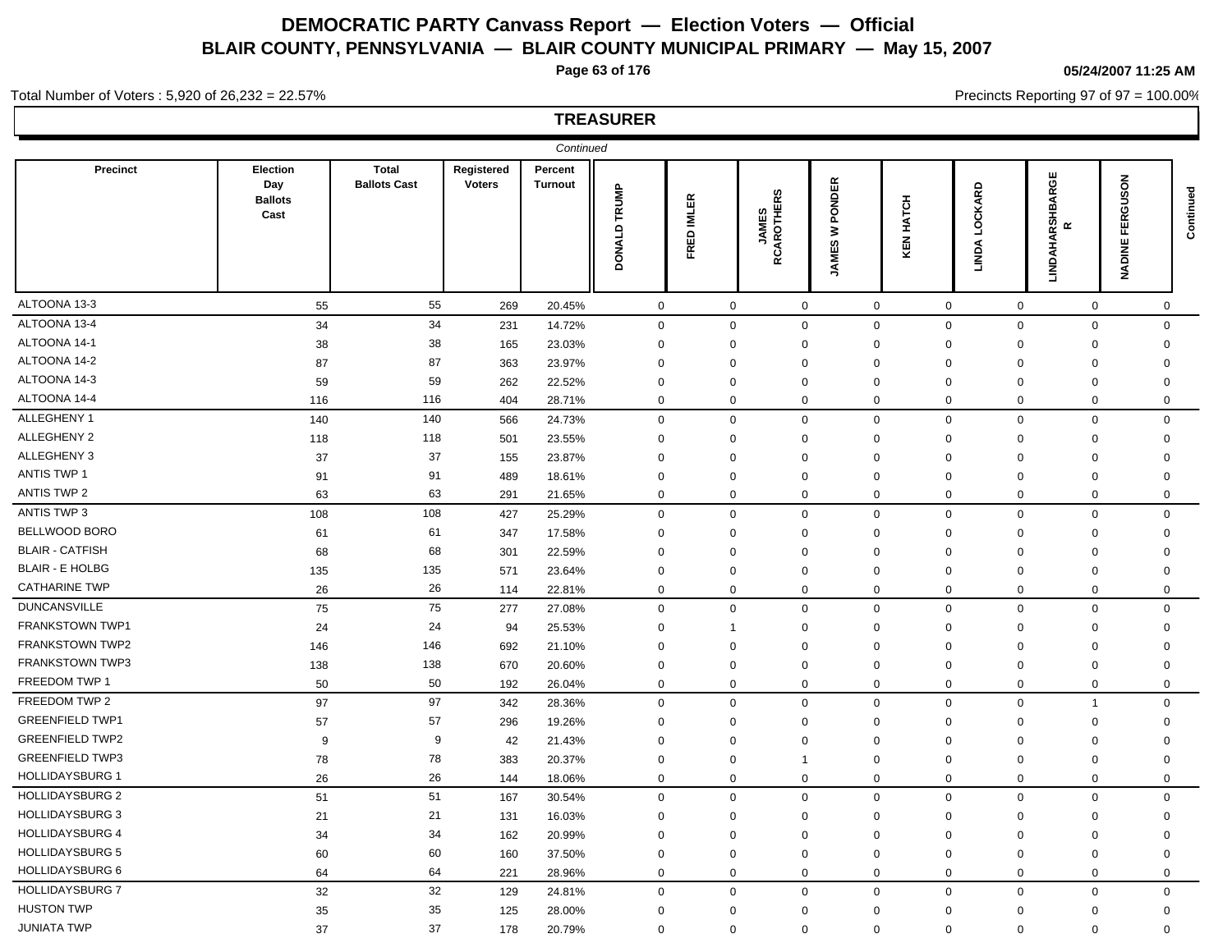# DEMOCRATIC PARTY Canvass Report — Election Voters — Official

## BLAIR COUNTY, PENNSYLVANIA — BLAIR COUNTY MUNICIPAL PRIMARY — May 15, 2007

05/24/2007 11:25 AM

Total Number of Voters : 5,920 of 26,232 = 22.57%

Precincts Reporting 97 of 97 = 100.00%

### TREASURER

*Continued*

| Precinct | Election Day Ballots Cast | Total Ballots Cast | Registered Voters | Percent Turnout | DONALD TRUMP | FRED IMLER | JAMES RCAROTHERS | JAMES W PONDER | KEN HATCH | LINDA LOCKARD | LINDAHARSHBARGE R | NADINE FERGUSON | Continued |
|---|---|---|---|---|---|---|---|---|---|---|---|---|---|
| ALTOONA 13-3 | 55 | 55 | 269 | 20.45% | 0 | 0 | 0 | 0 | 0 | 0 | 0 | 0 | |
| ALTOONA 13-4 | 34 | 34 | 231 | 14.72% | 0 | 0 | 0 | 0 | 0 | 0 | 0 | 0 | |
| ALTOONA 14-1 | 38 | 38 | 165 | 23.03% | 0 | 0 | 0 | 0 | 0 | 0 | 0 | 0 | |
| ALTOONA 14-2 | 87 | 87 | 363 | 23.97% | 0 | 0 | 0 | 0 | 0 | 0 | 0 | 0 | |
| ALTOONA 14-3 | 59 | 59 | 262 | 22.52% | 0 | 0 | 0 | 0 | 0 | 0 | 0 | 0 | |
| ALTOONA 14-4 | 116 | 116 | 404 | 28.71% | 0 | 0 | 0 | 0 | 0 | 0 | 0 | 0 | |
| ALLEGHENY 1 | 140 | 140 | 566 | 24.73% | 0 | 0 | 0 | 0 | 0 | 0 | 0 | 0 | |
| ALLEGHENY 2 | 118 | 118 | 501 | 23.55% | 0 | 0 | 0 | 0 | 0 | 0 | 0 | 0 | |
| ALLEGHENY 3 | 37 | 37 | 155 | 23.87% | 0 | 0 | 0 | 0 | 0 | 0 | 0 | 0 | |
| ANTIS TWP 1 | 91 | 91 | 489 | 18.61% | 0 | 0 | 0 | 0 | 0 | 0 | 0 | 0 | |
| ANTIS TWP 2 | 63 | 63 | 291 | 21.65% | 0 | 0 | 0 | 0 | 0 | 0 | 0 | 0 | |
| ANTIS TWP 3 | 108 | 108 | 427 | 25.29% | 0 | 0 | 0 | 0 | 0 | 0 | 0 | 0 | |
| BELLWOOD BORO | 61 | 61 | 347 | 17.58% | 0 | 0 | 0 | 0 | 0 | 0 | 0 | 0 | |
| BLAIR - CATFISH | 68 | 68 | 301 | 22.59% | 0 | 0 | 0 | 0 | 0 | 0 | 0 | 0 | |
| BLAIR - E HOLBG | 135 | 135 | 571 | 23.64% | 0 | 0 | 0 | 0 | 0 | 0 | 0 | 0 | |
| CATHARINE TWP | 26 | 26 | 114 | 22.81% | 0 | 0 | 0 | 0 | 0 | 0 | 0 | 0 | |
| DUNCANSVILLE | 75 | 75 | 277 | 27.08% | 0 | 0 | 0 | 0 | 0 | 0 | 0 | 0 | |
| FRANKSTOWN TWP1 | 24 | 24 | 94 | 25.53% | 0 | 1 | 0 | 0 | 0 | 0 | 0 | 0 | |
| FRANKSTOWN TWP2 | 146 | 146 | 692 | 21.10% | 0 | 0 | 0 | 0 | 0 | 0 | 0 | 0 | |
| FRANKSTOWN TWP3 | 138 | 138 | 670 | 20.60% | 0 | 0 | 0 | 0 | 0 | 0 | 0 | 0 | |
| FREEDOM TWP 1 | 50 | 50 | 192 | 26.04% | 0 | 0 | 0 | 0 | 0 | 0 | 0 | 0 | |
| FREEDOM TWP 2 | 97 | 97 | 342 | 28.36% | 0 | 0 | 0 | 0 | 0 | 0 | 1 | 0 | |
| GREENFIELD TWP1 | 57 | 57 | 296 | 19.26% | 0 | 0 | 0 | 0 | 0 | 0 | 0 | 0 | |
| GREENFIELD TWP2 | 9 | 9 | 42 | 21.43% | 0 | 0 | 0 | 0 | 0 | 0 | 0 | 0 | |
| GREENFIELD TWP3 | 78 | 78 | 383 | 20.37% | 0 | 0 | 1 | 0 | 0 | 0 | 0 | 0 | |
| HOLLIDAYSBURG 1 | 26 | 26 | 144 | 18.06% | 0 | 0 | 0 | 0 | 0 | 0 | 0 | 0 | |
| HOLLIDAYSBURG 2 | 51 | 51 | 167 | 30.54% | 0 | 0 | 0 | 0 | 0 | 0 | 0 | 0 | |
| HOLLIDAYSBURG 3 | 21 | 21 | 131 | 16.03% | 0 | 0 | 0 | 0 | 0 | 0 | 0 | 0 | |
| HOLLIDAYSBURG 4 | 34 | 34 | 162 | 20.99% | 0 | 0 | 0 | 0 | 0 | 0 | 0 | 0 | |
| HOLLIDAYSBURG 5 | 60 | 60 | 160 | 37.50% | 0 | 0 | 0 | 0 | 0 | 0 | 0 | 0 | |
| HOLLIDAYSBURG 6 | 64 | 64 | 221 | 28.96% | 0 | 0 | 0 | 0 | 0 | 0 | 0 | 0 | |
| HOLLIDAYSBURG 7 | 32 | 32 | 129 | 24.81% | 0 | 0 | 0 | 0 | 0 | 0 | 0 | 0 | |
| HUSTON TWP | 35 | 35 | 125 | 28.00% | 0 | 0 | 0 | 0 | 0 | 0 | 0 | 0 | |
| JUNIATA TWP | 37 | 37 | 178 | 20.79% | 0 | 0 | 0 | 0 | 0 | 0 | 0 | 0 | |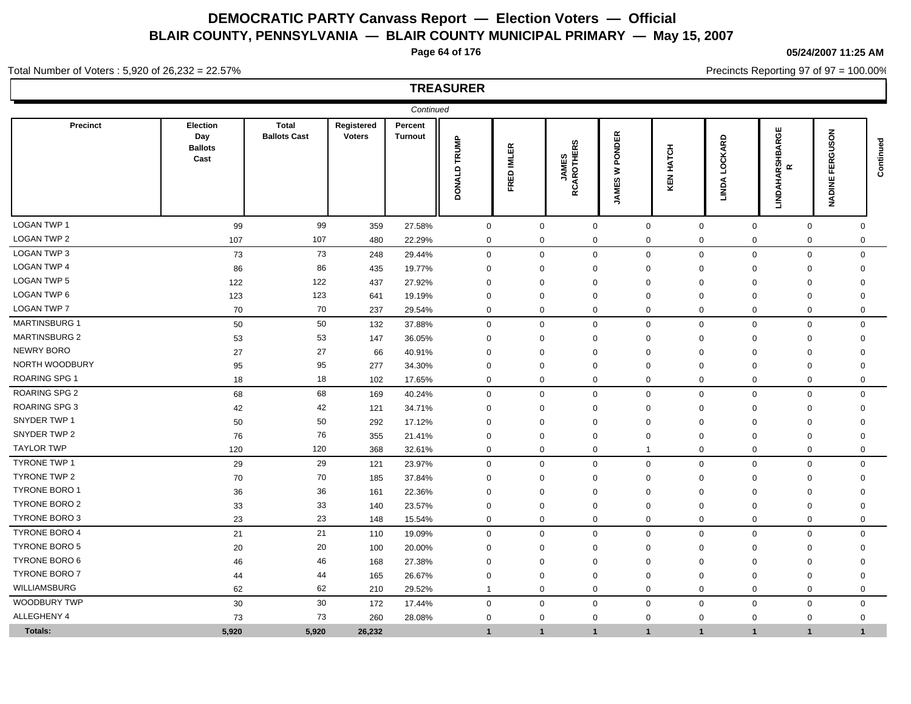# DEMOCRATIC PARTY Canvass Report — Election Voters — Official

## BLAIR COUNTY, PENNSYLVANIA — BLAIR COUNTY MUNICIPAL PRIMARY — May 15, 2007

05/24/2007 11:25 AM

Total Number of Voters : 5,920 of 26,232 = 22.57%

Precincts Reporting 97 of 97 = 100.00%

### TREASURER

*Continued*

| Precinct | Election Day Ballots Cast | Total Ballots Cast | Registered Voters | Percent Turnout | DONALD TRUMP | FRED IMLER | JAMES RCAROTHERS | JAMES W PONDER | KEN HATCH | LINDA LOCKARD | LINDAHARSHBARGE R | NADINE FERGUSON | Continued |
|---|---|---|---|---|---|---|---|---|---|---|---|---|---|
| LOGAN TWP 1 | 99 | 99 | 359 | 27.58% | 0 | 0 | 0 | 0 | 0 | 0 | 0 | 0 | |
| LOGAN TWP 2 | 107 | 107 | 480 | 22.29% | 0 | 0 | 0 | 0 | 0 | 0 | 0 | 0 | |
| LOGAN TWP 3 | 73 | 73 | 248 | 29.44% | 0 | 0 | 0 | 0 | 0 | 0 | 0 | 0 | |
| LOGAN TWP 4 | 86 | 86 | 435 | 19.77% | 0 | 0 | 0 | 0 | 0 | 0 | 0 | 0 | |
| LOGAN TWP 5 | 122 | 122 | 437 | 27.92% | 0 | 0 | 0 | 0 | 0 | 0 | 0 | 0 | |
| LOGAN TWP 6 | 123 | 123 | 641 | 19.19% | 0 | 0 | 0 | 0 | 0 | 0 | 0 | 0 | |
| LOGAN TWP 7 | 70 | 70 | 237 | 29.54% | 0 | 0 | 0 | 0 | 0 | 0 | 0 | 0 | |
| MARTINSBURG 1 | 50 | 50 | 132 | 37.88% | 0 | 0 | 0 | 0 | 0 | 0 | 0 | 0 | |
| MARTINSBURG 2 | 53 | 53 | 147 | 36.05% | 0 | 0 | 0 | 0 | 0 | 0 | 0 | 0 | |
| NEWRY BORO | 27 | 27 | 66 | 40.91% | 0 | 0 | 0 | 0 | 0 | 0 | 0 | 0 | |
| NORTH WOODBURY | 95 | 95 | 277 | 34.30% | 0 | 0 | 0 | 0 | 0 | 0 | 0 | 0 | |
| ROARING SPG 1 | 18 | 18 | 102 | 17.65% | 0 | 0 | 0 | 0 | 0 | 0 | 0 | 0 | |
| ROARING SPG 2 | 68 | 68 | 169 | 40.24% | 0 | 0 | 0 | 0 | 0 | 0 | 0 | 0 | |
| ROARING SPG 3 | 42 | 42 | 121 | 34.71% | 0 | 0 | 0 | 0 | 0 | 0 | 0 | 0 | |
| SNYDER TWP 1 | 50 | 50 | 292 | 17.12% | 0 | 0 | 0 | 0 | 0 | 0 | 0 | 0 | |
| SNYDER TWP 2 | 76 | 76 | 355 | 21.41% | 0 | 0 | 0 | 0 | 0 | 0 | 0 | 0 | |
| TAYLOR TWP | 120 | 120 | 368 | 32.61% | 0 | 0 | 0 | 1 | 0 | 0 | 0 | 0 | |
| TYRONE TWP 1 | 29 | 29 | 121 | 23.97% | 0 | 0 | 0 | 0 | 0 | 0 | 0 | 0 | |
| TYRONE TWP 2 | 70 | 70 | 185 | 37.84% | 0 | 0 | 0 | 0 | 0 | 0 | 0 | 0 | |
| TYRONE BORO 1 | 36 | 36 | 161 | 22.36% | 0 | 0 | 0 | 0 | 0 | 0 | 0 | 0 | |
| TYRONE BORO 2 | 33 | 33 | 140 | 23.57% | 0 | 0 | 0 | 0 | 0 | 0 | 0 | 0 | |
| TYRONE BORO 3 | 23 | 23 | 148 | 15.54% | 0 | 0 | 0 | 0 | 0 | 0 | 0 | 0 | |
| TYRONE BORO 4 | 21 | 21 | 110 | 19.09% | 0 | 0 | 0 | 0 | 0 | 0 | 0 | 0 | |
| TYRONE BORO 5 | 20 | 20 | 100 | 20.00% | 0 | 0 | 0 | 0 | 0 | 0 | 0 | 0 | |
| TYRONE BORO 6 | 46 | 46 | 168 | 27.38% | 0 | 0 | 0 | 0 | 0 | 0 | 0 | 0 | |
| TYRONE BORO 7 | 44 | 44 | 165 | 26.67% | 0 | 0 | 0 | 0 | 0 | 0 | 0 | 0 | |
| WILLIAMSBURG | 62 | 62 | 210 | 29.52% | 1 | 0 | 0 | 0 | 0 | 0 | 0 | 0 | |
| WOODBURY TWP | 30 | 30 | 172 | 17.44% | 0 | 0 | 0 | 0 | 0 | 0 | 0 | 0 | |
| ALLEGHENY 4 | 73 | 73 | 260 | 28.08% | 0 | 0 | 0 | 0 | 0 | 0 | 0 | 0 | |
| **Totals:** | **5,920** | **5,920** | **26,232** | | **1** | **1** | **1** | **1** | **1** | **1** | **1** | **1** | |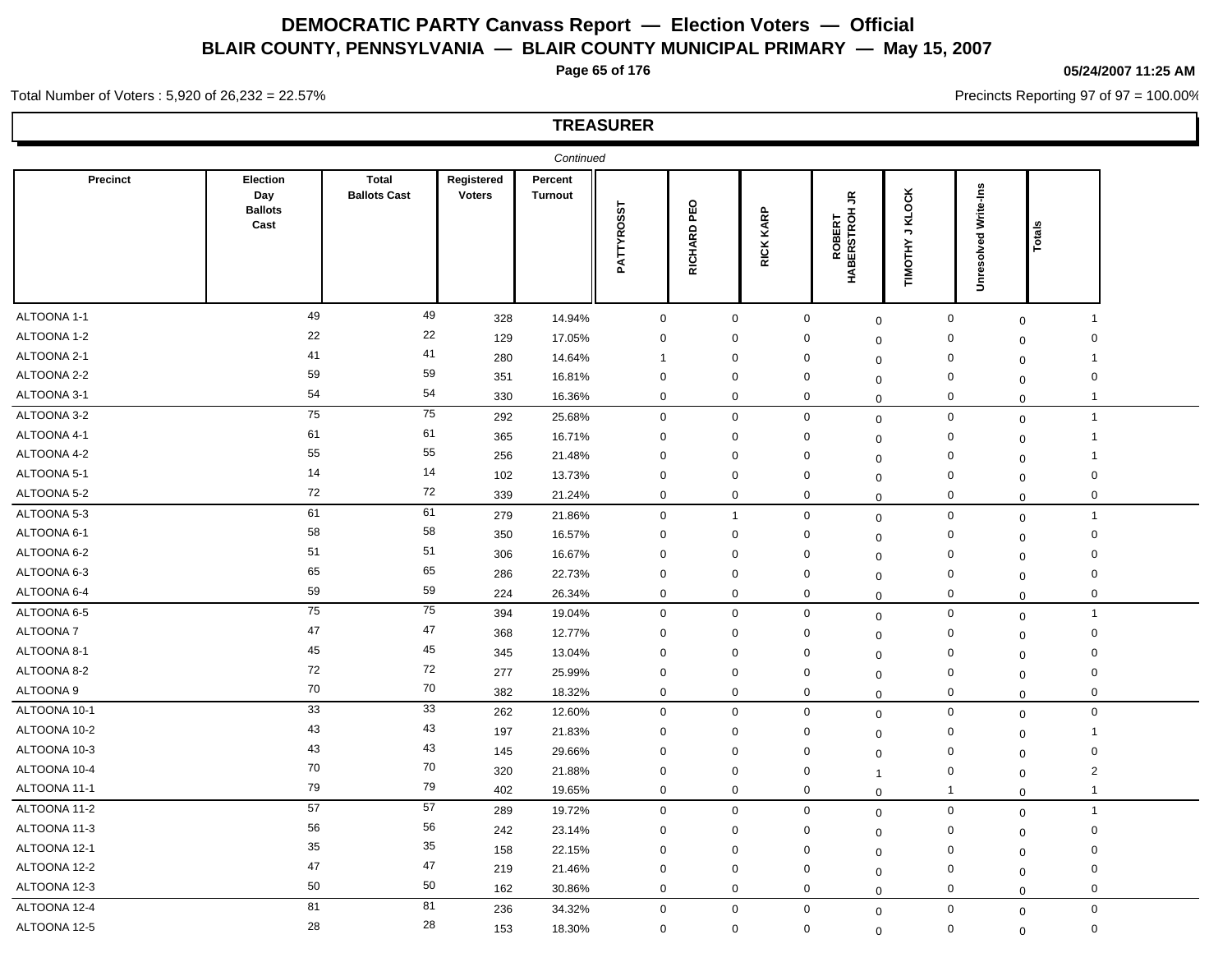# DEMOCRATIC PARTY Canvass Report — Election Voters — Official

## BLAIR COUNTY, PENNSYLVANIA — BLAIR COUNTY MUNICIPAL PRIMARY — May 15, 2007

05/24/2007 11:25 AM

Total Number of Voters : 5,920 of 26,232 = 22.57%

Precincts Reporting 97 of 97 = 100.00%

### TREASURER

*Continued*

| Precinct | Election Day Ballots Cast | Total Ballots Cast | Registered Voters | Percent Turnout | PATTYROSST | RICHARD PEO | RICK KARP | ROBERT HABERSTROH JR | TIMOTHY J KLOCK | Unresolved Write-Ins | Totals |
|---|---|---|---|---|---|---|---|---|---|---|---|
| ALTOONA 1-1 | 49 | 49 | 328 | 14.94% | 0 | 0 | 0 | 0 | 0 | 0 | 1 |
| ALTOONA 1-2 | 22 | 22 | 129 | 17.05% | 0 | 0 | 0 | 0 | 0 | 0 | 0 |
| ALTOONA 2-1 | 41 | 41 | 280 | 14.64% | 1 | 0 | 0 | 0 | 0 | 0 | 1 |
| ALTOONA 2-2 | 59 | 59 | 351 | 16.81% | 0 | 0 | 0 | 0 | 0 | 0 | 0 |
| ALTOONA 3-1 | 54 | 54 | 330 | 16.36% | 0 | 0 | 0 | 0 | 0 | 0 | 1 |
| ALTOONA 3-2 | 75 | 75 | 292 | 25.68% | 0 | 0 | 0 | 0 | 0 | 0 | 1 |
| ALTOONA 4-1 | 61 | 61 | 365 | 16.71% | 0 | 0 | 0 | 0 | 0 | 0 | 1 |
| ALTOONA 4-2 | 55 | 55 | 256 | 21.48% | 0 | 0 | 0 | 0 | 0 | 0 | 1 |
| ALTOONA 5-1 | 14 | 14 | 102 | 13.73% | 0 | 0 | 0 | 0 | 0 | 0 | 0 |
| ALTOONA 5-2 | 72 | 72 | 339 | 21.24% | 0 | 0 | 0 | 0 | 0 | 0 | 0 |
| ALTOONA 5-3 | 61 | 61 | 279 | 21.86% | 0 | 1 | 0 | 0 | 0 | 0 | 1 |
| ALTOONA 6-1 | 58 | 58 | 350 | 16.57% | 0 | 0 | 0 | 0 | 0 | 0 | 0 |
| ALTOONA 6-2 | 51 | 51 | 306 | 16.67% | 0 | 0 | 0 | 0 | 0 | 0 | 0 |
| ALTOONA 6-3 | 65 | 65 | 286 | 22.73% | 0 | 0 | 0 | 0 | 0 | 0 | 0 |
| ALTOONA 6-4 | 59 | 59 | 224 | 26.34% | 0 | 0 | 0 | 0 | 0 | 0 | 0 |
| ALTOONA 6-5 | 75 | 75 | 394 | 19.04% | 0 | 0 | 0 | 0 | 0 | 0 | 1 |
| ALTOONA 7 | 47 | 47 | 368 | 12.77% | 0 | 0 | 0 | 0 | 0 | 0 | 0 |
| ALTOONA 8-1 | 45 | 45 | 345 | 13.04% | 0 | 0 | 0 | 0 | 0 | 0 | 0 |
| ALTOONA 8-2 | 72 | 72 | 277 | 25.99% | 0 | 0 | 0 | 0 | 0 | 0 | 0 |
| ALTOONA 9 | 70 | 70 | 382 | 18.32% | 0 | 0 | 0 | 0 | 0 | 0 | 0 |
| ALTOONA 10-1 | 33 | 33 | 262 | 12.60% | 0 | 0 | 0 | 0 | 0 | 0 | 0 |
| ALTOONA 10-2 | 43 | 43 | 197 | 21.83% | 0 | 0 | 0 | 0 | 0 | 0 | 1 |
| ALTOONA 10-3 | 43 | 43 | 145 | 29.66% | 0 | 0 | 0 | 0 | 0 | 0 | 0 |
| ALTOONA 10-4 | 70 | 70 | 320 | 21.88% | 0 | 0 | 0 | 1 | 0 | 0 | 2 |
| ALTOONA 11-1 | 79 | 79 | 402 | 19.65% | 0 | 0 | 0 | 0 | 1 | 0 | 1 |
| ALTOONA 11-2 | 57 | 57 | 289 | 19.72% | 0 | 0 | 0 | 0 | 0 | 0 | 1 |
| ALTOONA 11-3 | 56 | 56 | 242 | 23.14% | 0 | 0 | 0 | 0 | 0 | 0 | 0 |
| ALTOONA 12-1 | 35 | 35 | 158 | 22.15% | 0 | 0 | 0 | 0 | 0 | 0 | 0 |
| ALTOONA 12-2 | 47 | 47 | 219 | 21.46% | 0 | 0 | 0 | 0 | 0 | 0 | 0 |
| ALTOONA 12-3 | 50 | 50 | 162 | 30.86% | 0 | 0 | 0 | 0 | 0 | 0 | 0 |
| ALTOONA 12-4 | 81 | 81 | 236 | 34.32% | 0 | 0 | 0 | 0 | 0 | 0 | 0 |
| ALTOONA 12-5 | 28 | 28 | 153 | 18.30% | 0 | 0 | 0 | 0 | 0 | 0 | 0 |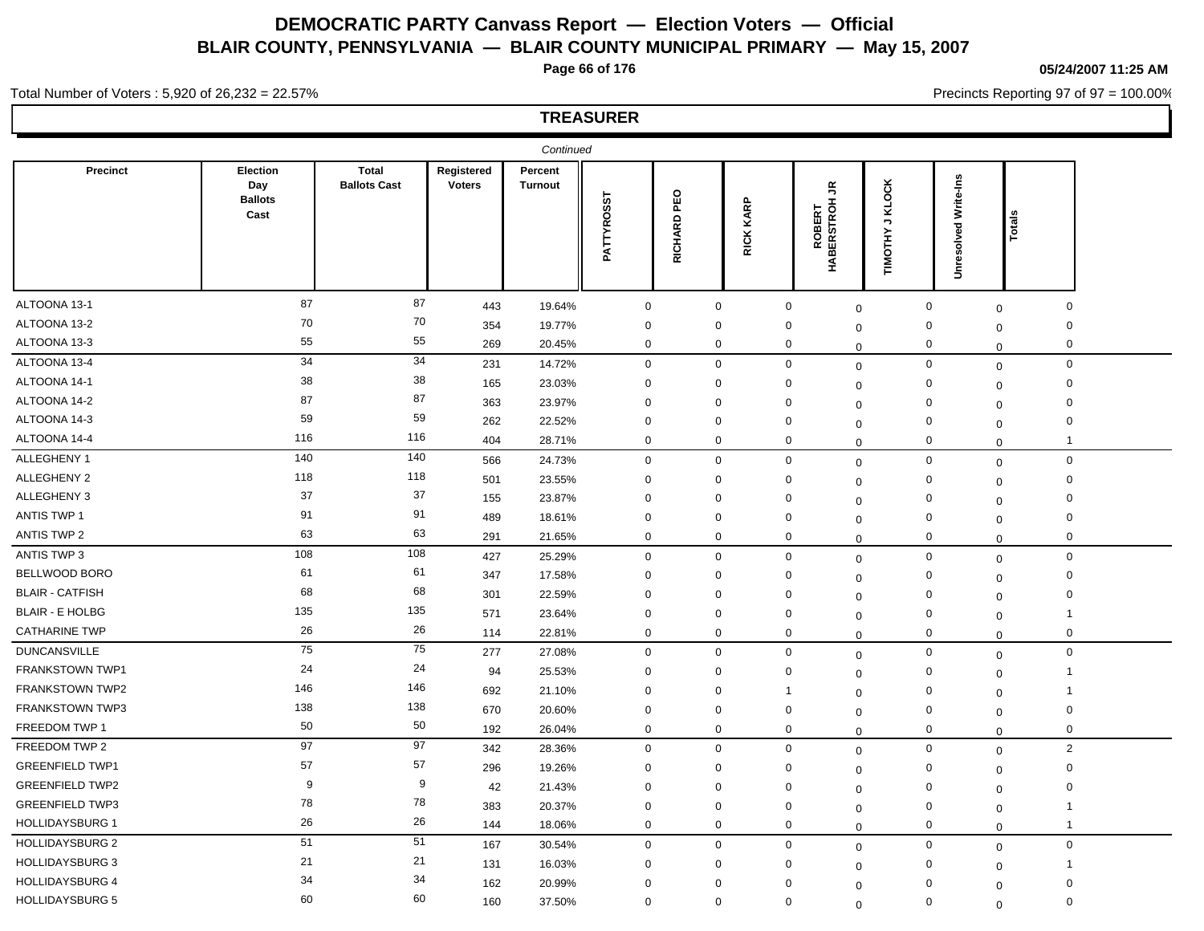# DEMOCRATIC PARTY Canvass Report — Election Voters — Official

## BLAIR COUNTY, PENNSYLVANIA — BLAIR COUNTY MUNICIPAL PRIMARY — May 15, 2007

05/24/2007 11:25 AM

Total Number of Voters : 5,920 of 26,232 = 22.57%

Precincts Reporting 97 of 97 = 100.00%

### TREASURER

*Continued*

| Precinct | Election Day Ballots Cast | Total Ballots Cast | Registered Voters | Percent Turnout | PATTYROSST | RICHARD PEO | RICK KARP | ROBERT HABERSTROH JR | TIMOTHY J KLOCK | Unresolved Write-Ins | Totals |
|---|---|---|---|---|---|---|---|---|---|---|---|
| ALTOONA 13-1 | 87 | 87 | 443 | 19.64% | 0 | 0 | 0 | 0 | 0 | 0 | 0 |
| ALTOONA 13-2 | 70 | 70 | 354 | 19.77% | 0 | 0 | 0 | 0 | 0 | 0 | 0 |
| ALTOONA 13-3 | 55 | 55 | 269 | 20.45% | 0 | 0 | 0 | 0 | 0 | 0 | 0 |
| ALTOONA 13-4 | 34 | 34 | 231 | 14.72% | 0 | 0 | 0 | 0 | 0 | 0 | 0 |
| ALTOONA 14-1 | 38 | 38 | 165 | 23.03% | 0 | 0 | 0 | 0 | 0 | 0 | 0 |
| ALTOONA 14-2 | 87 | 87 | 363 | 23.97% | 0 | 0 | 0 | 0 | 0 | 0 | 0 |
| ALTOONA 14-3 | 59 | 59 | 262 | 22.52% | 0 | 0 | 0 | 0 | 0 | 0 | 0 |
| ALTOONA 14-4 | 116 | 116 | 404 | 28.71% | 0 | 0 | 0 | 0 | 0 | 0 | 1 |
| ALLEGHENY 1 | 140 | 140 | 566 | 24.73% | 0 | 0 | 0 | 0 | 0 | 0 | 0 |
| ALLEGHENY 2 | 118 | 118 | 501 | 23.55% | 0 | 0 | 0 | 0 | 0 | 0 | 0 |
| ALLEGHENY 3 | 37 | 37 | 155 | 23.87% | 0 | 0 | 0 | 0 | 0 | 0 | 0 |
| ANTIS TWP 1 | 91 | 91 | 489 | 18.61% | 0 | 0 | 0 | 0 | 0 | 0 | 0 |
| ANTIS TWP 2 | 63 | 63 | 291 | 21.65% | 0 | 0 | 0 | 0 | 0 | 0 | 0 |
| ANTIS TWP 3 | 108 | 108 | 427 | 25.29% | 0 | 0 | 0 | 0 | 0 | 0 | 0 |
| BELLWOOD BORO | 61 | 61 | 347 | 17.58% | 0 | 0 | 0 | 0 | 0 | 0 | 0 |
| BLAIR - CATFISH | 68 | 68 | 301 | 22.59% | 0 | 0 | 0 | 0 | 0 | 0 | 0 |
| BLAIR - E HOLBG | 135 | 135 | 571 | 23.64% | 0 | 0 | 0 | 0 | 0 | 0 | 1 |
| CATHARINE TWP | 26 | 26 | 114 | 22.81% | 0 | 0 | 0 | 0 | 0 | 0 | 0 |
| DUNCANSVILLE | 75 | 75 | 277 | 27.08% | 0 | 0 | 0 | 0 | 0 | 0 | 0 |
| FRANKSTOWN TWP1 | 24 | 24 | 94 | 25.53% | 0 | 0 | 0 | 0 | 0 | 0 | 1 |
| FRANKSTOWN TWP2 | 146 | 146 | 692 | 21.10% | 0 | 0 | 1 | 0 | 0 | 0 | 1 |
| FRANKSTOWN TWP3 | 138 | 138 | 670 | 20.60% | 0 | 0 | 0 | 0 | 0 | 0 | 0 |
| FREEDOM TWP 1 | 50 | 50 | 192 | 26.04% | 0 | 0 | 0 | 0 | 0 | 0 | 0 |
| FREEDOM TWP 2 | 97 | 97 | 342 | 28.36% | 0 | 0 | 0 | 0 | 0 | 0 | 2 |
| GREENFIELD TWP1 | 57 | 57 | 296 | 19.26% | 0 | 0 | 0 | 0 | 0 | 0 | 0 |
| GREENFIELD TWP2 | 9 | 9 | 42 | 21.43% | 0 | 0 | 0 | 0 | 0 | 0 | 0 |
| GREENFIELD TWP3 | 78 | 78 | 383 | 20.37% | 0 | 0 | 0 | 0 | 0 | 0 | 1 |
| HOLLIDAYSBURG 1 | 26 | 26 | 144 | 18.06% | 0 | 0 | 0 | 0 | 0 | 0 | 1 |
| HOLLIDAYSBURG 2 | 51 | 51 | 167 | 30.54% | 0 | 0 | 0 | 0 | 0 | 0 | 0 |
| HOLLIDAYSBURG 3 | 21 | 21 | 131 | 16.03% | 0 | 0 | 0 | 0 | 0 | 0 | 1 |
| HOLLIDAYSBURG 4 | 34 | 34 | 162 | 20.99% | 0 | 0 | 0 | 0 | 0 | 0 | 0 |
| HOLLIDAYSBURG 5 | 60 | 60 | 160 | 37.50% | 0 | 0 | 0 | 0 | 0 | 0 | 0 |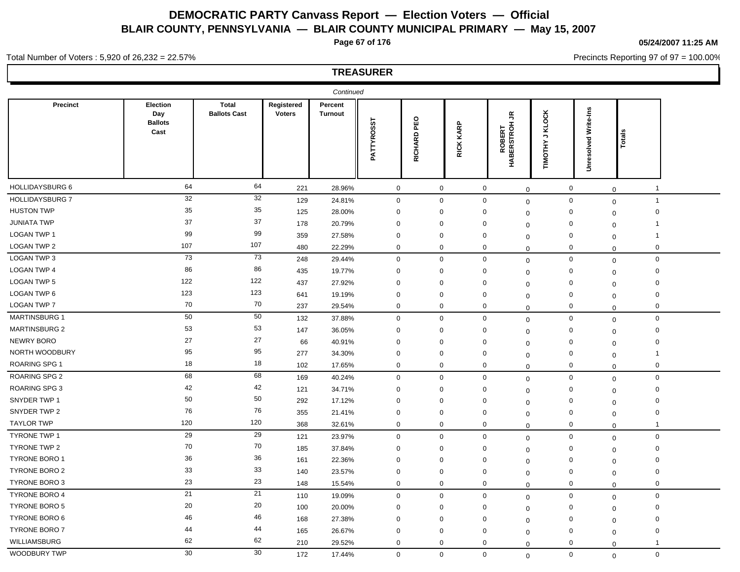# DEMOCRATIC PARTY Canvass Report — Election Voters — Official

## BLAIR COUNTY, PENNSYLVANIA — BLAIR COUNTY MUNICIPAL PRIMARY — May 15, 2007

05/24/2007 11:25 AM

Total Number of Voters : 5,920 of 26,232 = 22.57%

Precincts Reporting 97 of 97 = 100.00%

### TREASURER

*Continued*

| Precinct | Election Day Ballots Cast | Total Ballots Cast | Registered Voters | Percent Turnout | PATTYROSST | RICHARD PEO | RICK KARP | ROBERT HABERSTROH JR | TIMOTHY J KLOCK | Unresolved Write-Ins | Totals |
|---|---|---|---|---|---|---|---|---|---|---|---|
| HOLLIDAYSBURG 6 | 64 | 64 | 221 | 28.96% | 0 | 0 | 0 | 0 | 0 | 0 | 1 |
| HOLLIDAYSBURG 7 | 32 | 32 | 129 | 24.81% | 0 | 0 | 0 | 0 | 0 | 0 | 1 |
| HUSTON TWP | 35 | 35 | 125 | 28.00% | 0 | 0 | 0 | 0 | 0 | 0 | 0 |
| JUNIATA TWP | 37 | 37 | 178 | 20.79% | 0 | 0 | 0 | 0 | 0 | 0 | 1 |
| LOGAN TWP 1 | 99 | 99 | 359 | 27.58% | 0 | 0 | 0 | 0 | 0 | 0 | 1 |
| LOGAN TWP 2 | 107 | 107 | 480 | 22.29% | 0 | 0 | 0 | 0 | 0 | 0 | 0 |
| LOGAN TWP 3 | 73 | 73 | 248 | 29.44% | 0 | 0 | 0 | 0 | 0 | 0 | 0 |
| LOGAN TWP 4 | 86 | 86 | 435 | 19.77% | 0 | 0 | 0 | 0 | 0 | 0 | 0 |
| LOGAN TWP 5 | 122 | 122 | 437 | 27.92% | 0 | 0 | 0 | 0 | 0 | 0 | 0 |
| LOGAN TWP 6 | 123 | 123 | 641 | 19.19% | 0 | 0 | 0 | 0 | 0 | 0 | 0 |
| LOGAN TWP 7 | 70 | 70 | 237 | 29.54% | 0 | 0 | 0 | 0 | 0 | 0 | 0 |
| MARTINSBURG 1 | 50 | 50 | 132 | 37.88% | 0 | 0 | 0 | 0 | 0 | 0 | 0 |
| MARTINSBURG 2 | 53 | 53 | 147 | 36.05% | 0 | 0 | 0 | 0 | 0 | 0 | 0 |
| NEWRY BORO | 27 | 27 | 66 | 40.91% | 0 | 0 | 0 | 0 | 0 | 0 | 0 |
| NORTH WOODBURY | 95 | 95 | 277 | 34.30% | 0 | 0 | 0 | 0 | 0 | 0 | 1 |
| ROARING SPG 1 | 18 | 18 | 102 | 17.65% | 0 | 0 | 0 | 0 | 0 | 0 | 0 |
| ROARING SPG 2 | 68 | 68 | 169 | 40.24% | 0 | 0 | 0 | 0 | 0 | 0 | 0 |
| ROARING SPG 3 | 42 | 42 | 121 | 34.71% | 0 | 0 | 0 | 0 | 0 | 0 | 0 |
| SNYDER TWP 1 | 50 | 50 | 292 | 17.12% | 0 | 0 | 0 | 0 | 0 | 0 | 0 |
| SNYDER TWP 2 | 76 | 76 | 355 | 21.41% | 0 | 0 | 0 | 0 | 0 | 0 | 0 |
| TAYLOR TWP | 120 | 120 | 368 | 32.61% | 0 | 0 | 0 | 0 | 0 | 0 | 1 |
| TYRONE TWP 1 | 29 | 29 | 121 | 23.97% | 0 | 0 | 0 | 0 | 0 | 0 | 0 |
| TYRONE TWP 2 | 70 | 70 | 185 | 37.84% | 0 | 0 | 0 | 0 | 0 | 0 | 0 |
| TYRONE BORO 1 | 36 | 36 | 161 | 22.36% | 0 | 0 | 0 | 0 | 0 | 0 | 0 |
| TYRONE BORO 2 | 33 | 33 | 140 | 23.57% | 0 | 0 | 0 | 0 | 0 | 0 | 0 |
| TYRONE BORO 3 | 23 | 23 | 148 | 15.54% | 0 | 0 | 0 | 0 | 0 | 0 | 0 |
| TYRONE BORO 4 | 21 | 21 | 110 | 19.09% | 0 | 0 | 0 | 0 | 0 | 0 | 0 |
| TYRONE BORO 5 | 20 | 20 | 100 | 20.00% | 0 | 0 | 0 | 0 | 0 | 0 | 0 |
| TYRONE BORO 6 | 46 | 46 | 168 | 27.38% | 0 | 0 | 0 | 0 | 0 | 0 | 0 |
| TYRONE BORO 7 | 44 | 44 | 165 | 26.67% | 0 | 0 | 0 | 0 | 0 | 0 | 0 |
| WILLIAMSBURG | 62 | 62 | 210 | 29.52% | 0 | 0 | 0 | 0 | 0 | 0 | 1 |
| WOODBURY TWP | 30 | 30 | 172 | 17.44% | 0 | 0 | 0 | 0 | 0 | 0 | 0 |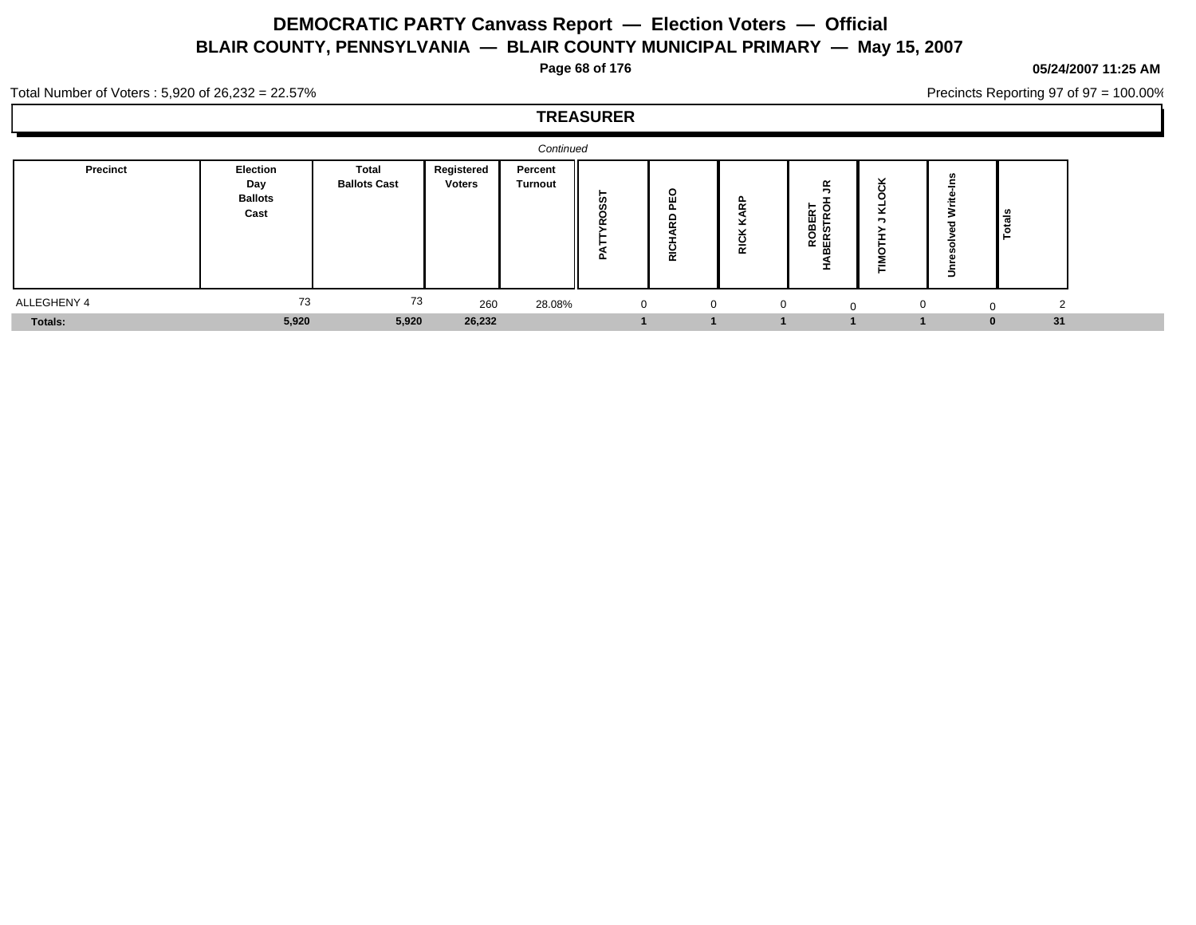# DEMOCRATIC PARTY Canvass Report — Election Voters — Official

## BLAIR COUNTY, PENNSYLVANIA — BLAIR COUNTY MUNICIPAL PRIMARY — May 15, 2007

**05/24/2007 11:25 AM**

Total Number of Voters : 5,920 of 26,232 = 22.57%

Precincts Reporting 97 of 97 = 100.00%

### TREASURER

*Continued*

| Precinct | Election Day Ballots Cast | Total Ballots Cast | Registered Voters | Percent Turnout | PATTYROSST | RICHARD PEO | RICK KARP | ROBERT HABERSTROH JR | TIMOTHY J KLOCK | Unresolved Write-Ins | Totals |
|---|---|---|---|---|---|---|---|---|---|---|---|
| ALLEGHENY 4 | 73 | 73 | 260 | 28.08% | 0 | 0 | 0 | 0 | 0 | 0 | 2 |
| **Totals:** | **5,920** | **5,920** | **26,232** | | **1** | **1** | **1** | **1** | **1** | **0** | **31** |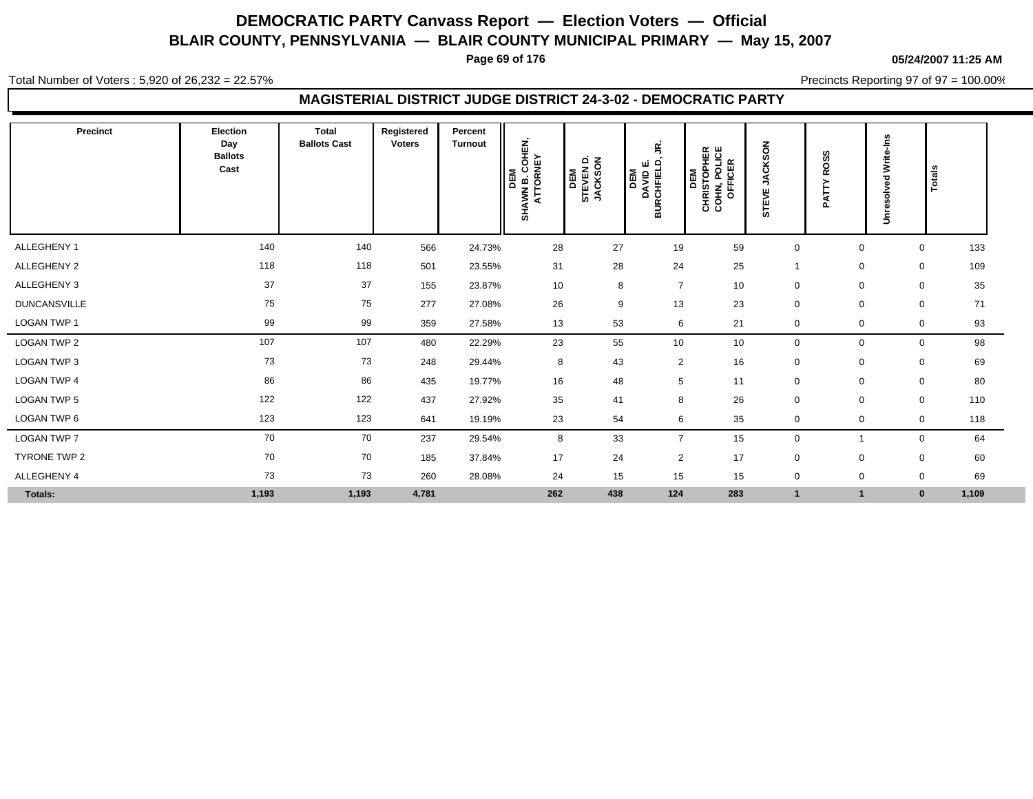# DEMOCRATIC PARTY Canvass Report — Election Voters — Official

## BLAIR COUNTY, PENNSYLVANIA — BLAIR COUNTY MUNICIPAL PRIMARY — May 15, 2007

**05/24/2007 11:25 AM**

Total Number of Voters : 5,920 of 26,232 = 22.57%

Precincts Reporting 97 of 97 = 100.00%

### MAGISTERIAL DISTRICT JUDGE DISTRICT 24-3-02 - DEMOCRATIC PARTY

| Precinct | Election Day Ballots Cast | Total Ballots Cast | Registered Voters | Percent Turnout | DEM SHAWN B. COHEN, ATTORNEY | DEM STEVEN D. JACKSON | DEM DAVID E. BURCHFIELD, JR. | DEM CHRISTOPHER COHN, POLICE OFFICER | STEVE JACKSON | PATTY ROSS | Unresolved Write-Ins | Totals |
|---|---|---|---|---|---|---|---|---|---|---|---|---|
| ALLEGHENY 1 | 140 | 140 | 566 | 24.73% | 28 | 27 | 19 | 59 | 0 | 0 | 0 | 133 |
| ALLEGHENY 2 | 118 | 118 | 501 | 23.55% | 31 | 28 | 24 | 25 | 1 | 0 | 0 | 109 |
| ALLEGHENY 3 | 37 | 37 | 155 | 23.87% | 10 | 8 | 7 | 10 | 0 | 0 | 0 | 35 |
| DUNCANSVILLE | 75 | 75 | 277 | 27.08% | 26 | 9 | 13 | 23 | 0 | 0 | 0 | 71 |
| LOGAN TWP 1 | 99 | 99 | 359 | 27.58% | 13 | 53 | 6 | 21 | 0 | 0 | 0 | 93 |
| LOGAN TWP 2 | 107 | 107 | 480 | 22.29% | 23 | 55 | 10 | 10 | 0 | 0 | 0 | 98 |
| LOGAN TWP 3 | 73 | 73 | 248 | 29.44% | 8 | 43 | 2 | 16 | 0 | 0 | 0 | 69 |
| LOGAN TWP 4 | 86 | 86 | 435 | 19.77% | 16 | 48 | 5 | 11 | 0 | 0 | 0 | 80 |
| LOGAN TWP 5 | 122 | 122 | 437 | 27.92% | 35 | 41 | 8 | 26 | 0 | 0 | 0 | 110 |
| LOGAN TWP 6 | 123 | 123 | 641 | 19.19% | 23 | 54 | 6 | 35 | 0 | 0 | 0 | 118 |
| LOGAN TWP 7 | 70 | 70 | 237 | 29.54% | 8 | 33 | 7 | 15 | 0 | 1 | 0 | 64 |
| TYRONE TWP 2 | 70 | 70 | 185 | 37.84% | 17 | 24 | 2 | 17 | 0 | 0 | 0 | 60 |
| ALLEGHENY 4 | 73 | 73 | 260 | 28.08% | 24 | 15 | 15 | 15 | 0 | 0 | 0 | 69 |
| **Totals:** | **1,193** | **1,193** | **4,781** | | **262** | **438** | **124** | **283** | **1** | **1** | **0** | **1,109** |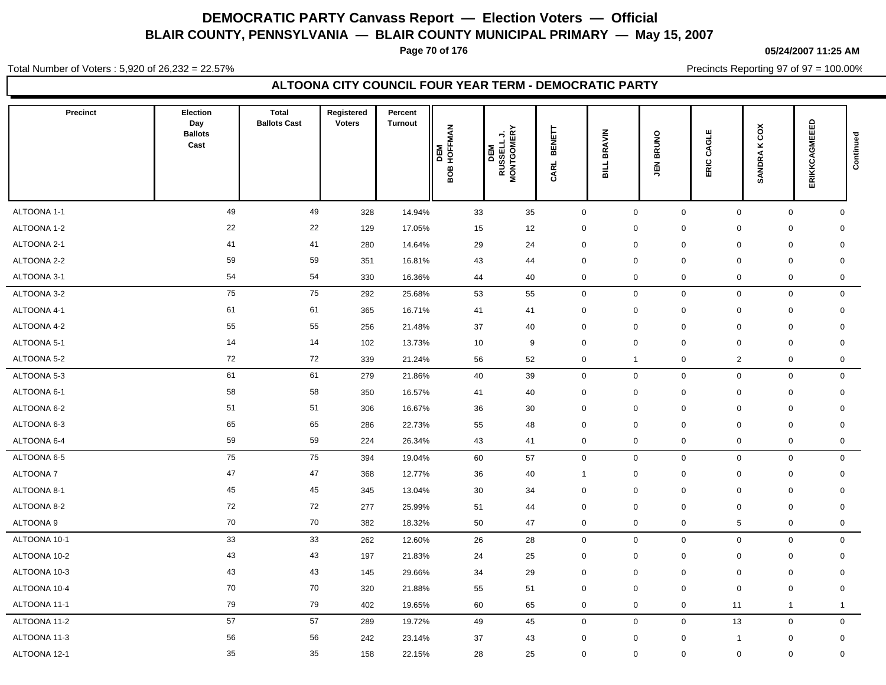# DEMOCRATIC PARTY Canvass Report — Election Voters — Official

## BLAIR COUNTY, PENNSYLVANIA — BLAIR COUNTY MUNICIPAL PRIMARY — May 15, 2007

05/24/2007 11:25 AM

Total Number of Voters : 5,920 of 26,232 = 22.57%

Precincts Reporting 97 of 97 = 100.00%

### ALTOONA CITY COUNCIL FOUR YEAR TERM - DEMOCRATIC PARTY

| Precinct | Election Day Ballots Cast | Total Ballots Cast | Registered Voters | Percent Turnout | DEM BOB HOFFMAN | DEM RUSSELL J. MONTGOMERY | CARL BENETT | BILL BRAVIN | JEN BRUNO | ERIC CAGLE | SANDRA K COX | ERIKKCAGMEEED | Continued |
|---|---|---|---|---|---|---|---|---|---|---|---|---|---|
| ALTOONA 1-1 | 49 | 49 | 328 | 14.94% | 33 | 35 | 0 | 0 | 0 | 0 | 0 | 0 | |
| ALTOONA 1-2 | 22 | 22 | 129 | 17.05% | 15 | 12 | 0 | 0 | 0 | 0 | 0 | 0 | |
| ALTOONA 2-1 | 41 | 41 | 280 | 14.64% | 29 | 24 | 0 | 0 | 0 | 0 | 0 | 0 | |
| ALTOONA 2-2 | 59 | 59 | 351 | 16.81% | 43 | 44 | 0 | 0 | 0 | 0 | 0 | 0 | |
| ALTOONA 3-1 | 54 | 54 | 330 | 16.36% | 44 | 40 | 0 | 0 | 0 | 0 | 0 | 0 | |
| ALTOONA 3-2 | 75 | 75 | 292 | 25.68% | 53 | 55 | 0 | 0 | 0 | 0 | 0 | 0 | |
| ALTOONA 4-1 | 61 | 61 | 365 | 16.71% | 41 | 41 | 0 | 0 | 0 | 0 | 0 | 0 | |
| ALTOONA 4-2 | 55 | 55 | 256 | 21.48% | 37 | 40 | 0 | 0 | 0 | 0 | 0 | 0 | |
| ALTOONA 5-1 | 14 | 14 | 102 | 13.73% | 10 | 9 | 0 | 0 | 0 | 0 | 0 | 0 | |
| ALTOONA 5-2 | 72 | 72 | 339 | 21.24% | 56 | 52 | 0 | 1 | 0 | 2 | 0 | 0 | |
| ALTOONA 5-3 | 61 | 61 | 279 | 21.86% | 40 | 39 | 0 | 0 | 0 | 0 | 0 | 0 | |
| ALTOONA 6-1 | 58 | 58 | 350 | 16.57% | 41 | 40 | 0 | 0 | 0 | 0 | 0 | 0 | |
| ALTOONA 6-2 | 51 | 51 | 306 | 16.67% | 36 | 30 | 0 | 0 | 0 | 0 | 0 | 0 | |
| ALTOONA 6-3 | 65 | 65 | 286 | 22.73% | 55 | 48 | 0 | 0 | 0 | 0 | 0 | 0 | |
| ALTOONA 6-4 | 59 | 59 | 224 | 26.34% | 43 | 41 | 0 | 0 | 0 | 0 | 0 | 0 | |
| ALTOONA 6-5 | 75 | 75 | 394 | 19.04% | 60 | 57 | 0 | 0 | 0 | 0 | 0 | 0 | |
| ALTOONA 7 | 47 | 47 | 368 | 12.77% | 36 | 40 | 1 | 0 | 0 | 0 | 0 | 0 | |
| ALTOONA 8-1 | 45 | 45 | 345 | 13.04% | 30 | 34 | 0 | 0 | 0 | 0 | 0 | 0 | |
| ALTOONA 8-2 | 72 | 72 | 277 | 25.99% | 51 | 44 | 0 | 0 | 0 | 0 | 0 | 0 | |
| ALTOONA 9 | 70 | 70 | 382 | 18.32% | 50 | 47 | 0 | 0 | 0 | 5 | 0 | 0 | |
| ALTOONA 10-1 | 33 | 33 | 262 | 12.60% | 26 | 28 | 0 | 0 | 0 | 0 | 0 | 0 | |
| ALTOONA 10-2 | 43 | 43 | 197 | 21.83% | 24 | 25 | 0 | 0 | 0 | 0 | 0 | 0 | |
| ALTOONA 10-3 | 43 | 43 | 145 | 29.66% | 34 | 29 | 0 | 0 | 0 | 0 | 0 | 0 | |
| ALTOONA 10-4 | 70 | 70 | 320 | 21.88% | 55 | 51 | 0 | 0 | 0 | 0 | 0 | 0 | |
| ALTOONA 11-1 | 79 | 79 | 402 | 19.65% | 60 | 65 | 0 | 0 | 0 | 11 | 1 | 1 | |
| ALTOONA 11-2 | 57 | 57 | 289 | 19.72% | 49 | 45 | 0 | 0 | 0 | 13 | 0 | 0 | |
| ALTOONA 11-3 | 56 | 56 | 242 | 23.14% | 37 | 43 | 0 | 0 | 0 | 1 | 0 | 0 | |
| ALTOONA 12-1 | 35 | 35 | 158 | 22.15% | 28 | 25 | 0 | 0 | 0 | 0 | 0 | 0 | |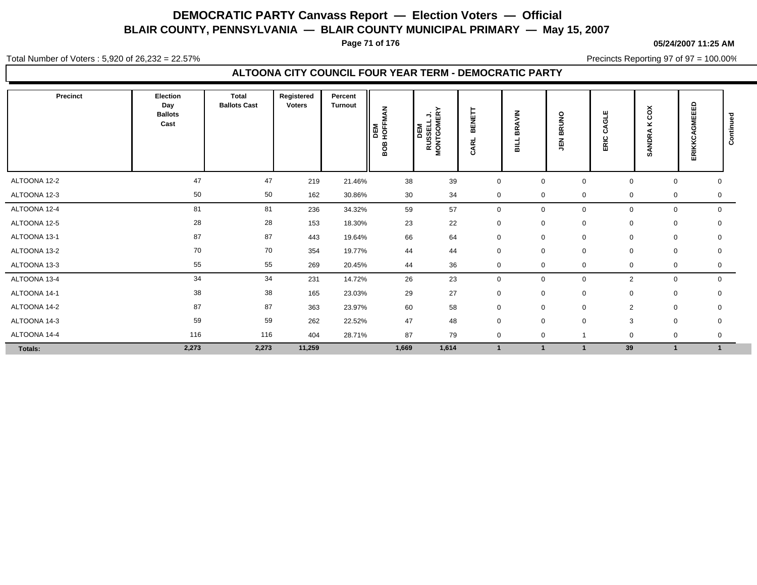# DEMOCRATIC PARTY Canvass Report — Election Voters — Official

## BLAIR COUNTY, PENNSYLVANIA — BLAIR COUNTY MUNICIPAL PRIMARY — May 15, 2007

**05/24/2007 11:25 AM**

Total Number of Voters : 5,920 of 26,232 = 22.57%

Precincts Reporting 97 of 97 = 100.00%

### ALTOONA CITY COUNCIL FOUR YEAR TERM - DEMOCRATIC PARTY

| Precinct | Election Day Ballots Cast | Total Ballots Cast | Registered Voters | Percent Turnout | DEM BOB HOFFMAN | DEM RUSSELL J. MONTGOMERY | CARL BENETT | BILL BRAVIN | JEN BRUNO | ERIC CAGLE | SANDRA K COX | ERIKKCAGMEEED | Continued |
|---|---|---|---|---|---|---|---|---|---|---|---|---|---|
| ALTOONA 12-2 | 47 | 47 | 219 | 21.46% | 38 | 39 | 0 | 0 | 0 | 0 | 0 | 0 | |
| ALTOONA 12-3 | 50 | 50 | 162 | 30.86% | 30 | 34 | 0 | 0 | 0 | 0 | 0 | 0 | |
| ALTOONA 12-4 | 81 | 81 | 236 | 34.32% | 59 | 57 | 0 | 0 | 0 | 0 | 0 | 0 | |
| ALTOONA 12-5 | 28 | 28 | 153 | 18.30% | 23 | 22 | 0 | 0 | 0 | 0 | 0 | 0 | |
| ALTOONA 13-1 | 87 | 87 | 443 | 19.64% | 66 | 64 | 0 | 0 | 0 | 0 | 0 | 0 | |
| ALTOONA 13-2 | 70 | 70 | 354 | 19.77% | 44 | 44 | 0 | 0 | 0 | 0 | 0 | 0 | |
| ALTOONA 13-3 | 55 | 55 | 269 | 20.45% | 44 | 36 | 0 | 0 | 0 | 0 | 0 | 0 | |
| ALTOONA 13-4 | 34 | 34 | 231 | 14.72% | 26 | 23 | 0 | 0 | 0 | 2 | 0 | 0 | |
| ALTOONA 14-1 | 38 | 38 | 165 | 23.03% | 29 | 27 | 0 | 0 | 0 | 0 | 0 | 0 | |
| ALTOONA 14-2 | 87 | 87 | 363 | 23.97% | 60 | 58 | 0 | 0 | 0 | 2 | 0 | 0 | |
| ALTOONA 14-3 | 59 | 59 | 262 | 22.52% | 47 | 48 | 0 | 0 | 0 | 3 | 0 | 0 | |
| ALTOONA 14-4 | 116 | 116 | 404 | 28.71% | 87 | 79 | 0 | 0 | 1 | 0 | 0 | 0 | |
| **Totals:** | **2,273** | **2,273** | **11,259** | | **1,669** | **1,614** | **1** | **1** | **1** | **39** | **1** | **1** | |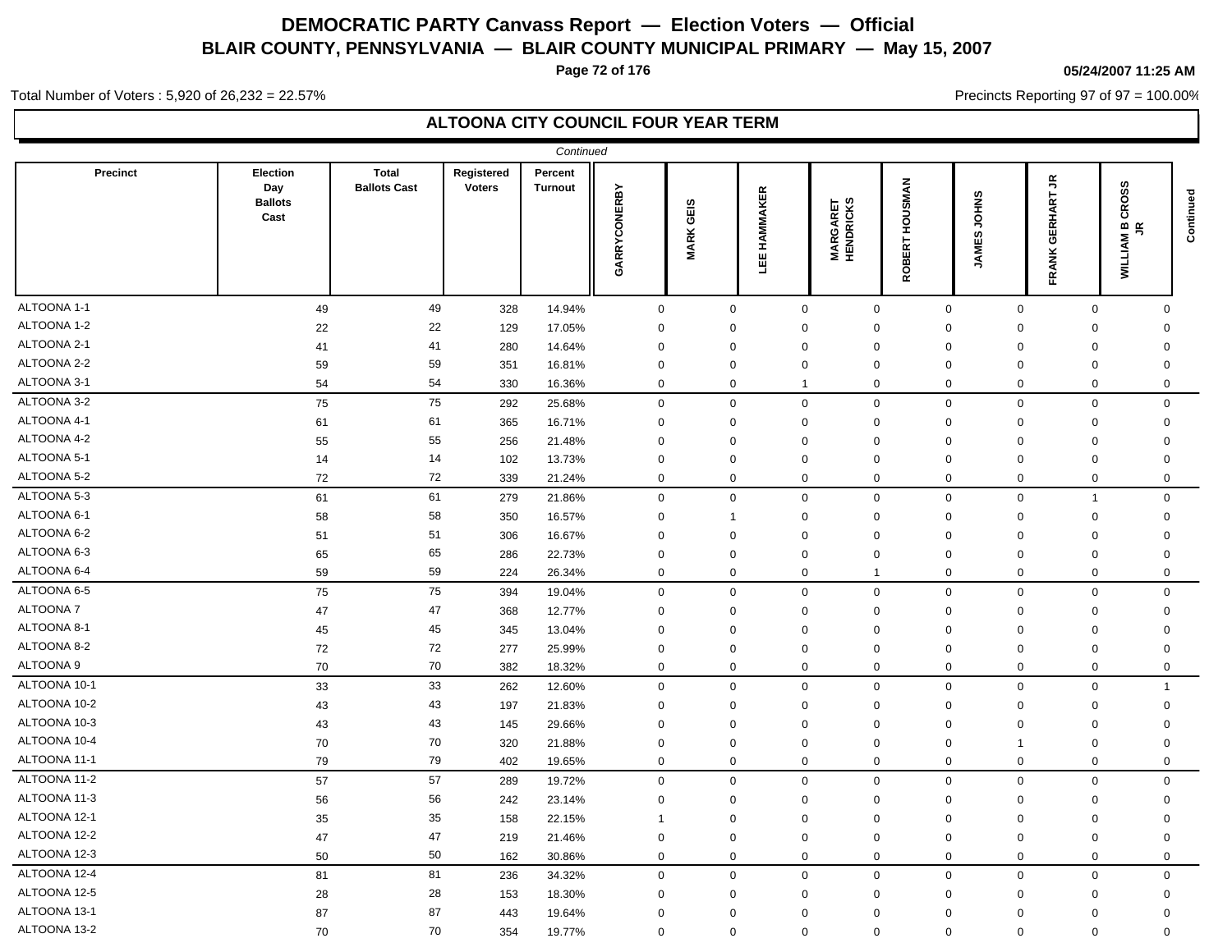# DEMOCRATIC PARTY Canvass Report — Election Voters — Official

## BLAIR COUNTY, PENNSYLVANIA — BLAIR COUNTY MUNICIPAL PRIMARY — May 15, 2007

05/24/2007 11:25 AM

Total Number of Voters : 5,920 of 26,232 = 22.57%

Precincts Reporting 97 of 97 = 100.00%

### ALTOONA CITY COUNCIL FOUR YEAR TERM

*Continued*

| Precinct | Election Day Ballots Cast | Total Ballots Cast | Registered Voters | Percent Turnout | GARRYCONERBY | MARK GEIS | LEE HAMMAKER | MARGARET HENDRICKS | ROBERT HOUSMAN | JAMES JOHNS | FRANK GERHART JR | WILLIAM B CROSS JR | Continued |
|---|---|---|---|---|---|---|---|---|---|---|---|---|---|
| ALTOONA 1-1 | 49 | 49 | 328 | 14.94% | 0 | 0 | 0 | 0 | 0 | 0 | 0 | 0 | |
| ALTOONA 1-2 | 22 | 22 | 129 | 17.05% | 0 | 0 | 0 | 0 | 0 | 0 | 0 | 0 | |
| ALTOONA 2-1 | 41 | 41 | 280 | 14.64% | 0 | 0 | 0 | 0 | 0 | 0 | 0 | 0 | |
| ALTOONA 2-2 | 59 | 59 | 351 | 16.81% | 0 | 0 | 0 | 0 | 0 | 0 | 0 | 0 | |
| ALTOONA 3-1 | 54 | 54 | 330 | 16.36% | 0 | 0 | 1 | 0 | 0 | 0 | 0 | 0 | |
| ALTOONA 3-2 | 75 | 75 | 292 | 25.68% | 0 | 0 | 0 | 0 | 0 | 0 | 0 | 0 | |
| ALTOONA 4-1 | 61 | 61 | 365 | 16.71% | 0 | 0 | 0 | 0 | 0 | 0 | 0 | 0 | |
| ALTOONA 4-2 | 55 | 55 | 256 | 21.48% | 0 | 0 | 0 | 0 | 0 | 0 | 0 | 0 | |
| ALTOONA 5-1 | 14 | 14 | 102 | 13.73% | 0 | 0 | 0 | 0 | 0 | 0 | 0 | 0 | |
| ALTOONA 5-2 | 72 | 72 | 339 | 21.24% | 0 | 0 | 0 | 0 | 0 | 0 | 0 | 0 | |
| ALTOONA 5-3 | 61 | 61 | 279 | 21.86% | 0 | 0 | 0 | 0 | 0 | 0 | 1 | 0 | |
| ALTOONA 6-1 | 58 | 58 | 350 | 16.57% | 0 | 1 | 0 | 0 | 0 | 0 | 0 | 0 | |
| ALTOONA 6-2 | 51 | 51 | 306 | 16.67% | 0 | 0 | 0 | 0 | 0 | 0 | 0 | 0 | |
| ALTOONA 6-3 | 65 | 65 | 286 | 22.73% | 0 | 0 | 0 | 0 | 0 | 0 | 0 | 0 | |
| ALTOONA 6-4 | 59 | 59 | 224 | 26.34% | 0 | 0 | 0 | 1 | 0 | 0 | 0 | 0 | |
| ALTOONA 6-5 | 75 | 75 | 394 | 19.04% | 0 | 0 | 0 | 0 | 0 | 0 | 0 | 0 | |
| ALTOONA 7 | 47 | 47 | 368 | 12.77% | 0 | 0 | 0 | 0 | 0 | 0 | 0 | 0 | |
| ALTOONA 8-1 | 45 | 45 | 345 | 13.04% | 0 | 0 | 0 | 0 | 0 | 0 | 0 | 0 | |
| ALTOONA 8-2 | 72 | 72 | 277 | 25.99% | 0 | 0 | 0 | 0 | 0 | 0 | 0 | 0 | |
| ALTOONA 9 | 70 | 70 | 382 | 18.32% | 0 | 0 | 0 | 0 | 0 | 0 | 0 | 0 | |
| ALTOONA 10-1 | 33 | 33 | 262 | 12.60% | 0 | 0 | 0 | 0 | 0 | 0 | 0 | 1 | |
| ALTOONA 10-2 | 43 | 43 | 197 | 21.83% | 0 | 0 | 0 | 0 | 0 | 0 | 0 | 0 | |
| ALTOONA 10-3 | 43 | 43 | 145 | 29.66% | 0 | 0 | 0 | 0 | 0 | 0 | 0 | 0 | |
| ALTOONA 10-4 | 70 | 70 | 320 | 21.88% | 0 | 0 | 0 | 0 | 0 | 1 | 0 | 0 | |
| ALTOONA 11-1 | 79 | 79 | 402 | 19.65% | 0 | 0 | 0 | 0 | 0 | 0 | 0 | 0 | |
| ALTOONA 11-2 | 57 | 57 | 289 | 19.72% | 0 | 0 | 0 | 0 | 0 | 0 | 0 | 0 | |
| ALTOONA 11-3 | 56 | 56 | 242 | 23.14% | 0 | 0 | 0 | 0 | 0 | 0 | 0 | 0 | |
| ALTOONA 12-1 | 35 | 35 | 158 | 22.15% | 1 | 0 | 0 | 0 | 0 | 0 | 0 | 0 | |
| ALTOONA 12-2 | 47 | 47 | 219 | 21.46% | 0 | 0 | 0 | 0 | 0 | 0 | 0 | 0 | |
| ALTOONA 12-3 | 50 | 50 | 162 | 30.86% | 0 | 0 | 0 | 0 | 0 | 0 | 0 | 0 | |
| ALTOONA 12-4 | 81 | 81 | 236 | 34.32% | 0 | 0 | 0 | 0 | 0 | 0 | 0 | 0 | |
| ALTOONA 12-5 | 28 | 28 | 153 | 18.30% | 0 | 0 | 0 | 0 | 0 | 0 | 0 | 0 | |
| ALTOONA 13-1 | 87 | 87 | 443 | 19.64% | 0 | 0 | 0 | 0 | 0 | 0 | 0 | 0 | |
| ALTOONA 13-2 | 70 | 70 | 354 | 19.77% | 0 | 0 | 0 | 0 | 0 | 0 | 0 | 0 | |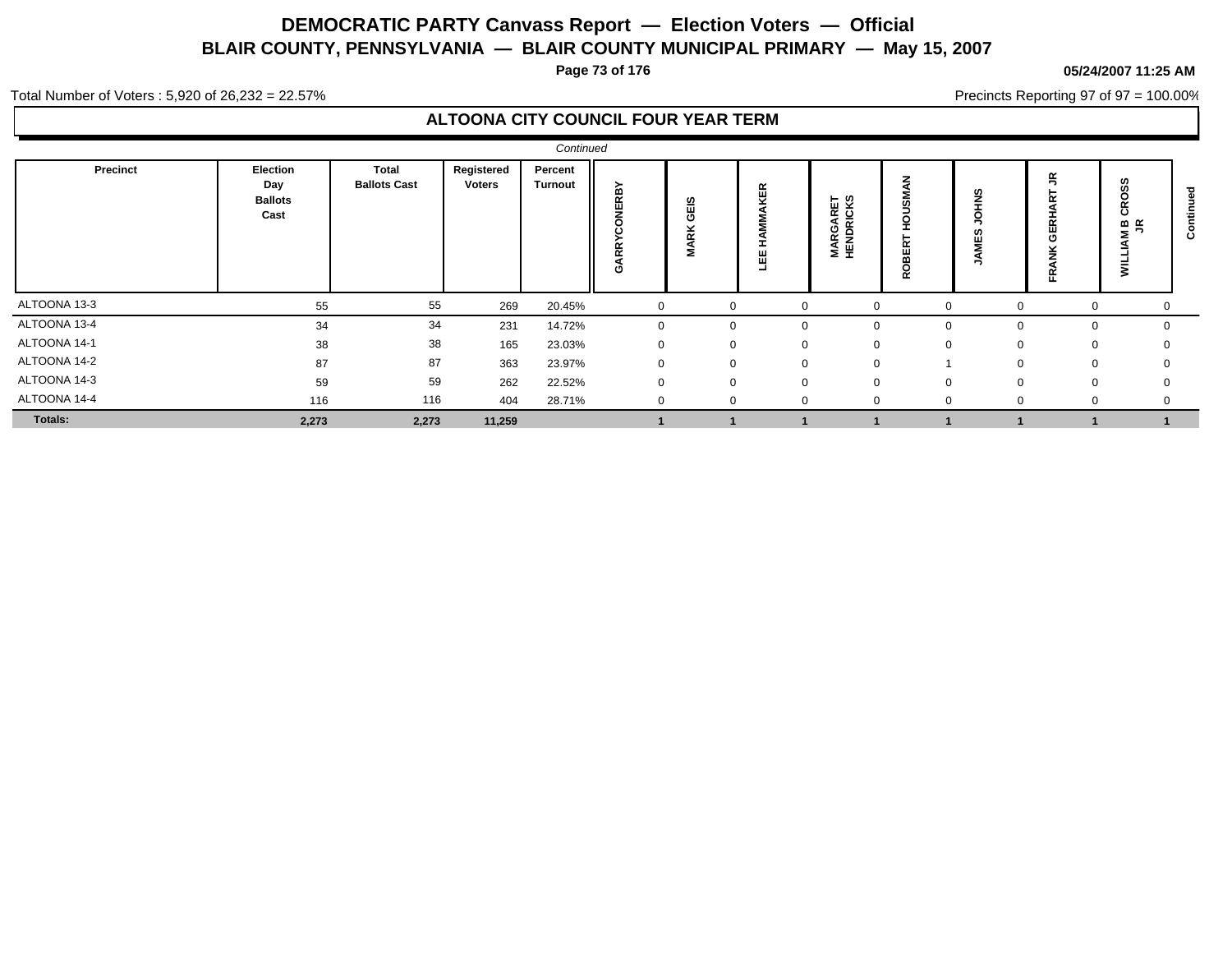# DEMOCRATIC PARTY Canvass Report — Election Voters — Official

## BLAIR COUNTY, PENNSYLVANIA — BLAIR COUNTY MUNICIPAL PRIMARY — May 15, 2007

05/24/2007 11:25 AM

Total Number of Voters : 5,920 of 26,232 = 22.57%

Precincts Reporting 97 of 97 = 100.00%

### ALTOONA CITY COUNCIL FOUR YEAR TERM

*Continued*

| Precinct | Election Day Ballots Cast | Total Ballots Cast | Registered Voters | Percent Turnout | GARRYCONERBY | MARK GEIS | LEE HAMMAKER | MARGARET HENDRICKS | ROBERT HOUSMAN | JAMES JOHNS | FRANK GERHART JR | WILLIAM B CROSS JR | Continued |
|---|---|---|---|---|---|---|---|---|---|---|---|---|---|
| ALTOONA 13-3 | 55 | 55 | 269 | 20.45% | 0 | 0 | 0 | 0 | 0 | 0 | 0 | 0 | |
| ALTOONA 13-4 | 34 | 34 | 231 | 14.72% | 0 | 0 | 0 | 0 | 0 | 0 | 0 | 0 | |
| ALTOONA 14-1 | 38 | 38 | 165 | 23.03% | 0 | 0 | 0 | 0 | 0 | 0 | 0 | 0 | |
| ALTOONA 14-2 | 87 | 87 | 363 | 23.97% | 0 | 0 | 0 | 0 | 1 | 0 | 0 | 0 | |
| ALTOONA 14-3 | 59 | 59 | 262 | 22.52% | 0 | 0 | 0 | 0 | 0 | 0 | 0 | 0 | |
| ALTOONA 14-4 | 116 | 116 | 404 | 28.71% | 0 | 0 | 0 | 0 | 0 | 0 | 0 | 0 | |
| **Totals:** | **2,273** | **2,273** | **11,259** | | **1** | **1** | **1** | **1** | **1** | **1** | **1** | **1** | |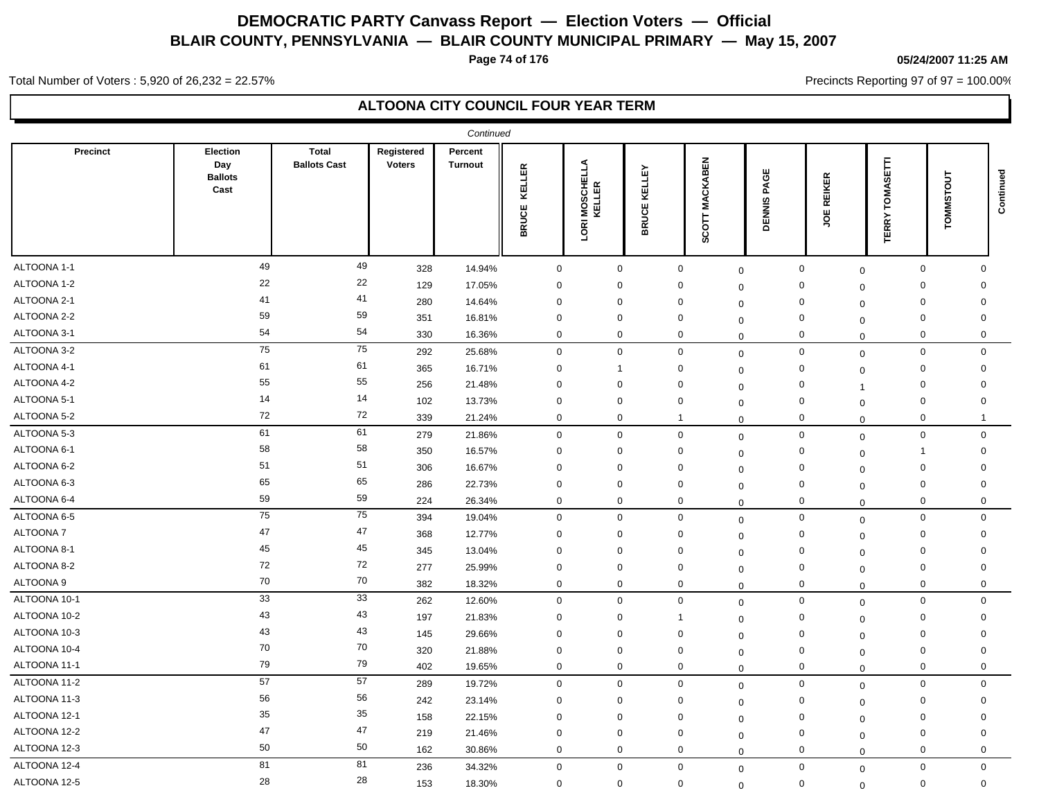# DEMOCRATIC PARTY Canvass Report — Election Voters — Official

## BLAIR COUNTY, PENNSYLVANIA — BLAIR COUNTY MUNICIPAL PRIMARY — May 15, 2007

05/24/2007 11:25 AM

Total Number of Voters : 5,920 of 26,232 = 22.57%

Precincts Reporting 97 of 97 = 100.00%

### ALTOONA CITY COUNCIL FOUR YEAR TERM

*Continued*

| Precinct | Election Day Ballots Cast | Total Ballots Cast | Registered Voters | Percent Turnout | BRUCE KELLER | LORI MOSCHELLA KELLER | BRUCE KELLEY | SCOTT MACKABEN | DENNIS PAGE | JOE REIKER | TERRY TOMASETTI | TOMMSTOUT | Continued |
|---|---|---|---|---|---|---|---|---|---|---|---|---|---|
| ALTOONA 1-1 | 49 | 49 | 328 | 14.94% | 0 | 0 | 0 | 0 | 0 | 0 | 0 | 0 | |
| ALTOONA 1-2 | 22 | 22 | 129 | 17.05% | 0 | 0 | 0 | 0 | 0 | 0 | 0 | 0 | |
| ALTOONA 2-1 | 41 | 41 | 280 | 14.64% | 0 | 0 | 0 | 0 | 0 | 0 | 0 | 0 | |
| ALTOONA 2-2 | 59 | 59 | 351 | 16.81% | 0 | 0 | 0 | 0 | 0 | 0 | 0 | 0 | |
| ALTOONA 3-1 | 54 | 54 | 330 | 16.36% | 0 | 0 | 0 | 0 | 0 | 0 | 0 | 0 | |
| ALTOONA 3-2 | 75 | 75 | 292 | 25.68% | 0 | 0 | 0 | 0 | 0 | 0 | 0 | 0 | |
| ALTOONA 4-1 | 61 | 61 | 365 | 16.71% | 0 | 1 | 0 | 0 | 0 | 0 | 0 | 0 | |
| ALTOONA 4-2 | 55 | 55 | 256 | 21.48% | 0 | 0 | 0 | 0 | 0 | 1 | 0 | 0 | |
| ALTOONA 5-1 | 14 | 14 | 102 | 13.73% | 0 | 0 | 0 | 0 | 0 | 0 | 0 | 0 | |
| ALTOONA 5-2 | 72 | 72 | 339 | 21.24% | 0 | 0 | 1 | 0 | 0 | 0 | 0 | 1 | |
| ALTOONA 5-3 | 61 | 61 | 279 | 21.86% | 0 | 0 | 0 | 0 | 0 | 0 | 0 | 0 | |
| ALTOONA 6-1 | 58 | 58 | 350 | 16.57% | 0 | 0 | 0 | 0 | 0 | 0 | 1 | 0 | |
| ALTOONA 6-2 | 51 | 51 | 306 | 16.67% | 0 | 0 | 0 | 0 | 0 | 0 | 0 | 0 | |
| ALTOONA 6-3 | 65 | 65 | 286 | 22.73% | 0 | 0 | 0 | 0 | 0 | 0 | 0 | 0 | |
| ALTOONA 6-4 | 59 | 59 | 224 | 26.34% | 0 | 0 | 0 | 0 | 0 | 0 | 0 | 0 | |
| ALTOONA 6-5 | 75 | 75 | 394 | 19.04% | 0 | 0 | 0 | 0 | 0 | 0 | 0 | 0 | |
| ALTOONA 7 | 47 | 47 | 368 | 12.77% | 0 | 0 | 0 | 0 | 0 | 0 | 0 | 0 | |
| ALTOONA 8-1 | 45 | 45 | 345 | 13.04% | 0 | 0 | 0 | 0 | 0 | 0 | 0 | 0 | |
| ALTOONA 8-2 | 72 | 72 | 277 | 25.99% | 0 | 0 | 0 | 0 | 0 | 0 | 0 | 0 | |
| ALTOONA 9 | 70 | 70 | 382 | 18.32% | 0 | 0 | 0 | 0 | 0 | 0 | 0 | 0 | |
| ALTOONA 10-1 | 33 | 33 | 262 | 12.60% | 0 | 0 | 0 | 0 | 0 | 0 | 0 | 0 | |
| ALTOONA 10-2 | 43 | 43 | 197 | 21.83% | 0 | 0 | 1 | 0 | 0 | 0 | 0 | 0 | |
| ALTOONA 10-3 | 43 | 43 | 145 | 29.66% | 0 | 0 | 0 | 0 | 0 | 0 | 0 | 0 | |
| ALTOONA 10-4 | 70 | 70 | 320 | 21.88% | 0 | 0 | 0 | 0 | 0 | 0 | 0 | 0 | |
| ALTOONA 11-1 | 79 | 79 | 402 | 19.65% | 0 | 0 | 0 | 0 | 0 | 0 | 0 | 0 | |
| ALTOONA 11-2 | 57 | 57 | 289 | 19.72% | 0 | 0 | 0 | 0 | 0 | 0 | 0 | 0 | |
| ALTOONA 11-3 | 56 | 56 | 242 | 23.14% | 0 | 0 | 0 | 0 | 0 | 0 | 0 | 0 | |
| ALTOONA 12-1 | 35 | 35 | 158 | 22.15% | 0 | 0 | 0 | 0 | 0 | 0 | 0 | 0 | |
| ALTOONA 12-2 | 47 | 47 | 219 | 21.46% | 0 | 0 | 0 | 0 | 0 | 0 | 0 | 0 | |
| ALTOONA 12-3 | 50 | 50 | 162 | 30.86% | 0 | 0 | 0 | 0 | 0 | 0 | 0 | 0 | |
| ALTOONA 12-4 | 81 | 81 | 236 | 34.32% | 0 | 0 | 0 | 0 | 0 | 0 | 0 | 0 | |
| ALTOONA 12-5 | 28 | 28 | 153 | 18.30% | 0 | 0 | 0 | 0 | 0 | 0 | 0 | 0 | |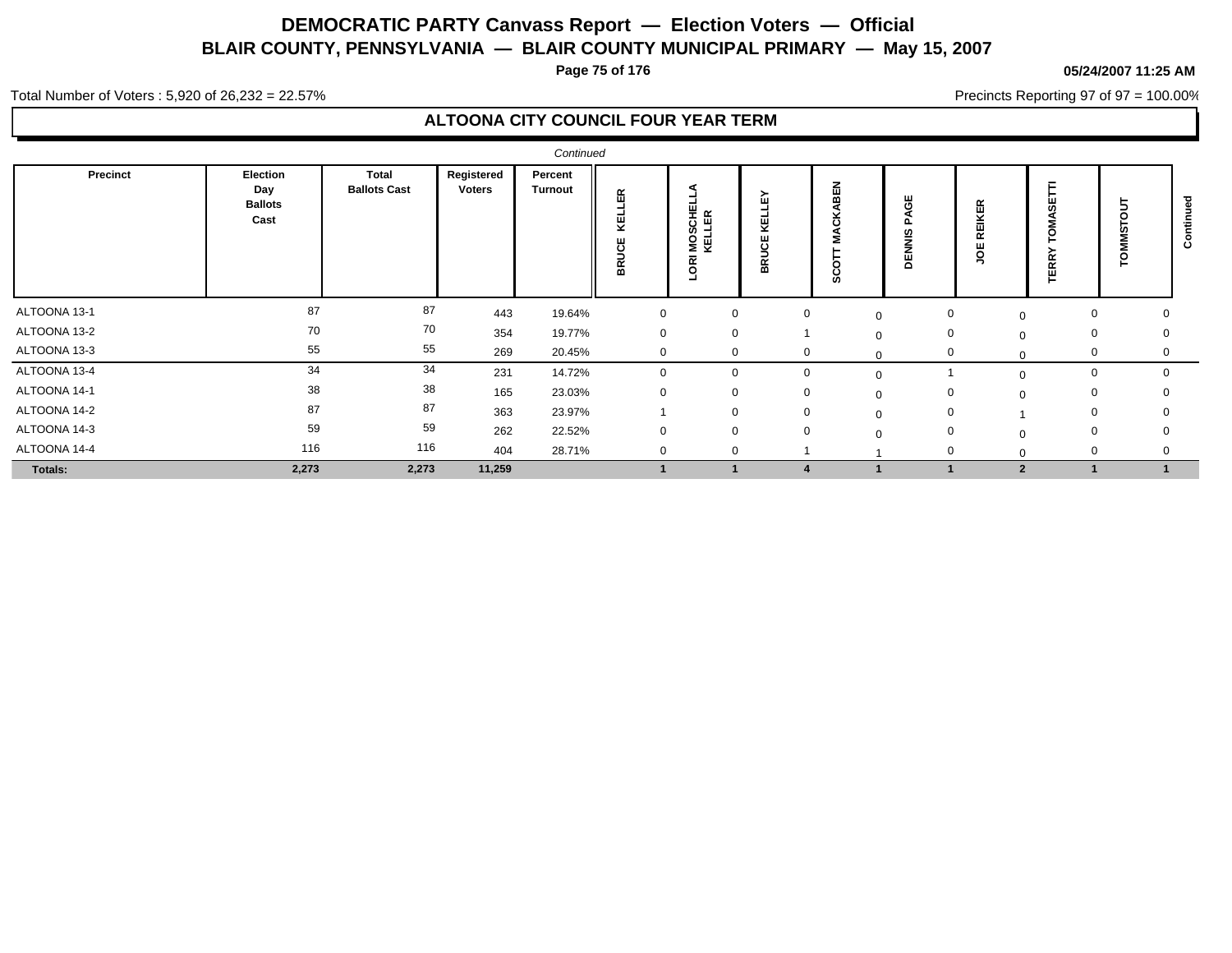# DEMOCRATIC PARTY Canvass Report — Election Voters — Official

## BLAIR COUNTY, PENNSYLVANIA — BLAIR COUNTY MUNICIPAL PRIMARY — May 15, 2007

**05/24/2007 11:25 AM**

Total Number of Voters : 5,920 of 26,232 = 22.57%

Precincts Reporting 97 of 97 = 100.00%

### ALTOONA CITY COUNCIL FOUR YEAR TERM

*Continued*

| Precinct | Election Day Ballots Cast | Total Ballots Cast | Registered Voters | Percent Turnout | BRUCE KELLER | LORI MOSCHELLA KELLER | BRUCE KELLEY | SCOTT MACKABEN | DENNIS PAGE | JOE REIKER | TERRY TOMASETTI | TOMMSTOUT | Continued |
|---|---|---|---|---|---|---|---|---|---|---|---|---|---|
| ALTOONA 13-1 | 87 | 87 | 443 | 19.64% | 0 | 0 | 0 | 0 | 0 | 0 | 0 | 0 | |
| ALTOONA 13-2 | 70 | 70 | 354 | 19.77% | 0 | 0 | 1 | 0 | 0 | 0 | 0 | 0 | |
| ALTOONA 13-3 | 55 | 55 | 269 | 20.45% | 0 | 0 | 0 | 0 | 0 | 0 | 0 | 0 | |
| ALTOONA 13-4 | 34 | 34 | 231 | 14.72% | 0 | 0 | 0 | 0 | 1 | 0 | 0 | 0 | |
| ALTOONA 14-1 | 38 | 38 | 165 | 23.03% | 0 | 0 | 0 | 0 | 0 | 0 | 0 | 0 | |
| ALTOONA 14-2 | 87 | 87 | 363 | 23.97% | 1 | 0 | 0 | 0 | 0 | 1 | 0 | 0 | |
| ALTOONA 14-3 | 59 | 59 | 262 | 22.52% | 0 | 0 | 0 | 0 | 0 | 0 | 0 | 0 | |
| ALTOONA 14-4 | 116 | 116 | 404 | 28.71% | 0 | 0 | 1 | 1 | 0 | 0 | 0 | 0 | |
| **Totals:** | **2,273** | **2,273** | **11,259** | | **1** | **1** | **4** | **1** | **1** | **2** | **1** | **1** | |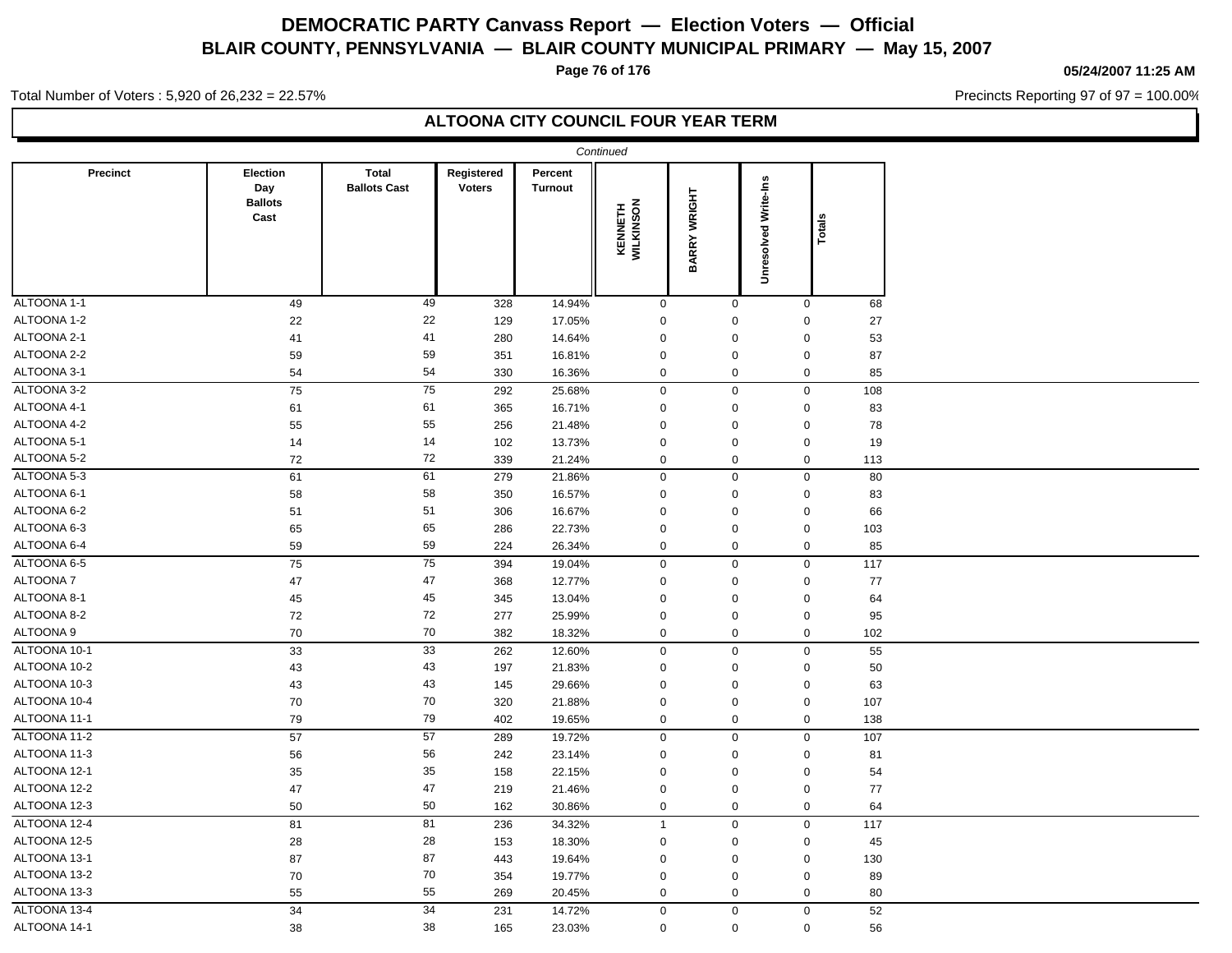# DEMOCRATIC PARTY Canvass Report — Election Voters — Official
## BLAIR COUNTY, PENNSYLVANIA — BLAIR COUNTY MUNICIPAL PRIMARY — May 15, 2007

05/24/2007 11:25 AM

Total Number of Voters : 5,920 of 26,232 = 22.57%

Precincts Reporting 97 of 97 = 100.00%

### ALTOONA CITY COUNCIL FOUR YEAR TERM

*Continued*

| Precinct | Election Day Ballots Cast | Total Ballots Cast | Registered Voters | Percent Turnout | KENNETH WILKINSON | BARRY WRIGHT | Unresolved Write-Ins | Totals |
|---|---|---|---|---|---|---|---|---|
| ALTOONA 1-1 | 49 | 49 | 328 | 14.94% | 0 | 0 | 0 | 68 |
| ALTOONA 1-2 | 22 | 22 | 129 | 17.05% | 0 | 0 | 0 | 27 |
| ALTOONA 2-1 | 41 | 41 | 280 | 14.64% | 0 | 0 | 0 | 53 |
| ALTOONA 2-2 | 59 | 59 | 351 | 16.81% | 0 | 0 | 0 | 87 |
| ALTOONA 3-1 | 54 | 54 | 330 | 16.36% | 0 | 0 | 0 | 85 |
| ALTOONA 3-2 | 75 | 75 | 292 | 25.68% | 0 | 0 | 0 | 108 |
| ALTOONA 4-1 | 61 | 61 | 365 | 16.71% | 0 | 0 | 0 | 83 |
| ALTOONA 4-2 | 55 | 55 | 256 | 21.48% | 0 | 0 | 0 | 78 |
| ALTOONA 5-1 | 14 | 14 | 102 | 13.73% | 0 | 0 | 0 | 19 |
| ALTOONA 5-2 | 72 | 72 | 339 | 21.24% | 0 | 0 | 0 | 113 |
| ALTOONA 5-3 | 61 | 61 | 279 | 21.86% | 0 | 0 | 0 | 80 |
| ALTOONA 6-1 | 58 | 58 | 350 | 16.57% | 0 | 0 | 0 | 83 |
| ALTOONA 6-2 | 51 | 51 | 306 | 16.67% | 0 | 0 | 0 | 66 |
| ALTOONA 6-3 | 65 | 65 | 286 | 22.73% | 0 | 0 | 0 | 103 |
| ALTOONA 6-4 | 59 | 59 | 224 | 26.34% | 0 | 0 | 0 | 85 |
| ALTOONA 6-5 | 75 | 75 | 394 | 19.04% | 0 | 0 | 0 | 117 |
| ALTOONA 7 | 47 | 47 | 368 | 12.77% | 0 | 0 | 0 | 77 |
| ALTOONA 8-1 | 45 | 45 | 345 | 13.04% | 0 | 0 | 0 | 64 |
| ALTOONA 8-2 | 72 | 72 | 277 | 25.99% | 0 | 0 | 0 | 95 |
| ALTOONA 9 | 70 | 70 | 382 | 18.32% | 0 | 0 | 0 | 102 |
| ALTOONA 10-1 | 33 | 33 | 262 | 12.60% | 0 | 0 | 0 | 55 |
| ALTOONA 10-2 | 43 | 43 | 197 | 21.83% | 0 | 0 | 0 | 50 |
| ALTOONA 10-3 | 43 | 43 | 145 | 29.66% | 0 | 0 | 0 | 63 |
| ALTOONA 10-4 | 70 | 70 | 320 | 21.88% | 0 | 0 | 0 | 107 |
| ALTOONA 11-1 | 79 | 79 | 402 | 19.65% | 0 | 0 | 0 | 138 |
| ALTOONA 11-2 | 57 | 57 | 289 | 19.72% | 0 | 0 | 0 | 107 |
| ALTOONA 11-3 | 56 | 56 | 242 | 23.14% | 0 | 0 | 0 | 81 |
| ALTOONA 12-1 | 35 | 35 | 158 | 22.15% | 0 | 0 | 0 | 54 |
| ALTOONA 12-2 | 47 | 47 | 219 | 21.46% | 0 | 0 | 0 | 77 |
| ALTOONA 12-3 | 50 | 50 | 162 | 30.86% | 0 | 0 | 0 | 64 |
| ALTOONA 12-4 | 81 | 81 | 236 | 34.32% | 1 | 0 | 0 | 117 |
| ALTOONA 12-5 | 28 | 28 | 153 | 18.30% | 0 | 0 | 0 | 45 |
| ALTOONA 13-1 | 87 | 87 | 443 | 19.64% | 0 | 0 | 0 | 130 |
| ALTOONA 13-2 | 70 | 70 | 354 | 19.77% | 0 | 0 | 0 | 89 |
| ALTOONA 13-3 | 55 | 55 | 269 | 20.45% | 0 | 0 | 0 | 80 |
| ALTOONA 13-4 | 34 | 34 | 231 | 14.72% | 0 | 0 | 0 | 52 |
| ALTOONA 14-1 | 38 | 38 | 165 | 23.03% | 0 | 0 | 0 | 56 |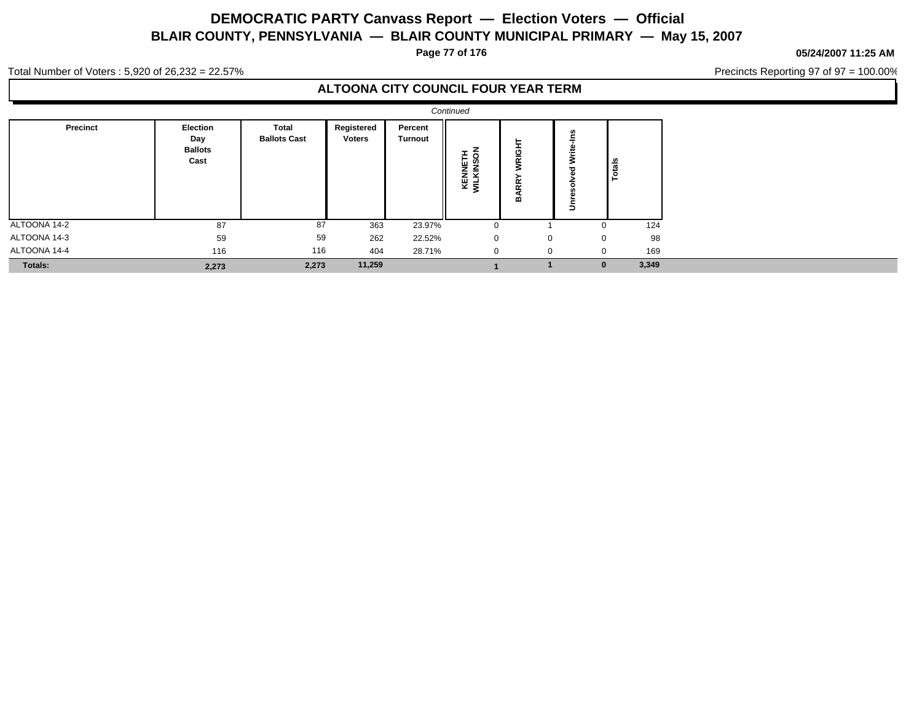# DEMOCRATIC PARTY Canvass Report — Election Voters — Official
## BLAIR COUNTY, PENNSYLVANIA — BLAIR COUNTY MUNICIPAL PRIMARY — May 15, 2007

**05/24/2007 11:25 AM**

Total Number of Voters : 5,920 of 26,232 = 22.57%

Precincts Reporting 97 of 97 = 100.00%

### ALTOONA CITY COUNCIL FOUR YEAR TERM

*Continued*

| Precinct | Election Day Ballots Cast | Total Ballots Cast | Registered Voters | Percent Turnout | KENNETH WILKINSON | BARRY WRIGHT | Unresolved Write-Ins | Totals |
|---|---|---|---|---|---|---|---|---|
| ALTOONA 14-2 | 87 | 87 | 363 | 23.97% | 0 | 1 | 0 | 124 |
| ALTOONA 14-3 | 59 | 59 | 262 | 22.52% | 0 | 0 | 0 | 98 |
| ALTOONA 14-4 | 116 | 116 | 404 | 28.71% | 0 | 0 | 0 | 169 |
| **Totals:** | **2,273** | **2,273** | **11,259** | | **1** | **1** | **0** | **3,349** |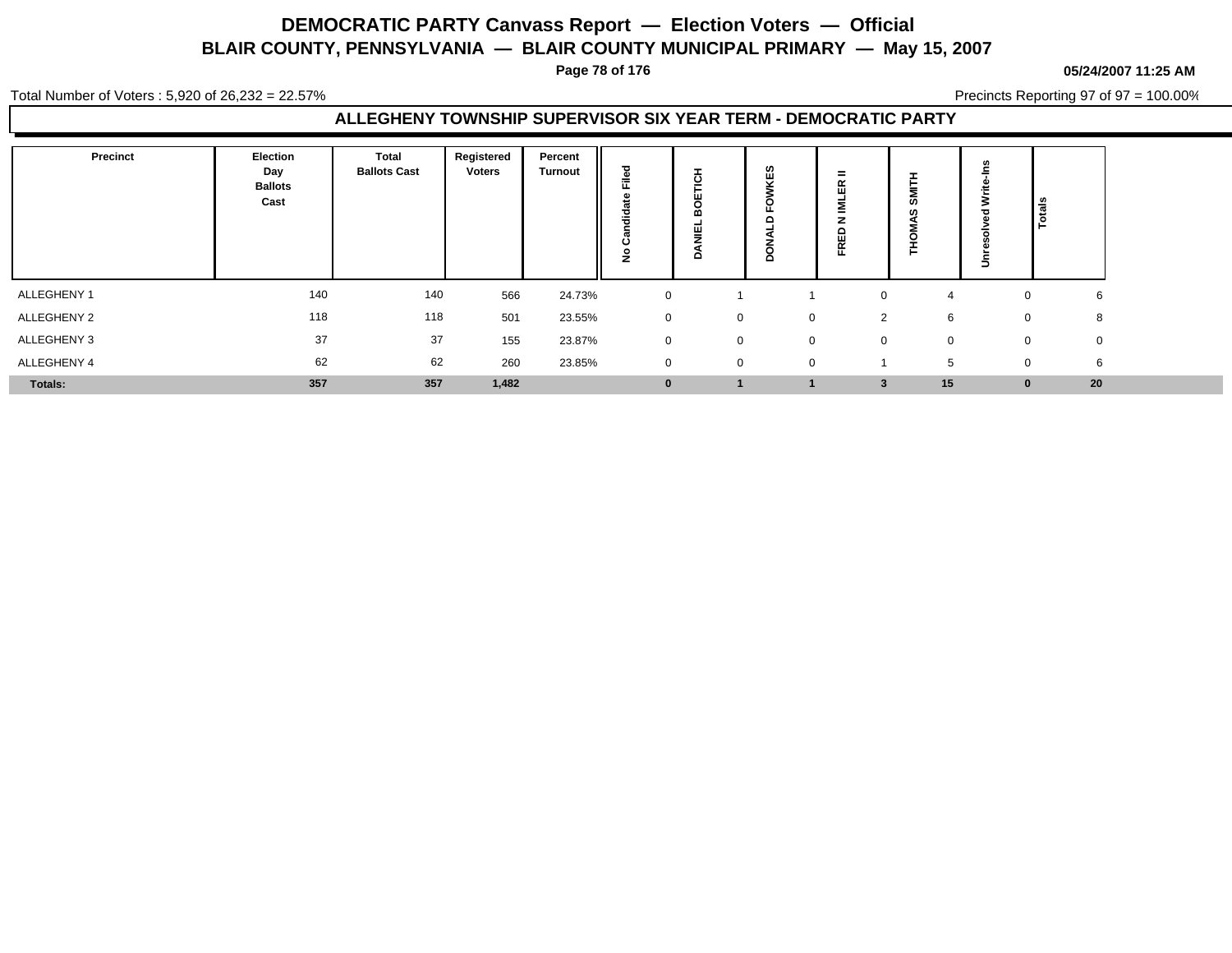# DEMOCRATIC PARTY Canvass Report — Election Voters — Official

## BLAIR COUNTY, PENNSYLVANIA — BLAIR COUNTY MUNICIPAL PRIMARY — May 15, 2007

05/24/2007 11:25 AM

Total Number of Voters : 5,920 of 26,232 = 22.57%

Precincts Reporting 97 of 97 = 100.00%

### ALLEGHENY TOWNSHIP SUPERVISOR SIX YEAR TERM - DEMOCRATIC PARTY

| Precinct | Election Day Ballots Cast | Total Ballots Cast | Registered Voters | Percent Turnout | No Candidate Filed | DANIEL BOETICH | DONALD FOWKES | FRED N IMLER II | THOMAS SMITH | Unresolved Write-Ins | Totals |
|---|---|---|---|---|---|---|---|---|---|---|---|
| ALLEGHENY 1 | 140 | 140 | 566 | 24.73% | 0 | 1 | 1 | 0 | 4 | 0 | 6 |
| ALLEGHENY 2 | 118 | 118 | 501 | 23.55% | 0 | 0 | 0 | 2 | 6 | 0 | 8 |
| ALLEGHENY 3 | 37 | 37 | 155 | 23.87% | 0 | 0 | 0 | 0 | 0 | 0 | 0 |
| ALLEGHENY 4 | 62 | 62 | 260 | 23.85% | 0 | 0 | 0 | 1 | 5 | 0 | 6 |
| **Totals:** | **357** | **357** | **1,482** | | **0** | **1** | **1** | **3** | **15** | **0** | **20** |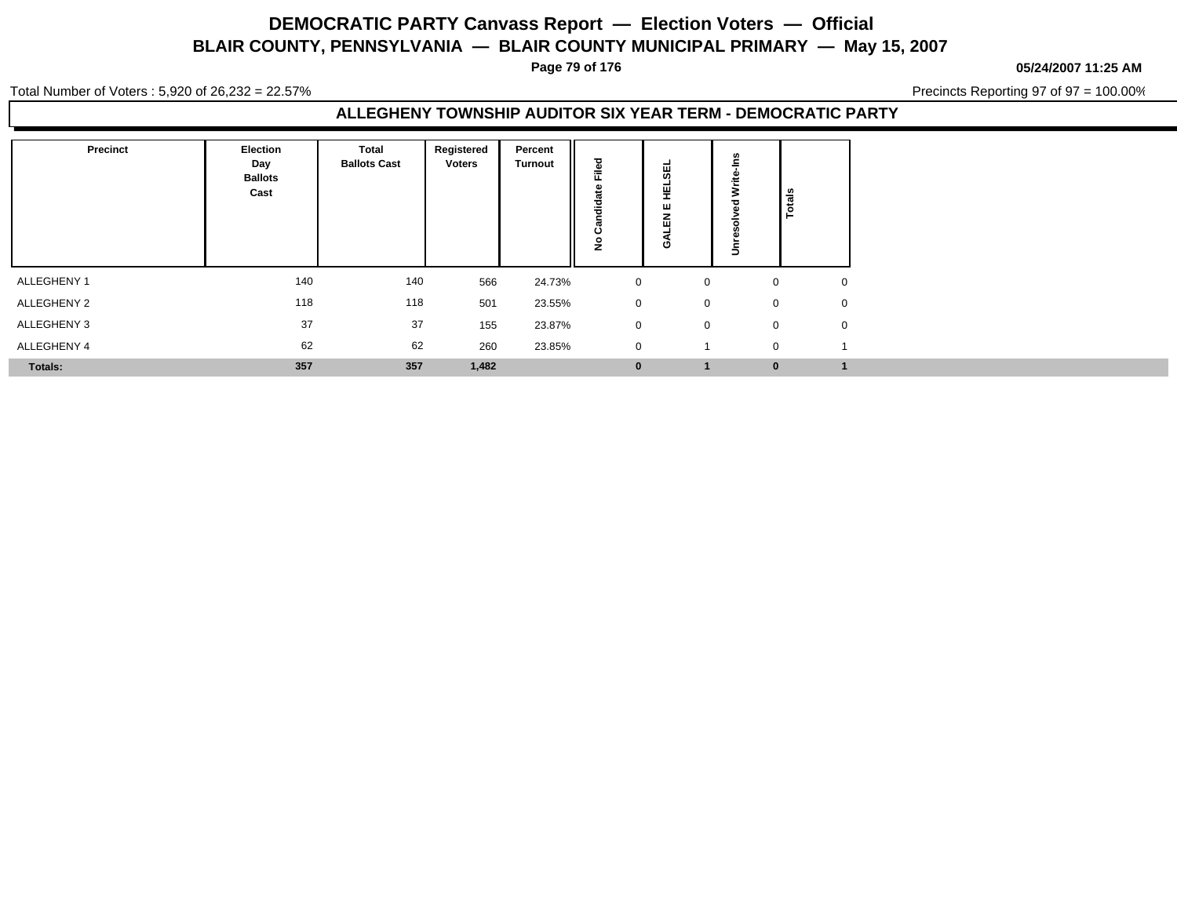# DEMOCRATIC PARTY Canvass Report — Election Voters — Official

## BLAIR COUNTY, PENNSYLVANIA — BLAIR COUNTY MUNICIPAL PRIMARY — May 15, 2007

05/24/2007 11:25 AM

Total Number of Voters : 5,920 of 26,232 = 22.57%

Precincts Reporting 97 of 97 = 100.00%

### ALLEGHENY TOWNSHIP AUDITOR SIX YEAR TERM - DEMOCRATIC PARTY

| Precinct | Election Day Ballots Cast | Total Ballots Cast | Registered Voters | Percent Turnout | No Candidate Filed | GALEN E HELSEL | Unresolved Write-Ins | Totals |
|---|---|---|---|---|---|---|---|---|
| ALLEGHENY 1 | 140 | 140 | 566 | 24.73% | 0 | 0 | 0 | 0 |
| ALLEGHENY 2 | 118 | 118 | 501 | 23.55% | 0 | 0 | 0 | 0 |
| ALLEGHENY 3 | 37 | 37 | 155 | 23.87% | 0 | 0 | 0 | 0 |
| ALLEGHENY 4 | 62 | 62 | 260 | 23.85% | 0 | 1 | 0 | 1 |
| **Totals:** | **357** | **357** | **1,482** | | **0** | **1** | **0** | **1** |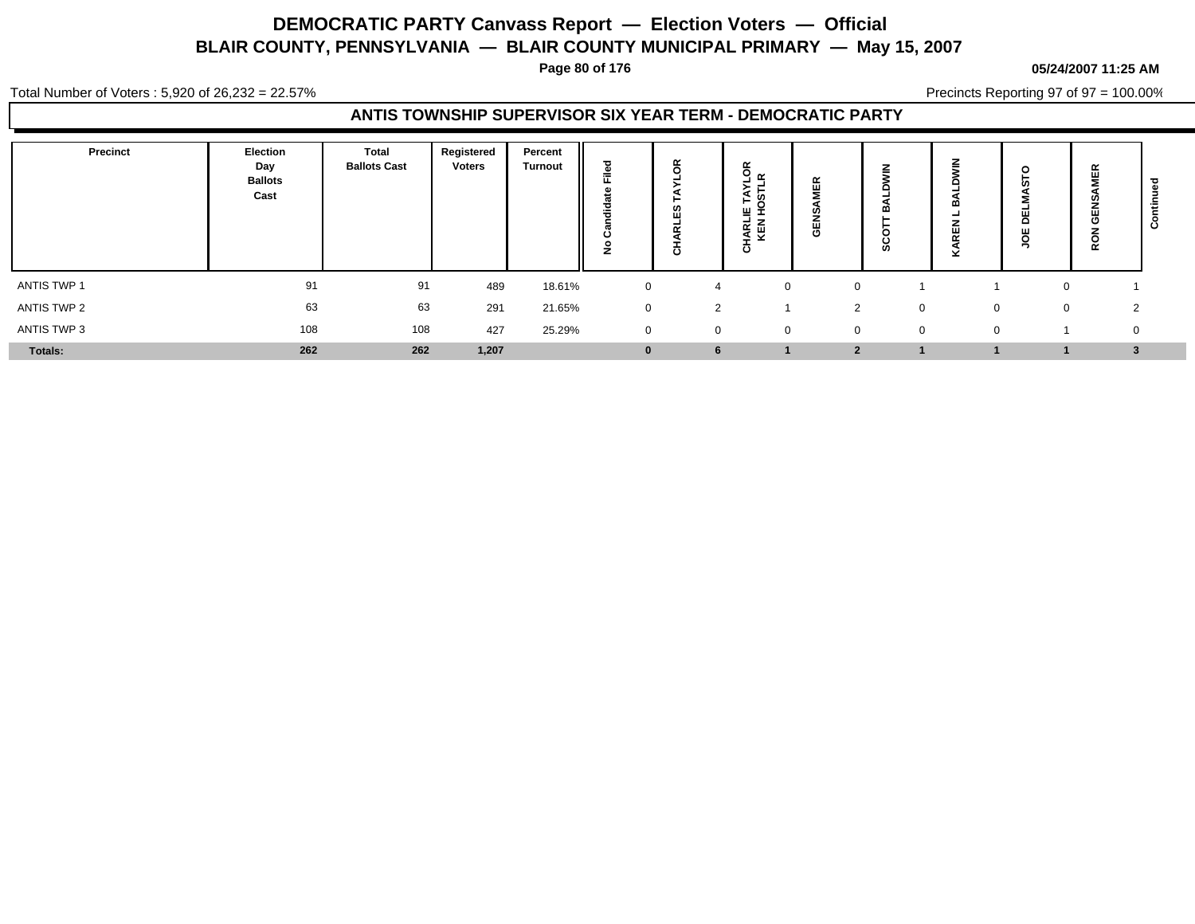# DEMOCRATIC PARTY Canvass Report — Election Voters — Official

## BLAIR COUNTY, PENNSYLVANIA — BLAIR COUNTY MUNICIPAL PRIMARY — May 15, 2007

05/24/2007 11:25 AM

Total Number of Voters : 5,920 of 26,232 = 22.57%

Precincts Reporting 97 of 97 = 100.00%

### ANTIS TOWNSHIP SUPERVISOR SIX YEAR TERM - DEMOCRATIC PARTY

| Precinct | Election Day Ballots Cast | Total Ballots Cast | Registered Voters | Percent Turnout | No Candidate Filed | CHARLES TAYLOR | CHARLIE TAYLOR KEN HOSTLR | GENSAMER | SCOTT BALDWIN | KAREN L BALDWIN | JOE DELMASTO | RON GENSAMER | Continued |
|---|---|---|---|---|---|---|---|---|---|---|---|---|---|
| ANTIS TWP 1 | 91 | 91 | 489 | 18.61% | 0 | 4 | 0 | 0 | 1 | 1 | 0 | 1 | |
| ANTIS TWP 2 | 63 | 63 | 291 | 21.65% | 0 | 2 | 1 | 2 | 0 | 0 | 0 | 2 | |
| ANTIS TWP 3 | 108 | 108 | 427 | 25.29% | 0 | 0 | 0 | 0 | 0 | 0 | 1 | 0 | |
| **Totals:** | **262** | **262** | **1,207** | | **0** | **6** | **1** | **2** | **1** | **1** | **1** | **3** | |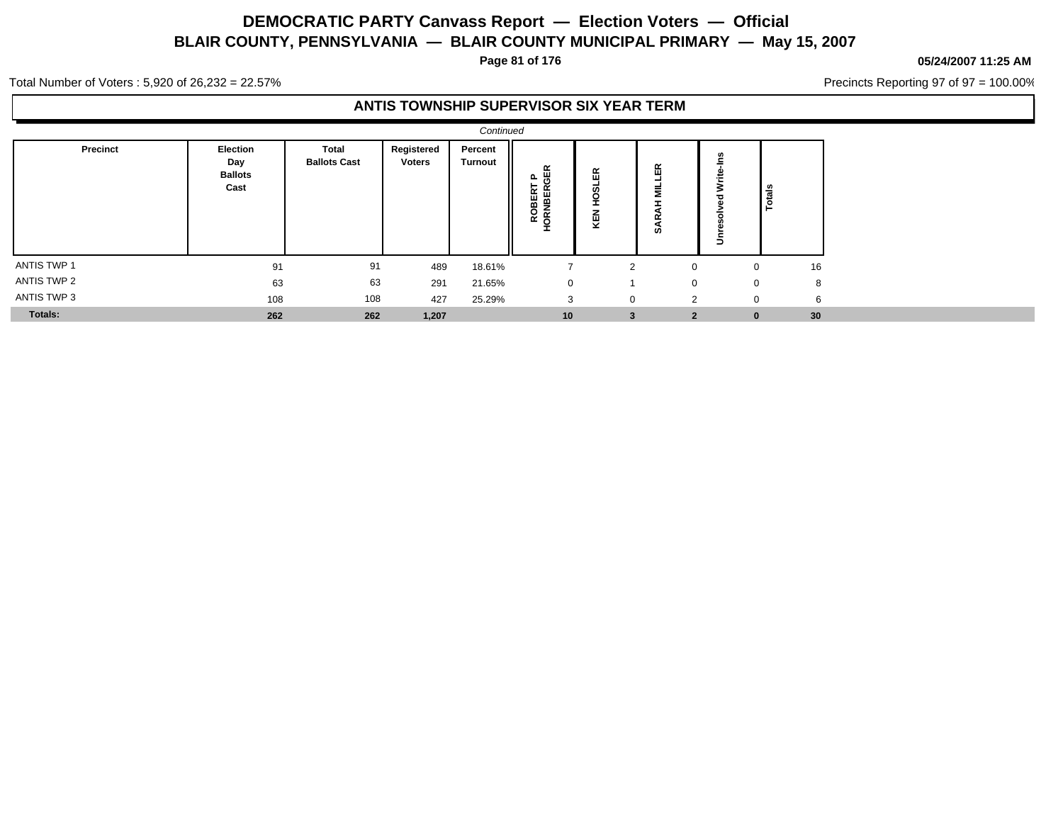# DEMOCRATIC PARTY Canvass Report — Election Voters — Official

## BLAIR COUNTY, PENNSYLVANIA — BLAIR COUNTY MUNICIPAL PRIMARY — May 15, 2007

**05/24/2007 11:25 AM**

Total Number of Voters : 5,920 of 26,232 = 22.57%

Precincts Reporting 97 of 97 = 100.00%

### ANTIS TOWNSHIP SUPERVISOR SIX YEAR TERM

*Continued*

| Precinct | Election Day Ballots Cast | Total Ballots Cast | Registered Voters | Percent Turnout | ROBERT P HORNBERGER | KEN HOSLER | SARAH MILLER | Unresolved Write-Ins | Totals |
|---|---|---|---|---|---|---|---|---|---|
| ANTIS TWP 1 | 91 | 91 | 489 | 18.61% | 7 | 2 | 0 | 0 | 16 |
| ANTIS TWP 2 | 63 | 63 | 291 | 21.65% | 0 | 1 | 0 | 0 | 8 |
| ANTIS TWP 3 | 108 | 108 | 427 | 25.29% | 3 | 0 | 2 | 0 | 6 |
| **Totals:** | **262** | **262** | **1,207** | | **10** | **3** | **2** | **0** | **30** |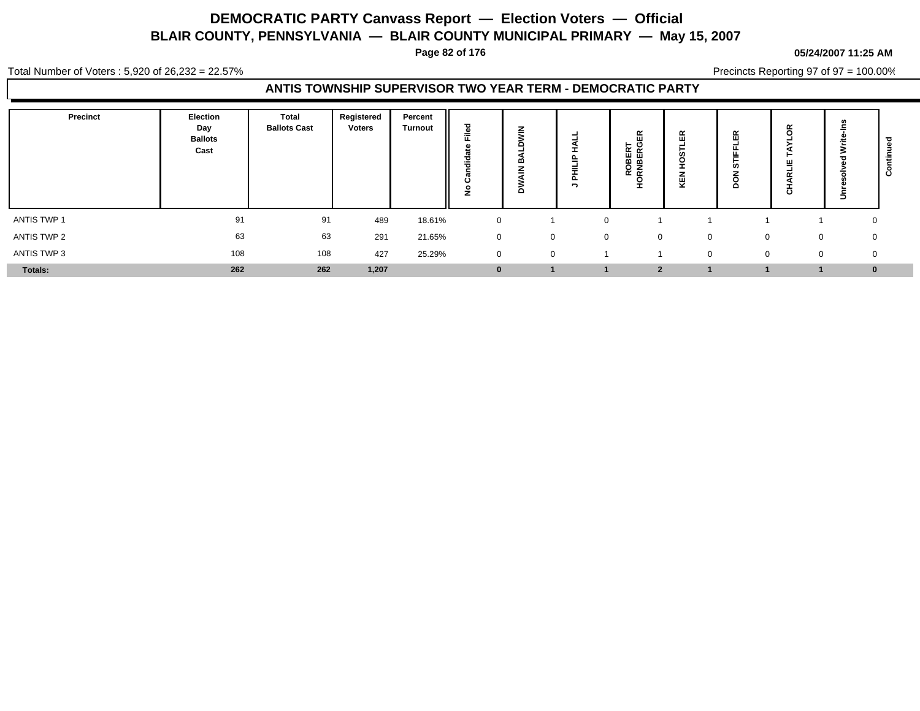# DEMOCRATIC PARTY Canvass Report — Election Voters — Official

## BLAIR COUNTY, PENNSYLVANIA — BLAIR COUNTY MUNICIPAL PRIMARY — May 15, 2007

05/24/2007 11:25 AM

Total Number of Voters : 5,920 of 26,232 = 22.57%

Precincts Reporting 97 of 97 = 100.00%

### ANTIS TOWNSHIP SUPERVISOR TWO YEAR TERM - DEMOCRATIC PARTY

| Precinct | Election Day Ballots Cast | Total Ballots Cast | Registered Voters | Percent Turnout | No Candidate Filed | DWAIN BALDWIN | J PHILIP HALL | ROBERT HORNBERGER | KEN HOSTLER | DON STIFFLER | CHARLIE TAYLOR | Unresolved Write-Ins | Continued |
|---|---|---|---|---|---|---|---|---|---|---|---|---|---|
| ANTIS TWP 1 | 91 | 91 | 489 | 18.61% | 0 | 1 | 0 | 1 | 1 | 1 | 1 | 0 | |
| ANTIS TWP 2 | 63 | 63 | 291 | 21.65% | 0 | 0 | 0 | 0 | 0 | 0 | 0 | 0 | |
| ANTIS TWP 3 | 108 | 108 | 427 | 25.29% | 0 | 0 | 1 | 1 | 0 | 0 | 0 | 0 | |
| **Totals:** | **262** | **262** | **1,207** | | **0** | **1** | **1** | **2** | **1** | **1** | **1** | **0** | |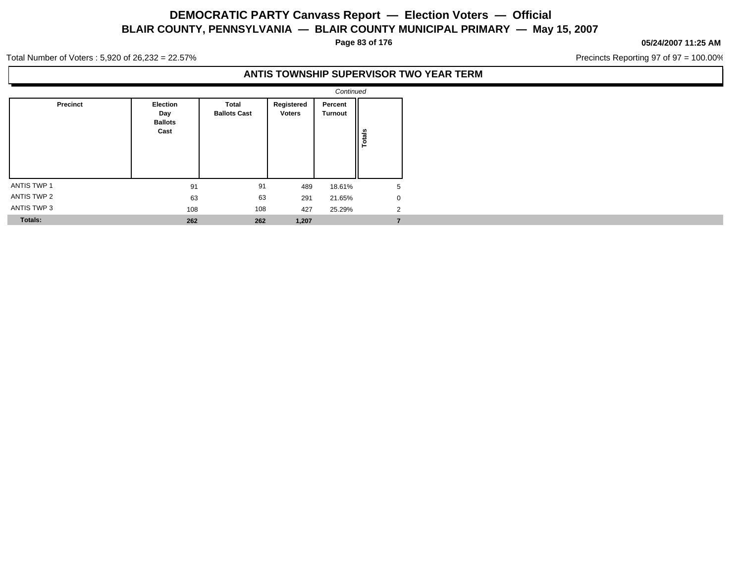# DEMOCRATIC PARTY Canvass Report — Election Voters — Official

## BLAIR COUNTY, PENNSYLVANIA — BLAIR COUNTY MUNICIPAL PRIMARY — May 15, 2007

05/24/2007 11:25 AM

Total Number of Voters : 5,920 of 26,232 = 22.57%

Precincts Reporting 97 of 97 = 100.00%

### ANTIS TOWNSHIP SUPERVISOR TWO YEAR TERM

*Continued*

| Precinct | Election Day Ballots Cast | Total Ballots Cast | Registered Voters | Percent Turnout | Totals |
|---|---|---|---|---|---|
| ANTIS TWP 1 | 91 | 91 | 489 | 18.61% | 5 |
| ANTIS TWP 2 | 63 | 63 | 291 | 21.65% | 0 |
| ANTIS TWP 3 | 108 | 108 | 427 | 25.29% | 2 |
| **Totals:** | **262** | **262** | **1,207** | | **7** |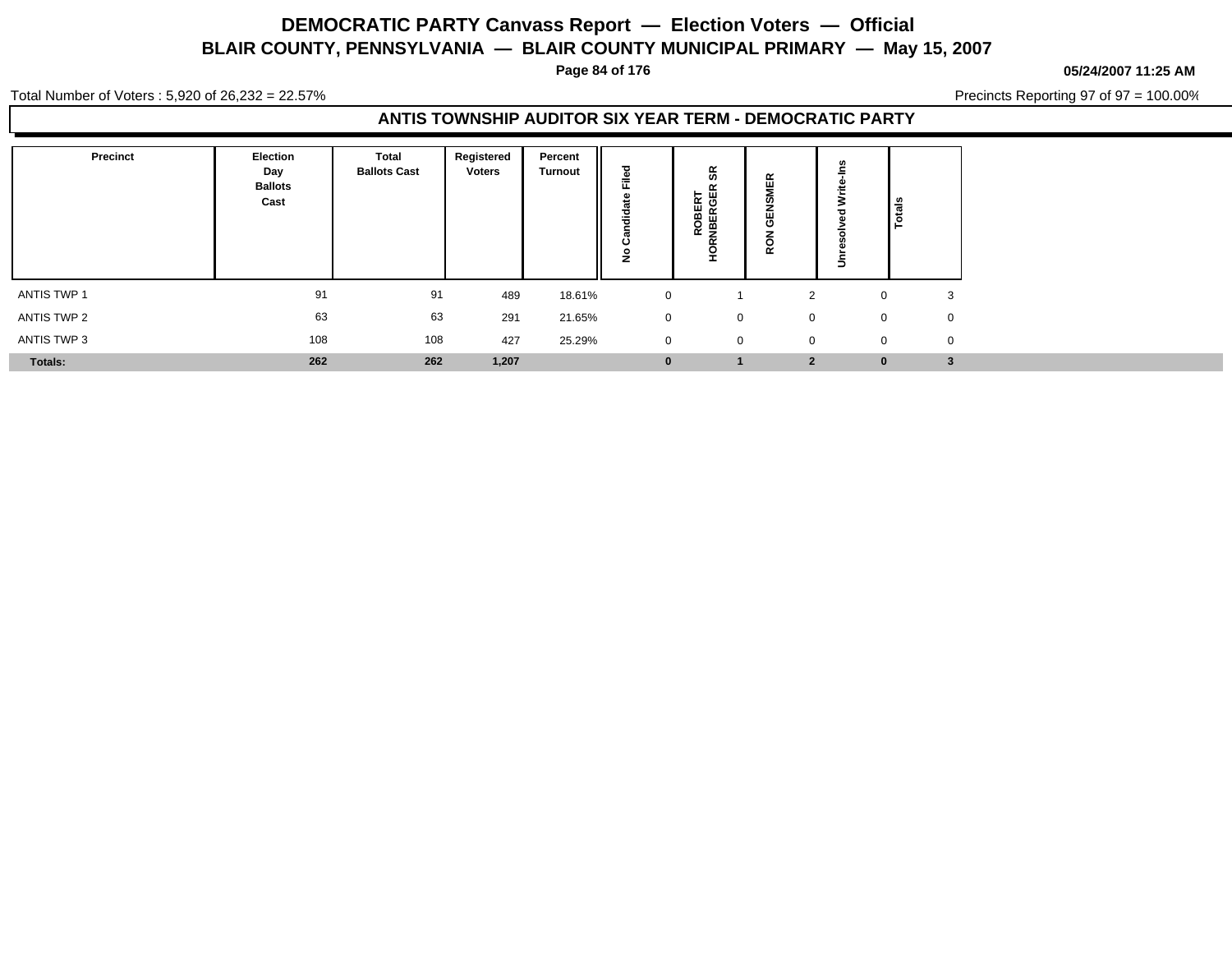# DEMOCRATIC PARTY Canvass Report — Election Voters — Official

## BLAIR COUNTY, PENNSYLVANIA — BLAIR COUNTY MUNICIPAL PRIMARY — May 15, 2007

**05/24/2007 11:25 AM**

Total Number of Voters : 5,920 of 26,232 = 22.57%

Precincts Reporting 97 of 97 = 100.00%

### ANTIS TOWNSHIP AUDITOR SIX YEAR TERM - DEMOCRATIC PARTY

| Precinct | Election Day Ballots Cast | Total Ballots Cast | Registered Voters | Percent Turnout | No Candidate Filed | ROBERT HORNBERGER SR | RON GENSMER | Unresolved Write-Ins | Totals |
|---|---|---|---|---|---|---|---|---|---|
| ANTIS TWP 1 | 91 | 91 | 489 | 18.61% | 0 | 1 | 2 | 0 | 3 |
| ANTIS TWP 2 | 63 | 63 | 291 | 21.65% | 0 | 0 | 0 | 0 | 0 |
| ANTIS TWP 3 | 108 | 108 | 427 | 25.29% | 0 | 0 | 0 | 0 | 0 |
| **Totals:** | **262** | **262** | **1,207** | | **0** | **1** | **2** | **0** | **3** |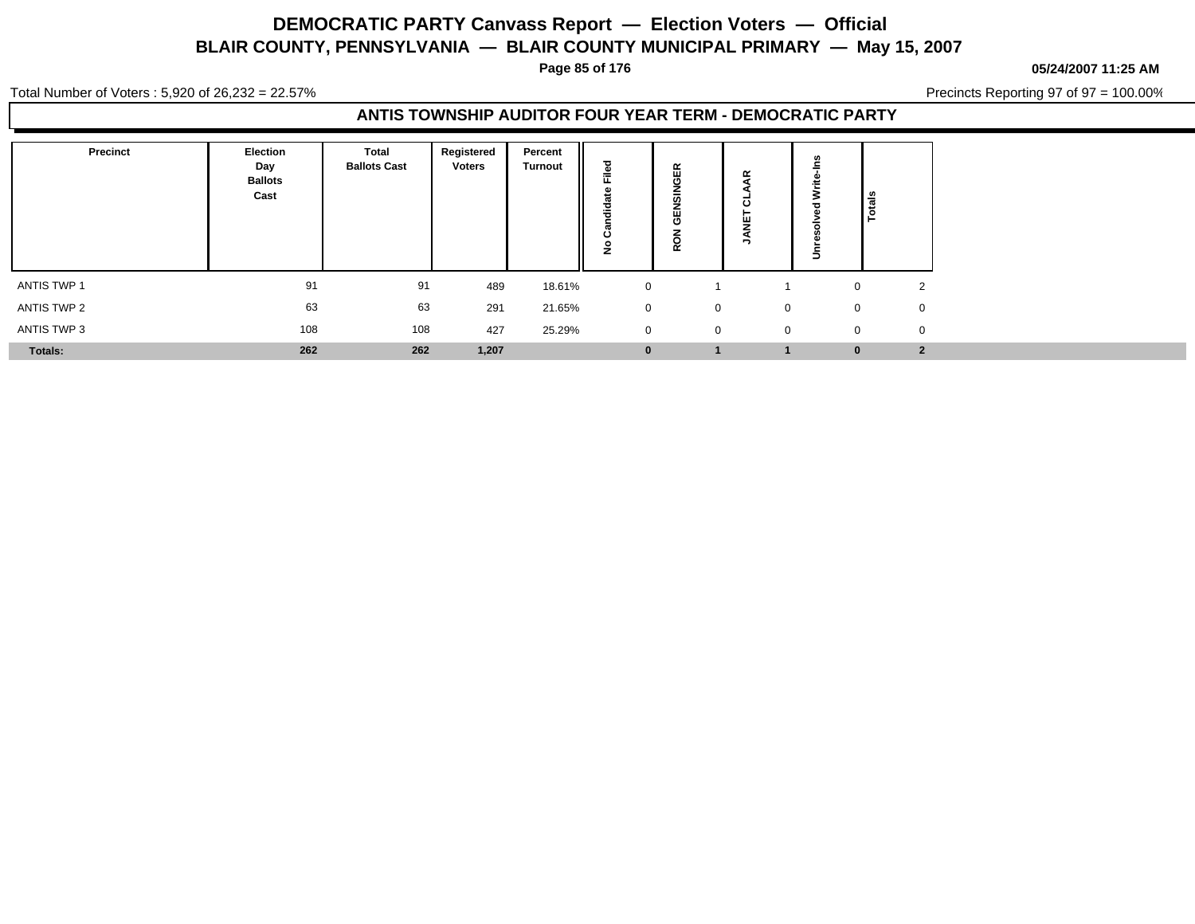# DEMOCRATIC PARTY Canvass Report — Election Voters — Official
## BLAIR COUNTY, PENNSYLVANIA — BLAIR COUNTY MUNICIPAL PRIMARY — May 15, 2007

05/24/2007 11:25 AM

Total Number of Voters : 5,920 of 26,232 = 22.57%

Precincts Reporting 97 of 97 = 100.00%

### ANTIS TOWNSHIP AUDITOR FOUR YEAR TERM - DEMOCRATIC PARTY

| Precinct | Election Day Ballots Cast | Total Ballots Cast | Registered Voters | Percent Turnout | No Candidate Filed | RON GENSINGER | JANET CLAAR | Unresolved Write-Ins | Totals |
|---|---|---|---|---|---|---|---|---|---|
| ANTIS TWP 1 | 91 | 91 | 489 | 18.61% | 0 | 1 | 1 | 0 | 2 |
| ANTIS TWP 2 | 63 | 63 | 291 | 21.65% | 0 | 0 | 0 | 0 | 0 |
| ANTIS TWP 3 | 108 | 108 | 427 | 25.29% | 0 | 0 | 0 | 0 | 0 |
| **Totals:** | **262** | **262** | **1,207** | | **0** | **1** | **1** | **0** | **2** |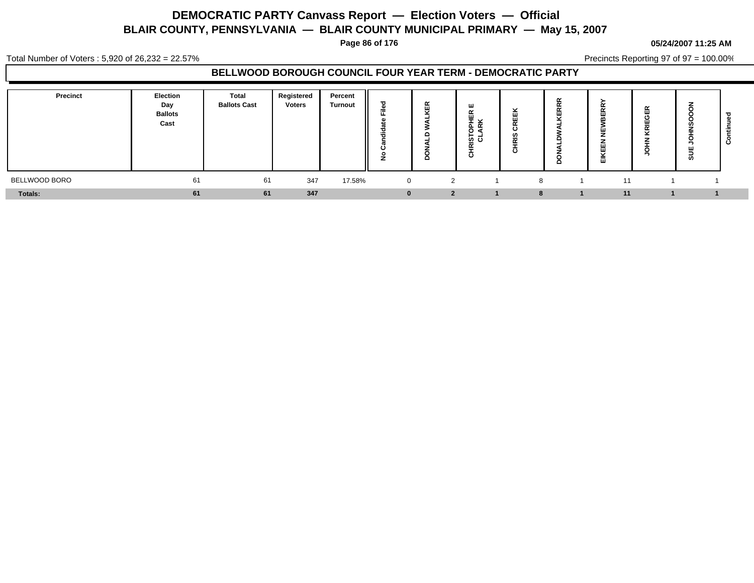# DEMOCRATIC PARTY Canvass Report — Election Voters — Official

## BLAIR COUNTY, PENNSYLVANIA — BLAIR COUNTY MUNICIPAL PRIMARY — May 15, 2007

05/24/2007 11:25 AM

Total Number of Voters : 5,920 of 26,232 = 22.57%

Precincts Reporting 97 of 97 = 100.00%

### BELLWOOD BOROUGH COUNCIL FOUR YEAR TERM - DEMOCRATIC PARTY

| Precinct | Election Day Ballots Cast | Total Ballots Cast | Registered Voters | Percent Turnout | No Candidate Filed | DONALD WALKER | CHRISTOPHER E CLARK | CHRIS CREEK | DONALDWALKERRR | EIKEEN NEWBERRY | JOHN KRIEGER | SUE JOHNSOOON | Continued |
|---|---|---|---|---|---|---|---|---|---|---|---|---|---|
| BELLWOOD BORO | 61 | 61 | 347 | 17.58% | 0 | 2 | 1 | 8 | 1 | 11 | 1 | 1 | |
| **Totals:** | **61** | **61** | **347** | | **0** | **2** | **1** | **8** | **1** | **11** | **1** | **1** | |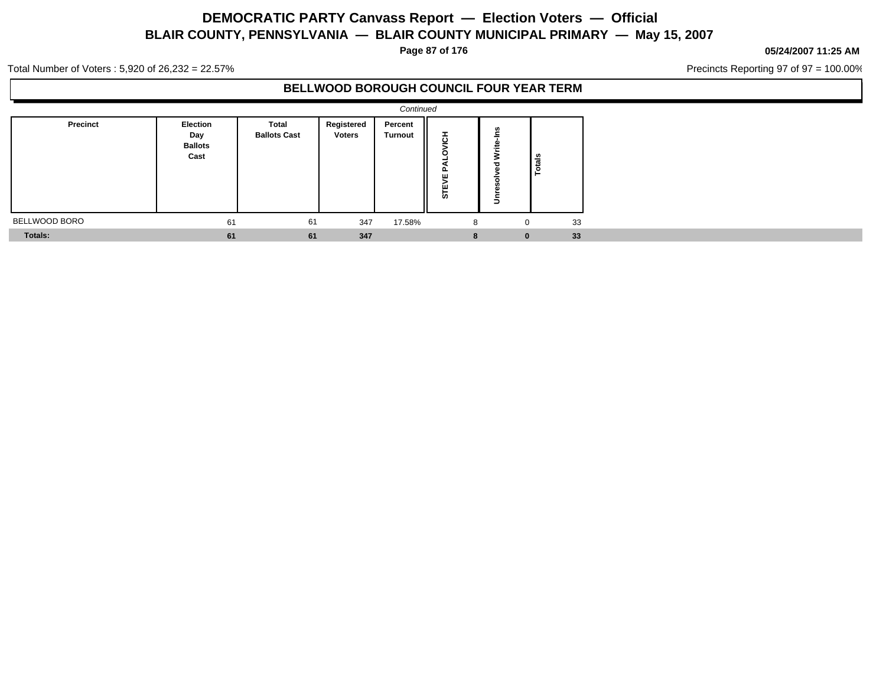# DEMOCRATIC PARTY Canvass Report — Election Voters — Official

## BLAIR COUNTY, PENNSYLVANIA — BLAIR COUNTY MUNICIPAL PRIMARY — May 15, 2007

**05/24/2007 11:25 AM**

Total Number of Voters : 5,920 of 26,232 = 22.57%

Precincts Reporting 97 of 97 = 100.00%

### BELLWOOD BOROUGH COUNCIL FOUR YEAR TERM

*Continued*

| Precinct | Election Day Ballots Cast | Total Ballots Cast | Registered Voters | Percent Turnout | STEVE PALOVICH | Unresolved Write-Ins | Totals |
|---|---|---|---|---|---|---|---|
| BELLWOOD BORO | 61 | 61 | 347 | 17.58% | 8 | 0 | 33 |
| **Totals:** | **61** | **61** | **347** | | **8** | **0** | **33** |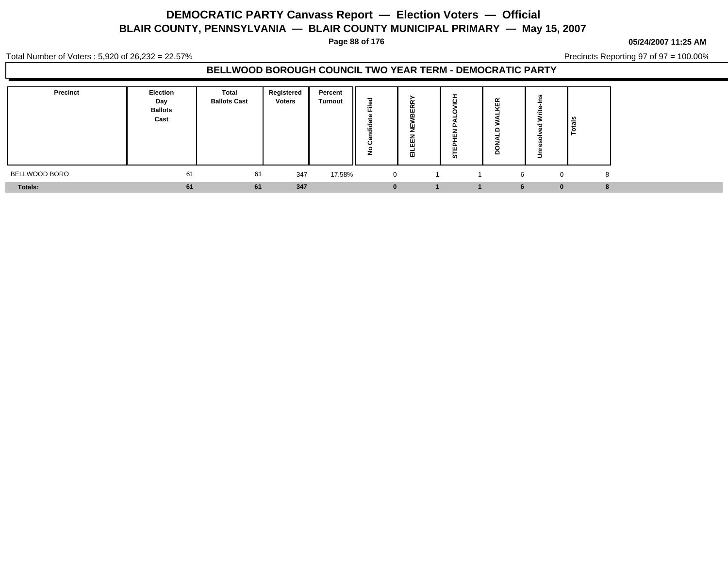# DEMOCRATIC PARTY Canvass Report — Election Voters — Official

## BLAIR COUNTY, PENNSYLVANIA — BLAIR COUNTY MUNICIPAL PRIMARY — May 15, 2007

05/24/2007 11:25 AM

Total Number of Voters : 5,920 of 26,232 = 22.57%

Precincts Reporting 97 of 97 = 100.00%

### BELLWOOD BOROUGH COUNCIL TWO YEAR TERM - DEMOCRATIC PARTY

| Precinct | Election Day Ballots Cast | Total Ballots Cast | Registered Voters | Percent Turnout | No Candidate Filed | EILEEN NEWBERRY | STEPHEN PALOVICH | DONALD WALKER | Unresolved Write-Ins | Totals |
|---|---|---|---|---|---|---|---|---|---|---|
| BELLWOOD BORO | 61 | 61 | 347 | 17.58% | 0 | 1 | 1 | 6 | 0 | 8 |
| **Totals:** | **61** | **61** | **347** | | **0** | **1** | **1** | **6** | **0** | **8** |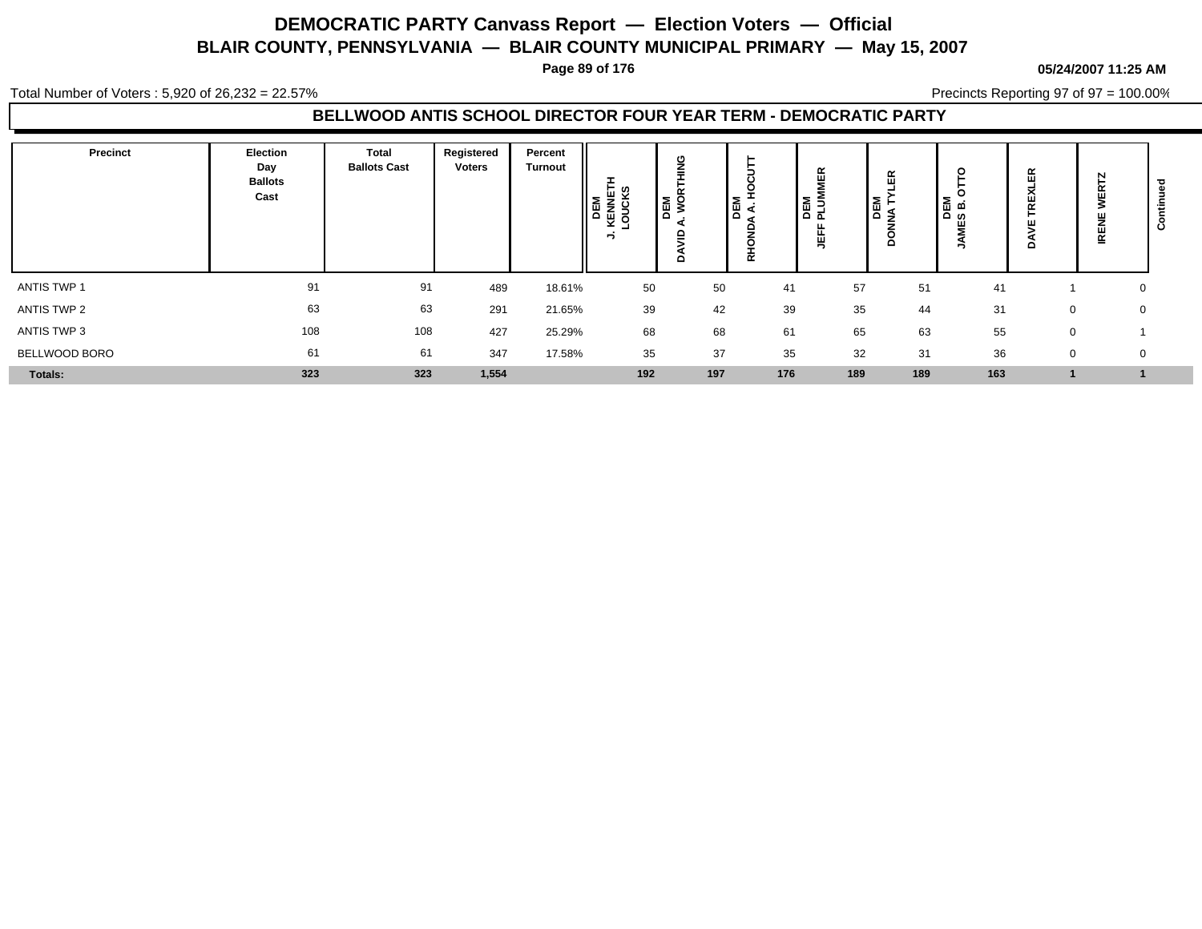# DEMOCRATIC PARTY Canvass Report — Election Voters — Official

## BLAIR COUNTY, PENNSYLVANIA — BLAIR COUNTY MUNICIPAL PRIMARY — May 15, 2007

**05/24/2007 11:25 AM**

Total Number of Voters : 5,920 of 26,232 = 22.57%

Precincts Reporting 97 of 97 = 100.00%

### BELLWOOD ANTIS SCHOOL DIRECTOR FOUR YEAR TERM - DEMOCRATIC PARTY

| Precinct | Election Day Ballots Cast | Total Ballots Cast | Registered Voters | Percent Turnout | DEM J. KENNETH LOUCKS | DEM DAVID A. WORTHING | DEM RHONDA A. HOCUTT | DEM JEFF PLUMMER | DEM DONNA TYLER | DEM JAMES B. OTTO | DAVE TREXLER | IRENE WERTZ | Continued |
|---|---|---|---|---|---|---|---|---|---|---|---|---|---|
| ANTIS TWP 1 | 91 | 91 | 489 | 18.61% | 50 | 50 | 41 | 57 | 51 | 41 | 1 | 0 | |
| ANTIS TWP 2 | 63 | 63 | 291 | 21.65% | 39 | 42 | 39 | 35 | 44 | 31 | 0 | 0 | |
| ANTIS TWP 3 | 108 | 108 | 427 | 25.29% | 68 | 68 | 61 | 65 | 63 | 55 | 0 | 1 | |
| BELLWOOD BORO | 61 | 61 | 347 | 17.58% | 35 | 37 | 35 | 32 | 31 | 36 | 0 | 0 | |
| **Totals:** | **323** | **323** | **1,554** | | **192** | **197** | **176** | **189** | **189** | **163** | **1** | **1** | |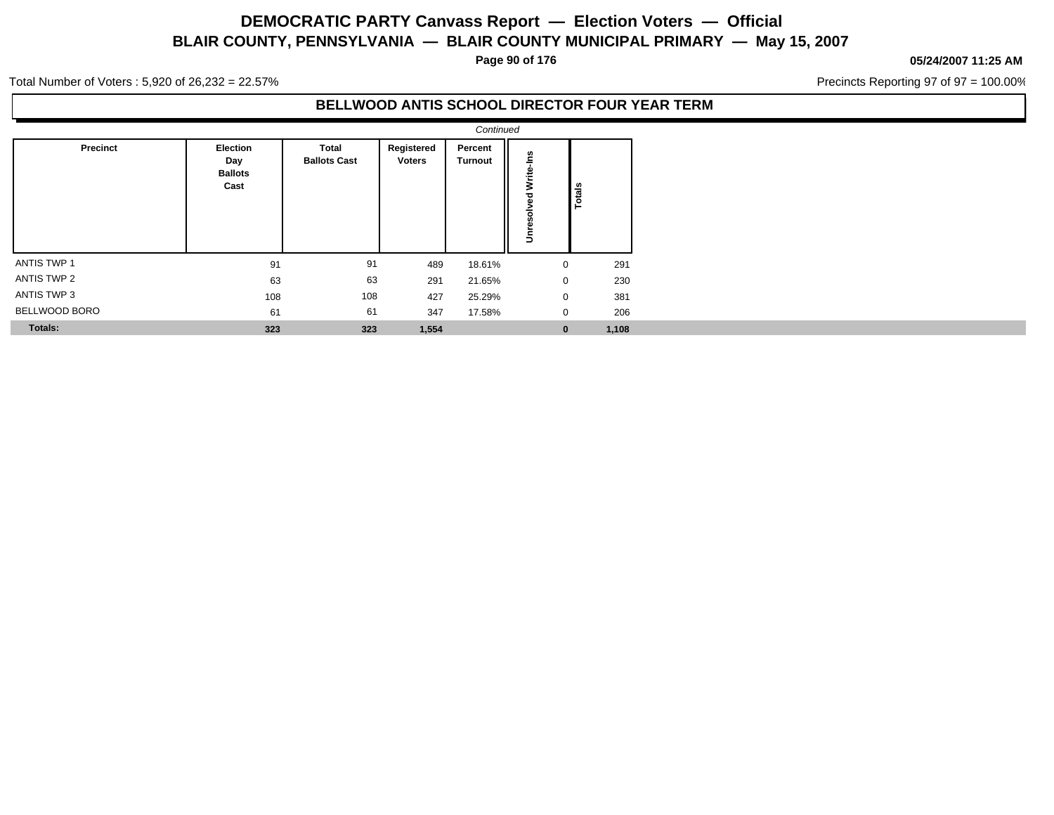# DEMOCRATIC PARTY Canvass Report — Election Voters — Official
## BLAIR COUNTY, PENNSYLVANIA — BLAIR COUNTY MUNICIPAL PRIMARY — May 15, 2007

05/24/2007 11:25 AM

Total Number of Voters : 5,920 of 26,232 = 22.57%

Precincts Reporting 97 of 97 = 100.00%

### BELLWOOD ANTIS SCHOOL DIRECTOR FOUR YEAR TERM

*Continued*

| Precinct | Election Day Ballots Cast | Total Ballots Cast | Registered Voters | Percent Turnout | Unresolved Write-Ins | Totals |
|---|---|---|---|---|---|---|
| ANTIS TWP 1 | 91 | 91 | 489 | 18.61% | 0 | 291 |
| ANTIS TWP 2 | 63 | 63 | 291 | 21.65% | 0 | 230 |
| ANTIS TWP 3 | 108 | 108 | 427 | 25.29% | 0 | 381 |
| BELLWOOD BORO | 61 | 61 | 347 | 17.58% | 0 | 206 |
| **Totals:** | **323** | **323** | **1,554** | | **0** | **1,108** |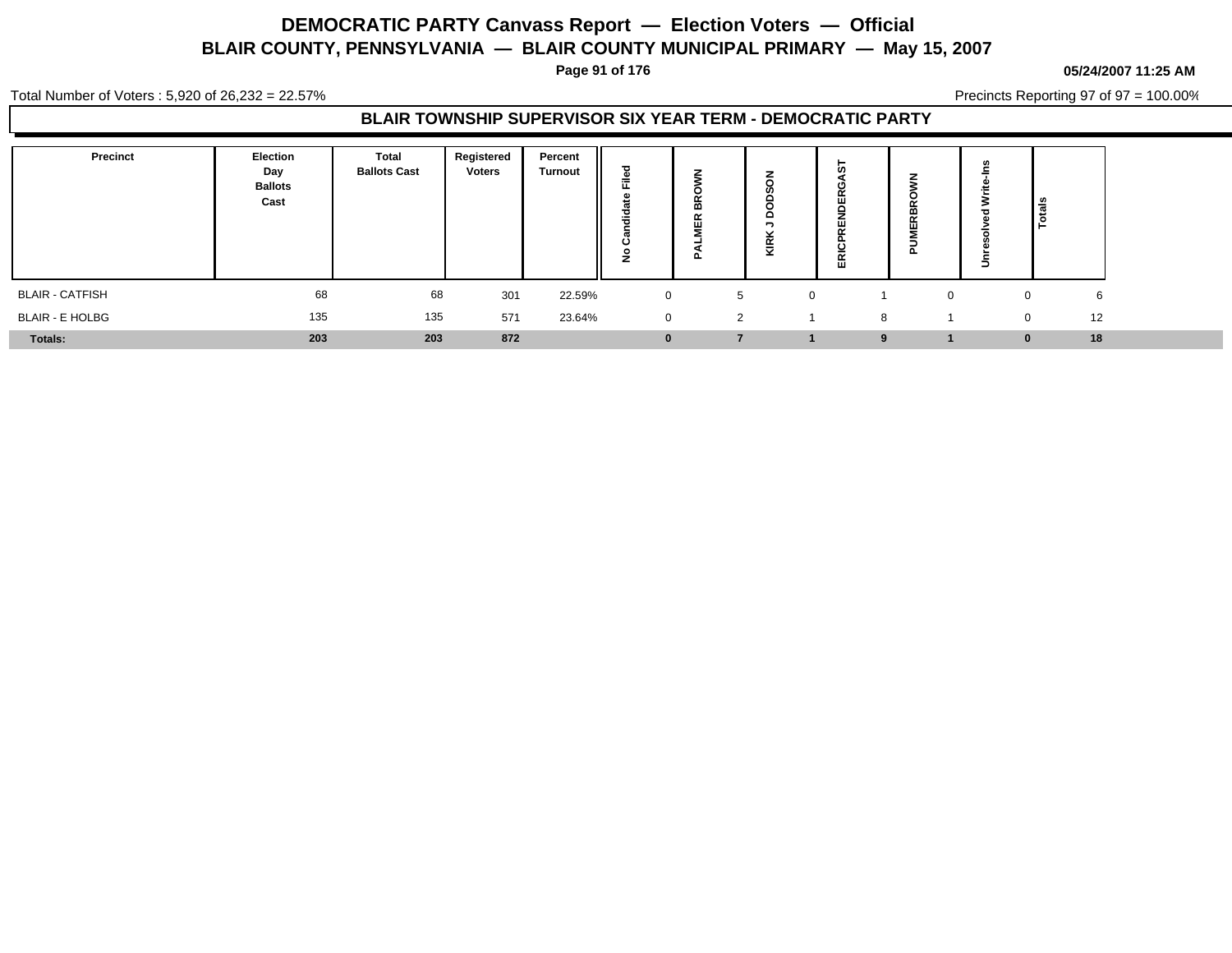# DEMOCRATIC PARTY Canvass Report — Election Voters — Official

## BLAIR COUNTY, PENNSYLVANIA — BLAIR COUNTY MUNICIPAL PRIMARY — May 15, 2007

**05/24/2007 11:25 AM**

Total Number of Voters : 5,920 of 26,232 = 22.57%

Precincts Reporting 97 of 97 = 100.00%

### BLAIR TOWNSHIP SUPERVISOR SIX YEAR TERM - DEMOCRATIC PARTY

| Precinct | Election Day Ballots Cast | Total Ballots Cast | Registered Voters | Percent Turnout | No Candidate Filed | PALMER BROWN | KIRK J DODSON | ERICPRENDERGAST | PUMERBROWN | Unresolved Write-Ins | Totals |
|---|---|---|---|---|---|---|---|---|---|---|---|
| BLAIR - CATFISH | 68 | 68 | 301 | 22.59% | 0 | 5 | 0 | 1 | 0 | 0 | 6 |
| BLAIR - E HOLBG | 135 | 135 | 571 | 23.64% | 0 | 2 | 1 | 8 | 1 | 0 | 12 |
| **Totals:** | **203** | **203** | **872** | | **0** | **7** | **1** | **9** | **1** | **0** | **18** |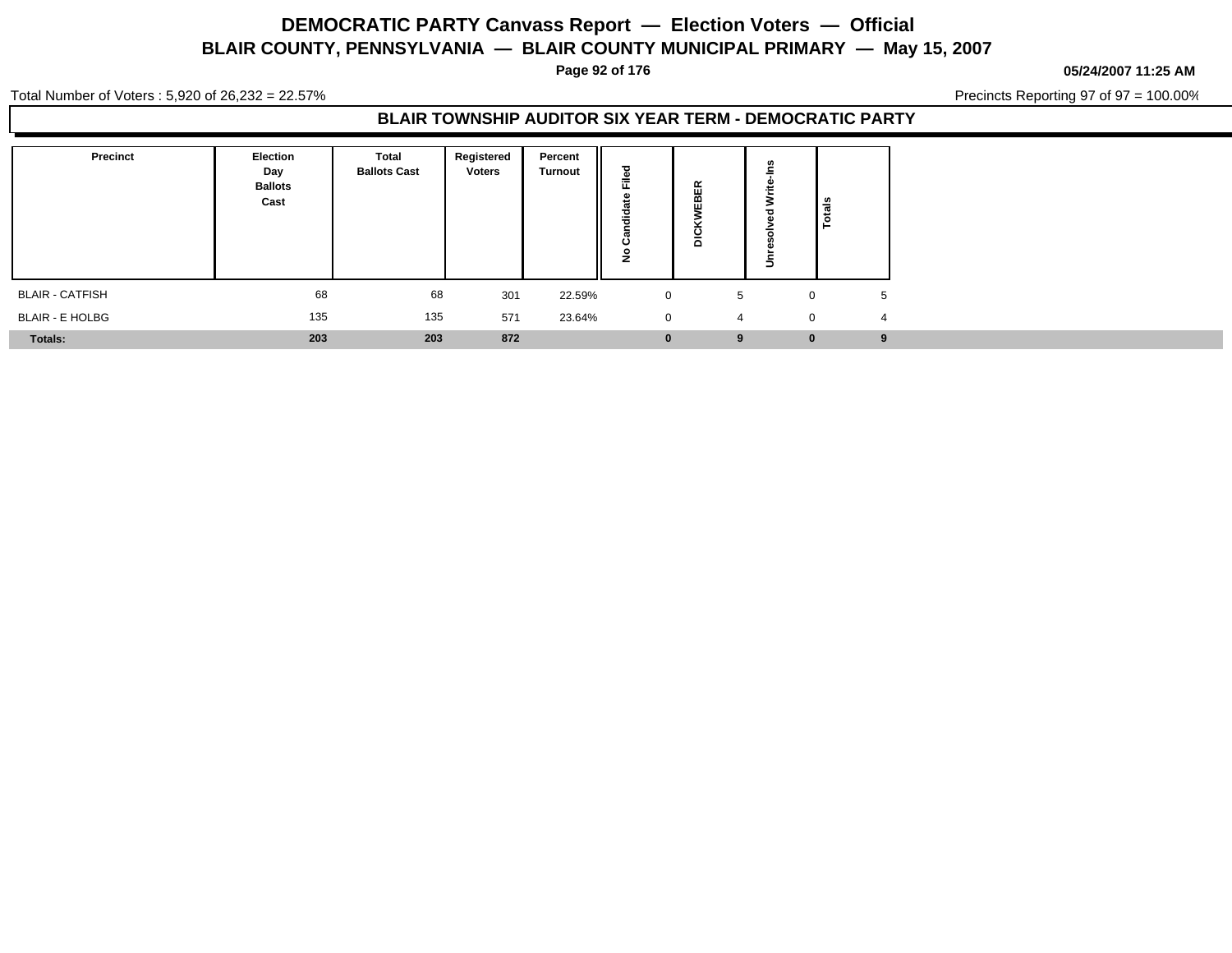# DEMOCRATIC PARTY Canvass Report — Election Voters — Official

## BLAIR COUNTY, PENNSYLVANIA — BLAIR COUNTY MUNICIPAL PRIMARY — May 15, 2007

**05/24/2007 11:25 AM**

Total Number of Voters : 5,920 of 26,232 = 22.57%

Precincts Reporting 97 of 97 = 100.00%

### BLAIR TOWNSHIP AUDITOR SIX YEAR TERM - DEMOCRATIC PARTY

| Precinct | Election Day Ballots Cast | Total Ballots Cast | Registered Voters | Percent Turnout | No Candidate Filed | DICKWEBER | Unresolved Write-Ins | Totals |
|---|---|---|---|---|---|---|---|---|
| BLAIR - CATFISH | 68 | 68 | 301 | 22.59% | 0 | 5 | 0 | 5 |
| BLAIR - E HOLBG | 135 | 135 | 571 | 23.64% | 0 | 4 | 0 | 4 |
| **Totals:** | **203** | **203** | **872** | | **0** | **9** | **0** | **9** |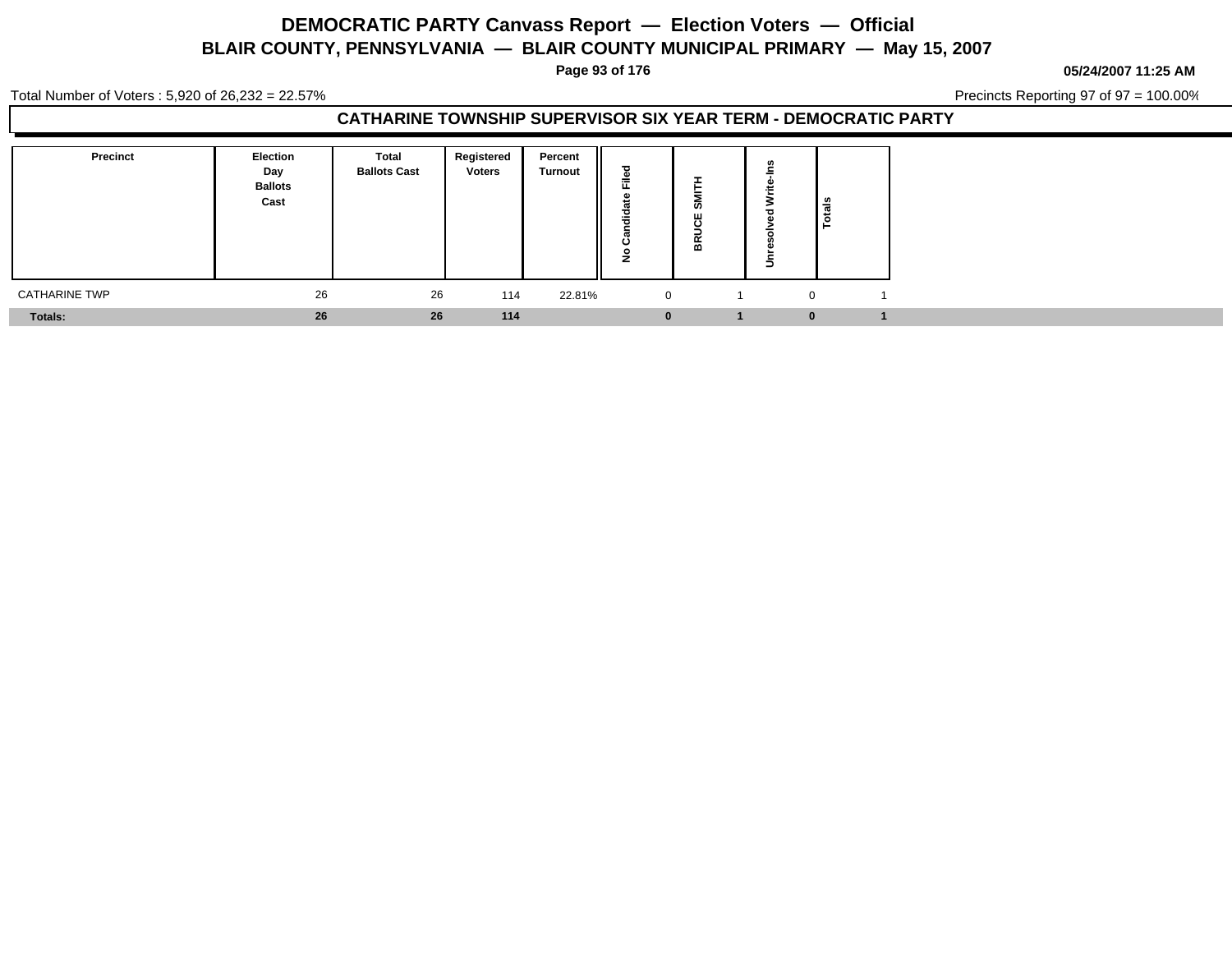# DEMOCRATIC PARTY Canvass Report — Election Voters — Official

## BLAIR COUNTY, PENNSYLVANIA — BLAIR COUNTY MUNICIPAL PRIMARY — May 15, 2007

05/24/2007 11:25 AM

Total Number of Voters : 5,920 of 26,232 = 22.57%

Precincts Reporting 97 of 97 = 100.00%

### CATHARINE TOWNSHIP SUPERVISOR SIX YEAR TERM - DEMOCRATIC PARTY

| Precinct | Election Day Ballots Cast | Total Ballots Cast | Registered Voters | Percent Turnout | No Candidate Filed | BRUCE SMITH | Unresolved Write-Ins | Totals |
|---|---|---|---|---|---|---|---|---|
| CATHARINE TWP | 26 | 26 | 114 | 22.81% | 0 | 1 | 0 | 1 |
| **Totals:** | **26** | **26** | **114** | | **0** | **1** | **0** | **1** |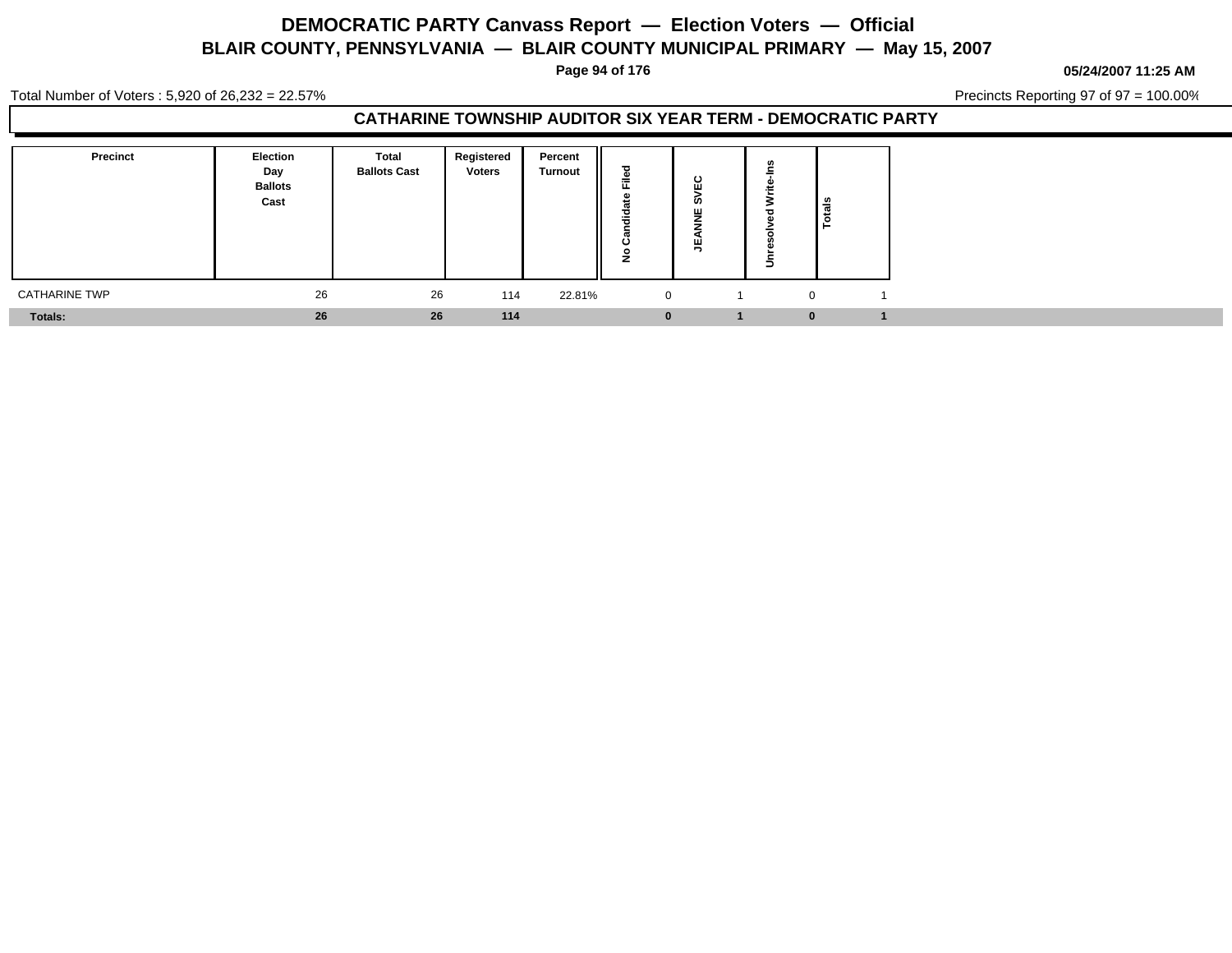# DEMOCRATIC PARTY Canvass Report — Election Voters — Official
## BLAIR COUNTY, PENNSYLVANIA — BLAIR COUNTY MUNICIPAL PRIMARY — May 15, 2007

**05/24/2007 11:25 AM**

Total Number of Voters : 5,920 of 26,232 = 22.57%

Precincts Reporting 97 of 97 = 100.00%

### CATHARINE TOWNSHIP AUDITOR SIX YEAR TERM - DEMOCRATIC PARTY

| Precinct | Election Day Ballots Cast | Total Ballots Cast | Registered Voters | Percent Turnout | No Candidate Filed | JEANNE SVEC | Unresolved Write-Ins | Totals |
|---|---|---|---|---|---|---|---|---|
| CATHARINE TWP | 26 | 26 | 114 | 22.81% | 0 | 1 | 0 | 1 |
| **Totals:** | **26** | **26** | **114** | | **0** | **1** | **0** | **1** |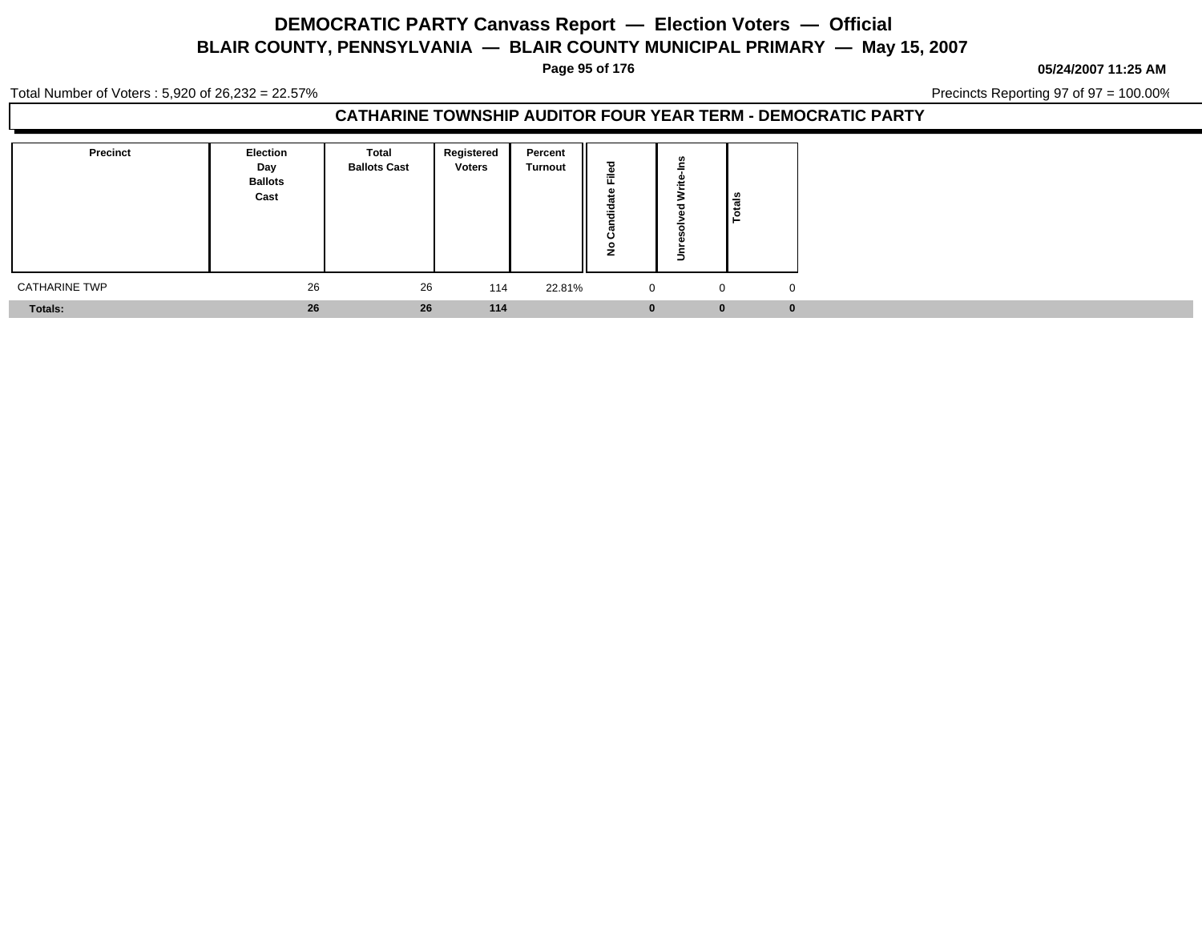# DEMOCRATIC PARTY Canvass Report — Election Voters — Official

## BLAIR COUNTY, PENNSYLVANIA — BLAIR COUNTY MUNICIPAL PRIMARY — May 15, 2007

05/24/2007 11:25 AM

Total Number of Voters : 5,920 of 26,232 = 22.57%

Precincts Reporting 97 of 97 = 100.00%

### CATHARINE TOWNSHIP AUDITOR FOUR YEAR TERM - DEMOCRATIC PARTY

| Precinct | Election Day Ballots Cast | Total Ballots Cast | Registered Voters | Percent Turnout | No Candidate Filed | Unresolved Write-Ins | Totals |
|---|---|---|---|---|---|---|---|
| CATHARINE TWP | 26 | 26 | 114 | 22.81% | 0 | 0 | 0 |
| **Totals:** | **26** | **26** | **114** | | **0** | **0** | **0** |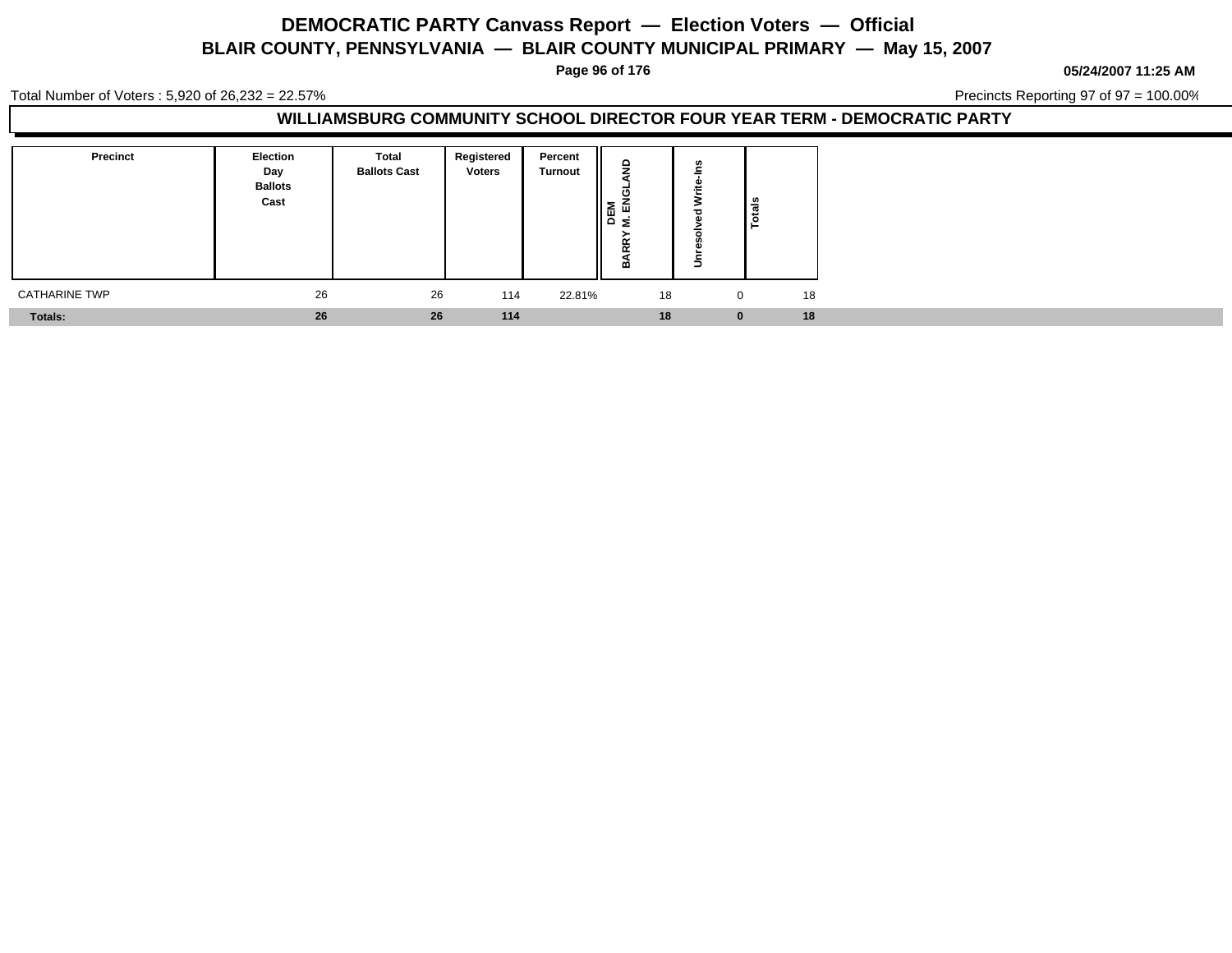# DEMOCRATIC PARTY Canvass Report — Election Voters — Official

## BLAIR COUNTY, PENNSYLVANIA — BLAIR COUNTY MUNICIPAL PRIMARY — May 15, 2007

05/24/2007 11:25 AM

Total Number of Voters : 5,920 of 26,232 = 22.57%

Precincts Reporting 97 of 97 = 100.00%

### WILLIAMSBURG COMMUNITY SCHOOL DIRECTOR FOUR YEAR TERM - DEMOCRATIC PARTY

| Precinct | Election Day Ballots Cast | Total Ballots Cast | Registered Voters | Percent Turnout | DEM BARRY M. ENGLAND | Unresolved Write-Ins | Totals |
|---|---|---|---|---|---|---|---|
| CATHARINE TWP | 26 | 26 | 114 | 22.81% | 18 | 0 | 18 |
| **Totals:** | **26** | **26** | **114** | | **18** | **0** | **18** |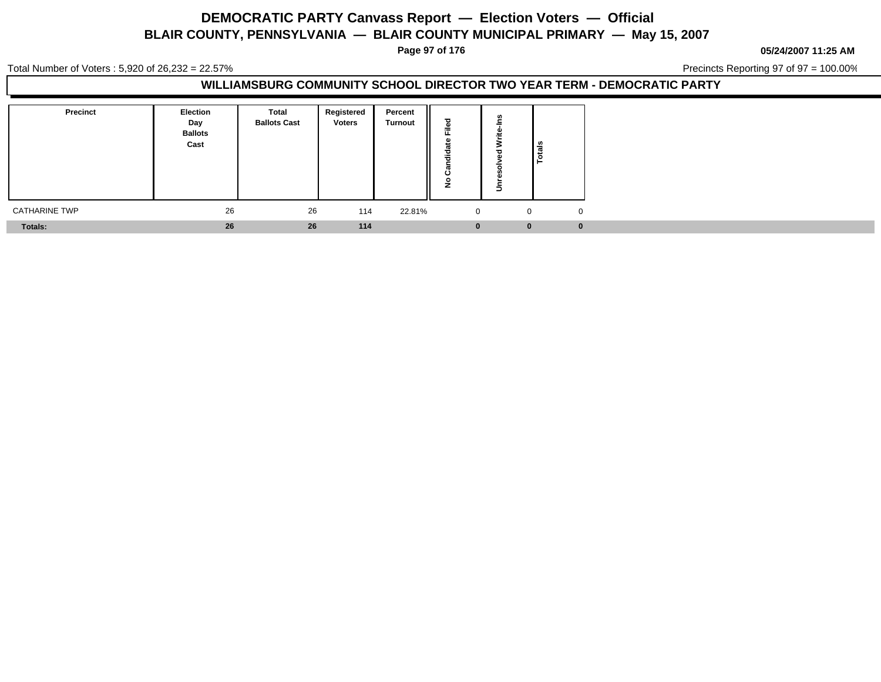# DEMOCRATIC PARTY Canvass Report — Election Voters — Official

## BLAIR COUNTY, PENNSYLVANIA — BLAIR COUNTY MUNICIPAL PRIMARY — May 15, 2007

05/24/2007 11:25 AM

Total Number of Voters : 5,920 of 26,232 = 22.57%

Precincts Reporting 97 of 97 = 100.00%

### WILLIAMSBURG COMMUNITY SCHOOL DIRECTOR TWO YEAR TERM - DEMOCRATIC PARTY

| Precinct | Election Day Ballots Cast | Total Ballots Cast | Registered Voters | Percent Turnout | No Candidate Filed | Unresolved Write-Ins | Totals |
|---|---|---|---|---|---|---|---|
| CATHARINE TWP | 26 | 26 | 114 | 22.81% | 0 | 0 | 0 |
| **Totals:** | **26** | **26** | **114** | | **0** | **0** | **0** |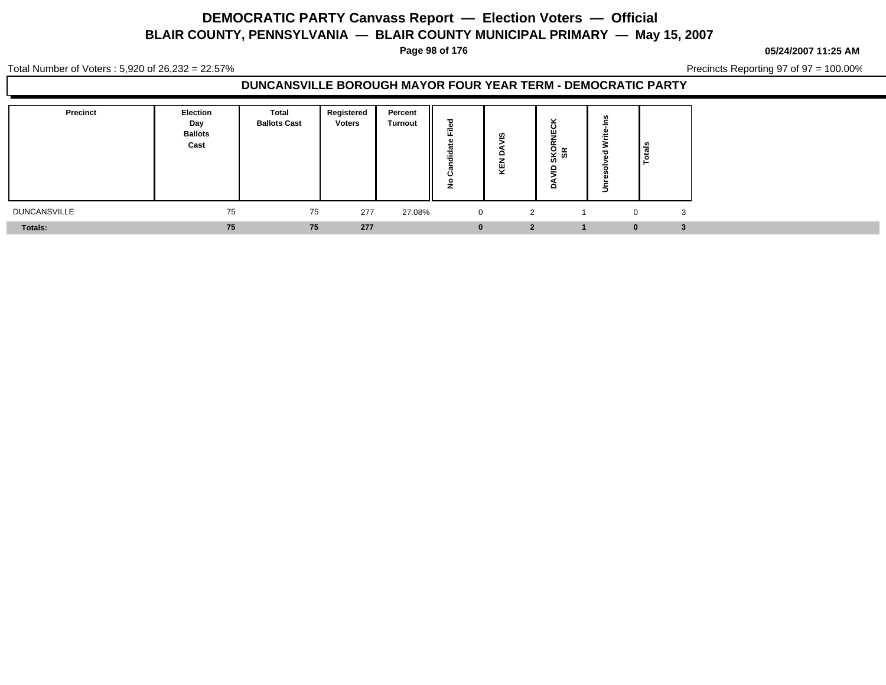# DEMOCRATIC PARTY Canvass Report — Election Voters — Official

## BLAIR COUNTY, PENNSYLVANIA — BLAIR COUNTY MUNICIPAL PRIMARY — May 15, 2007

05/24/2007 11:25 AM

Total Number of Voters : 5,920 of 26,232 = 22.57%

Precincts Reporting 97 of 97 = 100.00%

### DUNCANSVILLE BOROUGH MAYOR FOUR YEAR TERM - DEMOCRATIC PARTY

| Precinct | Election Day Ballots Cast | Total Ballots Cast | Registered Voters | Percent Turnout | No Candidate Filed | KEN DAVIS | DAVID SKORNECK SR | Unresolved Write-Ins | Totals |
|---|---|---|---|---|---|---|---|---|---|
| DUNCANSVILLE | 75 | 75 | 277 | 27.08% | 0 | 2 | 1 | 0 | 3 |
| **Totals:** | **75** | **75** | **277** | | **0** | **2** | **1** | **0** | **3** |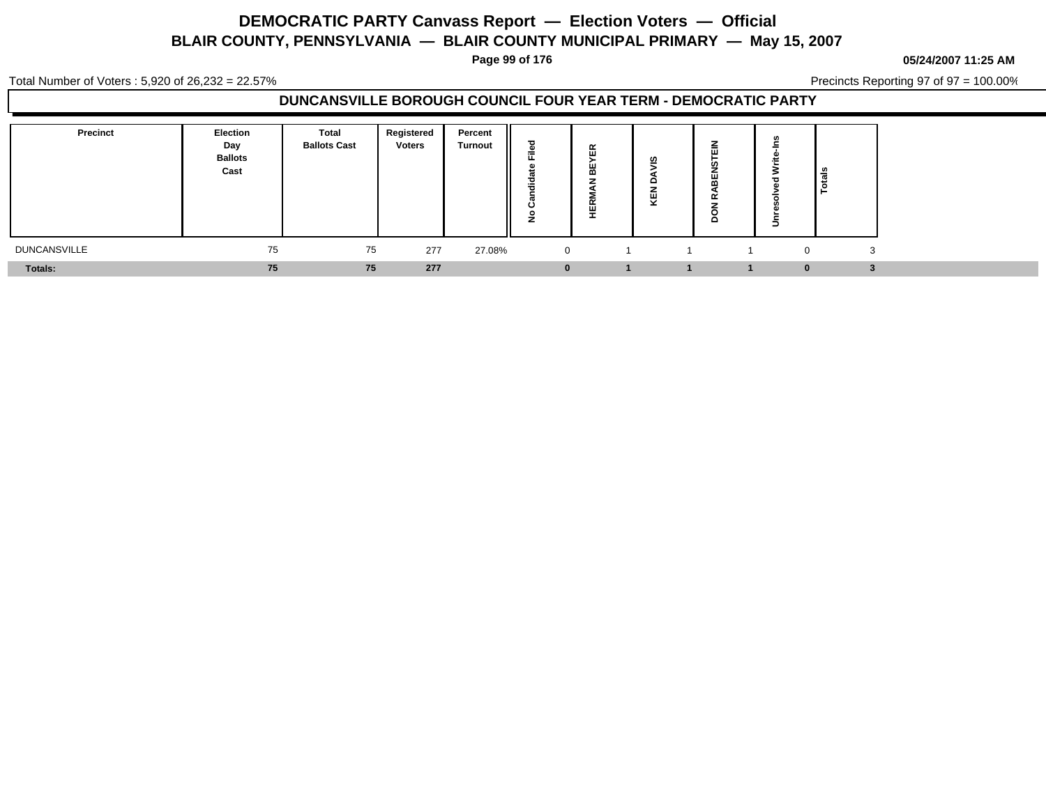# DEMOCRATIC PARTY Canvass Report — Election Voters — Official

## BLAIR COUNTY, PENNSYLVANIA — BLAIR COUNTY MUNICIPAL PRIMARY — May 15, 2007

**05/24/2007 11:25 AM**

Total Number of Voters : 5,920 of 26,232 = 22.57%

Precincts Reporting 97 of 97 = 100.00%

### DUNCANSVILLE BOROUGH COUNCIL FOUR YEAR TERM - DEMOCRATIC PARTY

| Precinct | Election Day Ballots Cast | Total Ballots Cast | Registered Voters | Percent Turnout | No Candidate Filed | HERMAN BEYER | KEN DAVIS | DON RABENSTEIN | Unresolved Write-Ins | Totals |
|---|---|---|---|---|---|---|---|---|---|---|
| DUNCANSVILLE | 75 | 75 | 277 | 27.08% | 0 | 1 | 1 | 1 | 0 | 3 |
| **Totals:** | **75** | **75** | **277** | | **0** | **1** | **1** | **1** | **0** | **3** |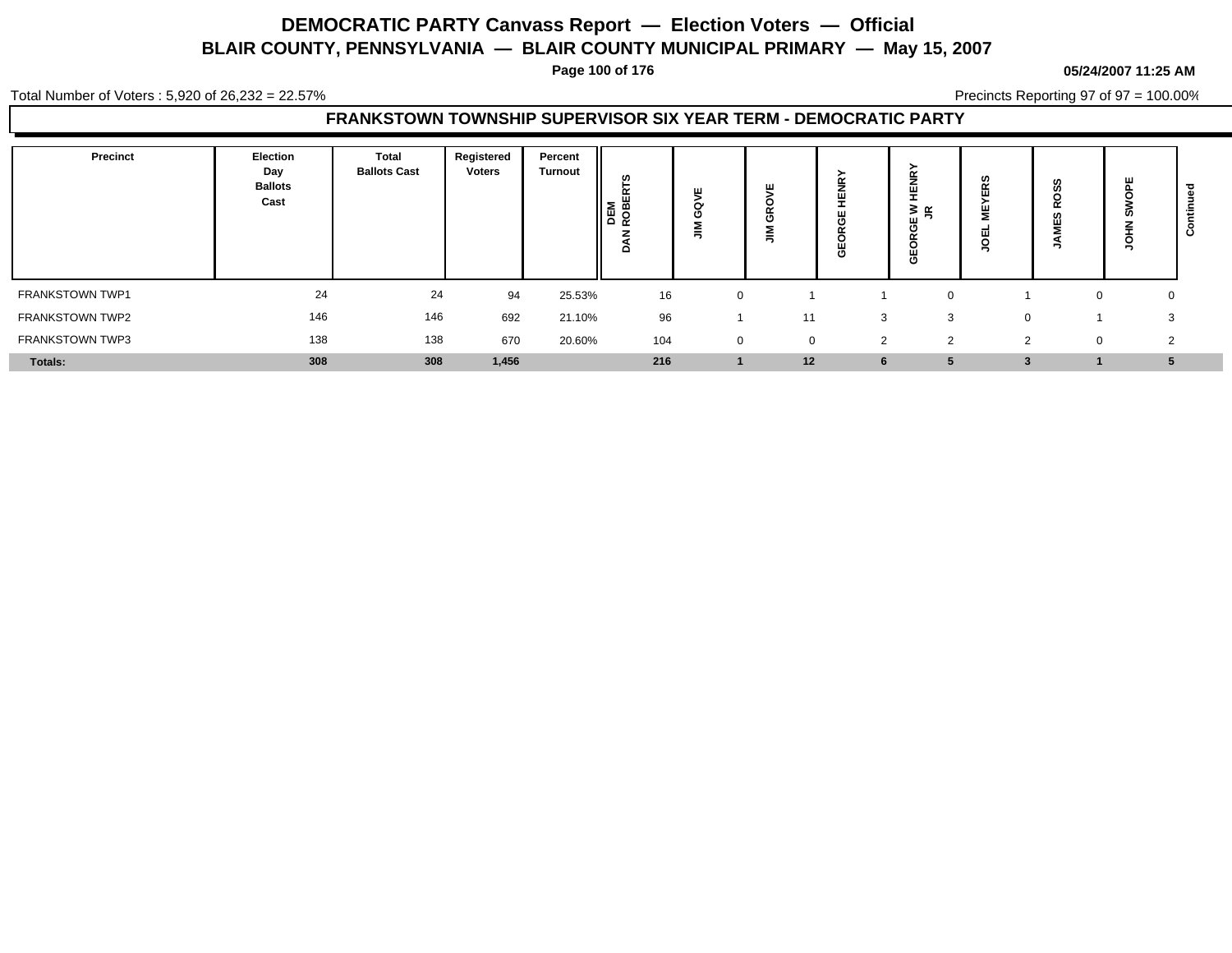# DEMOCRATIC PARTY Canvass Report — Election Voters — Official

## BLAIR COUNTY, PENNSYLVANIA — BLAIR COUNTY MUNICIPAL PRIMARY — May 15, 2007

**05/24/2007 11:25 AM**

Total Number of Voters : 5,920 of 26,232 = 22.57%

Precincts Reporting 97 of 97 = 100.00%

### FRANKSTOWN TOWNSHIP SUPERVISOR SIX YEAR TERM - DEMOCRATIC PARTY

| Precinct | Election Day Ballots Cast | Total Ballots Cast | Registered Voters | Percent Turnout | DEM DAN ROBERTS | JIM GOVE | JIM GROVE | GEORGE HENRY | GEORGE W HENRY JR | JOEL MEYERS | JAMES ROSS | JOHN SWOPE | Continued |
|---|---|---|---|---|---|---|---|---|---|---|---|---|---|
| FRANKSTOWN TWP1 | 24 | 24 | 94 | 25.53% | 16 | 0 | 1 | 1 | 0 | 1 | 0 | 0 | |
| FRANKSTOWN TWP2 | 146 | 146 | 692 | 21.10% | 96 | 1 | 11 | 3 | 3 | 0 | 1 | 3 | |
| FRANKSTOWN TWP3 | 138 | 138 | 670 | 20.60% | 104 | 0 | 0 | 2 | 2 | 2 | 0 | 2 | |
| **Totals:** | **308** | **308** | **1,456** | | **216** | **1** | **12** | **6** | **5** | **3** | **1** | **5** | |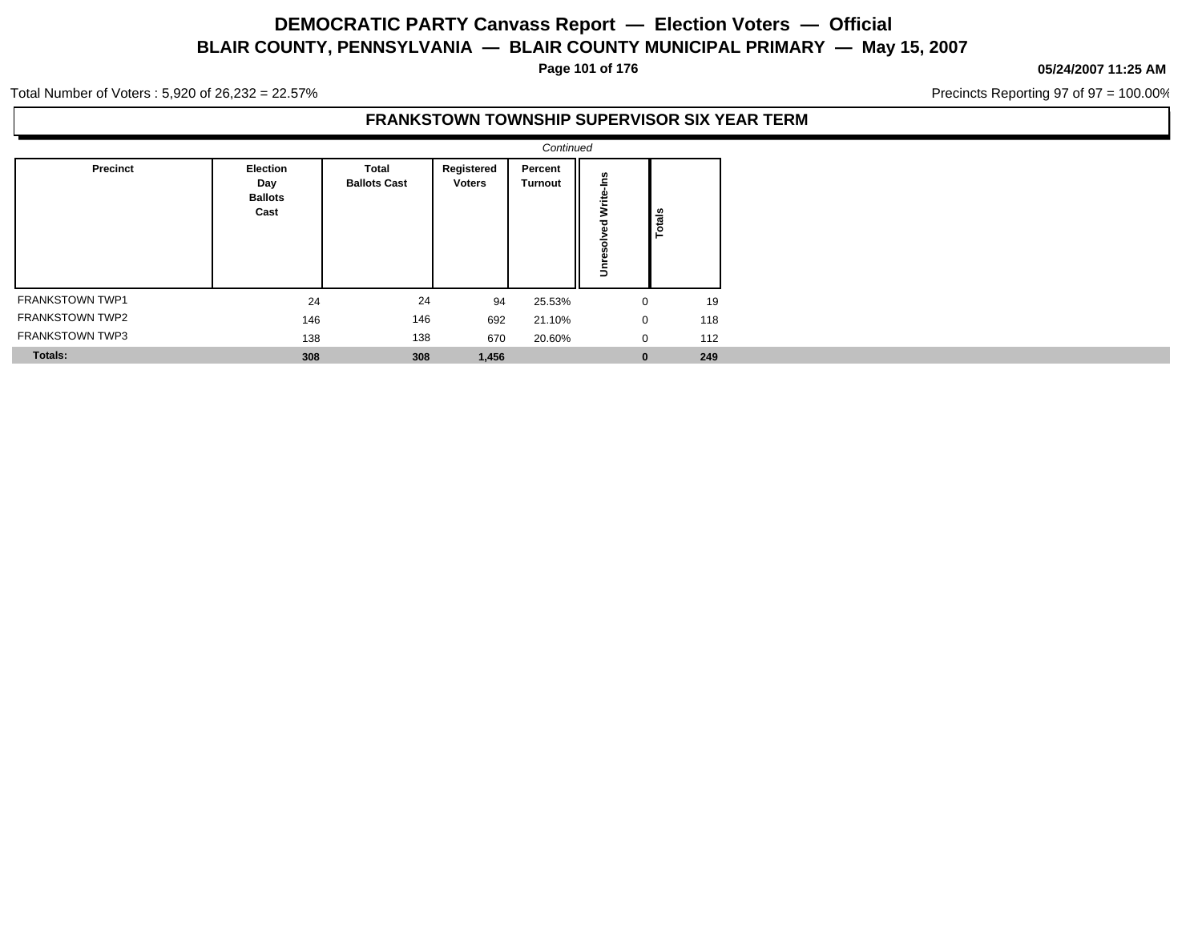# DEMOCRATIC PARTY Canvass Report — Election Voters — Official

## BLAIR COUNTY, PENNSYLVANIA — BLAIR COUNTY MUNICIPAL PRIMARY — May 15, 2007

**05/24/2007 11:25 AM**

Total Number of Voters : 5,920 of 26,232 = 22.57%

Precincts Reporting 97 of 97 = 100.00%

### FRANKSTOWN TOWNSHIP SUPERVISOR SIX YEAR TERM

*Continued*

| Precinct | Election Day Ballots Cast | Total Ballots Cast | Registered Voters | Percent Turnout | Unresolved Write-Ins | Totals |
|---|---|---|---|---|---|---|
| FRANKSTOWN TWP1 | 24 | 24 | 94 | 25.53% | 0 | 19 |
| FRANKSTOWN TWP2 | 146 | 146 | 692 | 21.10% | 0 | 118 |
| FRANKSTOWN TWP3 | 138 | 138 | 670 | 20.60% | 0 | 112 |
| **Totals:** | **308** | **308** | **1,456** | | **0** | **249** |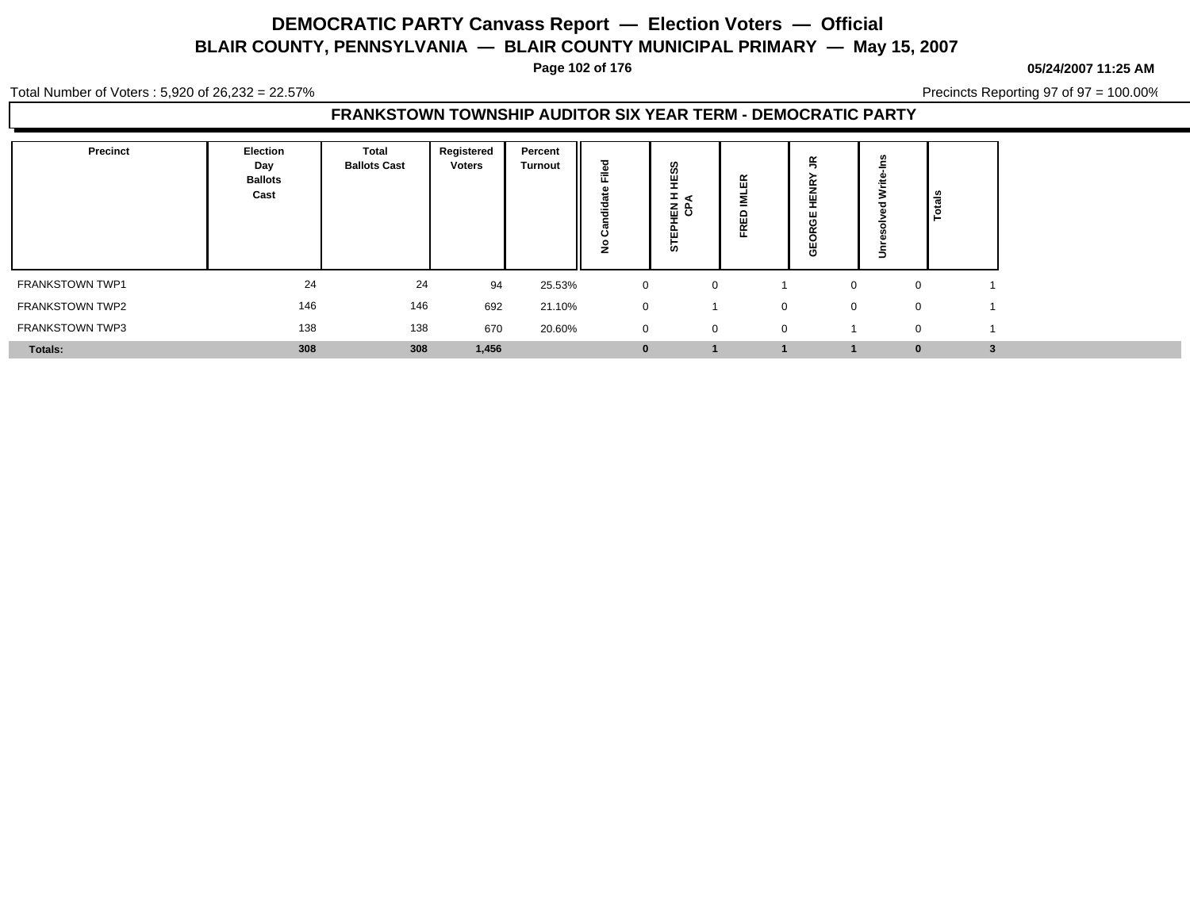# DEMOCRATIC PARTY Canvass Report — Election Voters — Official

## BLAIR COUNTY, PENNSYLVANIA — BLAIR COUNTY MUNICIPAL PRIMARY — May 15, 2007

05/24/2007 11:25 AM

Total Number of Voters : 5,920 of 26,232 = 22.57%

Precincts Reporting 97 of 97 = 100.00%

### FRANKSTOWN TOWNSHIP AUDITOR SIX YEAR TERM - DEMOCRATIC PARTY

| Precinct | Election Day Ballots Cast | Total Ballots Cast | Registered Voters | Percent Turnout | No Candidate Filed | STEPHEN H HESS CPA | FRED IMLER | GEORGE HENRY JR | Unresolved Write-Ins | Totals |
|---|---|---|---|---|---|---|---|---|---|---|
| FRANKSTOWN TWP1 | 24 | 24 | 94 | 25.53% | 0 | 0 | 1 | 0 | 0 | 1 |
| FRANKSTOWN TWP2 | 146 | 146 | 692 | 21.10% | 0 | 1 | 0 | 0 | 0 | 1 |
| FRANKSTOWN TWP3 | 138 | 138 | 670 | 20.60% | 0 | 0 | 0 | 1 | 0 | 1 |
| **Totals:** | **308** | **308** | **1,456** | | **0** | **1** | **1** | **1** | **0** | **3** |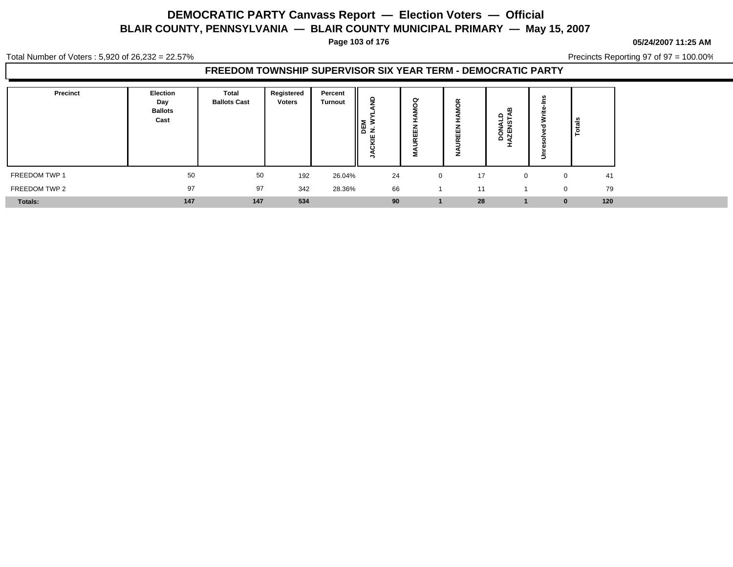# DEMOCRATIC PARTY Canvass Report — Election Voters — Official

## BLAIR COUNTY, PENNSYLVANIA — BLAIR COUNTY MUNICIPAL PRIMARY — May 15, 2007

05/24/2007 11:25 AM

Total Number of Voters : 5,920 of 26,232 = 22.57%

Precincts Reporting 97 of 97 = 100.00%

### FREEDOM TOWNSHIP SUPERVISOR SIX YEAR TERM - DEMOCRATIC PARTY

| Precinct | Election Day Ballots Cast | Total Ballots Cast | Registered Voters | Percent Turnout | DEM JACKIE N. WYLAND | MAUREEN HAMOQ | NAUREEN HAMOR | DONALD HAZENSTAB | Unresolved Write-Ins | Totals |
|---|---|---|---|---|---|---|---|---|---|---|
| FREEDOM TWP 1 | 50 | 50 | 192 | 26.04% | 24 | 0 | 17 | 0 | 0 | 41 |
| FREEDOM TWP 2 | 97 | 97 | 342 | 28.36% | 66 | 1 | 11 | 1 | 0 | 79 |
| **Totals:** | **147** | **147** | **534** | | **90** | **1** | **28** | **1** | **0** | **120** |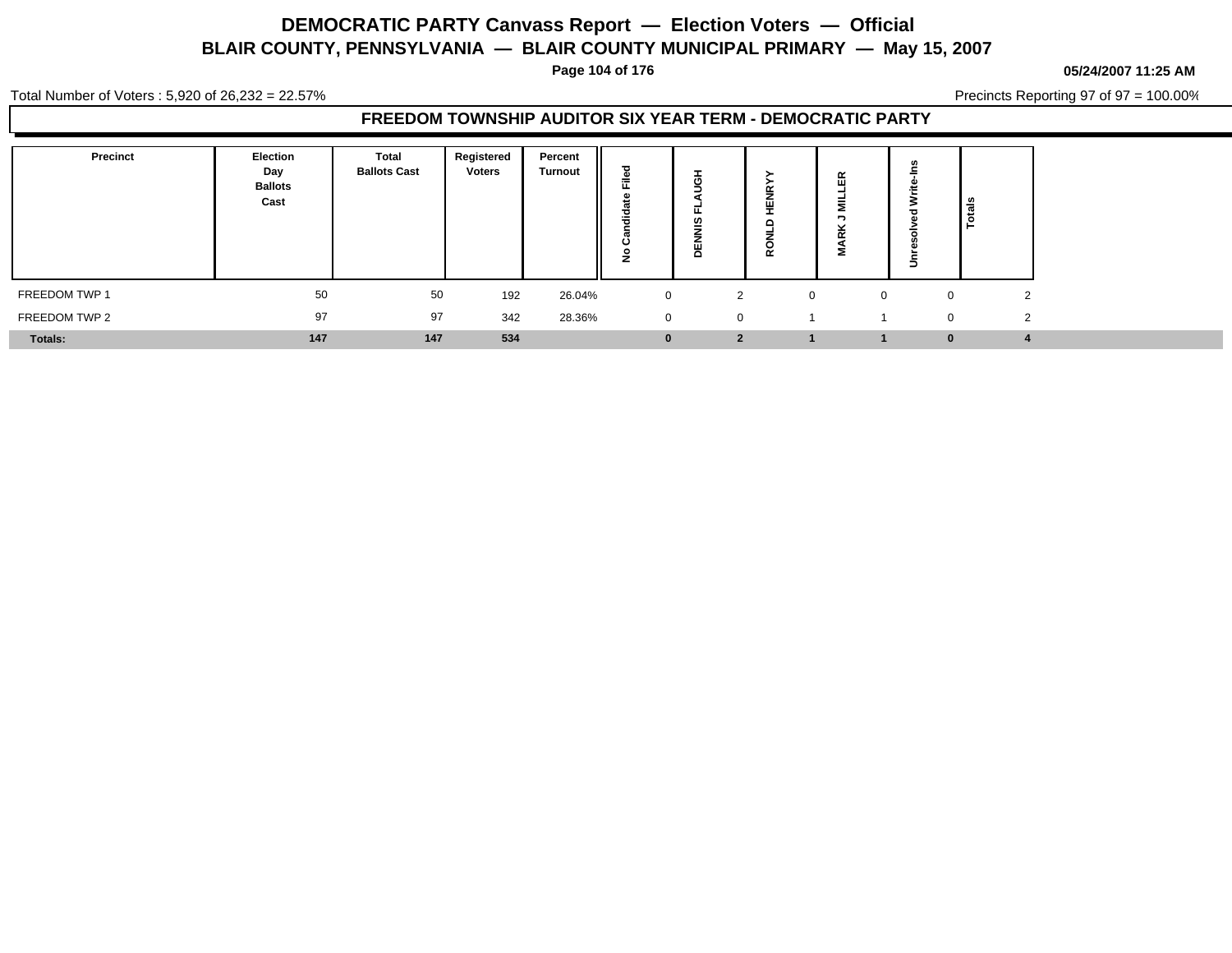# DEMOCRATIC PARTY Canvass Report — Election Voters — Official

## BLAIR COUNTY, PENNSYLVANIA — BLAIR COUNTY MUNICIPAL PRIMARY — May 15, 2007

05/24/2007 11:25 AM

Total Number of Voters : 5,920 of 26,232 = 22.57%

Precincts Reporting 97 of 97 = 100.00%

### FREEDOM TOWNSHIP AUDITOR SIX YEAR TERM - DEMOCRATIC PARTY

| Precinct | Election Day Ballots Cast | Total Ballots Cast | Registered Voters | Percent Turnout | No Candidate Filed | DENNIS FLAUGH | RONLD D HENRYY | MARK J MILLER | Unresolved Write-Ins | Totals |
|---|---|---|---|---|---|---|---|---|---|---|
| FREEDOM TWP 1 | 50 | 50 | 192 | 26.04% | 0 | 2 | 0 | 0 | 0 | 2 |
| FREEDOM TWP 2 | 97 | 97 | 342 | 28.36% | 0 | 0 | 1 | 1 | 0 | 2 |
| **Totals:** | **147** | **147** | **534** | | **0** | **2** | **1** | **1** | **0** | **4** |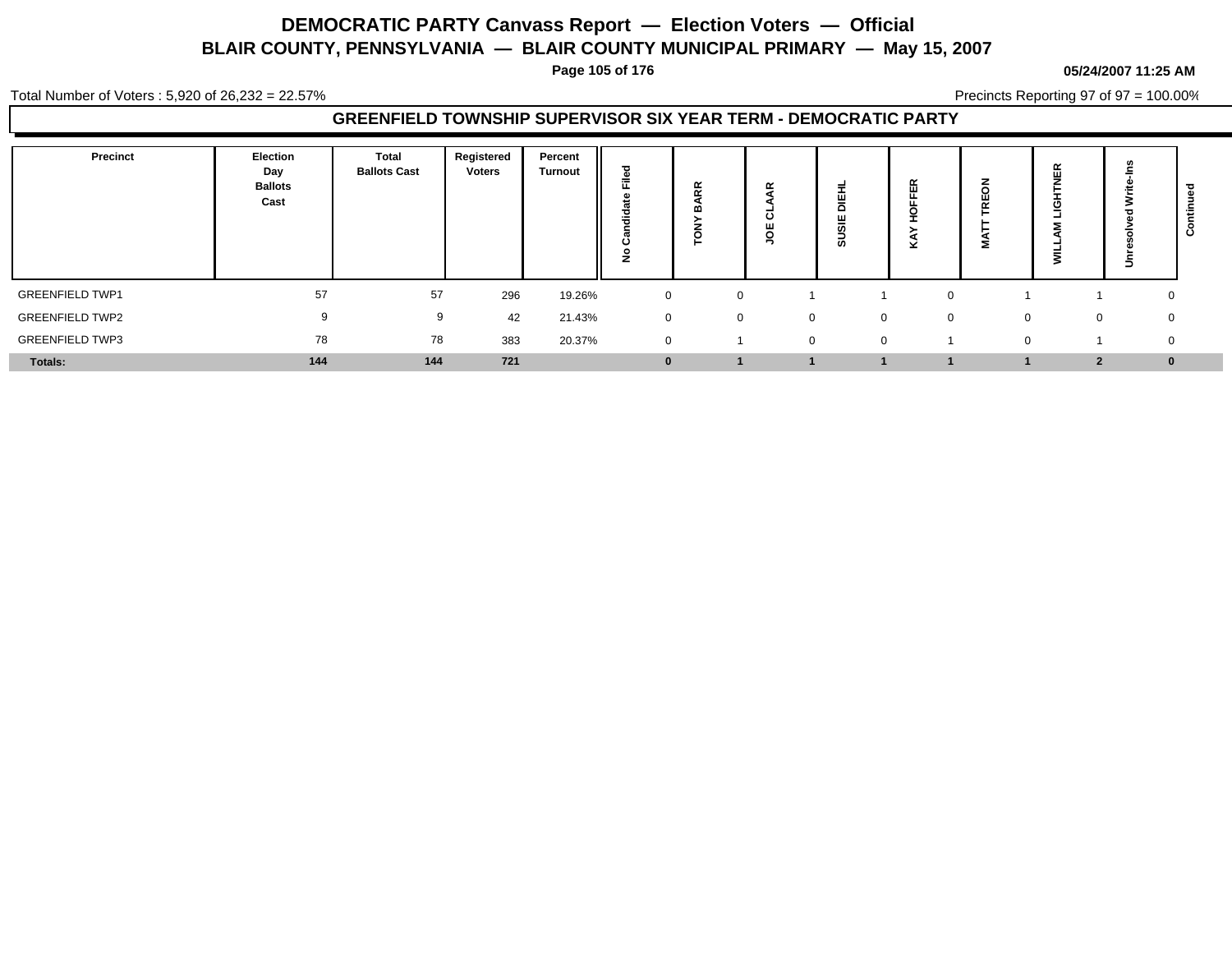# DEMOCRATIC PARTY Canvass Report — Election Voters — Official

## BLAIR COUNTY, PENNSYLVANIA — BLAIR COUNTY MUNICIPAL PRIMARY — May 15, 2007

05/24/2007 11:25 AM

Total Number of Voters : 5,920 of 26,232 = 22.57%

Precincts Reporting 97 of 97 = 100.00%

### GREENFIELD TOWNSHIP SUPERVISOR SIX YEAR TERM - DEMOCRATIC PARTY

| Precinct | Election Day Ballots Cast | Total Ballots Cast | Registered Voters | Percent Turnout | No Candidate Filed | TONY BARR | JOE CLAAR | SUSIE DIEHL | KAY HOFFER | MATT TREON | WILLAM LIGHTNER | Unresolved Write-Ins | Continued |
|---|---|---|---|---|---|---|---|---|---|---|---|---|---|
| GREENFIELD TWP1 | 57 | 57 | 296 | 19.26% | 0 | 0 | 1 | 1 | 0 | 1 | 1 | 0 | |
| GREENFIELD TWP2 | 9 | 9 | 42 | 21.43% | 0 | 0 | 0 | 0 | 0 | 0 | 0 | 0 | |
| GREENFIELD TWP3 | 78 | 78 | 383 | 20.37% | 0 | 1 | 0 | 0 | 1 | 0 | 1 | 0 | |
| **Totals:** | **144** | **144** | **721** | | **0** | **1** | **1** | **1** | **1** | **1** | **2** | **0** | |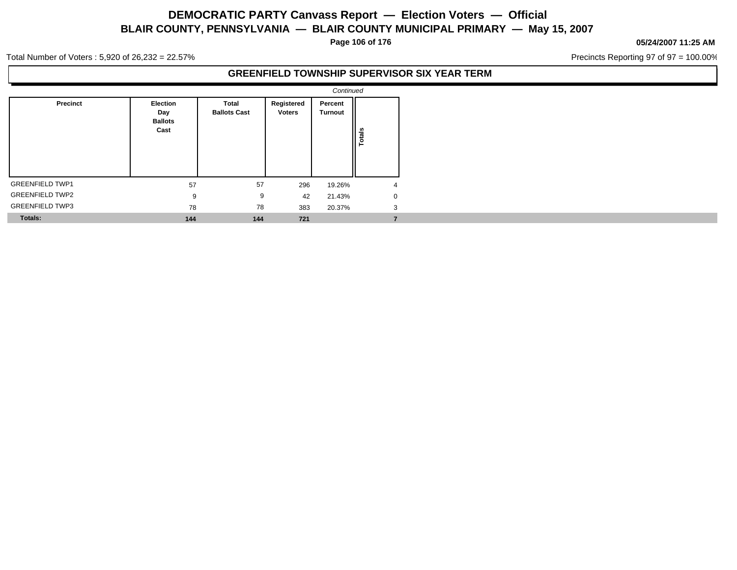# DEMOCRATIC PARTY Canvass Report — Election Voters — Official

## BLAIR COUNTY, PENNSYLVANIA — BLAIR COUNTY MUNICIPAL PRIMARY — May 15, 2007

05/24/2007 11:25 AM

Total Number of Voters : 5,920 of 26,232 = 22.57%

Precincts Reporting 97 of 97 = 100.00%

### GREENFIELD TOWNSHIP SUPERVISOR SIX YEAR TERM

*Continued*

| Precinct | Election Day Ballots Cast | Total Ballots Cast | Registered Voters | Percent Turnout | Totals |
|---|---|---|---|---|---|
| GREENFIELD TWP1 | 57 | 57 | 296 | 19.26% | 4 |
| GREENFIELD TWP2 | 9 | 9 | 42 | 21.43% | 0 |
| GREENFIELD TWP3 | 78 | 78 | 383 | 20.37% | 3 |
| **Totals:** | **144** | **144** | **721** | | **7** |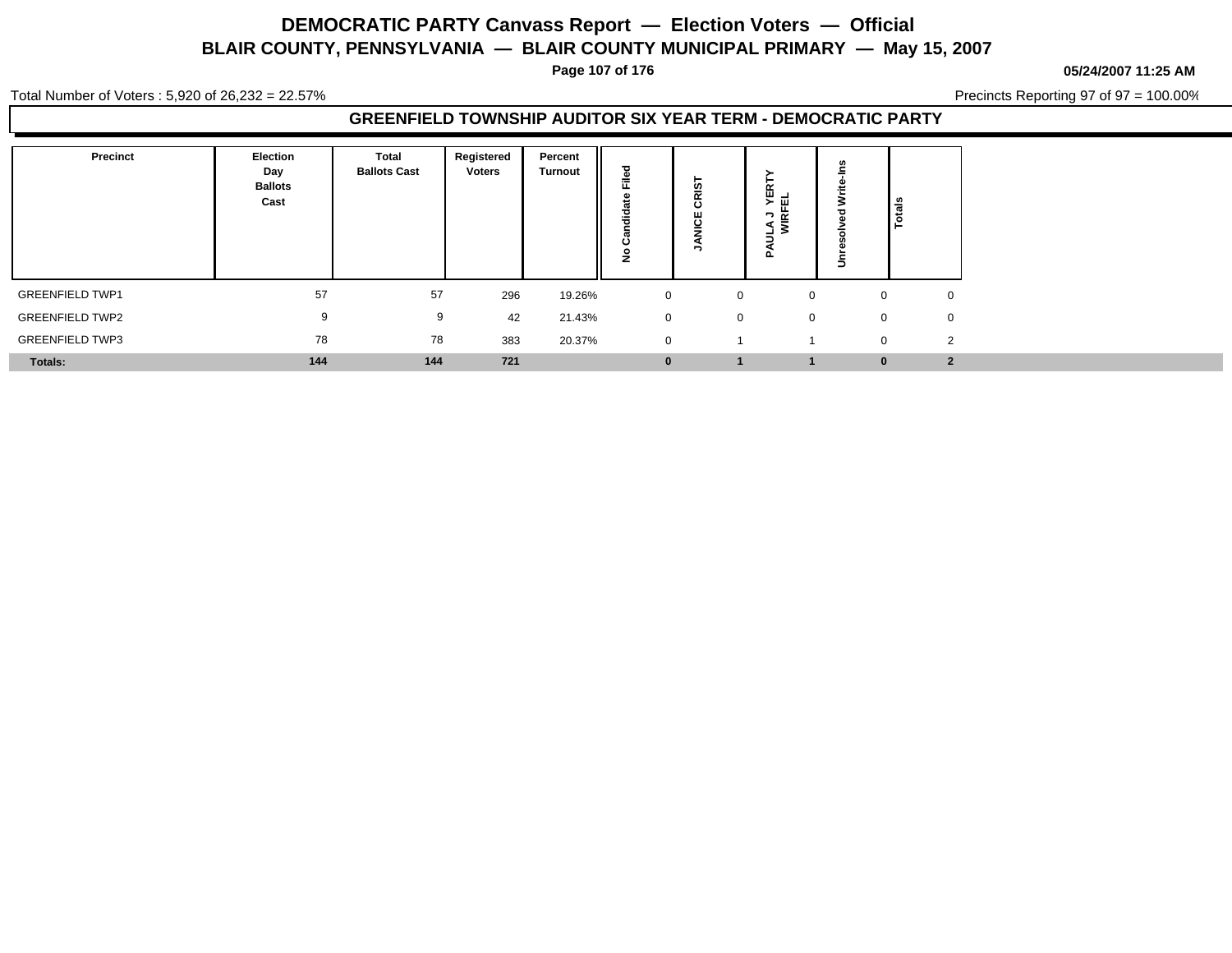# DEMOCRATIC PARTY Canvass Report — Election Voters — Official

## BLAIR COUNTY, PENNSYLVANIA — BLAIR COUNTY MUNICIPAL PRIMARY — May 15, 2007

05/24/2007 11:25 AM

Total Number of Voters : 5,920 of 26,232 = 22.57%

Precincts Reporting 97 of 97 = 100.00%

### GREENFIELD TOWNSHIP AUDITOR SIX YEAR TERM - DEMOCRATIC PARTY

| Precinct | Election Day Ballots Cast | Total Ballots Cast | Registered Voters | Percent Turnout | No Candidate Filed | JANICE CRIST | PAULA J YERTY WIRFEL | Unresolved Write-Ins | Totals |
|---|---|---|---|---|---|---|---|---|---|
| GREENFIELD TWP1 | 57 | 57 | 296 | 19.26% | 0 | 0 | 0 | 0 | 0 |
| GREENFIELD TWP2 | 9 | 9 | 42 | 21.43% | 0 | 0 | 0 | 0 | 0 |
| GREENFIELD TWP3 | 78 | 78 | 383 | 20.37% | 0 | 1 | 1 | 0 | 2 |
| **Totals:** | **144** | **144** | **721** | | **0** | **1** | **1** | **0** | **2** |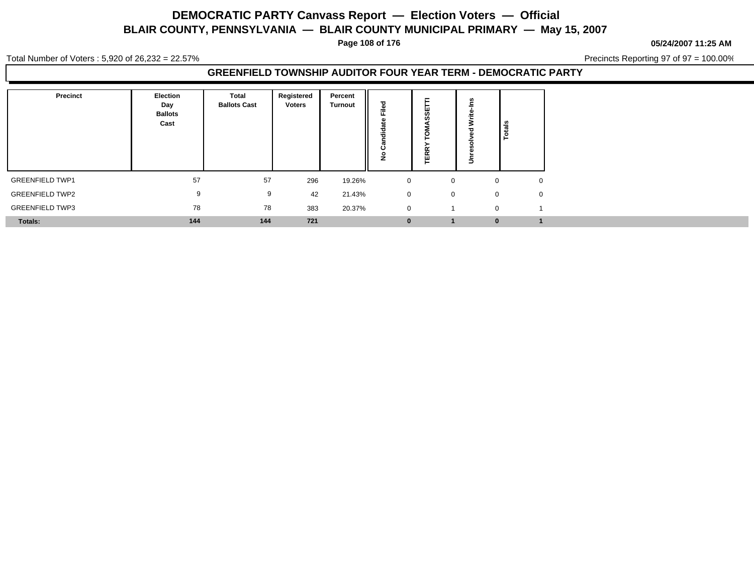# DEMOCRATIC PARTY Canvass Report — Election Voters — Official

## BLAIR COUNTY, PENNSYLVANIA — BLAIR COUNTY MUNICIPAL PRIMARY — May 15, 2007

**05/24/2007 11:25 AM**

Total Number of Voters : 5,920 of 26,232 = 22.57%

Precincts Reporting 97 of 97 = 100.00%

### GREENFIELD TOWNSHIP AUDITOR FOUR YEAR TERM - DEMOCRATIC PARTY

| Precinct | Election Day Ballots Cast | Total Ballots Cast | Registered Voters | Percent Turnout | No Candidate Filed | TERRY TOMASSETTI | Unresolved Write-Ins | Totals |
|---|---|---|---|---|---|---|---|---|
| GREENFIELD TWP1 | 57 | 57 | 296 | 19.26% | 0 | 0 | 0 | 0 |
| GREENFIELD TWP2 | 9 | 9 | 42 | 21.43% | 0 | 0 | 0 | 0 |
| GREENFIELD TWP3 | 78 | 78 | 383 | 20.37% | 0 | 1 | 0 | 1 |
| **Totals:** | **144** | **144** | **721** | | **0** | **1** | **0** | **1** |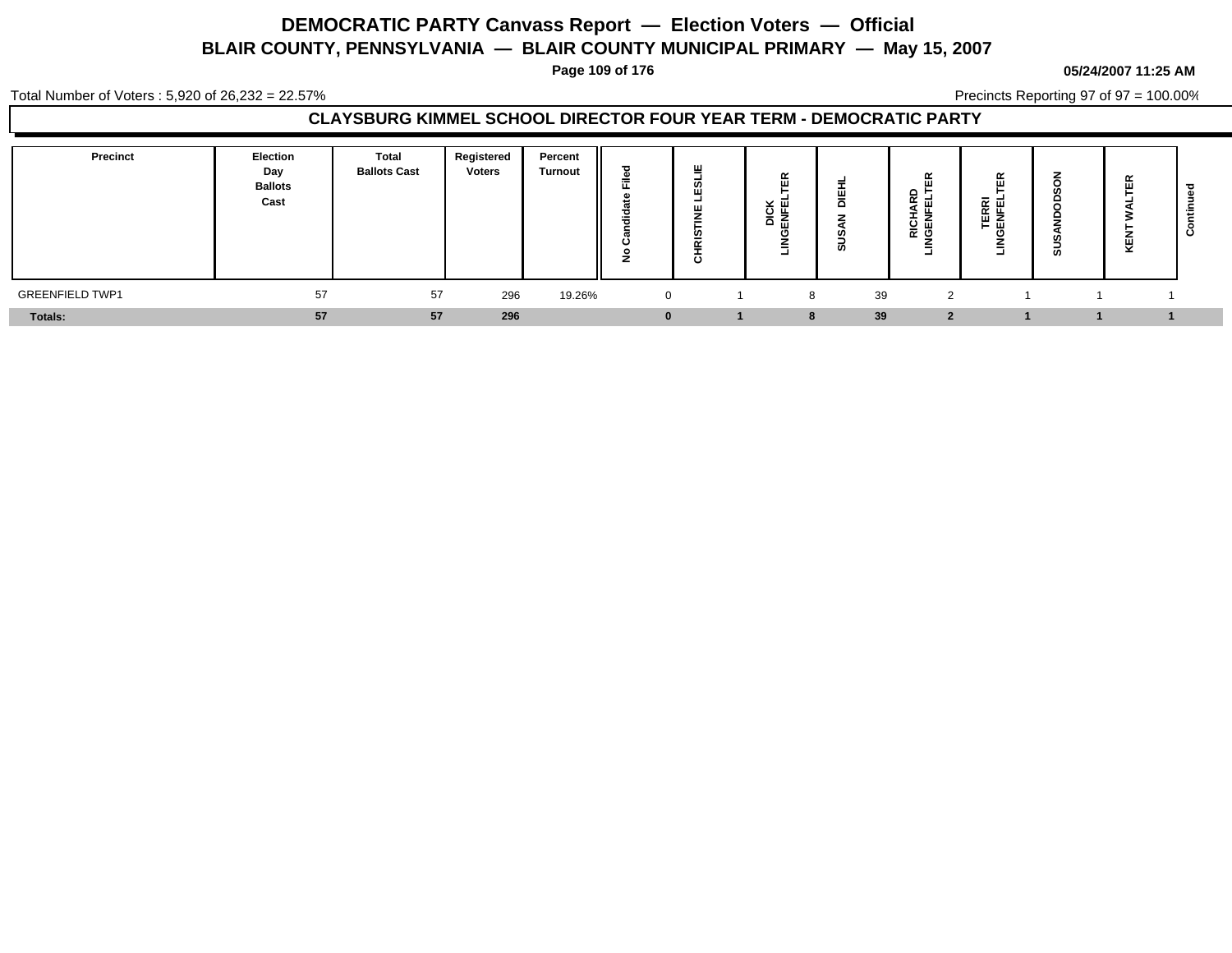# DEMOCRATIC PARTY Canvass Report — Election Voters — Official

## BLAIR COUNTY, PENNSYLVANIA — BLAIR COUNTY MUNICIPAL PRIMARY — May 15, 2007

**05/24/2007 11:25 AM**

Total Number of Voters : 5,920 of 26,232 = 22.57%

Precincts Reporting 97 of 97 = 100.00%

### CLAYSBURG KIMMEL SCHOOL DIRECTOR FOUR YEAR TERM - DEMOCRATIC PARTY

| Precinct | Election Day Ballots Cast | Total Ballots Cast | Registered Voters | Percent Turnout | No Candidate Filed | CHRISTINE LESLIE | DICK LINGENFELTER | SUSAN DIEHL | RICHARD LINGENFELTER | TERRI LINGENFELTER | SUSANDODSON | KENT WALTER | Continued |
|---|---|---|---|---|---|---|---|---|---|---|---|---|---|
| GREENFIELD TWP1 | 57 | 57 | 296 | 19.26% | 0 | 1 | 8 | 39 | 2 | 1 | 1 | 1 | |
| **Totals:** | **57** | **57** | **296** | | **0** | **1** | **8** | **39** | **2** | **1** | **1** | **1** | |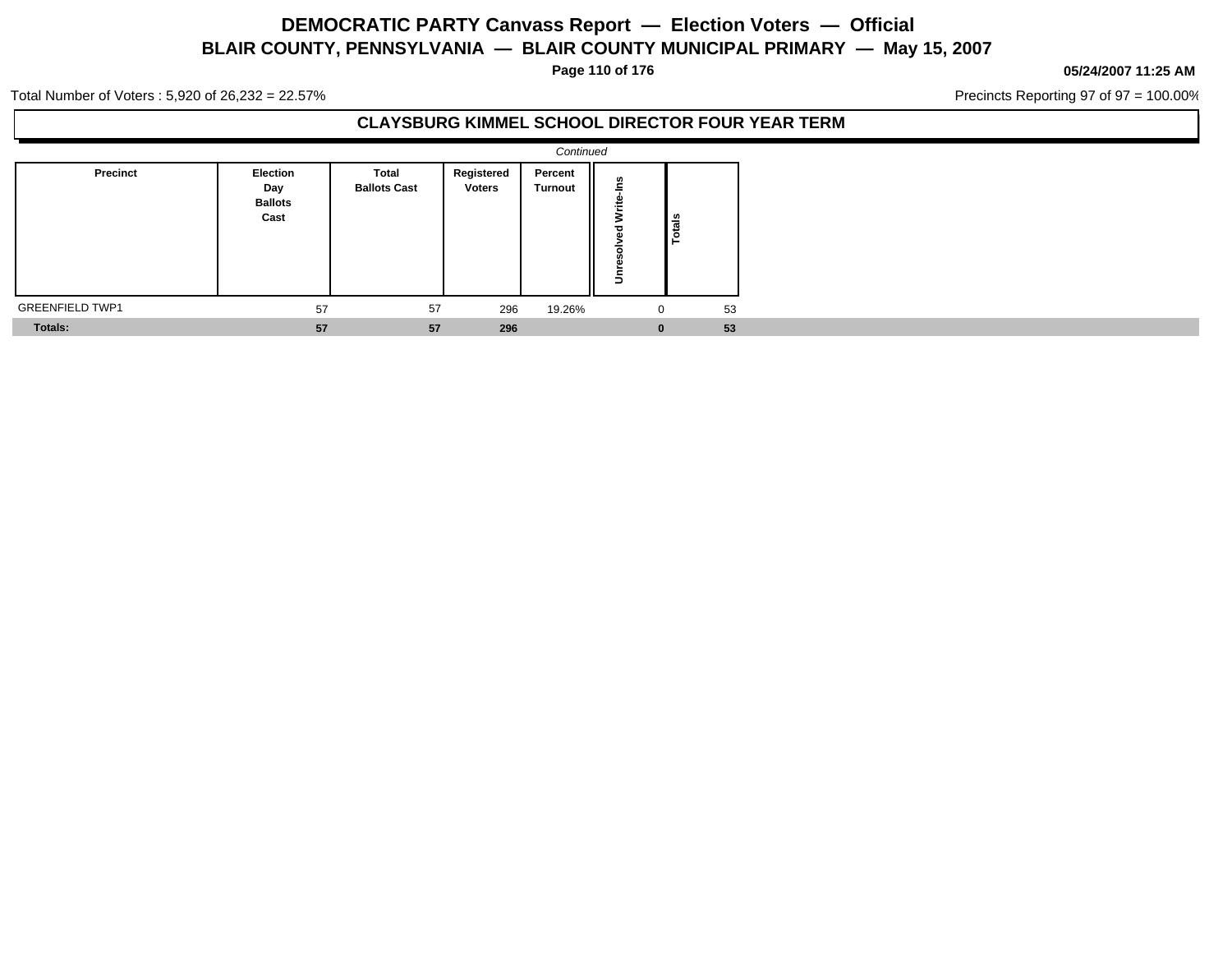# DEMOCRATIC PARTY Canvass Report — Election Voters — Official

## BLAIR COUNTY, PENNSYLVANIA — BLAIR COUNTY MUNICIPAL PRIMARY — May 15, 2007

05/24/2007 11:25 AM

Total Number of Voters : 5,920 of 26,232 = 22.57%

Precincts Reporting 97 of 97 = 100.00%

### CLAYSBURG KIMMEL SCHOOL DIRECTOR FOUR YEAR TERM

*Continued*

| Precinct | Election Day Ballots Cast | Total Ballots Cast | Registered Voters | Percent Turnout | Unresolved Write-Ins | Totals |
|---|---|---|---|---|---|---|
| GREENFIELD TWP1 | 57 | 57 | 296 | 19.26% | 0 | 53 |
| **Totals:** | **57** | **57** | **296** | | **0** | **53** |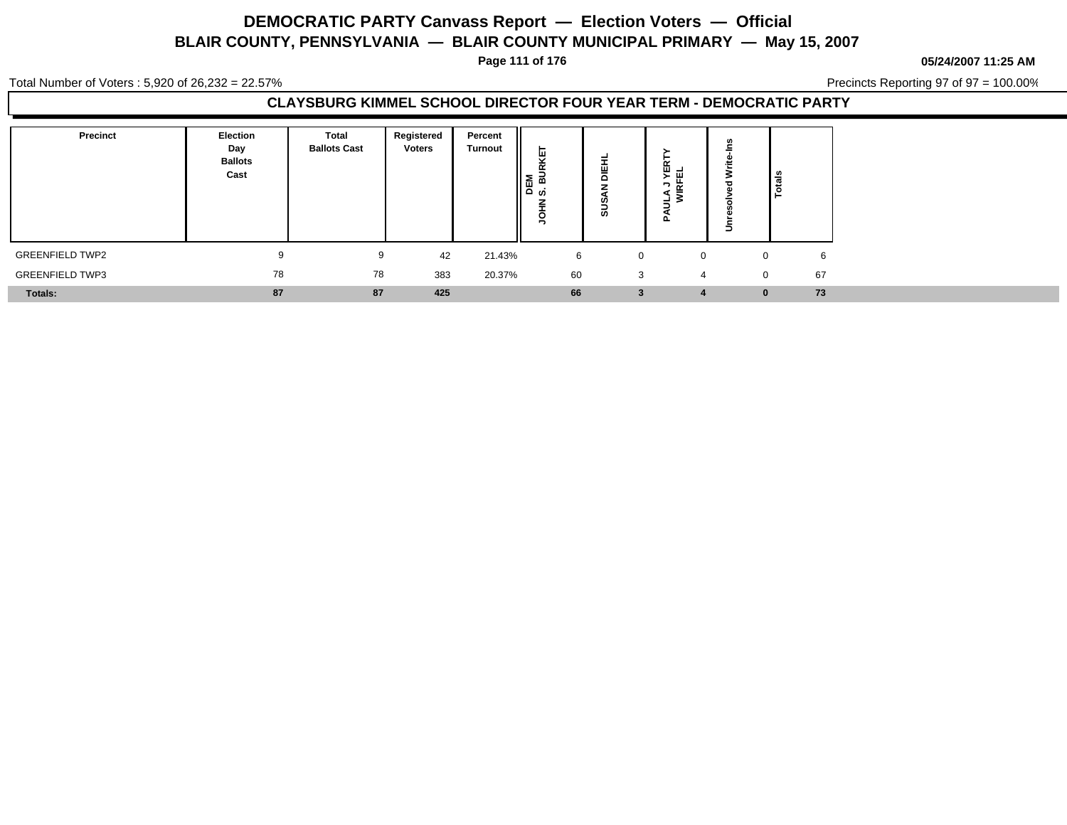# DEMOCRATIC PARTY Canvass Report — Election Voters — Official

## BLAIR COUNTY, PENNSYLVANIA — BLAIR COUNTY MUNICIPAL PRIMARY — May 15, 2007

**05/24/2007 11:25 AM**

Total Number of Voters : 5,920 of 26,232 = 22.57%

Precincts Reporting 97 of 97 = 100.00%

### CLAYSBURG KIMMEL SCHOOL DIRECTOR FOUR YEAR TERM - DEMOCRATIC PARTY

| Precinct | Election Day Ballots Cast | Total Ballots Cast | Registered Voters | Percent Turnout | DEM JOHN S. BURKET | SUSAN DIEHL | PAULA J YERTY WIRFEL | Unresolved Write-Ins | Totals |
|---|---|---|---|---|---|---|---|---|---|
| GREENFIELD TWP2 | 9 | 9 | 42 | 21.43% | 6 | 0 | 0 | 0 | 6 |
| GREENFIELD TWP3 | 78 | 78 | 383 | 20.37% | 60 | 3 | 4 | 0 | 67 |
| **Totals:** | **87** | **87** | **425** | | **66** | **3** | **4** | **0** | **73** |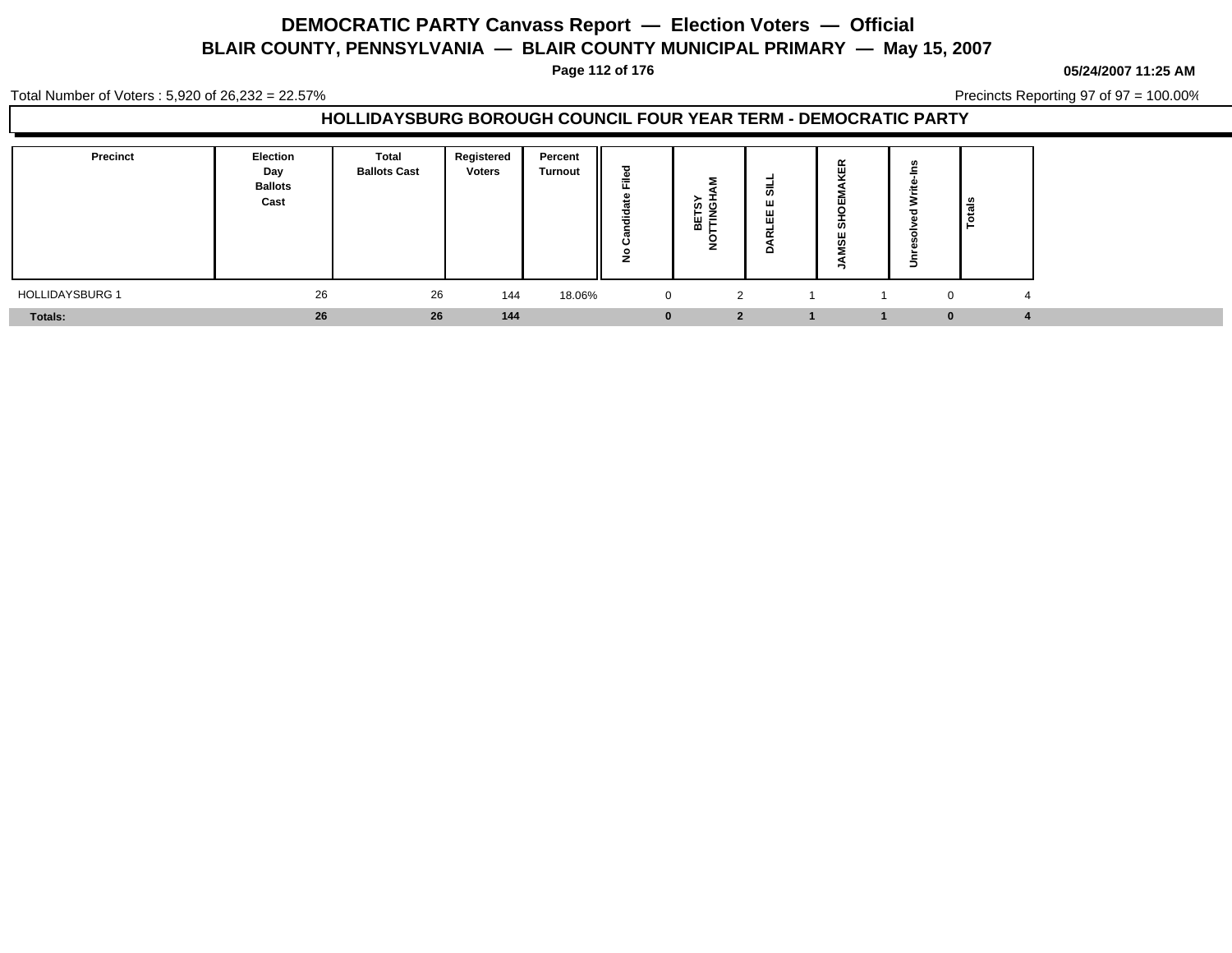# DEMOCRATIC PARTY Canvass Report — Election Voters — Official

## BLAIR COUNTY, PENNSYLVANIA — BLAIR COUNTY MUNICIPAL PRIMARY — May 15, 2007

05/24/2007 11:25 AM

Total Number of Voters : 5,920 of 26,232 = 22.57%

Precincts Reporting 97 of 97 = 100.00%

### HOLLIDAYSBURG BOROUGH COUNCIL FOUR YEAR TERM - DEMOCRATIC PARTY

| Precinct | Election Day Ballots Cast | Total Ballots Cast | Registered Voters | Percent Turnout | No Candidate Filed | BETSY NOTTINGHAM | DARLEE E SILL | JAMSE SHOEMAKER | Unresolved Write-Ins | Totals |
|---|---|---|---|---|---|---|---|---|---|---|
| HOLLIDAYSBURG 1 | 26 | 26 | 144 | 18.06% | 0 | 2 | 1 | 1 | 0 | 4 |
| **Totals:** | **26** | **26** | **144** | | **0** | **2** | **1** | **1** | **0** | **4** |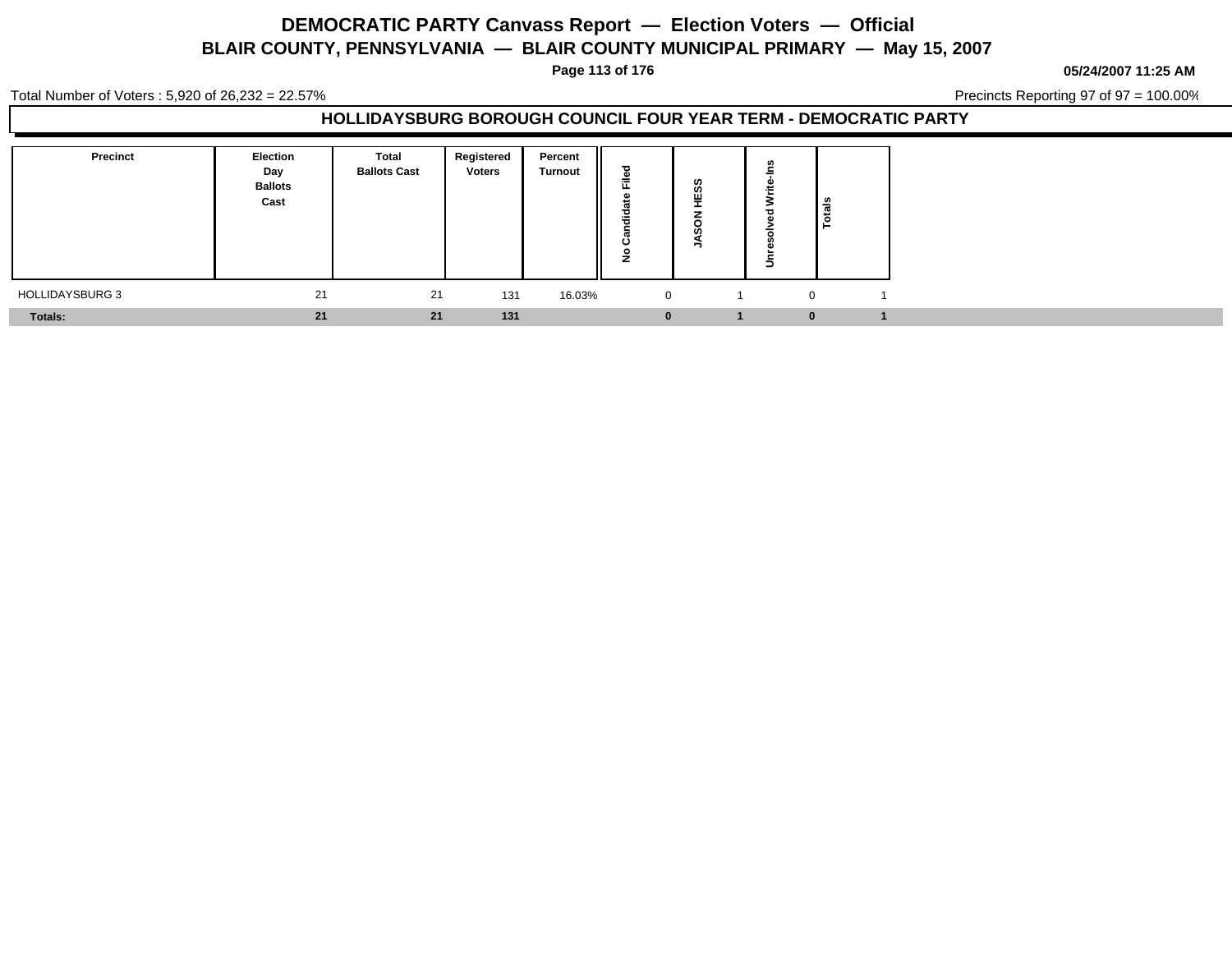# DEMOCRATIC PARTY Canvass Report — Election Voters — Official

## BLAIR COUNTY, PENNSYLVANIA — BLAIR COUNTY MUNICIPAL PRIMARY — May 15, 2007

**05/24/2007 11:25 AM**

Total Number of Voters : 5,920 of 26,232 = 22.57%

Precincts Reporting 97 of 97 = 100.00%

### HOLLIDAYSBURG BOROUGH COUNCIL FOUR YEAR TERM - DEMOCRATIC PARTY

| Precinct | Election Day Ballots Cast | Total Ballots Cast | Registered Voters | Percent Turnout | No Candidate Filed | JASON HESS | Unresolved Write-Ins | Totals |
|---|---|---|---|---|---|---|---|---|
| HOLLIDAYSBURG 3 | 21 | 21 | 131 | 16.03% | 0 | 1 | 0 | 1 |
| **Totals:** | **21** | **21** | **131** | | **0** | **1** | **0** | **1** |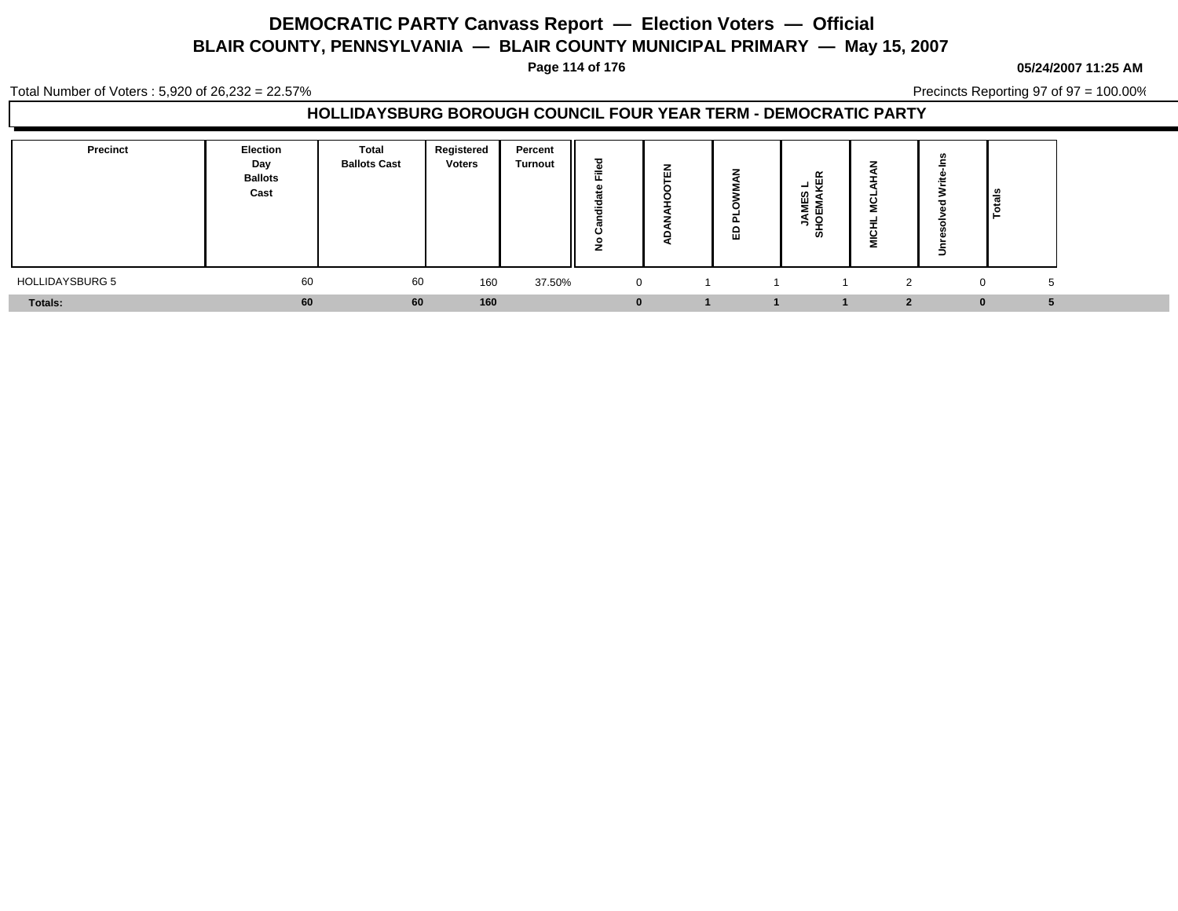# DEMOCRATIC PARTY Canvass Report — Election Voters — Official

## BLAIR COUNTY, PENNSYLVANIA — BLAIR COUNTY MUNICIPAL PRIMARY — May 15, 2007

05/24/2007 11:25 AM

Total Number of Voters : 5,920 of 26,232 = 22.57%

Precincts Reporting 97 of 97 = 100.00%

### HOLLIDAYSBURG BOROUGH COUNCIL FOUR YEAR TERM - DEMOCRATIC PARTY

| Precinct | Election Day Ballots Cast | Total Ballots Cast | Registered Voters | Percent Turnout | No Candidate Filed | ADANAHOOTEN | ED PLOWMAN | JAMES L SHOEMAKER | MICHL MCLAHAN | Unresolved Write-Ins | Totals |
|---|---|---|---|---|---|---|---|---|---|---|---|
| HOLLIDAYSBURG 5 | 60 | 60 | 160 | 37.50% | 0 | 1 | 1 | 1 | 2 | 0 | 5 |
| **Totals:** | **60** | **60** | **160** | | **0** | **1** | **1** | **1** | **2** | **0** | **5** |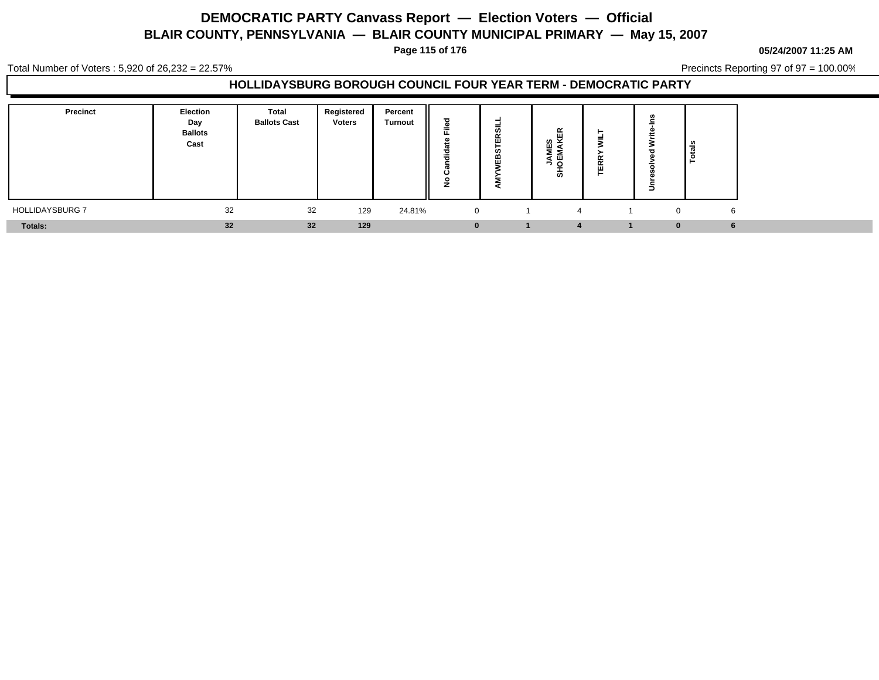# DEMOCRATIC PARTY Canvass Report — Election Voters — Official

## BLAIR COUNTY, PENNSYLVANIA — BLAIR COUNTY MUNICIPAL PRIMARY — May 15, 2007

05/24/2007 11:25 AM

Total Number of Voters : 5,920 of 26,232 = 22.57%

Precincts Reporting 97 of 97 = 100.00%

### HOLLIDAYSBURG BOROUGH COUNCIL FOUR YEAR TERM - DEMOCRATIC PARTY

| Precinct | Election Day Ballots Cast | Total Ballots Cast | Registered Voters | Percent Turnout | No Candidate Filed | AMYWEBSTERSILL | JAMES SHOEMAKER | TERRY WILT | Unresolved Write-Ins | Totals |
|---|---|---|---|---|---|---|---|---|---|---|
| HOLLIDAYSBURG 7 | 32 | 32 | 129 | 24.81% | 0 | 1 | 4 | 1 | 0 | 6 |
| **Totals:** | **32** | **32** | **129** | | **0** | **1** | **4** | **1** | **0** | **6** |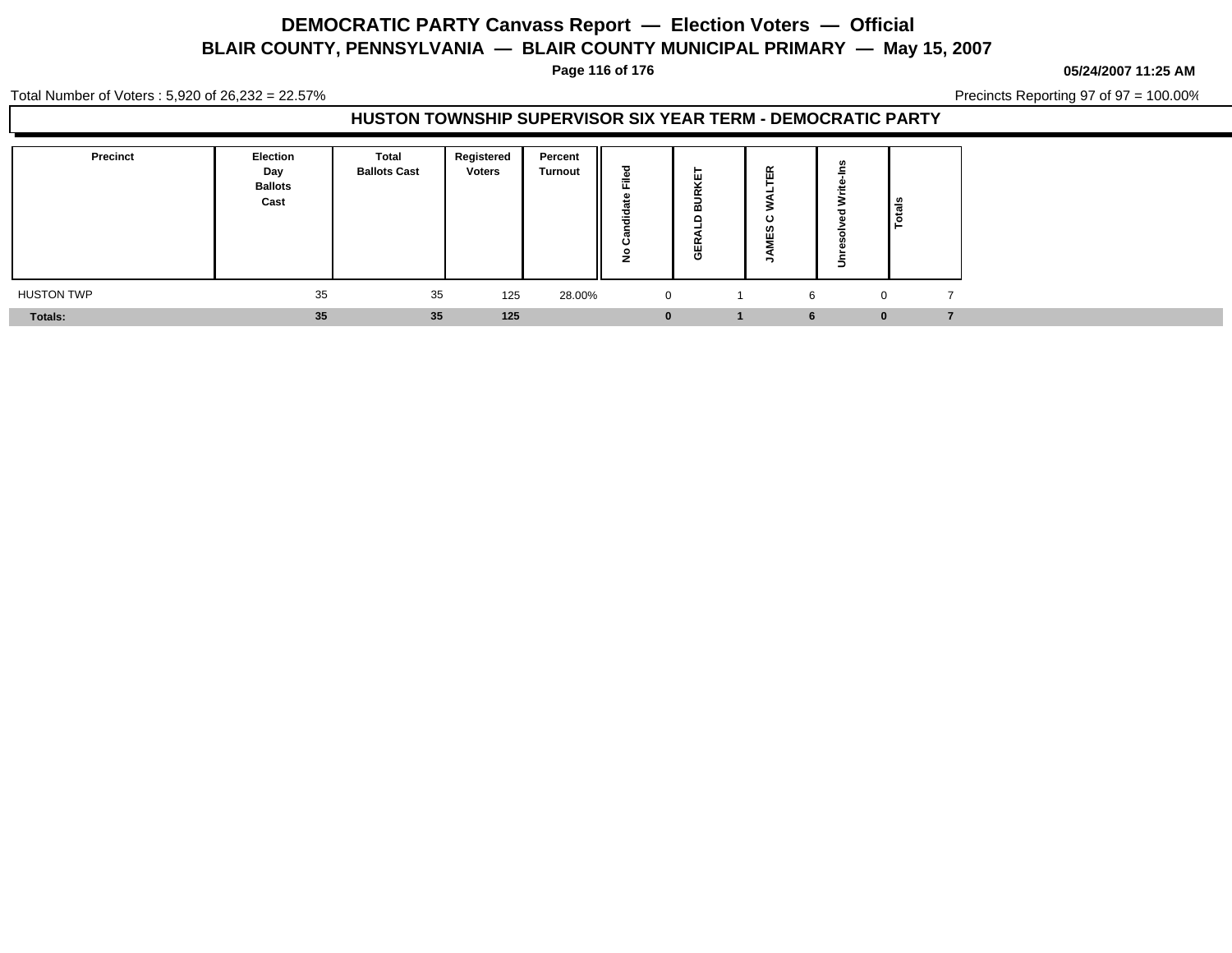# DEMOCRATIC PARTY Canvass Report — Election Voters — Official

## BLAIR COUNTY, PENNSYLVANIA — BLAIR COUNTY MUNICIPAL PRIMARY — May 15, 2007

05/24/2007 11:25 AM

Total Number of Voters : 5,920 of 26,232 = 22.57%

Precincts Reporting 97 of 97 = 100.00%

### HUSTON TOWNSHIP SUPERVISOR SIX YEAR TERM - DEMOCRATIC PARTY

| Precinct | Election Day Ballots Cast | Total Ballots Cast | Registered Voters | Percent Turnout | No Candidate Filed | GERALD BURKET | JAMES C WALTER | Unresolved Write-Ins | Totals |
|---|---|---|---|---|---|---|---|---|---|
| HUSTON TWP | 35 | 35 | 125 | 28.00% | 0 | 1 | 6 | 0 | 7 |
| **Totals:** | **35** | **35** | **125** | | **0** | **1** | **6** | **0** | **7** |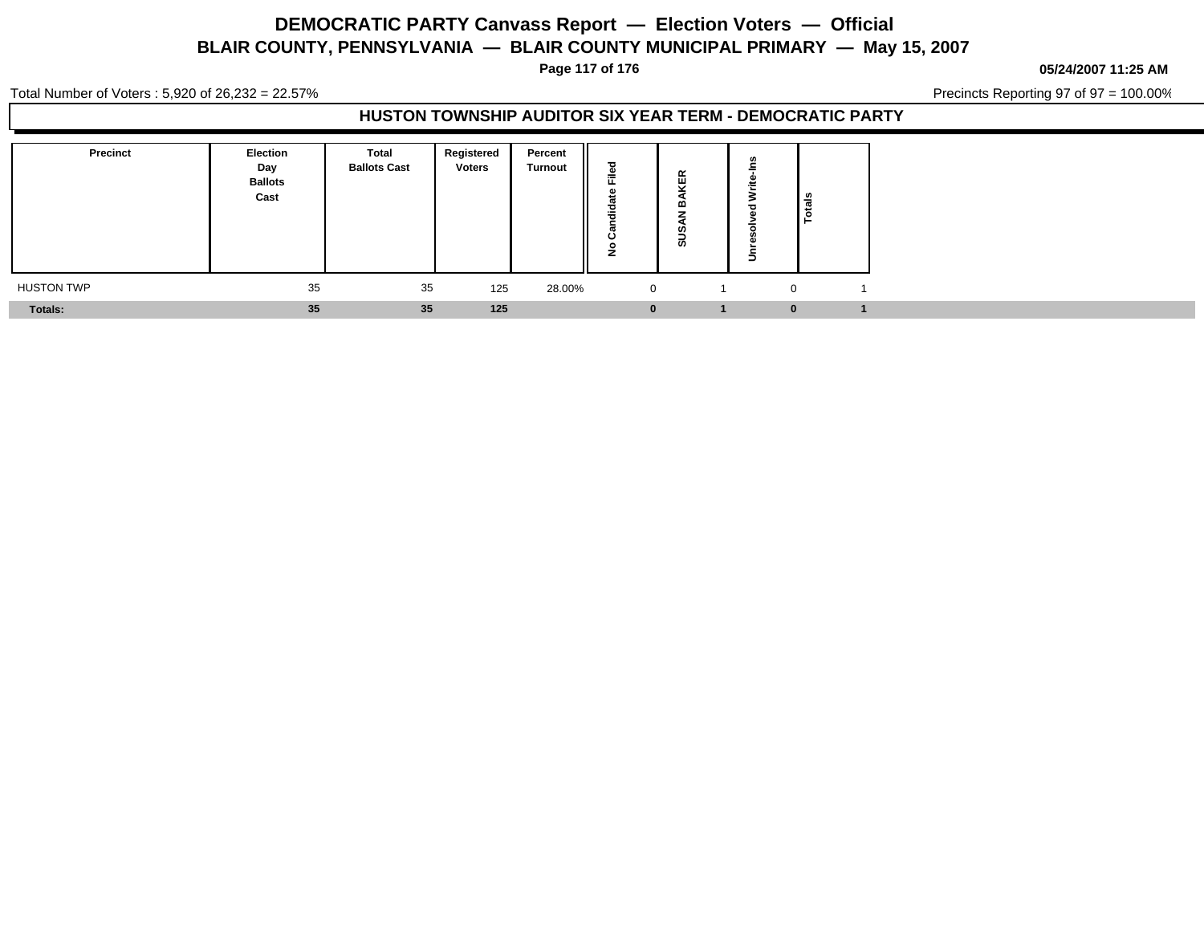# DEMOCRATIC PARTY Canvass Report — Election Voters — Official

## BLAIR COUNTY, PENNSYLVANIA — BLAIR COUNTY MUNICIPAL PRIMARY — May 15, 2007

05/24/2007 11:25 AM

Total Number of Voters : 5,920 of 26,232 = 22.57%

Precincts Reporting 97 of 97 = 100.00%

### HUSTON TOWNSHIP AUDITOR SIX YEAR TERM - DEMOCRATIC PARTY

| Precinct | Election Day Ballots Cast | Total Ballots Cast | Registered Voters | Percent Turnout | No Candidate Filed | SUSAN BAKER | Unresolved Write-Ins | Totals |
|---|---|---|---|---|---|---|---|---|
| HUSTON TWP | 35 | 35 | 125 | 28.00% | 0 | 1 | 0 | 1 |
| **Totals:** | **35** | **35** | **125** | | **0** | **1** | **0** | **1** |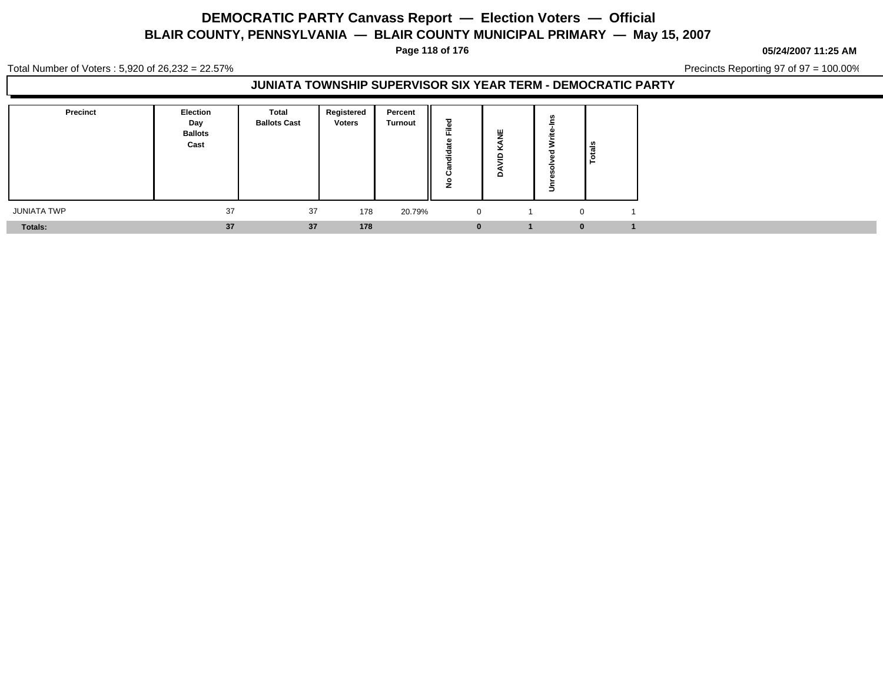# DEMOCRATIC PARTY Canvass Report — Election Voters — Official

## BLAIR COUNTY, PENNSYLVANIA — BLAIR COUNTY MUNICIPAL PRIMARY — May 15, 2007

05/24/2007 11:25 AM

Total Number of Voters : 5,920 of 26,232 = 22.57%

Precincts Reporting 97 of 97 = 100.00%

### JUNIATA TOWNSHIP SUPERVISOR SIX YEAR TERM - DEMOCRATIC PARTY

| Precinct | Election Day Ballots Cast | Total Ballots Cast | Registered Voters | Percent Turnout | No Candidate Filed | DAVID KANE | Unresolved Write-Ins | Totals |
|---|---|---|---|---|---|---|---|---|
| JUNIATA TWP | 37 | 37 | 178 | 20.79% | 0 | 1 | 0 | 1 |
| **Totals:** | **37** | **37** | **178** | | **0** | **1** | **0** | **1** |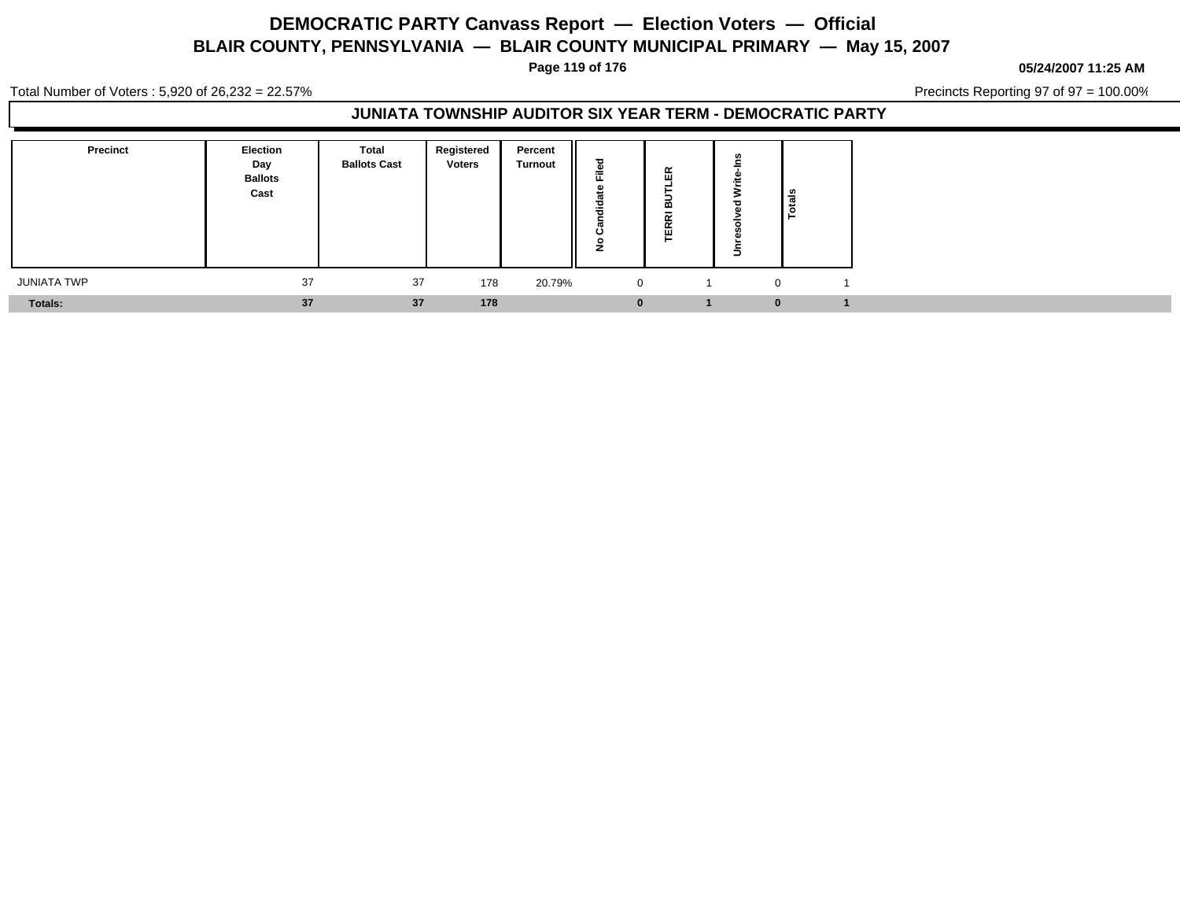# DEMOCRATIC PARTY Canvass Report — Election Voters — Official

## BLAIR COUNTY, PENNSYLVANIA — BLAIR COUNTY MUNICIPAL PRIMARY — May 15, 2007

**05/24/2007 11:25 AM**

Total Number of Voters : 5,920 of 26,232 = 22.57%

Precincts Reporting 97 of 97 = 100.00%

### JUNIATA TOWNSHIP AUDITOR SIX YEAR TERM - DEMOCRATIC PARTY

| Precinct | Election Day Ballots Cast | Total Ballots Cast | Registered Voters | Percent Turnout | No Candidate Filed | TERRI BUTLER | Unresolved Write-Ins | Totals |
|---|---|---|---|---|---|---|---|---|
| JUNIATA TWP | 37 | 37 | 178 | 20.79% | 0 | 1 | 0 | 1 |
| **Totals:** | **37** | **37** | **178** | | **0** | **1** | **0** | **1** |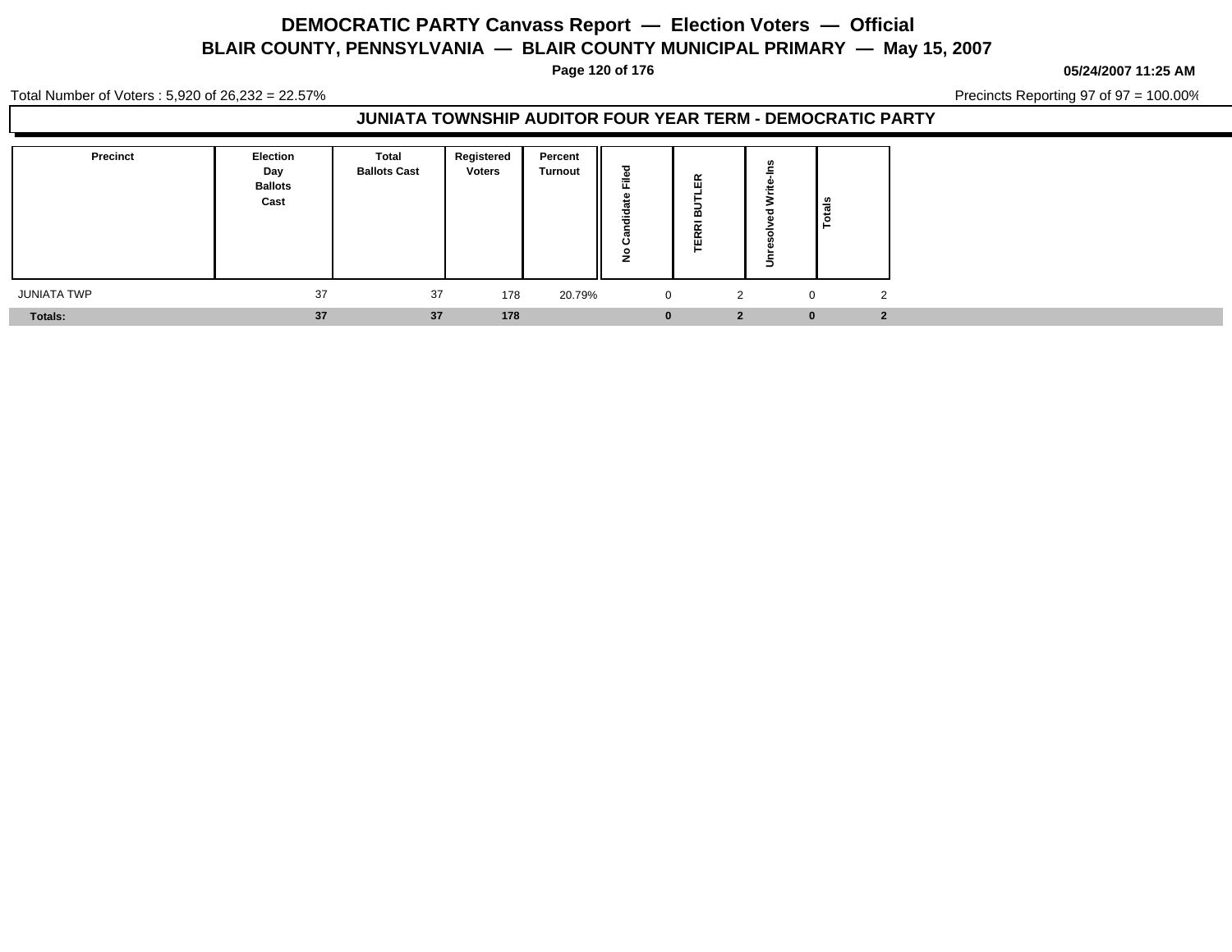# DEMOCRATIC PARTY Canvass Report — Election Voters — Official

## BLAIR COUNTY, PENNSYLVANIA — BLAIR COUNTY MUNICIPAL PRIMARY — May 15, 2007

**05/24/2007 11:25 AM**

Total Number of Voters : 5,920 of 26,232 = 22.57%

Precincts Reporting 97 of 97 = 100.00%

### JUNIATA TOWNSHIP AUDITOR FOUR YEAR TERM - DEMOCRATIC PARTY

| Precinct | Election Day Ballots Cast | Total Ballots Cast | Registered Voters | Percent Turnout | No Candidate Filed | TERRI BUTLER | Unresolved Write-Ins | Totals |
|---|---|---|---|---|---|---|---|---|
| JUNIATA TWP | 37 | 37 | 178 | 20.79% | 0 | 2 | 0 | 2 |
| **Totals:** | **37** | **37** | **178** | | **0** | **2** | **0** | **2** |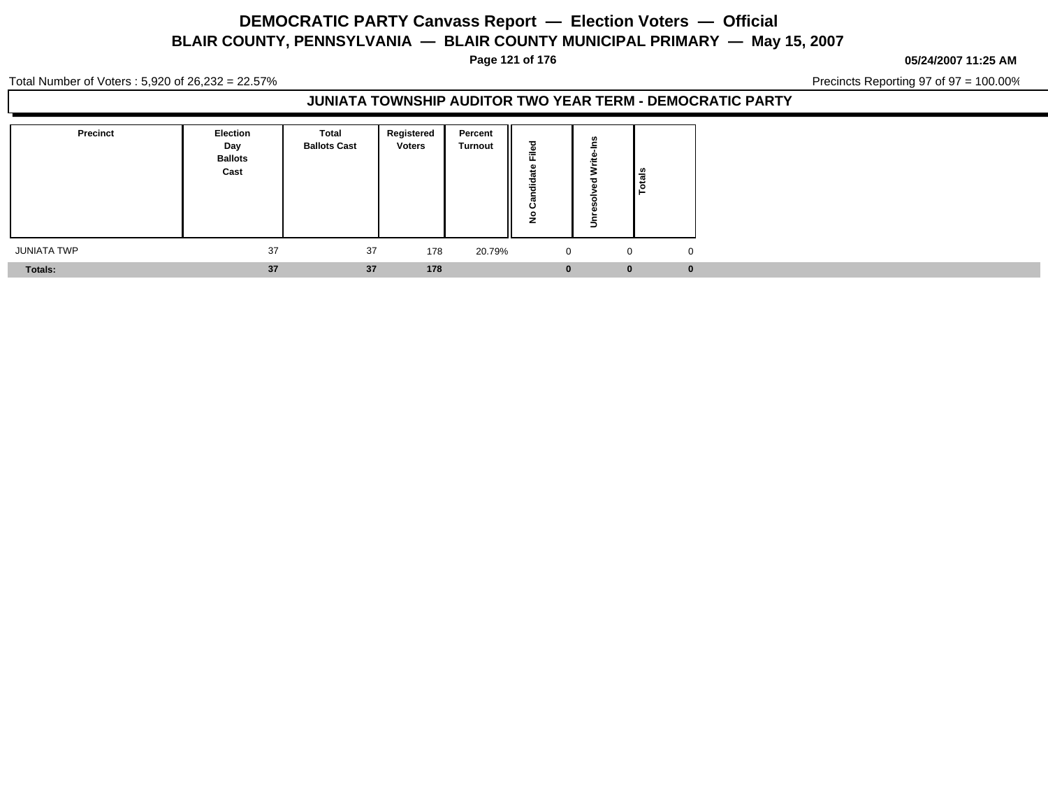# DEMOCRATIC PARTY Canvass Report — Election Voters — Official

## BLAIR COUNTY, PENNSYLVANIA — BLAIR COUNTY MUNICIPAL PRIMARY — May 15, 2007

05/24/2007 11:25 AM

Total Number of Voters : 5,920 of 26,232 = 22.57%

Precincts Reporting 97 of 97 = 100.00%

### JUNIATA TOWNSHIP AUDITOR TWO YEAR TERM - DEMOCRATIC PARTY

| Precinct | Election Day Ballots Cast | Total Ballots Cast | Registered Voters | Percent Turnout | No Candidate Filed | Unresolved Write-Ins | Totals |
|---|---|---|---|---|---|---|---|
| JUNIATA TWP | 37 | 37 | 178 | 20.79% | 0 | 0 | 0 |
| **Totals:** | **37** | **37** | **178** | | **0** | **0** | **0** |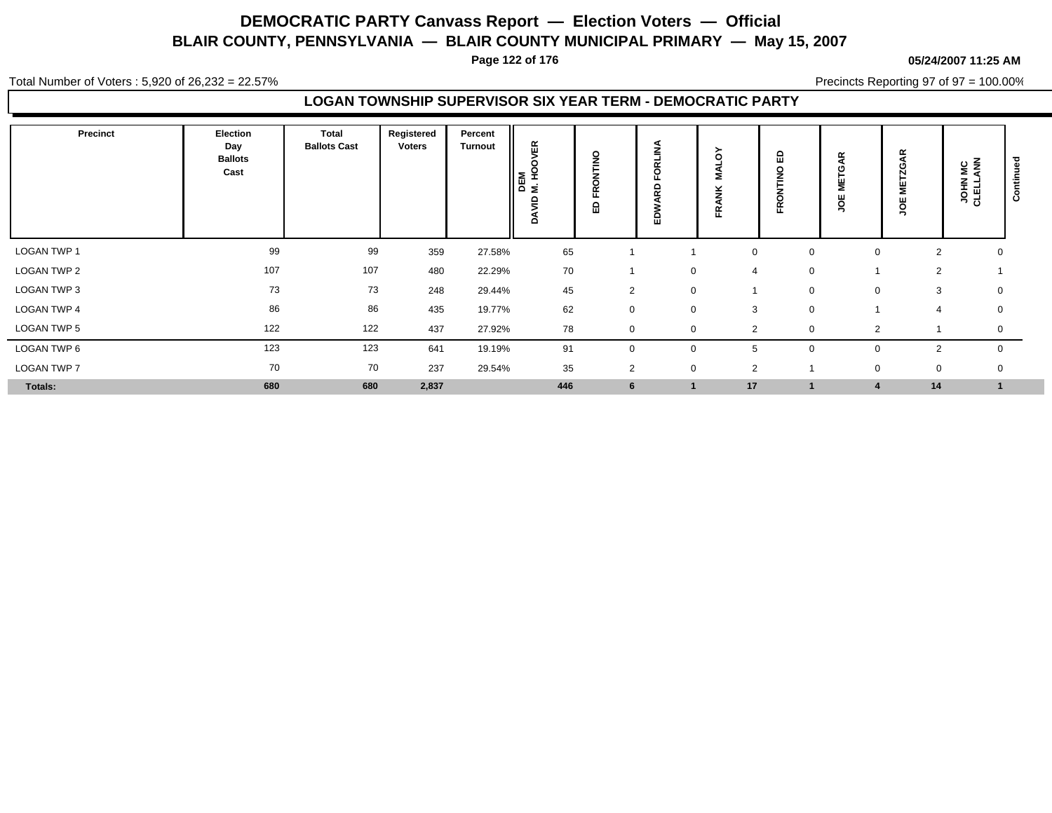# DEMOCRATIC PARTY Canvass Report — Election Voters — Official

## BLAIR COUNTY, PENNSYLVANIA — BLAIR COUNTY MUNICIPAL PRIMARY — May 15, 2007

**05/24/2007 11:25 AM**

Total Number of Voters : 5,920 of 26,232 = 22.57%

Precincts Reporting 97 of 97 = 100.00%

### LOGAN TOWNSHIP SUPERVISOR SIX YEAR TERM - DEMOCRATIC PARTY

| Precinct | Election Day Ballots Cast | Total Ballots Cast | Registered Voters | Percent Turnout | DEM DAVID M. HOOVER | ED FRONTINO | EDWARD FORLINA | FRANK MALOY | FRONTINO ED | JOE METGAR | JOE METZGAR | JOHN MC CLELLANN | Continued |
|---|---|---|---|---|---|---|---|---|---|---|---|---|---|
| LOGAN TWP 1 | 99 | 99 | 359 | 27.58% | 65 | 1 | 1 | 0 | 0 | 0 | 2 | 0 | |
| LOGAN TWP 2 | 107 | 107 | 480 | 22.29% | 70 | 1 | 0 | 4 | 0 | 1 | 2 | 1 | |
| LOGAN TWP 3 | 73 | 73 | 248 | 29.44% | 45 | 2 | 0 | 1 | 0 | 0 | 3 | 0 | |
| LOGAN TWP 4 | 86 | 86 | 435 | 19.77% | 62 | 0 | 0 | 3 | 0 | 1 | 4 | 0 | |
| LOGAN TWP 5 | 122 | 122 | 437 | 27.92% | 78 | 0 | 0 | 2 | 0 | 2 | 1 | 0 | |
| LOGAN TWP 6 | 123 | 123 | 641 | 19.19% | 91 | 0 | 0 | 5 | 0 | 0 | 2 | 0 | |
| LOGAN TWP 7 | 70 | 70 | 237 | 29.54% | 35 | 2 | 0 | 2 | 1 | 0 | 0 | 0 | |
| **Totals:** | **680** | **680** | **2,837** | | **446** | **6** | **1** | **17** | **1** | **4** | **14** | **1** | |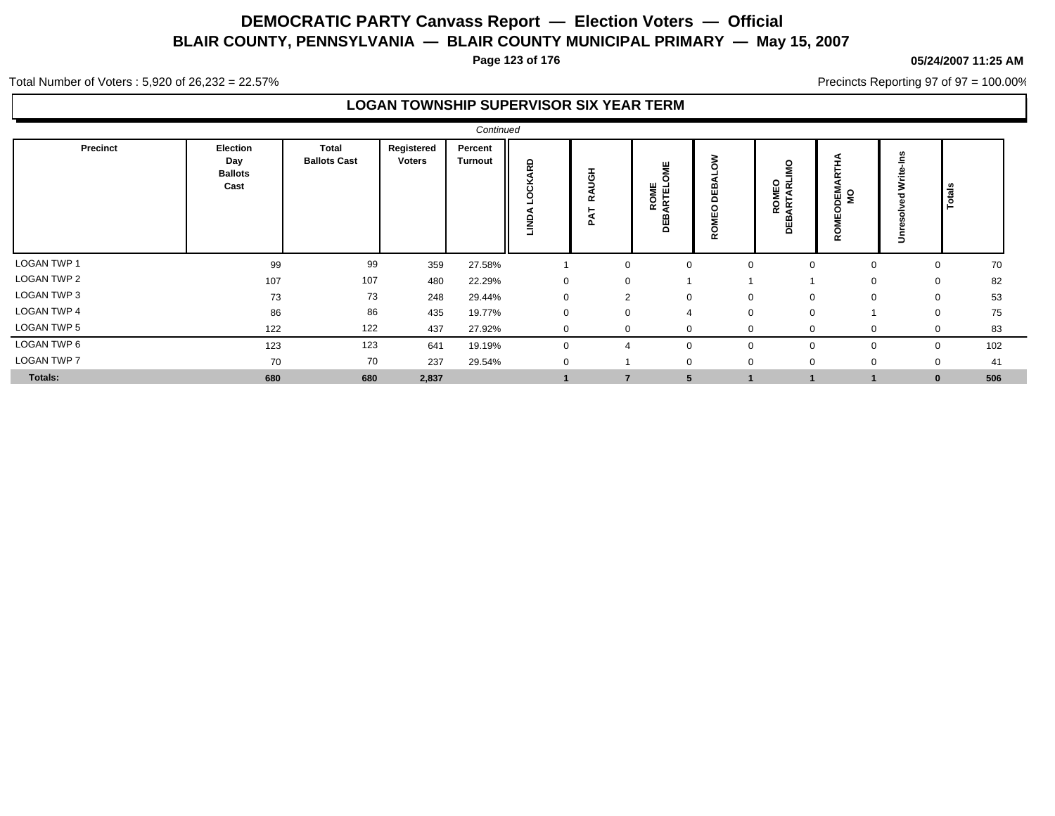# DEMOCRATIC PARTY Canvass Report — Election Voters — Official

## BLAIR COUNTY, PENNSYLVANIA — BLAIR COUNTY MUNICIPAL PRIMARY — May 15, 2007

**05/24/2007 11:25 AM**

Total Number of Voters : 5,920 of 26,232 = 22.57%

Precincts Reporting 97 of 97 = 100.00%

### LOGAN TOWNSHIP SUPERVISOR SIX YEAR TERM

*Continued*

| Precinct | Election Day Ballots Cast | Total Ballots Cast | Registered Voters | Percent Turnout | LINDA LOCKARD | PAT RAUGH | ROME DEBARTELOME | ROMEO DEBALOW | ROMEO DEBARTARLIMO | ROMEODEMARTHA MO | Unresolved Write-Ins | Totals |
|---|---|---|---|---|---|---|---|---|---|---|---|---|
| LOGAN TWP 1 | 99 | 99 | 359 | 27.58% | 1 | 0 | 0 | 0 | 0 | 0 | 0 | 70 |
| LOGAN TWP 2 | 107 | 107 | 480 | 22.29% | 0 | 0 | 1 | 1 | 1 | 0 | 0 | 82 |
| LOGAN TWP 3 | 73 | 73 | 248 | 29.44% | 0 | 2 | 0 | 0 | 0 | 0 | 0 | 53 |
| LOGAN TWP 4 | 86 | 86 | 435 | 19.77% | 0 | 0 | 4 | 0 | 0 | 1 | 0 | 75 |
| LOGAN TWP 5 | 122 | 122 | 437 | 27.92% | 0 | 0 | 0 | 0 | 0 | 0 | 0 | 83 |
| LOGAN TWP 6 | 123 | 123 | 641 | 19.19% | 0 | 4 | 0 | 0 | 0 | 0 | 0 | 102 |
| LOGAN TWP 7 | 70 | 70 | 237 | 29.54% | 0 | 1 | 0 | 0 | 0 | 0 | 0 | 41 |
| **Totals:** | **680** | **680** | **2,837** | | **1** | **7** | **5** | **1** | **1** | **1** | **0** | **506** |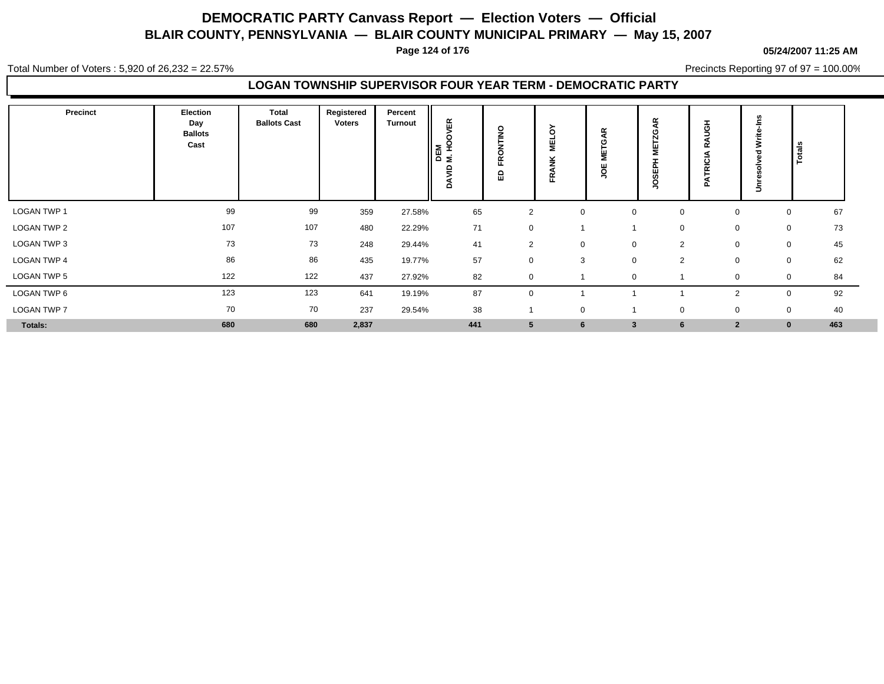# DEMOCRATIC PARTY Canvass Report — Election Voters — Official

## BLAIR COUNTY, PENNSYLVANIA — BLAIR COUNTY MUNICIPAL PRIMARY — May 15, 2007

05/24/2007 11:25 AM

Total Number of Voters : 5,920 of 26,232 = 22.57%

Precincts Reporting 97 of 97 = 100.00%

### LOGAN TOWNSHIP SUPERVISOR FOUR YEAR TERM - DEMOCRATIC PARTY

| Precinct | Election Day Ballots Cast | Total Ballots Cast | Registered Voters | Percent Turnout | DEM DAVID M. HOOVER | ED FRONTINO | FRANK MELOY | JOE METGAR | JOSEPH METZGAR | PATRICIA RAUGH | Unresolved Write-Ins | Totals |
|---|---|---|---|---|---|---|---|---|---|---|---|---|
| LOGAN TWP 1 | 99 | 99 | 359 | 27.58% | 65 | 2 | 0 | 0 | 0 | 0 | 0 | 67 |
| LOGAN TWP 2 | 107 | 107 | 480 | 22.29% | 71 | 0 | 1 | 1 | 0 | 0 | 0 | 73 |
| LOGAN TWP 3 | 73 | 73 | 248 | 29.44% | 41 | 2 | 0 | 0 | 2 | 0 | 0 | 45 |
| LOGAN TWP 4 | 86 | 86 | 435 | 19.77% | 57 | 0 | 3 | 0 | 2 | 0 | 0 | 62 |
| LOGAN TWP 5 | 122 | 122 | 437 | 27.92% | 82 | 0 | 1 | 0 | 1 | 0 | 0 | 84 |
| LOGAN TWP 6 | 123 | 123 | 641 | 19.19% | 87 | 0 | 1 | 1 | 1 | 2 | 0 | 92 |
| LOGAN TWP 7 | 70 | 70 | 237 | 29.54% | 38 | 1 | 0 | 1 | 0 | 0 | 0 | 40 |
| **Totals:** | **680** | **680** | **2,837** | | **441** | **5** | **6** | **3** | **6** | **2** | **0** | **463** |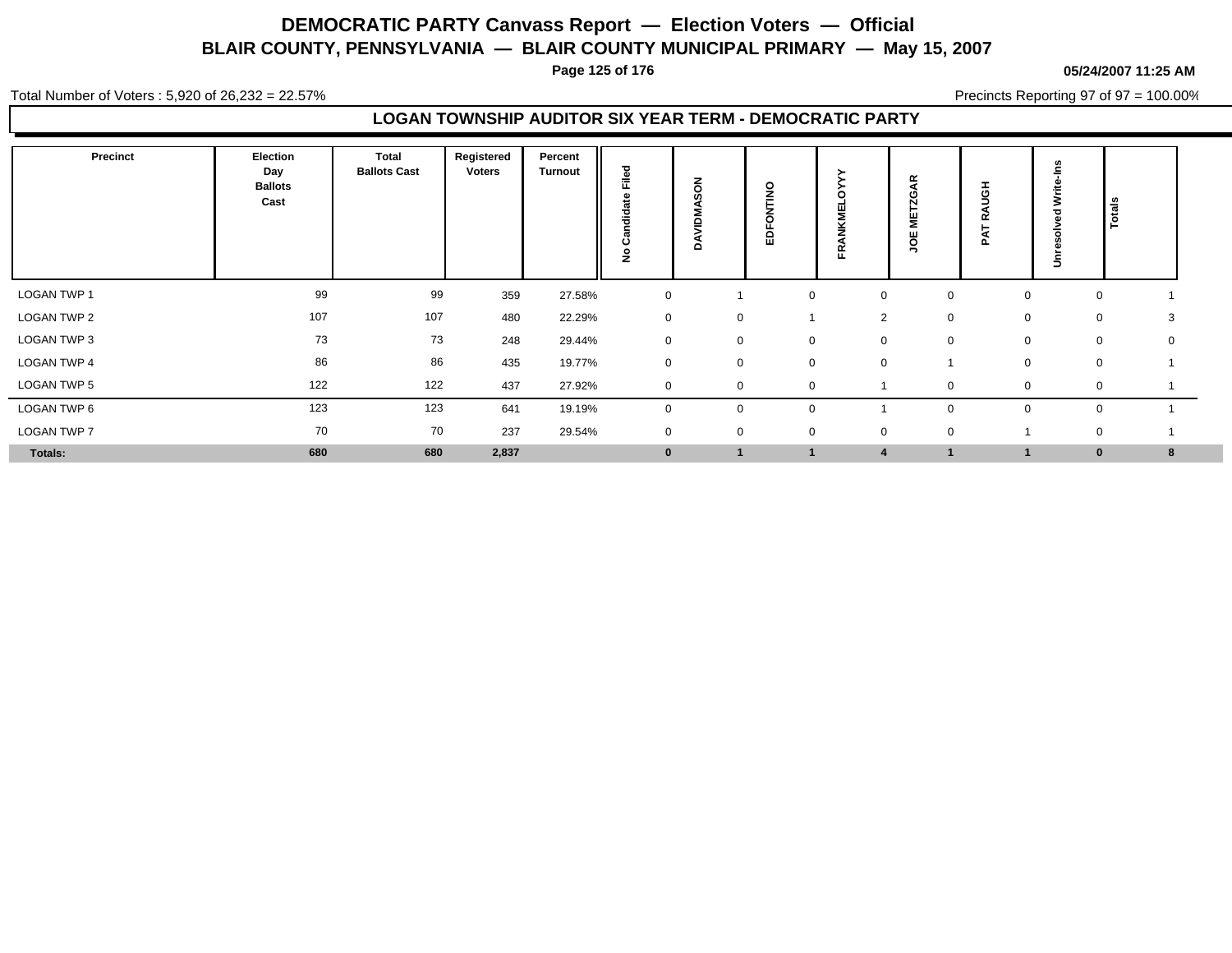# DEMOCRATIC PARTY Canvass Report — Election Voters — Official

## BLAIR COUNTY, PENNSYLVANIA — BLAIR COUNTY MUNICIPAL PRIMARY — May 15, 2007

**05/24/2007 11:25 AM**

Total Number of Voters : 5,920 of 26,232 = 22.57%

Precincts Reporting 97 of 97 = 100.00%

### LOGAN TOWNSHIP AUDITOR SIX YEAR TERM - DEMOCRATIC PARTY

| Precinct | Election Day Ballots Cast | Total Ballots Cast | Registered Voters | Percent Turnout | No Candidate Filed | DAVIDMASON | EDFONTINO | FRANKMELOYYY | JOE METZGAR | PAT RAUGH | Unresolved Write-Ins | Totals |
|---|---|---|---|---|---|---|---|---|---|---|---|---|
| LOGAN TWP 1 | 99 | 99 | 359 | 27.58% | 0 | 1 | 0 | 0 | 0 | 0 | 0 | 1 |
| LOGAN TWP 2 | 107 | 107 | 480 | 22.29% | 0 | 0 | 1 | 2 | 0 | 0 | 0 | 3 |
| LOGAN TWP 3 | 73 | 73 | 248 | 29.44% | 0 | 0 | 0 | 0 | 0 | 0 | 0 | 0 |
| LOGAN TWP 4 | 86 | 86 | 435 | 19.77% | 0 | 0 | 0 | 0 | 1 | 0 | 0 | 1 |
| LOGAN TWP 5 | 122 | 122 | 437 | 27.92% | 0 | 0 | 0 | 1 | 0 | 0 | 0 | 1 |
| LOGAN TWP 6 | 123 | 123 | 641 | 19.19% | 0 | 0 | 0 | 1 | 0 | 0 | 0 | 1 |
| LOGAN TWP 7 | 70 | 70 | 237 | 29.54% | 0 | 0 | 0 | 0 | 0 | 1 | 0 | 1 |
| **Totals:** | **680** | **680** | **2,837** | | **0** | **1** | **1** | **4** | **1** | **1** | **0** | **8** |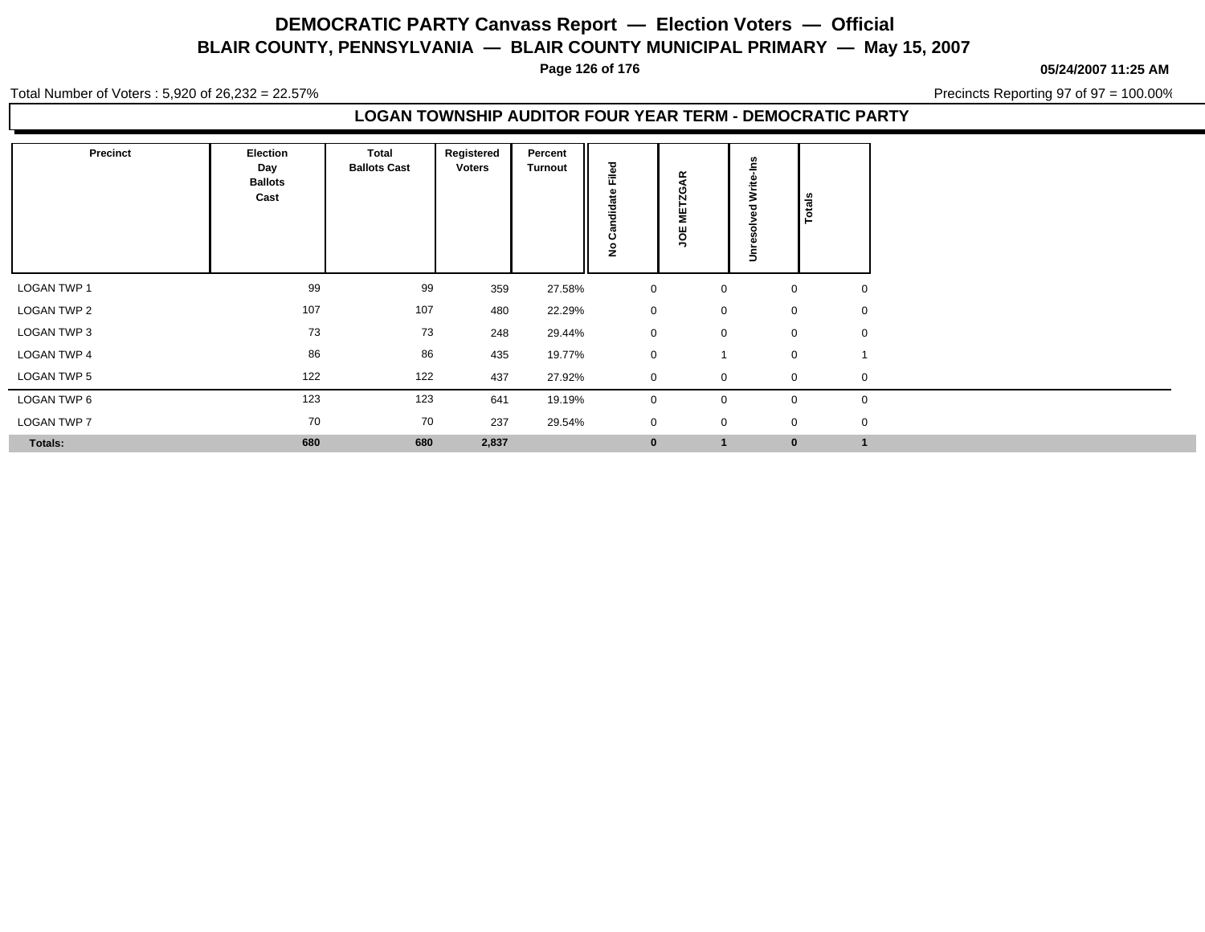# DEMOCRATIC PARTY Canvass Report — Election Voters — Official

## BLAIR COUNTY, PENNSYLVANIA — BLAIR COUNTY MUNICIPAL PRIMARY — May 15, 2007

05/24/2007 11:25 AM

Total Number of Voters : 5,920 of 26,232 = 22.57%

Precincts Reporting 97 of 97 = 100.00%

### LOGAN TOWNSHIP AUDITOR FOUR YEAR TERM - DEMOCRATIC PARTY

| Precinct | Election Day Ballots Cast | Total Ballots Cast | Registered Voters | Percent Turnout | No Candidate Filed | JOE METZGAR | Unresolved Write-Ins | Totals |
|---|---|---|---|---|---|---|---|---|
| LOGAN TWP 1 | 99 | 99 | 359 | 27.58% | 0 | 0 | 0 | 0 |
| LOGAN TWP 2 | 107 | 107 | 480 | 22.29% | 0 | 0 | 0 | 0 |
| LOGAN TWP 3 | 73 | 73 | 248 | 29.44% | 0 | 0 | 0 | 0 |
| LOGAN TWP 4 | 86 | 86 | 435 | 19.77% | 0 | 1 | 0 | 1 |
| LOGAN TWP 5 | 122 | 122 | 437 | 27.92% | 0 | 0 | 0 | 0 |
| LOGAN TWP 6 | 123 | 123 | 641 | 19.19% | 0 | 0 | 0 | 0 |
| LOGAN TWP 7 | 70 | 70 | 237 | 29.54% | 0 | 0 | 0 | 0 |
| **Totals:** | **680** | **680** | **2,837** | | **0** | **1** | **0** | **1** |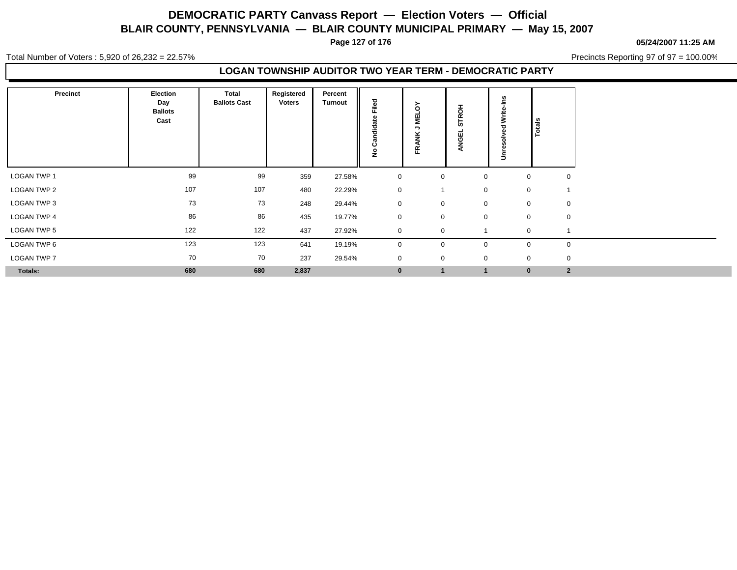# DEMOCRATIC PARTY Canvass Report — Election Voters — Official

## BLAIR COUNTY, PENNSYLVANIA — BLAIR COUNTY MUNICIPAL PRIMARY — May 15, 2007

**05/24/2007 11:25 AM**

Total Number of Voters : 5,920 of 26,232 = 22.57%

Precincts Reporting 97 of 97 = 100.00%

### LOGAN TOWNSHIP AUDITOR TWO YEAR TERM - DEMOCRATIC PARTY

| Precinct | Election Day Ballots Cast | Total Ballots Cast | Registered Voters | Percent Turnout | No Candidate Filed | FRANK J MELOY | ANGEL STROH | Unresolved Write-Ins | Totals |
|---|---|---|---|---|---|---|---|---|---|
| LOGAN TWP 1 | 99 | 99 | 359 | 27.58% | 0 | 0 | 0 | 0 | 0 |
| LOGAN TWP 2 | 107 | 107 | 480 | 22.29% | 0 | 1 | 0 | 0 | 1 |
| LOGAN TWP 3 | 73 | 73 | 248 | 29.44% | 0 | 0 | 0 | 0 | 0 |
| LOGAN TWP 4 | 86 | 86 | 435 | 19.77% | 0 | 0 | 0 | 0 | 0 |
| LOGAN TWP 5 | 122 | 122 | 437 | 27.92% | 0 | 0 | 1 | 0 | 1 |
| LOGAN TWP 6 | 123 | 123 | 641 | 19.19% | 0 | 0 | 0 | 0 | 0 |
| LOGAN TWP 7 | 70 | 70 | 237 | 29.54% | 0 | 0 | 0 | 0 | 0 |
| **Totals:** | **680** | **680** | **2,837** | | **0** | **1** | **1** | **0** | **2** |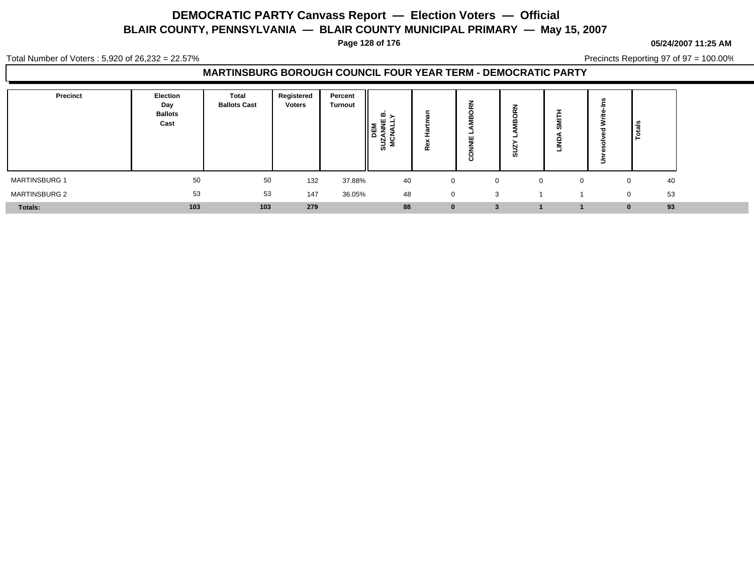# DEMOCRATIC PARTY Canvass Report — Election Voters — Official

## BLAIR COUNTY, PENNSYLVANIA — BLAIR COUNTY MUNICIPAL PRIMARY — May 15, 2007

05/24/2007 11:25 AM

Total Number of Voters : 5,920 of 26,232 = 22.57%

Precincts Reporting 97 of 97 = 100.00%

### MARTINSBURG BOROUGH COUNCIL FOUR YEAR TERM - DEMOCRATIC PARTY

| Precinct | Election Day Ballots Cast | Total Ballots Cast | Registered Voters | Percent Turnout | DEM SUZANNE B. MCNALLY | Rex Hartman | CONNIE LAMBORN | SUZY LAMBORN | LINDA SMITH | Unresolved Write-Ins | Totals |
|---|---|---|---|---|---|---|---|---|---|---|---|
| MARTINSBURG 1 | 50 | 50 | 132 | 37.88% | 40 | 0 | 0 | 0 | 0 | 0 | 40 |
| MARTINSBURG 2 | 53 | 53 | 147 | 36.05% | 48 | 0 | 3 | 1 | 1 | 0 | 53 |
| **Totals:** | **103** | **103** | **279** | | **88** | **0** | **3** | **1** | **1** | **0** | **93** |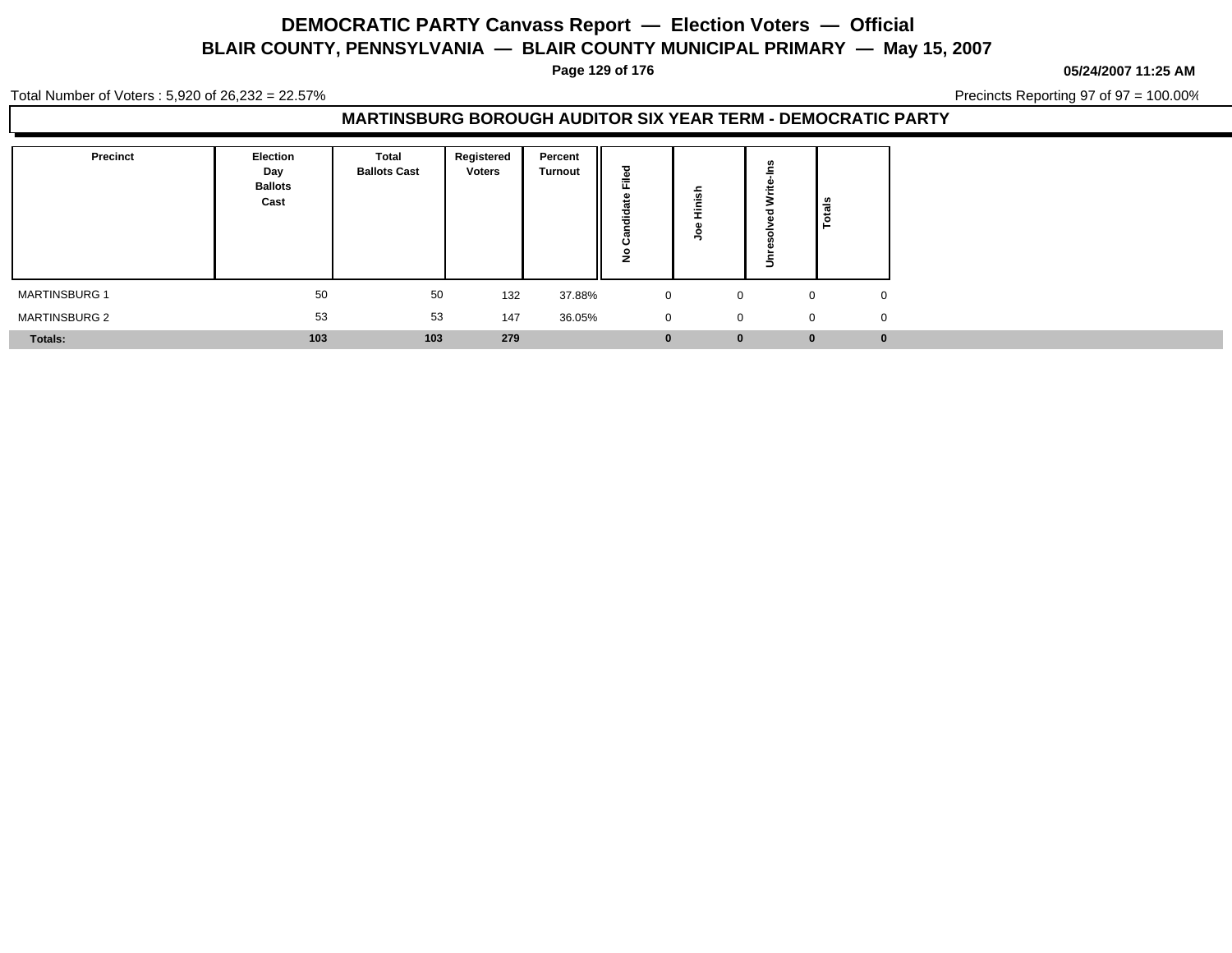# DEMOCRATIC PARTY Canvass Report — Election Voters — Official

## BLAIR COUNTY, PENNSYLVANIA — BLAIR COUNTY MUNICIPAL PRIMARY — May 15, 2007

**05/24/2007 11:25 AM**

Total Number of Voters : 5,920 of 26,232 = 22.57%

Precincts Reporting 97 of 97 = 100.00%

### MARTINSBURG BOROUGH AUDITOR SIX YEAR TERM - DEMOCRATIC PARTY

| Precinct | Election Day Ballots Cast | Total Ballots Cast | Registered Voters | Percent Turnout | No Candidate Filed | Joe Hinish | Unresolved Write-Ins | Totals |
|---|---|---|---|---|---|---|---|---|
| MARTINSBURG 1 | 50 | 50 | 132 | 37.88% | 0 | 0 | 0 | 0 |
| MARTINSBURG 2 | 53 | 53 | 147 | 36.05% | 0 | 0 | 0 | 0 |
| **Totals:** | **103** | **103** | **279** | | **0** | **0** | **0** | **0** |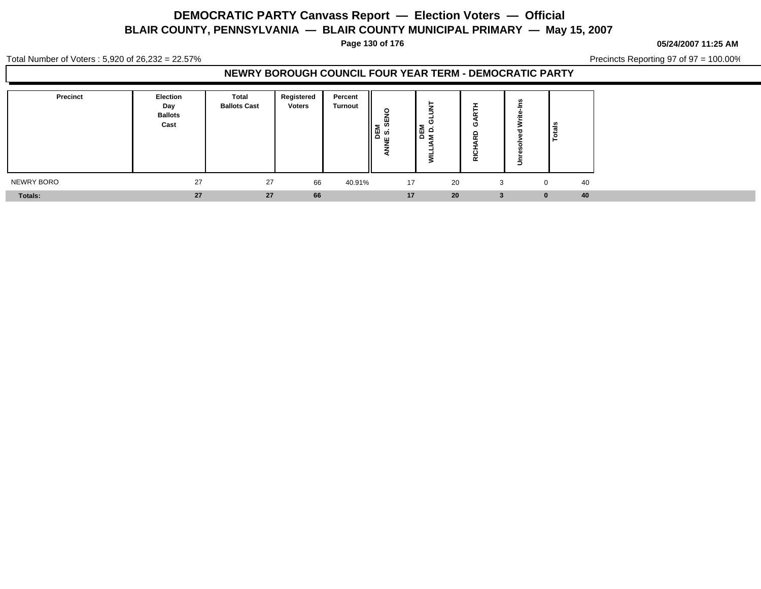# DEMOCRATIC PARTY Canvass Report — Election Voters — Official

## BLAIR COUNTY, PENNSYLVANIA — BLAIR COUNTY MUNICIPAL PRIMARY — May 15, 2007

**05/24/2007 11:25 AM**

Total Number of Voters : 5,920 of 26,232 = 22.57%

Precincts Reporting 97 of 97 = 100.00%

### NEWRY BOROUGH COUNCIL FOUR YEAR TERM - DEMOCRATIC PARTY

| Precinct | Election Day Ballots Cast | Total Ballots Cast | Registered Voters | Percent Turnout | DEM ANNE S. SENO | DEM WILLIAM D. GLUNT | RICHARD GARTH | Unresolved Write-Ins | Totals |
|---|---|---|---|---|---|---|---|---|---|
| NEWRY BORO | 27 | 27 | 66 | 40.91% | 17 | 20 | 3 | 0 | 40 |
| **Totals:** | **27** | **27** | **66** | | **17** | **20** | **3** | **0** | **40** |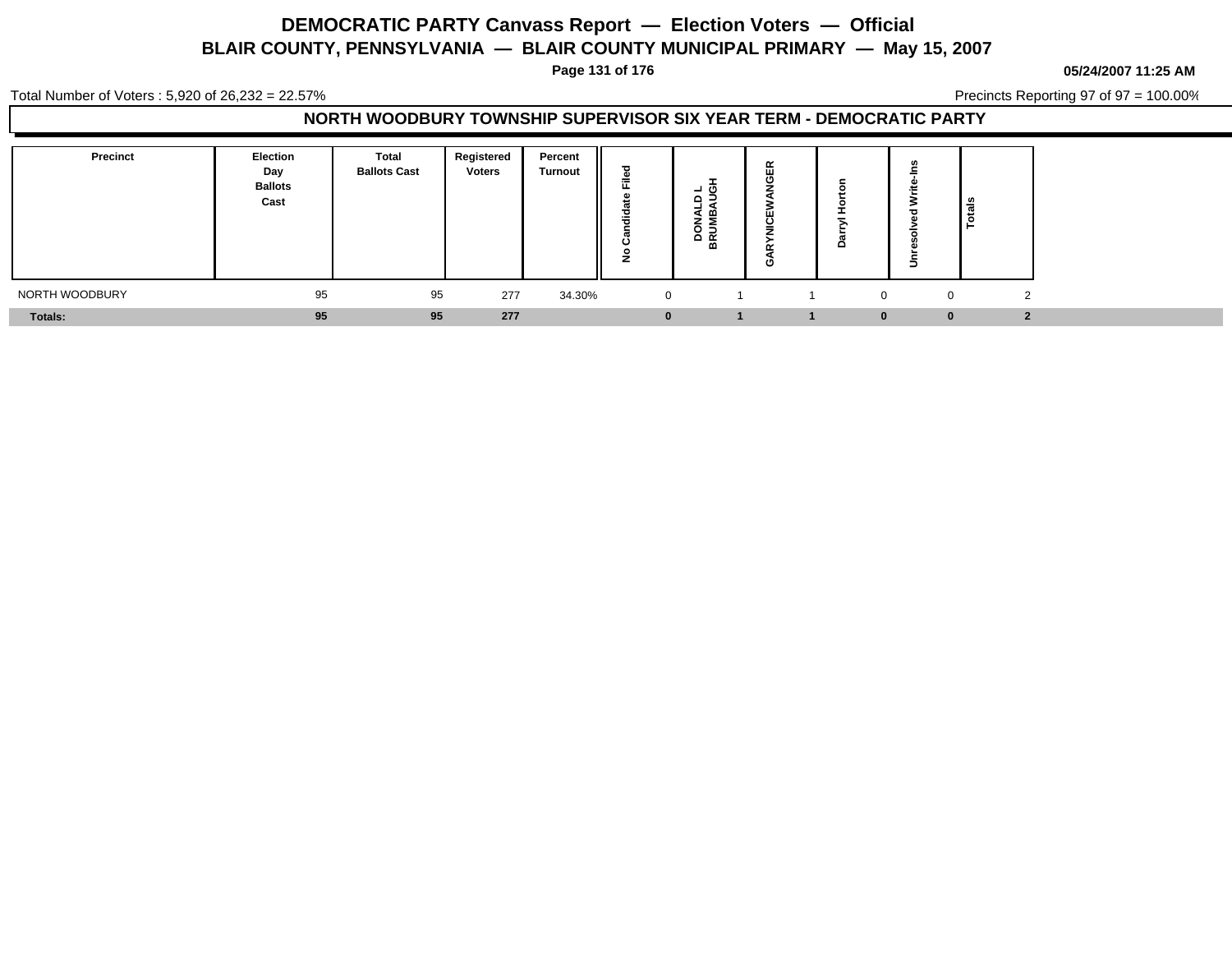# DEMOCRATIC PARTY Canvass Report — Election Voters — Official

## BLAIR COUNTY, PENNSYLVANIA — BLAIR COUNTY MUNICIPAL PRIMARY — May 15, 2007

05/24/2007 11:25 AM

Total Number of Voters : 5,920 of 26,232 = 22.57%

Precincts Reporting 97 of 97 = 100.00%

### NORTH WOODBURY TOWNSHIP SUPERVISOR SIX YEAR TERM - DEMOCRATIC PARTY

| Precinct | Election Day Ballots Cast | Total Ballots Cast | Registered Voters | Percent Turnout | No Candidate Filed | DONALD L BRUMBAUGH | GARYNICEWANGER | Darryl Horton | Unresolved Write-Ins | Totals |
|---|---|---|---|---|---|---|---|---|---|---|
| NORTH WOODBURY | 95 | 95 | 277 | 34.30% | 0 | 1 | 1 | 0 | 0 | 2 |
| **Totals:** | **95** | **95** | **277** | | **0** | **1** | **1** | **0** | **0** | **2** |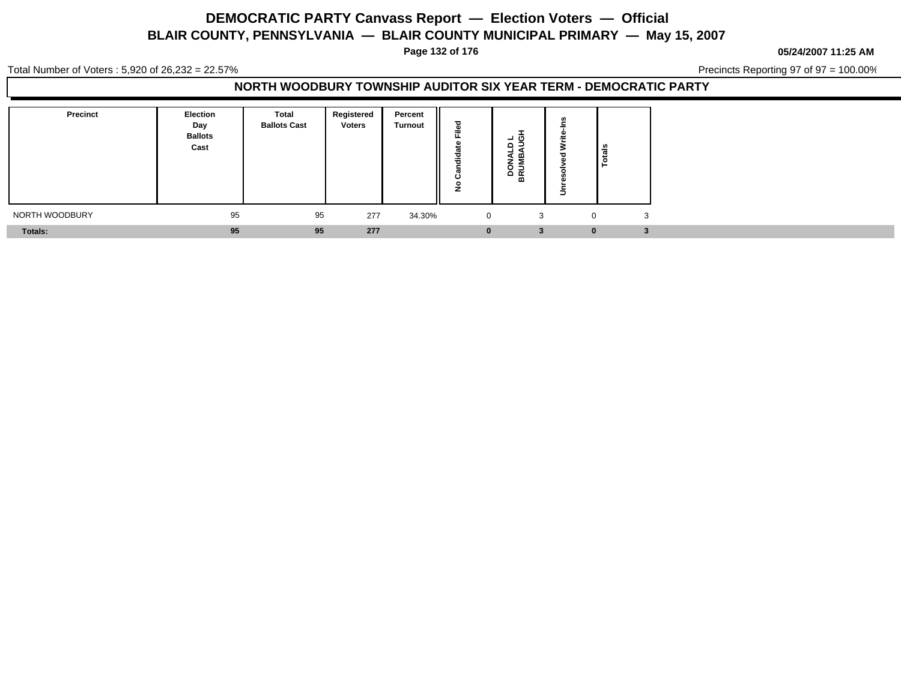# DEMOCRATIC PARTY Canvass Report — Election Voters — Official

## BLAIR COUNTY, PENNSYLVANIA — BLAIR COUNTY MUNICIPAL PRIMARY — May 15, 2007

**05/24/2007 11:25 AM**

Total Number of Voters : 5,920 of 26,232 = 22.57%

Precincts Reporting 97 of 97 = 100.00%

### NORTH WOODBURY TOWNSHIP AUDITOR SIX YEAR TERM - DEMOCRATIC PARTY

| Precinct | Election Day Ballots Cast | Total Ballots Cast | Registered Voters | Percent Turnout | No Candidate Filed | DONALD L BRUMBAUGH | Unresolved Write-Ins | Totals |
|---|---|---|---|---|---|---|---|---|
| NORTH WOODBURY | 95 | 95 | 277 | 34.30% | 0 | 3 | 0 | 3 |
| **Totals:** | **95** | **95** | **277** | | **0** | **3** | **0** | **3** |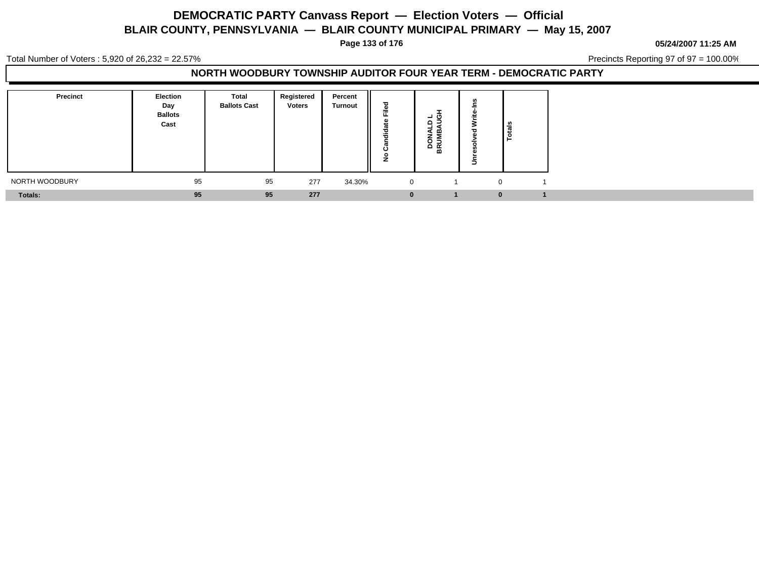# DEMOCRATIC PARTY Canvass Report — Election Voters — Official

## BLAIR COUNTY, PENNSYLVANIA — BLAIR COUNTY MUNICIPAL PRIMARY — May 15, 2007

**05/24/2007 11:25 AM**

Total Number of Voters : 5,920 of 26,232 = 22.57%

Precincts Reporting 97 of 97 = 100.00%

### NORTH WOODBURY TOWNSHIP AUDITOR FOUR YEAR TERM - DEMOCRATIC PARTY

| Precinct | Election Day Ballots Cast | Total Ballots Cast | Registered Voters | Percent Turnout | No Candidate Filed | DONALD L BRUMBAUGH | Unresolved Write-Ins | Totals |
|---|---|---|---|---|---|---|---|---|
| NORTH WOODBURY | 95 | 95 | 277 | 34.30% | 0 | 1 | 0 | 1 |
| **Totals:** | **95** | **95** | **277** | | **0** | **1** | **0** | **1** |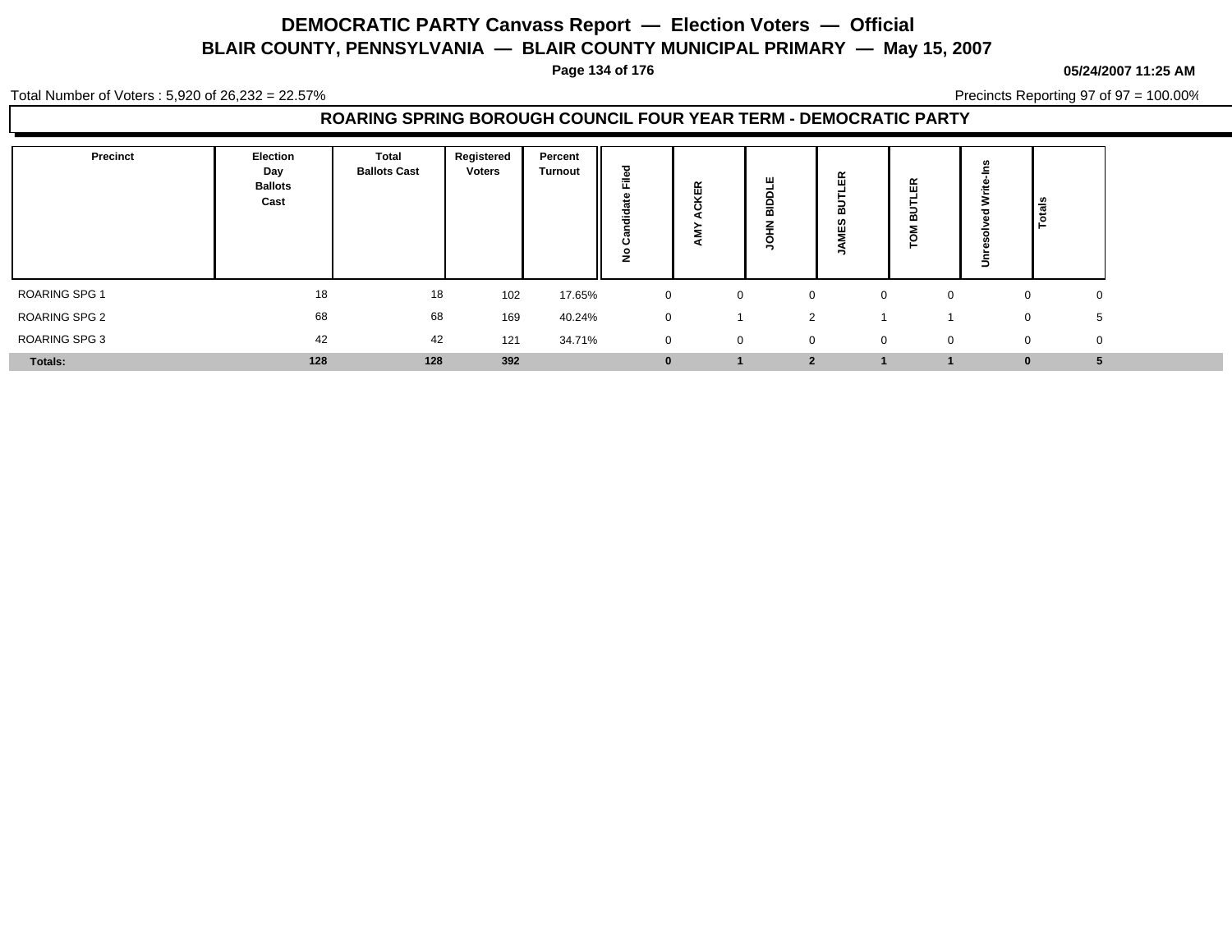# DEMOCRATIC PARTY Canvass Report — Election Voters — Official

## BLAIR COUNTY, PENNSYLVANIA — BLAIR COUNTY MUNICIPAL PRIMARY — May 15, 2007

05/24/2007 11:25 AM

Total Number of Voters : 5,920 of 26,232 = 22.57%

Precincts Reporting 97 of 97 = 100.00%

### ROARING SPRING BOROUGH COUNCIL FOUR YEAR TERM - DEMOCRATIC PARTY

| Precinct | Election Day Ballots Cast | Total Ballots Cast | Registered Voters | Percent Turnout | No Candidate Filed | AMY ACKER | JOHN BIDDLE | JAMES BUTLER | TOM BUTLER | Unresolved Write-Ins | Totals |
|---|---|---|---|---|---|---|---|---|---|---|---|
| ROARING SPG 1 | 18 | 18 | 102 | 17.65% | 0 | 0 | 0 | 0 | 0 | 0 | 0 |
| ROARING SPG 2 | 68 | 68 | 169 | 40.24% | 0 | 1 | 2 | 1 | 1 | 0 | 5 |
| ROARING SPG 3 | 42 | 42 | 121 | 34.71% | 0 | 0 | 0 | 0 | 0 | 0 | 0 |
| **Totals:** | **128** | **128** | **392** | | **0** | **1** | **2** | **1** | **1** | **0** | **5** |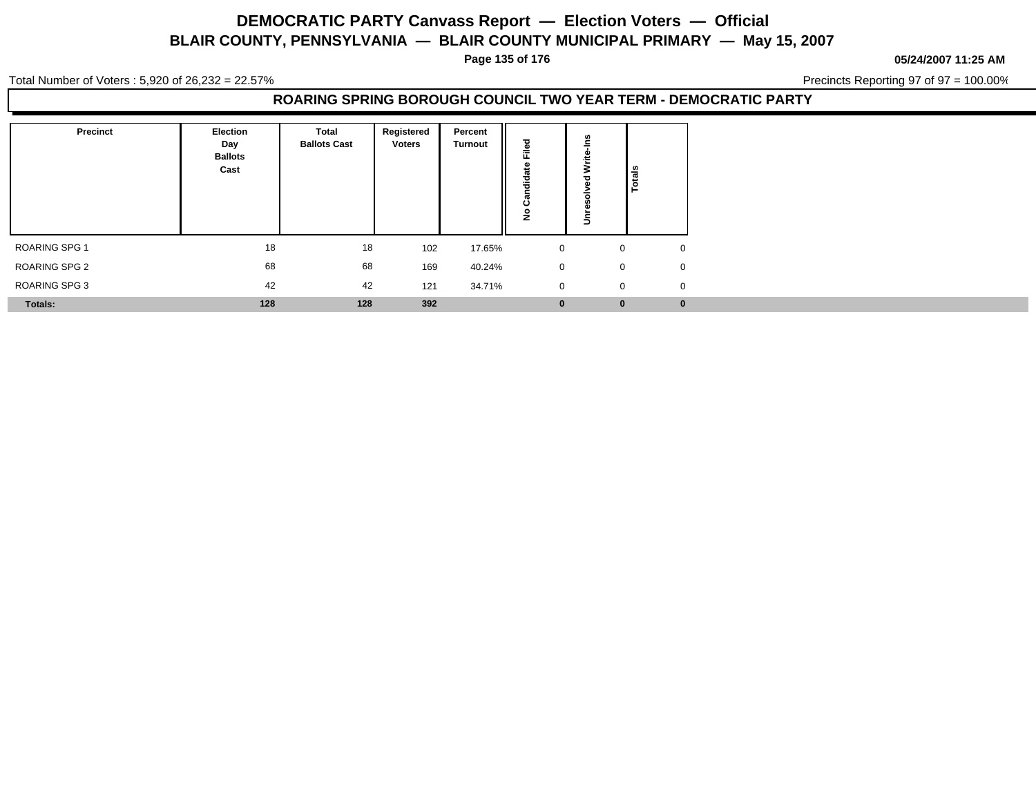# DEMOCRATIC PARTY Canvass Report — Election Voters — Official

## BLAIR COUNTY, PENNSYLVANIA — BLAIR COUNTY MUNICIPAL PRIMARY — May 15, 2007

**05/24/2007 11:25 AM**

Total Number of Voters : 5,920 of 26,232 = 22.57%

Precincts Reporting 97 of 97 = 100.00%

### ROARING SPRING BOROUGH COUNCIL TWO YEAR TERM - DEMOCRATIC PARTY

| Precinct | Election Day Ballots Cast | Total Ballots Cast | Registered Voters | Percent Turnout | No Candidate Filed | Unresolved Write-Ins | Totals |
|---|---|---|---|---|---|---|---|
| ROARING SPG 1 | 18 | 18 | 102 | 17.65% | 0 | 0 | 0 |
| ROARING SPG 2 | 68 | 68 | 169 | 40.24% | 0 | 0 | 0 |
| ROARING SPG 3 | 42 | 42 | 121 | 34.71% | 0 | 0 | 0 |
| **Totals:** | **128** | **128** | **392** | | **0** | **0** | **0** |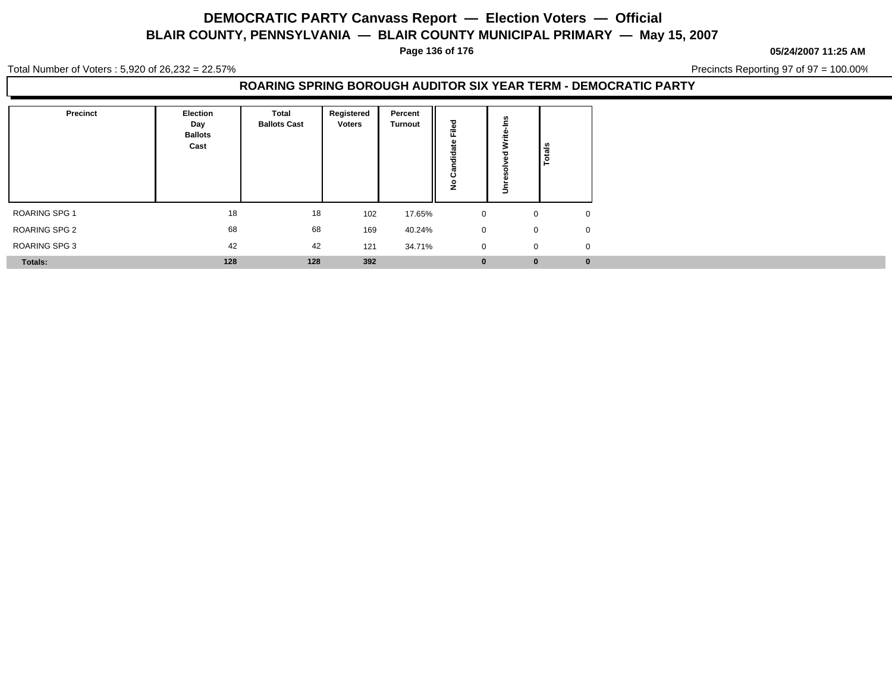# DEMOCRATIC PARTY Canvass Report — Election Voters — Official

## BLAIR COUNTY, PENNSYLVANIA — BLAIR COUNTY MUNICIPAL PRIMARY — May 15, 2007

05/24/2007 11:25 AM

Total Number of Voters : 5,920 of 26,232 = 22.57%

Precincts Reporting 97 of 97 = 100.00%

### ROARING SPRING BOROUGH AUDITOR SIX YEAR TERM - DEMOCRATIC PARTY

| Precinct | Election Day Ballots Cast | Total Ballots Cast | Registered Voters | Percent Turnout | No Candidate Filed | Unresolved Write-Ins | Totals |
|---|---|---|---|---|---|---|---|
| ROARING SPG 1 | 18 | 18 | 102 | 17.65% | 0 | 0 | 0 |
| ROARING SPG 2 | 68 | 68 | 169 | 40.24% | 0 | 0 | 0 |
| ROARING SPG 3 | 42 | 42 | 121 | 34.71% | 0 | 0 | 0 |
| **Totals:** | **128** | **128** | **392** | | **0** | **0** | **0** |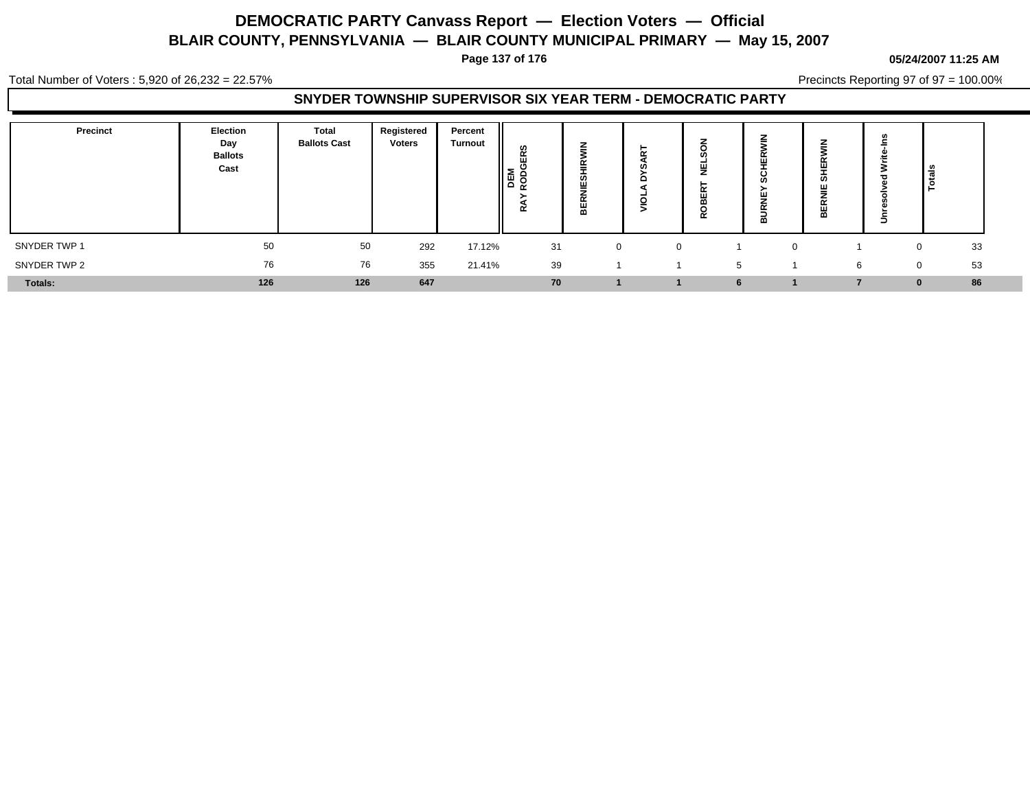# DEMOCRATIC PARTY Canvass Report — Election Voters — Official

## BLAIR COUNTY, PENNSYLVANIA — BLAIR COUNTY MUNICIPAL PRIMARY — May 15, 2007

**05/24/2007 11:25 AM**

Total Number of Voters : 5,920 of 26,232 = 22.57%

Precincts Reporting 97 of 97 = 100.00%

### SNYDER TOWNSHIP SUPERVISOR SIX YEAR TERM - DEMOCRATIC PARTY

| Precinct | Election Day Ballots Cast | Total Ballots Cast | Registered Voters | Percent Turnout | DEM RAY RODGERS | BERNIESHIRWIN | VIOLA DYSART | ROBERT NELSON | BURNEY SCHERWIN | BERNIE SHERWIN | Unresolved Write-Ins | Totals |
|---|---|---|---|---|---|---|---|---|---|---|---|---|
| SNYDER TWP 1 | 50 | 50 | 292 | 17.12% | 31 | 0 | 0 | 1 | 0 | 1 | 0 | 33 |
| SNYDER TWP 2 | 76 | 76 | 355 | 21.41% | 39 | 1 | 1 | 5 | 1 | 6 | 0 | 53 |
| **Totals:** | **126** | **126** | **647** | | **70** | **1** | **1** | **6** | **1** | **7** | **0** | **86** |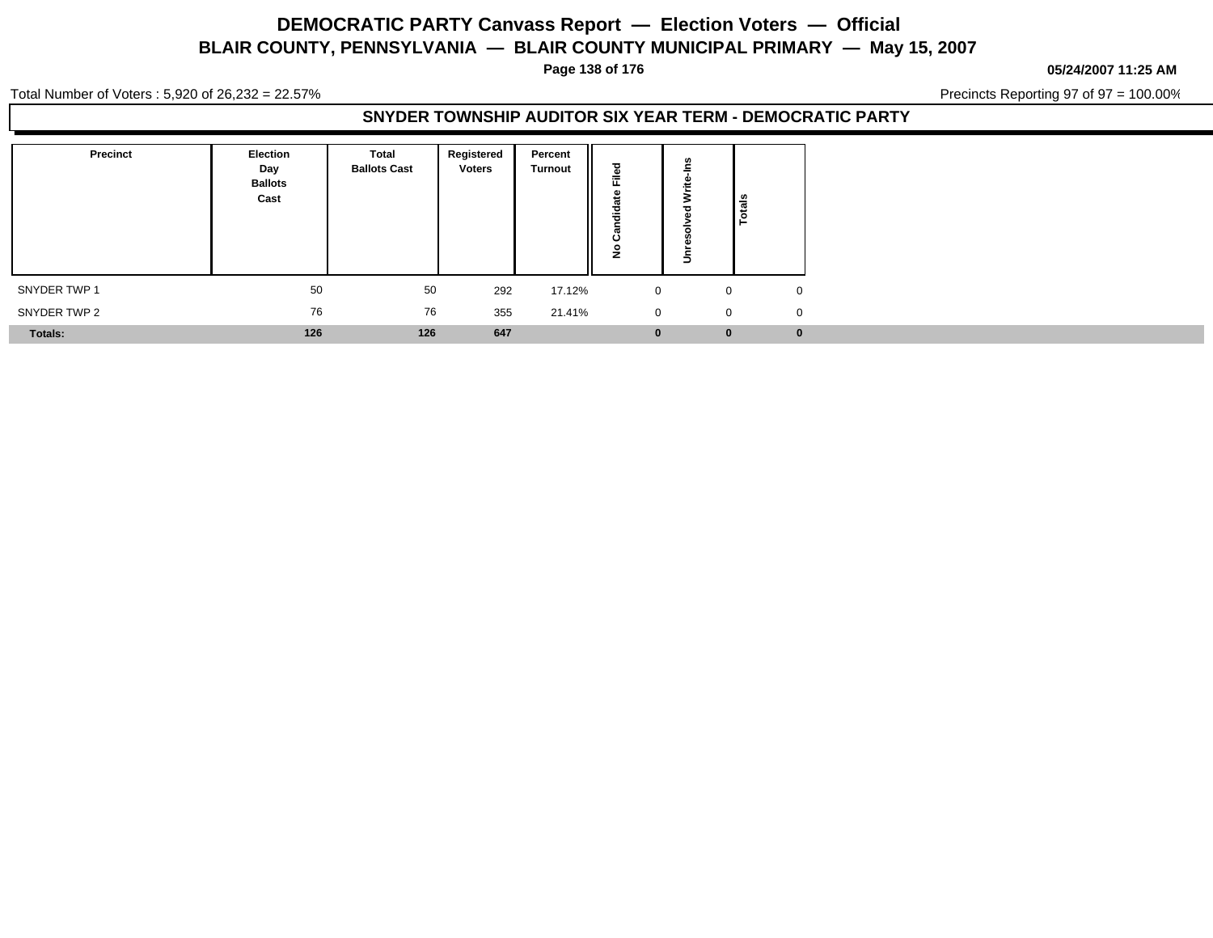# DEMOCRATIC PARTY Canvass Report — Election Voters — Official

## BLAIR COUNTY, PENNSYLVANIA — BLAIR COUNTY MUNICIPAL PRIMARY — May 15, 2007

**05/24/2007 11:25 AM**

Total Number of Voters : 5,920 of 26,232 = 22.57%

Precincts Reporting 97 of 97 = 100.00%

### SNYDER TOWNSHIP AUDITOR SIX YEAR TERM - DEMOCRATIC PARTY

| Precinct | Election Day Ballots Cast | Total Ballots Cast | Registered Voters | Percent Turnout | No Candidate Filed | Unresolved Write-Ins | Totals |
|---|---|---|---|---|---|---|---|
| SNYDER TWP 1 | 50 | 50 | 292 | 17.12% | 0 | 0 | 0 |
| SNYDER TWP 2 | 76 | 76 | 355 | 21.41% | 0 | 0 | 0 |
| **Totals:** | **126** | **126** | **647** | | **0** | **0** | **0** |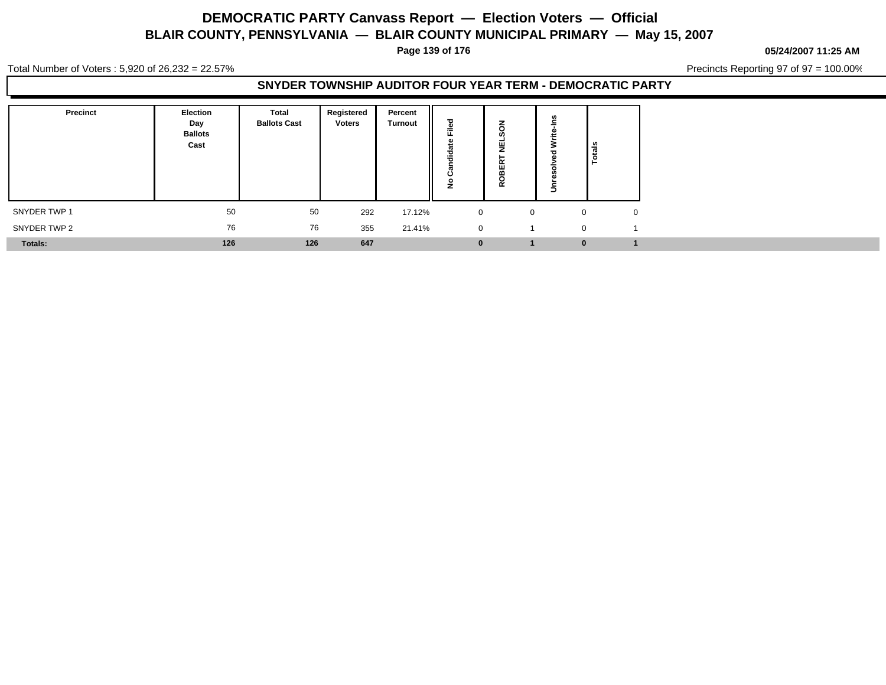# DEMOCRATIC PARTY Canvass Report — Election Voters — Official

## BLAIR COUNTY, PENNSYLVANIA — BLAIR COUNTY MUNICIPAL PRIMARY — May 15, 2007

**05/24/2007 11:25 AM**

Total Number of Voters : 5,920 of 26,232 = 22.57%

Precincts Reporting 97 of 97 = 100.00%

### SNYDER TOWNSHIP AUDITOR FOUR YEAR TERM - DEMOCRATIC PARTY

| Precinct | Election Day Ballots Cast | Total Ballots Cast | Registered Voters | Percent Turnout | No Candidate Filed | ROBERT NELSON | Unresolved Write-Ins | Totals |
|---|---|---|---|---|---|---|---|---|
| SNYDER TWP 1 | 50 | 50 | 292 | 17.12% | 0 | 0 | 0 | 0 |
| SNYDER TWP 2 | 76 | 76 | 355 | 21.41% | 0 | 1 | 0 | 1 |
| **Totals:** | **126** | **126** | **647** | | **0** | **1** | **0** | **1** |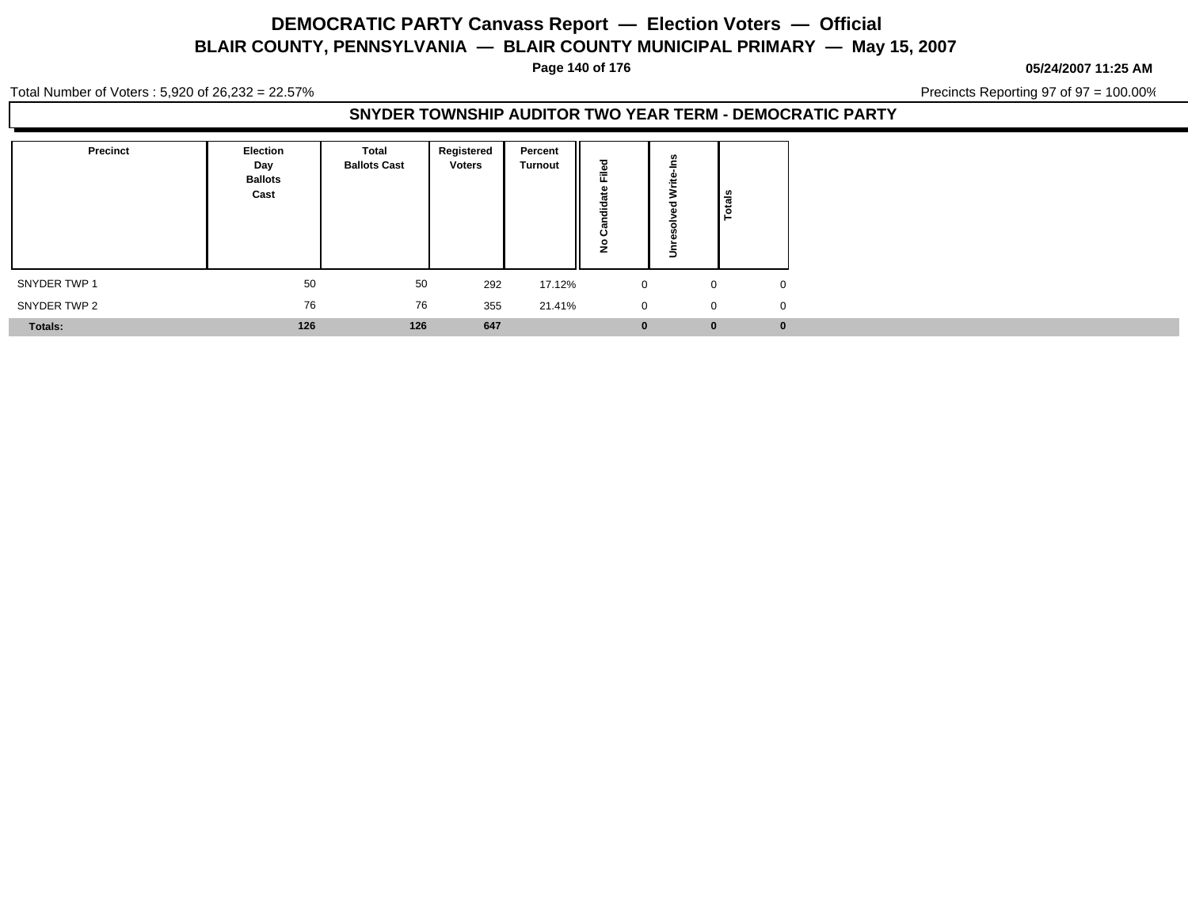# DEMOCRATIC PARTY Canvass Report — Election Voters — Official

## BLAIR COUNTY, PENNSYLVANIA — BLAIR COUNTY MUNICIPAL PRIMARY — May 15, 2007

**05/24/2007 11:25 AM**

Total Number of Voters : 5,920 of 26,232 = 22.57%

Precincts Reporting 97 of 97 = 100.00%

## SNYDER TOWNSHIP AUDITOR TWO YEAR TERM - DEMOCRATIC PARTY

| Precinct | Election Day Ballots Cast | Total Ballots Cast | Registered Voters | Percent Turnout | No Candidate Filed | Unresolved Write-Ins | Totals |
|---|---|---|---|---|---|---|---|
| SNYDER TWP 1 | 50 | 50 | 292 | 17.12% | 0 | 0 | 0 |
| SNYDER TWP 2 | 76 | 76 | 355 | 21.41% | 0 | 0 | 0 |
| **Totals:** | **126** | **126** | **647** | | **0** | **0** | **0** |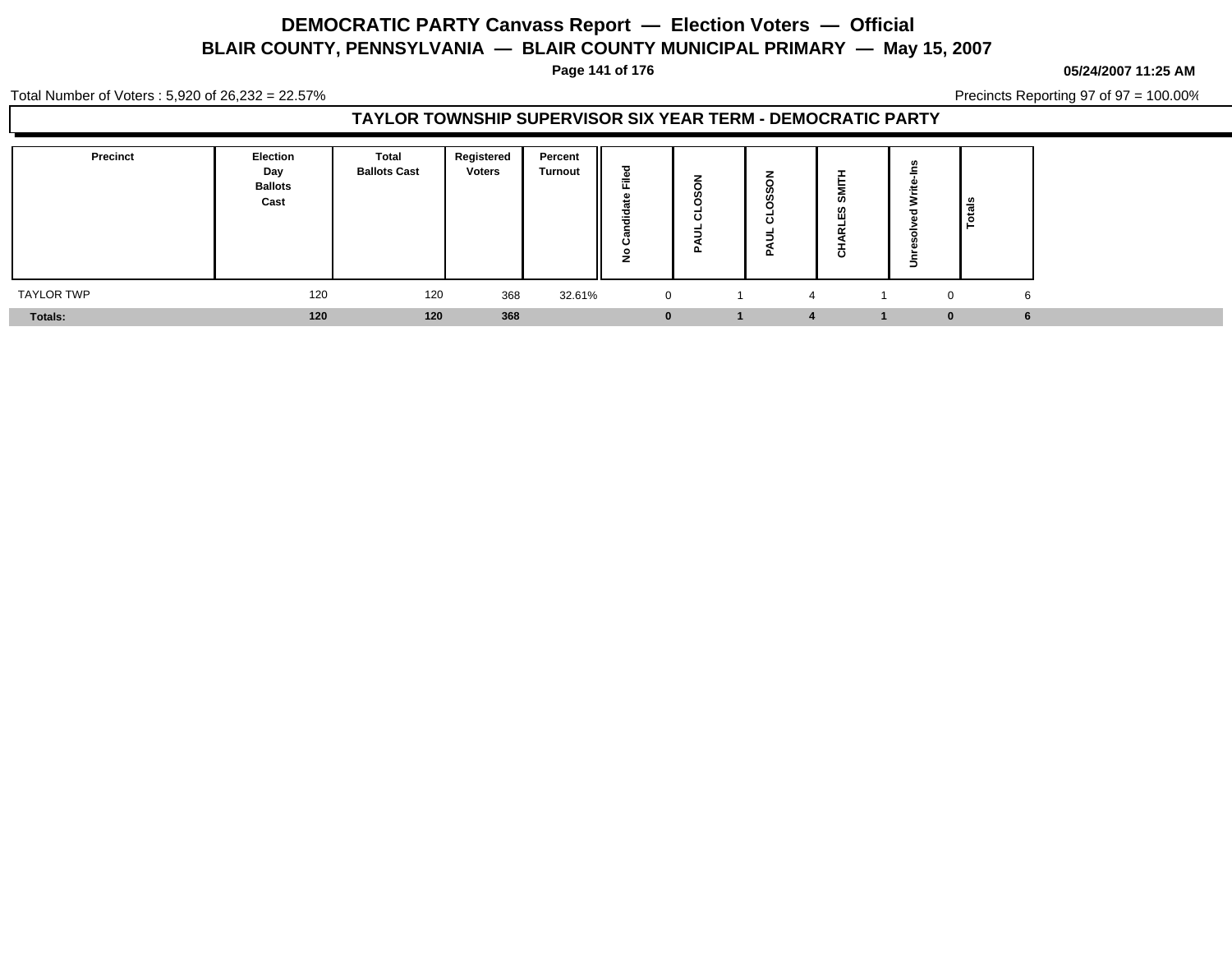# DEMOCRATIC PARTY Canvass Report — Election Voters — Official

## BLAIR COUNTY, PENNSYLVANIA — BLAIR COUNTY MUNICIPAL PRIMARY — May 15, 2007

05/24/2007 11:25 AM

Total Number of Voters : 5,920 of 26,232 = 22.57%

Precincts Reporting 97 of 97 = 100.00%

### TAYLOR TOWNSHIP SUPERVISOR SIX YEAR TERM - DEMOCRATIC PARTY

| Precinct | Election Day Ballots Cast | Total Ballots Cast | Registered Voters | Percent Turnout | No Candidate Filed | PAUL CLOSON | PAUL CLOSSON | CHARLES SMITH | Unresolved Write-Ins | Totals |
|---|---|---|---|---|---|---|---|---|---|---|
| TAYLOR TWP | 120 | 120 | 368 | 32.61% | 0 | 1 | 4 | 1 | 0 | 6 |
| **Totals:** | **120** | **120** | **368** | | **0** | **1** | **4** | **1** | **0** | **6** |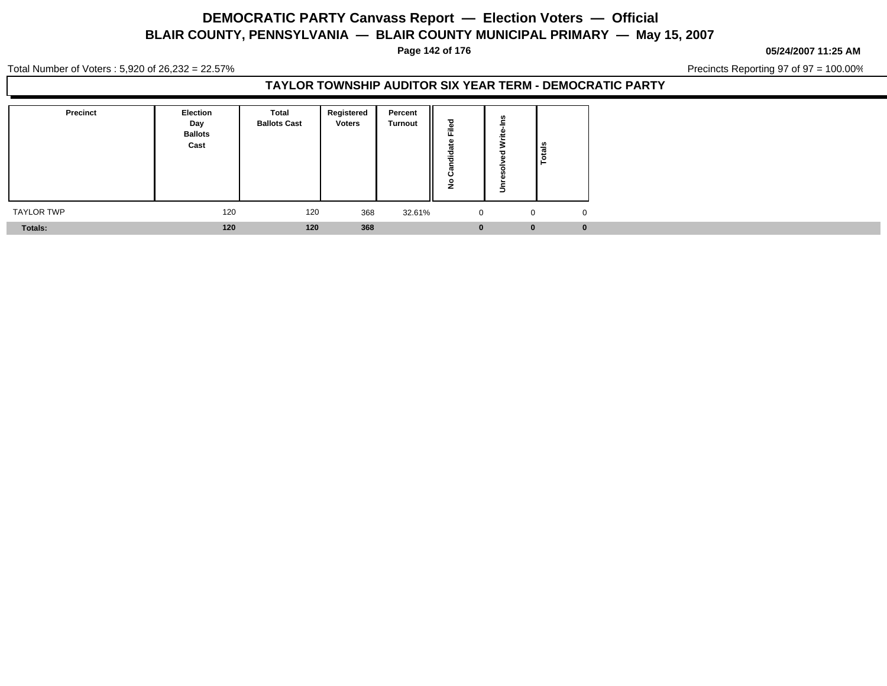# DEMOCRATIC PARTY Canvass Report — Election Voters — Official

## BLAIR COUNTY, PENNSYLVANIA — BLAIR COUNTY MUNICIPAL PRIMARY — May 15, 2007

**05/24/2007 11:25 AM**

Total Number of Voters : 5,920 of 26,232 = 22.57%

Precincts Reporting 97 of 97 = 100.00%

### TAYLOR TOWNSHIP AUDITOR SIX YEAR TERM - DEMOCRATIC PARTY

| Precinct | Election Day Ballots Cast | Total Ballots Cast | Registered Voters | Percent Turnout | No Candidate Filed | Unresolved Write-Ins | Totals |
|---|---|---|---|---|---|---|---|
| TAYLOR TWP | 120 | 120 | 368 | 32.61% | 0 | 0 | 0 |
| **Totals:** | **120** | **120** | **368** | | **0** | **0** | **0** |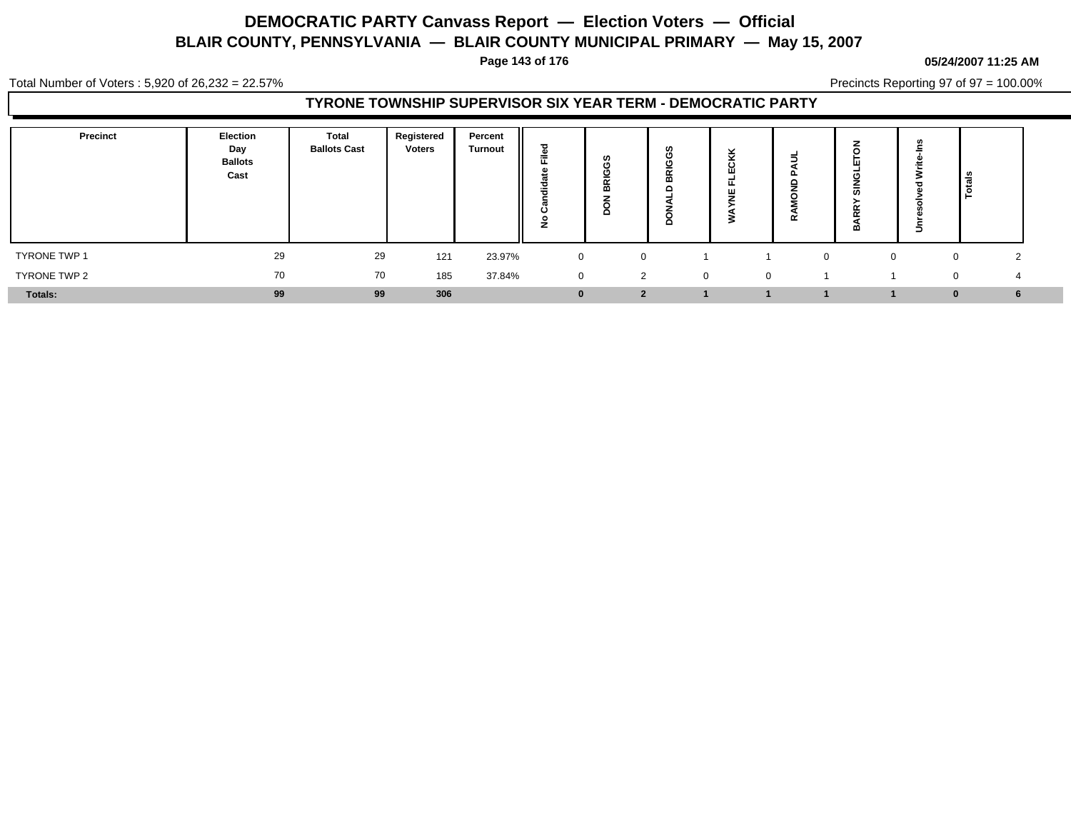# DEMOCRATIC PARTY Canvass Report — Election Voters — Official

## BLAIR COUNTY, PENNSYLVANIA — BLAIR COUNTY MUNICIPAL PRIMARY — May 15, 2007

**05/24/2007 11:25 AM**

Total Number of Voters : 5,920 of 26,232 = 22.57%

Precincts Reporting 97 of 97 = 100.00%

### TYRONE TOWNSHIP SUPERVISOR SIX YEAR TERM - DEMOCRATIC PARTY

| Precinct | Election Day Ballots Cast | Total Ballots Cast | Registered Voters | Percent Turnout | No Candidate Filed | DON BRIGGS | DONALD BRIGGS | WAYNE FLECKK | RAMOND PAUL | BARRY SINGLETON | Unresolved Write-Ins | Totals |
|---|---|---|---|---|---|---|---|---|---|---|---|---|
| TYRONE TWP 1 | 29 | 29 | 121 | 23.97% | 0 | 0 | 1 | 1 | 0 | 0 | 0 | 2 |
| TYRONE TWP 2 | 70 | 70 | 185 | 37.84% | 0 | 2 | 0 | 0 | 1 | 1 | 0 | 4 |
| **Totals:** | **99** | **99** | **306** | | **0** | **2** | **1** | **1** | **1** | **1** | **0** | **6** |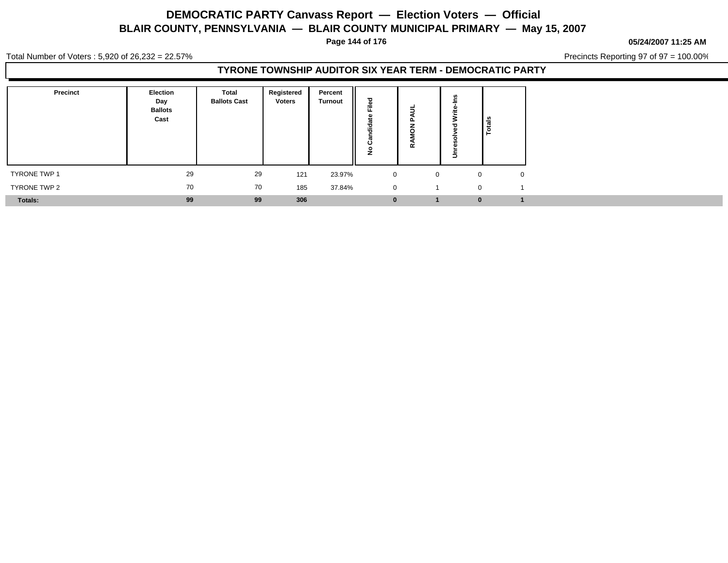# DEMOCRATIC PARTY Canvass Report — Election Voters — Official

## BLAIR COUNTY, PENNSYLVANIA — BLAIR COUNTY MUNICIPAL PRIMARY — May 15, 2007

**05/24/2007 11:25 AM**

Total Number of Voters : 5,920 of 26,232 = 22.57%

Precincts Reporting 97 of 97 = 100.00%

### TYRONE TOWNSHIP AUDITOR SIX YEAR TERM - DEMOCRATIC PARTY

| Precinct | Election Day Ballots Cast | Total Ballots Cast | Registered Voters | Percent Turnout | No Candidate Filed | RAMON PAUL | Unresolved Write-Ins | Totals |
|---|---|---|---|---|---|---|---|---|
| TYRONE TWP 1 | 29 | 29 | 121 | 23.97% | 0 | 0 | 0 | 0 |
| TYRONE TWP 2 | 70 | 70 | 185 | 37.84% | 0 | 1 | 0 | 1 |
| **Totals:** | **99** | **99** | **306** | | **0** | **1** | **0** | **1** |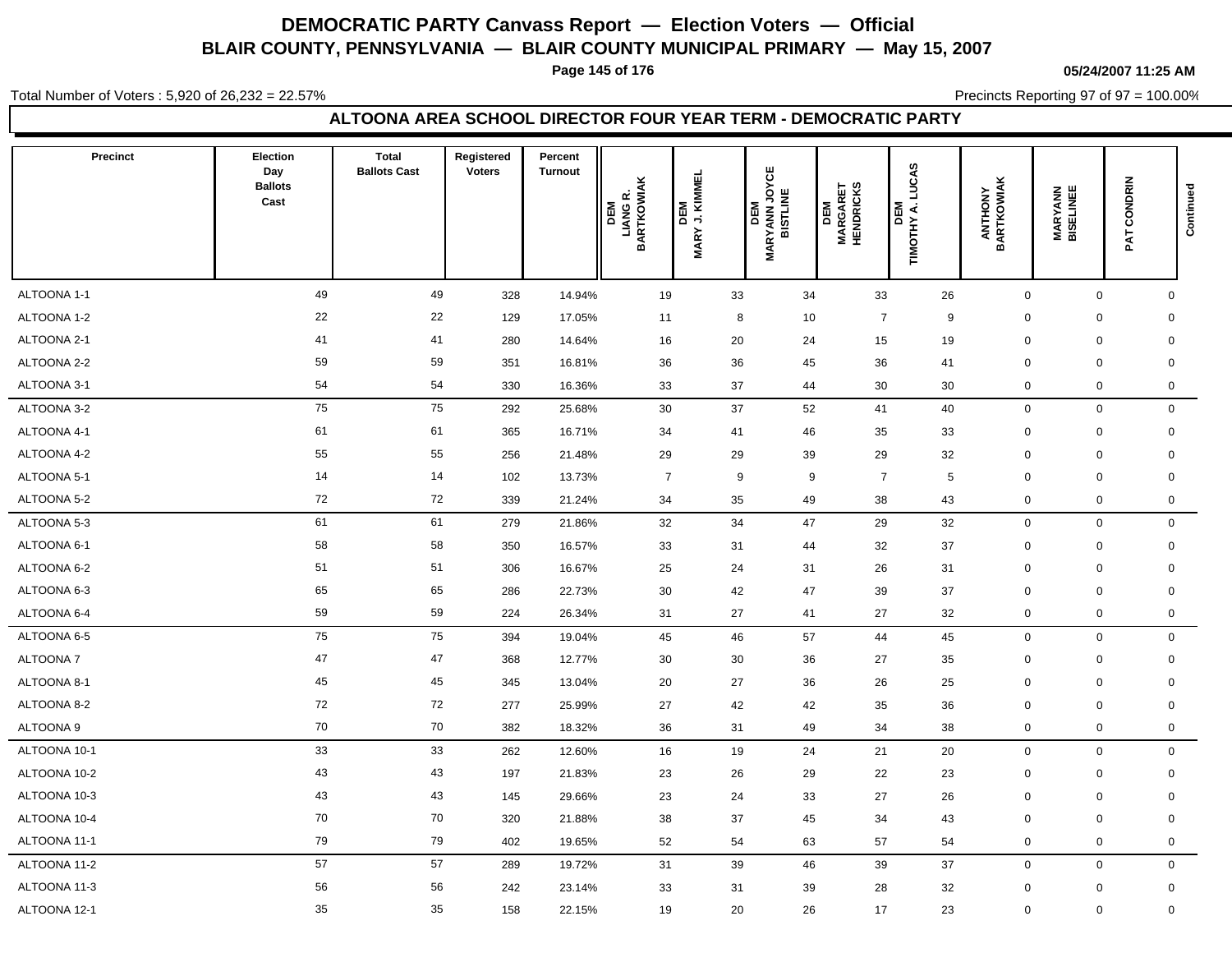# DEMOCRATIC PARTY Canvass Report — Election Voters — Official

## BLAIR COUNTY, PENNSYLVANIA — BLAIR COUNTY MUNICIPAL PRIMARY — May 15, 2007

05/24/2007 11:25 AM

Total Number of Voters : 5,920 of 26,232 = 22.57%

Precincts Reporting 97 of 97 = 100.00%

### ALTOONA AREA SCHOOL DIRECTOR FOUR YEAR TERM - DEMOCRATIC PARTY

| Precinct | Election Day Ballots Cast | Total Ballots Cast | Registered Voters | Percent Turnout | DEM LIANG R. BARTKOWIAK | DEM MARY J. KIMMEL | DEM MARYANN JOYCE BISTLINE | DEM MARGARET HENDRICKS | DEM TIMOTHY A. LUCAS | ANTHONY BARTKOWIAK | MARYANN BISELINEE | PAT CONDRIN | Continued |
|---|---|---|---|---|---|---|---|---|---|---|---|---|---|
| ALTOONA 1-1 | 49 | 49 | 328 | 14.94% | 19 | 33 | 34 | 33 | 26 | 0 | 0 | 0 | |
| ALTOONA 1-2 | 22 | 22 | 129 | 17.05% | 11 | 8 | 10 | 7 | 9 | 0 | 0 | 0 | |
| ALTOONA 2-1 | 41 | 41 | 280 | 14.64% | 16 | 20 | 24 | 15 | 19 | 0 | 0 | 0 | |
| ALTOONA 2-2 | 59 | 59 | 351 | 16.81% | 36 | 36 | 45 | 36 | 41 | 0 | 0 | 0 | |
| ALTOONA 3-1 | 54 | 54 | 330 | 16.36% | 33 | 37 | 44 | 30 | 30 | 0 | 0 | 0 | |
| ALTOONA 3-2 | 75 | 75 | 292 | 25.68% | 30 | 37 | 52 | 41 | 40 | 0 | 0 | 0 | |
| ALTOONA 4-1 | 61 | 61 | 365 | 16.71% | 34 | 41 | 46 | 35 | 33 | 0 | 0 | 0 | |
| ALTOONA 4-2 | 55 | 55 | 256 | 21.48% | 29 | 29 | 39 | 29 | 32 | 0 | 0 | 0 | |
| ALTOONA 5-1 | 14 | 14 | 102 | 13.73% | 7 | 9 | 9 | 7 | 5 | 0 | 0 | 0 | |
| ALTOONA 5-2 | 72 | 72 | 339 | 21.24% | 34 | 35 | 49 | 38 | 43 | 0 | 0 | 0 | |
| ALTOONA 5-3 | 61 | 61 | 279 | 21.86% | 32 | 34 | 47 | 29 | 32 | 0 | 0 | 0 | |
| ALTOONA 6-1 | 58 | 58 | 350 | 16.57% | 33 | 31 | 44 | 32 | 37 | 0 | 0 | 0 | |
| ALTOONA 6-2 | 51 | 51 | 306 | 16.67% | 25 | 24 | 31 | 26 | 31 | 0 | 0 | 0 | |
| ALTOONA 6-3 | 65 | 65 | 286 | 22.73% | 30 | 42 | 47 | 39 | 37 | 0 | 0 | 0 | |
| ALTOONA 6-4 | 59 | 59 | 224 | 26.34% | 31 | 27 | 41 | 27 | 32 | 0 | 0 | 0 | |
| ALTOONA 6-5 | 75 | 75 | 394 | 19.04% | 45 | 46 | 57 | 44 | 45 | 0 | 0 | 0 | |
| ALTOONA 7 | 47 | 47 | 368 | 12.77% | 30 | 30 | 36 | 27 | 35 | 0 | 0 | 0 | |
| ALTOONA 8-1 | 45 | 45 | 345 | 13.04% | 20 | 27 | 36 | 26 | 25 | 0 | 0 | 0 | |
| ALTOONA 8-2 | 72 | 72 | 277 | 25.99% | 27 | 42 | 42 | 35 | 36 | 0 | 0 | 0 | |
| ALTOONA 9 | 70 | 70 | 382 | 18.32% | 36 | 31 | 49 | 34 | 38 | 0 | 0 | 0 | |
| ALTOONA 10-1 | 33 | 33 | 262 | 12.60% | 16 | 19 | 24 | 21 | 20 | 0 | 0 | 0 | |
| ALTOONA 10-2 | 43 | 43 | 197 | 21.83% | 23 | 26 | 29 | 22 | 23 | 0 | 0 | 0 | |
| ALTOONA 10-3 | 43 | 43 | 145 | 29.66% | 23 | 24 | 33 | 27 | 26 | 0 | 0 | 0 | |
| ALTOONA 10-4 | 70 | 70 | 320 | 21.88% | 38 | 37 | 45 | 34 | 43 | 0 | 0 | 0 | |
| ALTOONA 11-1 | 79 | 79 | 402 | 19.65% | 52 | 54 | 63 | 57 | 54 | 0 | 0 | 0 | |
| ALTOONA 11-2 | 57 | 57 | 289 | 19.72% | 31 | 39 | 46 | 39 | 37 | 0 | 0 | 0 | |
| ALTOONA 11-3 | 56 | 56 | 242 | 23.14% | 33 | 31 | 39 | 28 | 32 | 0 | 0 | 0 | |
| ALTOONA 12-1 | 35 | 35 | 158 | 22.15% | 19 | 20 | 26 | 17 | 23 | 0 | 0 | 0 | |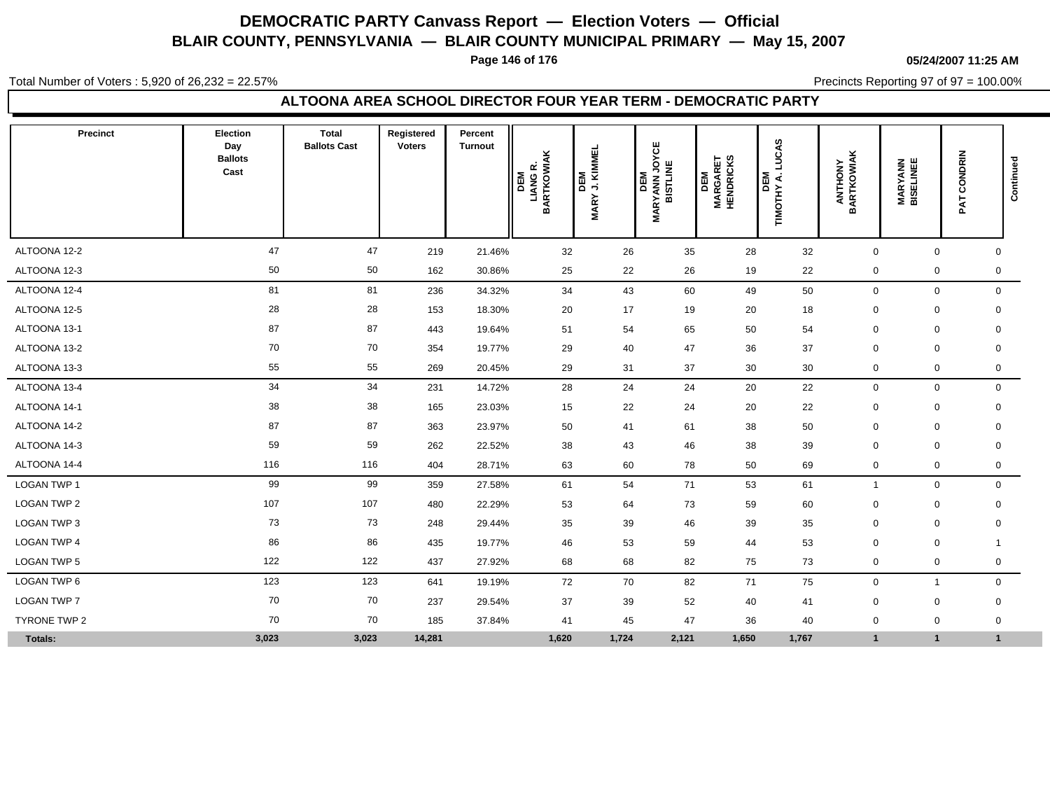# DEMOCRATIC PARTY Canvass Report — Election Voters — Official

## BLAIR COUNTY, PENNSYLVANIA — BLAIR COUNTY MUNICIPAL PRIMARY — May 15, 2007

05/24/2007 11:25 AM

Total Number of Voters : 5,920 of 26,232 = 22.57%

Precincts Reporting 97 of 97 = 100.00%

### ALTOONA AREA SCHOOL DIRECTOR FOUR YEAR TERM - DEMOCRATIC PARTY

| Precinct | Election Day Ballots Cast | Total Ballots Cast | Registered Voters | Percent Turnout | DEM LIANG R. BARTKOWIAK | DEM MARY J. KIMMEL | DEM MARYANN JOYCE BISTLINE | DEM MARGARET HENDRICKS | DEM TIMOTHY A. LUCAS | ANTHONY BARTKOWIAK | MARYANN BISELINEE | PAT CONDRIN | Continued |
|---|---|---|---|---|---|---|---|---|---|---|---|---|---|
| ALTOONA 12-2 | 47 | 47 | 219 | 21.46% | 32 | 26 | 35 | 28 | 32 | 0 | 0 | 0 | |
| ALTOONA 12-3 | 50 | 50 | 162 | 30.86% | 25 | 22 | 26 | 19 | 22 | 0 | 0 | 0 | |
| ALTOONA 12-4 | 81 | 81 | 236 | 34.32% | 34 | 43 | 60 | 49 | 50 | 0 | 0 | 0 | |
| ALTOONA 12-5 | 28 | 28 | 153 | 18.30% | 20 | 17 | 19 | 20 | 18 | 0 | 0 | 0 | |
| ALTOONA 13-1 | 87 | 87 | 443 | 19.64% | 51 | 54 | 65 | 50 | 54 | 0 | 0 | 0 | |
| ALTOONA 13-2 | 70 | 70 | 354 | 19.77% | 29 | 40 | 47 | 36 | 37 | 0 | 0 | 0 | |
| ALTOONA 13-3 | 55 | 55 | 269 | 20.45% | 29 | 31 | 37 | 30 | 30 | 0 | 0 | 0 | |
| ALTOONA 13-4 | 34 | 34 | 231 | 14.72% | 28 | 24 | 24 | 20 | 22 | 0 | 0 | 0 | |
| ALTOONA 14-1 | 38 | 38 | 165 | 23.03% | 15 | 22 | 24 | 20 | 22 | 0 | 0 | 0 | |
| ALTOONA 14-2 | 87 | 87 | 363 | 23.97% | 50 | 41 | 61 | 38 | 50 | 0 | 0 | 0 | |
| ALTOONA 14-3 | 59 | 59 | 262 | 22.52% | 38 | 43 | 46 | 38 | 39 | 0 | 0 | 0 | |
| ALTOONA 14-4 | 116 | 116 | 404 | 28.71% | 63 | 60 | 78 | 50 | 69 | 0 | 0 | 0 | |
| LOGAN TWP 1 | 99 | 99 | 359 | 27.58% | 61 | 54 | 71 | 53 | 61 | 1 | 0 | 0 | |
| LOGAN TWP 2 | 107 | 107 | 480 | 22.29% | 53 | 64 | 73 | 59 | 60 | 0 | 0 | 0 | |
| LOGAN TWP 3 | 73 | 73 | 248 | 29.44% | 35 | 39 | 46 | 39 | 35 | 0 | 0 | 0 | |
| LOGAN TWP 4 | 86 | 86 | 435 | 19.77% | 46 | 53 | 59 | 44 | 53 | 0 | 0 | 1 | |
| LOGAN TWP 5 | 122 | 122 | 437 | 27.92% | 68 | 68 | 82 | 75 | 73 | 0 | 0 | 0 | |
| LOGAN TWP 6 | 123 | 123 | 641 | 19.19% | 72 | 70 | 82 | 71 | 75 | 0 | 1 | 0 | |
| LOGAN TWP 7 | 70 | 70 | 237 | 29.54% | 37 | 39 | 52 | 40 | 41 | 0 | 0 | 0 | |
| TYRONE TWP 2 | 70 | 70 | 185 | 37.84% | 41 | 45 | 47 | 36 | 40 | 0 | 0 | 0 | |
| **Totals:** | **3,023** | **3,023** | **14,281** | | **1,620** | **1,724** | **2,121** | **1,650** | **1,767** | **1** | **1** | **1** | |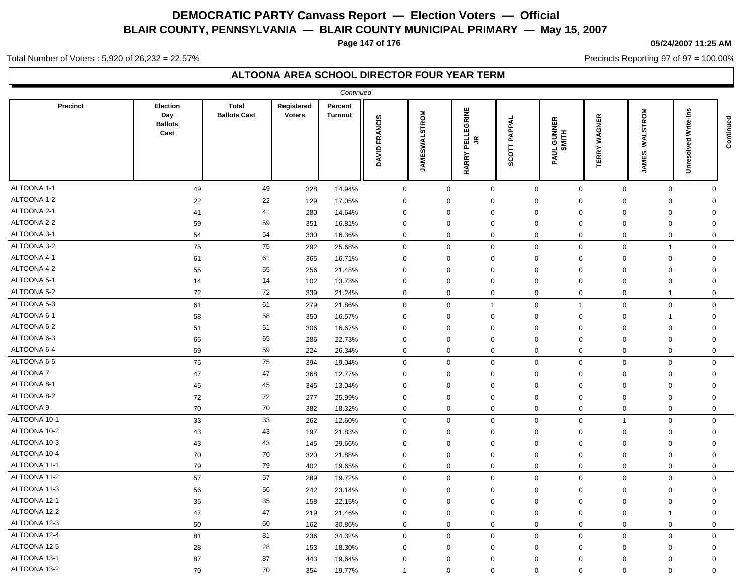# DEMOCRATIC PARTY Canvass Report — Election Voters — Official

## BLAIR COUNTY, PENNSYLVANIA — BLAIR COUNTY MUNICIPAL PRIMARY — May 15, 2007

05/24/2007 11:25 AM

Total Number of Voters : 5,920 of 26,232 = 22.57%

Precincts Reporting 97 of 97 = 100.00%

### ALTOONA AREA SCHOOL DIRECTOR FOUR YEAR TERM

*Continued*

| Precinct | Election Day Ballots Cast | Total Ballots Cast | Registered Voters | Percent Turnout | DAVID FRANCIS | JAMESWALSTROM | HARRY PELLEGRINE JR | SCOTT PAPPAL | PAUL GUNNER SMITH | TERRY WAGNER | JAMES WALSTROM | Unresolved Write-Ins |
|---|---|---|---|---|---|---|---|---|---|---|---|---|
| ALTOONA 1-1 | 49 | 49 | 328 | 14.94% | 0 | 0 | 0 | 0 | 0 | 0 | 0 | 0 |
| ALTOONA 1-2 | 22 | 22 | 129 | 17.05% | 0 | 0 | 0 | 0 | 0 | 0 | 0 | 0 |
| ALTOONA 2-1 | 41 | 41 | 280 | 14.64% | 0 | 0 | 0 | 0 | 0 | 0 | 0 | 0 |
| ALTOONA 2-2 | 59 | 59 | 351 | 16.81% | 0 | 0 | 0 | 0 | 0 | 0 | 0 | 0 |
| ALTOONA 3-1 | 54 | 54 | 330 | 16.36% | 0 | 0 | 0 | 0 | 0 | 0 | 0 | 0 |
| ALTOONA 3-2 | 75 | 75 | 292 | 25.68% | 0 | 0 | 0 | 0 | 0 | 0 | 1 | 0 |
| ALTOONA 4-1 | 61 | 61 | 365 | 16.71% | 0 | 0 | 0 | 0 | 0 | 0 | 0 | 0 |
| ALTOONA 4-2 | 55 | 55 | 256 | 21.48% | 0 | 0 | 0 | 0 | 0 | 0 | 0 | 0 |
| ALTOONA 5-1 | 14 | 14 | 102 | 13.73% | 0 | 0 | 0 | 0 | 0 | 0 | 0 | 0 |
| ALTOONA 5-2 | 72 | 72 | 339 | 21.24% | 0 | 0 | 0 | 0 | 0 | 0 | 1 | 0 |
| ALTOONA 5-3 | 61 | 61 | 279 | 21.86% | 0 | 0 | 1 | 0 | 1 | 0 | 0 | 0 |
| ALTOONA 6-1 | 58 | 58 | 350 | 16.57% | 0 | 0 | 0 | 0 | 0 | 0 | 1 | 0 |
| ALTOONA 6-2 | 51 | 51 | 306 | 16.67% | 0 | 0 | 0 | 0 | 0 | 0 | 0 | 0 |
| ALTOONA 6-3 | 65 | 65 | 286 | 22.73% | 0 | 0 | 0 | 0 | 0 | 0 | 0 | 0 |
| ALTOONA 6-4 | 59 | 59 | 224 | 26.34% | 0 | 0 | 0 | 0 | 0 | 0 | 0 | 0 |
| ALTOONA 6-5 | 75 | 75 | 394 | 19.04% | 0 | 0 | 0 | 0 | 0 | 0 | 0 | 0 |
| ALTOONA 7 | 47 | 47 | 368 | 12.77% | 0 | 0 | 0 | 0 | 0 | 0 | 0 | 0 |
| ALTOONA 8-1 | 45 | 45 | 345 | 13.04% | 0 | 0 | 0 | 0 | 0 | 0 | 0 | 0 |
| ALTOONA 8-2 | 72 | 72 | 277 | 25.99% | 0 | 0 | 0 | 0 | 0 | 0 | 0 | 0 |
| ALTOONA 9 | 70 | 70 | 382 | 18.32% | 0 | 0 | 0 | 0 | 0 | 0 | 0 | 0 |
| ALTOONA 10-1 | 33 | 33 | 262 | 12.60% | 0 | 0 | 0 | 0 | 0 | 1 | 0 | 0 |
| ALTOONA 10-2 | 43 | 43 | 197 | 21.83% | 0 | 0 | 0 | 0 | 0 | 0 | 0 | 0 |
| ALTOONA 10-3 | 43 | 43 | 145 | 29.66% | 0 | 0 | 0 | 0 | 0 | 0 | 0 | 0 |
| ALTOONA 10-4 | 70 | 70 | 320 | 21.88% | 0 | 0 | 0 | 0 | 0 | 0 | 0 | 0 |
| ALTOONA 11-1 | 79 | 79 | 402 | 19.65% | 0 | 0 | 0 | 0 | 0 | 0 | 0 | 0 |
| ALTOONA 11-2 | 57 | 57 | 289 | 19.72% | 0 | 0 | 0 | 0 | 0 | 0 | 0 | 0 |
| ALTOONA 11-3 | 56 | 56 | 242 | 23.14% | 0 | 0 | 0 | 0 | 0 | 0 | 0 | 0 |
| ALTOONA 12-1 | 35 | 35 | 158 | 22.15% | 0 | 0 | 0 | 0 | 0 | 0 | 0 | 0 |
| ALTOONA 12-2 | 47 | 47 | 219 | 21.46% | 0 | 0 | 0 | 0 | 0 | 0 | 1 | 0 |
| ALTOONA 12-3 | 50 | 50 | 162 | 30.86% | 0 | 0 | 0 | 0 | 0 | 0 | 0 | 0 |
| ALTOONA 12-4 | 81 | 81 | 236 | 34.32% | 0 | 0 | 0 | 0 | 0 | 0 | 0 | 0 |
| ALTOONA 12-5 | 28 | 28 | 153 | 18.30% | 0 | 0 | 0 | 0 | 0 | 0 | 0 | 0 |
| ALTOONA 13-1 | 87 | 87 | 443 | 19.64% | 0 | 0 | 0 | 0 | 0 | 0 | 0 | 0 |
| ALTOONA 13-2 | 70 | 70 | 354 | 19.77% | 1 | 0 | 0 | 0 | 0 | 0 | 0 | 0 |

*Continued*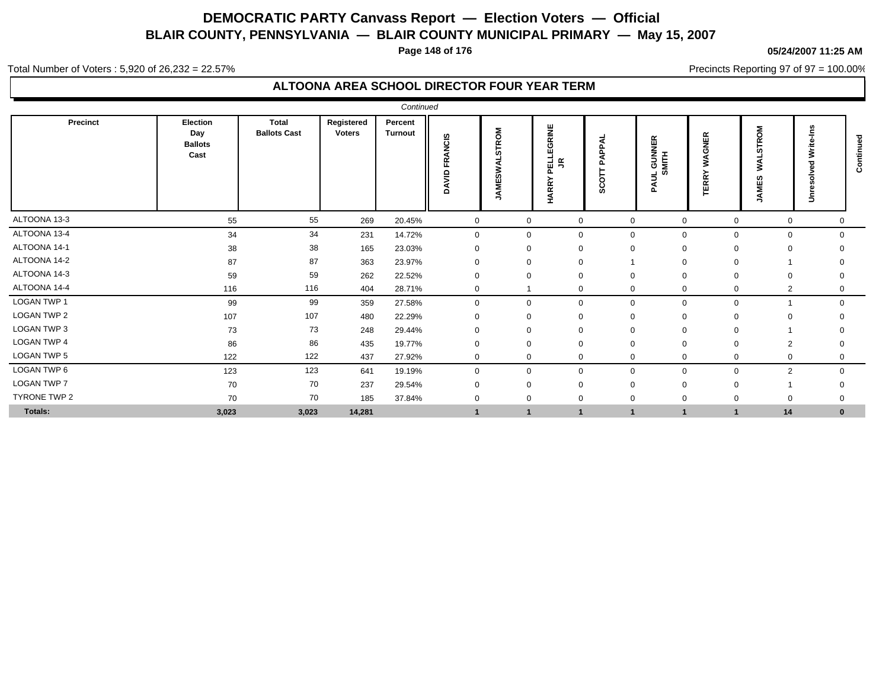# DEMOCRATIC PARTY Canvass Report — Election Voters — Official

## BLAIR COUNTY, PENNSYLVANIA — BLAIR COUNTY MUNICIPAL PRIMARY — May 15, 2007

**05/24/2007 11:25 AM**

Total Number of Voters : 5,920 of 26,232 = 22.57%

Precincts Reporting 97 of 97 = 100.00%

## ALTOONA AREA SCHOOL DIRECTOR FOUR YEAR TERM

*Continued*

| Precinct | Election Day Ballots Cast | Total Ballots Cast | Registered Voters | Percent Turnout | DAVID FRANCIS | JAMESWALSTROM | HARRY PELLEGRINE JR | SCOTT PAPPAL | PAUL GUNNER SMITH | TERRY WAGNER | JAMES WALSTROM | Unresolved Write-Ins |
|---|---|---|---|---|---|---|---|---|---|---|---|---|
| ALTOONA 13-3 | 55 | 55 | 269 | 20.45% | 0 | 0 | 0 | 0 | 0 | 0 | 0 | 0 |
| ALTOONA 13-4 | 34 | 34 | 231 | 14.72% | 0 | 0 | 0 | 0 | 0 | 0 | 0 | 0 |
| ALTOONA 14-1 | 38 | 38 | 165 | 23.03% | 0 | 0 | 0 | 0 | 0 | 0 | 0 | 0 |
| ALTOONA 14-2 | 87 | 87 | 363 | 23.97% | 0 | 0 | 0 | 1 | 0 | 0 | 1 | 0 |
| ALTOONA 14-3 | 59 | 59 | 262 | 22.52% | 0 | 0 | 0 | 0 | 0 | 0 | 0 | 0 |
| ALTOONA 14-4 | 116 | 116 | 404 | 28.71% | 0 | 1 | 0 | 0 | 0 | 0 | 2 | 0 |
| LOGAN TWP 1 | 99 | 99 | 359 | 27.58% | 0 | 0 | 0 | 0 | 0 | 0 | 1 | 0 |
| LOGAN TWP 2 | 107 | 107 | 480 | 22.29% | 0 | 0 | 0 | 0 | 0 | 0 | 0 | 0 |
| LOGAN TWP 3 | 73 | 73 | 248 | 29.44% | 0 | 0 | 0 | 0 | 0 | 0 | 1 | 0 |
| LOGAN TWP 4 | 86 | 86 | 435 | 19.77% | 0 | 0 | 0 | 0 | 0 | 0 | 2 | 0 |
| LOGAN TWP 5 | 122 | 122 | 437 | 27.92% | 0 | 0 | 0 | 0 | 0 | 0 | 0 | 0 |
| LOGAN TWP 6 | 123 | 123 | 641 | 19.19% | 0 | 0 | 0 | 0 | 0 | 0 | 2 | 0 |
| LOGAN TWP 7 | 70 | 70 | 237 | 29.54% | 0 | 0 | 0 | 0 | 0 | 0 | 1 | 0 |
| TYRONE TWP 2 | 70 | 70 | 185 | 37.84% | 0 | 0 | 0 | 0 | 0 | 0 | 0 | 0 |
| **Totals:** | **3,023** | **3,023** | **14,281** | | **1** | **1** | **1** | **1** | **1** | **1** | **14** | **0** |

Continued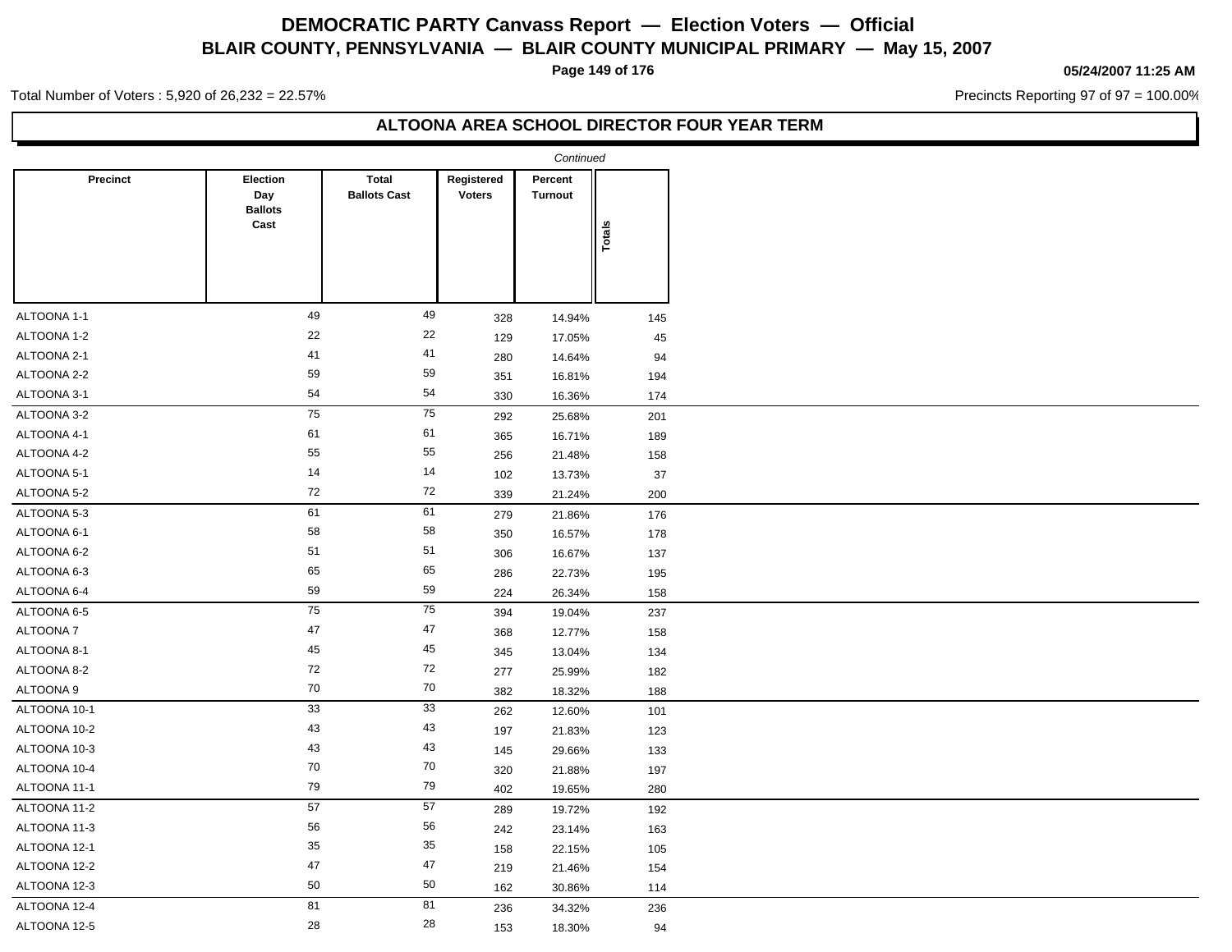# DEMOCRATIC PARTY Canvass Report — Election Voters — Official

## BLAIR COUNTY, PENNSYLVANIA — BLAIR COUNTY MUNICIPAL PRIMARY — May 15, 2007

05/24/2007 11:25 AM

Total Number of Voters : 5,920 of 26,232 = 22.57%

Precincts Reporting 97 of 97 = 100.00%

### ALTOONA AREA SCHOOL DIRECTOR FOUR YEAR TERM

*Continued*

| Precinct | Election Day Ballots Cast | Total Ballots Cast | Registered Voters | Percent Turnout | Totals |
|---|---|---|---|---|---|
| ALTOONA 1-1 | 49 | 49 | 328 | 14.94% | 145 |
| ALTOONA 1-2 | 22 | 22 | 129 | 17.05% | 45 |
| ALTOONA 2-1 | 41 | 41 | 280 | 14.64% | 94 |
| ALTOONA 2-2 | 59 | 59 | 351 | 16.81% | 194 |
| ALTOONA 3-1 | 54 | 54 | 330 | 16.36% | 174 |
| ALTOONA 3-2 | 75 | 75 | 292 | 25.68% | 201 |
| ALTOONA 4-1 | 61 | 61 | 365 | 16.71% | 189 |
| ALTOONA 4-2 | 55 | 55 | 256 | 21.48% | 158 |
| ALTOONA 5-1 | 14 | 14 | 102 | 13.73% | 37 |
| ALTOONA 5-2 | 72 | 72 | 339 | 21.24% | 200 |
| ALTOONA 5-3 | 61 | 61 | 279 | 21.86% | 176 |
| ALTOONA 6-1 | 58 | 58 | 350 | 16.57% | 178 |
| ALTOONA 6-2 | 51 | 51 | 306 | 16.67% | 137 |
| ALTOONA 6-3 | 65 | 65 | 286 | 22.73% | 195 |
| ALTOONA 6-4 | 59 | 59 | 224 | 26.34% | 158 |
| ALTOONA 6-5 | 75 | 75 | 394 | 19.04% | 237 |
| ALTOONA 7 | 47 | 47 | 368 | 12.77% | 158 |
| ALTOONA 8-1 | 45 | 45 | 345 | 13.04% | 134 |
| ALTOONA 8-2 | 72 | 72 | 277 | 25.99% | 182 |
| ALTOONA 9 | 70 | 70 | 382 | 18.32% | 188 |
| ALTOONA 10-1 | 33 | 33 | 262 | 12.60% | 101 |
| ALTOONA 10-2 | 43 | 43 | 197 | 21.83% | 123 |
| ALTOONA 10-3 | 43 | 43 | 145 | 29.66% | 133 |
| ALTOONA 10-4 | 70 | 70 | 320 | 21.88% | 197 |
| ALTOONA 11-1 | 79 | 79 | 402 | 19.65% | 280 |
| ALTOONA 11-2 | 57 | 57 | 289 | 19.72% | 192 |
| ALTOONA 11-3 | 56 | 56 | 242 | 23.14% | 163 |
| ALTOONA 12-1 | 35 | 35 | 158 | 22.15% | 105 |
| ALTOONA 12-2 | 47 | 47 | 219 | 21.46% | 154 |
| ALTOONA 12-3 | 50 | 50 | 162 | 30.86% | 114 |
| ALTOONA 12-4 | 81 | 81 | 236 | 34.32% | 236 |
| ALTOONA 12-5 | 28 | 28 | 153 | 18.30% | 94 |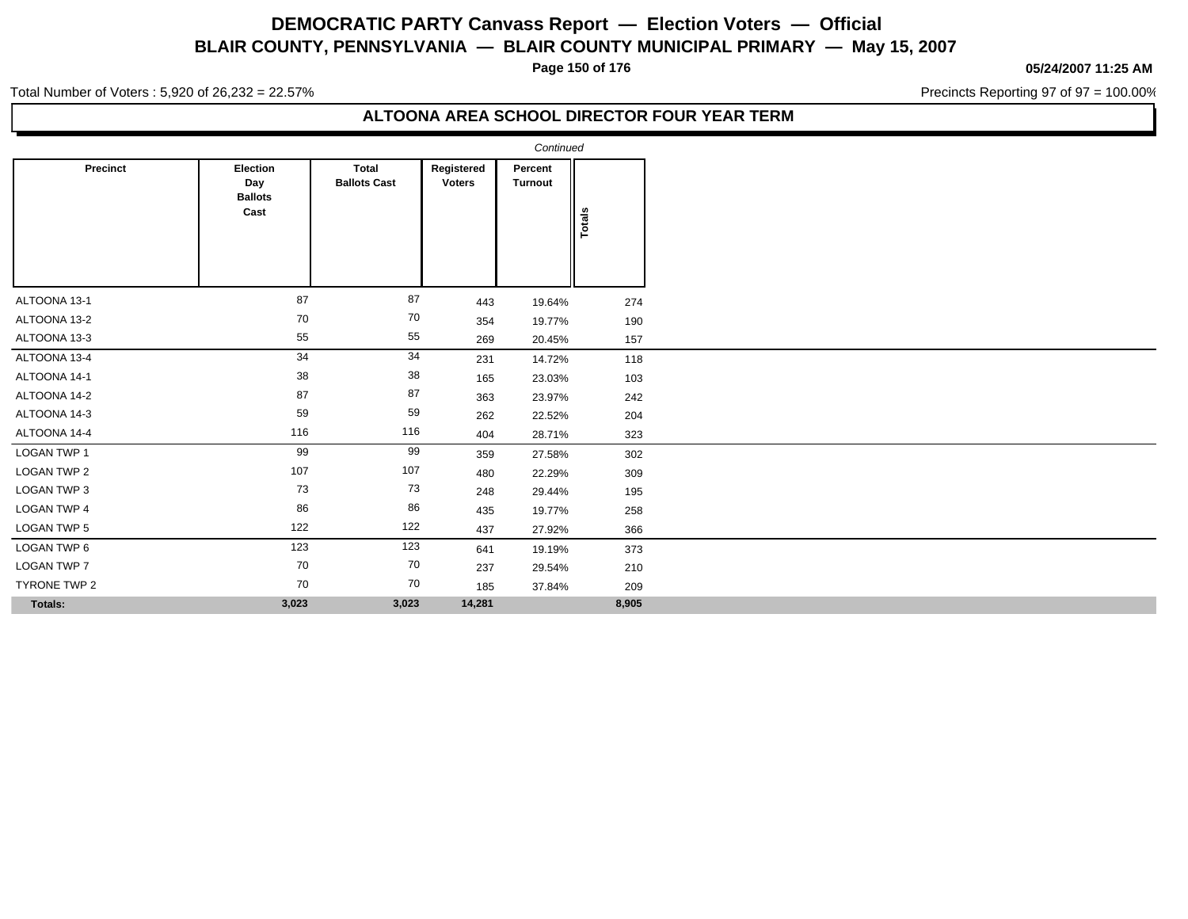# DEMOCRATIC PARTY Canvass Report — Election Voters — Official

## BLAIR COUNTY, PENNSYLVANIA — BLAIR COUNTY MUNICIPAL PRIMARY — May 15, 2007

05/24/2007 11:25 AM

Total Number of Voters : 5,920 of 26,232 = 22.57%

Precincts Reporting 97 of 97 = 100.00%

### ALTOONA AREA SCHOOL DIRECTOR FOUR YEAR TERM

*Continued*

| Precinct | Election Day Ballots Cast | Total Ballots Cast | Registered Voters | Percent Turnout | Totals |
|---|---|---|---|---|---|
| ALTOONA 13-1 | 87 | 87 | 443 | 19.64% | 274 |
| ALTOONA 13-2 | 70 | 70 | 354 | 19.77% | 190 |
| ALTOONA 13-3 | 55 | 55 | 269 | 20.45% | 157 |
| ALTOONA 13-4 | 34 | 34 | 231 | 14.72% | 118 |
| ALTOONA 14-1 | 38 | 38 | 165 | 23.03% | 103 |
| ALTOONA 14-2 | 87 | 87 | 363 | 23.97% | 242 |
| ALTOONA 14-3 | 59 | 59 | 262 | 22.52% | 204 |
| ALTOONA 14-4 | 116 | 116 | 404 | 28.71% | 323 |
| LOGAN TWP 1 | 99 | 99 | 359 | 27.58% | 302 |
| LOGAN TWP 2 | 107 | 107 | 480 | 22.29% | 309 |
| LOGAN TWP 3 | 73 | 73 | 248 | 29.44% | 195 |
| LOGAN TWP 4 | 86 | 86 | 435 | 19.77% | 258 |
| LOGAN TWP 5 | 122 | 122 | 437 | 27.92% | 366 |
| LOGAN TWP 6 | 123 | 123 | 641 | 19.19% | 373 |
| LOGAN TWP 7 | 70 | 70 | 237 | 29.54% | 210 |
| TYRONE TWP 2 | 70 | 70 | 185 | 37.84% | 209 |
| **Totals:** | **3,023** | **3,023** | **14,281** | | **8,905** |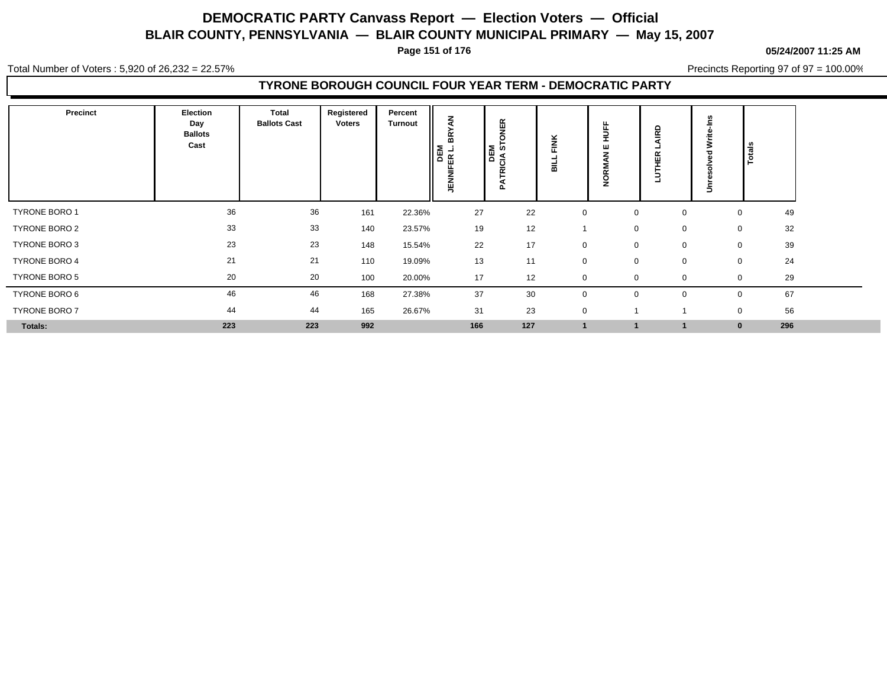# DEMOCRATIC PARTY Canvass Report — Election Voters — Official

## BLAIR COUNTY, PENNSYLVANIA — BLAIR COUNTY MUNICIPAL PRIMARY — May 15, 2007

**05/24/2007 11:25 AM**

Total Number of Voters : 5,920 of 26,232 = 22.57%

Precincts Reporting 97 of 97 = 100.00%

### TYRONE BOROUGH COUNCIL FOUR YEAR TERM - DEMOCRATIC PARTY

| Precinct | Election Day Ballots Cast | Total Ballots Cast | Registered Voters | Percent Turnout | DEM JENNIFER L. BRYAN | DEM PATRICIA STONER | BILL FINK | NORMAN E HUFF | LUTHER LAIRD | Unresolved Write-Ins | Totals |
|---|---|---|---|---|---|---|---|---|---|---|---|
| TYRONE BORO 1 | 36 | 36 | 161 | 22.36% | 27 | 22 | 0 | 0 | 0 | 0 | 49 |
| TYRONE BORO 2 | 33 | 33 | 140 | 23.57% | 19 | 12 | 1 | 0 | 0 | 0 | 32 |
| TYRONE BORO 3 | 23 | 23 | 148 | 15.54% | 22 | 17 | 0 | 0 | 0 | 0 | 39 |
| TYRONE BORO 4 | 21 | 21 | 110 | 19.09% | 13 | 11 | 0 | 0 | 0 | 0 | 24 |
| TYRONE BORO 5 | 20 | 20 | 100 | 20.00% | 17 | 12 | 0 | 0 | 0 | 0 | 29 |
| TYRONE BORO 6 | 46 | 46 | 168 | 27.38% | 37 | 30 | 0 | 0 | 0 | 0 | 67 |
| TYRONE BORO 7 | 44 | 44 | 165 | 26.67% | 31 | 23 | 0 | 1 | 1 | 0 | 56 |
| **Totals:** | **223** | **223** | **992** | | **166** | **127** | **1** | **1** | **1** | **0** | **296** |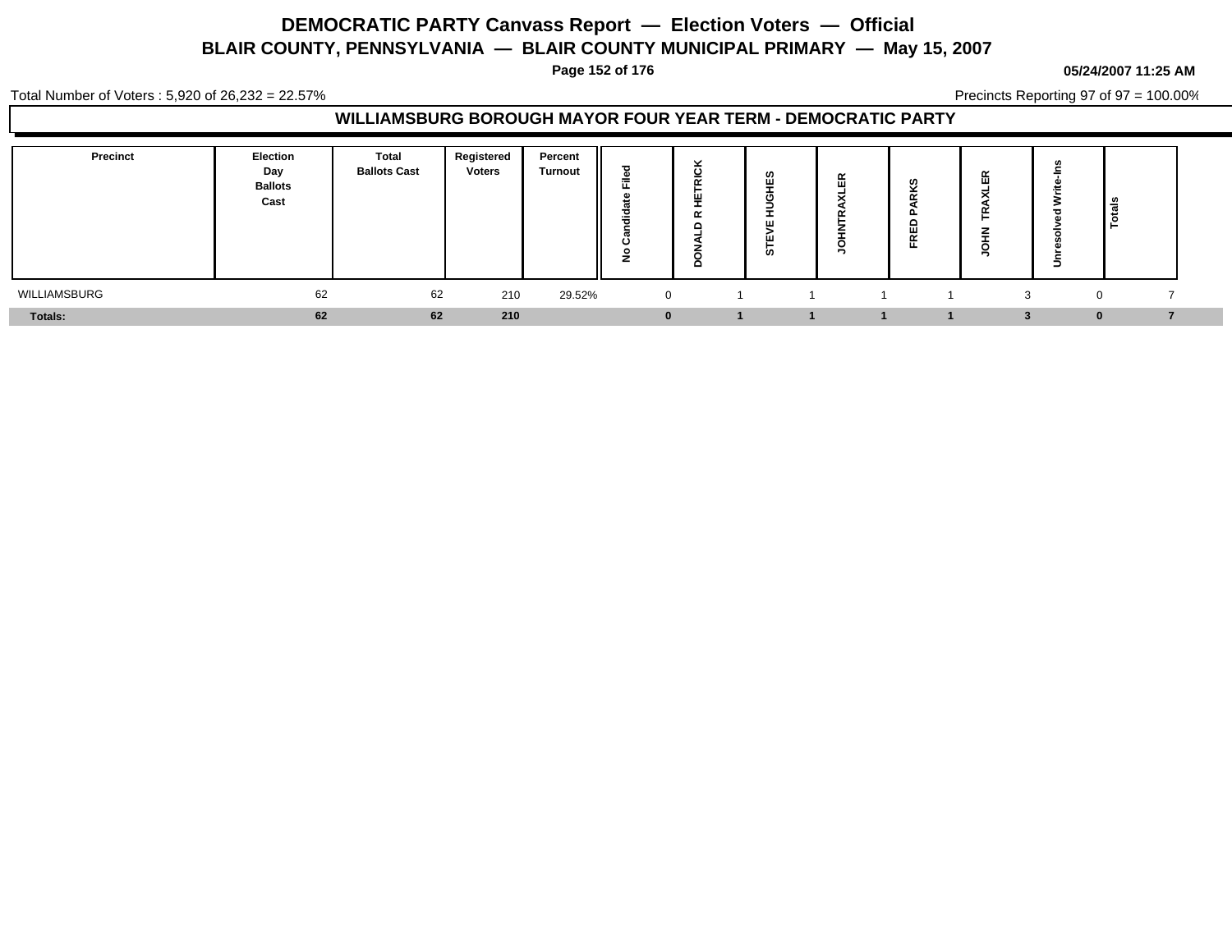# DEMOCRATIC PARTY Canvass Report — Election Voters — Official

## BLAIR COUNTY, PENNSYLVANIA — BLAIR COUNTY MUNICIPAL PRIMARY — May 15, 2007

**05/24/2007 11:25 AM**

Total Number of Voters : 5,920 of 26,232 = 22.57%

Precincts Reporting 97 of 97 = 100.00%

### WILLIAMSBURG BOROUGH MAYOR FOUR YEAR TERM - DEMOCRATIC PARTY

| Precinct | Election Day Ballots Cast | Total Ballots Cast | Registered Voters | Percent Turnout | No Candidate Filed | DONALD R HETRICK | STEVE HUGHES | JOHNTRAXLER | FRED PARKS | JOHN TRAXLER | Unresolved Write-Ins | Totals |
|---|---|---|---|---|---|---|---|---|---|---|---|---|
| WILLIAMSBURG | 62 | 62 | 210 | 29.52% | 0 | 1 | 1 | 1 | 1 | 3 | 0 | 7 |
| **Totals:** | **62** | **62** | **210** | | **0** | **1** | **1** | **1** | **1** | **3** | **0** | **7** |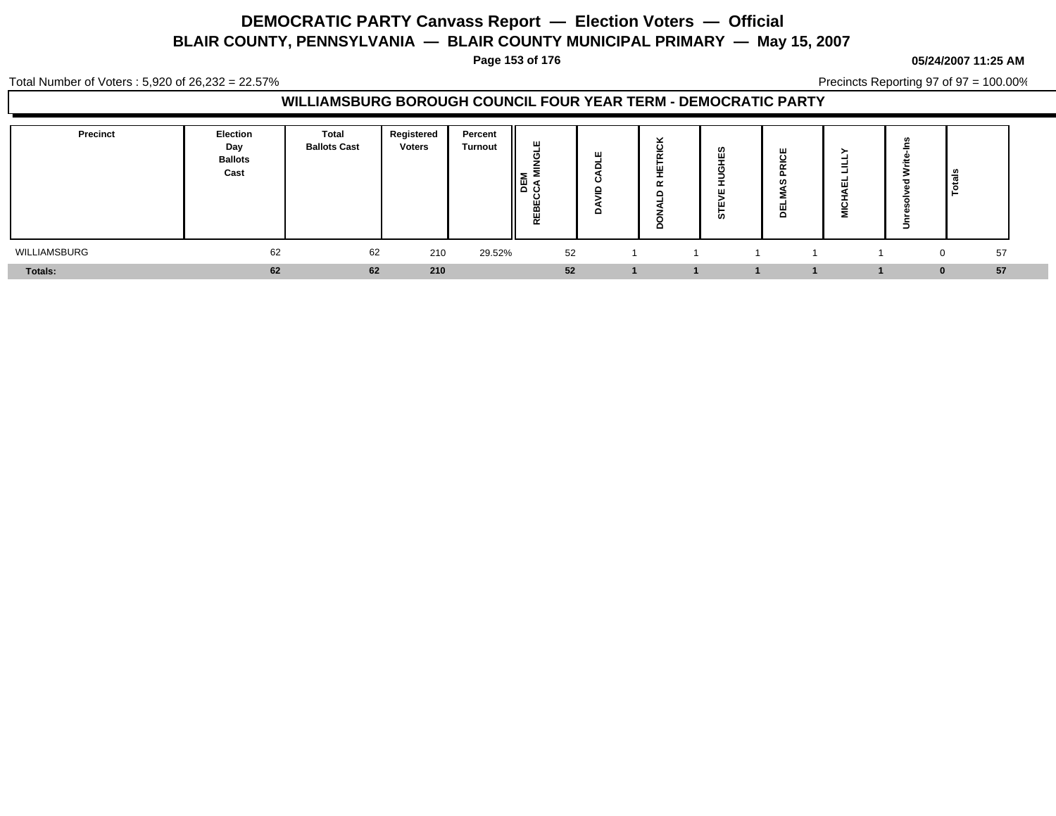# DEMOCRATIC PARTY Canvass Report — Election Voters — Official

## BLAIR COUNTY, PENNSYLVANIA — BLAIR COUNTY MUNICIPAL PRIMARY — May 15, 2007

**05/24/2007 11:25 AM**

Total Number of Voters : 5,920 of 26,232 = 22.57%

Precincts Reporting 97 of 97 = 100.00%

## WILLIAMSBURG BOROUGH COUNCIL FOUR YEAR TERM - DEMOCRATIC PARTY

| Precinct | Election Day Ballots Cast | Total Ballots Cast | Registered Voters | Percent Turnout | DEM REBECCA MINGLE | DAVID CADLE | DONALD R HETRICK | STEVE HUGHES | DEL MAS PRICE | MICHAEL LILLY | Unresolved Write-Ins | Totals |
|---|---|---|---|---|---|---|---|---|---|---|---|---|
| WILLIAMSBURG | 62 | 62 | 210 | 29.52% | 52 | 1 | 1 | 1 | 1 | 1 | 0 | 57 |
| **Totals:** | **62** | **62** | **210** | | **52** | **1** | **1** | **1** | **1** | **1** | **0** | **57** |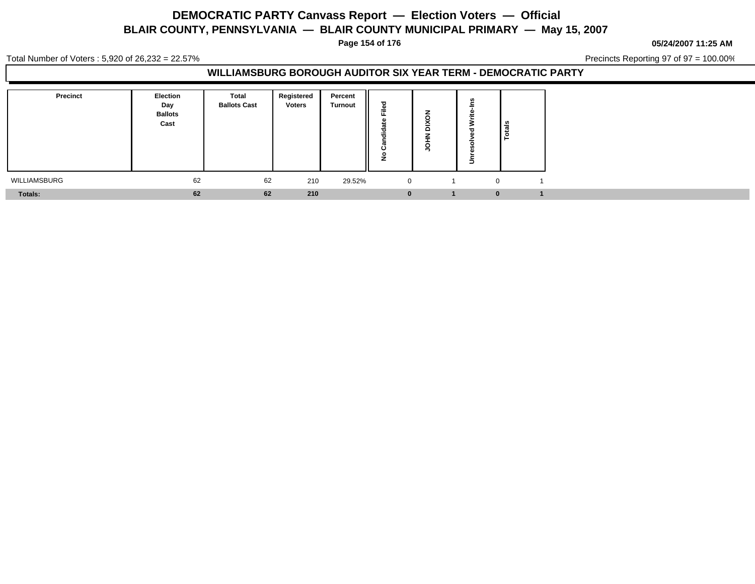# DEMOCRATIC PARTY Canvass Report — Election Voters — Official

## BLAIR COUNTY, PENNSYLVANIA — BLAIR COUNTY MUNICIPAL PRIMARY — May 15, 2007

05/24/2007 11:25 AM

Total Number of Voters : 5,920 of 26,232 = 22.57%

Precincts Reporting 97 of 97 = 100.00%

### WILLIAMSBURG BOROUGH AUDITOR SIX YEAR TERM - DEMOCRATIC PARTY

| Precinct | Election Day Ballots Cast | Total Ballots Cast | Registered Voters | Percent Turnout | No Candidate Filed | JOHN DIXON | Unresolved Write-Ins | Totals |
|---|---|---|---|---|---|---|---|---|
| WILLIAMSBURG | 62 | 62 | 210 | 29.52% | 0 | 1 | 0 | 1 |
| **Totals:** | **62** | **62** | **210** | | **0** | **1** | **0** | **1** |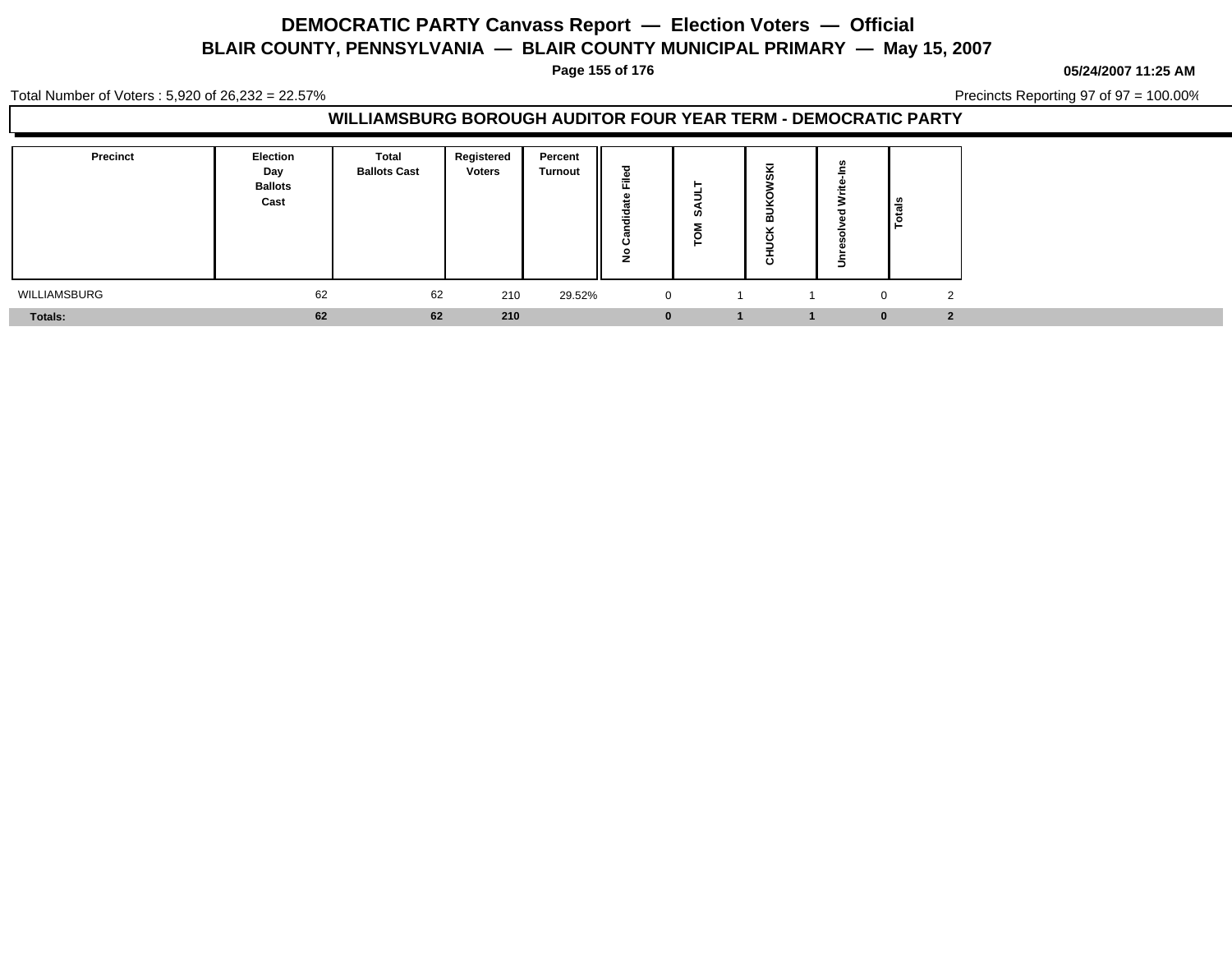# DEMOCRATIC PARTY Canvass Report — Election Voters — Official

## BLAIR COUNTY, PENNSYLVANIA — BLAIR COUNTY MUNICIPAL PRIMARY — May 15, 2007

05/24/2007 11:25 AM

Total Number of Voters : 5,920 of 26,232 = 22.57%

Precincts Reporting 97 of 97 = 100.00%

### WILLIAMSBURG BOROUGH AUDITOR FOUR YEAR TERM - DEMOCRATIC PARTY

| Precinct | Election Day Ballots Cast | Total Ballots Cast | Registered Voters | Percent Turnout | No Candidate Filed | TOM SAULT | CHUCK BUKOWSKI | Unresolved Write-Ins | Totals |
|---|---|---|---|---|---|---|---|---|---|
| WILLIAMSBURG | 62 | 62 | 210 | 29.52% | 0 | 1 | 1 | 0 | 2 |
| **Totals:** | **62** | **62** | **210** | | **0** | **1** | **1** | **0** | **2** |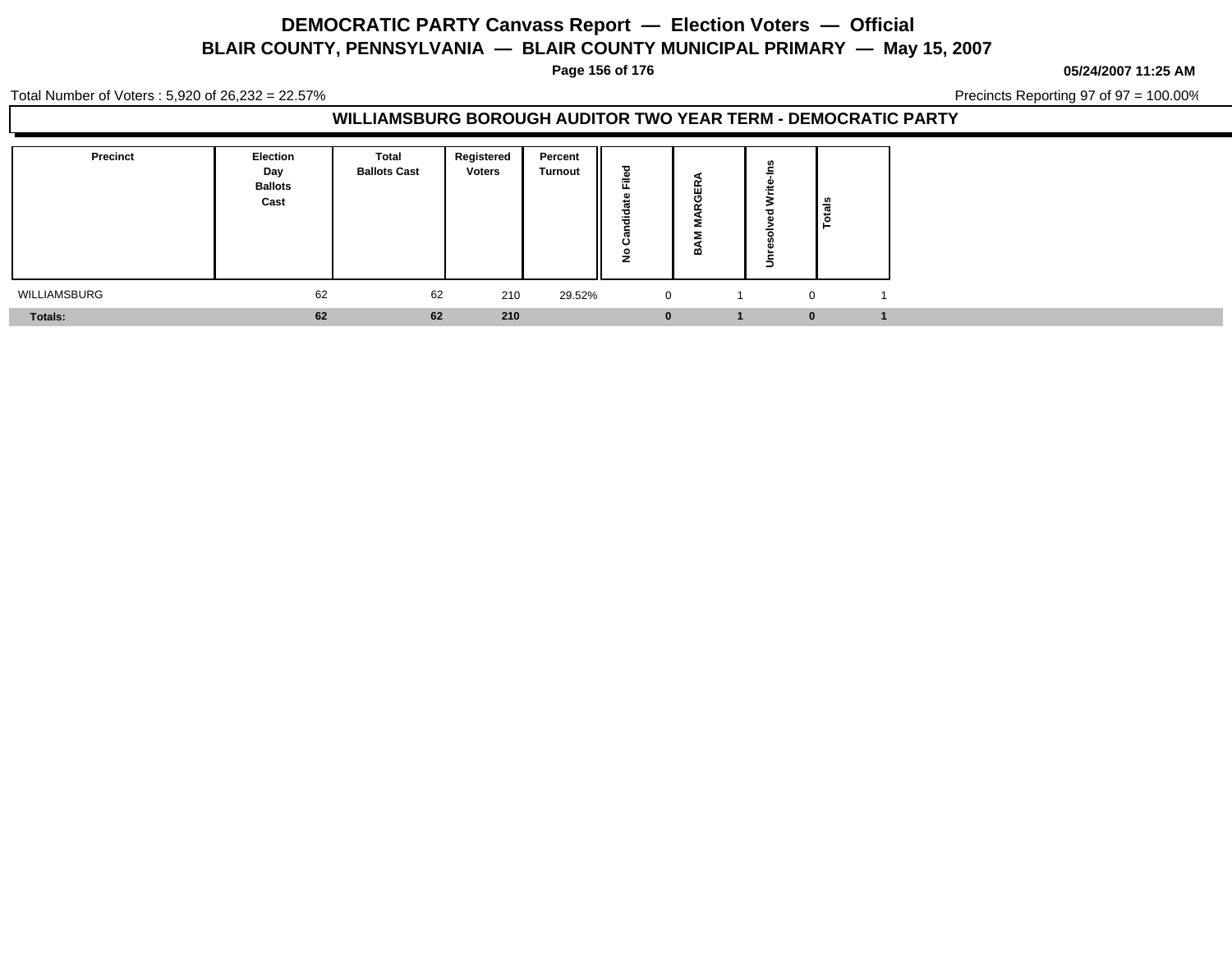# DEMOCRATIC PARTY Canvass Report — Election Voters — Official

## BLAIR COUNTY, PENNSYLVANIA — BLAIR COUNTY MUNICIPAL PRIMARY — May 15, 2007

05/24/2007 11:25 AM

Total Number of Voters : 5,920 of 26,232 = 22.57%

Precincts Reporting 97 of 97 = 100.00%

### WILLIAMSBURG BOROUGH AUDITOR TWO YEAR TERM - DEMOCRATIC PARTY

| Precinct | Election Day Ballots Cast | Total Ballots Cast | Registered Voters | Percent Turnout | No Candidate Filed | BAM MARGERA | Unresolved Write-Ins | Totals |
|---|---|---|---|---|---|---|---|---|
| WILLIAMSBURG | 62 | 62 | 210 | 29.52% | 0 | 1 | 0 | 1 |
| **Totals:** | **62** | **62** | **210** | | **0** | **1** | **0** | **1** |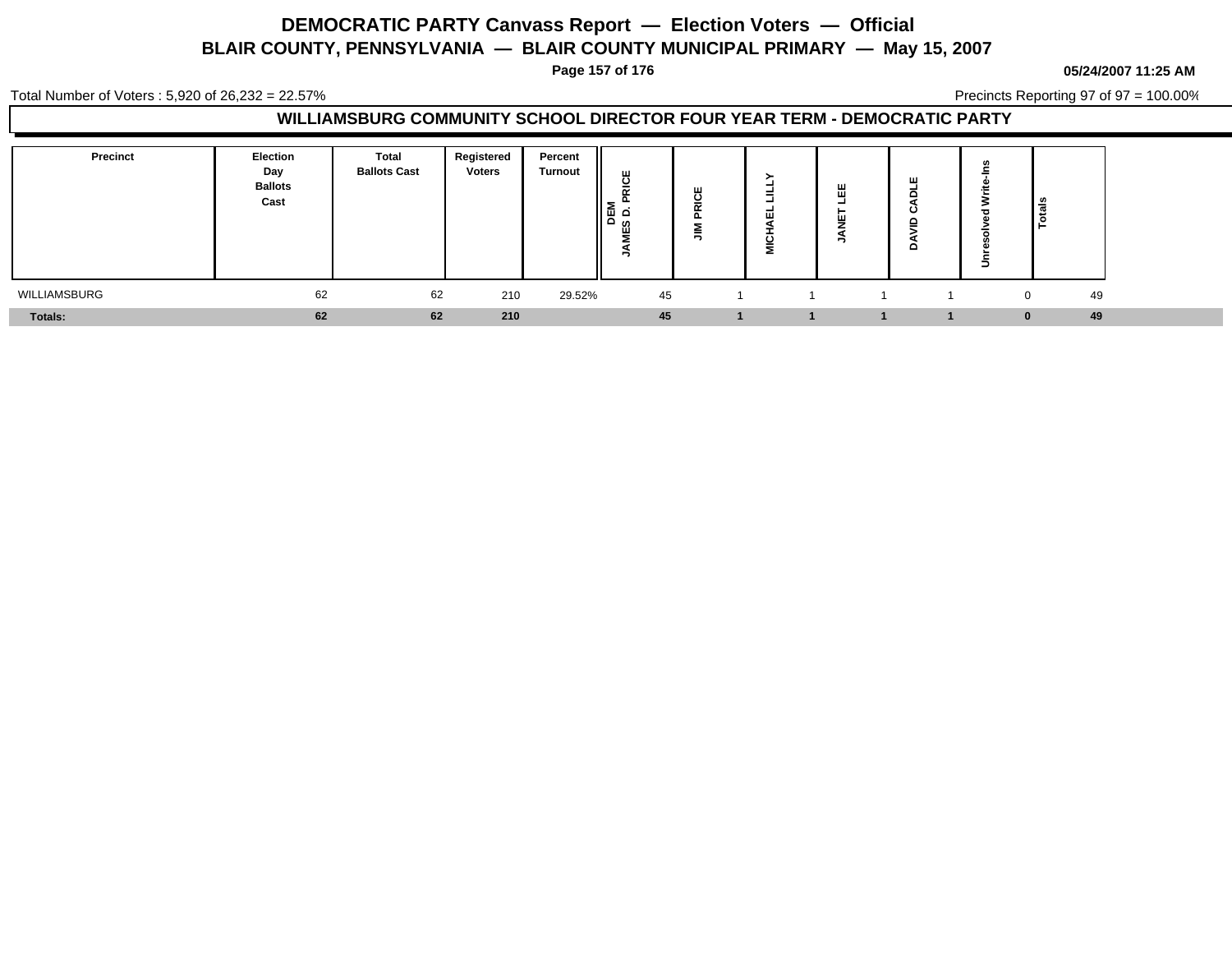# DEMOCRATIC PARTY Canvass Report — Election Voters — Official

## BLAIR COUNTY, PENNSYLVANIA — BLAIR COUNTY MUNICIPAL PRIMARY — May 15, 2007

05/24/2007 11:25 AM

Total Number of Voters : 5,920 of 26,232 = 22.57%

Precincts Reporting 97 of 97 = 100.00%

### WILLIAMSBURG COMMUNITY SCHOOL DIRECTOR FOUR YEAR TERM - DEMOCRATIC PARTY

| Precinct | Election Day Ballots Cast | Total Ballots Cast | Registered Voters | Percent Turnout | DEM JAMES D. PRICE | JIM PRICE | MICHAEL LILLY | JANET LEE | DAVID CADLE | Unresolved Write-Ins | Totals |
|---|---|---|---|---|---|---|---|---|---|---|---|
| WILLIAMSBURG | 62 | 62 | 210 | 29.52% | 45 | 1 | 1 | 1 | 1 | 0 | 49 |
| **Totals:** | **62** | **62** | **210** | | **45** | **1** | **1** | **1** | **1** | **0** | **49** |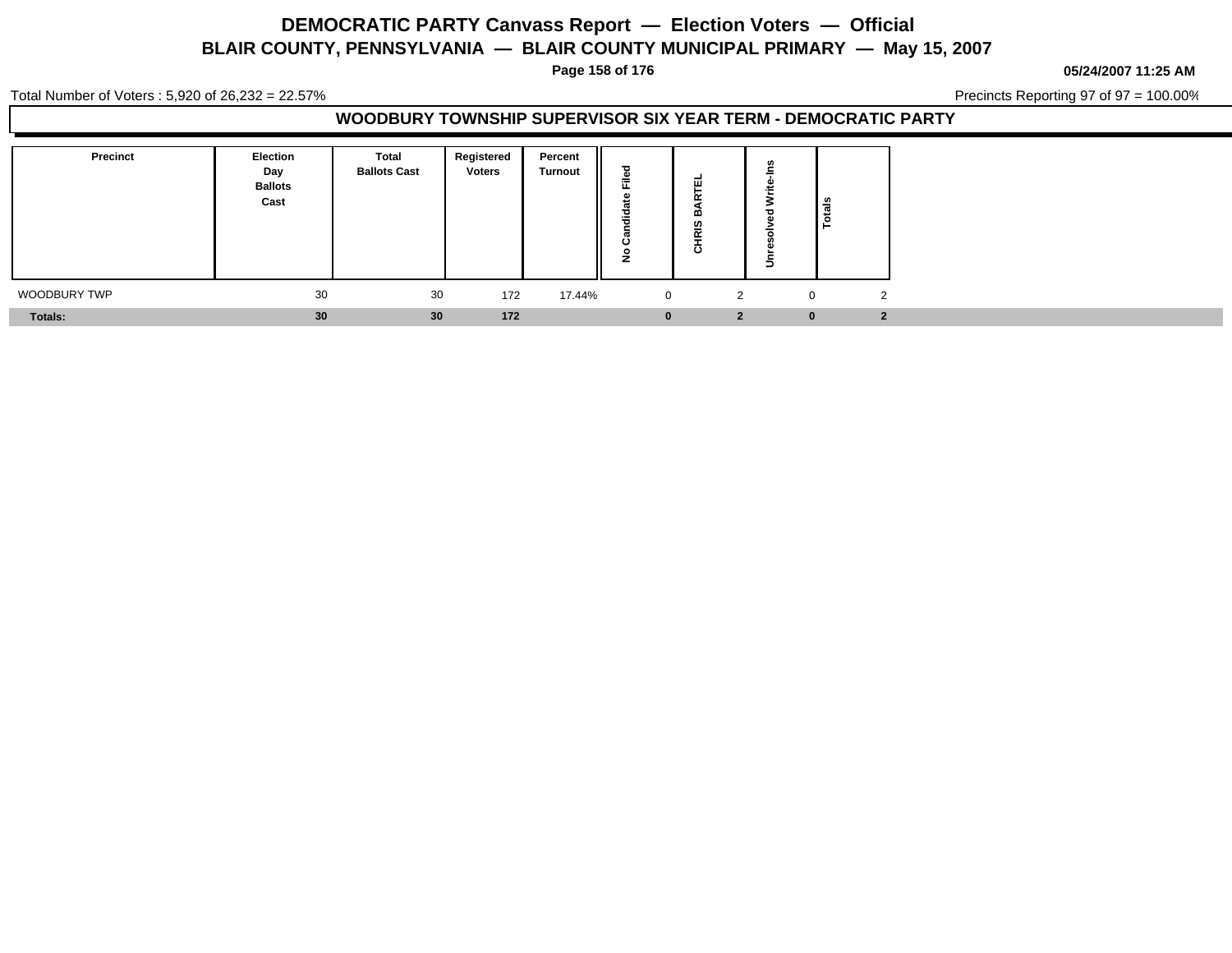# DEMOCRATIC PARTY Canvass Report — Election Voters — Official

## BLAIR COUNTY, PENNSYLVANIA — BLAIR COUNTY MUNICIPAL PRIMARY — May 15, 2007

**05/24/2007 11:25 AM**

Total Number of Voters : 5,920 of 26,232 = 22.57%

Precincts Reporting 97 of 97 = 100.00%

### WOODBURY TOWNSHIP SUPERVISOR SIX YEAR TERM - DEMOCRATIC PARTY

| Precinct | Election Day Ballots Cast | Total Ballots Cast | Registered Voters | Percent Turnout | No Candidate Filed | CHRIS BARTEL | Unresolved Write-Ins | Totals |
|---|---|---|---|---|---|---|---|---|
| WOODBURY TWP | 30 | 30 | 172 | 17.44% | 0 | 2 | 0 | 2 |
| **Totals:** | **30** | **30** | **172** | | **0** | **2** | **0** | **2** |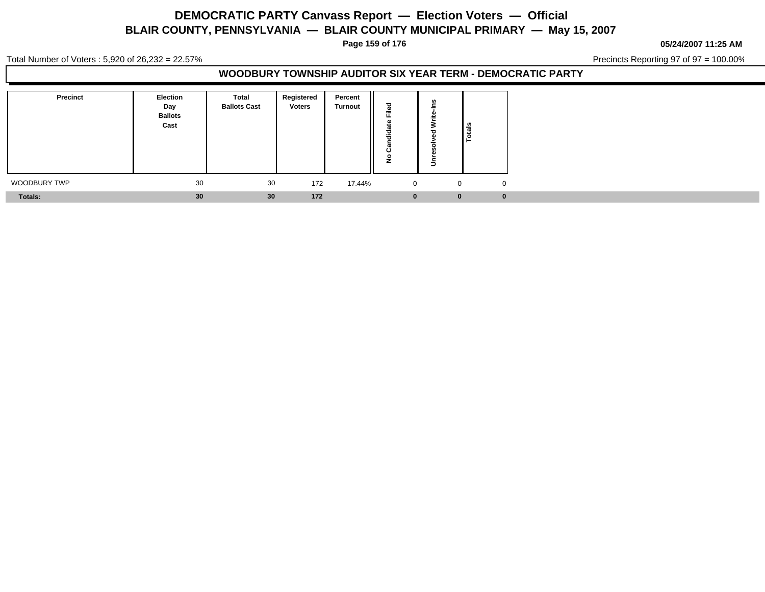# DEMOCRATIC PARTY Canvass Report — Election Voters — Official
## BLAIR COUNTY, PENNSYLVANIA — BLAIR COUNTY MUNICIPAL PRIMARY — May 15, 2007

05/24/2007 11:25 AM

Total Number of Voters : 5,920 of 26,232 = 22.57%

Precincts Reporting 97 of 97 = 100.00%

### WOODBURY TOWNSHIP AUDITOR SIX YEAR TERM - DEMOCRATIC PARTY

| Precinct | Election Day Ballots Cast | Total Ballots Cast | Registered Voters | Percent Turnout | No Candidate Filed | Unresolved Write-Ins | Totals |
|---|---|---|---|---|---|---|---|
| WOODBURY TWP | 30 | 30 | 172 | 17.44% | 0 | 0 | 0 |
| **Totals:** | **30** | **30** | **172** | | **0** | **0** | **0** |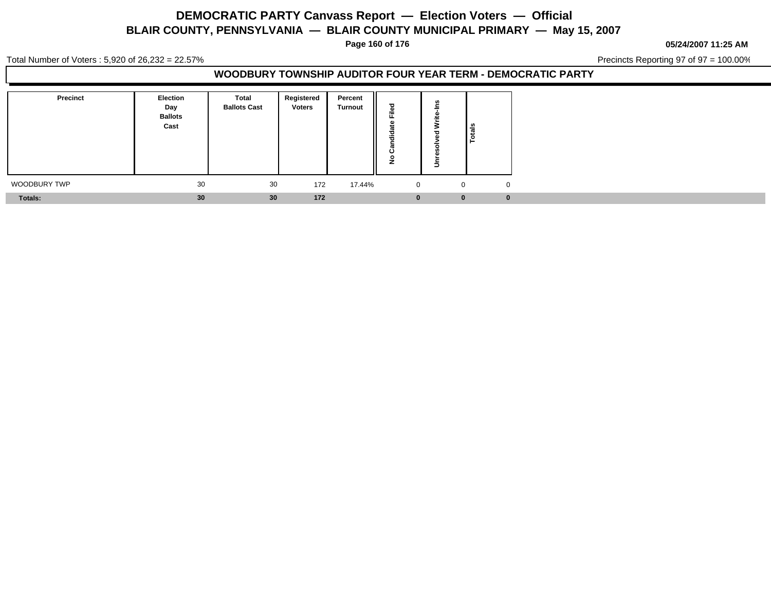# DEMOCRATIC PARTY Canvass Report — Election Voters — Official

## BLAIR COUNTY, PENNSYLVANIA — BLAIR COUNTY MUNICIPAL PRIMARY — May 15, 2007

05/24/2007 11:25 AM

Total Number of Voters : 5,920 of 26,232 = 22.57%

Precincts Reporting 97 of 97 = 100.00%

### WOODBURY TOWNSHIP AUDITOR FOUR YEAR TERM - DEMOCRATIC PARTY

| Precinct | Election Day Ballots Cast | Total Ballots Cast | Registered Voters | Percent Turnout | No Candidate Filed | Unresolved Write-Ins | Totals |
|---|---|---|---|---|---|---|---|
| WOODBURY TWP | 30 | 30 | 172 | 17.44% | 0 | 0 | 0 |
| **Totals:** | **30** | **30** | **172** | | **0** | **0** | **0** |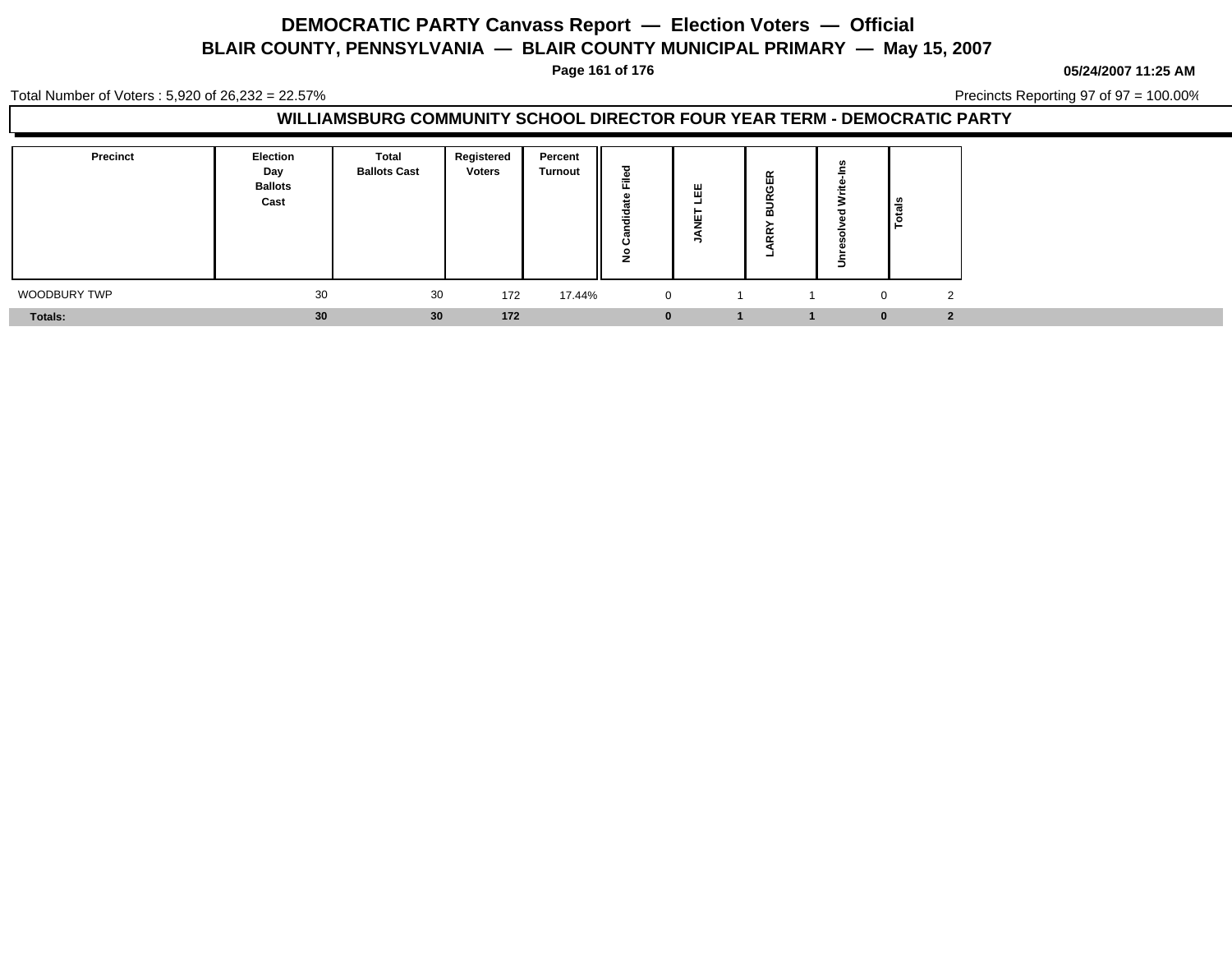# DEMOCRATIC PARTY Canvass Report — Election Voters — Official

## BLAIR COUNTY, PENNSYLVANIA — BLAIR COUNTY MUNICIPAL PRIMARY — May 15, 2007

05/24/2007 11:25 AM

Total Number of Voters : 5,920 of 26,232 = 22.57%

Precincts Reporting 97 of 97 = 100.00%

### WILLIAMSBURG COMMUNITY SCHOOL DIRECTOR FOUR YEAR TERM - DEMOCRATIC PARTY

| Precinct | Election Day Ballots Cast | Total Ballots Cast | Registered Voters | Percent Turnout | No Candidate Filed | JANET LEE | LARRY BURGER | Unresolved Write-Ins | Totals |
|---|---|---|---|---|---|---|---|---|---|
| WOODBURY TWP | 30 | 30 | 172 | 17.44% | 0 | 1 | 1 | 0 | 2 |
| **Totals:** | **30** | **30** | **172** | | **0** | **1** | **1** | **0** | **2** |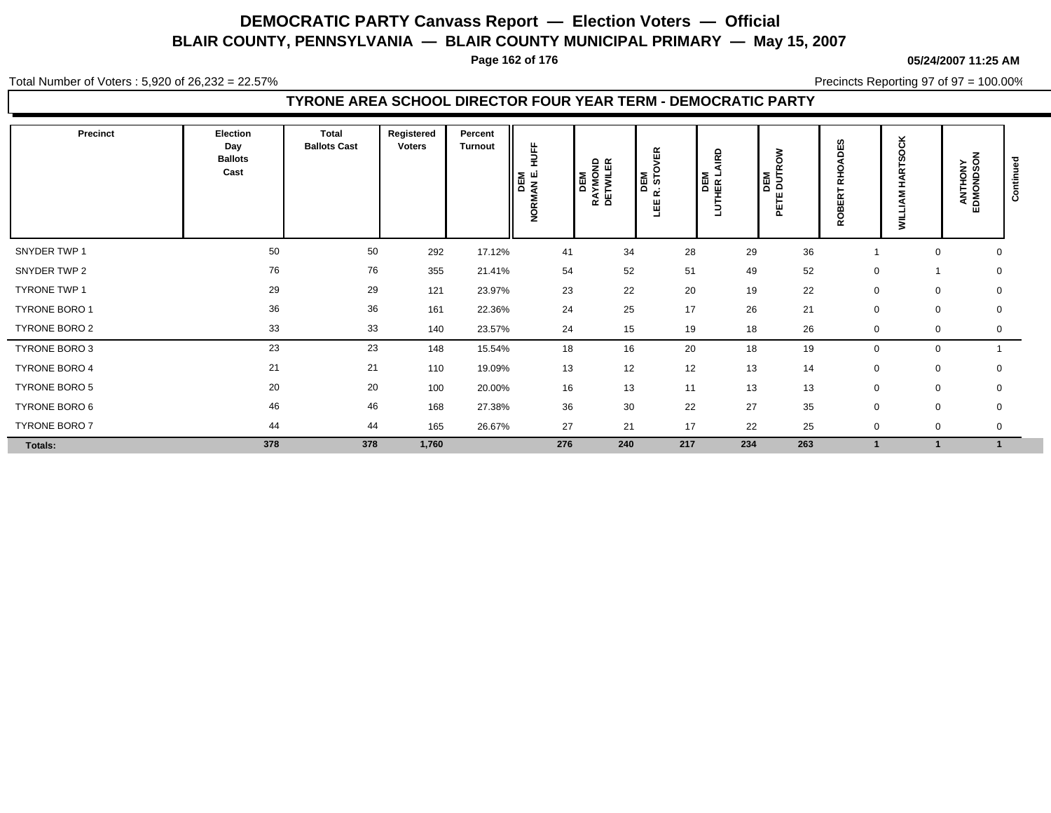# DEMOCRATIC PARTY Canvass Report — Election Voters — Official

## BLAIR COUNTY, PENNSYLVANIA — BLAIR COUNTY MUNICIPAL PRIMARY — May 15, 2007

**05/24/2007 11:25 AM**

Total Number of Voters : 5,920 of 26,232 = 22.57%

Precincts Reporting 97 of 97 = 100.00%

### TYRONE AREA SCHOOL DIRECTOR FOUR YEAR TERM - DEMOCRATIC PARTY

| Precinct | Election Day Ballots Cast | Total Ballots Cast | Registered Voters | Percent Turnout | DEM NORMAN E. HUFF | DEM RAYMOND DETWILER | DEM LEE R. STOVER | DEM LUTHER LAIRD | DEM PETE DUTROW | ROBERT RHOADES | WILLIAM HARTSOCK | ANTHONY EDMONDSON | Continued |
|---|---|---|---|---|---|---|---|---|---|---|---|---|---|
| SNYDER TWP 1 | 50 | 50 | 292 | 17.12% | 41 | 34 | 28 | 29 | 36 | 1 | 0 | 0 | |
| SNYDER TWP 2 | 76 | 76 | 355 | 21.41% | 54 | 52 | 51 | 49 | 52 | 0 | 1 | 0 | |
| TYRONE TWP 1 | 29 | 29 | 121 | 23.97% | 23 | 22 | 20 | 19 | 22 | 0 | 0 | 0 | |
| TYRONE BORO 1 | 36 | 36 | 161 | 22.36% | 24 | 25 | 17 | 26 | 21 | 0 | 0 | 0 | |
| TYRONE BORO 2 | 33 | 33 | 140 | 23.57% | 24 | 15 | 19 | 18 | 26 | 0 | 0 | 0 | |
| TYRONE BORO 3 | 23 | 23 | 148 | 15.54% | 18 | 16 | 20 | 18 | 19 | 0 | 0 | 1 | |
| TYRONE BORO 4 | 21 | 21 | 110 | 19.09% | 13 | 12 | 12 | 13 | 14 | 0 | 0 | 0 | |
| TYRONE BORO 5 | 20 | 20 | 100 | 20.00% | 16 | 13 | 11 | 13 | 13 | 0 | 0 | 0 | |
| TYRONE BORO 6 | 46 | 46 | 168 | 27.38% | 36 | 30 | 22 | 27 | 35 | 0 | 0 | 0 | |
| TYRONE BORO 7 | 44 | 44 | 165 | 26.67% | 27 | 21 | 17 | 22 | 25 | 0 | 0 | 0 | |
| **Totals:** | **378** | **378** | **1,760** | | **276** | **240** | **217** | **234** | **263** | **1** | **1** | **1** | |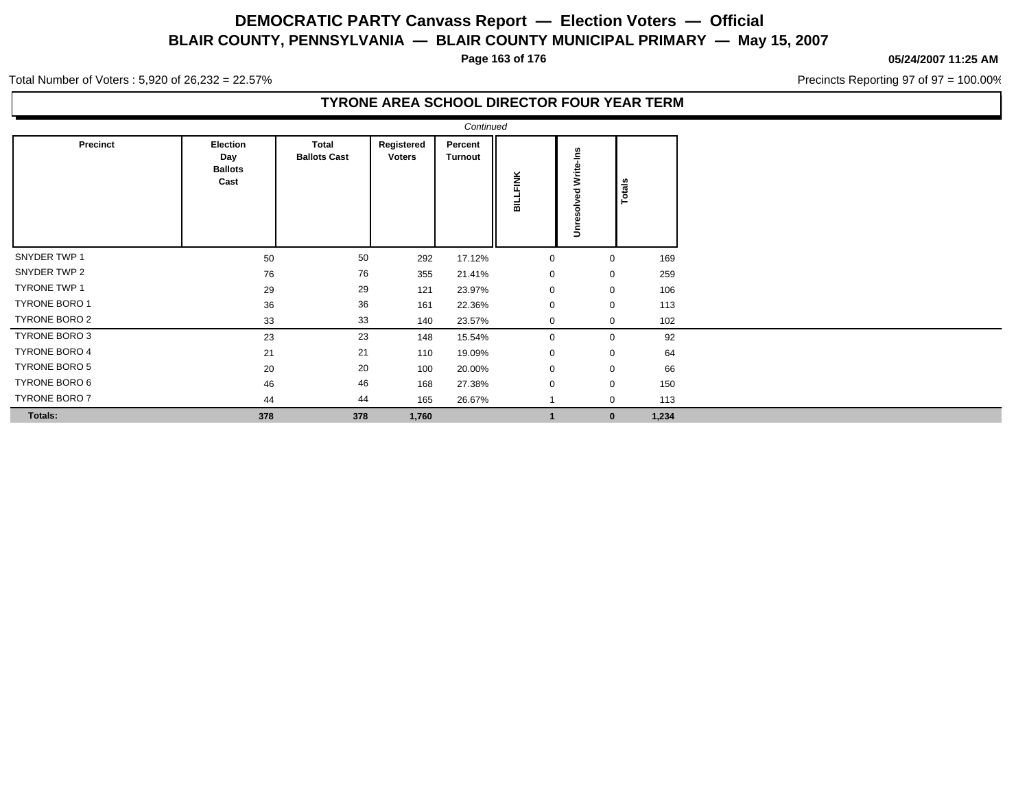# DEMOCRATIC PARTY Canvass Report — Election Voters — Official

## BLAIR COUNTY, PENNSYLVANIA — BLAIR COUNTY MUNICIPAL PRIMARY — May 15, 2007

05/24/2007 11:25 AM

Total Number of Voters : 5,920 of 26,232 = 22.57%

Precincts Reporting 97 of 97 = 100.00%

### TYRONE AREA SCHOOL DIRECTOR FOUR YEAR TERM

*Continued*

| Precinct | Election Day Ballots Cast | Total Ballots Cast | Registered Voters | Percent Turnout | BILLFINK | Unresolved Write-Ins | Totals |
|---|---|---|---|---|---|---|---|
| SNYDER TWP 1 | 50 | 50 | 292 | 17.12% | 0 | 0 | 169 |
| SNYDER TWP 2 | 76 | 76 | 355 | 21.41% | 0 | 0 | 259 |
| TYRONE TWP 1 | 29 | 29 | 121 | 23.97% | 0 | 0 | 106 |
| TYRONE BORO 1 | 36 | 36 | 161 | 22.36% | 0 | 0 | 113 |
| TYRONE BORO 2 | 33 | 33 | 140 | 23.57% | 0 | 0 | 102 |
| TYRONE BORO 3 | 23 | 23 | 148 | 15.54% | 0 | 0 | 92 |
| TYRONE BORO 4 | 21 | 21 | 110 | 19.09% | 0 | 0 | 64 |
| TYRONE BORO 5 | 20 | 20 | 100 | 20.00% | 0 | 0 | 66 |
| TYRONE BORO 6 | 46 | 46 | 168 | 27.38% | 0 | 0 | 150 |
| TYRONE BORO 7 | 44 | 44 | 165 | 26.67% | 1 | 0 | 113 |
| **Totals:** | **378** | **378** | **1,760** | | **1** | **0** | **1,234** |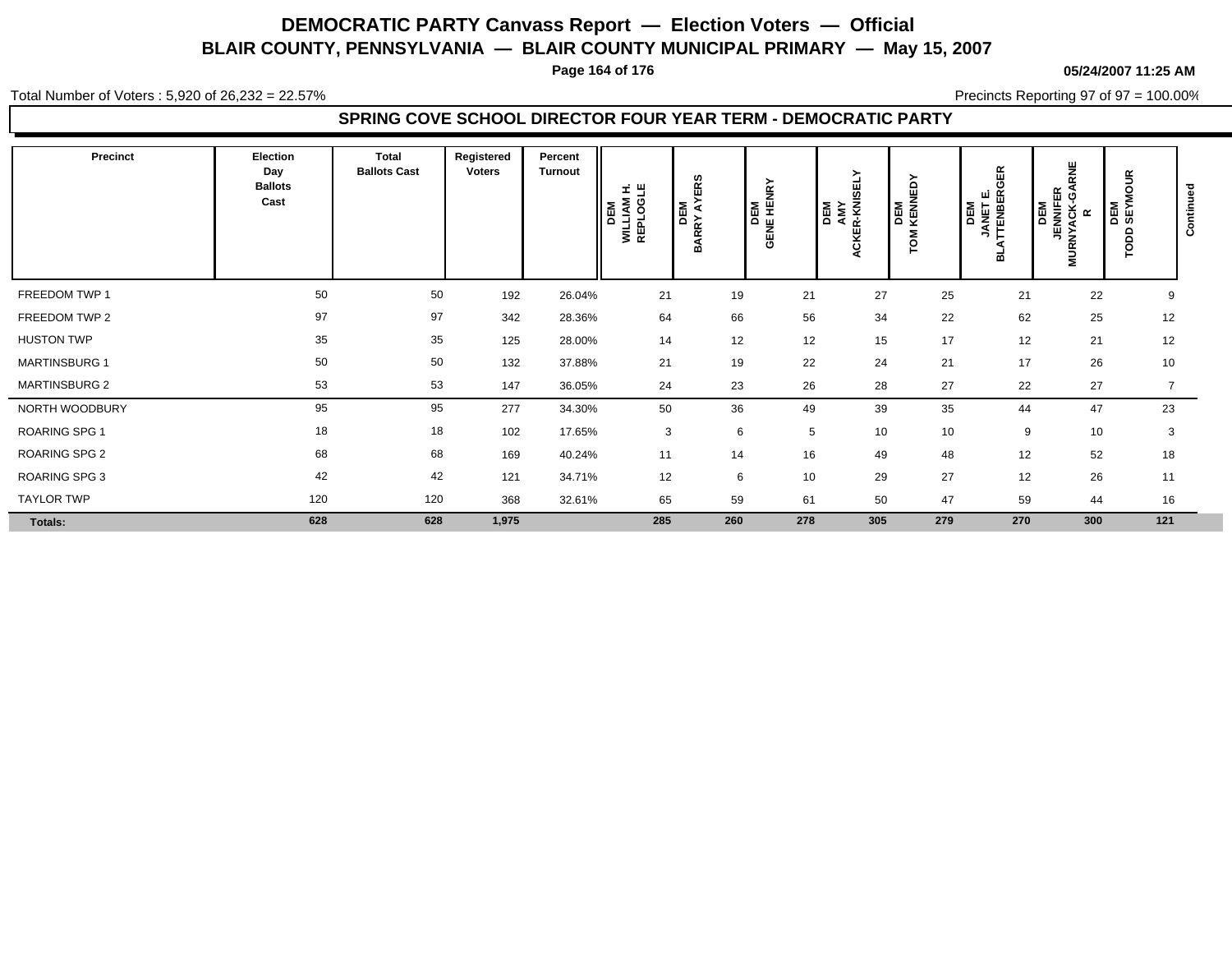# DEMOCRATIC PARTY Canvass Report — Election Voters — Official

## BLAIR COUNTY, PENNSYLVANIA — BLAIR COUNTY MUNICIPAL PRIMARY — May 15, 2007

05/24/2007 11:25 AM

Total Number of Voters : 5,920 of 26,232 = 22.57%

Precincts Reporting 97 of 97 = 100.00%

### SPRING COVE SCHOOL DIRECTOR FOUR YEAR TERM - DEMOCRATIC PARTY

| Precinct | Election Day Ballots Cast | Total Ballots Cast | Registered Voters | Percent Turnout | DEM WILLIAM H. REPLOGLE | DEM BARRY AYERS | DEM GENE HENRY | DEM AMY ACKER-KNISELY | DEM TOM KENNEDY | DEM JANET E. BLATTENBERGER | DEM JENNIFER MURNYACK-GARNER | DEM TODD SEYMOUR | Continued |
|---|---|---|---|---|---|---|---|---|---|---|---|---|---|
| FREEDOM TWP 1 | 50 | 50 | 192 | 26.04% | 21 | 19 | 21 | 27 | 25 | 21 | 22 | 9 | |
| FREEDOM TWP 2 | 97 | 97 | 342 | 28.36% | 64 | 66 | 56 | 34 | 22 | 62 | 25 | 12 | |
| HUSTON TWP | 35 | 35 | 125 | 28.00% | 14 | 12 | 12 | 15 | 17 | 12 | 21 | 12 | |
| MARTINSBURG 1 | 50 | 50 | 132 | 37.88% | 21 | 19 | 22 | 24 | 21 | 17 | 26 | 10 | |
| MARTINSBURG 2 | 53 | 53 | 147 | 36.05% | 24 | 23 | 26 | 28 | 27 | 22 | 27 | 7 | |
| NORTH WOODBURY | 95 | 95 | 277 | 34.30% | 50 | 36 | 49 | 39 | 35 | 44 | 47 | 23 | |
| ROARING SPG 1 | 18 | 18 | 102 | 17.65% | 3 | 6 | 5 | 10 | 10 | 9 | 10 | 3 | |
| ROARING SPG 2 | 68 | 68 | 169 | 40.24% | 11 | 14 | 16 | 49 | 48 | 12 | 52 | 18 | |
| ROARING SPG 3 | 42 | 42 | 121 | 34.71% | 12 | 6 | 10 | 29 | 27 | 12 | 26 | 11 | |
| TAYLOR TWP | 120 | 120 | 368 | 32.61% | 65 | 59 | 61 | 50 | 47 | 59 | 44 | 16 | |
| **Totals:** | **628** | **628** | **1,975** | | **285** | **260** | **278** | **305** | **279** | **270** | **300** | **121** | |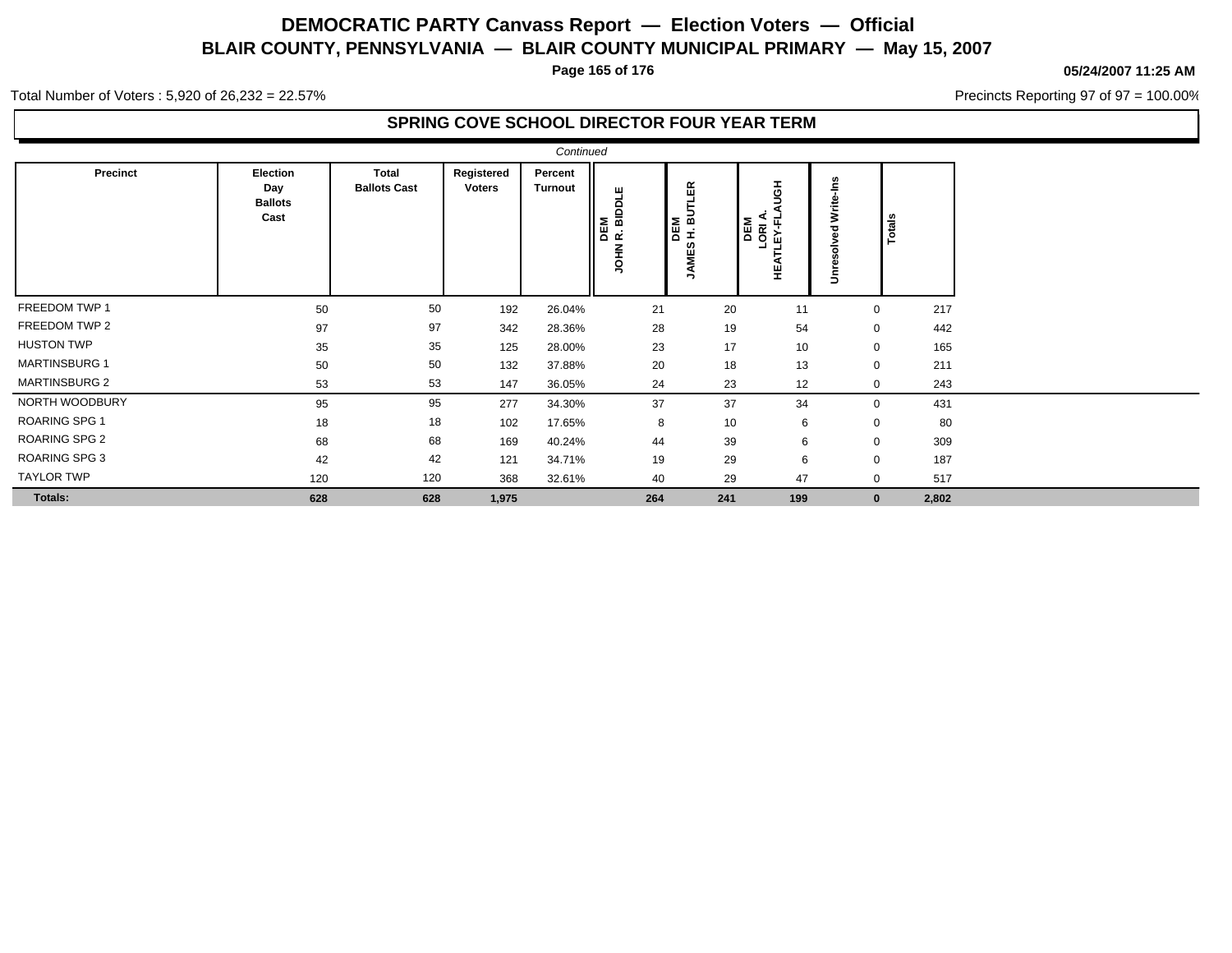# DEMOCRATIC PARTY Canvass Report — Election Voters — Official

## BLAIR COUNTY, PENNSYLVANIA — BLAIR COUNTY MUNICIPAL PRIMARY — May 15, 2007

05/24/2007 11:25 AM

Total Number of Voters : 5,920 of 26,232 = 22.57%

Precincts Reporting 97 of 97 = 100.00%

### SPRING COVE SCHOOL DIRECTOR FOUR YEAR TERM

*Continued*

| Precinct | Election Day Ballots Cast | Total Ballots Cast | Registered Voters | Percent Turnout | DEM JOHN R. BIDDLE | DEM JAMES H. BUTLER | DEM LORI A. HEATLEY-FLAUGH | Unresolved Write-Ins | Totals |
|---|---|---|---|---|---|---|---|---|---|
| FREEDOM TWP 1 | 50 | 50 | 192 | 26.04% | 21 | 20 | 11 | 0 | 217 |
| FREEDOM TWP 2 | 97 | 97 | 342 | 28.36% | 28 | 19 | 54 | 0 | 442 |
| HUSTON TWP | 35 | 35 | 125 | 28.00% | 23 | 17 | 10 | 0 | 165 |
| MARTINSBURG 1 | 50 | 50 | 132 | 37.88% | 20 | 18 | 13 | 0 | 211 |
| MARTINSBURG 2 | 53 | 53 | 147 | 36.05% | 24 | 23 | 12 | 0 | 243 |
| NORTH WOODBURY | 95 | 95 | 277 | 34.30% | 37 | 37 | 34 | 0 | 431 |
| ROARING SPG 1 | 18 | 18 | 102 | 17.65% | 8 | 10 | 6 | 0 | 80 |
| ROARING SPG 2 | 68 | 68 | 169 | 40.24% | 44 | 39 | 6 | 0 | 309 |
| ROARING SPG 3 | 42 | 42 | 121 | 34.71% | 19 | 29 | 6 | 0 | 187 |
| TAYLOR TWP | 120 | 120 | 368 | 32.61% | 40 | 29 | 47 | 0 | 517 |
| **Totals:** | **628** | **628** | **1,975** | | **264** | **241** | **199** | **0** | **2,802** |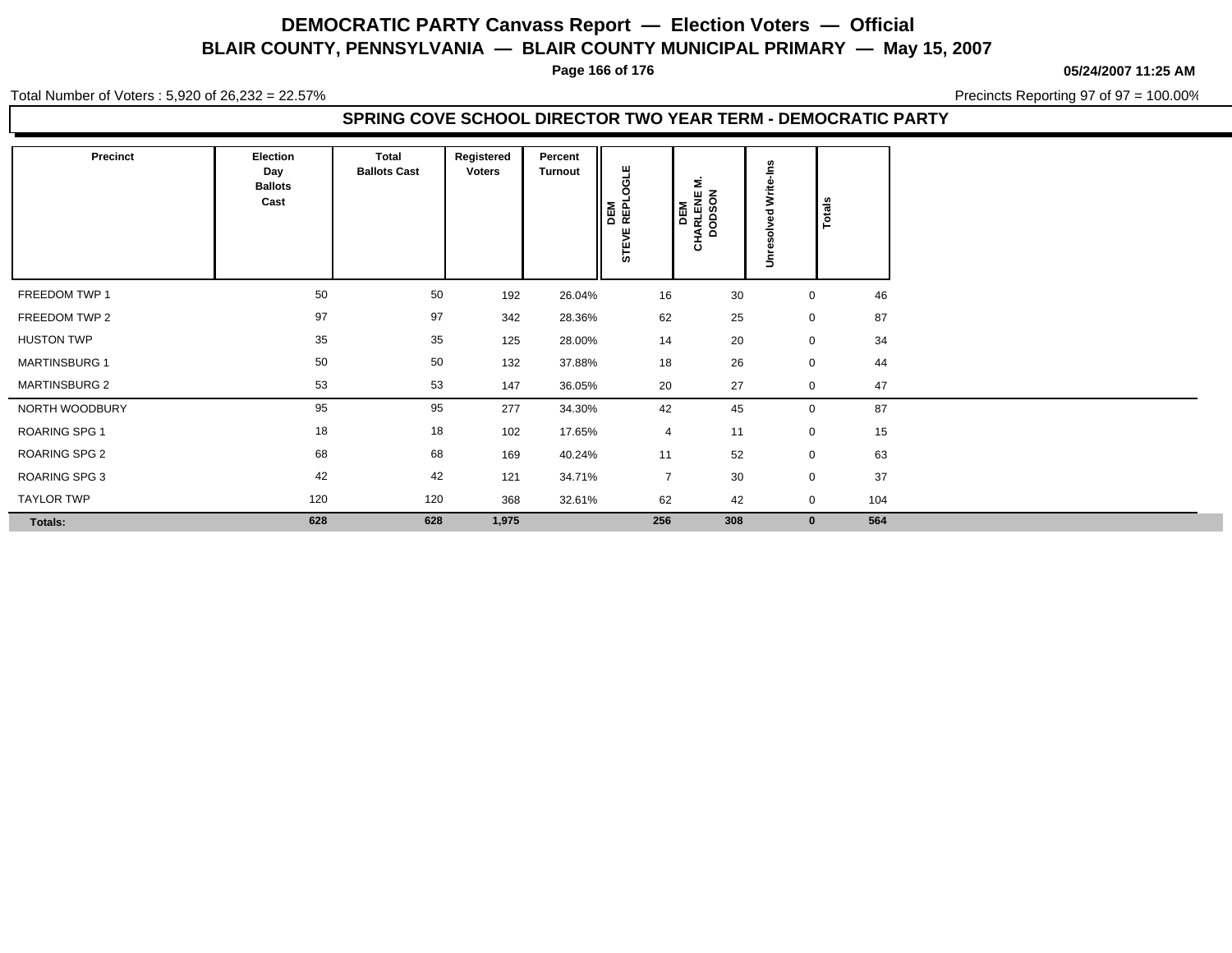# DEMOCRATIC PARTY Canvass Report — Election Voters — Official

## BLAIR COUNTY, PENNSYLVANIA — BLAIR COUNTY MUNICIPAL PRIMARY — May 15, 2007

**05/24/2007 11:25 AM**

Total Number of Voters : 5,920 of 26,232 = 22.57%

Precincts Reporting 97 of 97 = 100.00%

### SPRING COVE SCHOOL DIRECTOR TWO YEAR TERM - DEMOCRATIC PARTY

| Precinct | Election Day Ballots Cast | Total Ballots Cast | Registered Voters | Percent Turnout | DEM STEVE REPLOGLE | DEM CHARLENE M. DODSON | Unresolved Write-Ins | Totals |
|---|---|---|---|---|---|---|---|---|
| FREEDOM TWP 1 | 50 | 50 | 192 | 26.04% | 16 | 30 | 0 | 46 |
| FREEDOM TWP 2 | 97 | 97 | 342 | 28.36% | 62 | 25 | 0 | 87 |
| HUSTON TWP | 35 | 35 | 125 | 28.00% | 14 | 20 | 0 | 34 |
| MARTINSBURG 1 | 50 | 50 | 132 | 37.88% | 18 | 26 | 0 | 44 |
| MARTINSBURG 2 | 53 | 53 | 147 | 36.05% | 20 | 27 | 0 | 47 |
| NORTH WOODBURY | 95 | 95 | 277 | 34.30% | 42 | 45 | 0 | 87 |
| ROARING SPG 1 | 18 | 18 | 102 | 17.65% | 4 | 11 | 0 | 15 |
| ROARING SPG 2 | 68 | 68 | 169 | 40.24% | 11 | 52 | 0 | 63 |
| ROARING SPG 3 | 42 | 42 | 121 | 34.71% | 7 | 30 | 0 | 37 |
| TAYLOR TWP | 120 | 120 | 368 | 32.61% | 62 | 42 | 0 | 104 |
| **Totals:** | **628** | **628** | **1,975** | | **256** | **308** | **0** | **564** |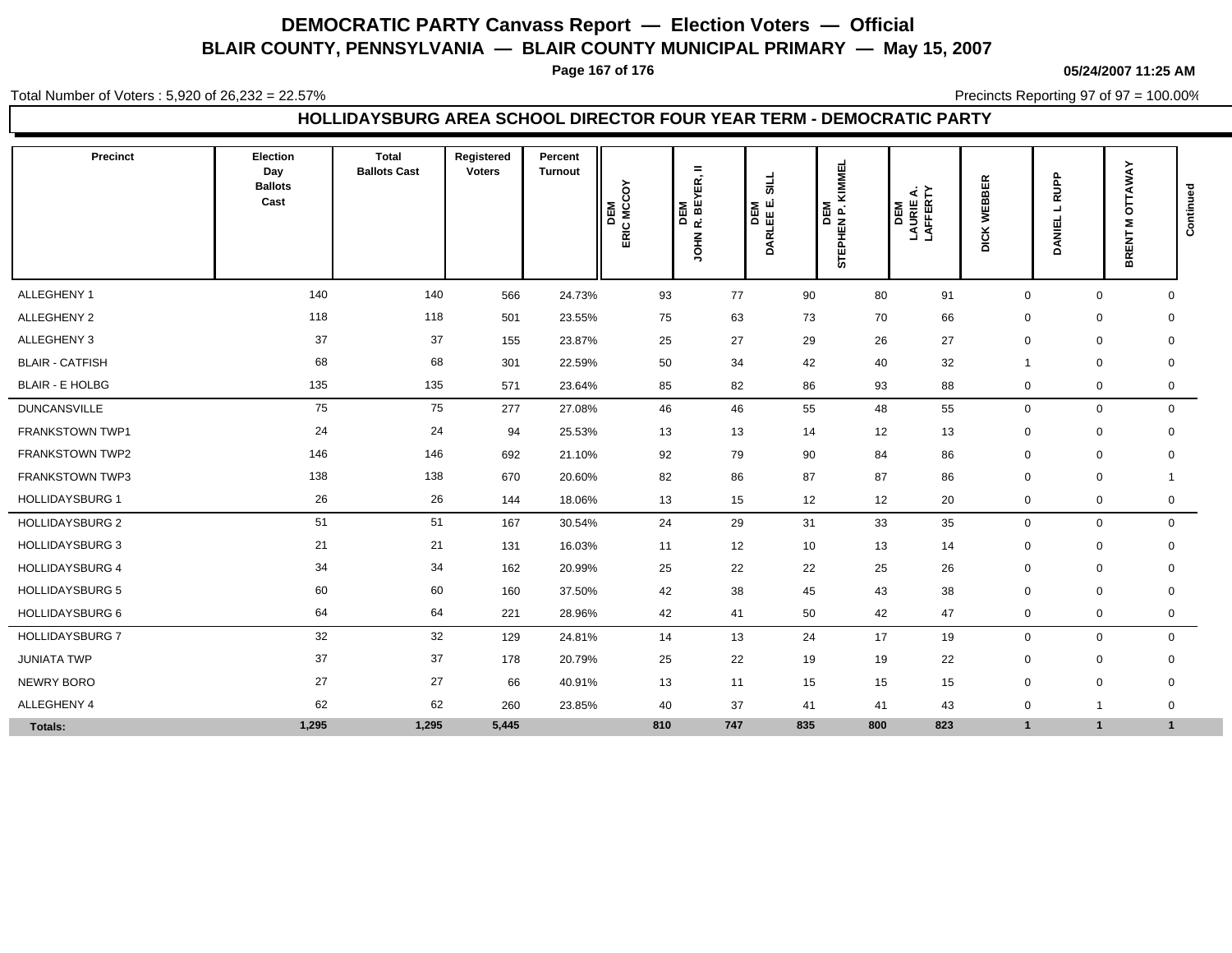# DEMOCRATIC PARTY Canvass Report — Election Voters — Official

## BLAIR COUNTY, PENNSYLVANIA — BLAIR COUNTY MUNICIPAL PRIMARY — May 15, 2007

05/24/2007 11:25 AM

Total Number of Voters : 5,920 of 26,232 = 22.57%

Precincts Reporting 97 of 97 = 100.00%

### HOLLIDAYSBURG AREA SCHOOL DIRECTOR FOUR YEAR TERM - DEMOCRATIC PARTY

| Precinct | Election Day Ballots Cast | Total Ballots Cast | Registered Voters | Percent Turnout | DEM ERIC MCCOY | DEM JOHN R. BEYER, II | DEM DARLEE E. SILL | DEM STEPHEN P. KIMMEL | DEM LAURIE A. LAFFERTY | DICK WEBBER | DANIEL L RUPP | BRENT M OTTAWAY | Continued |
|---|---|---|---|---|---|---|---|---|---|---|---|---|---|
| ALLEGHENY 1 | 140 | 140 | 566 | 24.73% | 93 | 77 | 90 | 80 | 91 | 0 | 0 | 0 | |
| ALLEGHENY 2 | 118 | 118 | 501 | 23.55% | 75 | 63 | 73 | 70 | 66 | 0 | 0 | 0 | |
| ALLEGHENY 3 | 37 | 37 | 155 | 23.87% | 25 | 27 | 29 | 26 | 27 | 0 | 0 | 0 | |
| BLAIR - CATFISH | 68 | 68 | 301 | 22.59% | 50 | 34 | 42 | 40 | 32 | 1 | 0 | 0 | |
| BLAIR - E HOLBG | 135 | 135 | 571 | 23.64% | 85 | 82 | 86 | 93 | 88 | 0 | 0 | 0 | |
| DUNCANSVILLE | 75 | 75 | 277 | 27.08% | 46 | 46 | 55 | 48 | 55 | 0 | 0 | 0 | |
| FRANKSTOWN TWP1 | 24 | 24 | 94 | 25.53% | 13 | 13 | 14 | 12 | 13 | 0 | 0 | 0 | |
| FRANKSTOWN TWP2 | 146 | 146 | 692 | 21.10% | 92 | 79 | 90 | 84 | 86 | 0 | 0 | 0 | |
| FRANKSTOWN TWP3 | 138 | 138 | 670 | 20.60% | 82 | 86 | 87 | 87 | 86 | 0 | 0 | 1 | |
| HOLLIDAYSBURG 1 | 26 | 26 | 144 | 18.06% | 13 | 15 | 12 | 12 | 20 | 0 | 0 | 0 | |
| HOLLIDAYSBURG 2 | 51 | 51 | 167 | 30.54% | 24 | 29 | 31 | 33 | 35 | 0 | 0 | 0 | |
| HOLLIDAYSBURG 3 | 21 | 21 | 131 | 16.03% | 11 | 12 | 10 | 13 | 14 | 0 | 0 | 0 | |
| HOLLIDAYSBURG 4 | 34 | 34 | 162 | 20.99% | 25 | 22 | 22 | 25 | 26 | 0 | 0 | 0 | |
| HOLLIDAYSBURG 5 | 60 | 60 | 160 | 37.50% | 42 | 38 | 45 | 43 | 38 | 0 | 0 | 0 | |
| HOLLIDAYSBURG 6 | 64 | 64 | 221 | 28.96% | 42 | 41 | 50 | 42 | 47 | 0 | 0 | 0 | |
| HOLLIDAYSBURG 7 | 32 | 32 | 129 | 24.81% | 14 | 13 | 24 | 17 | 19 | 0 | 0 | 0 | |
| JUNIATA TWP | 37 | 37 | 178 | 20.79% | 25 | 22 | 19 | 19 | 22 | 0 | 0 | 0 | |
| NEWRY BORO | 27 | 27 | 66 | 40.91% | 13 | 11 | 15 | 15 | 15 | 0 | 0 | 0 | |
| ALLEGHENY 4 | 62 | 62 | 260 | 23.85% | 40 | 37 | 41 | 41 | 43 | 0 | 1 | 0 | |
| **Totals:** | **1,295** | **1,295** | **5,445** | | **810** | **747** | **835** | **800** | **823** | **1** | **1** | **1** | |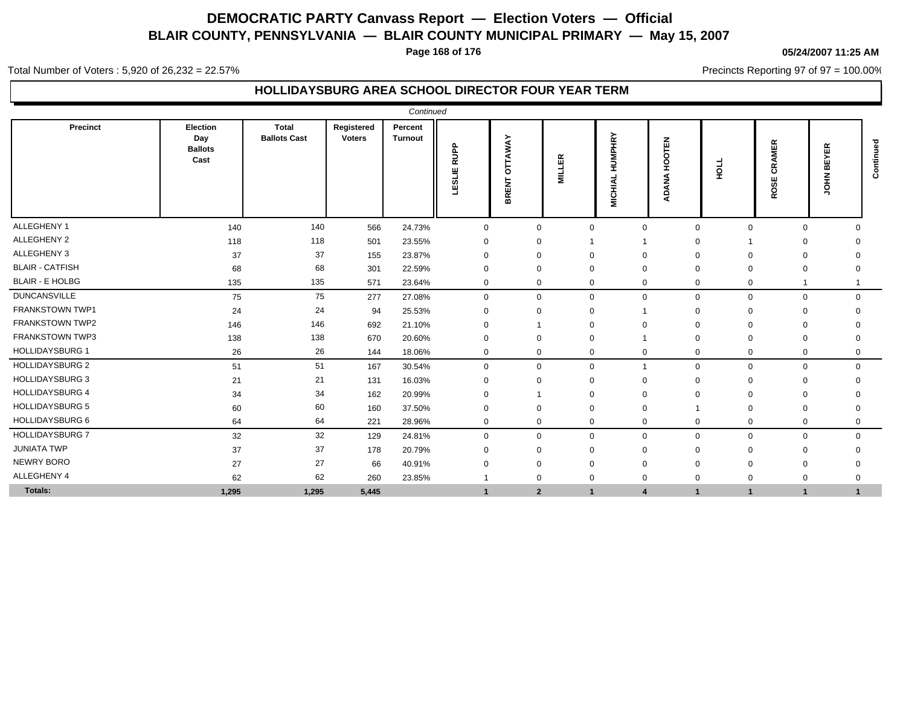# DEMOCRATIC PARTY Canvass Report — Election Voters — Official

## BLAIR COUNTY, PENNSYLVANIA — BLAIR COUNTY MUNICIPAL PRIMARY — May 15, 2007

**05/24/2007 11:25 AM**

Total Number of Voters : 5,920 of 26,232 = 22.57%

Precincts Reporting 97 of 97 = 100.00%

### HOLLIDAYSBURG AREA SCHOOL DIRECTOR FOUR YEAR TERM

*Continued*

| Precinct | Election Day Ballots Cast | Total Ballots Cast | Registered Voters | Percent Turnout | LESLIE RUPP | BRENT OTTAWAY | MILLER | MICHIAL HUMPHRY | ADANA HOOTEN | HOLL | ROSE CRAMER | JOHN BEYER |
|---|---|---|---|---|---|---|---|---|---|---|---|---|
| ALLEGHENY 1 | 140 | 140 | 566 | 24.73% | 0 | 0 | 0 | 0 | 0 | 0 | 0 | 0 |
| ALLEGHENY 2 | 118 | 118 | 501 | 23.55% | 0 | 0 | 1 | 1 | 0 | 1 | 0 | 0 |
| ALLEGHENY 3 | 37 | 37 | 155 | 23.87% | 0 | 0 | 0 | 0 | 0 | 0 | 0 | 0 |
| BLAIR - CATFISH | 68 | 68 | 301 | 22.59% | 0 | 0 | 0 | 0 | 0 | 0 | 0 | 0 |
| BLAIR - E HOLBG | 135 | 135 | 571 | 23.64% | 0 | 0 | 0 | 0 | 0 | 0 | 1 | 1 |
| DUNCANSVILLE | 75 | 75 | 277 | 27.08% | 0 | 0 | 0 | 0 | 0 | 0 | 0 | 0 |
| FRANKSTOWN TWP1 | 24 | 24 | 94 | 25.53% | 0 | 0 | 0 | 1 | 0 | 0 | 0 | 0 |
| FRANKSTOWN TWP2 | 146 | 146 | 692 | 21.10% | 0 | 1 | 0 | 0 | 0 | 0 | 0 | 0 |
| FRANKSTOWN TWP3 | 138 | 138 | 670 | 20.60% | 0 | 0 | 0 | 1 | 0 | 0 | 0 | 0 |
| HOLLIDAYSBURG 1 | 26 | 26 | 144 | 18.06% | 0 | 0 | 0 | 0 | 0 | 0 | 0 | 0 |
| HOLLIDAYSBURG 2 | 51 | 51 | 167 | 30.54% | 0 | 0 | 0 | 1 | 0 | 0 | 0 | 0 |
| HOLLIDAYSBURG 3 | 21 | 21 | 131 | 16.03% | 0 | 0 | 0 | 0 | 0 | 0 | 0 | 0 |
| HOLLIDAYSBURG 4 | 34 | 34 | 162 | 20.99% | 0 | 1 | 0 | 0 | 0 | 0 | 0 | 0 |
| HOLLIDAYSBURG 5 | 60 | 60 | 160 | 37.50% | 0 | 0 | 0 | 0 | 1 | 0 | 0 | 0 |
| HOLLIDAYSBURG 6 | 64 | 64 | 221 | 28.96% | 0 | 0 | 0 | 0 | 0 | 0 | 0 | 0 |
| HOLLIDAYSBURG 7 | 32 | 32 | 129 | 24.81% | 0 | 0 | 0 | 0 | 0 | 0 | 0 | 0 |
| JUNIATA TWP | 37 | 37 | 178 | 20.79% | 0 | 0 | 0 | 0 | 0 | 0 | 0 | 0 |
| NEWRY BORO | 27 | 27 | 66 | 40.91% | 0 | 0 | 0 | 0 | 0 | 0 | 0 | 0 |
| ALLEGHENY 4 | 62 | 62 | 260 | 23.85% | 1 | 0 | 0 | 0 | 0 | 0 | 0 | 0 |
| **Totals:** | **1,295** | **1,295** | **5,445** | | **1** | **2** | **1** | **4** | **1** | **1** | **1** | **1** |

*Continued*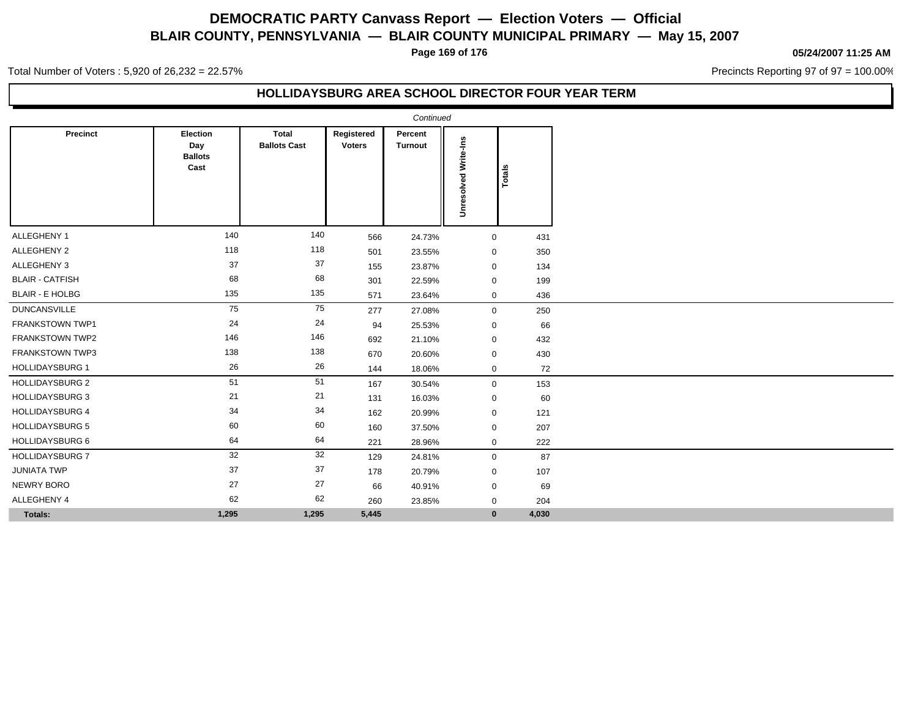# DEMOCRATIC PARTY Canvass Report — Election Voters — Official
## BLAIR COUNTY, PENNSYLVANIA — BLAIR COUNTY MUNICIPAL PRIMARY — May 15, 2007

**05/24/2007 11:25 AM**

Total Number of Voters : 5,920 of 26,232 = 22.57%

Precincts Reporting 97 of 97 = 100.00%

### HOLLIDAYSBURG AREA SCHOOL DIRECTOR FOUR YEAR TERM

*Continued*

| Precinct | Election Day Ballots Cast | Total Ballots Cast | Registered Voters | Percent Turnout | Unresolved Write-Ins | Totals |
|---|---|---|---|---|---|---|
| ALLEGHENY 1 | 140 | 140 | 566 | 24.73% | 0 | 431 |
| ALLEGHENY 2 | 118 | 118 | 501 | 23.55% | 0 | 350 |
| ALLEGHENY 3 | 37 | 37 | 155 | 23.87% | 0 | 134 |
| BLAIR - CATFISH | 68 | 68 | 301 | 22.59% | 0 | 199 |
| BLAIR - E HOLBG | 135 | 135 | 571 | 23.64% | 0 | 436 |
| DUNCANSVILLE | 75 | 75 | 277 | 27.08% | 0 | 250 |
| FRANKSTOWN TWP1 | 24 | 24 | 94 | 25.53% | 0 | 66 |
| FRANKSTOWN TWP2 | 146 | 146 | 692 | 21.10% | 0 | 432 |
| FRANKSTOWN TWP3 | 138 | 138 | 670 | 20.60% | 0 | 430 |
| HOLLIDAYSBURG 1 | 26 | 26 | 144 | 18.06% | 0 | 72 |
| HOLLIDAYSBURG 2 | 51 | 51 | 167 | 30.54% | 0 | 153 |
| HOLLIDAYSBURG 3 | 21 | 21 | 131 | 16.03% | 0 | 60 |
| HOLLIDAYSBURG 4 | 34 | 34 | 162 | 20.99% | 0 | 121 |
| HOLLIDAYSBURG 5 | 60 | 60 | 160 | 37.50% | 0 | 207 |
| HOLLIDAYSBURG 6 | 64 | 64 | 221 | 28.96% | 0 | 222 |
| HOLLIDAYSBURG 7 | 32 | 32 | 129 | 24.81% | 0 | 87 |
| JUNIATA TWP | 37 | 37 | 178 | 20.79% | 0 | 107 |
| NEWRY BORO | 27 | 27 | 66 | 40.91% | 0 | 69 |
| ALLEGHENY 4 | 62 | 62 | 260 | 23.85% | 0 | 204 |
| **Totals:** | **1,295** | **1,295** | **5,445** | | **0** | **4,030** |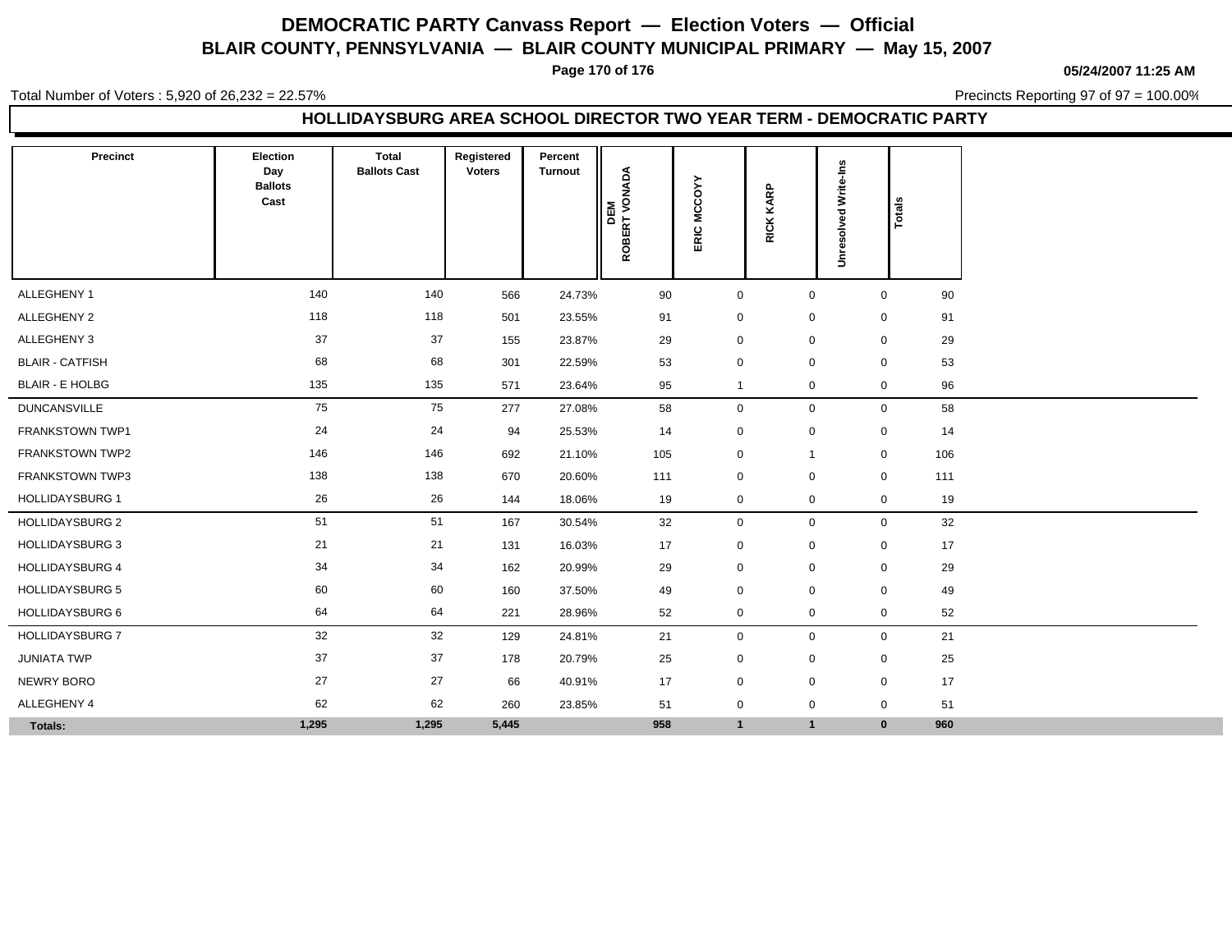# DEMOCRATIC PARTY Canvass Report — Election Voters — Official

## BLAIR COUNTY, PENNSYLVANIA — BLAIR COUNTY MUNICIPAL PRIMARY — May 15, 2007

**05/24/2007 11:25 AM**

Total Number of Voters : 5,920 of 26,232 = 22.57%

Precincts Reporting 97 of 97 = 100.00%

### HOLLIDAYSBURG AREA SCHOOL DIRECTOR TWO YEAR TERM - DEMOCRATIC PARTY

| Precinct | Election Day Ballots Cast | Total Ballots Cast | Registered Voters | Percent Turnout | DEM ROBERT VONADA | ERIC MCCOYY | RICK KARP | Unresolved Write-Ins | Totals |
|---|---|---|---|---|---|---|---|---|---|
| ALLEGHENY 1 | 140 | 140 | 566 | 24.73% | 90 | 0 | 0 | 0 | 90 |
| ALLEGHENY 2 | 118 | 118 | 501 | 23.55% | 91 | 0 | 0 | 0 | 91 |
| ALLEGHENY 3 | 37 | 37 | 155 | 23.87% | 29 | 0 | 0 | 0 | 29 |
| BLAIR - CATFISH | 68 | 68 | 301 | 22.59% | 53 | 0 | 0 | 0 | 53 |
| BLAIR - E HOLBG | 135 | 135 | 571 | 23.64% | 95 | 1 | 0 | 0 | 96 |
| DUNCANSVILLE | 75 | 75 | 277 | 27.08% | 58 | 0 | 0 | 0 | 58 |
| FRANKSTOWN TWP1 | 24 | 24 | 94 | 25.53% | 14 | 0 | 0 | 0 | 14 |
| FRANKSTOWN TWP2 | 146 | 146 | 692 | 21.10% | 105 | 0 | 1 | 0 | 106 |
| FRANKSTOWN TWP3 | 138 | 138 | 670 | 20.60% | 111 | 0 | 0 | 0 | 111 |
| HOLLIDAYSBURG 1 | 26 | 26 | 144 | 18.06% | 19 | 0 | 0 | 0 | 19 |
| HOLLIDAYSBURG 2 | 51 | 51 | 167 | 30.54% | 32 | 0 | 0 | 0 | 32 |
| HOLLIDAYSBURG 3 | 21 | 21 | 131 | 16.03% | 17 | 0 | 0 | 0 | 17 |
| HOLLIDAYSBURG 4 | 34 | 34 | 162 | 20.99% | 29 | 0 | 0 | 0 | 29 |
| HOLLIDAYSBURG 5 | 60 | 60 | 160 | 37.50% | 49 | 0 | 0 | 0 | 49 |
| HOLLIDAYSBURG 6 | 64 | 64 | 221 | 28.96% | 52 | 0 | 0 | 0 | 52 |
| HOLLIDAYSBURG 7 | 32 | 32 | 129 | 24.81% | 21 | 0 | 0 | 0 | 21 |
| JUNIATA TWP | 37 | 37 | 178 | 20.79% | 25 | 0 | 0 | 0 | 25 |
| NEWRY BORO | 27 | 27 | 66 | 40.91% | 17 | 0 | 0 | 0 | 17 |
| ALLEGHENY 4 | 62 | 62 | 260 | 23.85% | 51 | 0 | 0 | 0 | 51 |
| **Totals:** | **1,295** | **1,295** | **5,445** | | **958** | **1** | **1** | **0** | **960** |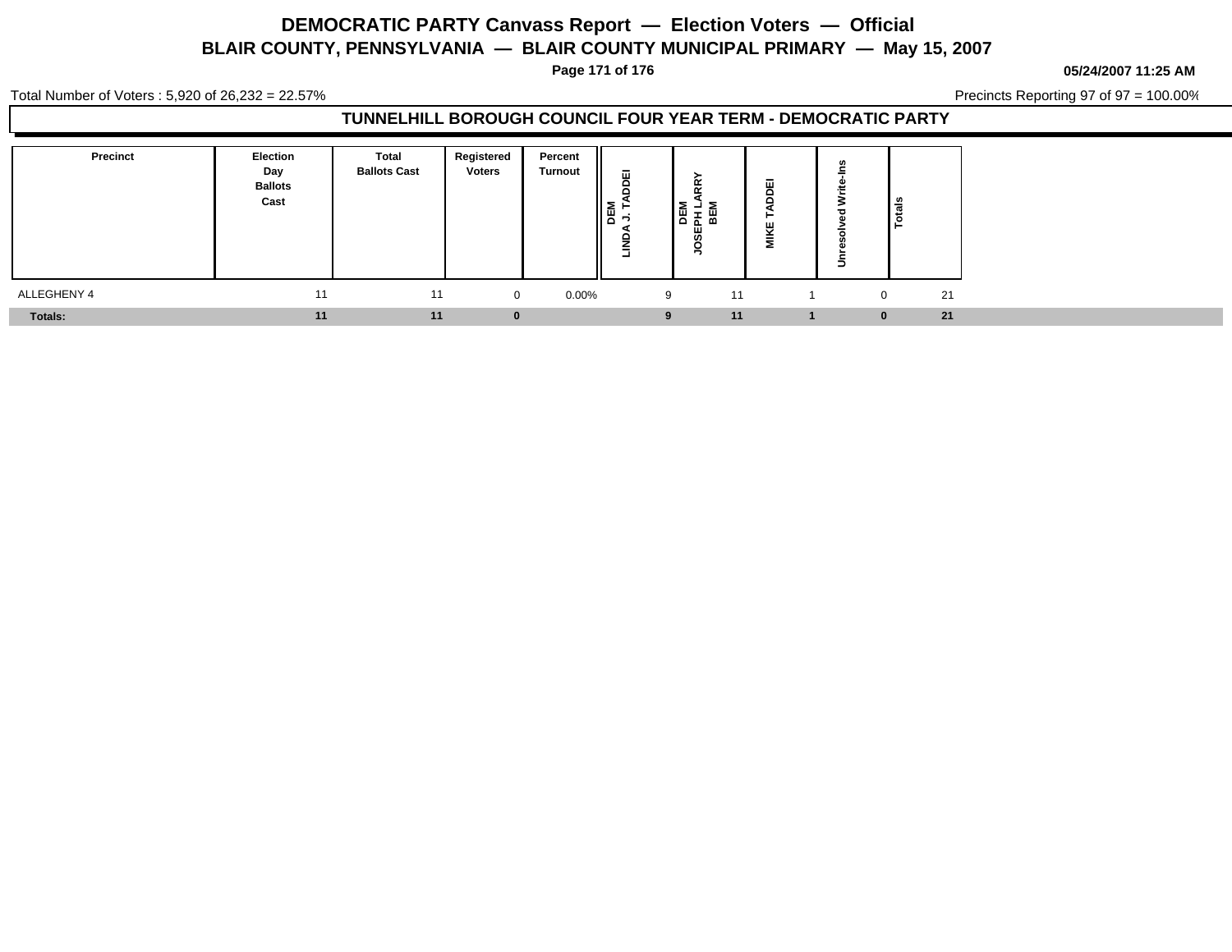# DEMOCRATIC PARTY Canvass Report — Election Voters — Official

## BLAIR COUNTY, PENNSYLVANIA — BLAIR COUNTY MUNICIPAL PRIMARY — May 15, 2007

05/24/2007 11:25 AM

Total Number of Voters : 5,920 of 26,232 = 22.57%

Precincts Reporting 97 of 97 = 100.00%

### TUNNELHILL BOROUGH COUNCIL FOUR YEAR TERM - DEMOCRATIC PARTY

| Precinct | Election Day Ballots Cast | Total Ballots Cast | Registered Voters | Percent Turnout | DEM LINDA J. TADDEI | DEM JOSEPH LARRY BEM | MIKE TADDEI | Unresolved Write-Ins | Totals |
|---|---|---|---|---|---|---|---|---|---|
| ALLEGHENY 4 | 11 | 11 | 0 | 0.00% | 9 | 11 | 1 | 0 | 21 |
| **Totals:** | **11** | **11** | **0** | | **9** | **11** | **1** | **0** | **21** |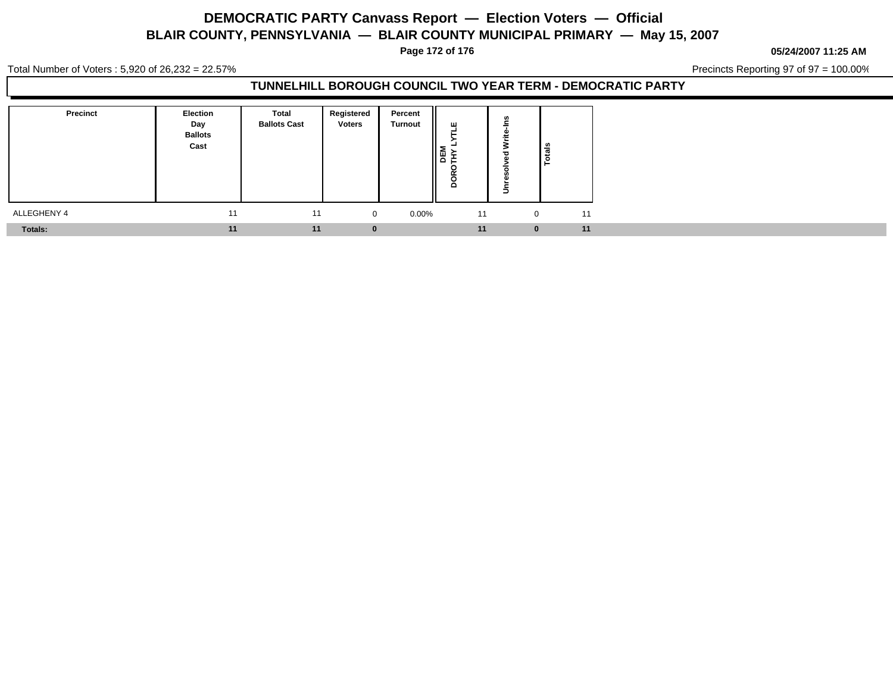# DEMOCRATIC PARTY Canvass Report — Election Voters — Official

## BLAIR COUNTY, PENNSYLVANIA — BLAIR COUNTY MUNICIPAL PRIMARY — May 15, 2007

05/24/2007 11:25 AM

Total Number of Voters : 5,920 of 26,232 = 22.57%

Precincts Reporting 97 of 97 = 100.00%

### TUNNELHILL BOROUGH COUNCIL TWO YEAR TERM - DEMOCRATIC PARTY

| Precinct | Election Day Ballots Cast | Total Ballots Cast | Registered Voters | Percent Turnout | DEM DOROTHY LYTLE | Unresolved Write-Ins | Totals |
|---|---|---|---|---|---|---|---|
| ALLEGHENY 4 | 11 | 11 | 0 | 0.00% | 11 | 0 | 11 |
| **Totals:** | **11** | **11** | **0** | | **11** | **0** | **11** |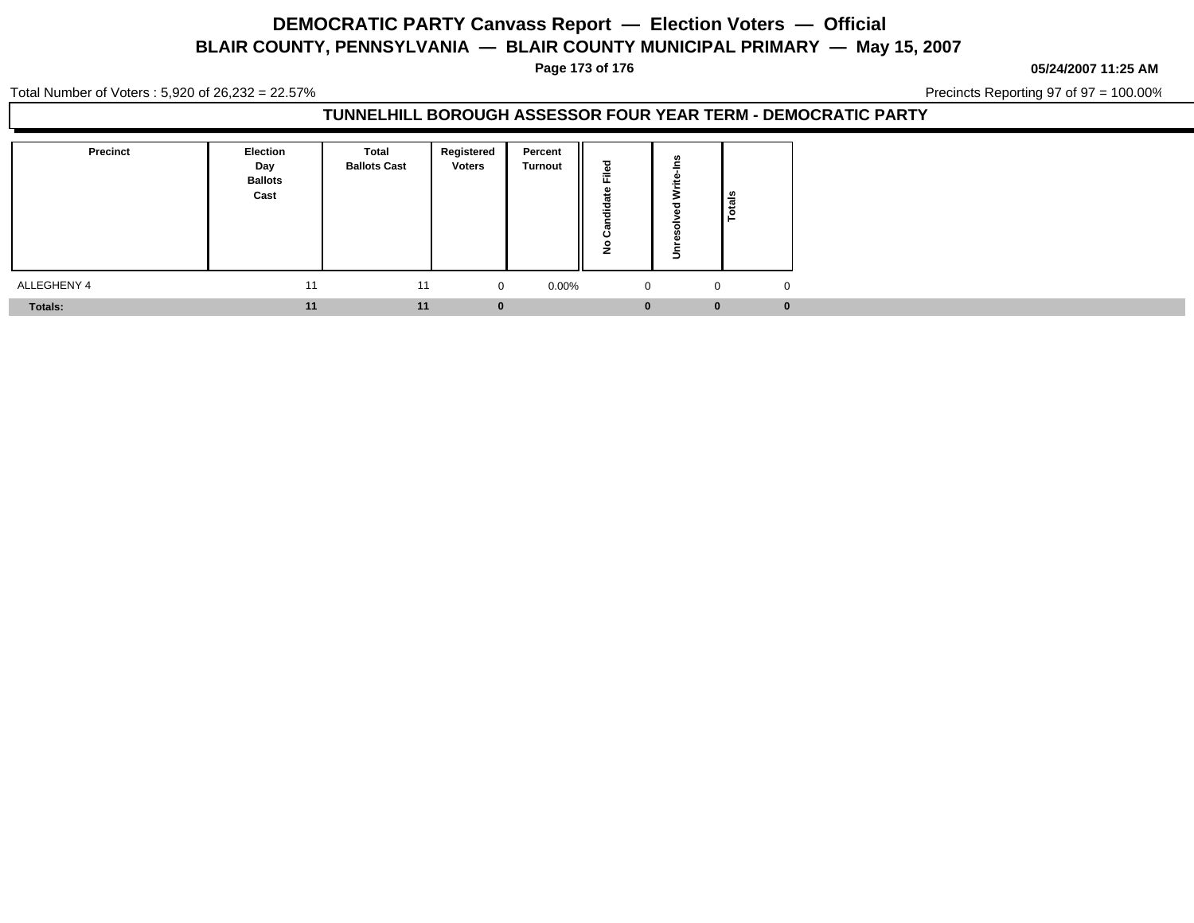# DEMOCRATIC PARTY Canvass Report — Election Voters — Official

## BLAIR COUNTY, PENNSYLVANIA — BLAIR COUNTY MUNICIPAL PRIMARY — May 15, 2007

05/24/2007 11:25 AM

Total Number of Voters : 5,920 of 26,232 = 22.57%

Precincts Reporting 97 of 97 = 100.00%

### TUNNELHILL BOROUGH ASSESSOR FOUR YEAR TERM - DEMOCRATIC PARTY

| Precinct | Election Day Ballots Cast | Total Ballots Cast | Registered Voters | Percent Turnout | No Candidate Filed | Unresolved Write-Ins | Totals |
|---|---|---|---|---|---|---|---|
| ALLEGHENY 4 | 11 | 11 | 0 | 0.00% | 0 | 0 | 0 |
| **Totals:** | **11** | **11** | **0** | | **0** | **0** | **0** |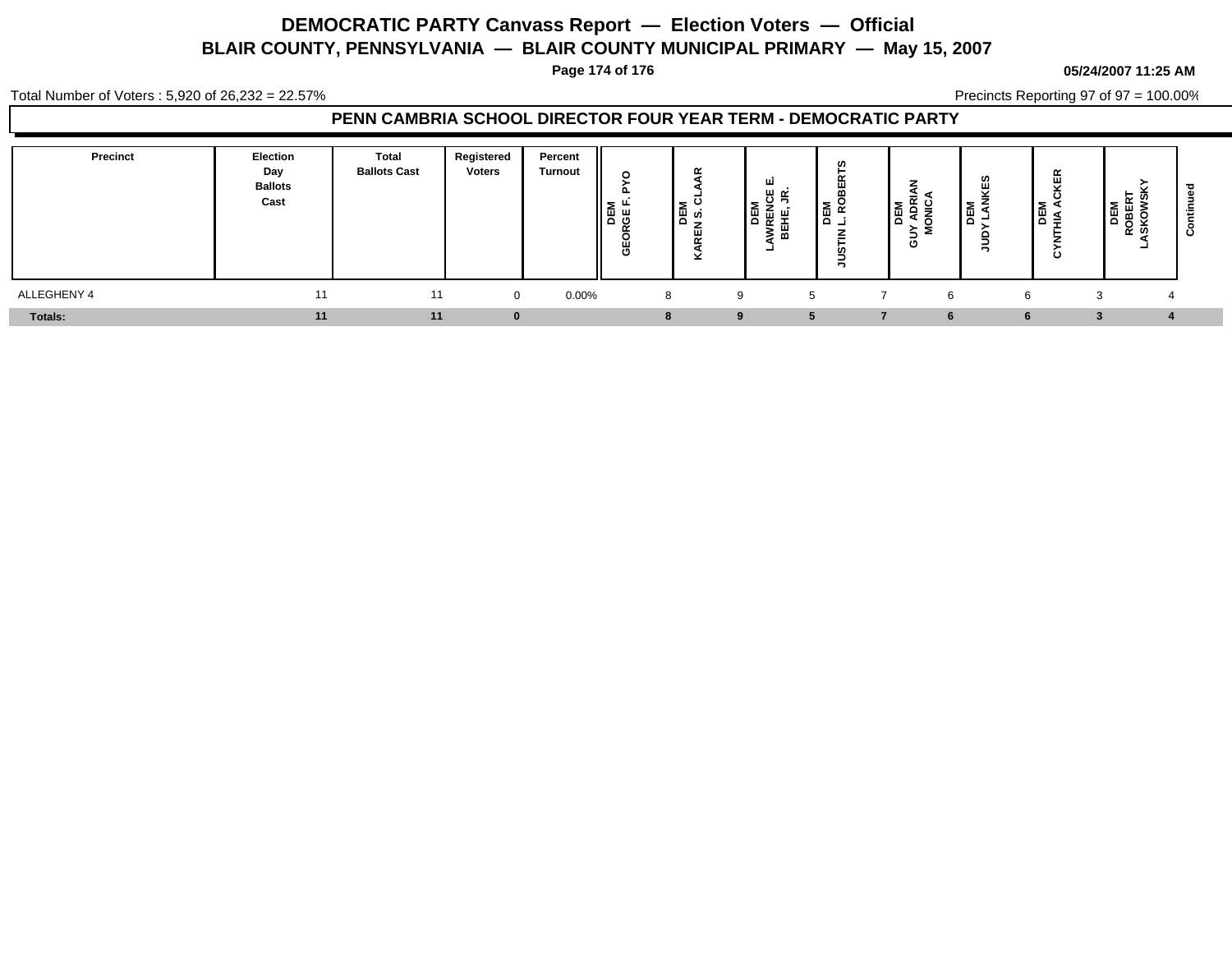# DEMOCRATIC PARTY Canvass Report — Election Voters — Official

## BLAIR COUNTY, PENNSYLVANIA — BLAIR COUNTY MUNICIPAL PRIMARY — May 15, 2007

05/24/2007 11:25 AM

Total Number of Voters : 5,920 of 26,232 = 22.57%

Precincts Reporting 97 of 97 = 100.00%

### PENN CAMBRIA SCHOOL DIRECTOR FOUR YEAR TERM - DEMOCRATIC PARTY

| Precinct | Election Day Ballots Cast | Total Ballots Cast | Registered Voters | Percent Turnout | DEM GEORGE F. PYO | DEM KAREN S. CLAAR | DEM LAWRENCE E. BEHE, JR. | DEM JUSTIN L. ROBERTS | DEM GUY ADRIAN MONICA | DEM JUDY LANKES | DEM CYNTHIA ACKER | DEM ROBERT LASKOWSKY | Continued |
|---|---|---|---|---|---|---|---|---|---|---|---|---|---|
| ALLEGHENY 4 | 11 | 11 | 0 | 0.00% | 8 | 9 | 5 | 7 | 6 | 6 | 3 | 4 | |
| **Totals:** | **11** | **11** | **0** | | **8** | **9** | **5** | **7** | **6** | **6** | **3** | **4** | |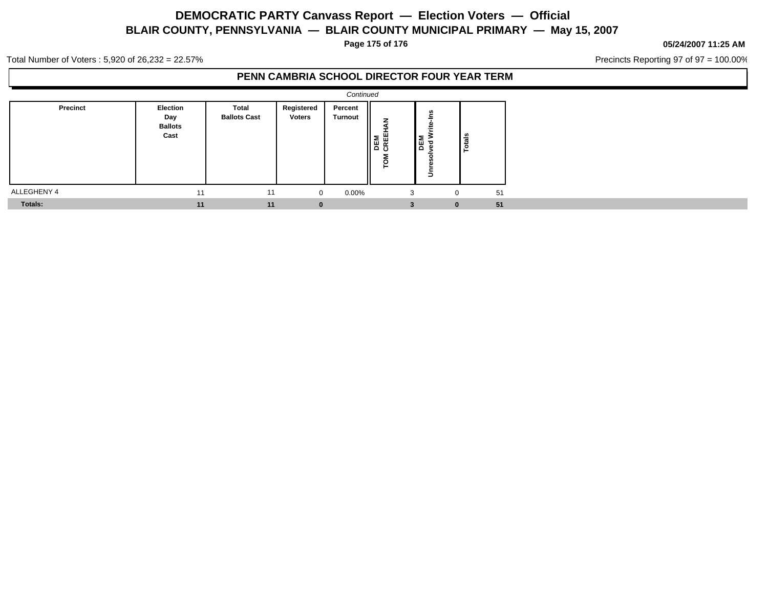# DEMOCRATIC PARTY Canvass Report — Election Voters — Official

## BLAIR COUNTY, PENNSYLVANIA — BLAIR COUNTY MUNICIPAL PRIMARY — May 15, 2007

05/24/2007 11:25 AM

Total Number of Voters : 5,920 of 26,232 = 22.57%

Precincts Reporting 97 of 97 = 100.00%

### PENN CAMBRIA SCHOOL DIRECTOR FOUR YEAR TERM

*Continued*

| Precinct | Election Day Ballots Cast | Total Ballots Cast | Registered Voters | Percent Turnout | DEM TOM CREEHAN | DEM Unresolved Write-Ins | Totals |
|---|---|---|---|---|---|---|---|
| ALLEGHENY 4 | 11 | 11 | 0 | 0.00% | 3 | 0 | 51 |
| **Totals:** | **11** | **11** | **0** | | **3** | **0** | **51** |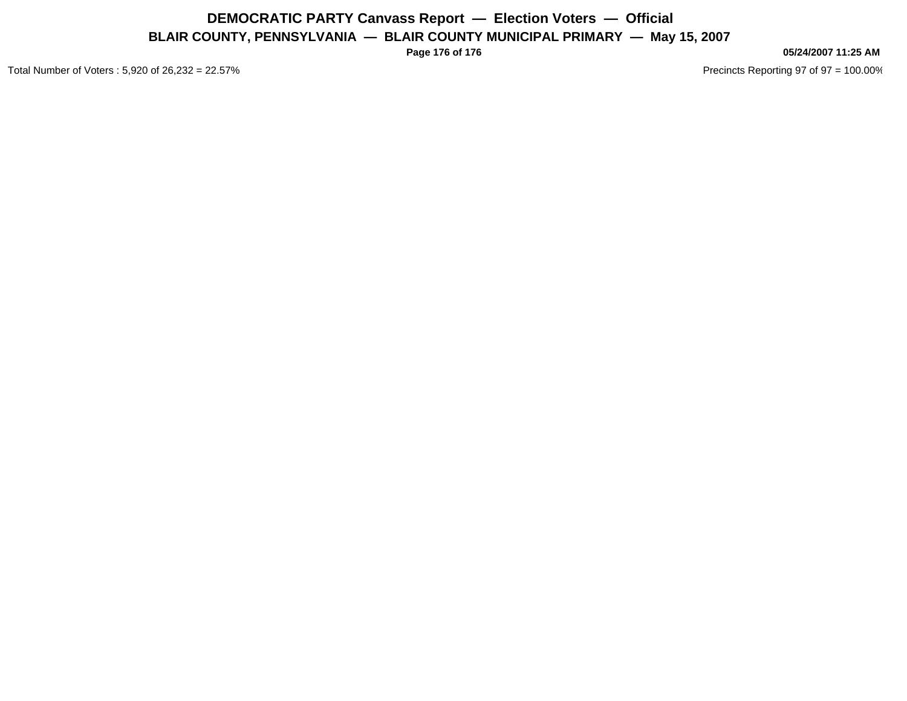# DEMOCRATIC PARTY Canvass Report — Election Voters — Official

## BLAIR COUNTY, PENNSYLVANIA — BLAIR COUNTY MUNICIPAL PRIMARY — May 15, 2007

Total Number of Voters : 5,920 of 26,232 = 22.57%

Precincts Reporting 97 of 97 = 100.00%